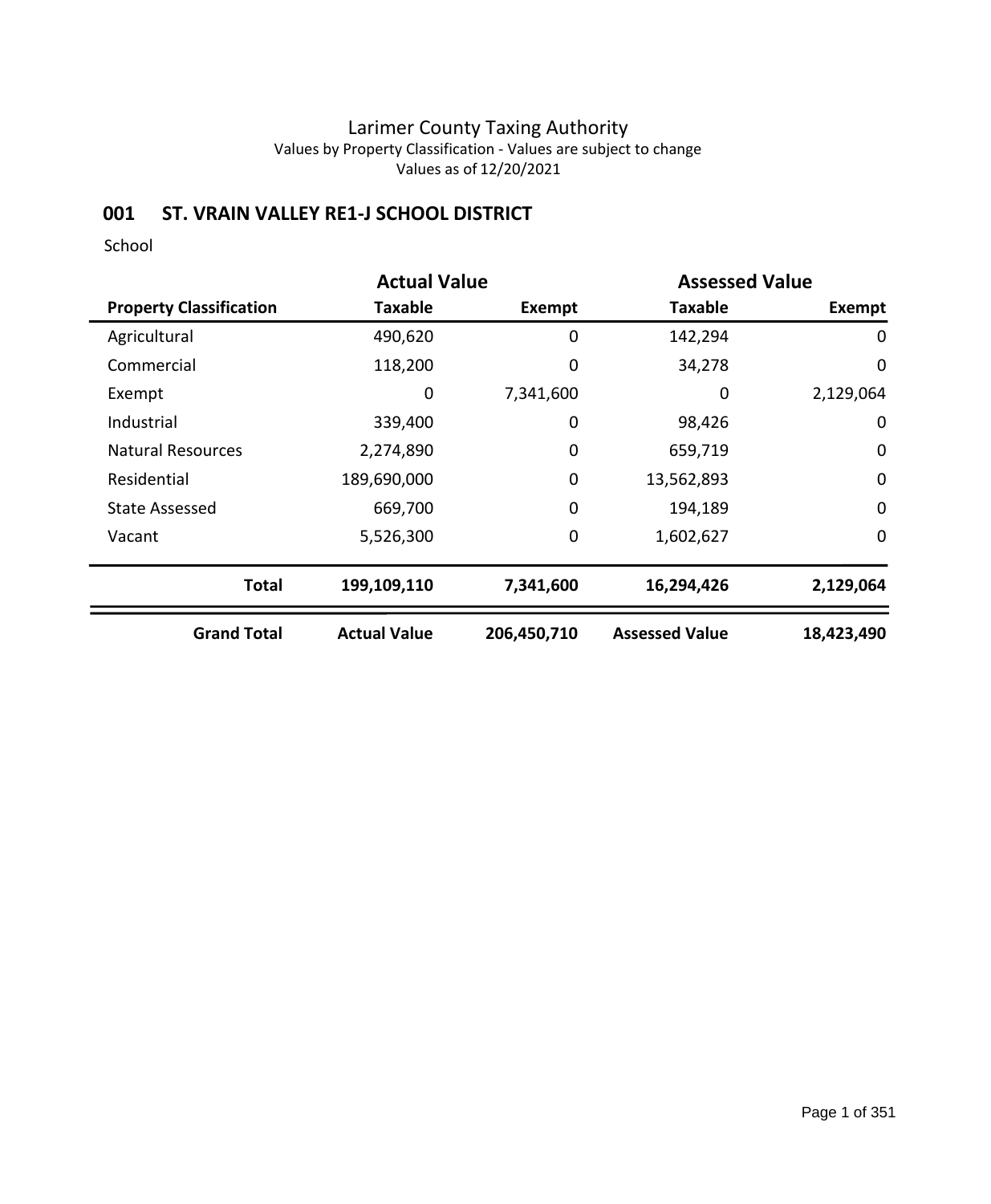# Larimer County Taxing Authority

Values by Property Classification - Values are subject to change

Values as of 12/20/2021

## 001 ST. VRAIN VALLEY RE1-J SCHOOL DISTRICT

School

| | Actual Value | | Assessed Value | |
|---|---|---|---|---|
| **Property Classification** | **Taxable** | **Exempt** | **Taxable** | **Exempt** |
| Agricultural | 490,620 | 0 | 142,294 | 0 |
| Commercial | 118,200 | 0 | 34,278 | 0 |
| Exempt | 0 | 7,341,600 | 0 | 2,129,064 |
| Industrial | 339,400 | 0 | 98,426 | 0 |
| Natural Resources | 2,274,890 | 0 | 659,719 | 0 |
| Residential | 189,690,000 | 0 | 13,562,893 | 0 |
| State Assessed | 669,700 | 0 | 194,189 | 0 |
| Vacant | 5,526,300 | 0 | 1,602,627 | 0 |
| **Total** | **199,109,110** | **7,341,600** | **16,294,426** | **2,129,064** |
| **Grand Total** | **Actual Value** | **206,450,710** | **Assessed Value** | **18,423,490** |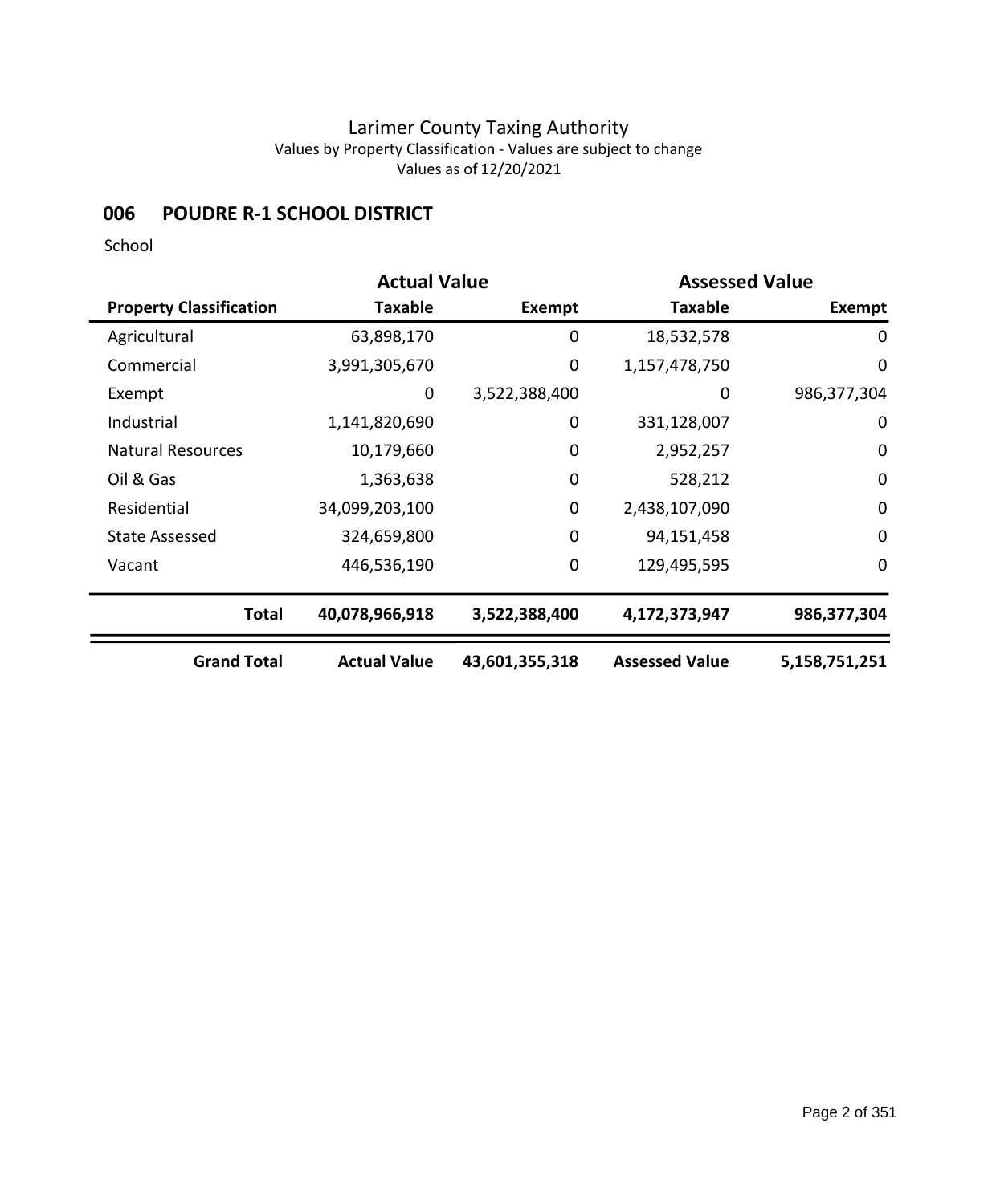# Larimer County Taxing Authority

Values by Property Classification - Values are subject to change

Values as of 12/20/2021

## 006 POUDRE R-1 SCHOOL DISTRICT

School

| | Actual Value | | Assessed Value | |
|---|---|---|---|---|
| **Property Classification** | **Taxable** | **Exempt** | **Taxable** | **Exempt** |
| Agricultural | 63,898,170 | 0 | 18,532,578 | 0 |
| Commercial | 3,991,305,670 | 0 | 1,157,478,750 | 0 |
| Exempt | 0 | 3,522,388,400 | 0 | 986,377,304 |
| Industrial | 1,141,820,690 | 0 | 331,128,007 | 0 |
| Natural Resources | 10,179,660 | 0 | 2,952,257 | 0 |
| Oil & Gas | 1,363,638 | 0 | 528,212 | 0 |
| Residential | 34,099,203,100 | 0 | 2,438,107,090 | 0 |
| State Assessed | 324,659,800 | 0 | 94,151,458 | 0 |
| Vacant | 446,536,190 | 0 | 129,495,595 | 0 |
| **Total** | **40,078,966,918** | **3,522,388,400** | **4,172,373,947** | **986,377,304** |
| **Grand Total** | **Actual Value** | **43,601,355,318** | **Assessed Value** | **5,158,751,251** |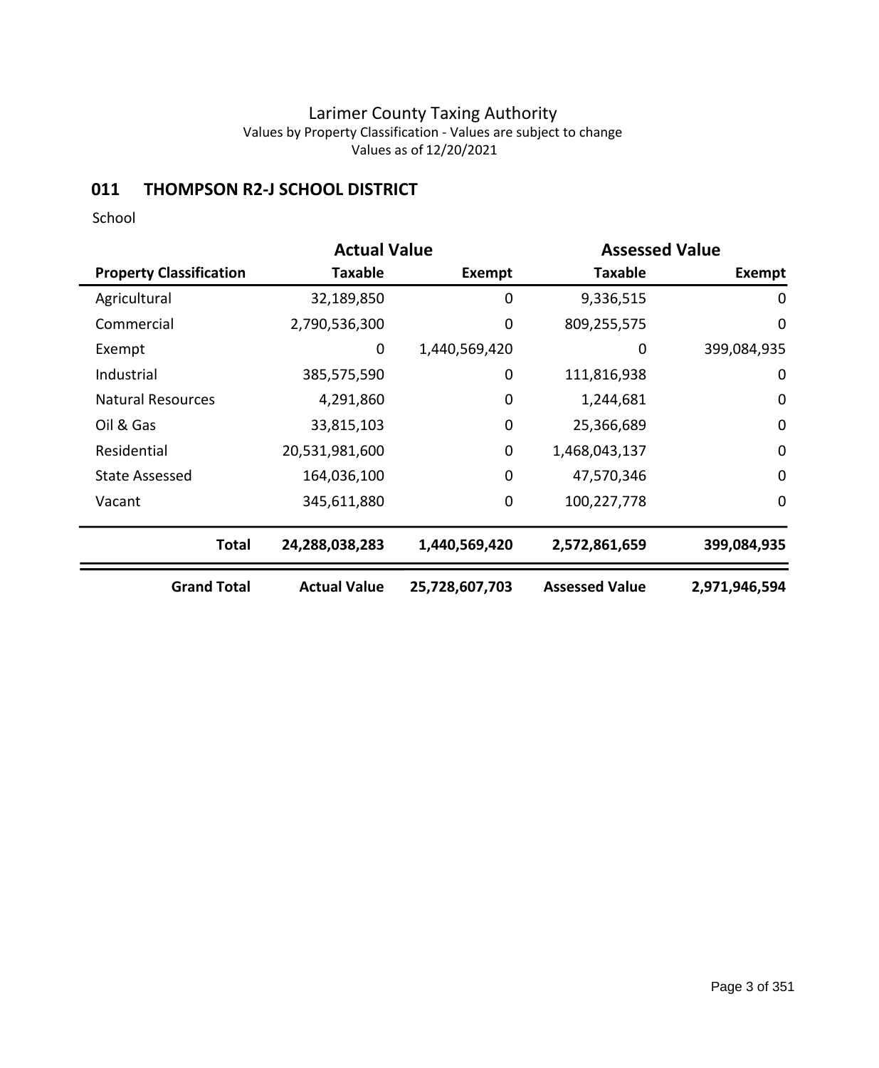# Larimer County Taxing Authority

Values by Property Classification - Values are subject to change

Values as of 12/20/2021

## 011 THOMPSON R2-J SCHOOL DISTRICT

School

| | Actual Value | | Assessed Value | |
|---|---|---|---|---|
| **Property Classification** | **Taxable** | **Exempt** | **Taxable** | **Exempt** |
| Agricultural | 32,189,850 | 0 | 9,336,515 | 0 |
| Commercial | 2,790,536,300 | 0 | 809,255,575 | 0 |
| Exempt | 0 | 1,440,569,420 | 0 | 399,084,935 |
| Industrial | 385,575,590 | 0 | 111,816,938 | 0 |
| Natural Resources | 4,291,860 | 0 | 1,244,681 | 0 |
| Oil & Gas | 33,815,103 | 0 | 25,366,689 | 0 |
| Residential | 20,531,981,600 | 0 | 1,468,043,137 | 0 |
| State Assessed | 164,036,100 | 0 | 47,570,346 | 0 |
| Vacant | 345,611,880 | 0 | 100,227,778 | 0 |
| **Total** | **24,288,038,283** | **1,440,569,420** | **2,572,861,659** | **399,084,935** |
| **Grand Total** | **Actual Value** | **25,728,607,703** | **Assessed Value** | **2,971,946,594** |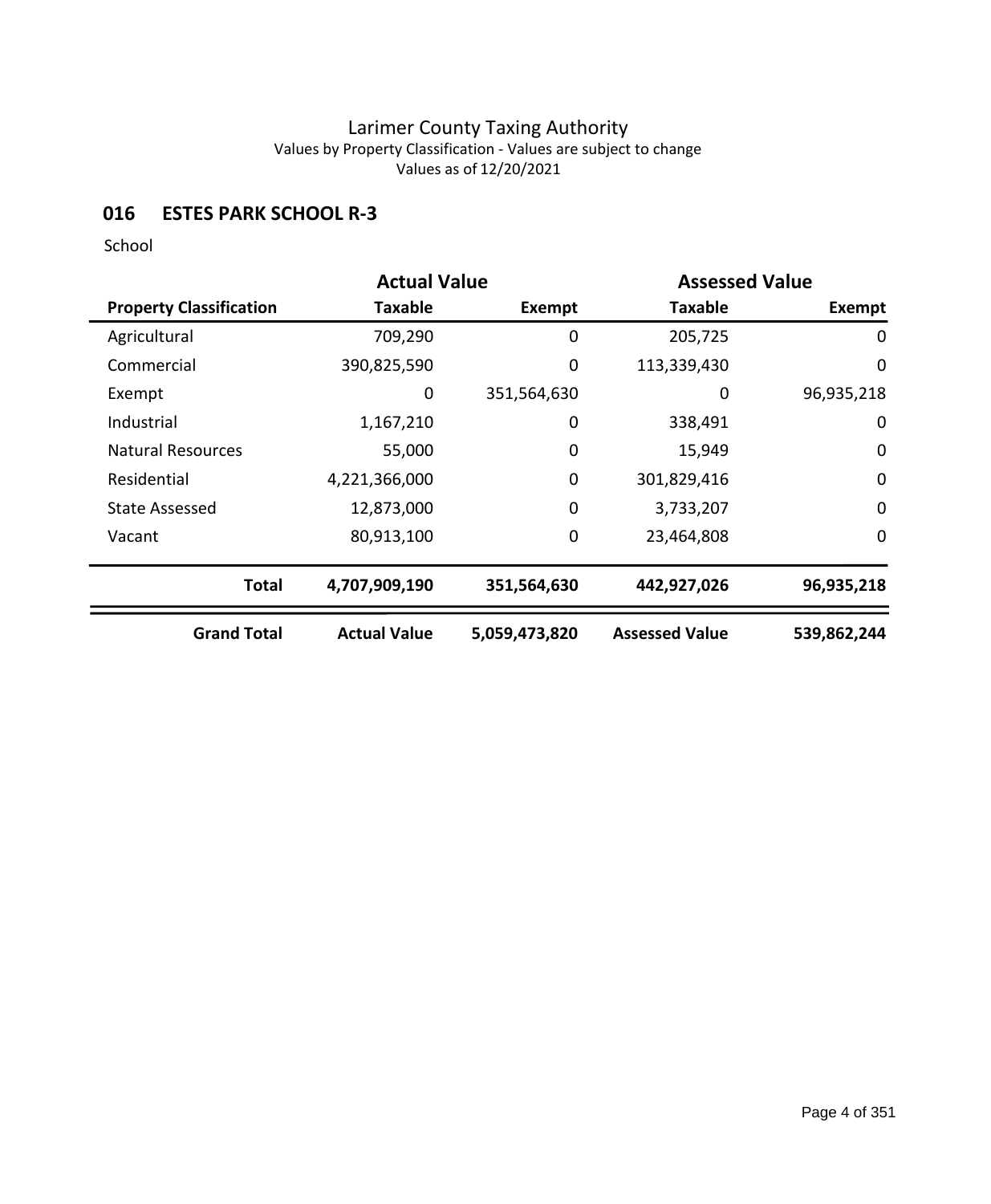# Larimer County Taxing Authority

Values by Property Classification - Values are subject to change

Values as of 12/20/2021

## 016 ESTES PARK SCHOOL R-3

School

| | Actual Value | | Assessed Value | |
|---|---|---|---|---|
| **Property Classification** | **Taxable** | **Exempt** | **Taxable** | **Exempt** |
| Agricultural | 709,290 | 0 | 205,725 | 0 |
| Commercial | 390,825,590 | 0 | 113,339,430 | 0 |
| Exempt | 0 | 351,564,630 | 0 | 96,935,218 |
| Industrial | 1,167,210 | 0 | 338,491 | 0 |
| Natural Resources | 55,000 | 0 | 15,949 | 0 |
| Residential | 4,221,366,000 | 0 | 301,829,416 | 0 |
| State Assessed | 12,873,000 | 0 | 3,733,207 | 0 |
| Vacant | 80,913,100 | 0 | 23,464,808 | 0 |
| **Total** | **4,707,909,190** | **351,564,630** | **442,927,026** | **96,935,218** |
| **Grand Total** | **Actual Value** | **5,059,473,820** | **Assessed Value** | **539,862,244** |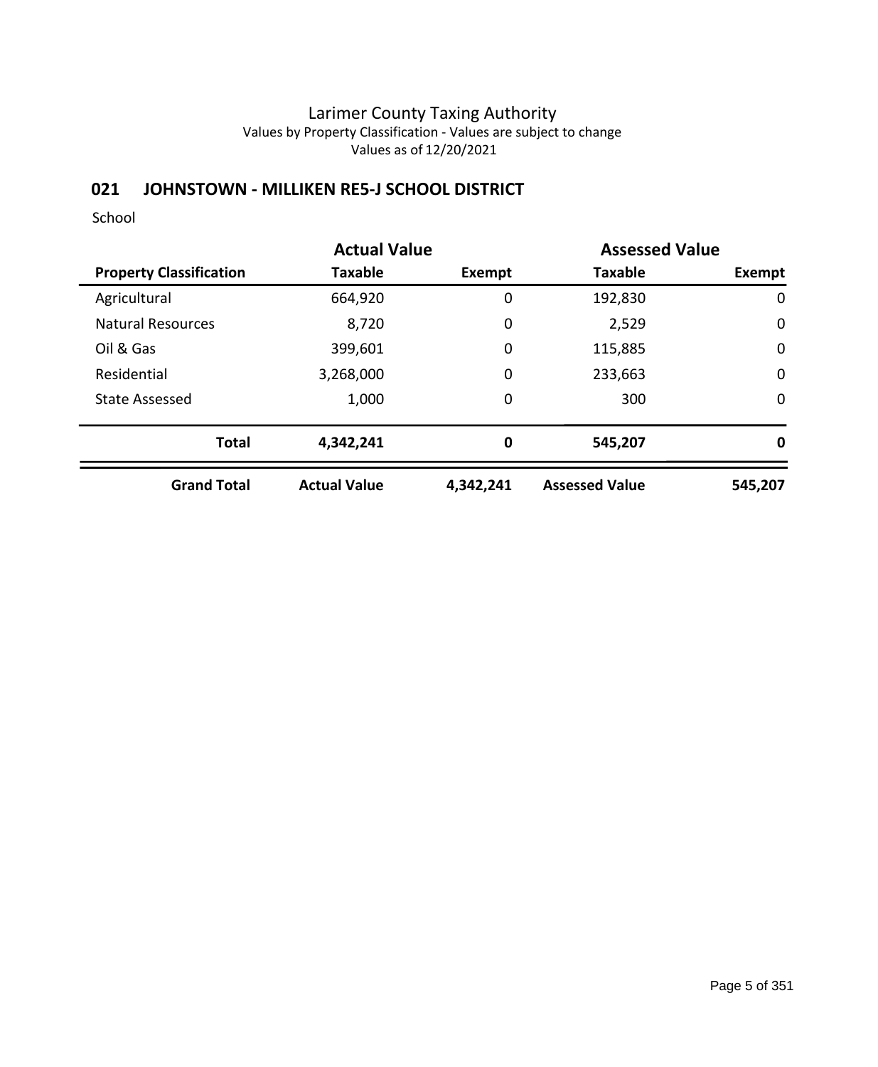# Larimer County Taxing Authority

Values by Property Classification - Values are subject to change

Values as of 12/20/2021

## 021 JOHNSTOWN - MILLIKEN RE5-J SCHOOL DISTRICT

School

| | Actual Value | | Assessed Value | |
|---|---|---|---|---|
| **Property Classification** | **Taxable** | **Exempt** | **Taxable** | **Exempt** |
| Agricultural | 664,920 | 0 | 192,830 | 0 |
| Natural Resources | 8,720 | 0 | 2,529 | 0 |
| Oil & Gas | 399,601 | 0 | 115,885 | 0 |
| Residential | 3,268,000 | 0 | 233,663 | 0 |
| State Assessed | 1,000 | 0 | 300 | 0 |
| **Total** | **4,342,241** | **0** | **545,207** | **0** |
| **Grand Total** | **Actual Value** | **4,342,241** | **Assessed Value** | **545,207** |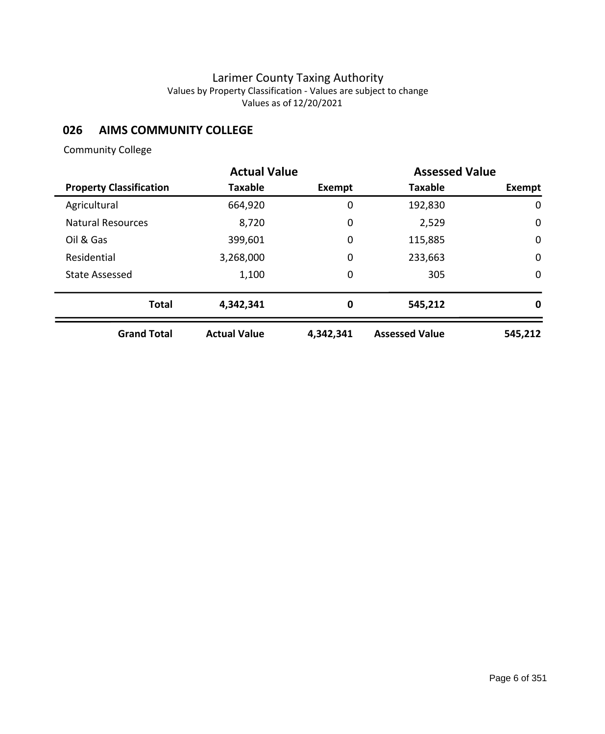# Larimer County Taxing Authority

Values by Property Classification - Values are subject to change

Values as of 12/20/2021

## 026 AIMS COMMUNITY COLLEGE

Community College

| | Actual Value | | Assessed Value | |
|---|---|---|---|---|
| **Property Classification** | **Taxable** | **Exempt** | **Taxable** | **Exempt** |
| Agricultural | 664,920 | 0 | 192,830 | 0 |
| Natural Resources | 8,720 | 0 | 2,529 | 0 |
| Oil & Gas | 399,601 | 0 | 115,885 | 0 |
| Residential | 3,268,000 | 0 | 233,663 | 0 |
| State Assessed | 1,100 | 0 | 305 | 0 |
| **Total** | **4,342,341** | **0** | **545,212** | **0** |
| **Grand Total** | **Actual Value** | **4,342,341** | **Assessed Value** | **545,212** |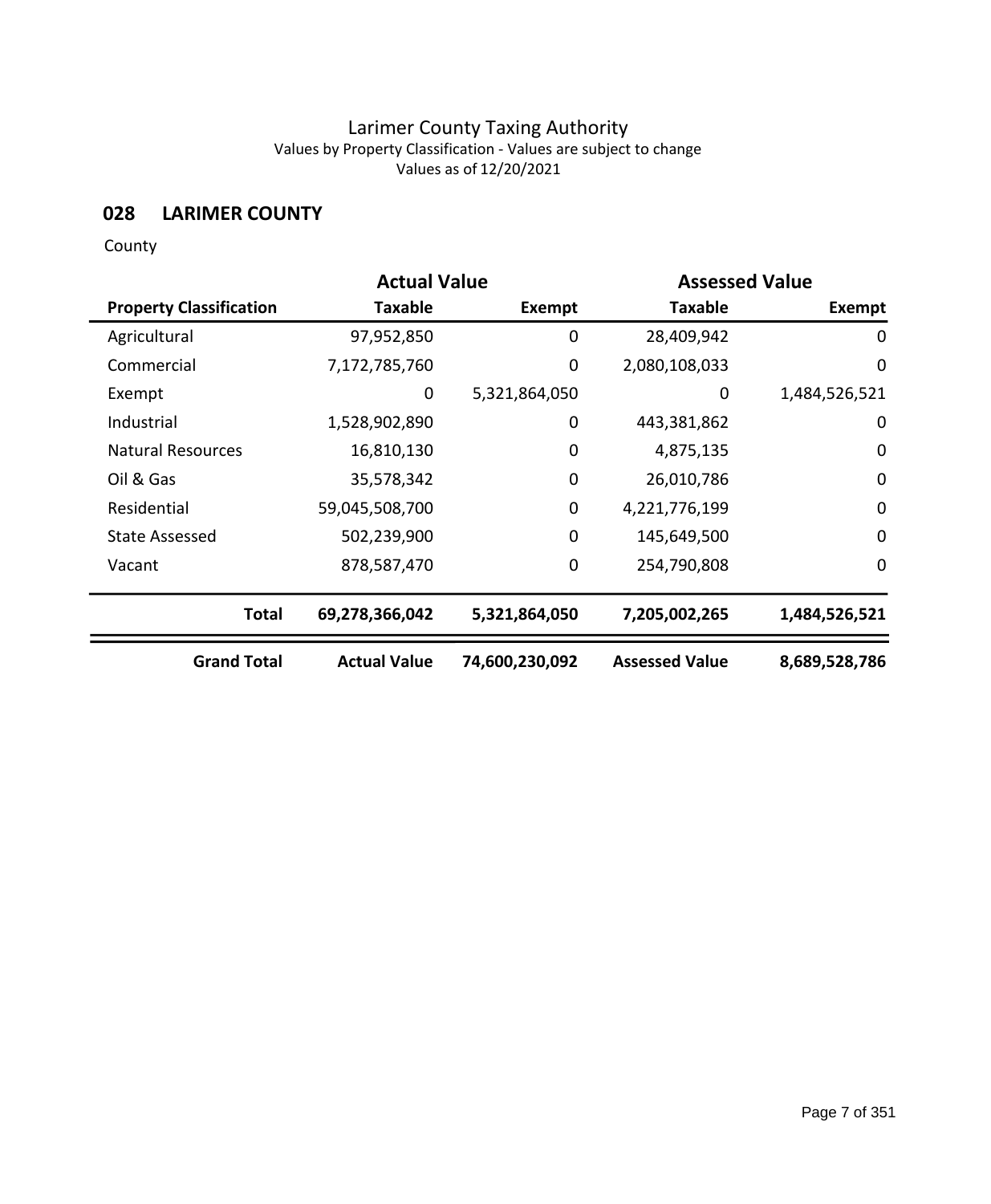# Larimer County Taxing Authority

Values by Property Classification - Values are subject to change

Values as of 12/20/2021

## 028 LARIMER COUNTY

County

| | Actual Value | | Assessed Value | |
|---|---|---|---|---|
| **Property Classification** | **Taxable** | **Exempt** | **Taxable** | **Exempt** |
| Agricultural | 97,952,850 | 0 | 28,409,942 | 0 |
| Commercial | 7,172,785,760 | 0 | 2,080,108,033 | 0 |
| Exempt | 0 | 5,321,864,050 | 0 | 1,484,526,521 |
| Industrial | 1,528,902,890 | 0 | 443,381,862 | 0 |
| Natural Resources | 16,810,130 | 0 | 4,875,135 | 0 |
| Oil & Gas | 35,578,342 | 0 | 26,010,786 | 0 |
| Residential | 59,045,508,700 | 0 | 4,221,776,199 | 0 |
| State Assessed | 502,239,900 | 0 | 145,649,500 | 0 |
| Vacant | 878,587,470 | 0 | 254,790,808 | 0 |
| **Total** | **69,278,366,042** | **5,321,864,050** | **7,205,002,265** | **1,484,526,521** |
| **Grand Total** | **Actual Value** | **74,600,230,092** | **Assessed Value** | **8,689,528,786** |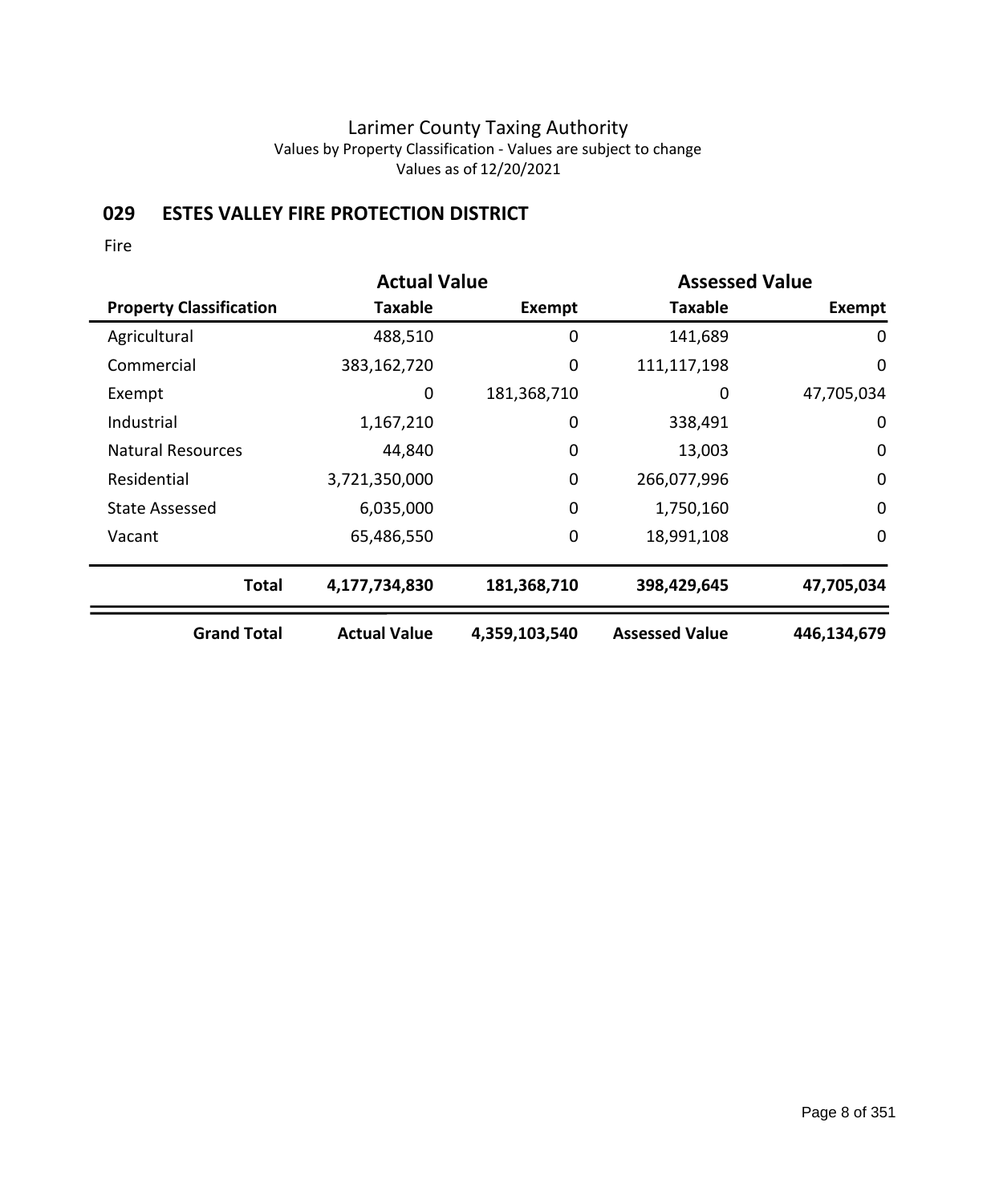# Larimer County Taxing Authority

Values by Property Classification - Values are subject to change

Values as of 12/20/2021

## 029 ESTES VALLEY FIRE PROTECTION DISTRICT

Fire

| | Actual Value | | Assessed Value | |
|---|---|---|---|---|
| **Property Classification** | **Taxable** | **Exempt** | **Taxable** | **Exempt** |
| Agricultural | 488,510 | 0 | 141,689 | 0 |
| Commercial | 383,162,720 | 0 | 111,117,198 | 0 |
| Exempt | 0 | 181,368,710 | 0 | 47,705,034 |
| Industrial | 1,167,210 | 0 | 338,491 | 0 |
| Natural Resources | 44,840 | 0 | 13,003 | 0 |
| Residential | 3,721,350,000 | 0 | 266,077,996 | 0 |
| State Assessed | 6,035,000 | 0 | 1,750,160 | 0 |
| Vacant | 65,486,550 | 0 | 18,991,108 | 0 |
| **Total** | **4,177,734,830** | **181,368,710** | **398,429,645** | **47,705,034** |
| **Grand Total** | **Actual Value** | **4,359,103,540** | **Assessed Value** | **446,134,679** |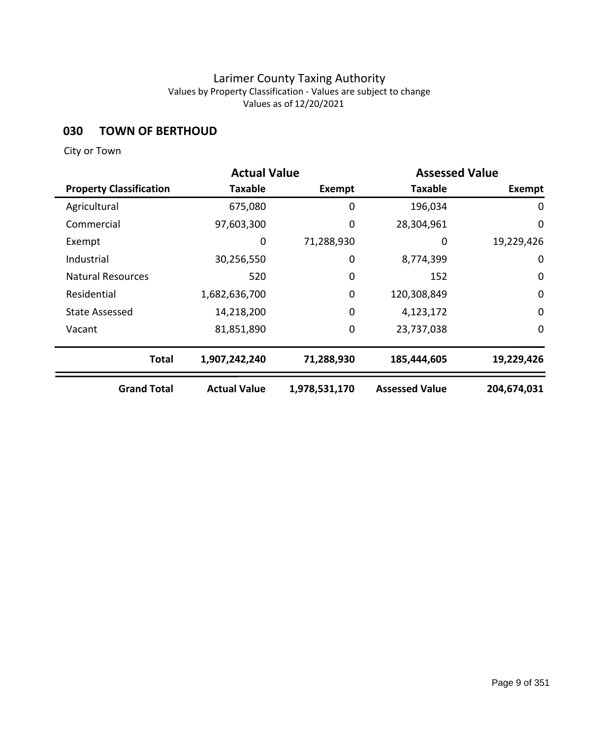# Larimer County Taxing Authority

Values by Property Classification - Values are subject to change

Values as of 12/20/2021

## 030 TOWN OF BERTHOUD

City or Town

| | Actual Value | | Assessed Value | |
|---|---|---|---|---|
| **Property Classification** | **Taxable** | **Exempt** | **Taxable** | **Exempt** |
| Agricultural | 675,080 | 0 | 196,034 | 0 |
| Commercial | 97,603,300 | 0 | 28,304,961 | 0 |
| Exempt | 0 | 71,288,930 | 0 | 19,229,426 |
| Industrial | 30,256,550 | 0 | 8,774,399 | 0 |
| Natural Resources | 520 | 0 | 152 | 0 |
| Residential | 1,682,636,700 | 0 | 120,308,849 | 0 |
| State Assessed | 14,218,200 | 0 | 4,123,172 | 0 |
| Vacant | 81,851,890 | 0 | 23,737,038 | 0 |
| **Total** | **1,907,242,240** | **71,288,930** | **185,444,605** | **19,229,426** |
| **Grand Total** | **Actual Value** | **1,978,531,170** | **Assessed Value** | **204,674,031** |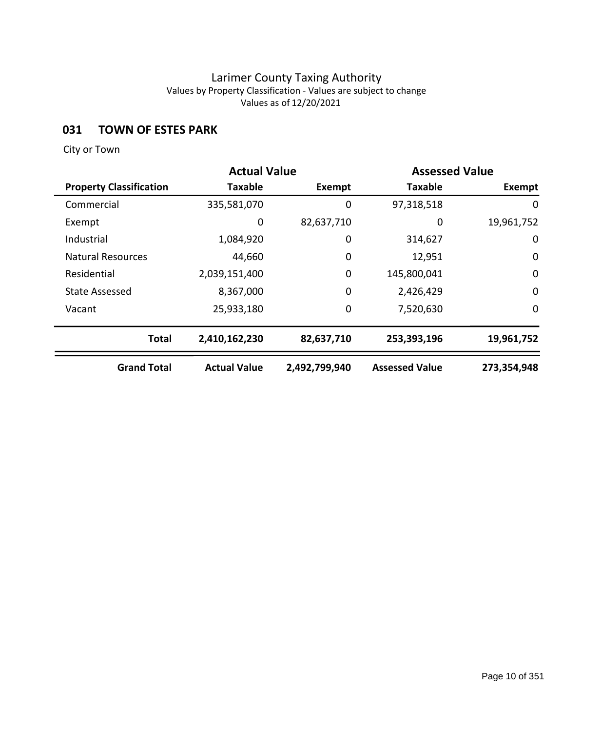Larimer County Taxing Authority

Values by Property Classification - Values are subject to change

Values as of 12/20/2021

## 031 TOWN OF ESTES PARK

City or Town

| | Actual Value | | Assessed Value | |
|---|---|---|---|---|
| **Property Classification** | **Taxable** | **Exempt** | **Taxable** | **Exempt** |
| Commercial | 335,581,070 | 0 | 97,318,518 | 0 |
| Exempt | 0 | 82,637,710 | 0 | 19,961,752 |
| Industrial | 1,084,920 | 0 | 314,627 | 0 |
| Natural Resources | 44,660 | 0 | 12,951 | 0 |
| Residential | 2,039,151,400 | 0 | 145,800,041 | 0 |
| State Assessed | 8,367,000 | 0 | 2,426,429 | 0 |
| Vacant | 25,933,180 | 0 | 7,520,630 | 0 |
| **Total** | **2,410,162,230** | **82,637,710** | **253,393,196** | **19,961,752** |
| **Grand Total** | **Actual Value** | **2,492,799,940** | **Assessed Value** | **273,354,948** |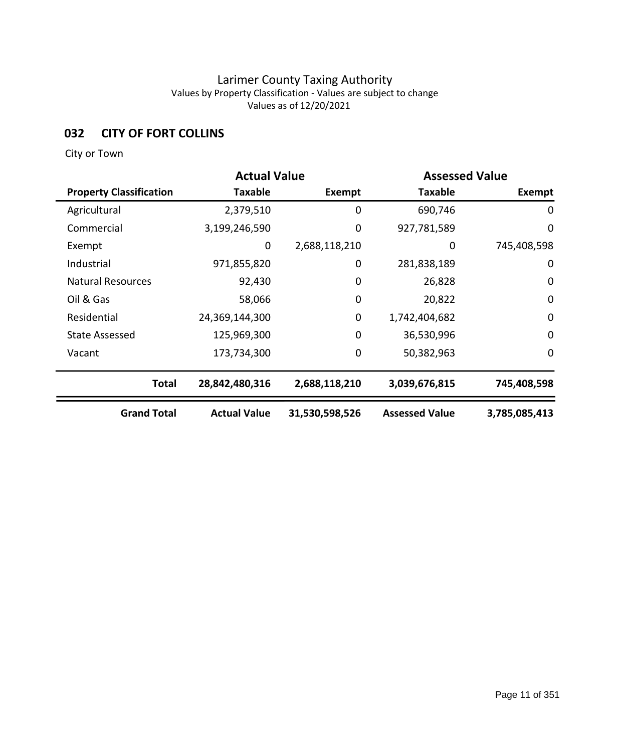# Larimer County Taxing Authority

Values by Property Classification - Values are subject to change

Values as of 12/20/2021

## 032 CITY OF FORT COLLINS

City or Town

| | Actual Value | | Assessed Value | |
|---|---|---|---|---|
| **Property Classification** | **Taxable** | **Exempt** | **Taxable** | **Exempt** |
| Agricultural | 2,379,510 | 0 | 690,746 | 0 |
| Commercial | 3,199,246,590 | 0 | 927,781,589 | 0 |
| Exempt | 0 | 2,688,118,210 | 0 | 745,408,598 |
| Industrial | 971,855,820 | 0 | 281,838,189 | 0 |
| Natural Resources | 92,430 | 0 | 26,828 | 0 |
| Oil & Gas | 58,066 | 0 | 20,822 | 0 |
| Residential | 24,369,144,300 | 0 | 1,742,404,682 | 0 |
| State Assessed | 125,969,300 | 0 | 36,530,996 | 0 |
| Vacant | 173,734,300 | 0 | 50,382,963 | 0 |
| **Total** | **28,842,480,316** | **2,688,118,210** | **3,039,676,815** | **745,408,598** |
| **Grand Total** | **Actual Value** | **31,530,598,526** | **Assessed Value** | **3,785,085,413** |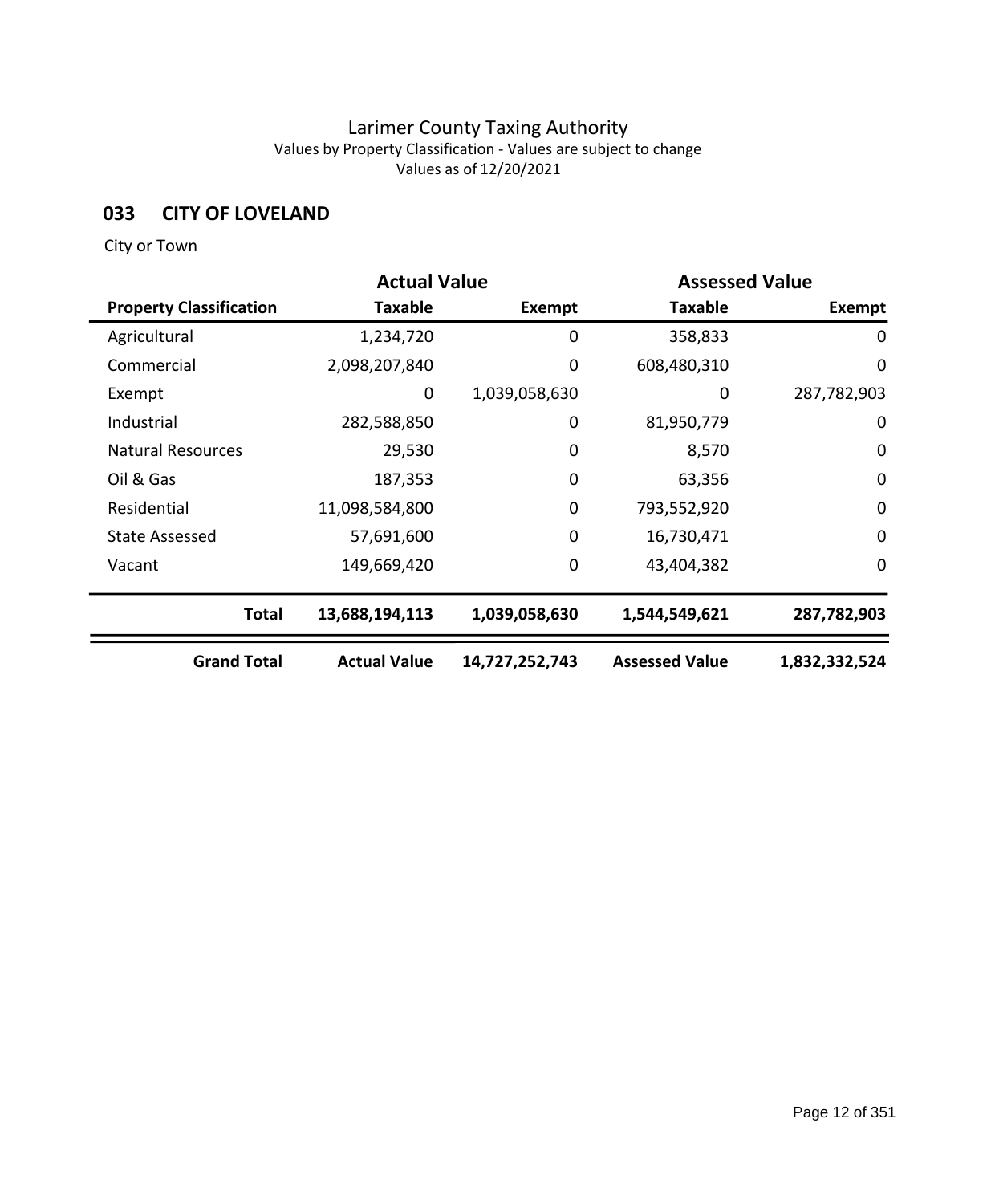# Larimer County Taxing Authority

Values by Property Classification - Values are subject to change

Values as of 12/20/2021

## 033 CITY OF LOVELAND

City or Town

| | Actual Value | | Assessed Value | |
|---|---|---|---|---|
| **Property Classification** | **Taxable** | **Exempt** | **Taxable** | **Exempt** |
| Agricultural | 1,234,720 | 0 | 358,833 | 0 |
| Commercial | 2,098,207,840 | 0 | 608,480,310 | 0 |
| Exempt | 0 | 1,039,058,630 | 0 | 287,782,903 |
| Industrial | 282,588,850 | 0 | 81,950,779 | 0 |
| Natural Resources | 29,530 | 0 | 8,570 | 0 |
| Oil & Gas | 187,353 | 0 | 63,356 | 0 |
| Residential | 11,098,584,800 | 0 | 793,552,920 | 0 |
| State Assessed | 57,691,600 | 0 | 16,730,471 | 0 |
| Vacant | 149,669,420 | 0 | 43,404,382 | 0 |
| **Total** | **13,688,194,113** | **1,039,058,630** | **1,544,549,621** | **287,782,903** |
| **Grand Total** | **Actual Value** | **14,727,252,743** | **Assessed Value** | **1,832,332,524** |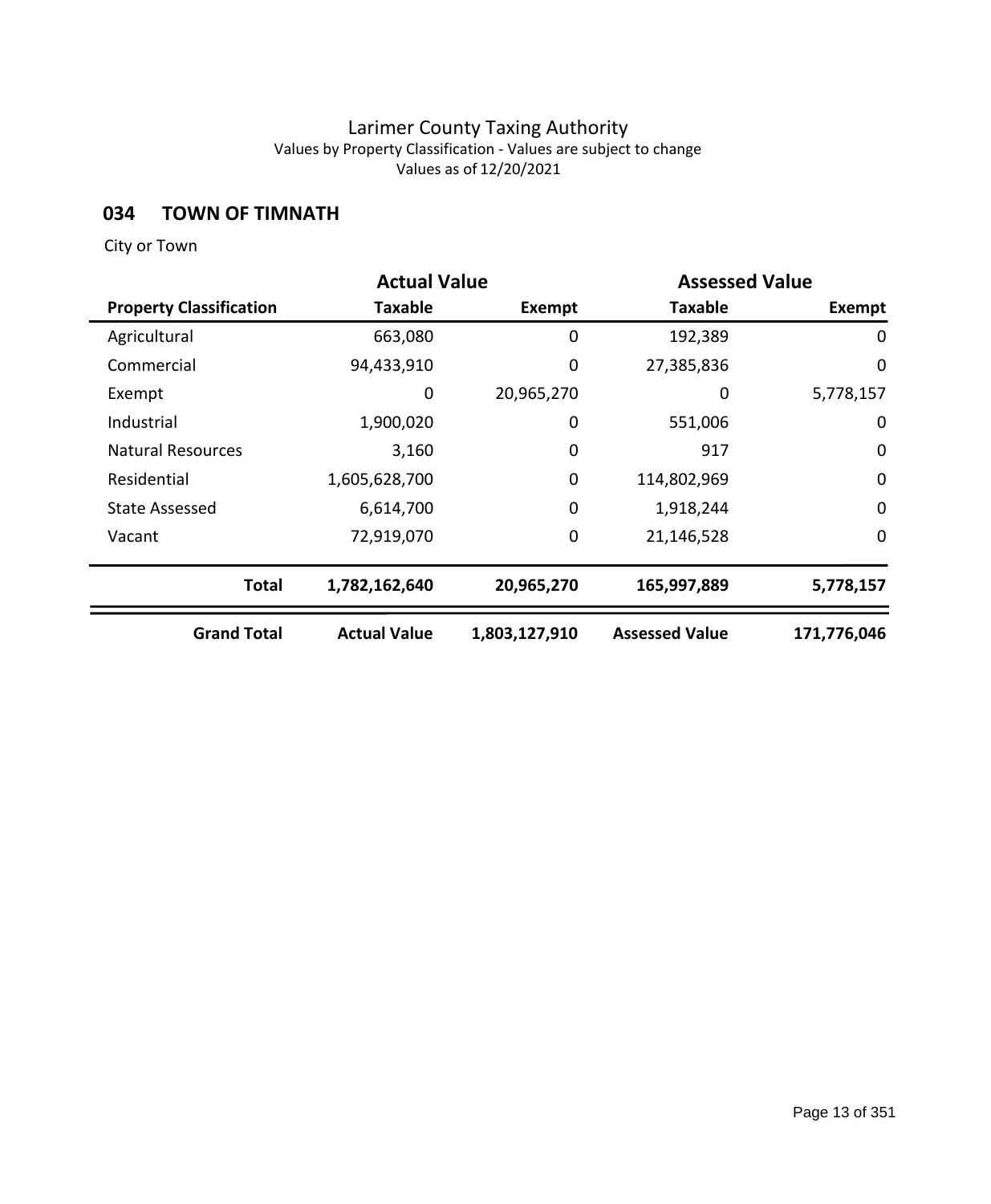# Larimer County Taxing Authority

Values by Property Classification - Values are subject to change

Values as of 12/20/2021

## 034 TOWN OF TIMNATH

City or Town

| | Actual Value | | Assessed Value | |
|---|---|---|---|---|
| **Property Classification** | **Taxable** | **Exempt** | **Taxable** | **Exempt** |
| Agricultural | 663,080 | 0 | 192,389 | 0 |
| Commercial | 94,433,910 | 0 | 27,385,836 | 0 |
| Exempt | 0 | 20,965,270 | 0 | 5,778,157 |
| Industrial | 1,900,020 | 0 | 551,006 | 0 |
| Natural Resources | 3,160 | 0 | 917 | 0 |
| Residential | 1,605,628,700 | 0 | 114,802,969 | 0 |
| State Assessed | 6,614,700 | 0 | 1,918,244 | 0 |
| Vacant | 72,919,070 | 0 | 21,146,528 | 0 |
| **Total** | **1,782,162,640** | **20,965,270** | **165,997,889** | **5,778,157** |
| **Grand Total** | **Actual Value** | **1,803,127,910** | **Assessed Value** | **171,776,046** |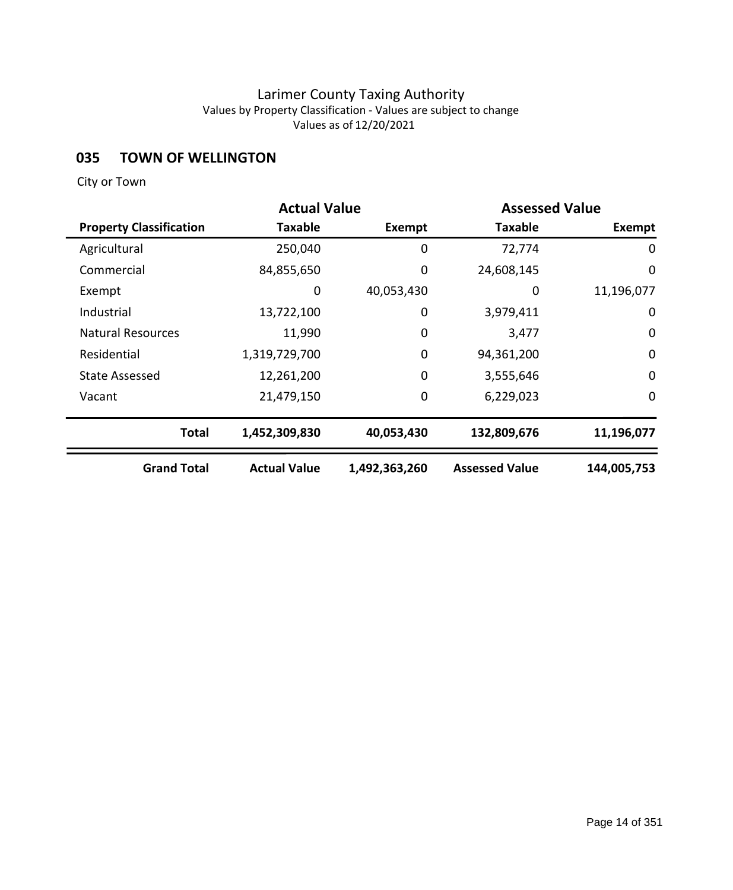Larimer County Taxing Authority
Values by Property Classification - Values are subject to change
Values as of 12/20/2021

## 035 TOWN OF WELLINGTON

City or Town

| | Actual Value | | Assessed Value | |
|---|---|---|---|---|
| **Property Classification** | **Taxable** | **Exempt** | **Taxable** | **Exempt** |
| Agricultural | 250,040 | 0 | 72,774 | 0 |
| Commercial | 84,855,650 | 0 | 24,608,145 | 0 |
| Exempt | 0 | 40,053,430 | 0 | 11,196,077 |
| Industrial | 13,722,100 | 0 | 3,979,411 | 0 |
| Natural Resources | 11,990 | 0 | 3,477 | 0 |
| Residential | 1,319,729,700 | 0 | 94,361,200 | 0 |
| State Assessed | 12,261,200 | 0 | 3,555,646 | 0 |
| Vacant | 21,479,150 | 0 | 6,229,023 | 0 |
| **Total** | **1,452,309,830** | **40,053,430** | **132,809,676** | **11,196,077** |
| **Grand Total** | **Actual Value** | **1,492,363,260** | **Assessed Value** | **144,005,753** |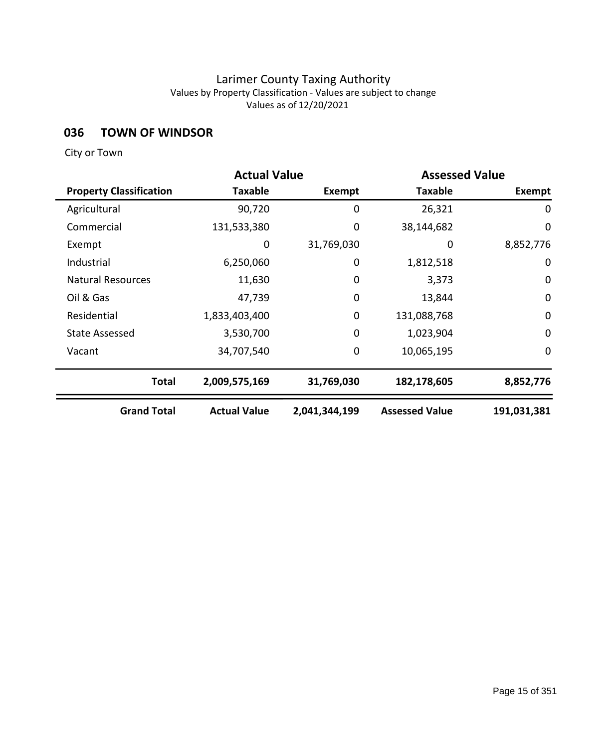# Larimer County Taxing Authority

Values by Property Classification - Values are subject to change

Values as of 12/20/2021

## 036 TOWN OF WINDSOR

City or Town

| | Actual Value | | Assessed Value | |
|---|---|---|---|---|
| **Property Classification** | **Taxable** | **Exempt** | **Taxable** | **Exempt** |
| Agricultural | 90,720 | 0 | 26,321 | 0 |
| Commercial | 131,533,380 | 0 | 38,144,682 | 0 |
| Exempt | 0 | 31,769,030 | 0 | 8,852,776 |
| Industrial | 6,250,060 | 0 | 1,812,518 | 0 |
| Natural Resources | 11,630 | 0 | 3,373 | 0 |
| Oil & Gas | 47,739 | 0 | 13,844 | 0 |
| Residential | 1,833,403,400 | 0 | 131,088,768 | 0 |
| State Assessed | 3,530,700 | 0 | 1,023,904 | 0 |
| Vacant | 34,707,540 | 0 | 10,065,195 | 0 |
| **Total** | **2,009,575,169** | **31,769,030** | **182,178,605** | **8,852,776** |
| **Grand Total** | **Actual Value** | **2,041,344,199** | **Assessed Value** | **191,031,381** |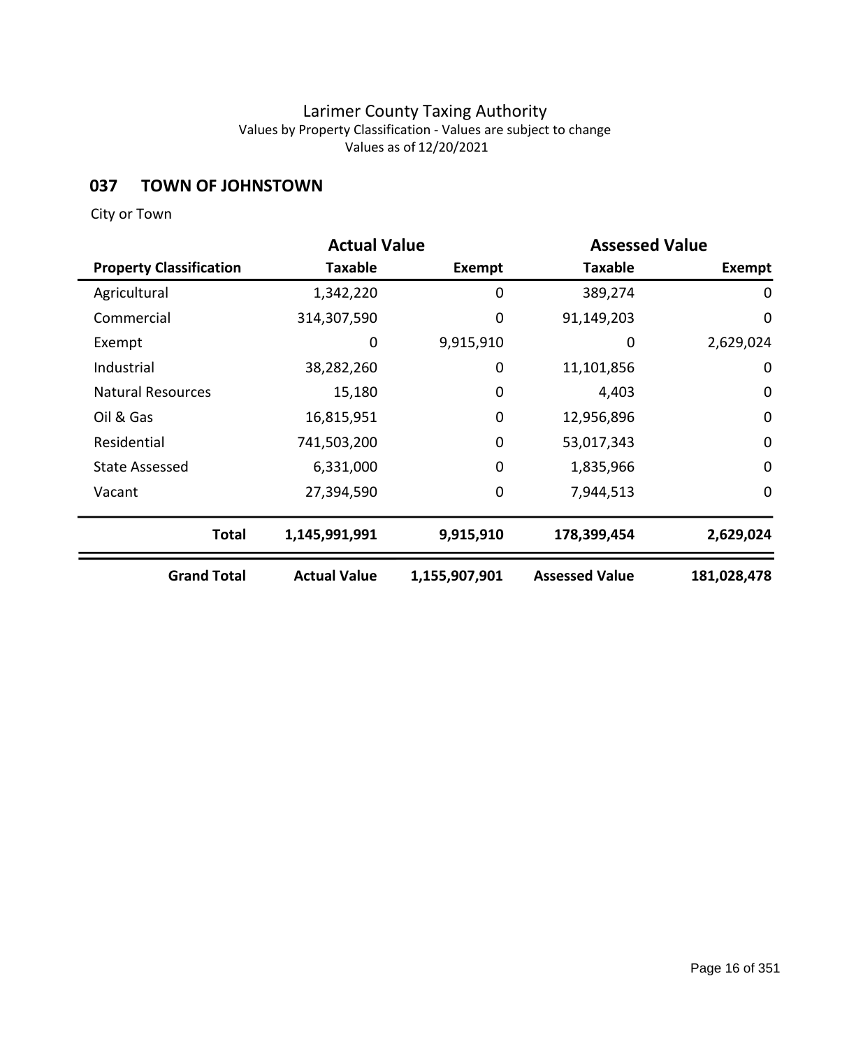# Larimer County Taxing Authority

Values by Property Classification - Values are subject to change

Values as of 12/20/2021

## 037 TOWN OF JOHNSTOWN

City or Town

| | Actual Value | | Assessed Value | |
|---|---|---|---|---|
| **Property Classification** | **Taxable** | **Exempt** | **Taxable** | **Exempt** |
| Agricultural | 1,342,220 | 0 | 389,274 | 0 |
| Commercial | 314,307,590 | 0 | 91,149,203 | 0 |
| Exempt | 0 | 9,915,910 | 0 | 2,629,024 |
| Industrial | 38,282,260 | 0 | 11,101,856 | 0 |
| Natural Resources | 15,180 | 0 | 4,403 | 0 |
| Oil & Gas | 16,815,951 | 0 | 12,956,896 | 0 |
| Residential | 741,503,200 | 0 | 53,017,343 | 0 |
| State Assessed | 6,331,000 | 0 | 1,835,966 | 0 |
| Vacant | 27,394,590 | 0 | 7,944,513 | 0 |
| **Total** | **1,145,991,991** | **9,915,910** | **178,399,454** | **2,629,024** |
| **Grand Total** | **Actual Value** | **1,155,907,901** | **Assessed Value** | **181,028,478** |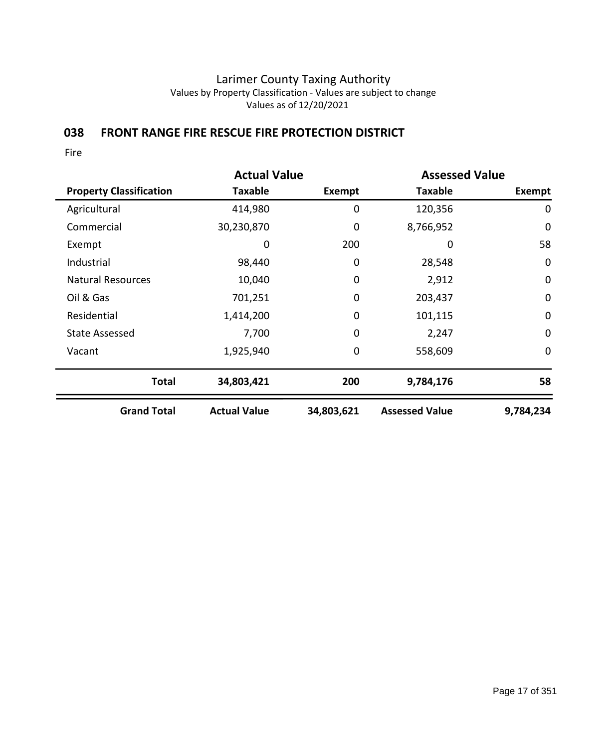Larimer County Taxing Authority
Values by Property Classification - Values are subject to change
Values as of 12/20/2021

## 038 FRONT RANGE FIRE RESCUE FIRE PROTECTION DISTRICT

Fire

| | Actual Value | | Assessed Value | |
|---|---|---|---|---|
| **Property Classification** | **Taxable** | **Exempt** | **Taxable** | **Exempt** |
| Agricultural | 414,980 | 0 | 120,356 | 0 |
| Commercial | 30,230,870 | 0 | 8,766,952 | 0 |
| Exempt | 0 | 200 | 0 | 58 |
| Industrial | 98,440 | 0 | 28,548 | 0 |
| Natural Resources | 10,040 | 0 | 2,912 | 0 |
| Oil & Gas | 701,251 | 0 | 203,437 | 0 |
| Residential | 1,414,200 | 0 | 101,115 | 0 |
| State Assessed | 7,700 | 0 | 2,247 | 0 |
| Vacant | 1,925,940 | 0 | 558,609 | 0 |
| **Total** | **34,803,421** | **200** | **9,784,176** | **58** |
| **Grand Total** | **Actual Value** | **34,803,621** | **Assessed Value** | **9,784,234** |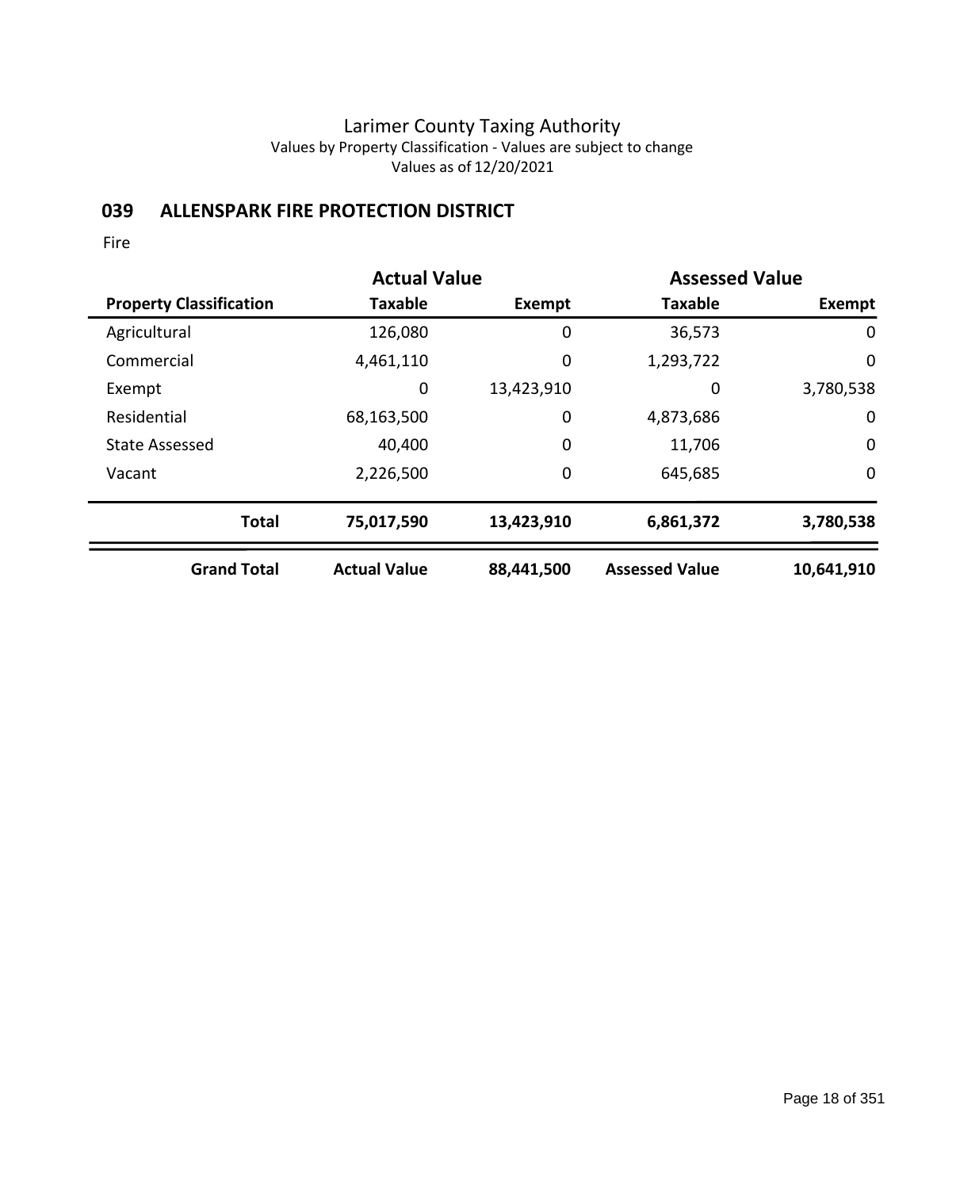# Larimer County Taxing Authority

Values by Property Classification - Values are subject to change

Values as of 12/20/2021

## 039 ALLENSPARK FIRE PROTECTION DISTRICT

Fire

| | Actual Value | | Assessed Value | |
|---|---|---|---|---|
| **Property Classification** | **Taxable** | **Exempt** | **Taxable** | **Exempt** |
| Agricultural | 126,080 | 0 | 36,573 | 0 |
| Commercial | 4,461,110 | 0 | 1,293,722 | 0 |
| Exempt | 0 | 13,423,910 | 0 | 3,780,538 |
| Residential | 68,163,500 | 0 | 4,873,686 | 0 |
| State Assessed | 40,400 | 0 | 11,706 | 0 |
| Vacant | 2,226,500 | 0 | 645,685 | 0 |
| **Total** | **75,017,590** | **13,423,910** | **6,861,372** | **3,780,538** |
| **Grand Total** | **Actual Value** | **88,441,500** | **Assessed Value** | **10,641,910** |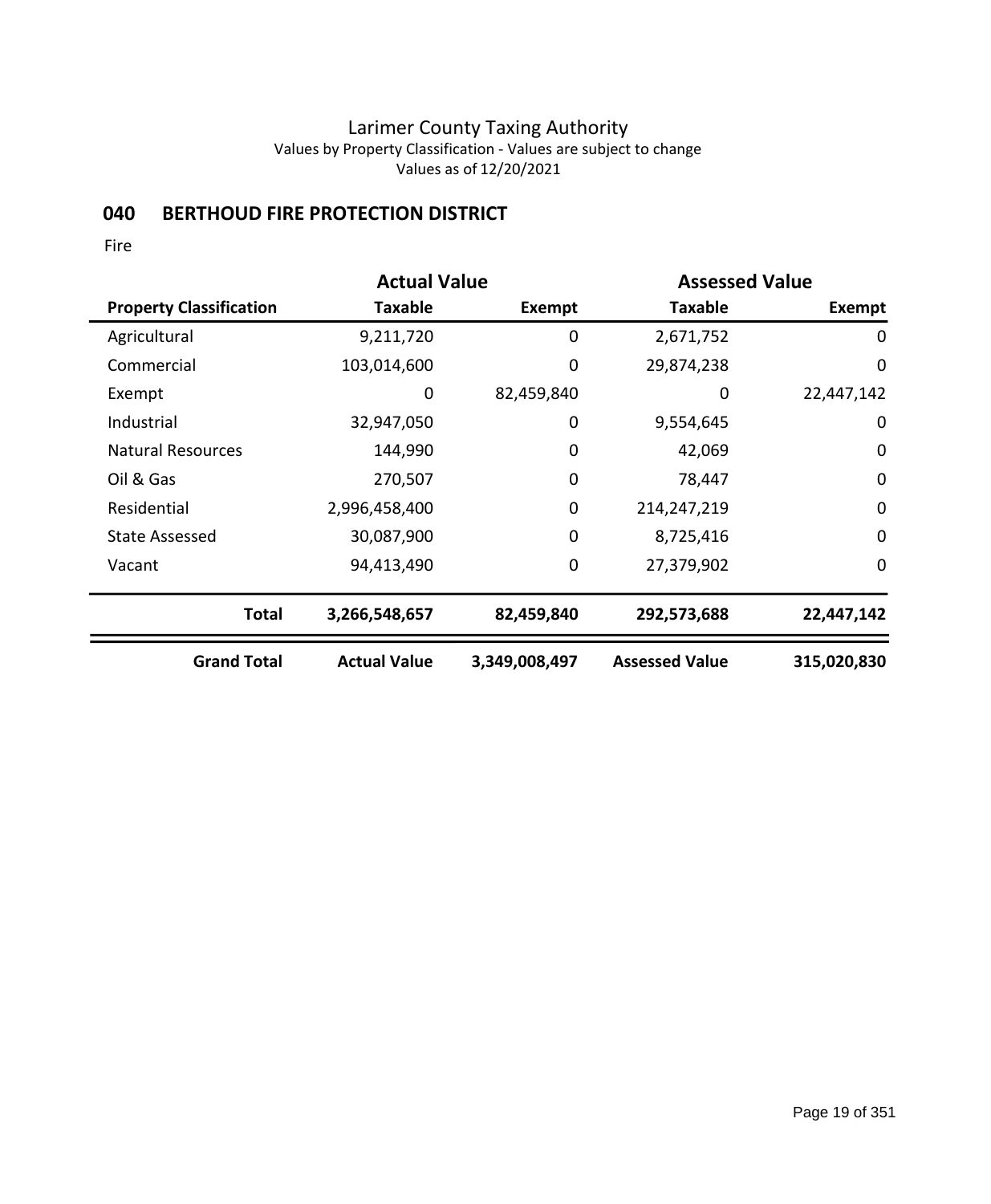Larimer County Taxing Authority
Values by Property Classification - Values are subject to change
Values as of 12/20/2021

## 040 BERTHOUD FIRE PROTECTION DISTRICT

Fire

| | Actual Value | | Assessed Value | |
|---|---|---|---|---|
| **Property Classification** | **Taxable** | **Exempt** | **Taxable** | **Exempt** |
| Agricultural | 9,211,720 | 0 | 2,671,752 | 0 |
| Commercial | 103,014,600 | 0 | 29,874,238 | 0 |
| Exempt | 0 | 82,459,840 | 0 | 22,447,142 |
| Industrial | 32,947,050 | 0 | 9,554,645 | 0 |
| Natural Resources | 144,990 | 0 | 42,069 | 0 |
| Oil & Gas | 270,507 | 0 | 78,447 | 0 |
| Residential | 2,996,458,400 | 0 | 214,247,219 | 0 |
| State Assessed | 30,087,900 | 0 | 8,725,416 | 0 |
| Vacant | 94,413,490 | 0 | 27,379,902 | 0 |
| **Total** | **3,266,548,657** | **82,459,840** | **292,573,688** | **22,447,142** |
| **Grand Total** | **Actual Value** | **3,349,008,497** | **Assessed Value** | **315,020,830** |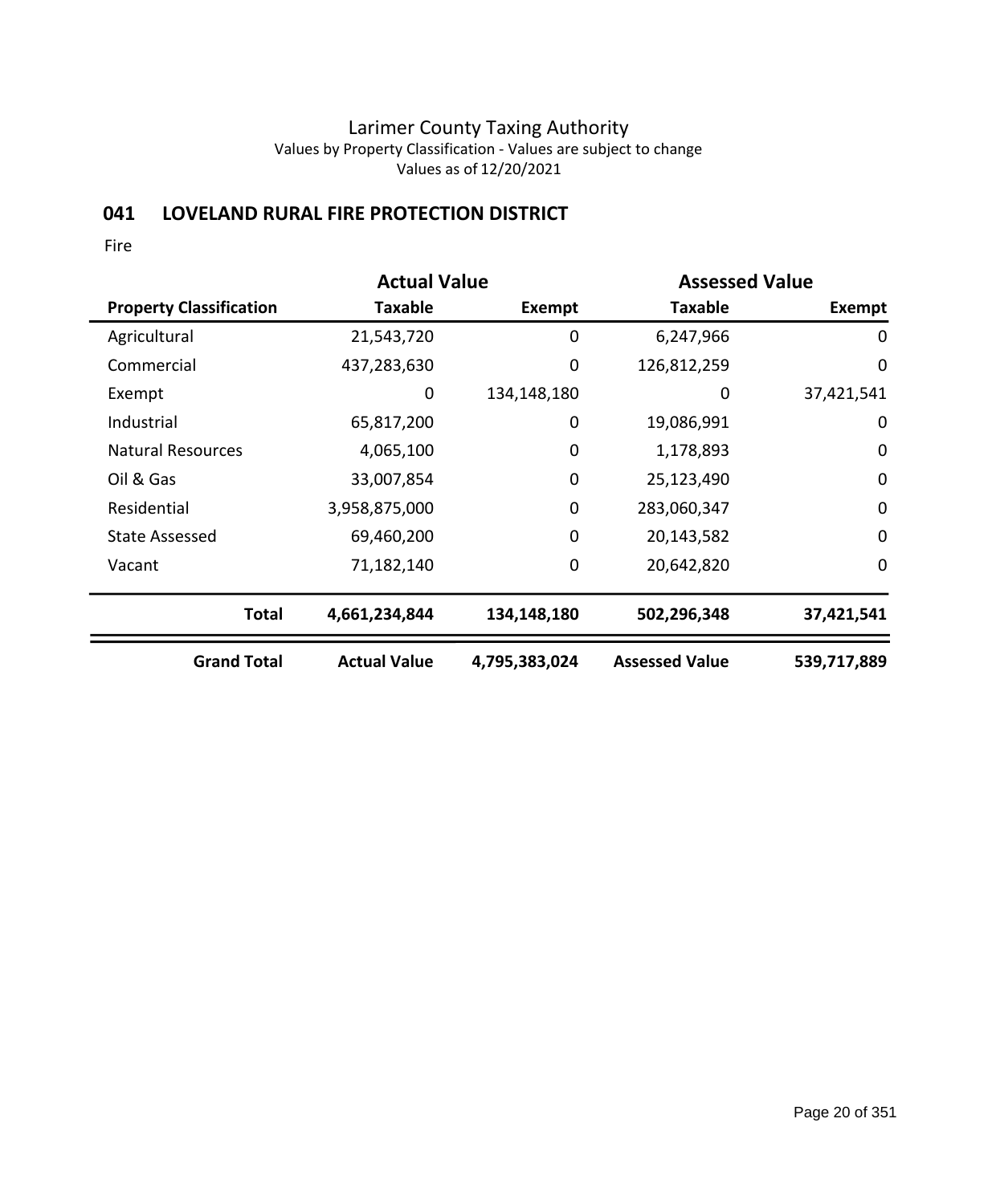# Larimer County Taxing Authority

Values by Property Classification - Values are subject to change

Values as of 12/20/2021

## 041 LOVELAND RURAL FIRE PROTECTION DISTRICT

Fire

| | Actual Value | | Assessed Value | |
|---|---|---|---|---|
| **Property Classification** | **Taxable** | **Exempt** | **Taxable** | **Exempt** |
| Agricultural | 21,543,720 | 0 | 6,247,966 | 0 |
| Commercial | 437,283,630 | 0 | 126,812,259 | 0 |
| Exempt | 0 | 134,148,180 | 0 | 37,421,541 |
| Industrial | 65,817,200 | 0 | 19,086,991 | 0 |
| Natural Resources | 4,065,100 | 0 | 1,178,893 | 0 |
| Oil & Gas | 33,007,854 | 0 | 25,123,490 | 0 |
| Residential | 3,958,875,000 | 0 | 283,060,347 | 0 |
| State Assessed | 69,460,200 | 0 | 20,143,582 | 0 |
| Vacant | 71,182,140 | 0 | 20,642,820 | 0 |
| **Total** | **4,661,234,844** | **134,148,180** | **502,296,348** | **37,421,541** |
| **Grand Total** | **Actual Value** | **4,795,383,024** | **Assessed Value** | **539,717,889** |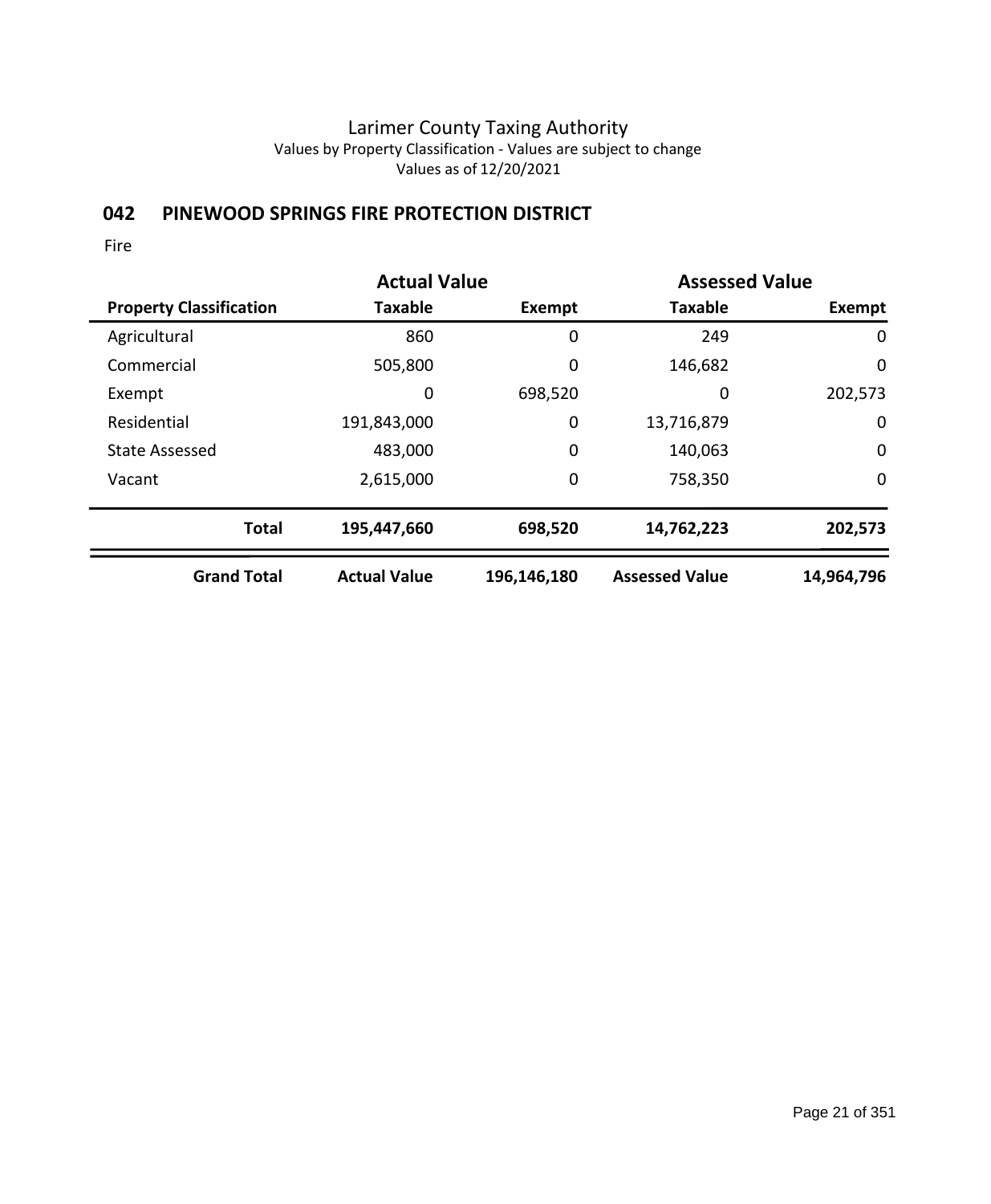# Larimer County Taxing Authority

Values by Property Classification - Values are subject to change

Values as of 12/20/2021

## 042 PINEWOOD SPRINGS FIRE PROTECTION DISTRICT

Fire

| | Actual Value | | Assessed Value | |
|---|---|---|---|---|
| **Property Classification** | **Taxable** | **Exempt** | **Taxable** | **Exempt** |
| Agricultural | 860 | 0 | 249 | 0 |
| Commercial | 505,800 | 0 | 146,682 | 0 |
| Exempt | 0 | 698,520 | 0 | 202,573 |
| Residential | 191,843,000 | 0 | 13,716,879 | 0 |
| State Assessed | 483,000 | 0 | 140,063 | 0 |
| Vacant | 2,615,000 | 0 | 758,350 | 0 |
| **Total** | **195,447,660** | **698,520** | **14,762,223** | **202,573** |
| **Grand Total** | **Actual Value** | **196,146,180** | **Assessed Value** | **14,964,796** |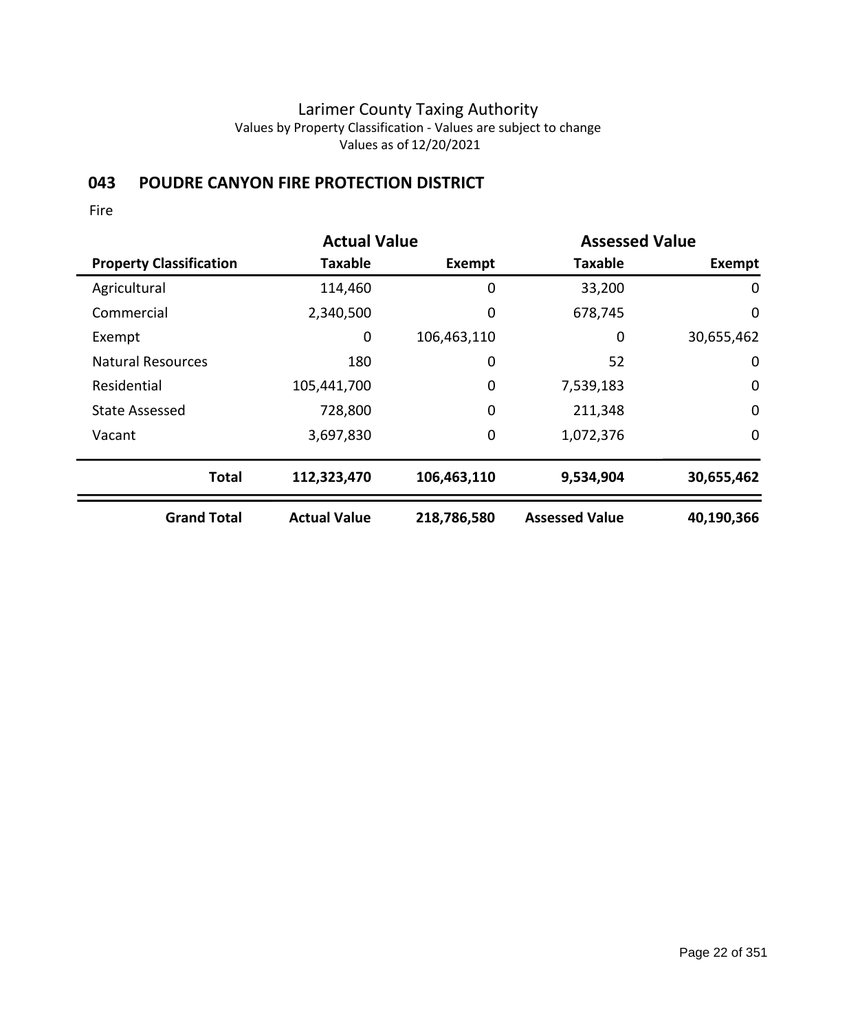# Larimer County Taxing Authority

Values by Property Classification - Values are subject to change

Values as of 12/20/2021

## 043 POUDRE CANYON FIRE PROTECTION DISTRICT

Fire

| | Actual Value | | Assessed Value | |
|---|---|---|---|---|
| **Property Classification** | **Taxable** | **Exempt** | **Taxable** | **Exempt** |
| Agricultural | 114,460 | 0 | 33,200 | 0 |
| Commercial | 2,340,500 | 0 | 678,745 | 0 |
| Exempt | 0 | 106,463,110 | 0 | 30,655,462 |
| Natural Resources | 180 | 0 | 52 | 0 |
| Residential | 105,441,700 | 0 | 7,539,183 | 0 |
| State Assessed | 728,800 | 0 | 211,348 | 0 |
| Vacant | 3,697,830 | 0 | 1,072,376 | 0 |
| **Total** | **112,323,470** | **106,463,110** | **9,534,904** | **30,655,462** |
| **Grand Total** | **Actual Value** | **218,786,580** | **Assessed Value** | **40,190,366** |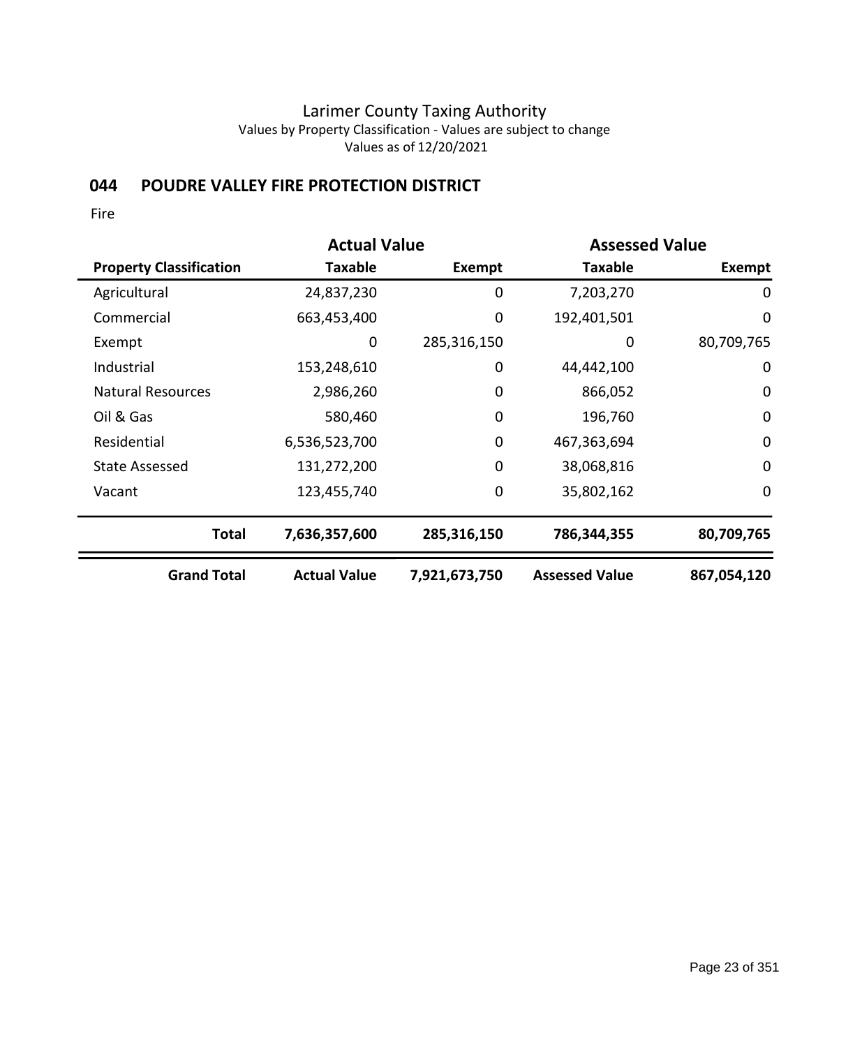# Larimer County Taxing Authority

Values by Property Classification - Values are subject to change

Values as of 12/20/2021

## 044 POUDRE VALLEY FIRE PROTECTION DISTRICT

Fire

| | Actual Value | | Assessed Value | |
|---|---|---|---|---|
| **Property Classification** | **Taxable** | **Exempt** | **Taxable** | **Exempt** |
| Agricultural | 24,837,230 | 0 | 7,203,270 | 0 |
| Commercial | 663,453,400 | 0 | 192,401,501 | 0 |
| Exempt | 0 | 285,316,150 | 0 | 80,709,765 |
| Industrial | 153,248,610 | 0 | 44,442,100 | 0 |
| Natural Resources | 2,986,260 | 0 | 866,052 | 0 |
| Oil & Gas | 580,460 | 0 | 196,760 | 0 |
| Residential | 6,536,523,700 | 0 | 467,363,694 | 0 |
| State Assessed | 131,272,200 | 0 | 38,068,816 | 0 |
| Vacant | 123,455,740 | 0 | 35,802,162 | 0 |
| **Total** | **7,636,357,600** | **285,316,150** | **786,344,355** | **80,709,765** |
| **Grand Total** | **Actual Value** | **7,921,673,750** | **Assessed Value** | **867,054,120** |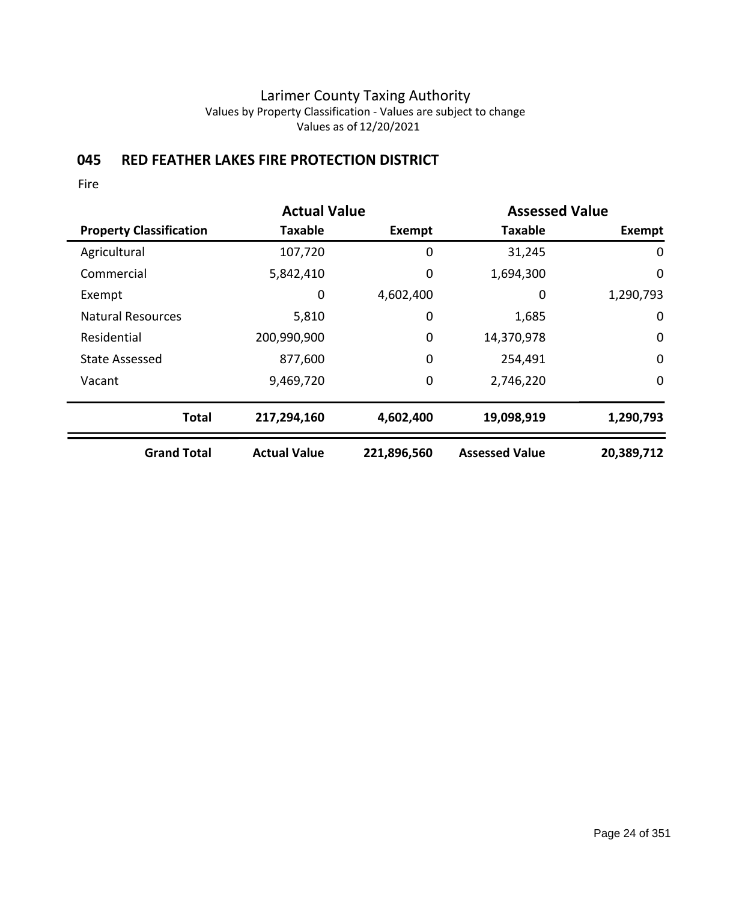Larimer County Taxing Authority
Values by Property Classification - Values are subject to change
Values as of 12/20/2021

## 045 RED FEATHER LAKES FIRE PROTECTION DISTRICT

Fire

| | Actual Value | | Assessed Value | |
|---|---|---|---|---|
| **Property Classification** | **Taxable** | **Exempt** | **Taxable** | **Exempt** |
| Agricultural | 107,720 | 0 | 31,245 | 0 |
| Commercial | 5,842,410 | 0 | 1,694,300 | 0 |
| Exempt | 0 | 4,602,400 | 0 | 1,290,793 |
| Natural Resources | 5,810 | 0 | 1,685 | 0 |
| Residential | 200,990,900 | 0 | 14,370,978 | 0 |
| State Assessed | 877,600 | 0 | 254,491 | 0 |
| Vacant | 9,469,720 | 0 | 2,746,220 | 0 |
| **Total** | **217,294,160** | **4,602,400** | **19,098,919** | **1,290,793** |
| **Grand Total** | **Actual Value** | **221,896,560** | **Assessed Value** | **20,389,712** |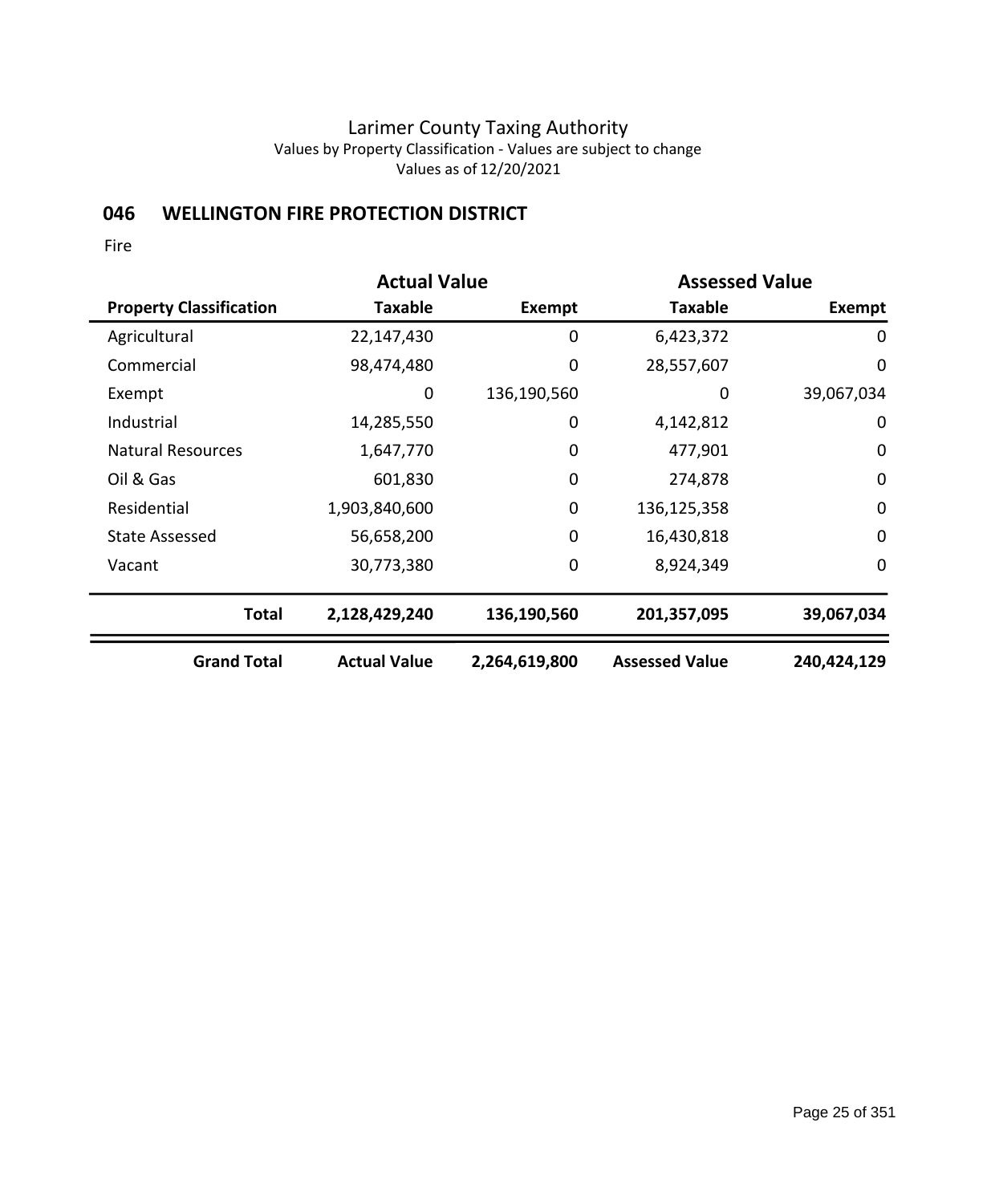# Larimer County Taxing Authority

Values by Property Classification - Values are subject to change

Values as of 12/20/2021

## 046 WELLINGTON FIRE PROTECTION DISTRICT

Fire

| | Actual Value | | Assessed Value | |
|---|---|---|---|---|
| **Property Classification** | **Taxable** | **Exempt** | **Taxable** | **Exempt** |
| Agricultural | 22,147,430 | 0 | 6,423,372 | 0 |
| Commercial | 98,474,480 | 0 | 28,557,607 | 0 |
| Exempt | 0 | 136,190,560 | 0 | 39,067,034 |
| Industrial | 14,285,550 | 0 | 4,142,812 | 0 |
| Natural Resources | 1,647,770 | 0 | 477,901 | 0 |
| Oil & Gas | 601,830 | 0 | 274,878 | 0 |
| Residential | 1,903,840,600 | 0 | 136,125,358 | 0 |
| State Assessed | 56,658,200 | 0 | 16,430,818 | 0 |
| Vacant | 30,773,380 | 0 | 8,924,349 | 0 |
| **Total** | **2,128,429,240** | **136,190,560** | **201,357,095** | **39,067,034** |
| **Grand Total** | **Actual Value** | **2,264,619,800** | **Assessed Value** | **240,424,129** |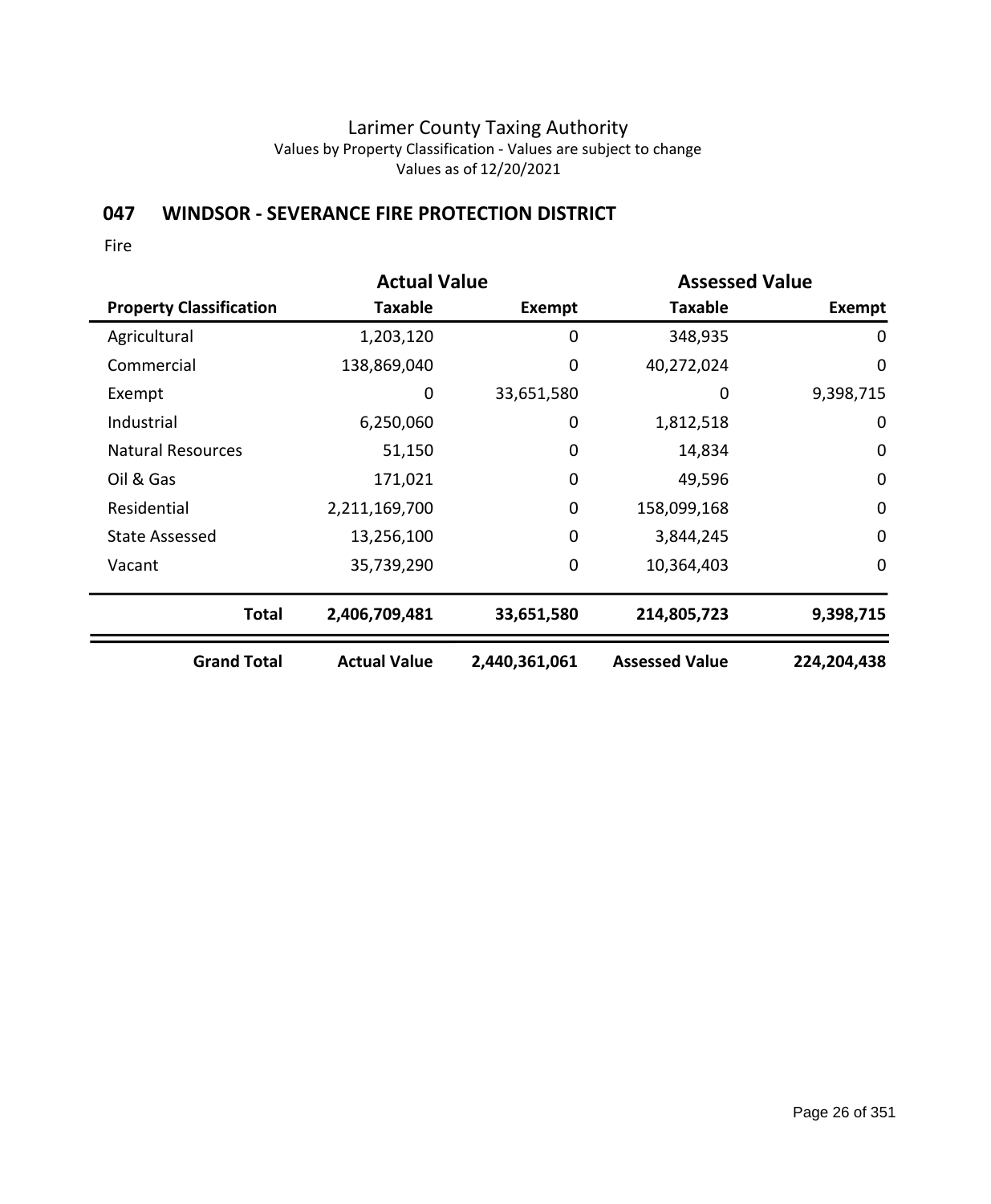Larimer County Taxing Authority

Values by Property Classification - Values are subject to change

Values as of 12/20/2021

## 047 WINDSOR - SEVERANCE FIRE PROTECTION DISTRICT

Fire

| | Actual Value | | Assessed Value | |
|---|---|---|---|---|
| **Property Classification** | **Taxable** | **Exempt** | **Taxable** | **Exempt** |
| Agricultural | 1,203,120 | 0 | 348,935 | 0 |
| Commercial | 138,869,040 | 0 | 40,272,024 | 0 |
| Exempt | 0 | 33,651,580 | 0 | 9,398,715 |
| Industrial | 6,250,060 | 0 | 1,812,518 | 0 |
| Natural Resources | 51,150 | 0 | 14,834 | 0 |
| Oil & Gas | 171,021 | 0 | 49,596 | 0 |
| Residential | 2,211,169,700 | 0 | 158,099,168 | 0 |
| State Assessed | 13,256,100 | 0 | 3,844,245 | 0 |
| Vacant | 35,739,290 | 0 | 10,364,403 | 0 |
| **Total** | **2,406,709,481** | **33,651,580** | **214,805,723** | **9,398,715** |
| **Grand Total** | **Actual Value** | **2,440,361,061** | **Assessed Value** | **224,204,438** |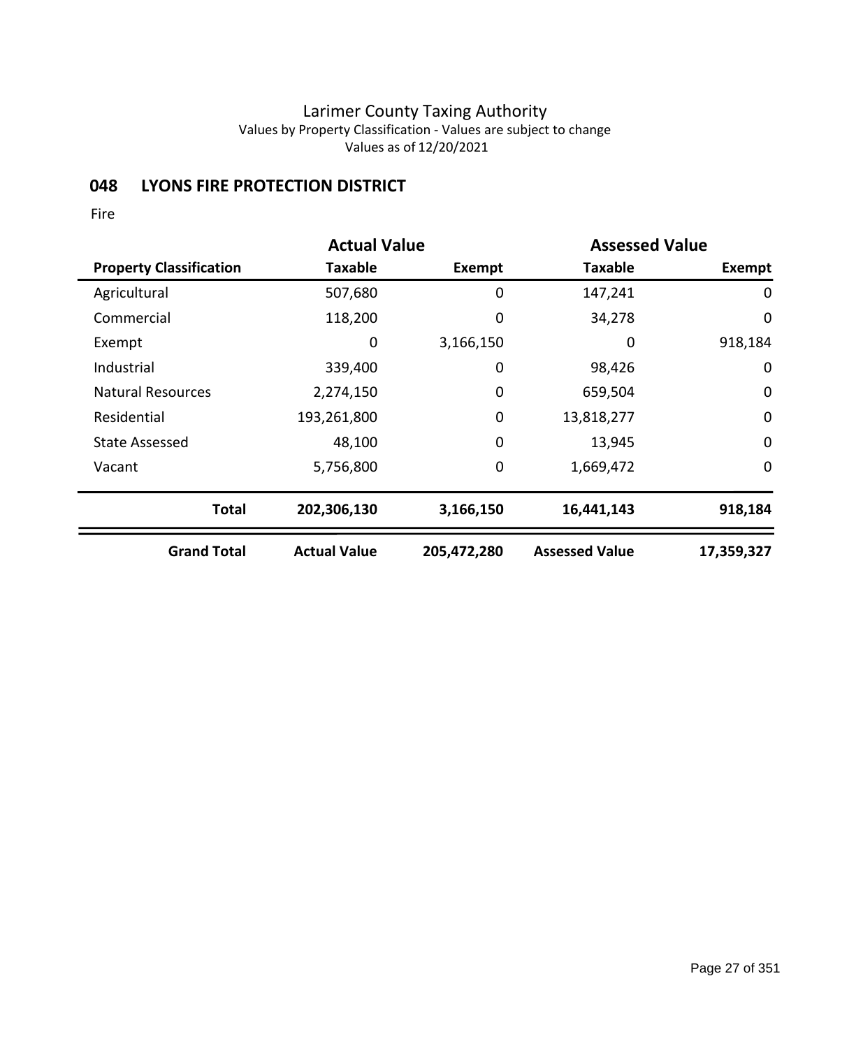# Larimer County Taxing Authority

Values by Property Classification - Values are subject to change

Values as of 12/20/2021

## 048 LYONS FIRE PROTECTION DISTRICT

Fire

| | Actual Value | | Assessed Value | |
|---|---|---|---|---|
| **Property Classification** | **Taxable** | **Exempt** | **Taxable** | **Exempt** |
| Agricultural | 507,680 | 0 | 147,241 | 0 |
| Commercial | 118,200 | 0 | 34,278 | 0 |
| Exempt | 0 | 3,166,150 | 0 | 918,184 |
| Industrial | 339,400 | 0 | 98,426 | 0 |
| Natural Resources | 2,274,150 | 0 | 659,504 | 0 |
| Residential | 193,261,800 | 0 | 13,818,277 | 0 |
| State Assessed | 48,100 | 0 | 13,945 | 0 |
| Vacant | 5,756,800 | 0 | 1,669,472 | 0 |
| **Total** | **202,306,130** | **3,166,150** | **16,441,143** | **918,184** |
| **Grand Total** | **Actual Value** | **205,472,280** | **Assessed Value** | **17,359,327** |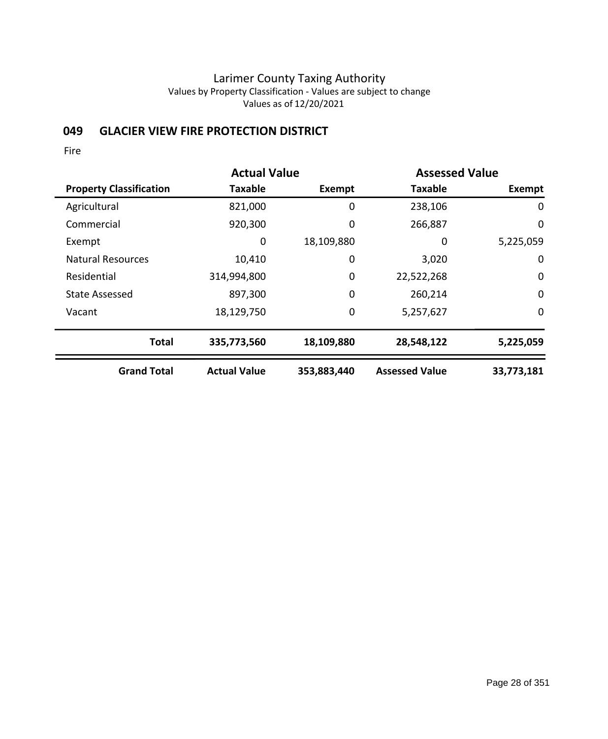# Larimer County Taxing Authority

Values by Property Classification - Values are subject to change

Values as of 12/20/2021

## 049 GLACIER VIEW FIRE PROTECTION DISTRICT

Fire

| | Actual Value | | Assessed Value | |
|---|---|---|---|---|
| **Property Classification** | **Taxable** | **Exempt** | **Taxable** | **Exempt** |
| Agricultural | 821,000 | 0 | 238,106 | 0 |
| Commercial | 920,300 | 0 | 266,887 | 0 |
| Exempt | 0 | 18,109,880 | 0 | 5,225,059 |
| Natural Resources | 10,410 | 0 | 3,020 | 0 |
| Residential | 314,994,800 | 0 | 22,522,268 | 0 |
| State Assessed | 897,300 | 0 | 260,214 | 0 |
| Vacant | 18,129,750 | 0 | 5,257,627 | 0 |
| **Total** | **335,773,560** | **18,109,880** | **28,548,122** | **5,225,059** |
| **Grand Total** | **Actual Value** | **353,883,440** | **Assessed Value** | **33,773,181** |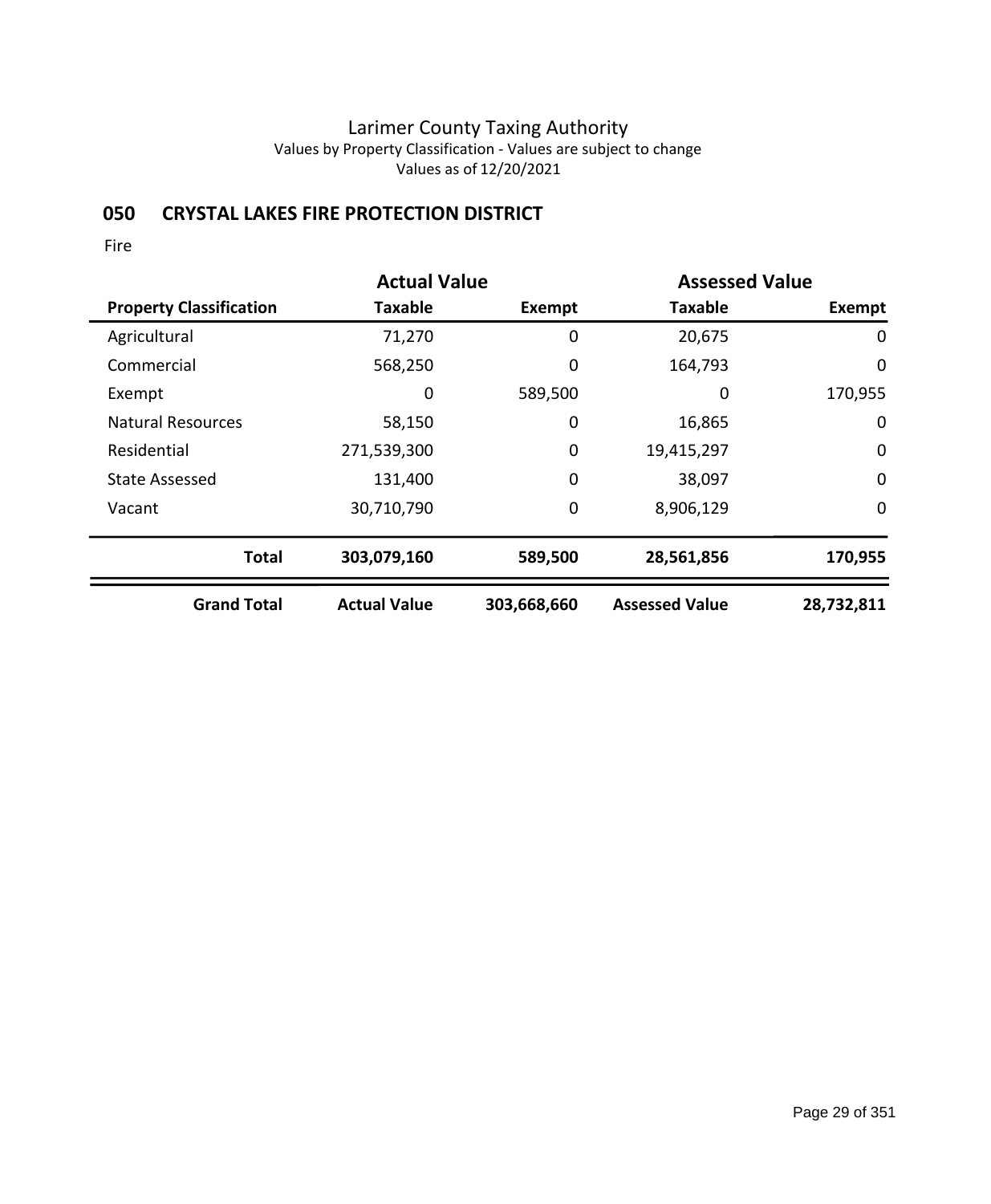Larimer County Taxing Authority
Values by Property Classification - Values are subject to change
Values as of 12/20/2021

## 050 CRYSTAL LAKES FIRE PROTECTION DISTRICT

Fire

| | Actual Value | | Assessed Value | |
|---|---|---|---|---|
| **Property Classification** | **Taxable** | **Exempt** | **Taxable** | **Exempt** |
| Agricultural | 71,270 | 0 | 20,675 | 0 |
| Commercial | 568,250 | 0 | 164,793 | 0 |
| Exempt | 0 | 589,500 | 0 | 170,955 |
| Natural Resources | 58,150 | 0 | 16,865 | 0 |
| Residential | 271,539,300 | 0 | 19,415,297 | 0 |
| State Assessed | 131,400 | 0 | 38,097 | 0 |
| Vacant | 30,710,790 | 0 | 8,906,129 | 0 |
| **Total** | **303,079,160** | **589,500** | **28,561,856** | **170,955** |
| **Grand Total** | **Actual Value** | **303,668,660** | **Assessed Value** | **28,732,811** |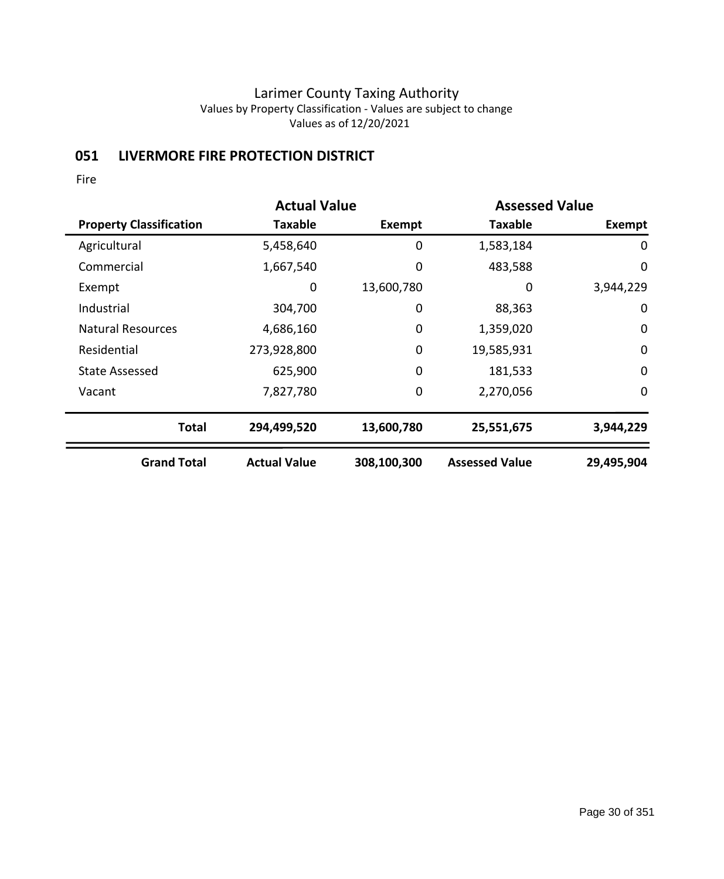Larimer County Taxing Authority
Values by Property Classification - Values are subject to change
Values as of 12/20/2021

## 051 LIVERMORE FIRE PROTECTION DISTRICT

Fire

| | Actual Value | | Assessed Value | |
|---|---|---|---|---|
| **Property Classification** | **Taxable** | **Exempt** | **Taxable** | **Exempt** |
| Agricultural | 5,458,640 | 0 | 1,583,184 | 0 |
| Commercial | 1,667,540 | 0 | 483,588 | 0 |
| Exempt | 0 | 13,600,780 | 0 | 3,944,229 |
| Industrial | 304,700 | 0 | 88,363 | 0 |
| Natural Resources | 4,686,160 | 0 | 1,359,020 | 0 |
| Residential | 273,928,800 | 0 | 19,585,931 | 0 |
| State Assessed | 625,900 | 0 | 181,533 | 0 |
| Vacant | 7,827,780 | 0 | 2,270,056 | 0 |
| **Total** | **294,499,520** | **13,600,780** | **25,551,675** | **3,944,229** |
| **Grand Total** | **Actual Value** | **308,100,300** | **Assessed Value** | **29,495,904** |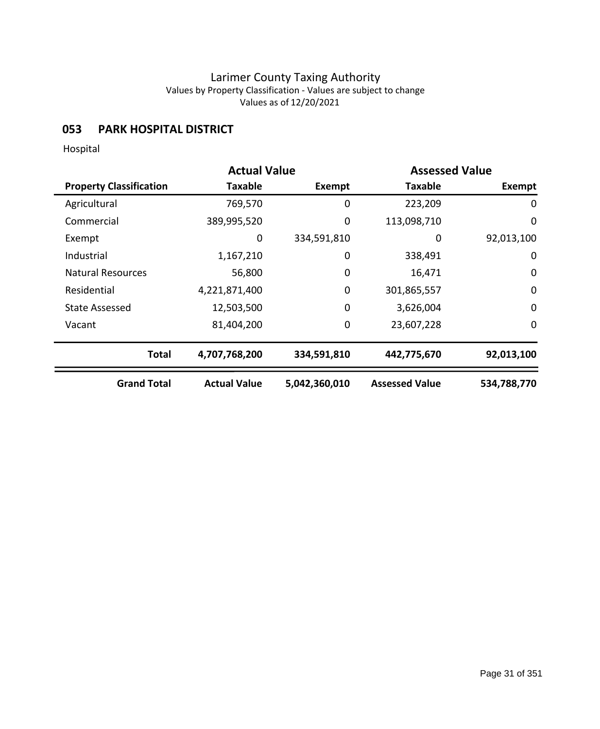# Larimer County Taxing Authority

Values by Property Classification - Values are subject to change

Values as of 12/20/2021

## 053 PARK HOSPITAL DISTRICT

Hospital

| | Actual Value | | Assessed Value | |
|---|---|---|---|---|
| **Property Classification** | **Taxable** | **Exempt** | **Taxable** | **Exempt** |
| Agricultural | 769,570 | 0 | 223,209 | 0 |
| Commercial | 389,995,520 | 0 | 113,098,710 | 0 |
| Exempt | 0 | 334,591,810 | 0 | 92,013,100 |
| Industrial | 1,167,210 | 0 | 338,491 | 0 |
| Natural Resources | 56,800 | 0 | 16,471 | 0 |
| Residential | 4,221,871,400 | 0 | 301,865,557 | 0 |
| State Assessed | 12,503,500 | 0 | 3,626,004 | 0 |
| Vacant | 81,404,200 | 0 | 23,607,228 | 0 |
| **Total** | **4,707,768,200** | **334,591,810** | **442,775,670** | **92,013,100** |
| **Grand Total** | **Actual Value** | **5,042,360,010** | **Assessed Value** | **534,788,770** |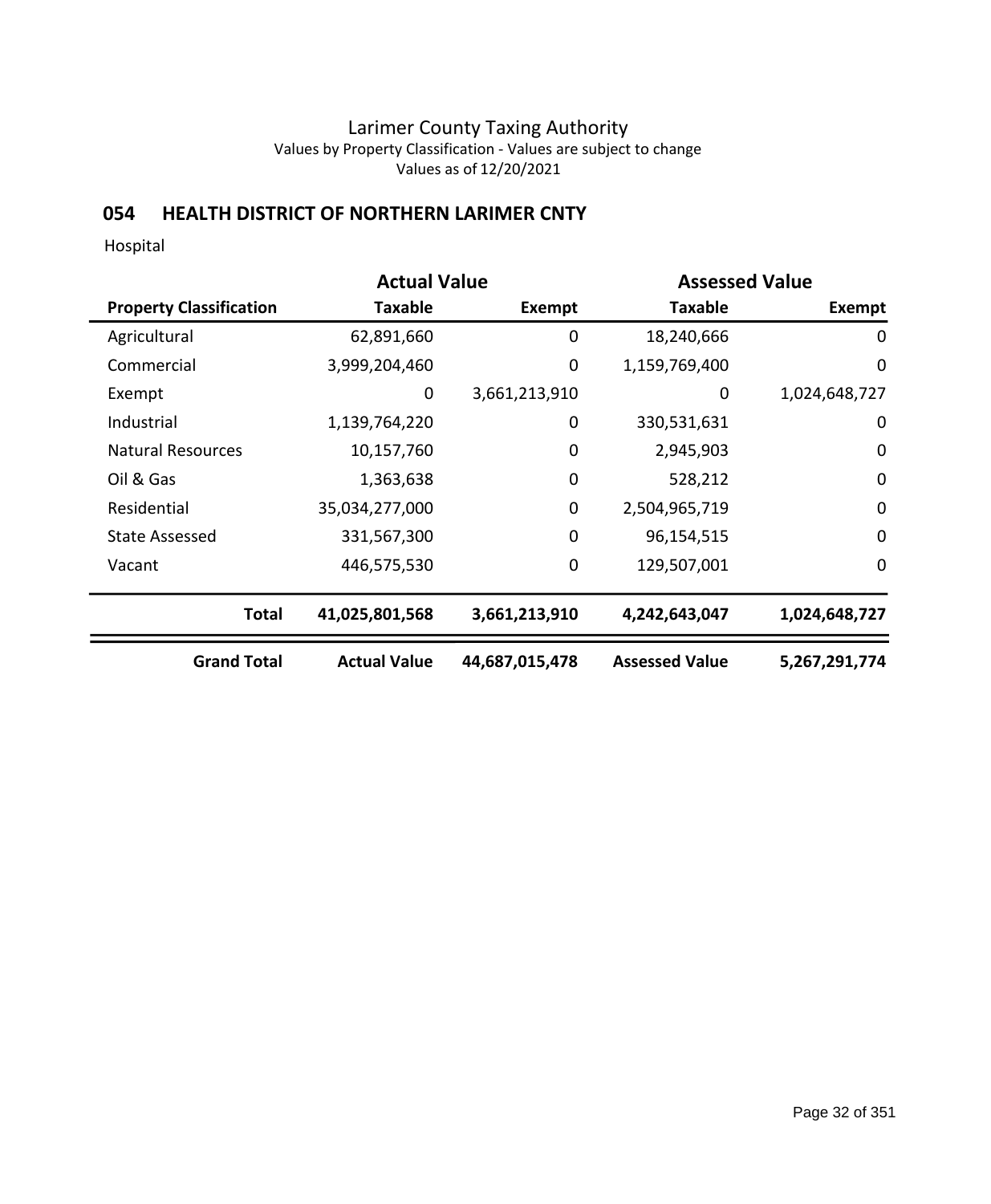# Larimer County Taxing Authority

Values by Property Classification - Values are subject to change

Values as of 12/20/2021

## 054 HEALTH DISTRICT OF NORTHERN LARIMER CNTY

Hospital

| | Actual Value | | Assessed Value | |
|---|---|---|---|---|
| **Property Classification** | **Taxable** | **Exempt** | **Taxable** | **Exempt** |
| Agricultural | 62,891,660 | 0 | 18,240,666 | 0 |
| Commercial | 3,999,204,460 | 0 | 1,159,769,400 | 0 |
| Exempt | 0 | 3,661,213,910 | 0 | 1,024,648,727 |
| Industrial | 1,139,764,220 | 0 | 330,531,631 | 0 |
| Natural Resources | 10,157,760 | 0 | 2,945,903 | 0 |
| Oil & Gas | 1,363,638 | 0 | 528,212 | 0 |
| Residential | 35,034,277,000 | 0 | 2,504,965,719 | 0 |
| State Assessed | 331,567,300 | 0 | 96,154,515 | 0 |
| Vacant | 446,575,530 | 0 | 129,507,001 | 0 |
| **Total** | **41,025,801,568** | **3,661,213,910** | **4,242,643,047** | **1,024,648,727** |
| **Grand Total** | **Actual Value** | **44,687,015,478** | **Assessed Value** | **5,267,291,774** |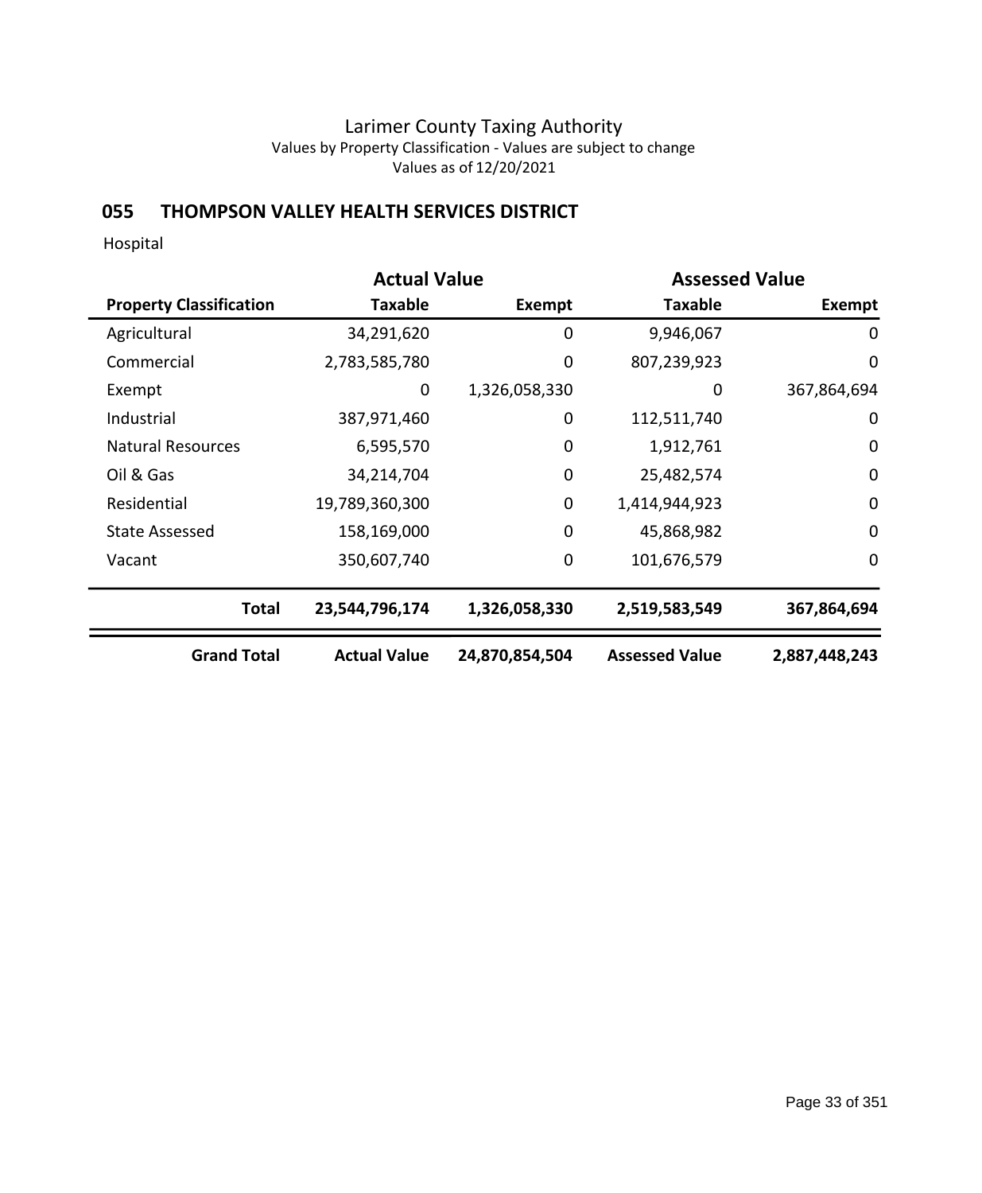Larimer County Taxing Authority

Values by Property Classification - Values are subject to change

Values as of 12/20/2021

## 055 THOMPSON VALLEY HEALTH SERVICES DISTRICT

Hospital

| | Actual Value | | Assessed Value | |
|---|---|---|---|---|
| **Property Classification** | **Taxable** | **Exempt** | **Taxable** | **Exempt** |
| Agricultural | 34,291,620 | 0 | 9,946,067 | 0 |
| Commercial | 2,783,585,780 | 0 | 807,239,923 | 0 |
| Exempt | 0 | 1,326,058,330 | 0 | 367,864,694 |
| Industrial | 387,971,460 | 0 | 112,511,740 | 0 |
| Natural Resources | 6,595,570 | 0 | 1,912,761 | 0 |
| Oil & Gas | 34,214,704 | 0 | 25,482,574 | 0 |
| Residential | 19,789,360,300 | 0 | 1,414,944,923 | 0 |
| State Assessed | 158,169,000 | 0 | 45,868,982 | 0 |
| Vacant | 350,607,740 | 0 | 101,676,579 | 0 |
| **Total** | **23,544,796,174** | **1,326,058,330** | **2,519,583,549** | **367,864,694** |
| **Grand Total** | **Actual Value** | **24,870,854,504** | **Assessed Value** | **2,887,448,243** |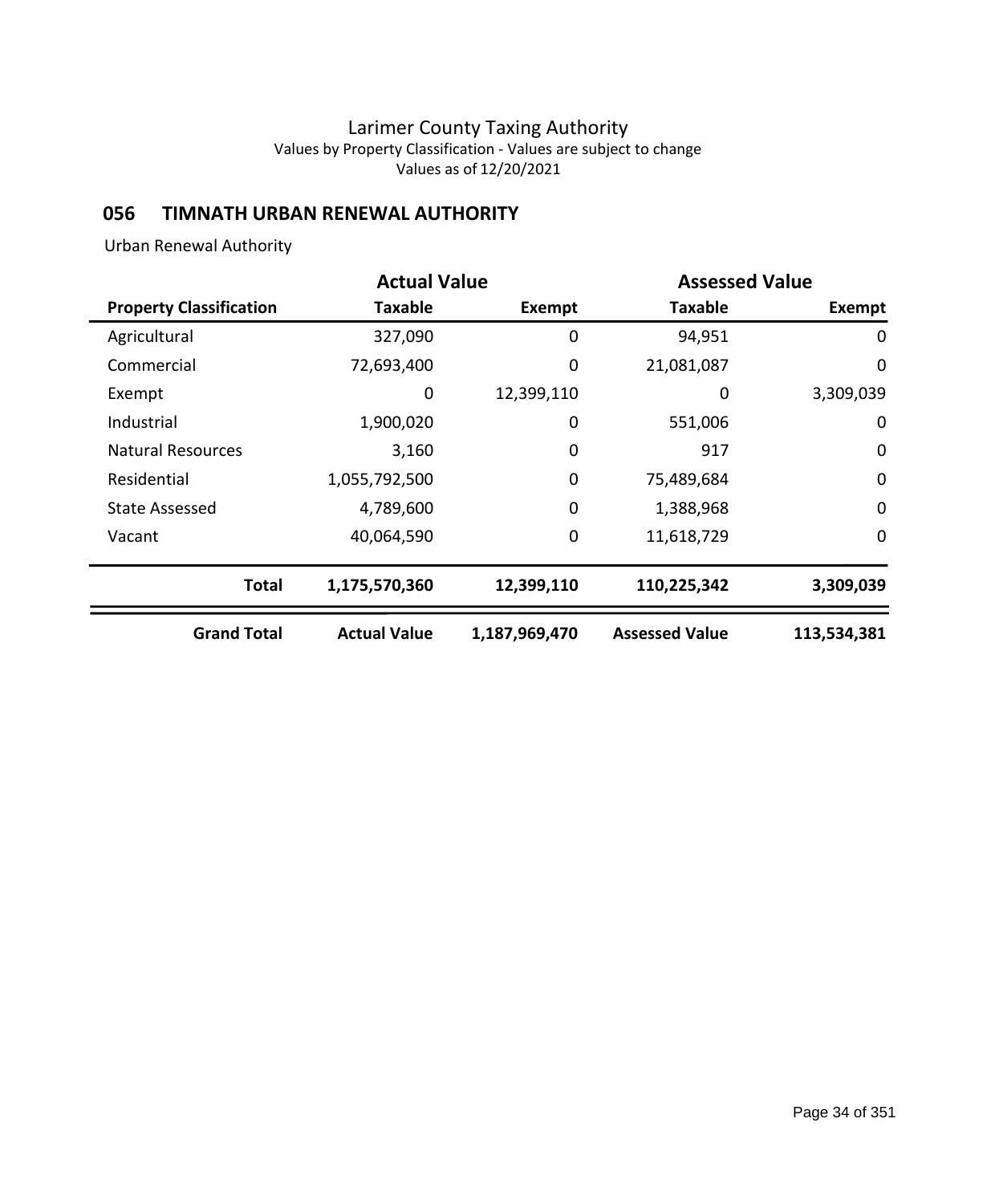# Larimer County Taxing Authority

Values by Property Classification - Values are subject to change

Values as of 12/20/2021

## 056 TIMNATH URBAN RENEWAL AUTHORITY

Urban Renewal Authority

| | Actual Value | | Assessed Value | |
|---|---|---|---|---|
| **Property Classification** | **Taxable** | **Exempt** | **Taxable** | **Exempt** |
| Agricultural | 327,090 | 0 | 94,951 | 0 |
| Commercial | 72,693,400 | 0 | 21,081,087 | 0 |
| Exempt | 0 | 12,399,110 | 0 | 3,309,039 |
| Industrial | 1,900,020 | 0 | 551,006 | 0 |
| Natural Resources | 3,160 | 0 | 917 | 0 |
| Residential | 1,055,792,500 | 0 | 75,489,684 | 0 |
| State Assessed | 4,789,600 | 0 | 1,388,968 | 0 |
| Vacant | 40,064,590 | 0 | 11,618,729 | 0 |
| **Total** | **1,175,570,360** | **12,399,110** | **110,225,342** | **3,309,039** |
| **Grand Total** | **Actual Value** | **1,187,969,470** | **Assessed Value** | **113,534,381** |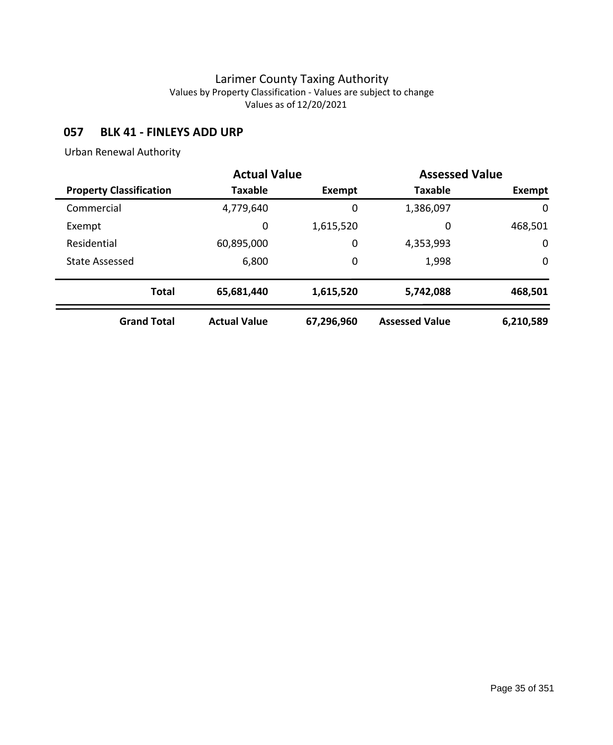# Larimer County Taxing Authority

Values by Property Classification - Values are subject to change

Values as of 12/20/2021

## 057 BLK 41 - FINLEYS ADD URP

Urban Renewal Authority

| | Actual Value | | Assessed Value | |
|---|---|---|---|---|
| **Property Classification** | **Taxable** | **Exempt** | **Taxable** | **Exempt** |
| Commercial | 4,779,640 | 0 | 1,386,097 | 0 |
| Exempt | 0 | 1,615,520 | 0 | 468,501 |
| Residential | 60,895,000 | 0 | 4,353,993 | 0 |
| State Assessed | 6,800 | 0 | 1,998 | 0 |
| **Total** | **65,681,440** | **1,615,520** | **5,742,088** | **468,501** |
| **Grand Total** | **Actual Value** | **67,296,960** | **Assessed Value** | **6,210,589** |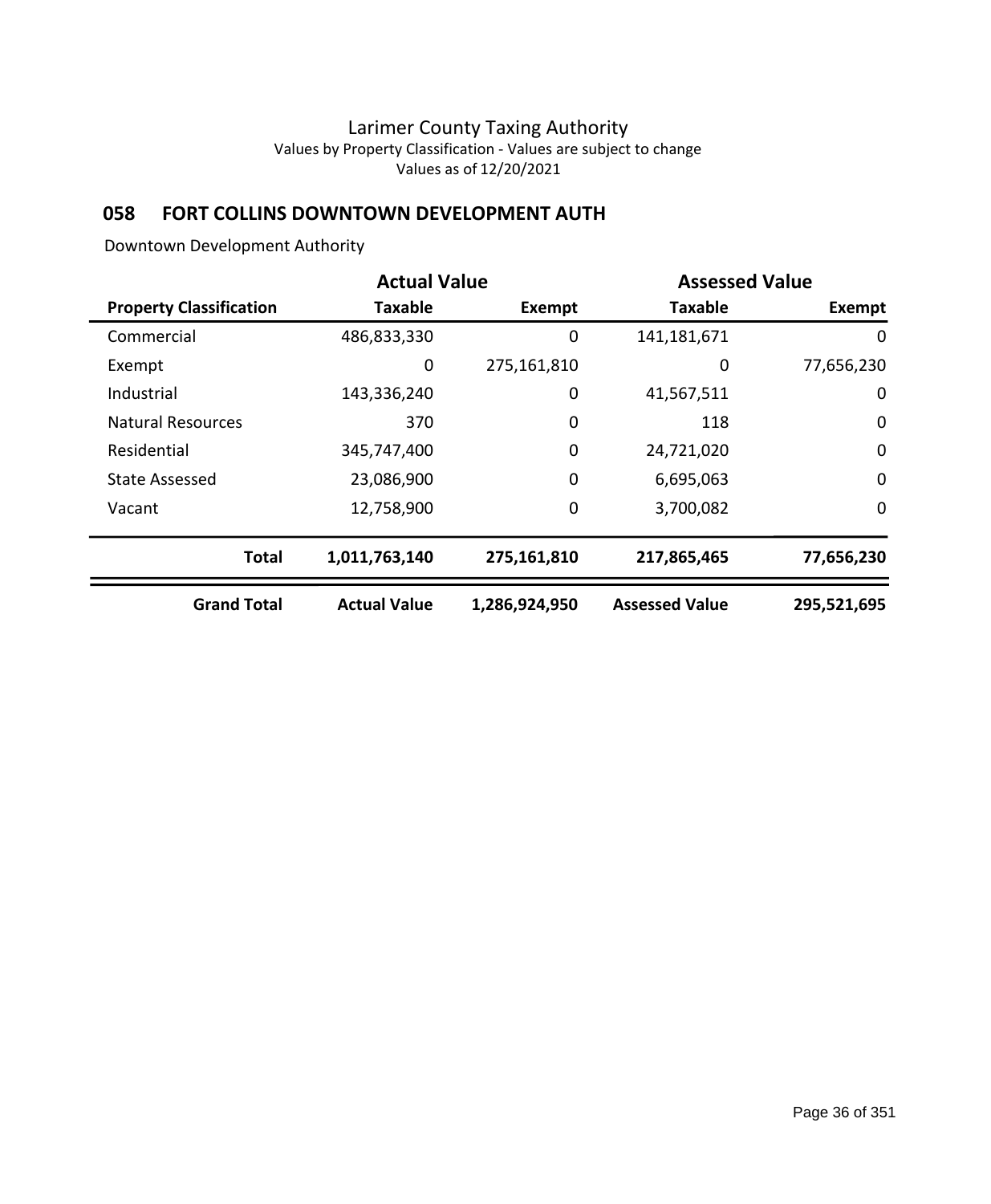# Larimer County Taxing Authority

Values by Property Classification - Values are subject to change

Values as of 12/20/2021

## 058 FORT COLLINS DOWNTOWN DEVELOPMENT AUTH

Downtown Development Authority

| | Actual Value | | Assessed Value | |
|---|---|---|---|---|
| **Property Classification** | **Taxable** | **Exempt** | **Taxable** | **Exempt** |
| Commercial | 486,833,330 | 0 | 141,181,671 | 0 |
| Exempt | 0 | 275,161,810 | 0 | 77,656,230 |
| Industrial | 143,336,240 | 0 | 41,567,511 | 0 |
| Natural Resources | 370 | 0 | 118 | 0 |
| Residential | 345,747,400 | 0 | 24,721,020 | 0 |
| State Assessed | 23,086,900 | 0 | 6,695,063 | 0 |
| Vacant | 12,758,900 | 0 | 3,700,082 | 0 |
| **Total** | **1,011,763,140** | **275,161,810** | **217,865,465** | **77,656,230** |
| **Grand Total** | **Actual Value** | **1,286,924,950** | **Assessed Value** | **295,521,695** |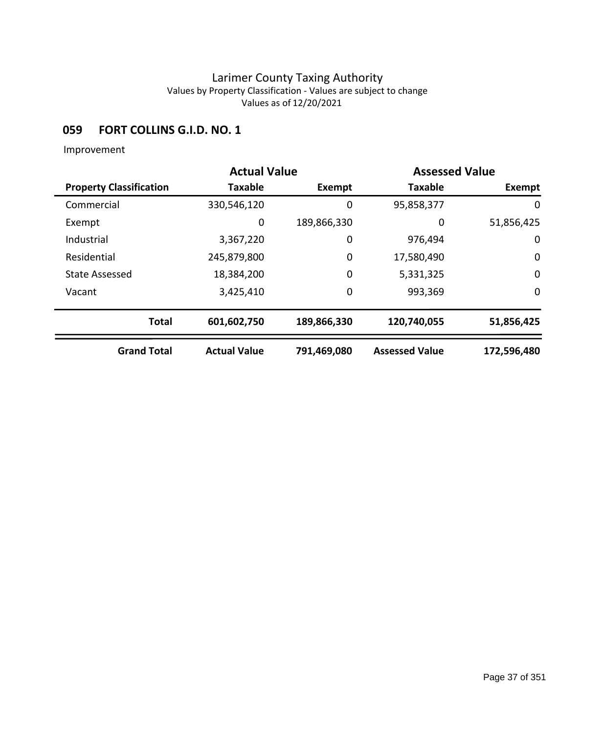Larimer County Taxing Authority
Values by Property Classification - Values are subject to change
Values as of 12/20/2021

## 059 FORT COLLINS G.I.D. NO. 1

Improvement

| | Actual Value | | Assessed Value | |
|---|---|---|---|---|
| **Property Classification** | **Taxable** | **Exempt** | **Taxable** | **Exempt** |
| Commercial | 330,546,120 | 0 | 95,858,377 | 0 |
| Exempt | 0 | 189,866,330 | 0 | 51,856,425 |
| Industrial | 3,367,220 | 0 | 976,494 | 0 |
| Residential | 245,879,800 | 0 | 17,580,490 | 0 |
| State Assessed | 18,384,200 | 0 | 5,331,325 | 0 |
| Vacant | 3,425,410 | 0 | 993,369 | 0 |
| **Total** | **601,602,750** | **189,866,330** | **120,740,055** | **51,856,425** |
| **Grand Total** | **Actual Value** | **791,469,080** | **Assessed Value** | **172,596,480** |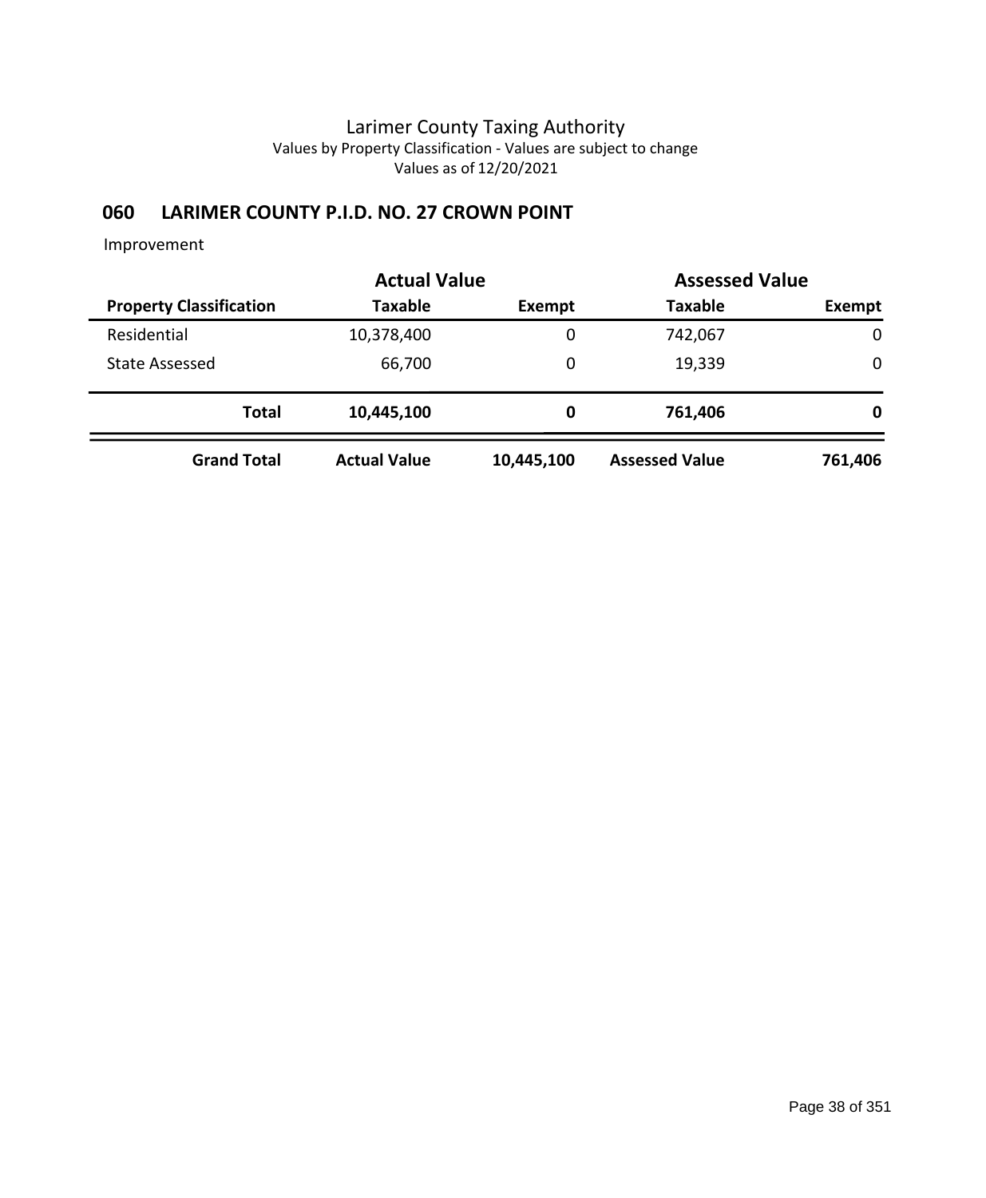Larimer County Taxing Authority
Values by Property Classification - Values are subject to change
Values as of 12/20/2021

## 060 LARIMER COUNTY P.I.D. NO. 27 CROWN POINT

Improvement

| | Actual Value | | Assessed Value | |
|---|---|---|---|---|
| **Property Classification** | **Taxable** | **Exempt** | **Taxable** | **Exempt** |
| Residential | 10,378,400 | 0 | 742,067 | 0 |
| State Assessed | 66,700 | 0 | 19,339 | 0 |
| **Total** | **10,445,100** | **0** | **761,406** | **0** |
| **Grand Total** | **Actual Value** | **10,445,100** | **Assessed Value** | **761,406** |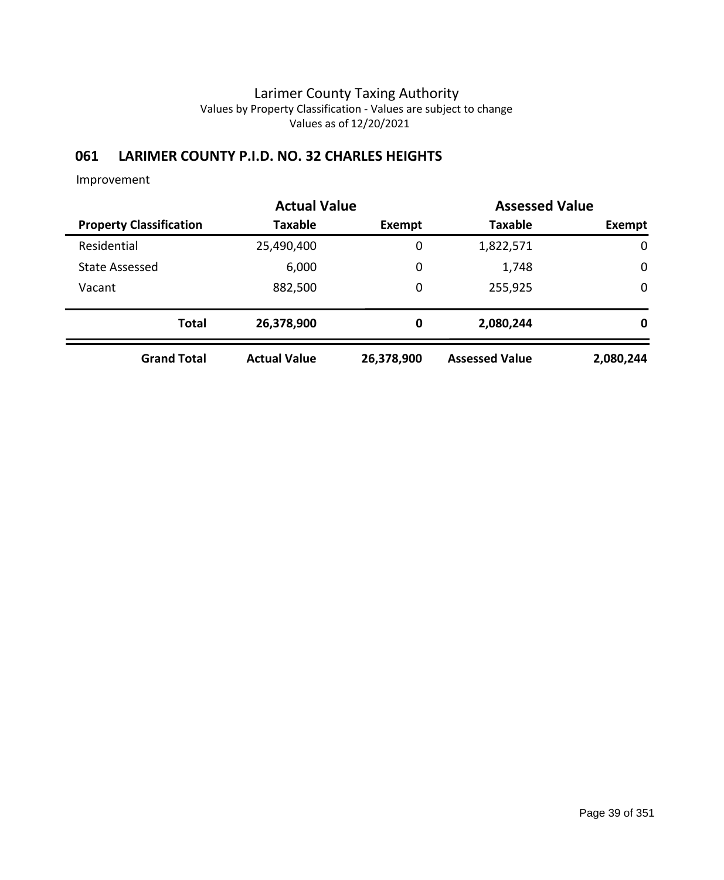# Larimer County Taxing Authority

Values by Property Classification - Values are subject to change

Values as of 12/20/2021

## 061 LARIMER COUNTY P.I.D. NO. 32 CHARLES HEIGHTS

Improvement

| | Actual Value | | Assessed Value | |
|---|---|---|---|---|
| **Property Classification** | **Taxable** | **Exempt** | **Taxable** | **Exempt** |
| Residential | 25,490,400 | 0 | 1,822,571 | 0 |
| State Assessed | 6,000 | 0 | 1,748 | 0 |
| Vacant | 882,500 | 0 | 255,925 | 0 |
| **Total** | **26,378,900** | **0** | **2,080,244** | **0** |
| **Grand Total** | **Actual Value** | **26,378,900** | **Assessed Value** | **2,080,244** |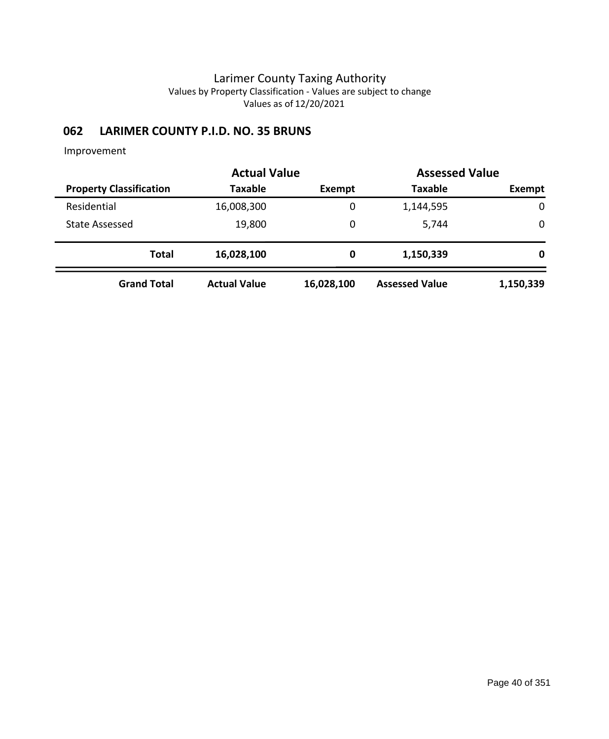# Larimer County Taxing Authority

Values by Property Classification - Values are subject to change

Values as of 12/20/2021

## 062 LARIMER COUNTY P.I.D. NO. 35 BRUNS

Improvement

| | Actual Value | | Assessed Value | |
|---|---|---|---|---|
| **Property Classification** | **Taxable** | **Exempt** | **Taxable** | **Exempt** |
| Residential | 16,008,300 | 0 | 1,144,595 | 0 |
| State Assessed | 19,800 | 0 | 5,744 | 0 |
| **Total** | **16,028,100** | **0** | **1,150,339** | **0** |
| **Grand Total** | **Actual Value** | **16,028,100** | **Assessed Value** | **1,150,339** |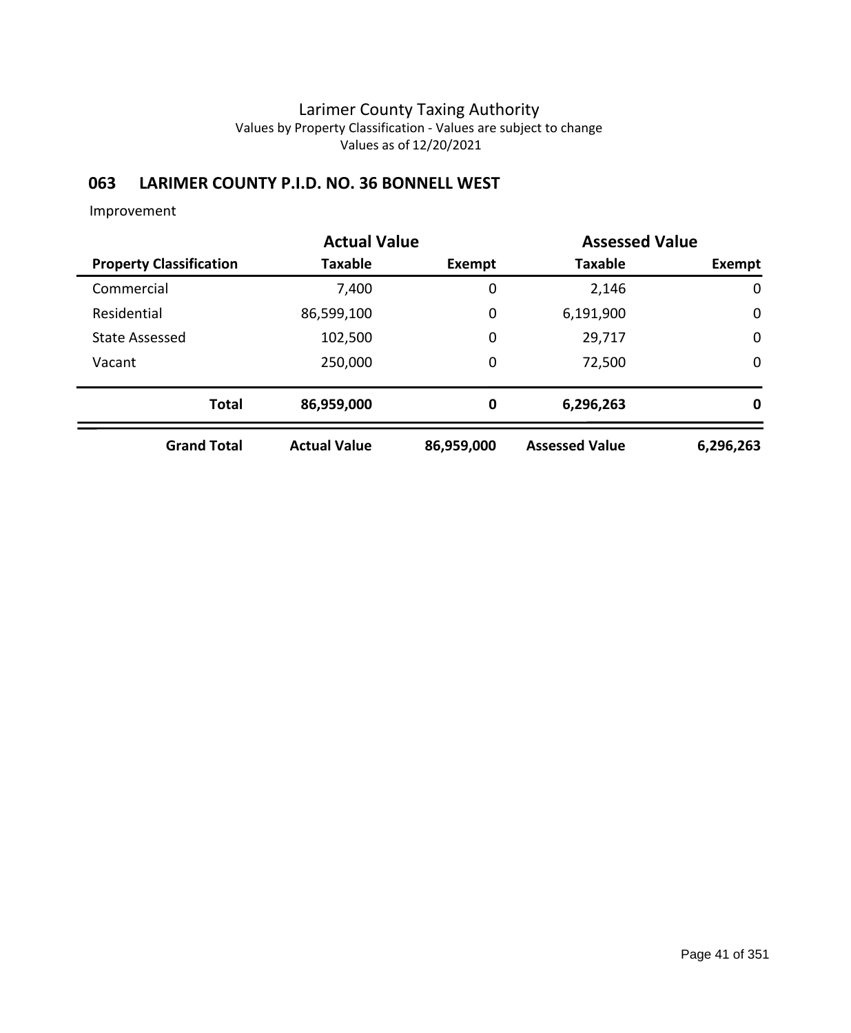# Larimer County Taxing Authority

Values by Property Classification - Values are subject to change

Values as of 12/20/2021

## 063 LARIMER COUNTY P.I.D. NO. 36 BONNELL WEST

Improvement

| | Actual Value | | Assessed Value | |
|---|---|---|---|---|
| **Property Classification** | **Taxable** | **Exempt** | **Taxable** | **Exempt** |
| Commercial | 7,400 | 0 | 2,146 | 0 |
| Residential | 86,599,100 | 0 | 6,191,900 | 0 |
| State Assessed | 102,500 | 0 | 29,717 | 0 |
| Vacant | 250,000 | 0 | 72,500 | 0 |
| **Total** | **86,959,000** | **0** | **6,296,263** | **0** |
| **Grand Total** | **Actual Value** | **86,959,000** | **Assessed Value** | **6,296,263** |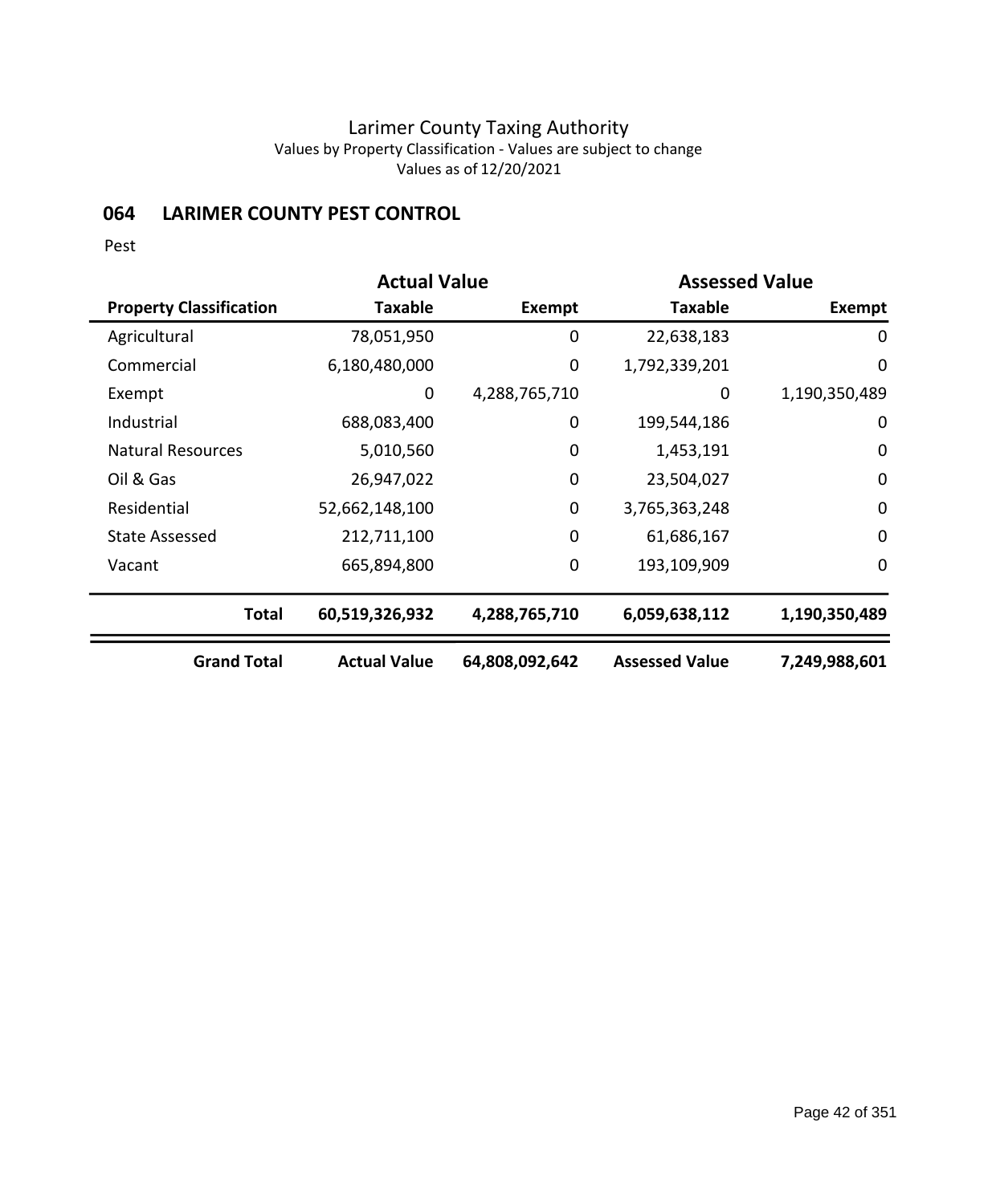# Larimer County Taxing Authority

Values by Property Classification - Values are subject to change

Values as of 12/20/2021

## 064 LARIMER COUNTY PEST CONTROL

Pest

| | Actual Value | | Assessed Value | |
|---|---|---|---|---|
| **Property Classification** | **Taxable** | **Exempt** | **Taxable** | **Exempt** |
| Agricultural | 78,051,950 | 0 | 22,638,183 | 0 |
| Commercial | 6,180,480,000 | 0 | 1,792,339,201 | 0 |
| Exempt | 0 | 4,288,765,710 | 0 | 1,190,350,489 |
| Industrial | 688,083,400 | 0 | 199,544,186 | 0 |
| Natural Resources | 5,010,560 | 0 | 1,453,191 | 0 |
| Oil & Gas | 26,947,022 | 0 | 23,504,027 | 0 |
| Residential | 52,662,148,100 | 0 | 3,765,363,248 | 0 |
| State Assessed | 212,711,100 | 0 | 61,686,167 | 0 |
| Vacant | 665,894,800 | 0 | 193,109,909 | 0 |
| **Total** | **60,519,326,932** | **4,288,765,710** | **6,059,638,112** | **1,190,350,489** |
| **Grand Total** | **Actual Value** | **64,808,092,642** | **Assessed Value** | **7,249,988,601** |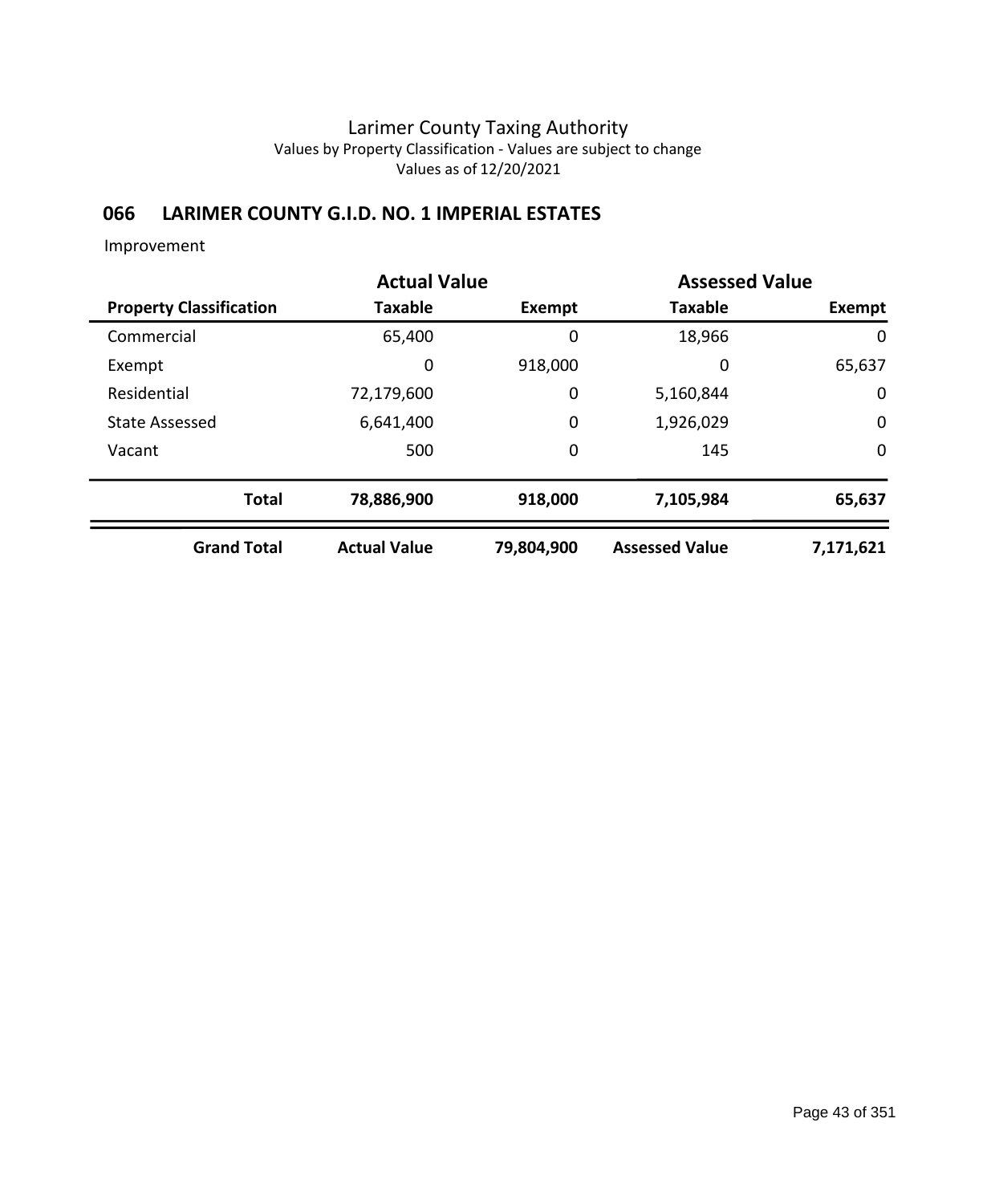# Larimer County Taxing Authority

Values by Property Classification - Values are subject to change

Values as of 12/20/2021

## 066 LARIMER COUNTY G.I.D. NO. 1 IMPERIAL ESTATES

Improvement

| | Actual Value | | Assessed Value | |
|---|---|---|---|---|
| **Property Classification** | **Taxable** | **Exempt** | **Taxable** | **Exempt** |
| Commercial | 65,400 | 0 | 18,966 | 0 |
| Exempt | 0 | 918,000 | 0 | 65,637 |
| Residential | 72,179,600 | 0 | 5,160,844 | 0 |
| State Assessed | 6,641,400 | 0 | 1,926,029 | 0 |
| Vacant | 500 | 0 | 145 | 0 |
| **Total** | **78,886,900** | **918,000** | **7,105,984** | **65,637** |
| **Grand Total** | **Actual Value** | **79,804,900** | **Assessed Value** | **7,171,621** |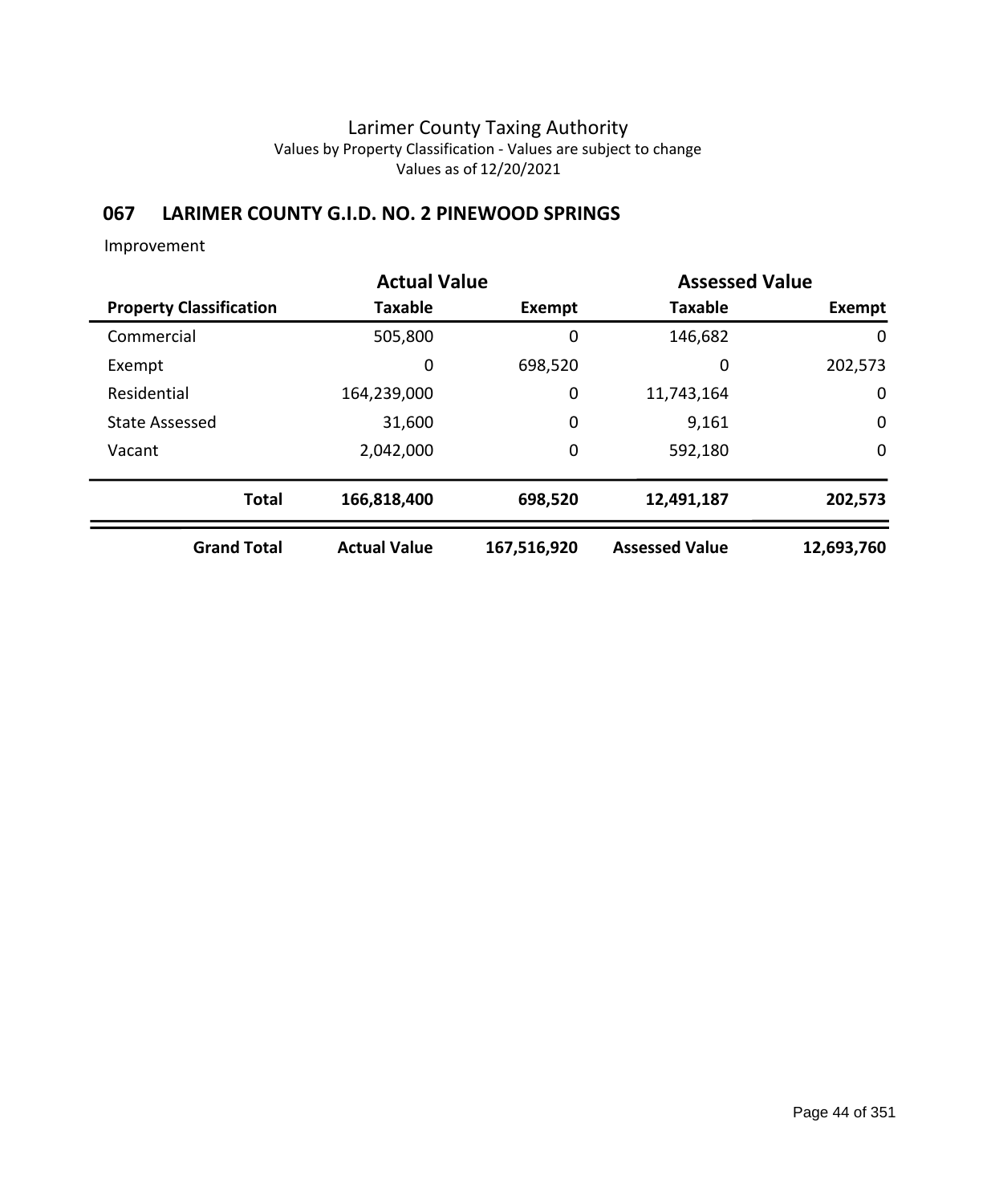# Larimer County Taxing Authority

Values by Property Classification - Values are subject to change

Values as of 12/20/2021

## 067 LARIMER COUNTY G.I.D. NO. 2 PINEWOOD SPRINGS

Improvement

| | Actual Value | | Assessed Value | |
|---|---|---|---|---|
| **Property Classification** | **Taxable** | **Exempt** | **Taxable** | **Exempt** |
| Commercial | 505,800 | 0 | 146,682 | 0 |
| Exempt | 0 | 698,520 | 0 | 202,573 |
| Residential | 164,239,000 | 0 | 11,743,164 | 0 |
| State Assessed | 31,600 | 0 | 9,161 | 0 |
| Vacant | 2,042,000 | 0 | 592,180 | 0 |
| **Total** | **166,818,400** | **698,520** | **12,491,187** | **202,573** |
| **Grand Total** | **Actual Value** | **167,516,920** | **Assessed Value** | **12,693,760** |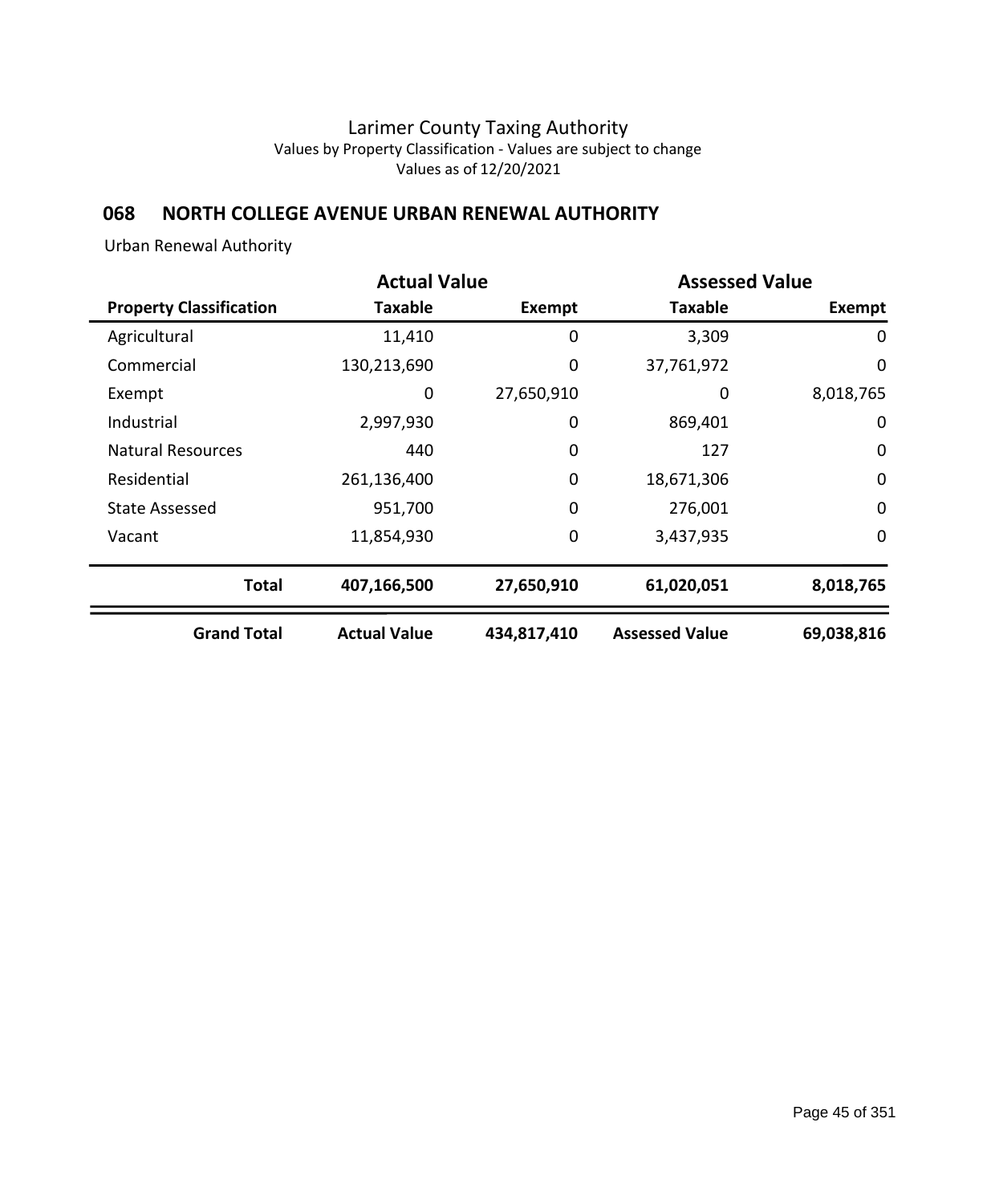# Larimer County Taxing Authority

Values by Property Classification - Values are subject to change

Values as of 12/20/2021

## 068 NORTH COLLEGE AVENUE URBAN RENEWAL AUTHORITY

Urban Renewal Authority

| | Actual Value | | Assessed Value | |
|---|---|---|---|---|
| **Property Classification** | **Taxable** | **Exempt** | **Taxable** | **Exempt** |
| Agricultural | 11,410 | 0 | 3,309 | 0 |
| Commercial | 130,213,690 | 0 | 37,761,972 | 0 |
| Exempt | 0 | 27,650,910 | 0 | 8,018,765 |
| Industrial | 2,997,930 | 0 | 869,401 | 0 |
| Natural Resources | 440 | 0 | 127 | 0 |
| Residential | 261,136,400 | 0 | 18,671,306 | 0 |
| State Assessed | 951,700 | 0 | 276,001 | 0 |
| Vacant | 11,854,930 | 0 | 3,437,935 | 0 |
| **Total** | **407,166,500** | **27,650,910** | **61,020,051** | **8,018,765** |
| **Grand Total** | **Actual Value** | **434,817,410** | **Assessed Value** | **69,038,816** |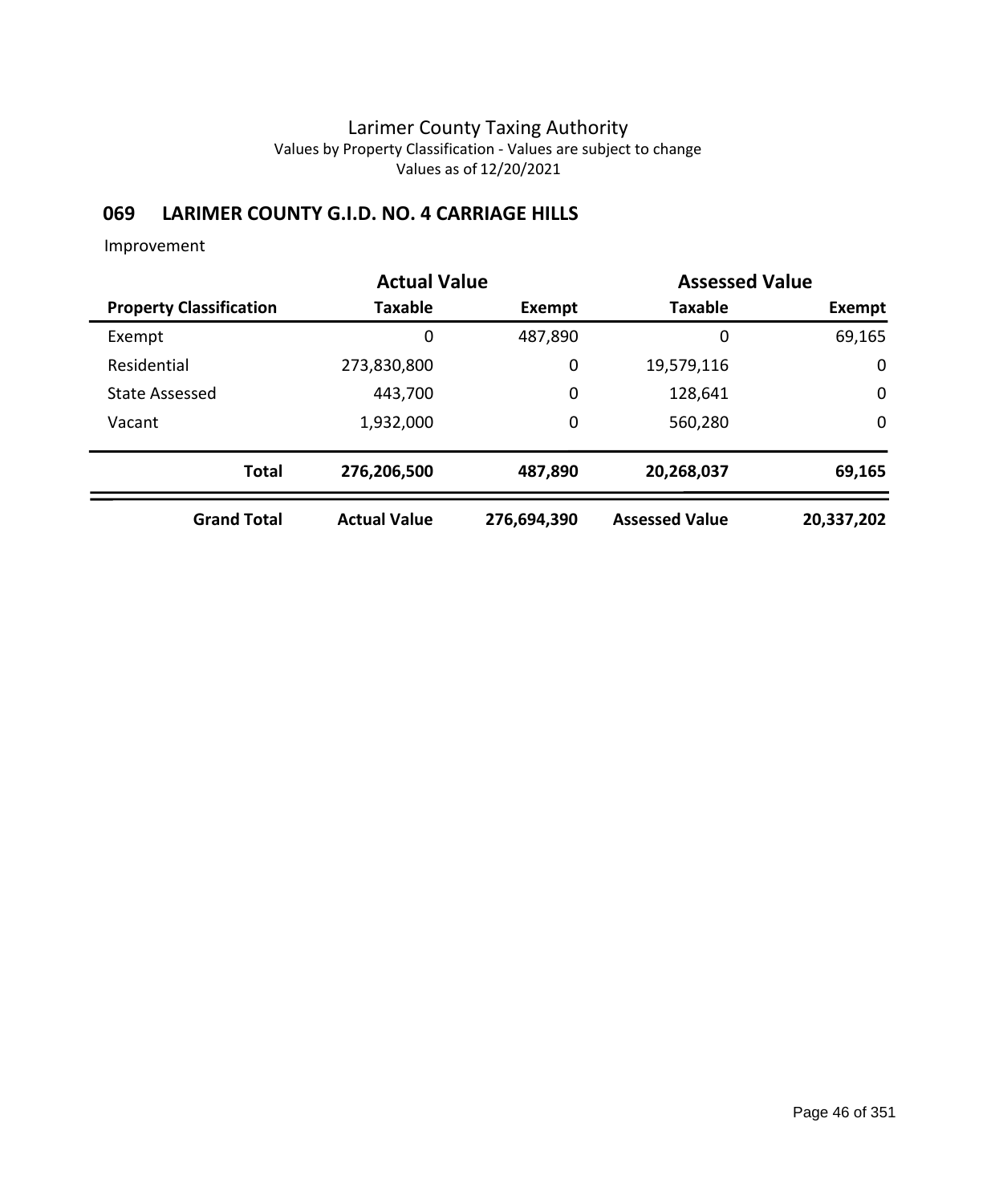# Larimer County Taxing Authority

Values by Property Classification - Values are subject to change

Values as of 12/20/2021

## 069 LARIMER COUNTY G.I.D. NO. 4 CARRIAGE HILLS

Improvement

| | Actual Value | | Assessed Value | |
|---|---|---|---|---|
| **Property Classification** | **Taxable** | **Exempt** | **Taxable** | **Exempt** |
| Exempt | 0 | 487,890 | 0 | 69,165 |
| Residential | 273,830,800 | 0 | 19,579,116 | 0 |
| State Assessed | 443,700 | 0 | 128,641 | 0 |
| Vacant | 1,932,000 | 0 | 560,280 | 0 |
| **Total** | **276,206,500** | **487,890** | **20,268,037** | **69,165** |
| **Grand Total** | **Actual Value** | **276,694,390** | **Assessed Value** | **20,337,202** |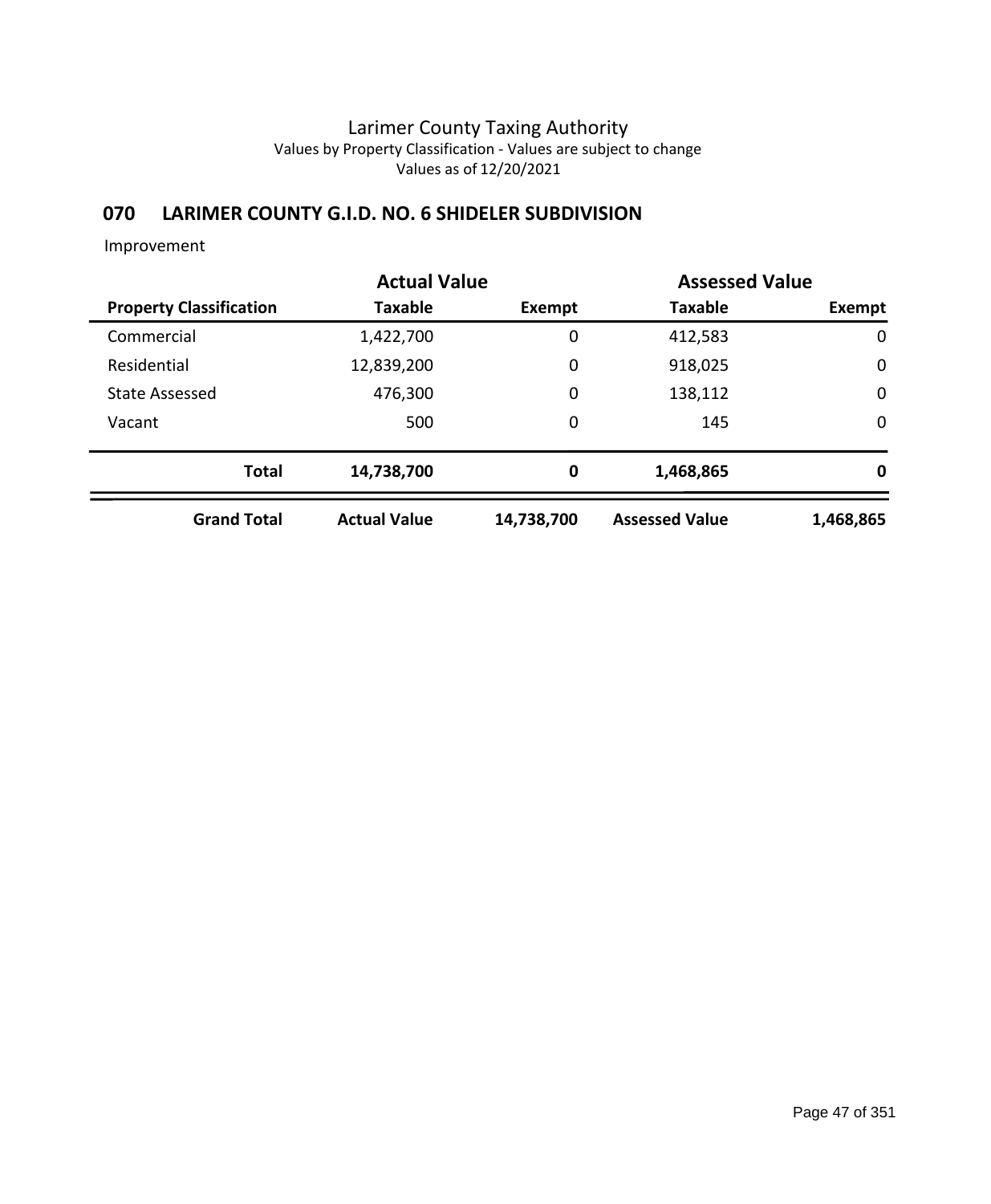Larimer County Taxing Authority
Values by Property Classification - Values are subject to change
Values as of 12/20/2021

## 070 LARIMER COUNTY G.I.D. NO. 6 SHIDELER SUBDIVISION

Improvement

| | Actual Value | | Assessed Value | |
|---|---|---|---|---|
| **Property Classification** | **Taxable** | **Exempt** | **Taxable** | **Exempt** |
| Commercial | 1,422,700 | 0 | 412,583 | 0 |
| Residential | 12,839,200 | 0 | 918,025 | 0 |
| State Assessed | 476,300 | 0 | 138,112 | 0 |
| Vacant | 500 | 0 | 145 | 0 |
| **Total** | **14,738,700** | **0** | **1,468,865** | **0** |
| **Grand Total** | **Actual Value** | **14,738,700** | **Assessed Value** | **1,468,865** |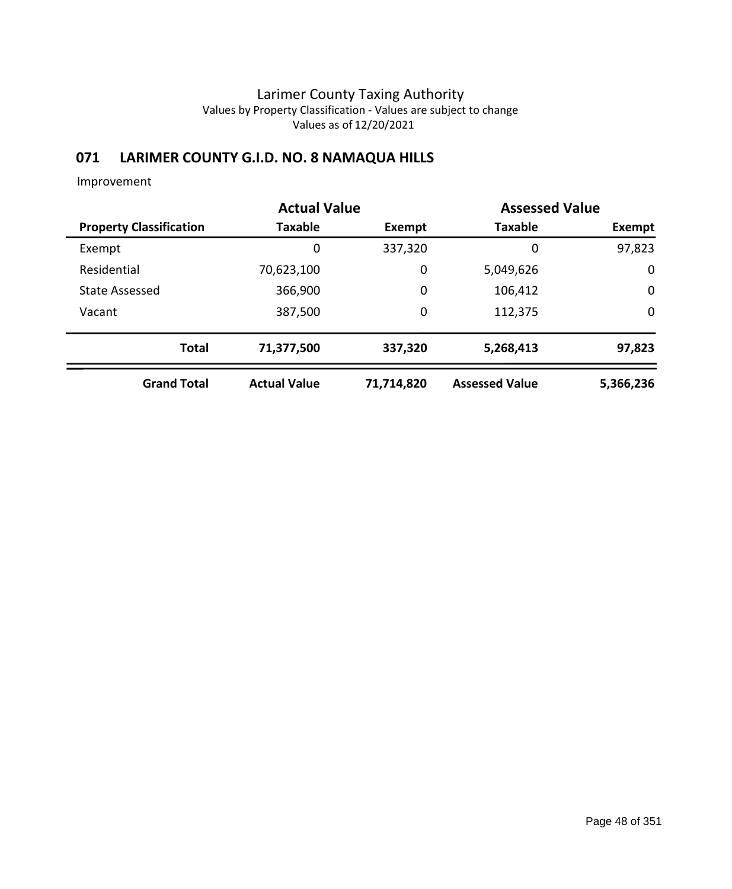# Larimer County Taxing Authority

Values by Property Classification - Values are subject to change

Values as of 12/20/2021

## 071 LARIMER COUNTY G.I.D. NO. 8 NAMAQUA HILLS

Improvement

| | Actual Value | | Assessed Value | |
|---|---|---|---|---|
| **Property Classification** | **Taxable** | **Exempt** | **Taxable** | **Exempt** |
| Exempt | 0 | 337,320 | 0 | 97,823 |
| Residential | 70,623,100 | 0 | 5,049,626 | 0 |
| State Assessed | 366,900 | 0 | 106,412 | 0 |
| Vacant | 387,500 | 0 | 112,375 | 0 |
| **Total** | **71,377,500** | **337,320** | **5,268,413** | **97,823** |
| **Grand Total** | **Actual Value** | **71,714,820** | **Assessed Value** | **5,366,236** |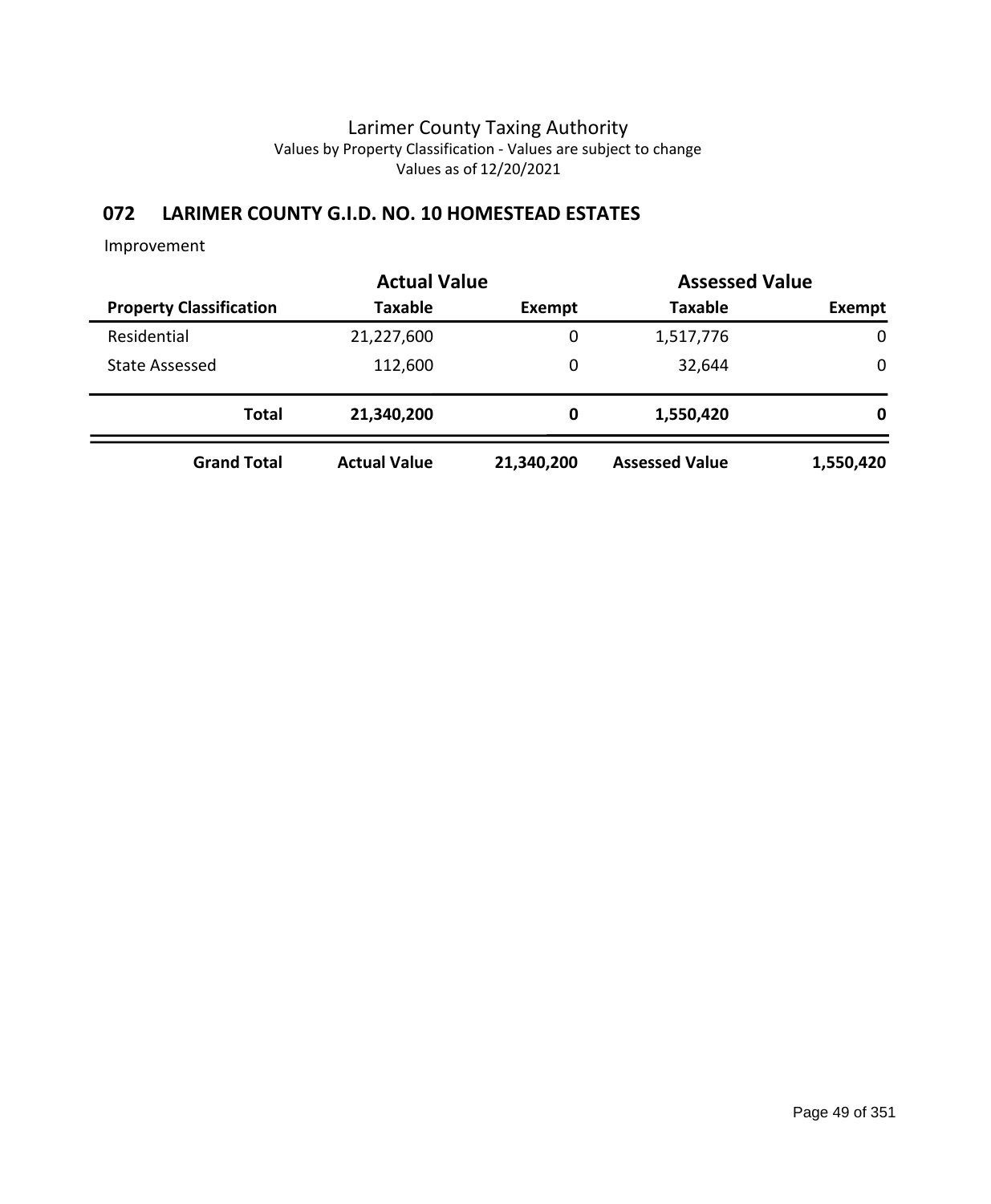# Larimer County Taxing Authority

Values by Property Classification - Values are subject to change

Values as of 12/20/2021

## 072 LARIMER COUNTY G.I.D. NO. 10 HOMESTEAD ESTATES

Improvement

| | Actual Value | | Assessed Value | |
|---|---|---|---|---|
| **Property Classification** | **Taxable** | **Exempt** | **Taxable** | **Exempt** |
| Residential | 21,227,600 | 0 | 1,517,776 | 0 |
| State Assessed | 112,600 | 0 | 32,644 | 0 |
| **Total** | **21,340,200** | **0** | **1,550,420** | **0** |
| **Grand Total** | **Actual Value** | **21,340,200** | **Assessed Value** | **1,550,420** |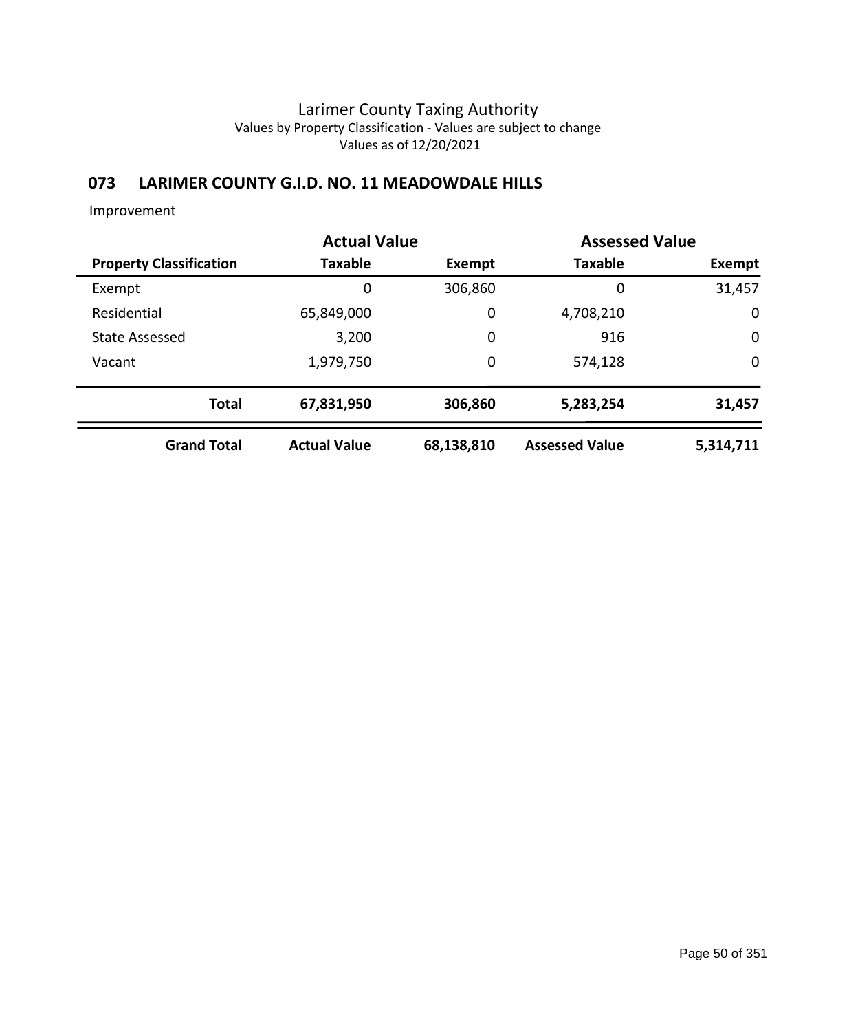# Larimer County Taxing Authority

Values by Property Classification - Values are subject to change

Values as of 12/20/2021

## 073 LARIMER COUNTY G.I.D. NO. 11 MEADOWDALE HILLS

Improvement

| | Actual Value | | Assessed Value | |
|---|---|---|---|---|
| **Property Classification** | **Taxable** | **Exempt** | **Taxable** | **Exempt** |
| Exempt | 0 | 306,860 | 0 | 31,457 |
| Residential | 65,849,000 | 0 | 4,708,210 | 0 |
| State Assessed | 3,200 | 0 | 916 | 0 |
| Vacant | 1,979,750 | 0 | 574,128 | 0 |
| **Total** | **67,831,950** | **306,860** | **5,283,254** | **31,457** |
| **Grand Total** | **Actual Value** | **68,138,810** | **Assessed Value** | **5,314,711** |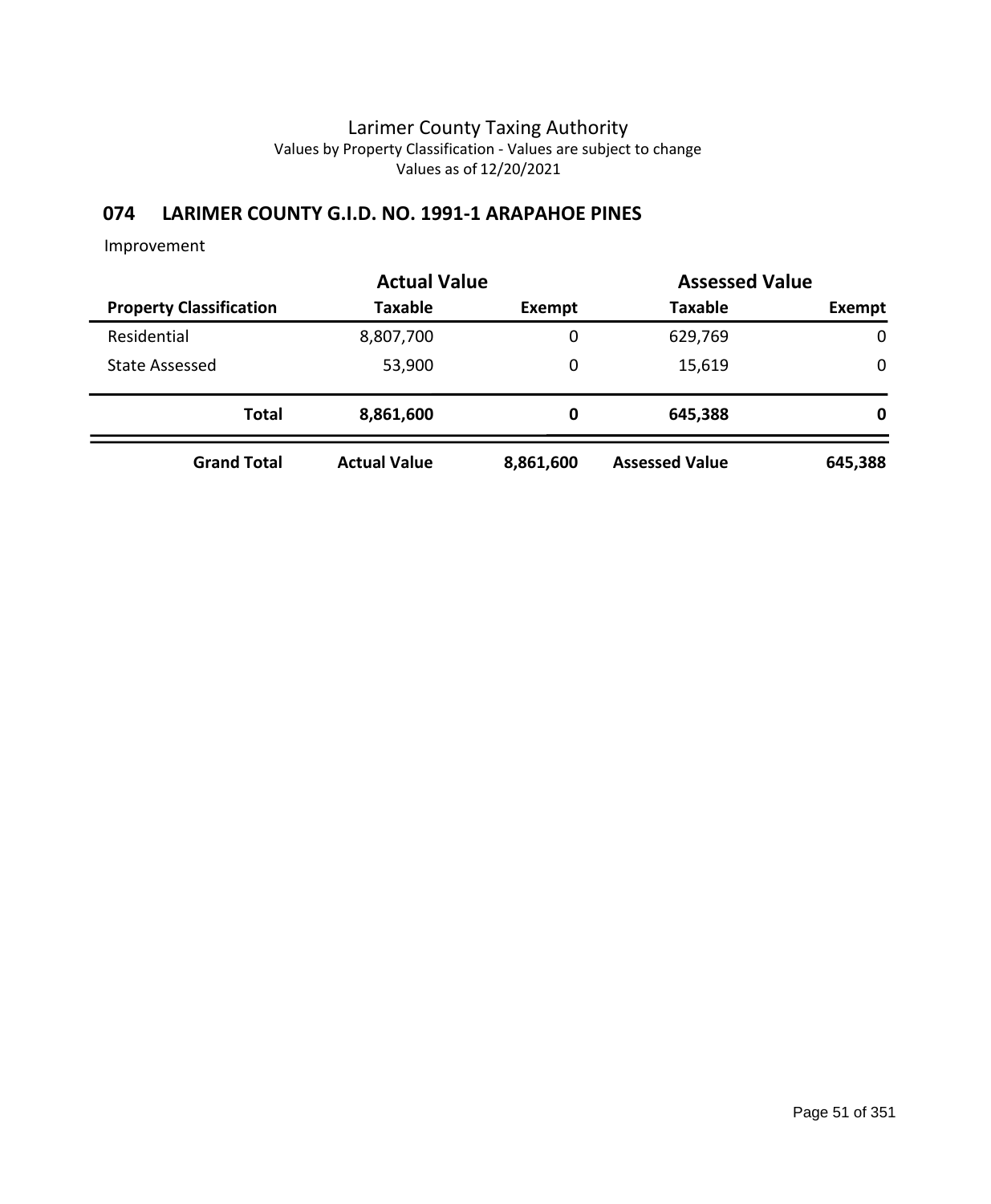# Larimer County Taxing Authority

Values by Property Classification - Values are subject to change

Values as of 12/20/2021

## 074 LARIMER COUNTY G.I.D. NO. 1991-1 ARAPAHOE PINES

Improvement

| | Actual Value | | Assessed Value | |
|---|---|---|---|---|
| **Property Classification** | **Taxable** | **Exempt** | **Taxable** | **Exempt** |
| Residential | 8,807,700 | 0 | 629,769 | 0 |
| State Assessed | 53,900 | 0 | 15,619 | 0 |
| **Total** | **8,861,600** | **0** | **645,388** | **0** |
| **Grand Total** | **Actual Value** | **8,861,600** | **Assessed Value** | **645,388** |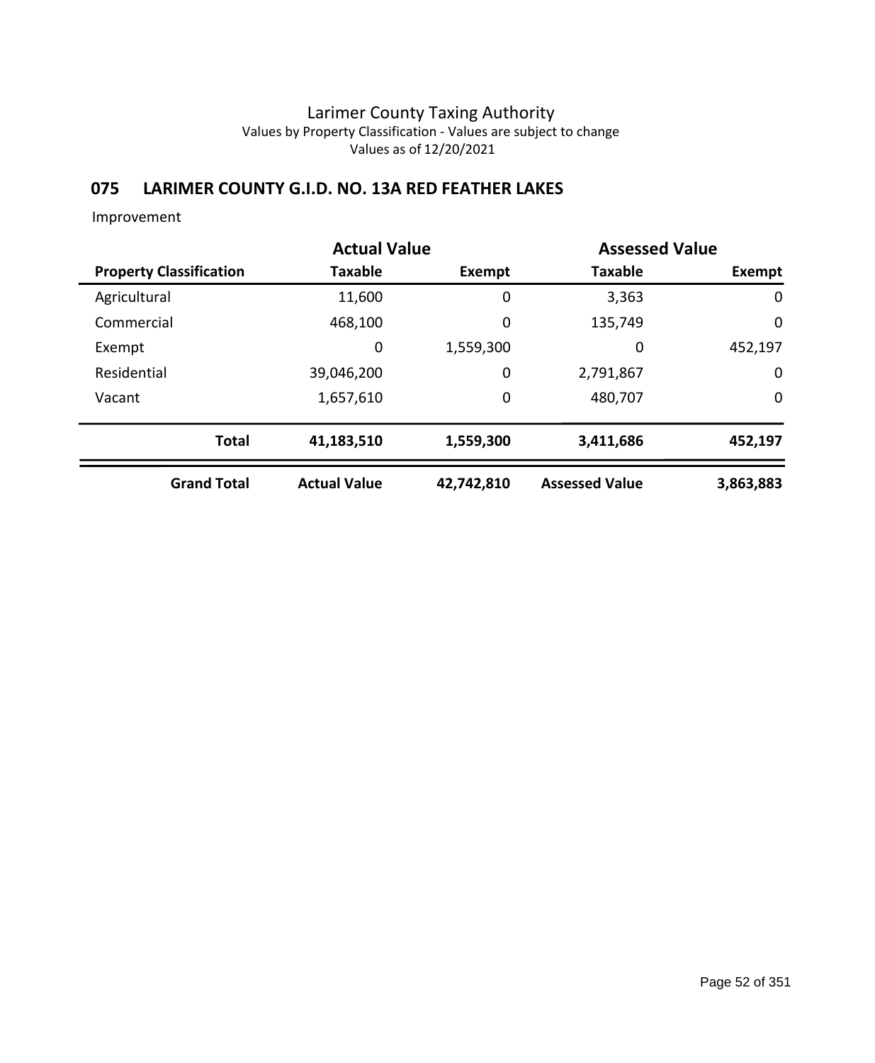Larimer County Taxing Authority
Values by Property Classification - Values are subject to change
Values as of 12/20/2021

## 075 LARIMER COUNTY G.I.D. NO. 13A RED FEATHER LAKES

Improvement

| | Actual Value | | Assessed Value | |
|---|---|---|---|---|
| **Property Classification** | **Taxable** | **Exempt** | **Taxable** | **Exempt** |
| Agricultural | 11,600 | 0 | 3,363 | 0 |
| Commercial | 468,100 | 0 | 135,749 | 0 |
| Exempt | 0 | 1,559,300 | 0 | 452,197 |
| Residential | 39,046,200 | 0 | 2,791,867 | 0 |
| Vacant | 1,657,610 | 0 | 480,707 | 0 |
| **Total** | **41,183,510** | **1,559,300** | **3,411,686** | **452,197** |
| **Grand Total** | **Actual Value** | **42,742,810** | **Assessed Value** | **3,863,883** |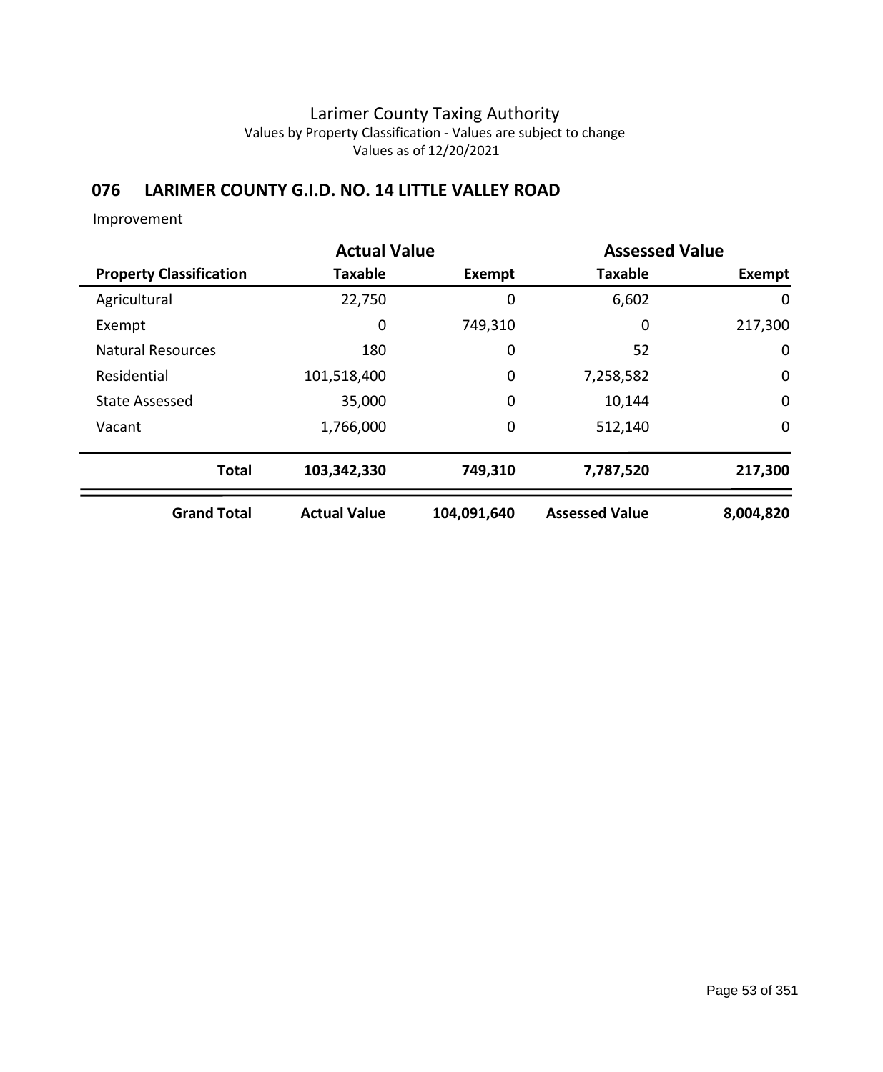# Larimer County Taxing Authority

Values by Property Classification - Values are subject to change

Values as of 12/20/2021

## 076 LARIMER COUNTY G.I.D. NO. 14 LITTLE VALLEY ROAD

Improvement

| | Actual Value | | Assessed Value | |
|---|---|---|---|---|
| **Property Classification** | **Taxable** | **Exempt** | **Taxable** | **Exempt** |
| Agricultural | 22,750 | 0 | 6,602 | 0 |
| Exempt | 0 | 749,310 | 0 | 217,300 |
| Natural Resources | 180 | 0 | 52 | 0 |
| Residential | 101,518,400 | 0 | 7,258,582 | 0 |
| State Assessed | 35,000 | 0 | 10,144 | 0 |
| Vacant | 1,766,000 | 0 | 512,140 | 0 |
| **Total** | **103,342,330** | **749,310** | **7,787,520** | **217,300** |
| **Grand Total** | **Actual Value** | **104,091,640** | **Assessed Value** | **8,004,820** |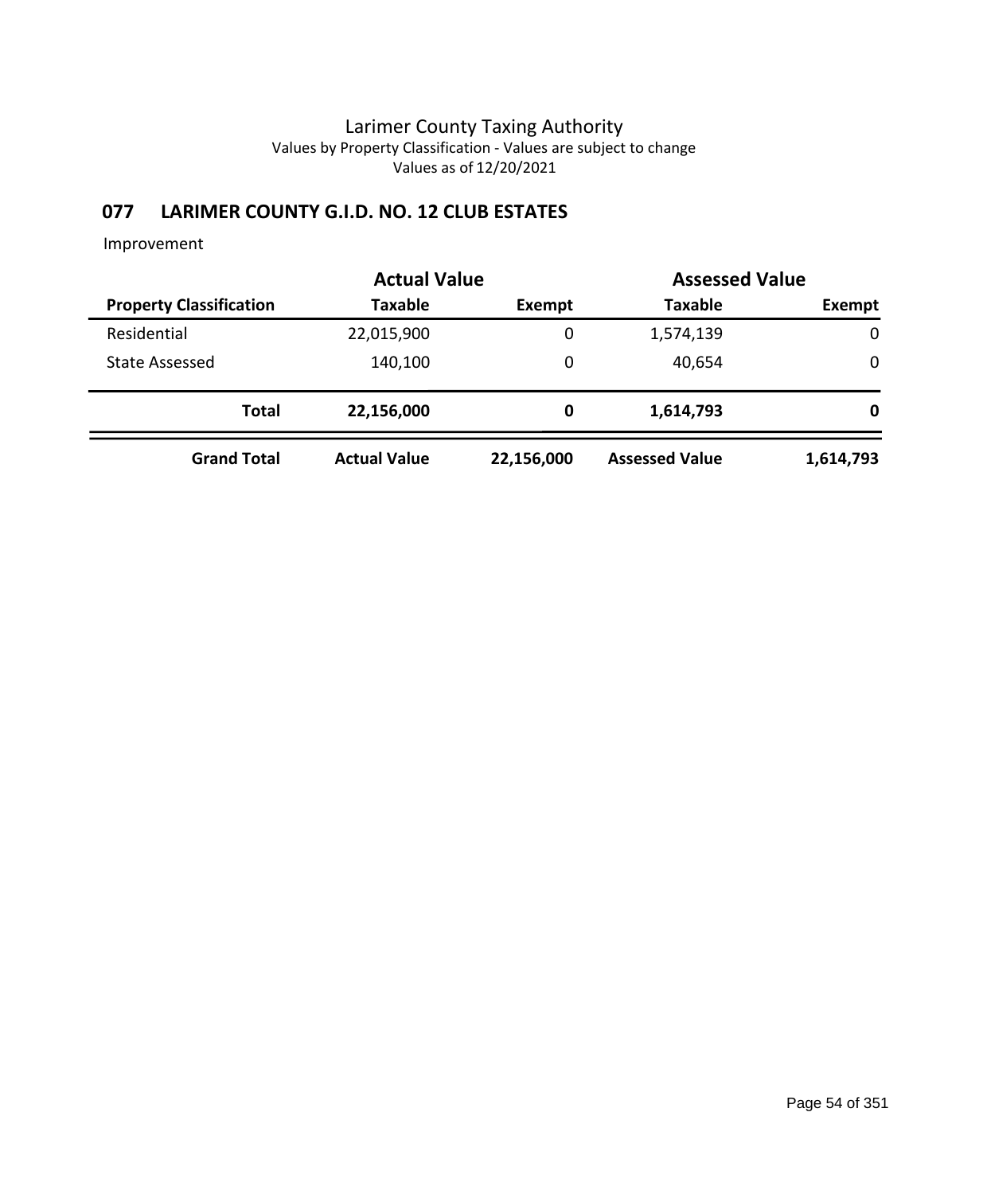# Larimer County Taxing Authority

Values by Property Classification - Values are subject to change

Values as of 12/20/2021

## 077 LARIMER COUNTY G.I.D. NO. 12 CLUB ESTATES

Improvement

| | Actual Value | | Assessed Value | |
|---|---|---|---|---|
| **Property Classification** | **Taxable** | **Exempt** | **Taxable** | **Exempt** |
| Residential | 22,015,900 | 0 | 1,574,139 | 0 |
| State Assessed | 140,100 | 0 | 40,654 | 0 |
| **Total** | **22,156,000** | **0** | **1,614,793** | **0** |
| **Grand Total** | **Actual Value** | **22,156,000** | **Assessed Value** | **1,614,793** |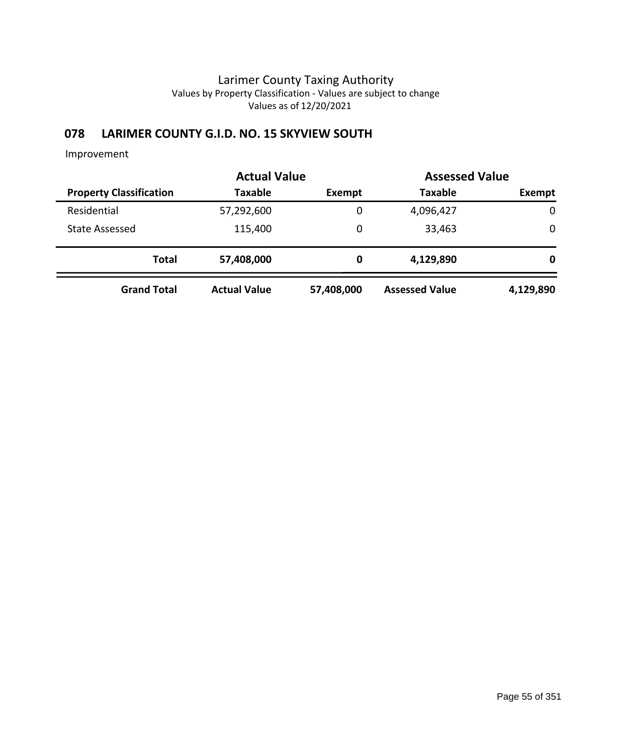# Larimer County Taxing Authority

Values by Property Classification - Values are subject to change

Values as of 12/20/2021

## 078 LARIMER COUNTY G.I.D. NO. 15 SKYVIEW SOUTH

Improvement

| | Actual Value | | Assessed Value | |
|---|---|---|---|---|
| **Property Classification** | **Taxable** | **Exempt** | **Taxable** | **Exempt** |
| Residential | 57,292,600 | 0 | 4,096,427 | 0 |
| State Assessed | 115,400 | 0 | 33,463 | 0 |
| **Total** | **57,408,000** | **0** | **4,129,890** | **0** |
| **Grand Total** | **Actual Value** | **57,408,000** | **Assessed Value** | **4,129,890** |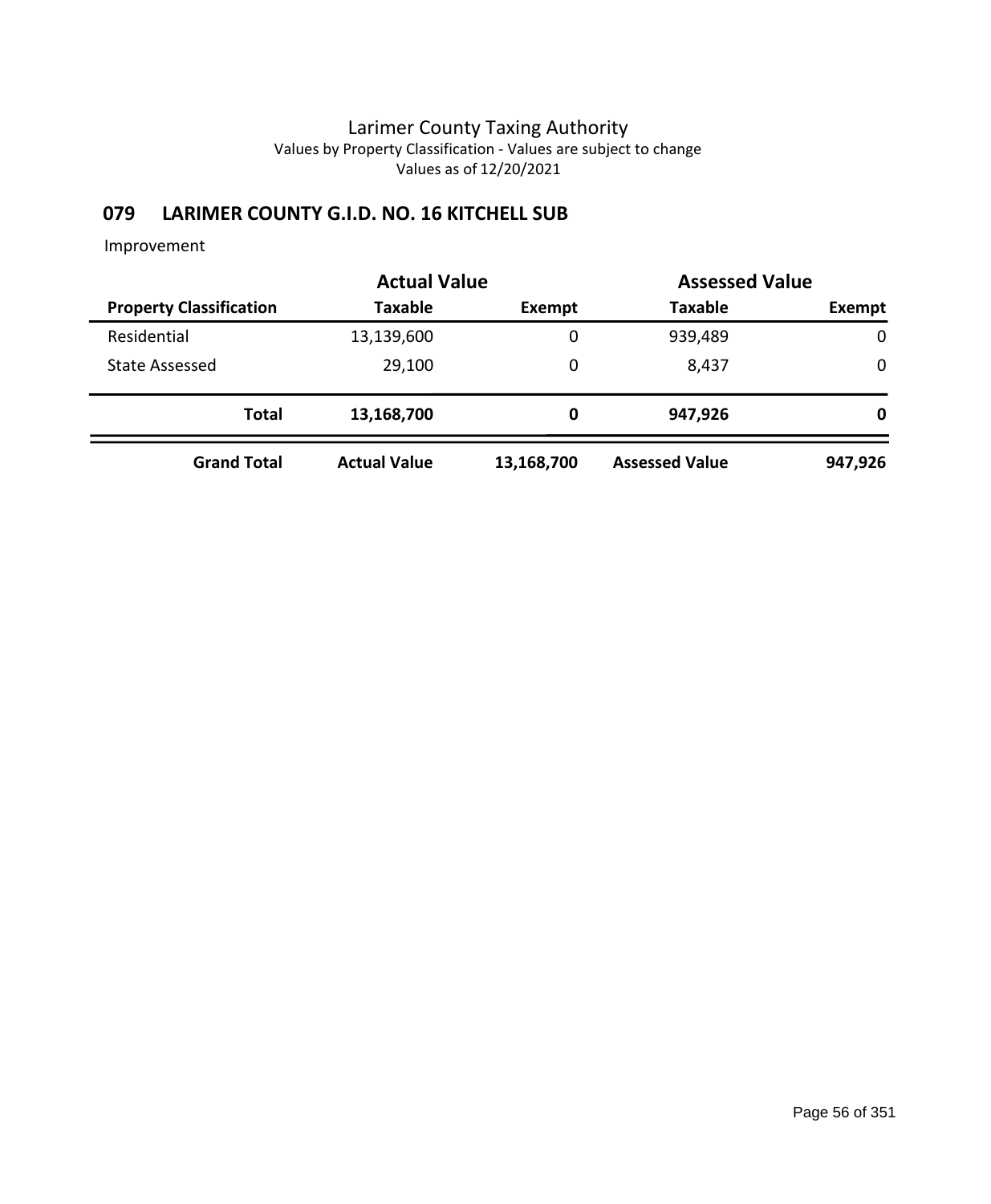Larimer County Taxing Authority
Values by Property Classification - Values are subject to change
Values as of 12/20/2021

## 079 LARIMER COUNTY G.I.D. NO. 16 KITCHELL SUB

Improvement

| | Actual Value | | Assessed Value | |
|---|---|---|---|---|
| **Property Classification** | **Taxable** | **Exempt** | **Taxable** | **Exempt** |
| Residential | 13,139,600 | 0 | 939,489 | 0 |
| State Assessed | 29,100 | 0 | 8,437 | 0 |
| **Total** | **13,168,700** | **0** | **947,926** | **0** |
| **Grand Total** | **Actual Value** | **13,168,700** | **Assessed Value** | **947,926** |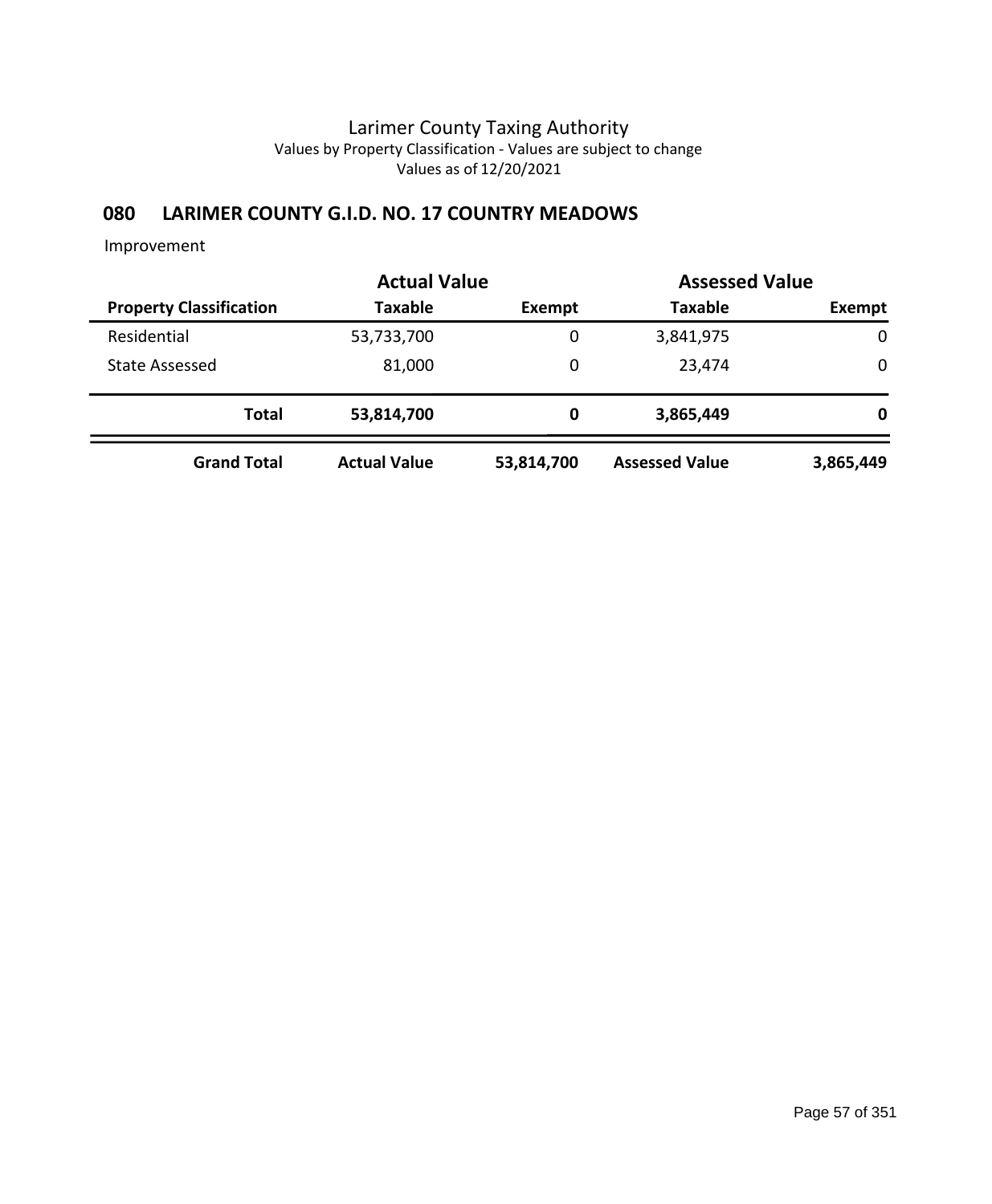Larimer County Taxing Authority
Values by Property Classification - Values are subject to change
Values as of 12/20/2021

## 080 LARIMER COUNTY G.I.D. NO. 17 COUNTRY MEADOWS

Improvement

| | Actual Value | | Assessed Value | |
|---|---|---|---|---|
| **Property Classification** | **Taxable** | **Exempt** | **Taxable** | **Exempt** |
| Residential | 53,733,700 | 0 | 3,841,975 | 0 |
| State Assessed | 81,000 | 0 | 23,474 | 0 |
| **Total** | **53,814,700** | **0** | **3,865,449** | **0** |
| **Grand Total** | **Actual Value** | **53,814,700** | **Assessed Value** | **3,865,449** |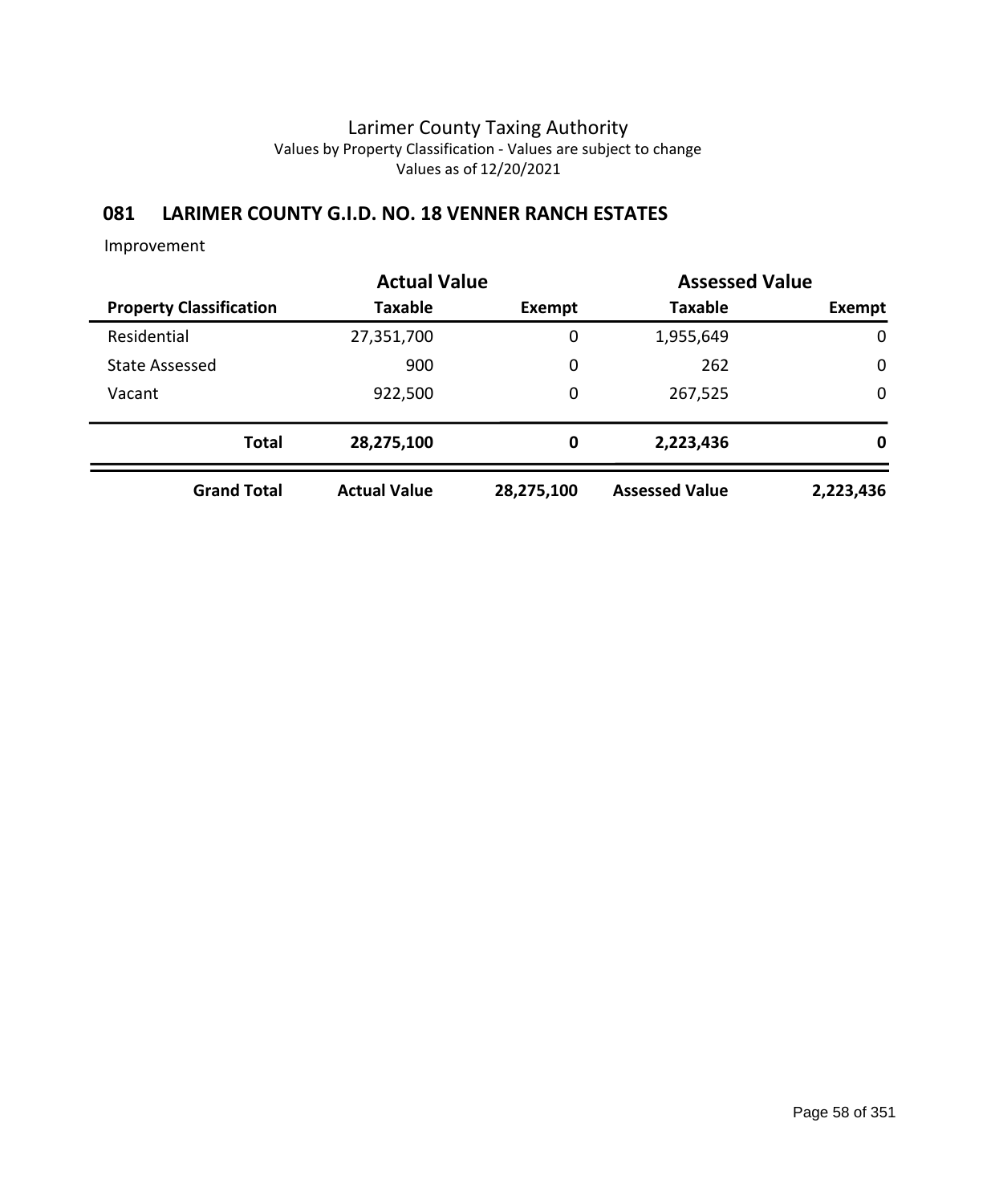Larimer County Taxing Authority
Values by Property Classification - Values are subject to change
Values as of 12/20/2021

## 081 LARIMER COUNTY G.I.D. NO. 18 VENNER RANCH ESTATES

Improvement

| | Actual Value | | Assessed Value | |
|---|---|---|---|---|
| **Property Classification** | **Taxable** | **Exempt** | **Taxable** | **Exempt** |
| Residential | 27,351,700 | 0 | 1,955,649 | 0 |
| State Assessed | 900 | 0 | 262 | 0 |
| Vacant | 922,500 | 0 | 267,525 | 0 |
| **Total** | **28,275,100** | **0** | **2,223,436** | **0** |
| **Grand Total** | **Actual Value** | **28,275,100** | **Assessed Value** | **2,223,436** |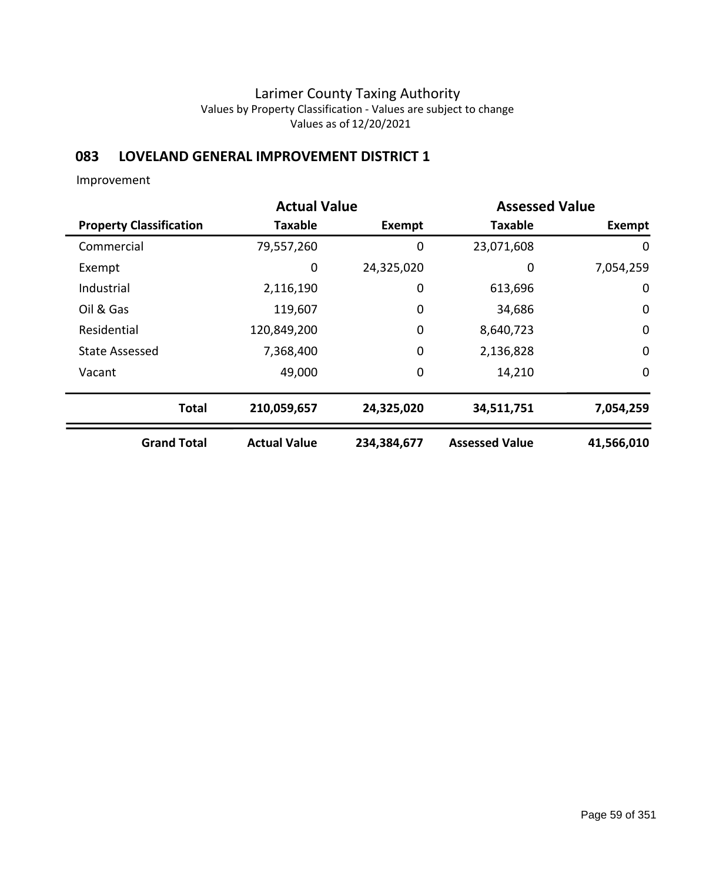# Larimer County Taxing Authority

Values by Property Classification - Values are subject to change

Values as of 12/20/2021

## 083 LOVELAND GENERAL IMPROVEMENT DISTRICT 1

Improvement

| | Actual Value | | Assessed Value | |
|---|---|---|---|---|
| **Property Classification** | **Taxable** | **Exempt** | **Taxable** | **Exempt** |
| Commercial | 79,557,260 | 0 | 23,071,608 | 0 |
| Exempt | 0 | 24,325,020 | 0 | 7,054,259 |
| Industrial | 2,116,190 | 0 | 613,696 | 0 |
| Oil & Gas | 119,607 | 0 | 34,686 | 0 |
| Residential | 120,849,200 | 0 | 8,640,723 | 0 |
| State Assessed | 7,368,400 | 0 | 2,136,828 | 0 |
| Vacant | 49,000 | 0 | 14,210 | 0 |
| **Total** | **210,059,657** | **24,325,020** | **34,511,751** | **7,054,259** |
| **Grand Total** | **Actual Value** | **234,384,677** | **Assessed Value** | **41,566,010** |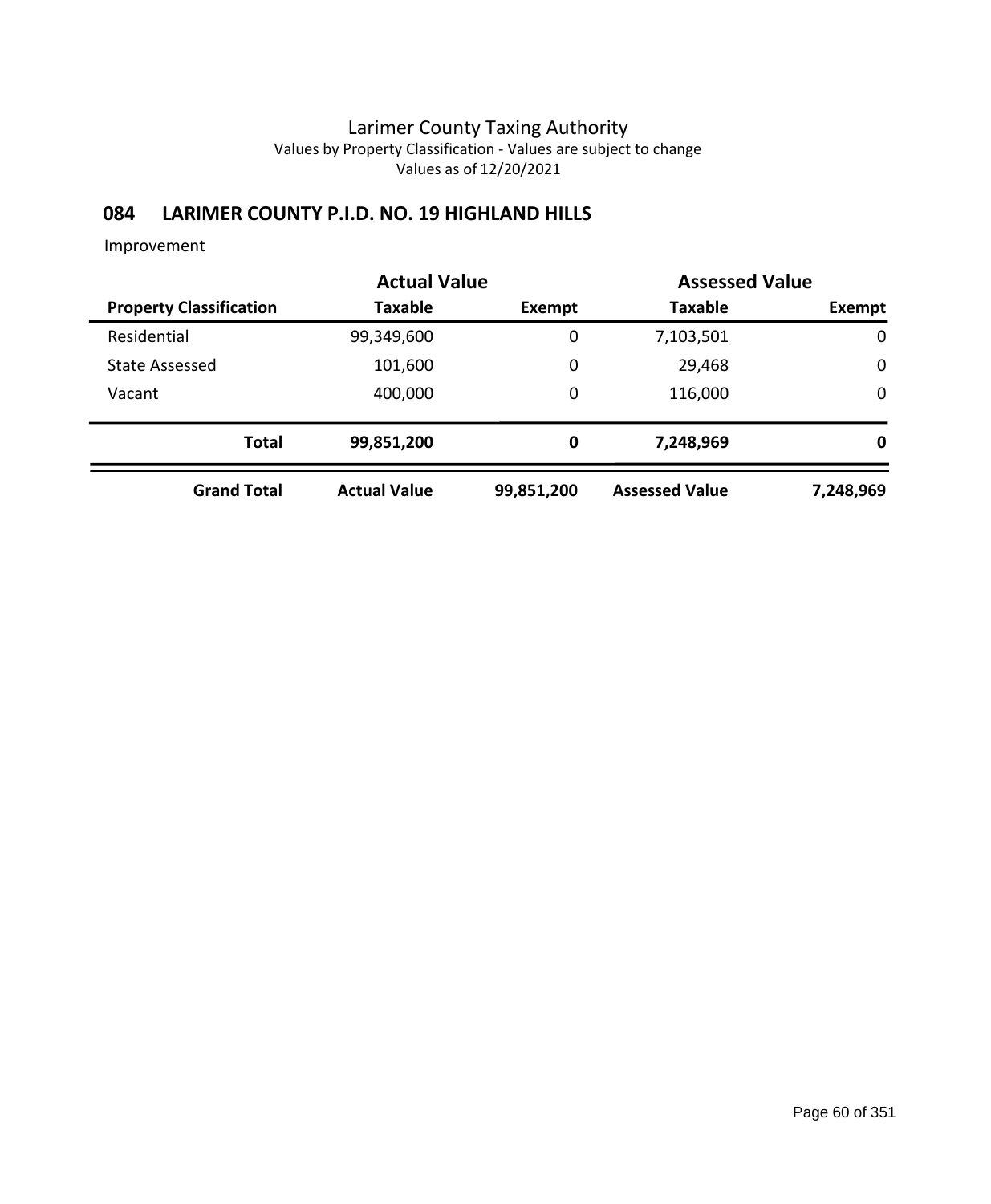# Larimer County Taxing Authority

Values by Property Classification - Values are subject to change

Values as of 12/20/2021

## 084 LARIMER COUNTY P.I.D. NO. 19 HIGHLAND HILLS

Improvement

| | Actual Value | | Assessed Value | |
|---|---|---|---|---|
| **Property Classification** | **Taxable** | **Exempt** | **Taxable** | **Exempt** |
| Residential | 99,349,600 | 0 | 7,103,501 | 0 |
| State Assessed | 101,600 | 0 | 29,468 | 0 |
| Vacant | 400,000 | 0 | 116,000 | 0 |
| **Total** | **99,851,200** | **0** | **7,248,969** | **0** |
| **Grand Total** | **Actual Value** | **99,851,200** | **Assessed Value** | **7,248,969** |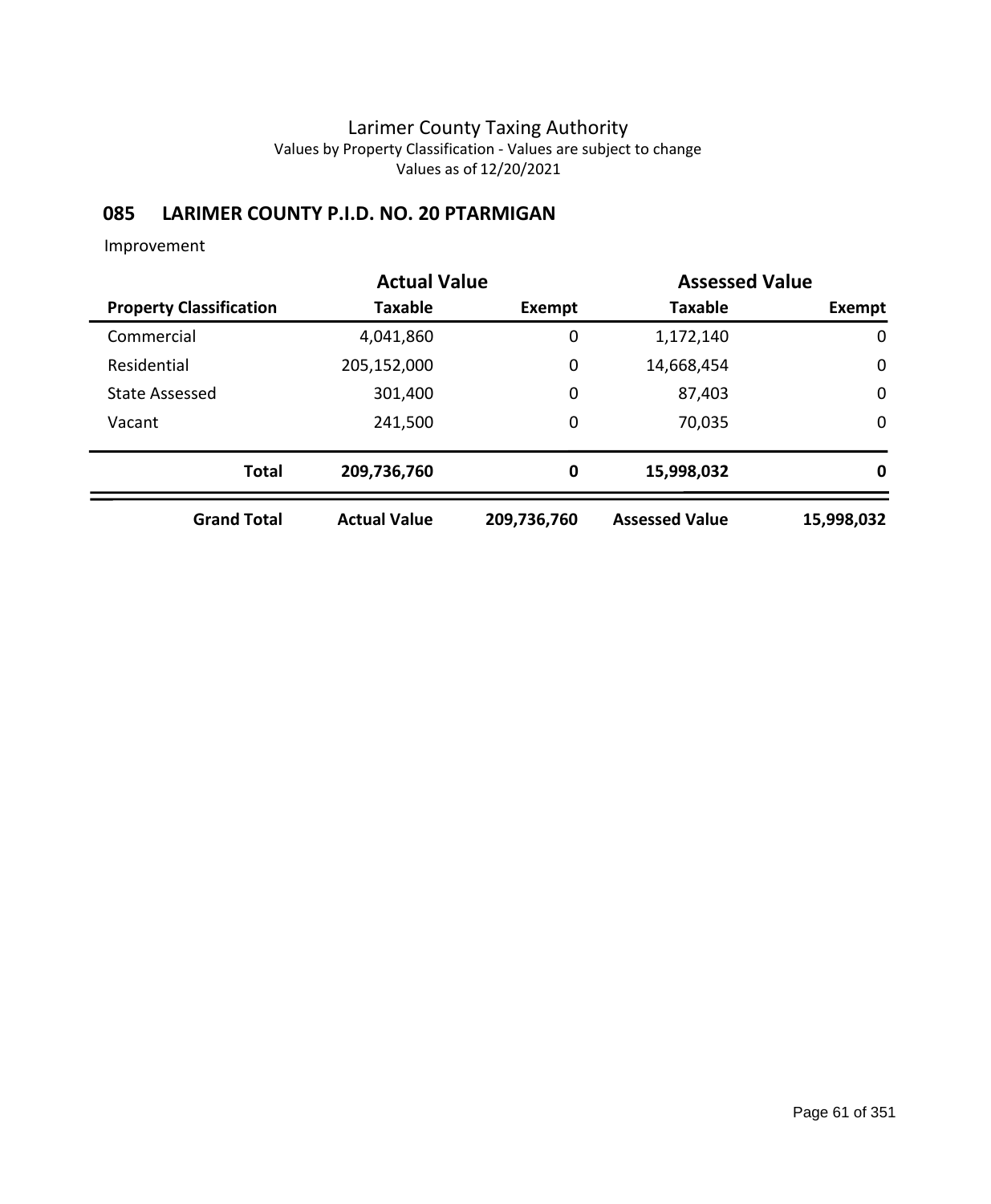# Larimer County Taxing Authority

Values by Property Classification - Values are subject to change

Values as of 12/20/2021

## 085 LARIMER COUNTY P.I.D. NO. 20 PTARMIGAN

Improvement

| | Actual Value | | Assessed Value | |
|---|---|---|---|---|
| **Property Classification** | **Taxable** | **Exempt** | **Taxable** | **Exempt** |
| Commercial | 4,041,860 | 0 | 1,172,140 | 0 |
| Residential | 205,152,000 | 0 | 14,668,454 | 0 |
| State Assessed | 301,400 | 0 | 87,403 | 0 |
| Vacant | 241,500 | 0 | 70,035 | 0 |
| **Total** | **209,736,760** | **0** | **15,998,032** | **0** |
| **Grand Total** | **Actual Value** | **209,736,760** | **Assessed Value** | **15,998,032** |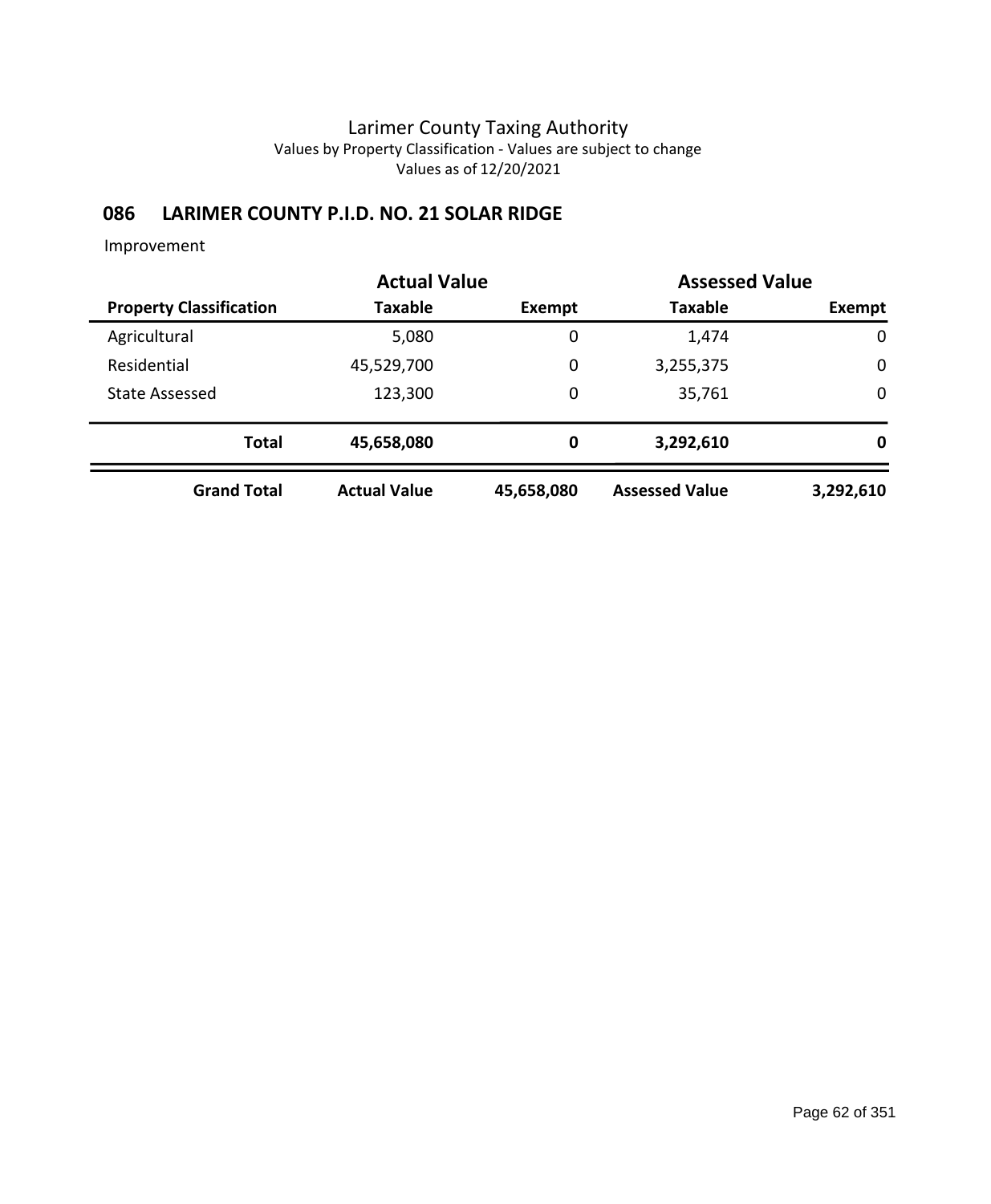# Larimer County Taxing Authority

Values by Property Classification - Values are subject to change

Values as of 12/20/2021

## 086 LARIMER COUNTY P.I.D. NO. 21 SOLAR RIDGE

Improvement

| | Actual Value | | Assessed Value | |
|---|---|---|---|---|
| **Property Classification** | **Taxable** | **Exempt** | **Taxable** | **Exempt** |
| Agricultural | 5,080 | 0 | 1,474 | 0 |
| Residential | 45,529,700 | 0 | 3,255,375 | 0 |
| State Assessed | 123,300 | 0 | 35,761 | 0 |
| **Total** | **45,658,080** | **0** | **3,292,610** | **0** |
| **Grand Total** | **Actual Value** | **45,658,080** | **Assessed Value** | **3,292,610** |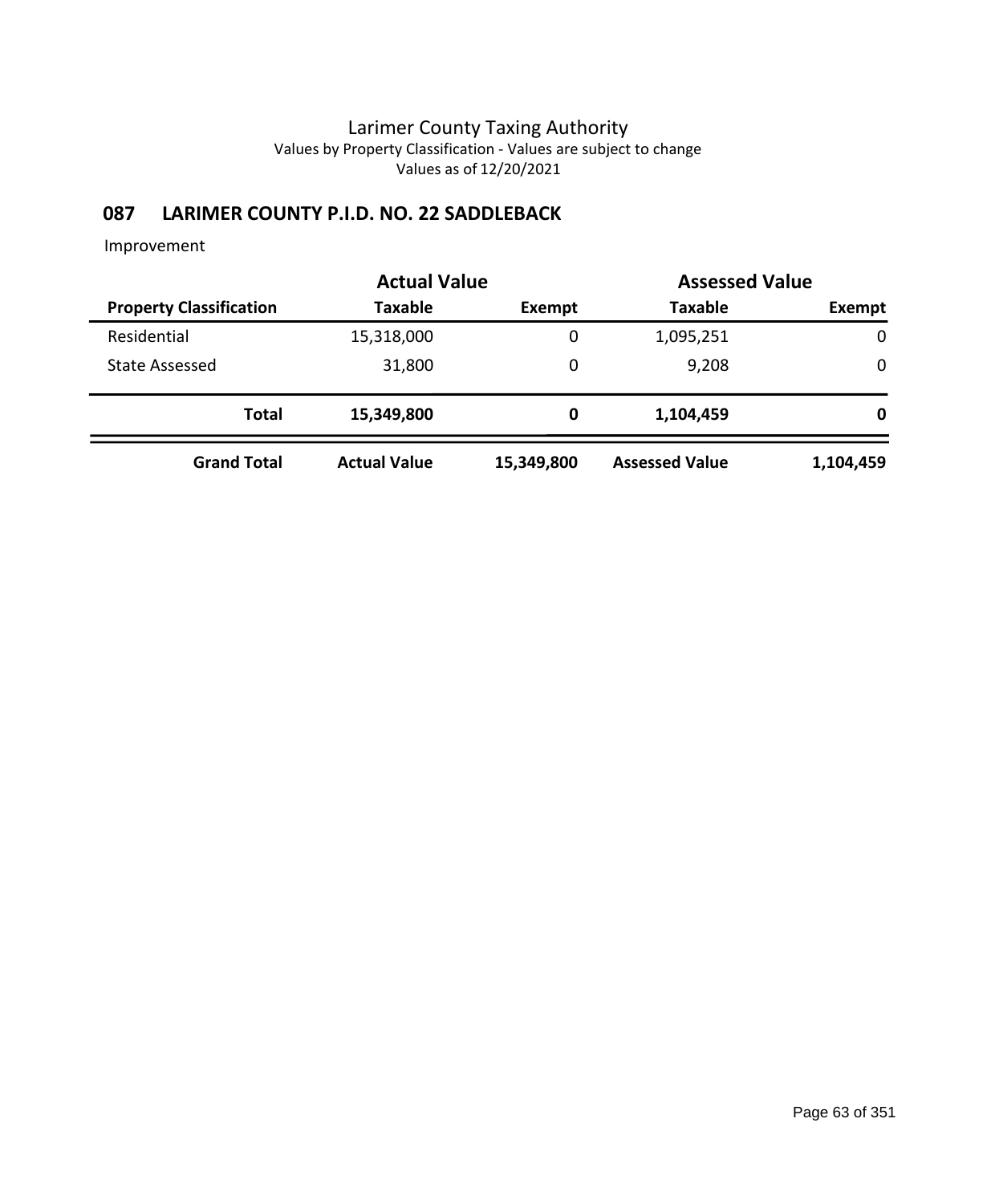# Larimer County Taxing Authority

Values by Property Classification - Values are subject to change

Values as of 12/20/2021

## 087 LARIMER COUNTY P.I.D. NO. 22 SADDLEBACK

Improvement

| | Actual Value | | Assessed Value | |
|---|---|---|---|---|
| **Property Classification** | **Taxable** | **Exempt** | **Taxable** | **Exempt** |
| Residential | 15,318,000 | 0 | 1,095,251 | 0 |
| State Assessed | 31,800 | 0 | 9,208 | 0 |
| **Total** | **15,349,800** | **0** | **1,104,459** | **0** |
| **Grand Total** | **Actual Value** | **15,349,800** | **Assessed Value** | **1,104,459** |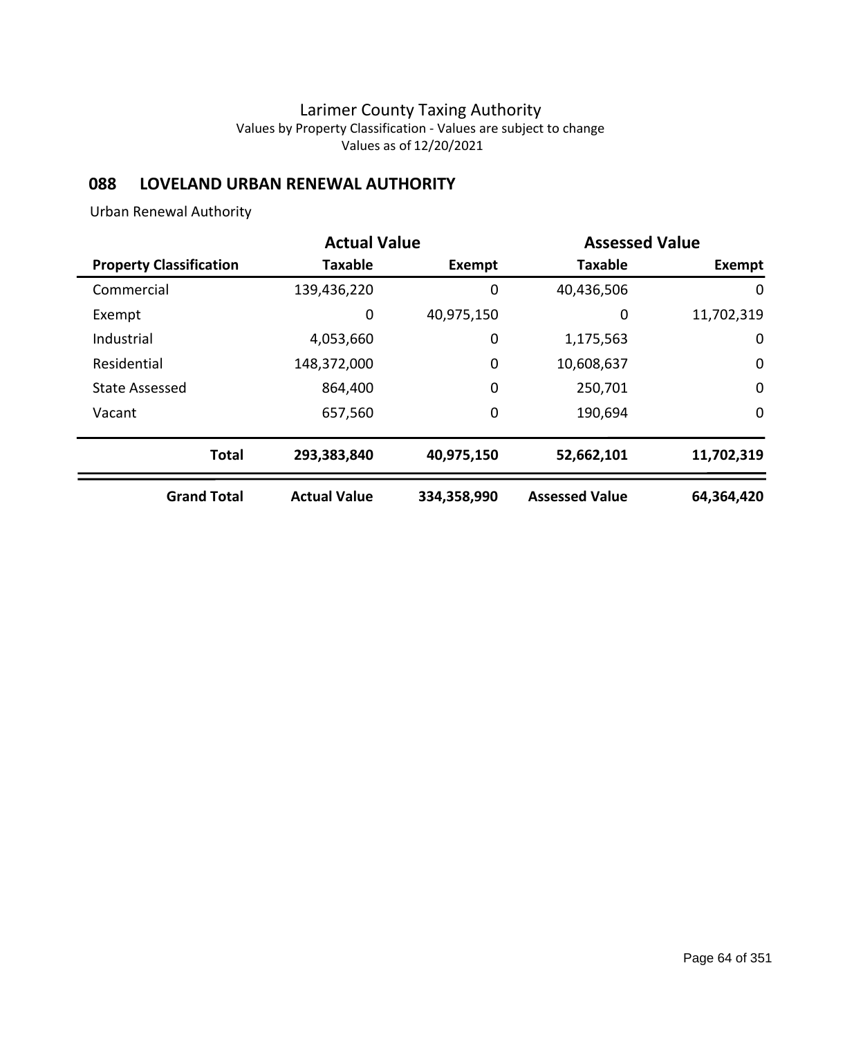# Larimer County Taxing Authority

Values by Property Classification - Values are subject to change

Values as of 12/20/2021

## 088 LOVELAND URBAN RENEWAL AUTHORITY

Urban Renewal Authority

| | Actual Value | | Assessed Value | |
|---|---|---|---|---|
| **Property Classification** | **Taxable** | **Exempt** | **Taxable** | **Exempt** |
| Commercial | 139,436,220 | 0 | 40,436,506 | 0 |
| Exempt | 0 | 40,975,150 | 0 | 11,702,319 |
| Industrial | 4,053,660 | 0 | 1,175,563 | 0 |
| Residential | 148,372,000 | 0 | 10,608,637 | 0 |
| State Assessed | 864,400 | 0 | 250,701 | 0 |
| Vacant | 657,560 | 0 | 190,694 | 0 |
| **Total** | **293,383,840** | **40,975,150** | **52,662,101** | **11,702,319** |
| **Grand Total** | **Actual Value** | **334,358,990** | **Assessed Value** | **64,364,420** |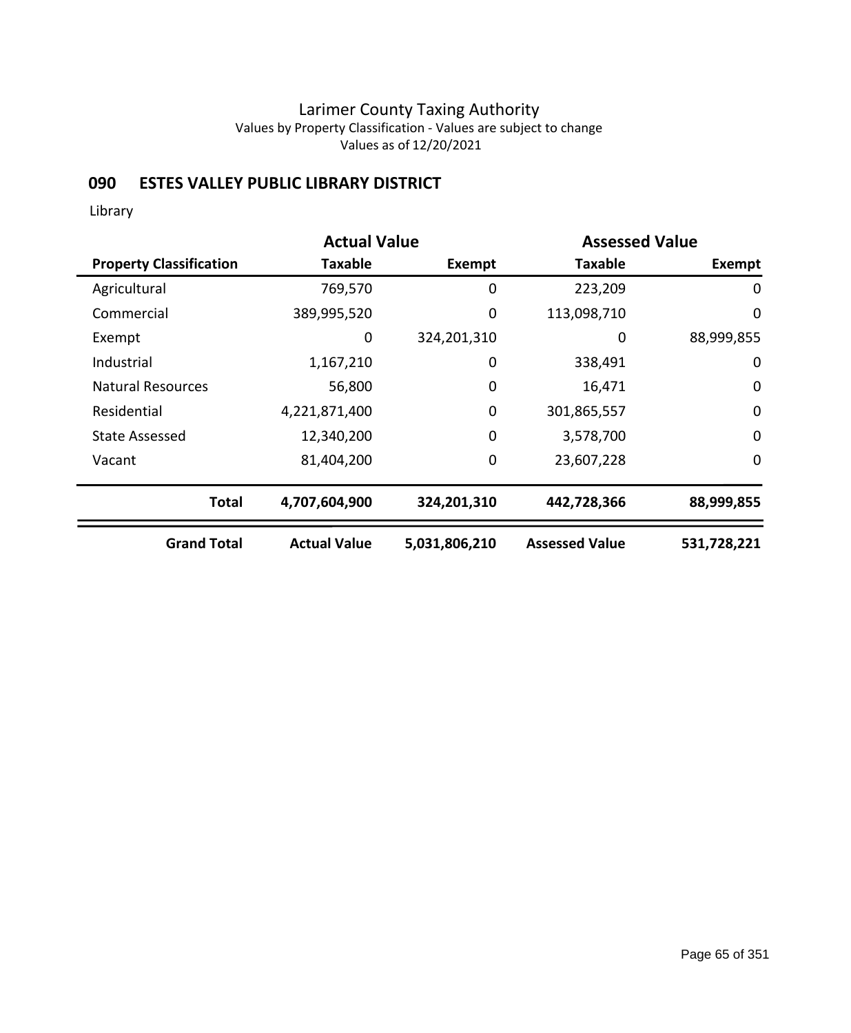# Larimer County Taxing Authority

Values by Property Classification - Values are subject to change

Values as of 12/20/2021

## 090 ESTES VALLEY PUBLIC LIBRARY DISTRICT

Library

| | Actual Value | | Assessed Value | |
|---|---|---|---|---|
| **Property Classification** | **Taxable** | **Exempt** | **Taxable** | **Exempt** |
| Agricultural | 769,570 | 0 | 223,209 | 0 |
| Commercial | 389,995,520 | 0 | 113,098,710 | 0 |
| Exempt | 0 | 324,201,310 | 0 | 88,999,855 |
| Industrial | 1,167,210 | 0 | 338,491 | 0 |
| Natural Resources | 56,800 | 0 | 16,471 | 0 |
| Residential | 4,221,871,400 | 0 | 301,865,557 | 0 |
| State Assessed | 12,340,200 | 0 | 3,578,700 | 0 |
| Vacant | 81,404,200 | 0 | 23,607,228 | 0 |
| **Total** | **4,707,604,900** | **324,201,310** | **442,728,366** | **88,999,855** |
| **Grand Total** | **Actual Value** | **5,031,806,210** | **Assessed Value** | **531,728,221** |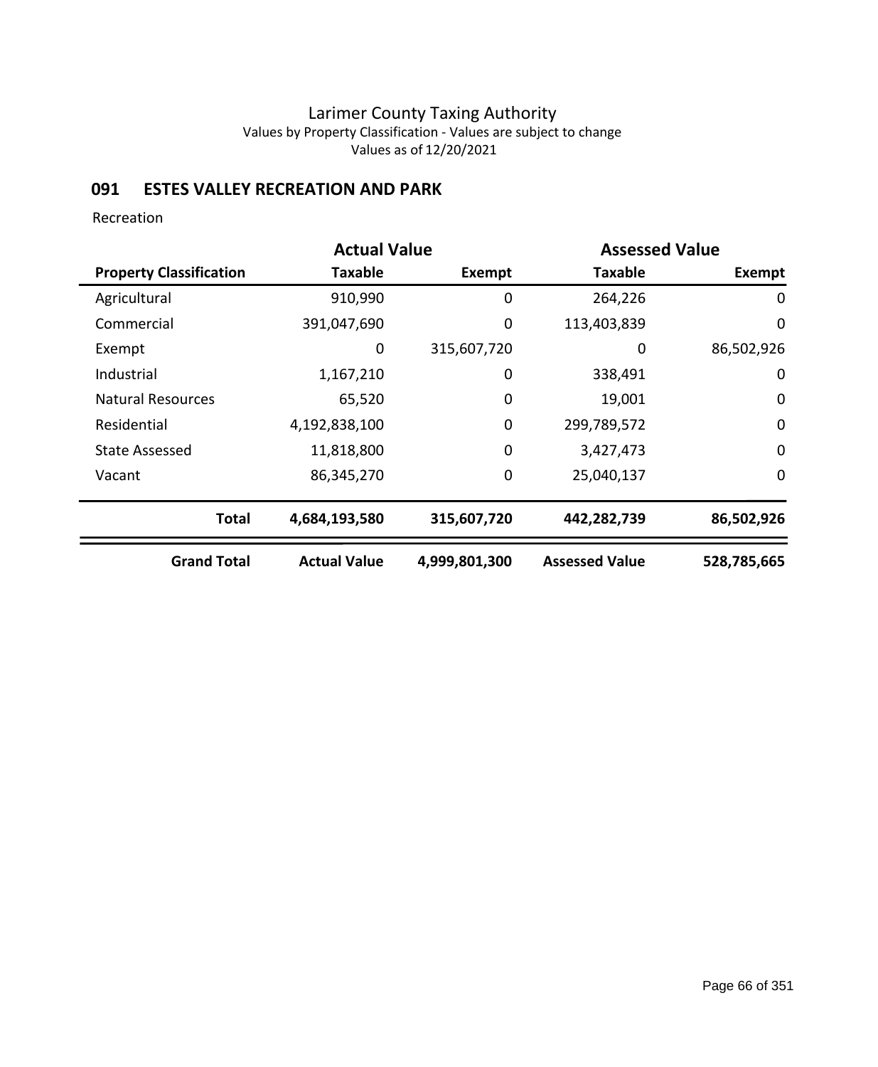# Larimer County Taxing Authority

Values by Property Classification - Values are subject to change

Values as of 12/20/2021

## 091 ESTES VALLEY RECREATION AND PARK

Recreation

| | Actual Value | | Assessed Value | |
|---|---|---|---|---|
| **Property Classification** | **Taxable** | **Exempt** | **Taxable** | **Exempt** |
| Agricultural | 910,990 | 0 | 264,226 | 0 |
| Commercial | 391,047,690 | 0 | 113,403,839 | 0 |
| Exempt | 0 | 315,607,720 | 0 | 86,502,926 |
| Industrial | 1,167,210 | 0 | 338,491 | 0 |
| Natural Resources | 65,520 | 0 | 19,001 | 0 |
| Residential | 4,192,838,100 | 0 | 299,789,572 | 0 |
| State Assessed | 11,818,800 | 0 | 3,427,473 | 0 |
| Vacant | 86,345,270 | 0 | 25,040,137 | 0 |
| **Total** | **4,684,193,580** | **315,607,720** | **442,282,739** | **86,502,926** |
| **Grand Total** | **Actual Value** | **4,999,801,300** | **Assessed Value** | **528,785,665** |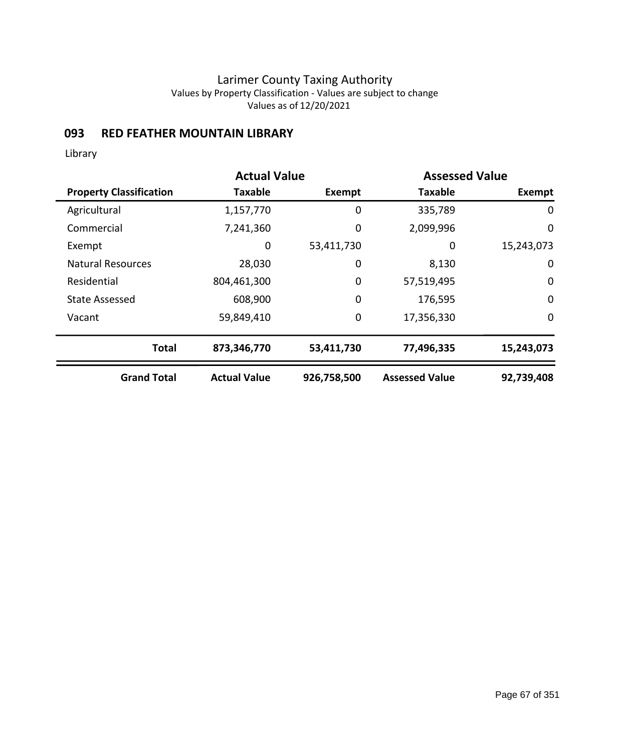Larimer County Taxing Authority
Values by Property Classification - Values are subject to change
Values as of 12/20/2021

## 093 RED FEATHER MOUNTAIN LIBRARY

Library

| | Actual Value | | Assessed Value | |
|---|---|---|---|---|
| **Property Classification** | **Taxable** | **Exempt** | **Taxable** | **Exempt** |
| Agricultural | 1,157,770 | 0 | 335,789 | 0 |
| Commercial | 7,241,360 | 0 | 2,099,996 | 0 |
| Exempt | 0 | 53,411,730 | 0 | 15,243,073 |
| Natural Resources | 28,030 | 0 | 8,130 | 0 |
| Residential | 804,461,300 | 0 | 57,519,495 | 0 |
| State Assessed | 608,900 | 0 | 176,595 | 0 |
| Vacant | 59,849,410 | 0 | 17,356,330 | 0 |
| **Total** | **873,346,770** | **53,411,730** | **77,496,335** | **15,243,073** |
| **Grand Total** | **Actual Value** | **926,758,500** | **Assessed Value** | **92,739,408** |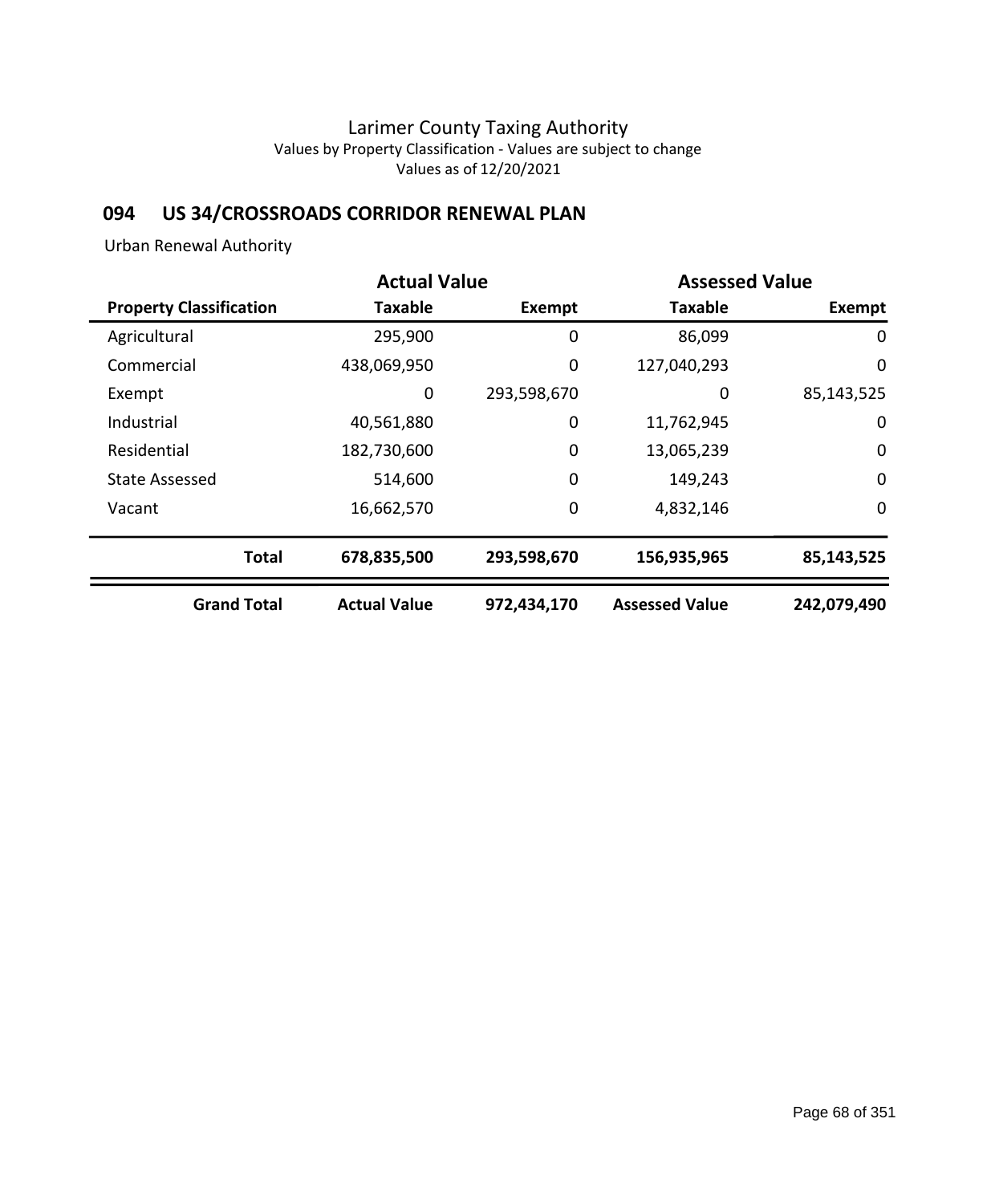Larimer County Taxing Authority
Values by Property Classification - Values are subject to change
Values as of 12/20/2021

## 094 US 34/CROSSROADS CORRIDOR RENEWAL PLAN

Urban Renewal Authority

| | Actual Value | | Assessed Value | |
|---|---|---|---|---|
| **Property Classification** | **Taxable** | **Exempt** | **Taxable** | **Exempt** |
| Agricultural | 295,900 | 0 | 86,099 | 0 |
| Commercial | 438,069,950 | 0 | 127,040,293 | 0 |
| Exempt | 0 | 293,598,670 | 0 | 85,143,525 |
| Industrial | 40,561,880 | 0 | 11,762,945 | 0 |
| Residential | 182,730,600 | 0 | 13,065,239 | 0 |
| State Assessed | 514,600 | 0 | 149,243 | 0 |
| Vacant | 16,662,570 | 0 | 4,832,146 | 0 |
| **Total** | **678,835,500** | **293,598,670** | **156,935,965** | **85,143,525** |
| **Grand Total** | **Actual Value** | **972,434,170** | **Assessed Value** | **242,079,490** |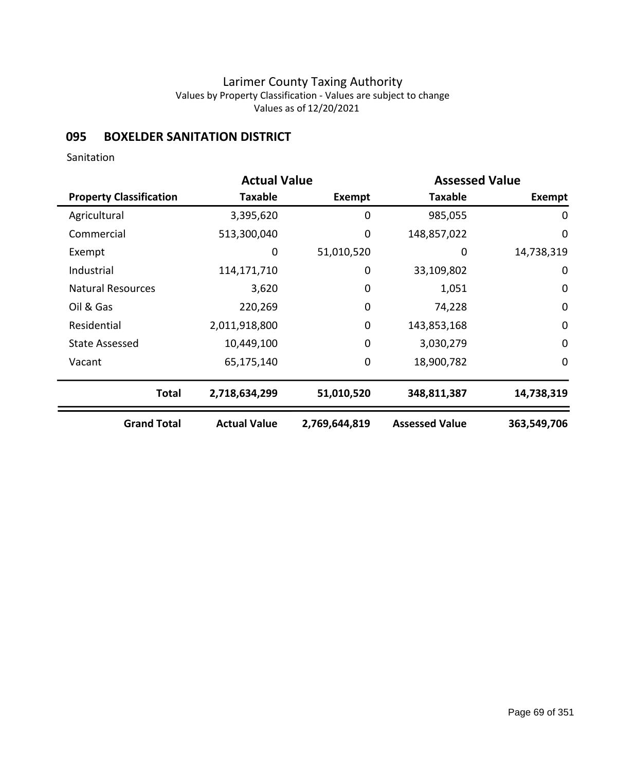# Larimer County Taxing Authority

Values by Property Classification - Values are subject to change

Values as of 12/20/2021

## 095 BOXELDER SANITATION DISTRICT

Sanitation

| | Actual Value | | Assessed Value | |
|---|---|---|---|---|
| **Property Classification** | **Taxable** | **Exempt** | **Taxable** | **Exempt** |
| Agricultural | 3,395,620 | 0 | 985,055 | 0 |
| Commercial | 513,300,040 | 0 | 148,857,022 | 0 |
| Exempt | 0 | 51,010,520 | 0 | 14,738,319 |
| Industrial | 114,171,710 | 0 | 33,109,802 | 0 |
| Natural Resources | 3,620 | 0 | 1,051 | 0 |
| Oil & Gas | 220,269 | 0 | 74,228 | 0 |
| Residential | 2,011,918,800 | 0 | 143,853,168 | 0 |
| State Assessed | 10,449,100 | 0 | 3,030,279 | 0 |
| Vacant | 65,175,140 | 0 | 18,900,782 | 0 |
| **Total** | **2,718,634,299** | **51,010,520** | **348,811,387** | **14,738,319** |
| **Grand Total** | **Actual Value** | **2,769,644,819** | **Assessed Value** | **363,549,706** |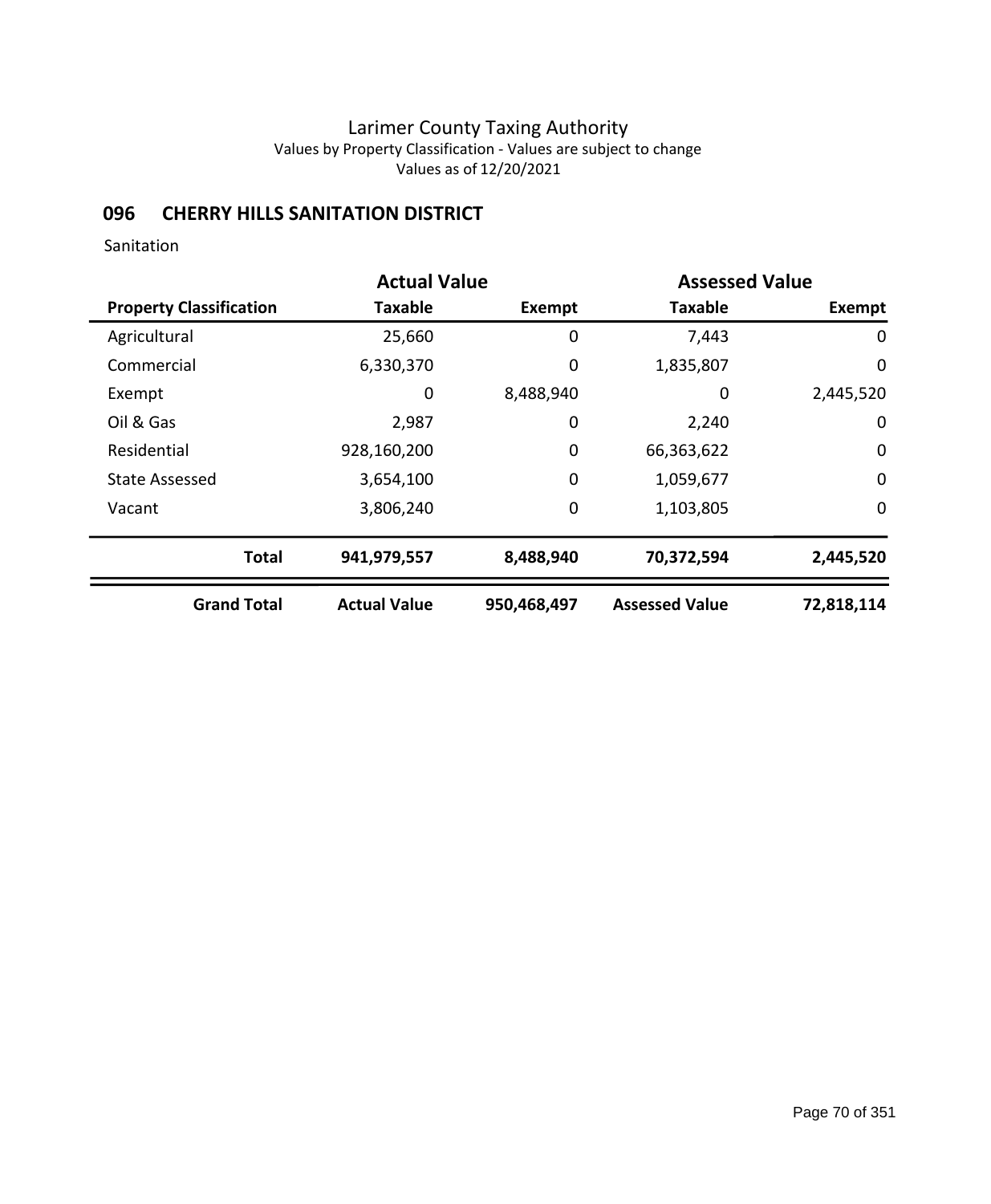# Larimer County Taxing Authority

Values by Property Classification - Values are subject to change

Values as of 12/20/2021

## 096 CHERRY HILLS SANITATION DISTRICT

Sanitation

| | Actual Value | | Assessed Value | |
|---|---|---|---|---|
| **Property Classification** | **Taxable** | **Exempt** | **Taxable** | **Exempt** |
| Agricultural | 25,660 | 0 | 7,443 | 0 |
| Commercial | 6,330,370 | 0 | 1,835,807 | 0 |
| Exempt | 0 | 8,488,940 | 0 | 2,445,520 |
| Oil & Gas | 2,987 | 0 | 2,240 | 0 |
| Residential | 928,160,200 | 0 | 66,363,622 | 0 |
| State Assessed | 3,654,100 | 0 | 1,059,677 | 0 |
| Vacant | 3,806,240 | 0 | 1,103,805 | 0 |
| **Total** | **941,979,557** | **8,488,940** | **70,372,594** | **2,445,520** |
| **Grand Total** | **Actual Value** | **950,468,497** | **Assessed Value** | **72,818,114** |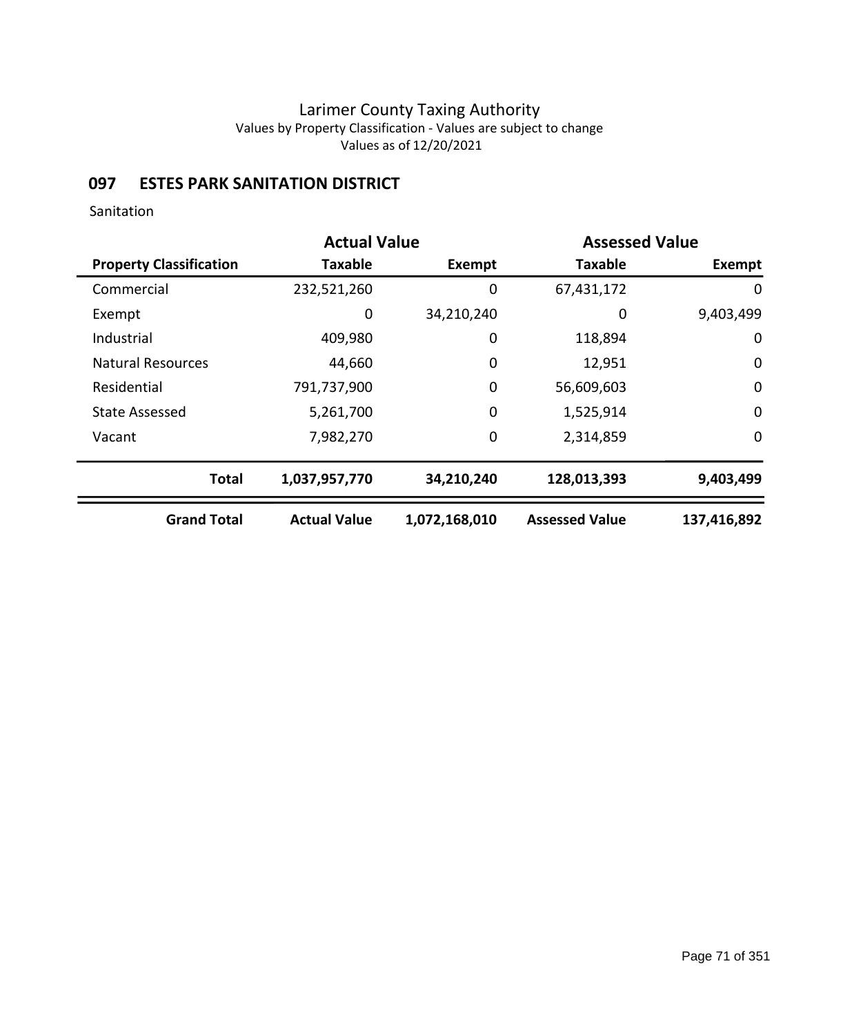Larimer County Taxing Authority
Values by Property Classification - Values are subject to change
Values as of 12/20/2021

## 097 ESTES PARK SANITATION DISTRICT

Sanitation

| | Actual Value | | Assessed Value | |
|---|---|---|---|---|
| **Property Classification** | **Taxable** | **Exempt** | **Taxable** | **Exempt** |
| Commercial | 232,521,260 | 0 | 67,431,172 | 0 |
| Exempt | 0 | 34,210,240 | 0 | 9,403,499 |
| Industrial | 409,980 | 0 | 118,894 | 0 |
| Natural Resources | 44,660 | 0 | 12,951 | 0 |
| Residential | 791,737,900 | 0 | 56,609,603 | 0 |
| State Assessed | 5,261,700 | 0 | 1,525,914 | 0 |
| Vacant | 7,982,270 | 0 | 2,314,859 | 0 |
| **Total** | **1,037,957,770** | **34,210,240** | **128,013,393** | **9,403,499** |
| **Grand Total** | **Actual Value** | **1,072,168,010** | **Assessed Value** | **137,416,892** |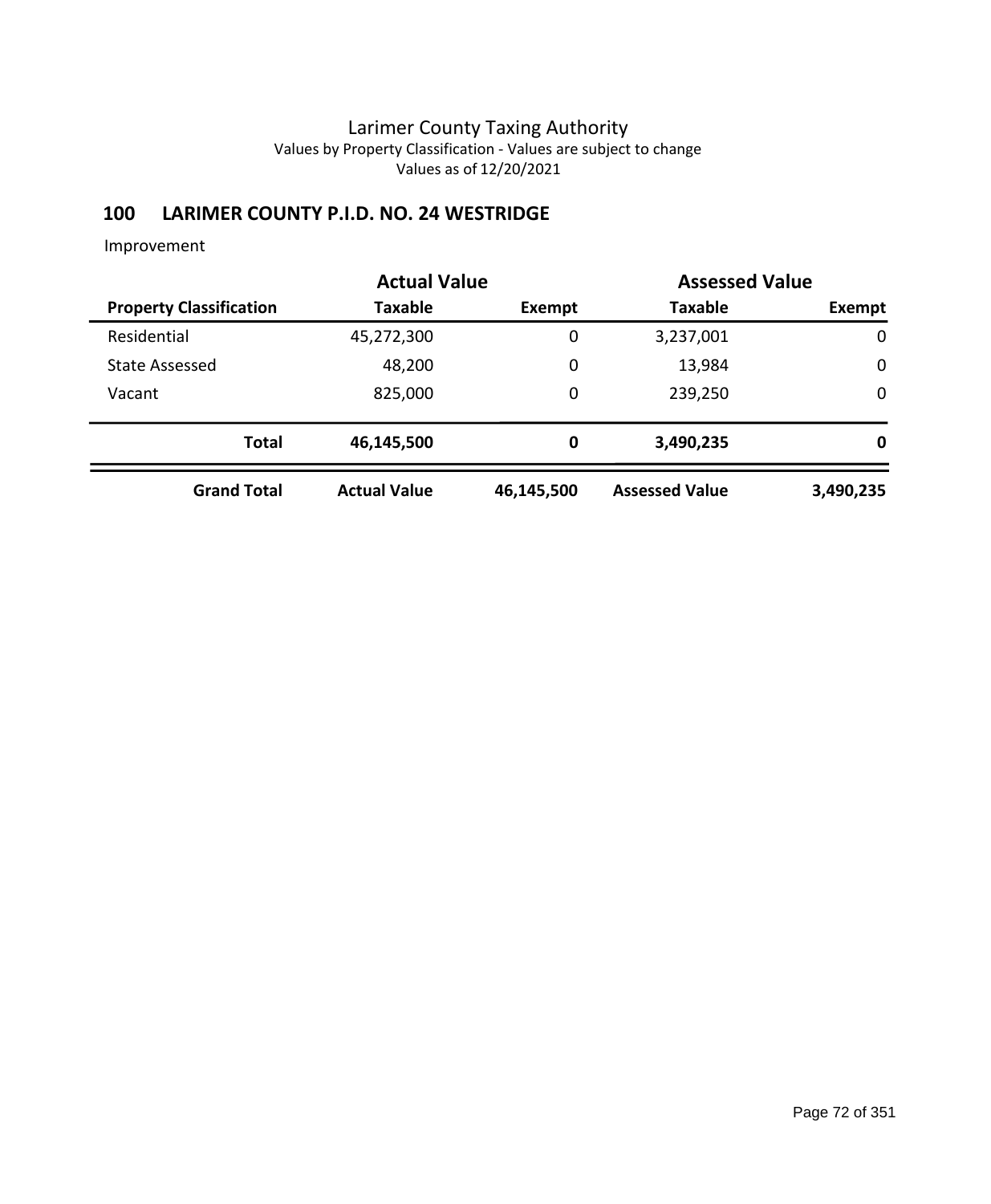Larimer County Taxing Authority
Values by Property Classification - Values are subject to change
Values as of 12/20/2021

## 100 LARIMER COUNTY P.I.D. NO. 24 WESTRIDGE

Improvement

| | Actual Value | | Assessed Value | |
|---|---|---|---|---|
| **Property Classification** | **Taxable** | **Exempt** | **Taxable** | **Exempt** |
| Residential | 45,272,300 | 0 | 3,237,001 | 0 |
| State Assessed | 48,200 | 0 | 13,984 | 0 |
| Vacant | 825,000 | 0 | 239,250 | 0 |
| **Total** | **46,145,500** | **0** | **3,490,235** | **0** |
| **Grand Total** | **Actual Value** | **46,145,500** | **Assessed Value** | **3,490,235** |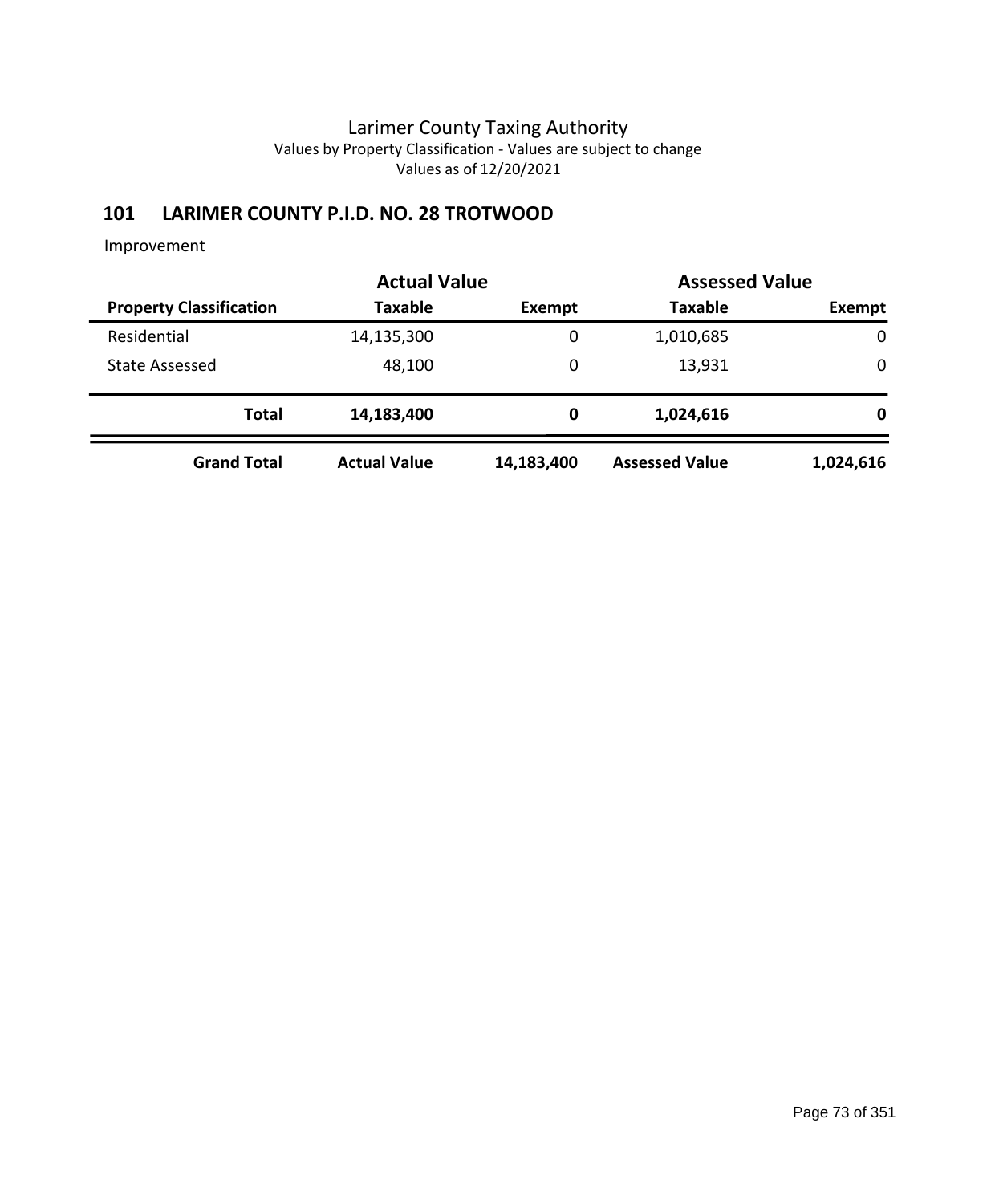# Larimer County Taxing Authority

Values by Property Classification - Values are subject to change

Values as of 12/20/2021

## 101 LARIMER COUNTY P.I.D. NO. 28 TROTWOOD

Improvement

| | Actual Value | | Assessed Value | |
|---|---|---|---|---|
| **Property Classification** | **Taxable** | **Exempt** | **Taxable** | **Exempt** |
| Residential | 14,135,300 | 0 | 1,010,685 | 0 |
| State Assessed | 48,100 | 0 | 13,931 | 0 |
| **Total** | **14,183,400** | **0** | **1,024,616** | **0** |
| **Grand Total** | **Actual Value** | **14,183,400** | **Assessed Value** | **1,024,616** |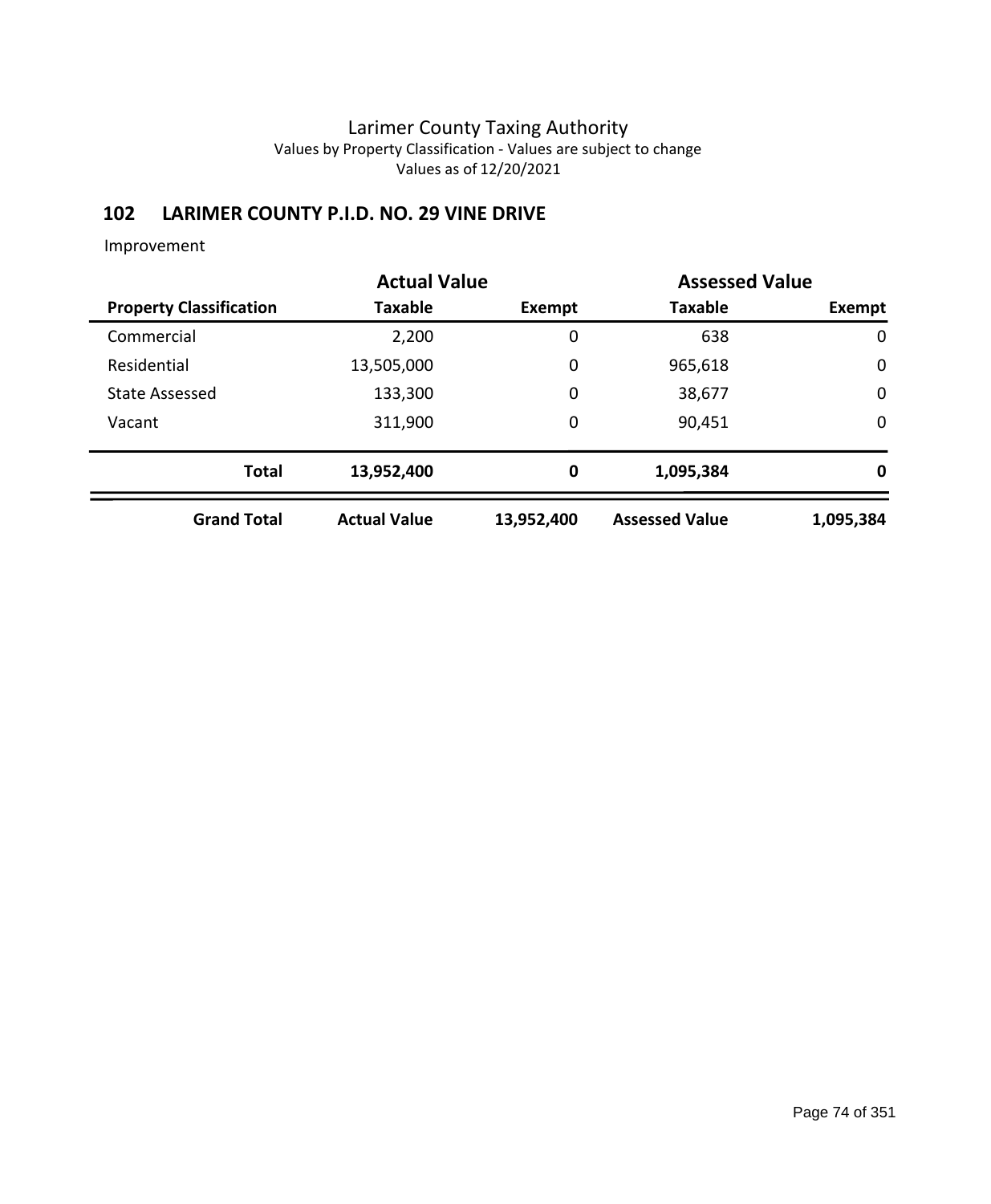# Larimer County Taxing Authority

Values by Property Classification - Values are subject to change

Values as of 12/20/2021

## 102 LARIMER COUNTY P.I.D. NO. 29 VINE DRIVE

Improvement

| | Actual Value | | Assessed Value | |
|---|---|---|---|---|
| **Property Classification** | **Taxable** | **Exempt** | **Taxable** | **Exempt** |
| Commercial | 2,200 | 0 | 638 | 0 |
| Residential | 13,505,000 | 0 | 965,618 | 0 |
| State Assessed | 133,300 | 0 | 38,677 | 0 |
| Vacant | 311,900 | 0 | 90,451 | 0 |
| **Total** | **13,952,400** | **0** | **1,095,384** | **0** |
| **Grand Total** | **Actual Value** | **13,952,400** | **Assessed Value** | **1,095,384** |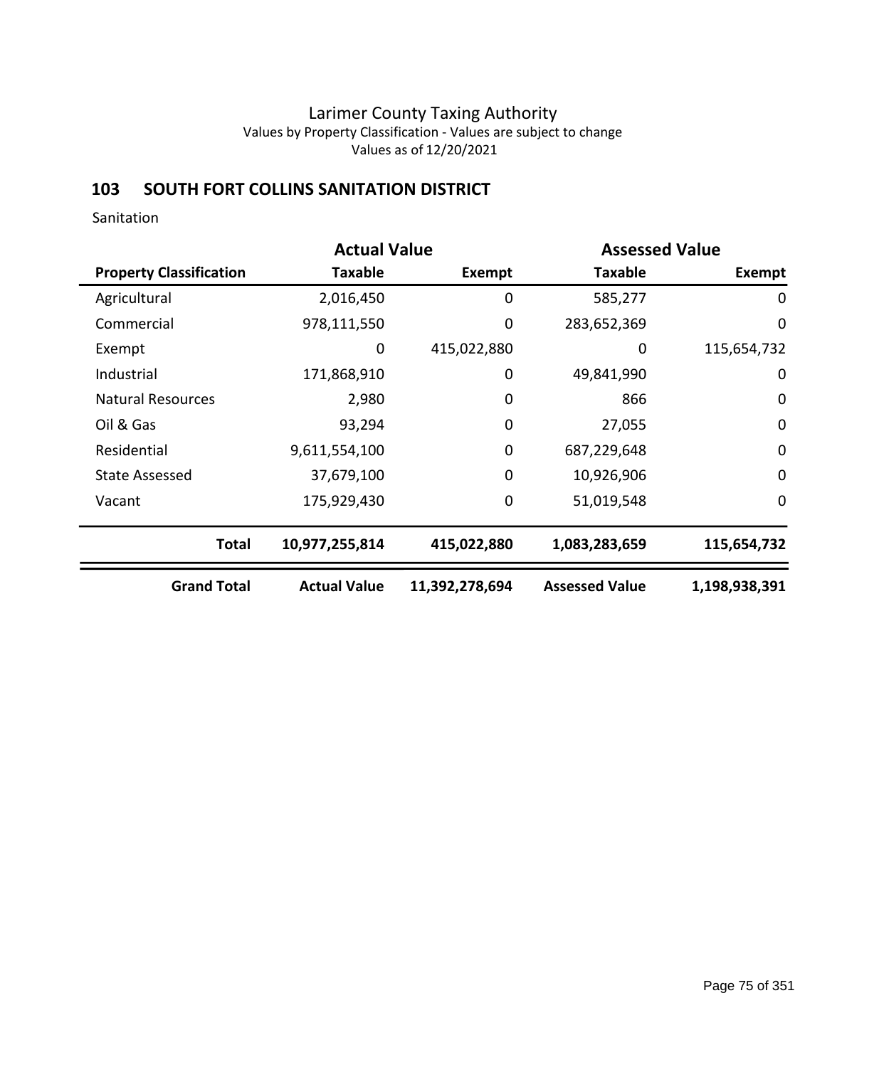# Larimer County Taxing Authority

Values by Property Classification - Values are subject to change

Values as of 12/20/2021

## 103 SOUTH FORT COLLINS SANITATION DISTRICT

Sanitation

| | Actual Value | | Assessed Value | |
|---|---|---|---|---|
| **Property Classification** | **Taxable** | **Exempt** | **Taxable** | **Exempt** |
| Agricultural | 2,016,450 | 0 | 585,277 | 0 |
| Commercial | 978,111,550 | 0 | 283,652,369 | 0 |
| Exempt | 0 | 415,022,880 | 0 | 115,654,732 |
| Industrial | 171,868,910 | 0 | 49,841,990 | 0 |
| Natural Resources | 2,980 | 0 | 866 | 0 |
| Oil & Gas | 93,294 | 0 | 27,055 | 0 |
| Residential | 9,611,554,100 | 0 | 687,229,648 | 0 |
| State Assessed | 37,679,100 | 0 | 10,926,906 | 0 |
| Vacant | 175,929,430 | 0 | 51,019,548 | 0 |
| **Total** | **10,977,255,814** | **415,022,880** | **1,083,283,659** | **115,654,732** |
| **Grand Total** | **Actual Value** | **11,392,278,694** | **Assessed Value** | **1,198,938,391** |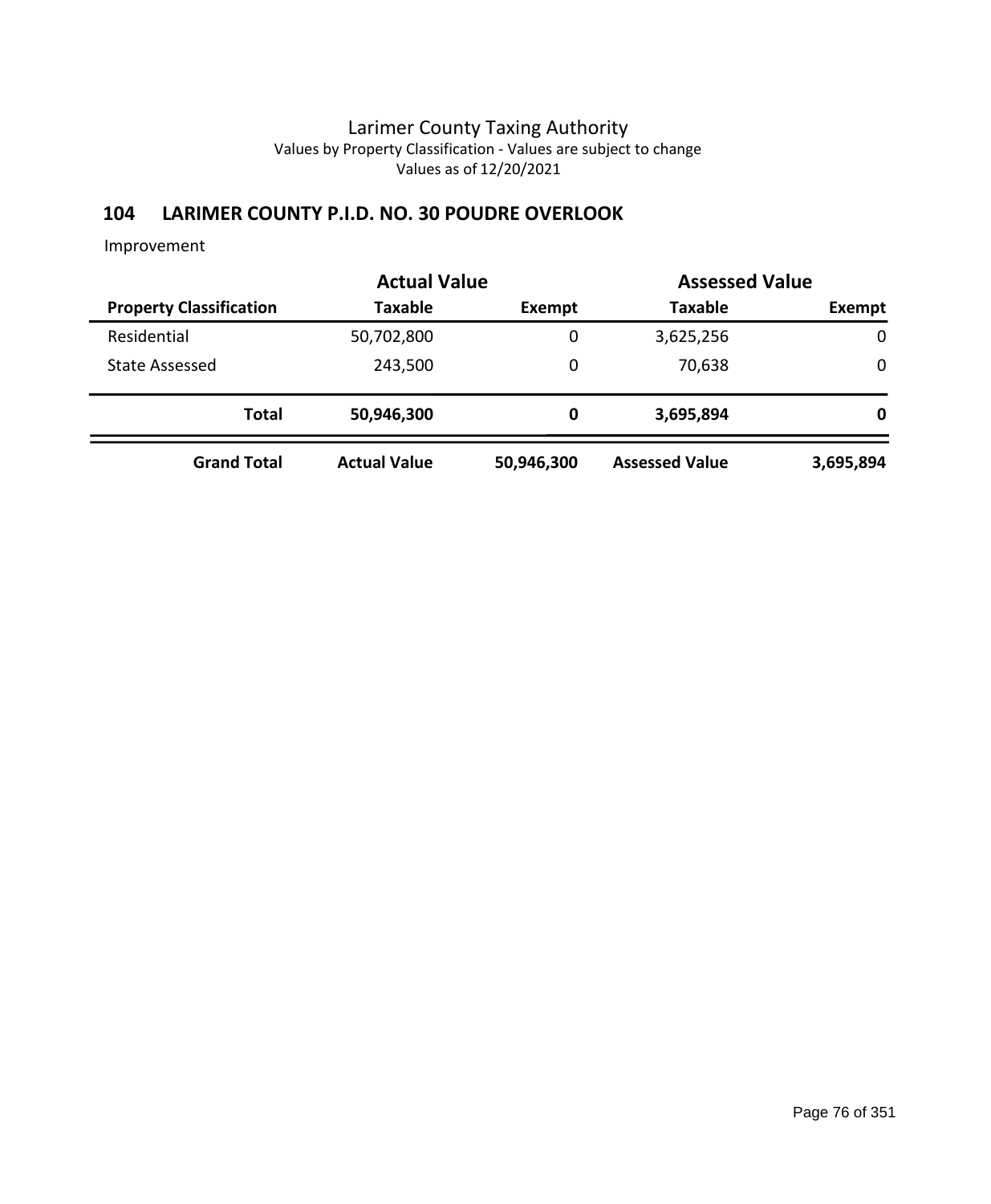# Larimer County Taxing Authority

Values by Property Classification - Values are subject to change

Values as of 12/20/2021

## 104 LARIMER COUNTY P.I.D. NO. 30 POUDRE OVERLOOK

Improvement

| | Actual Value | | Assessed Value | |
|---|---|---|---|---|
| **Property Classification** | **Taxable** | **Exempt** | **Taxable** | **Exempt** |
| Residential | 50,702,800 | 0 | 3,625,256 | 0 |
| State Assessed | 243,500 | 0 | 70,638 | 0 |
| **Total** | **50,946,300** | **0** | **3,695,894** | **0** |
| **Grand Total** | **Actual Value** | **50,946,300** | **Assessed Value** | **3,695,894** |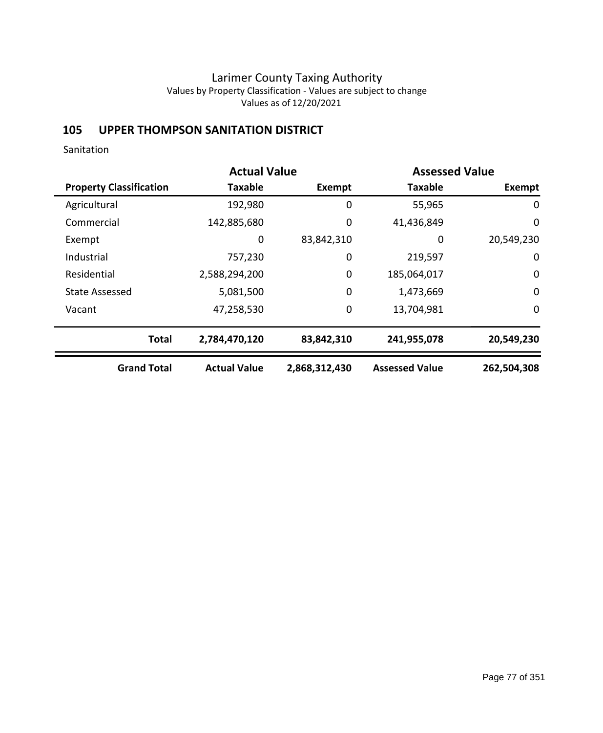# Larimer County Taxing Authority

Values by Property Classification - Values are subject to change

Values as of 12/20/2021

## 105 UPPER THOMPSON SANITATION DISTRICT

Sanitation

| | Actual Value | | Assessed Value | |
|---|---|---|---|---|
| **Property Classification** | **Taxable** | **Exempt** | **Taxable** | **Exempt** |
| Agricultural | 192,980 | 0 | 55,965 | 0 |
| Commercial | 142,885,680 | 0 | 41,436,849 | 0 |
| Exempt | 0 | 83,842,310 | 0 | 20,549,230 |
| Industrial | 757,230 | 0 | 219,597 | 0 |
| Residential | 2,588,294,200 | 0 | 185,064,017 | 0 |
| State Assessed | 5,081,500 | 0 | 1,473,669 | 0 |
| Vacant | 47,258,530 | 0 | 13,704,981 | 0 |
| **Total** | **2,784,470,120** | **83,842,310** | **241,955,078** | **20,549,230** |
| **Grand Total** | **Actual Value** | **2,868,312,430** | **Assessed Value** | **262,504,308** |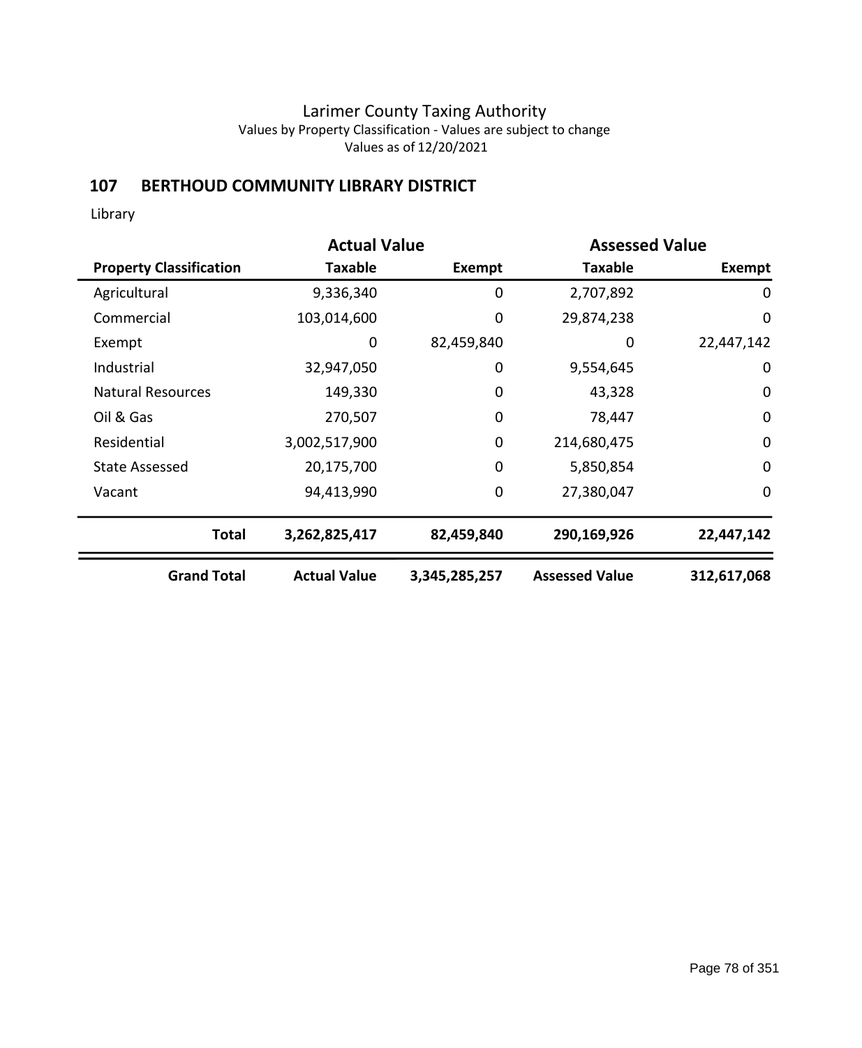# Larimer County Taxing Authority

Values by Property Classification - Values are subject to change

Values as of 12/20/2021

## 107 BERTHOUD COMMUNITY LIBRARY DISTRICT

Library

| | Actual Value | | Assessed Value | |
|---|---|---|---|---|
| **Property Classification** | **Taxable** | **Exempt** | **Taxable** | **Exempt** |
| Agricultural | 9,336,340 | 0 | 2,707,892 | 0 |
| Commercial | 103,014,600 | 0 | 29,874,238 | 0 |
| Exempt | 0 | 82,459,840 | 0 | 22,447,142 |
| Industrial | 32,947,050 | 0 | 9,554,645 | 0 |
| Natural Resources | 149,330 | 0 | 43,328 | 0 |
| Oil & Gas | 270,507 | 0 | 78,447 | 0 |
| Residential | 3,002,517,900 | 0 | 214,680,475 | 0 |
| State Assessed | 20,175,700 | 0 | 5,850,854 | 0 |
| Vacant | 94,413,990 | 0 | 27,380,047 | 0 |
| **Total** | **3,262,825,417** | **82,459,840** | **290,169,926** | **22,447,142** |
| **Grand Total** | **Actual Value** | **3,345,285,257** | **Assessed Value** | **312,617,068** |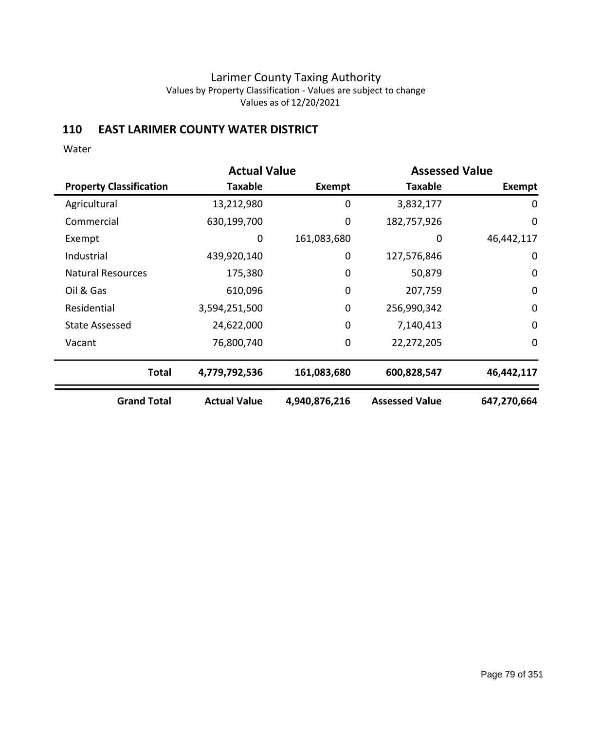Larimer County Taxing Authority
Values by Property Classification - Values are subject to change
Values as of 12/20/2021

## 110 EAST LARIMER COUNTY WATER DISTRICT

Water

| | Actual Value | | Assessed Value | |
|---|---|---|---|---|
| **Property Classification** | **Taxable** | **Exempt** | **Taxable** | **Exempt** |
| Agricultural | 13,212,980 | 0 | 3,832,177 | 0 |
| Commercial | 630,199,700 | 0 | 182,757,926 | 0 |
| Exempt | 0 | 161,083,680 | 0 | 46,442,117 |
| Industrial | 439,920,140 | 0 | 127,576,846 | 0 |
| Natural Resources | 175,380 | 0 | 50,879 | 0 |
| Oil & Gas | 610,096 | 0 | 207,759 | 0 |
| Residential | 3,594,251,500 | 0 | 256,990,342 | 0 |
| State Assessed | 24,622,000 | 0 | 7,140,413 | 0 |
| Vacant | 76,800,740 | 0 | 22,272,205 | 0 |
| **Total** | **4,779,792,536** | **161,083,680** | **600,828,547** | **46,442,117** |
| **Grand Total** | **Actual Value** | **4,940,876,216** | **Assessed Value** | **647,270,664** |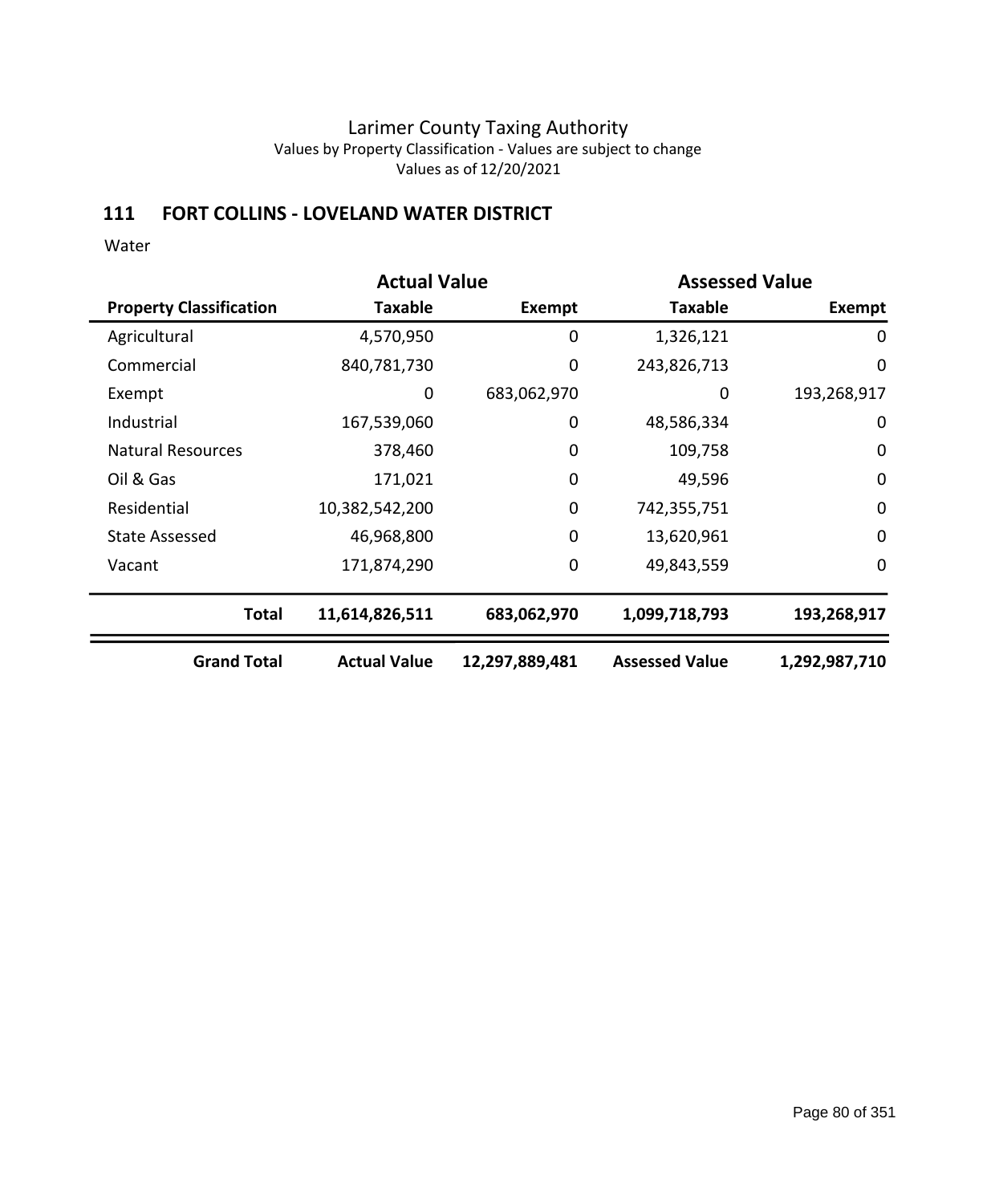# Larimer County Taxing Authority

Values by Property Classification - Values are subject to change

Values as of 12/20/2021

## 111 FORT COLLINS - LOVELAND WATER DISTRICT

Water

| | Actual Value | | Assessed Value | |
|---|---|---|---|---|
| **Property Classification** | **Taxable** | **Exempt** | **Taxable** | **Exempt** |
| Agricultural | 4,570,950 | 0 | 1,326,121 | 0 |
| Commercial | 840,781,730 | 0 | 243,826,713 | 0 |
| Exempt | 0 | 683,062,970 | 0 | 193,268,917 |
| Industrial | 167,539,060 | 0 | 48,586,334 | 0 |
| Natural Resources | 378,460 | 0 | 109,758 | 0 |
| Oil & Gas | 171,021 | 0 | 49,596 | 0 |
| Residential | 10,382,542,200 | 0 | 742,355,751 | 0 |
| State Assessed | 46,968,800 | 0 | 13,620,961 | 0 |
| Vacant | 171,874,290 | 0 | 49,843,559 | 0 |
| **Total** | **11,614,826,511** | **683,062,970** | **1,099,718,793** | **193,268,917** |
| **Grand Total** | **Actual Value** | **12,297,889,481** | **Assessed Value** | **1,292,987,710** |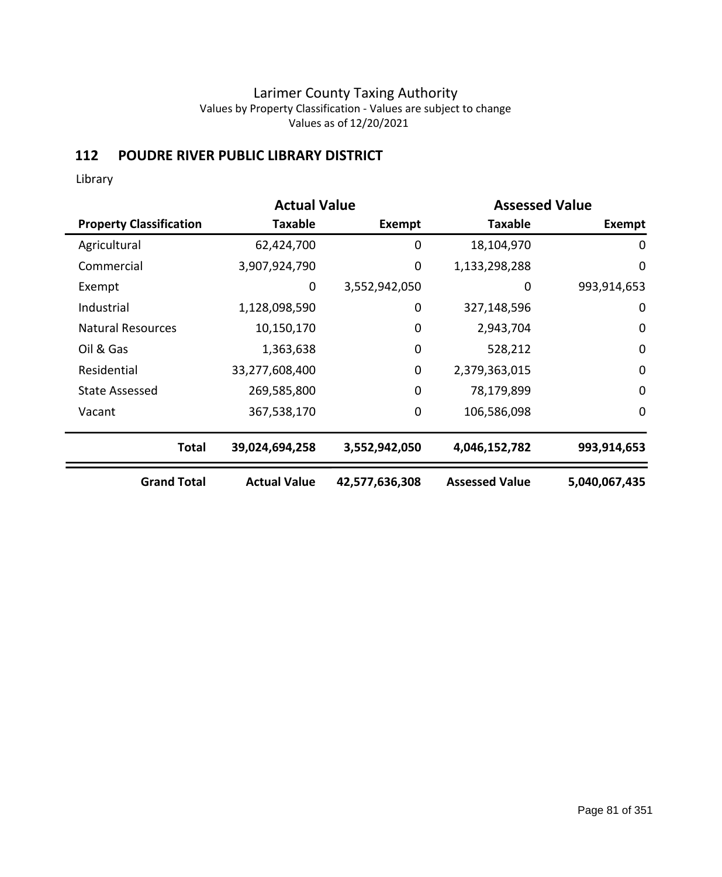Larimer County Taxing Authority
Values by Property Classification - Values are subject to change
Values as of 12/20/2021

## 112 POUDRE RIVER PUBLIC LIBRARY DISTRICT

Library

| | Actual Value | | Assessed Value | |
|---|---|---|---|---|
| **Property Classification** | **Taxable** | **Exempt** | **Taxable** | **Exempt** |
| Agricultural | 62,424,700 | 0 | 18,104,970 | 0 |
| Commercial | 3,907,924,790 | 0 | 1,133,298,288 | 0 |
| Exempt | 0 | 3,552,942,050 | 0 | 993,914,653 |
| Industrial | 1,128,098,590 | 0 | 327,148,596 | 0 |
| Natural Resources | 10,150,170 | 0 | 2,943,704 | 0 |
| Oil & Gas | 1,363,638 | 0 | 528,212 | 0 |
| Residential | 33,277,608,400 | 0 | 2,379,363,015 | 0 |
| State Assessed | 269,585,800 | 0 | 78,179,899 | 0 |
| Vacant | 367,538,170 | 0 | 106,586,098 | 0 |
| **Total** | **39,024,694,258** | **3,552,942,050** | **4,046,152,782** | **993,914,653** |
| **Grand Total** | **Actual Value** | **42,577,636,308** | **Assessed Value** | **5,040,067,435** |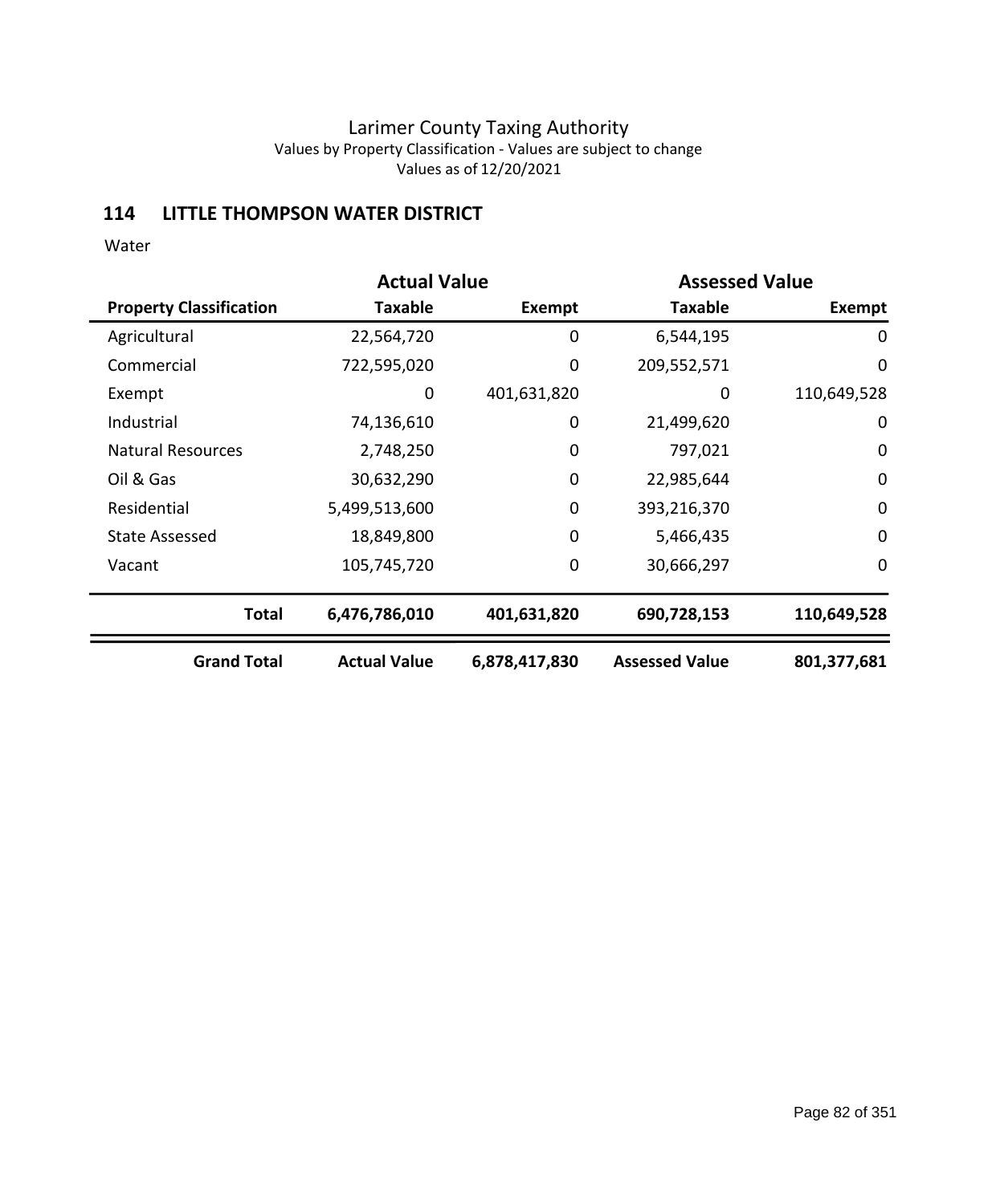Larimer County Taxing Authority

Values by Property Classification - Values are subject to change

Values as of 12/20/2021

## 114 LITTLE THOMPSON WATER DISTRICT

Water

| | Actual Value | | Assessed Value | |
|---|---|---|---|---|
| **Property Classification** | **Taxable** | **Exempt** | **Taxable** | **Exempt** |
| Agricultural | 22,564,720 | 0 | 6,544,195 | 0 |
| Commercial | 722,595,020 | 0 | 209,552,571 | 0 |
| Exempt | 0 | 401,631,820 | 0 | 110,649,528 |
| Industrial | 74,136,610 | 0 | 21,499,620 | 0 |
| Natural Resources | 2,748,250 | 0 | 797,021 | 0 |
| Oil & Gas | 30,632,290 | 0 | 22,985,644 | 0 |
| Residential | 5,499,513,600 | 0 | 393,216,370 | 0 |
| State Assessed | 18,849,800 | 0 | 5,466,435 | 0 |
| Vacant | 105,745,720 | 0 | 30,666,297 | 0 |
| **Total** | **6,476,786,010** | **401,631,820** | **690,728,153** | **110,649,528** |
| **Grand Total** | **Actual Value** | **6,878,417,830** | **Assessed Value** | **801,377,681** |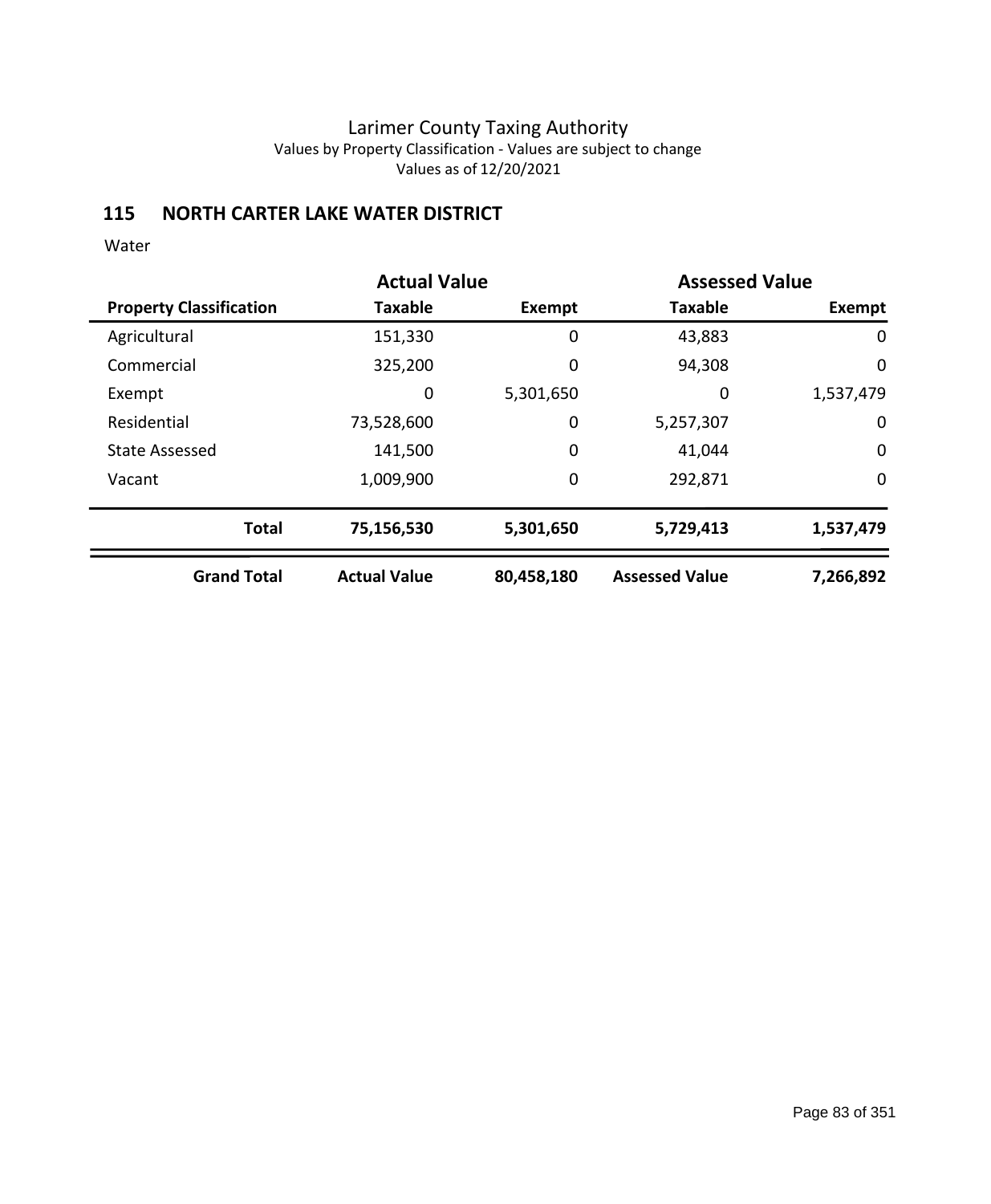# Larimer County Taxing Authority

Values by Property Classification - Values are subject to change

Values as of 12/20/2021

## 115 NORTH CARTER LAKE WATER DISTRICT

Water

| | Actual Value | | Assessed Value | |
|---|---|---|---|---|
| **Property Classification** | **Taxable** | **Exempt** | **Taxable** | **Exempt** |
| Agricultural | 151,330 | 0 | 43,883 | 0 |
| Commercial | 325,200 | 0 | 94,308 | 0 |
| Exempt | 0 | 5,301,650 | 0 | 1,537,479 |
| Residential | 73,528,600 | 0 | 5,257,307 | 0 |
| State Assessed | 141,500 | 0 | 41,044 | 0 |
| Vacant | 1,009,900 | 0 | 292,871 | 0 |
| **Total** | **75,156,530** | **5,301,650** | **5,729,413** | **1,537,479** |
| **Grand Total** | **Actual Value** | **80,458,180** | **Assessed Value** | **7,266,892** |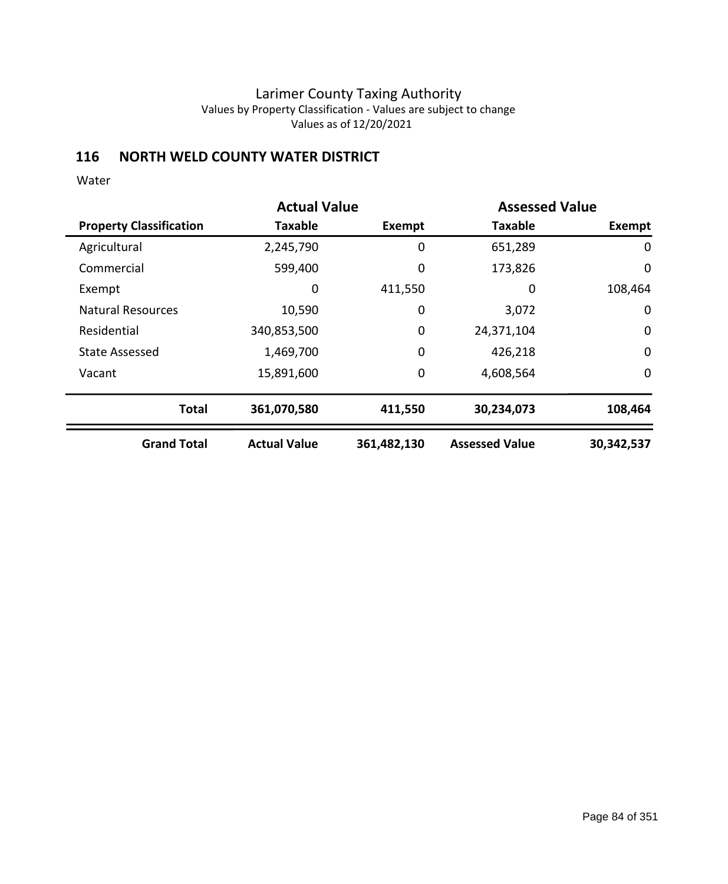# Larimer County Taxing Authority

Values by Property Classification - Values are subject to change

Values as of 12/20/2021

## 116 NORTH WELD COUNTY WATER DISTRICT

Water

| | Actual Value | | Assessed Value | |
|---|---|---|---|---|
| **Property Classification** | **Taxable** | **Exempt** | **Taxable** | **Exempt** |
| Agricultural | 2,245,790 | 0 | 651,289 | 0 |
| Commercial | 599,400 | 0 | 173,826 | 0 |
| Exempt | 0 | 411,550 | 0 | 108,464 |
| Natural Resources | 10,590 | 0 | 3,072 | 0 |
| Residential | 340,853,500 | 0 | 24,371,104 | 0 |
| State Assessed | 1,469,700 | 0 | 426,218 | 0 |
| Vacant | 15,891,600 | 0 | 4,608,564 | 0 |
| **Total** | **361,070,580** | **411,550** | **30,234,073** | **108,464** |
| **Grand Total** | **Actual Value** | **361,482,130** | **Assessed Value** | **30,342,537** |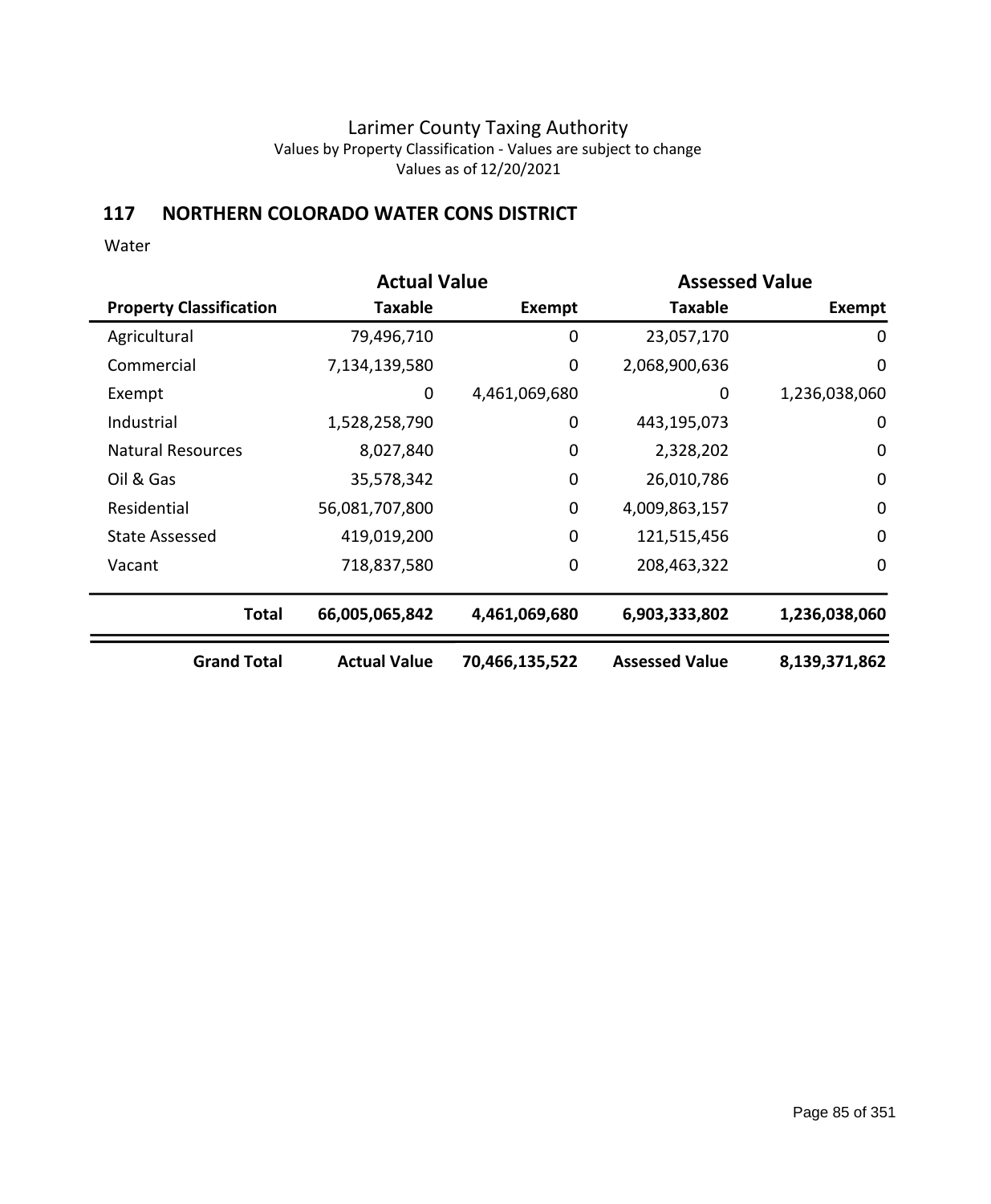# Larimer County Taxing Authority

Values by Property Classification - Values are subject to change

Values as of 12/20/2021

## 117 NORTHERN COLORADO WATER CONS DISTRICT

Water

| | Actual Value | | Assessed Value | |
|---|---|---|---|---|
| **Property Classification** | **Taxable** | **Exempt** | **Taxable** | **Exempt** |
| Agricultural | 79,496,710 | 0 | 23,057,170 | 0 |
| Commercial | 7,134,139,580 | 0 | 2,068,900,636 | 0 |
| Exempt | 0 | 4,461,069,680 | 0 | 1,236,038,060 |
| Industrial | 1,528,258,790 | 0 | 443,195,073 | 0 |
| Natural Resources | 8,027,840 | 0 | 2,328,202 | 0 |
| Oil & Gas | 35,578,342 | 0 | 26,010,786 | 0 |
| Residential | 56,081,707,800 | 0 | 4,009,863,157 | 0 |
| State Assessed | 419,019,200 | 0 | 121,515,456 | 0 |
| Vacant | 718,837,580 | 0 | 208,463,322 | 0 |
| **Total** | **66,005,065,842** | **4,461,069,680** | **6,903,333,802** | **1,236,038,060** |
| **Grand Total** | **Actual Value** | **70,466,135,522** | **Assessed Value** | **8,139,371,862** |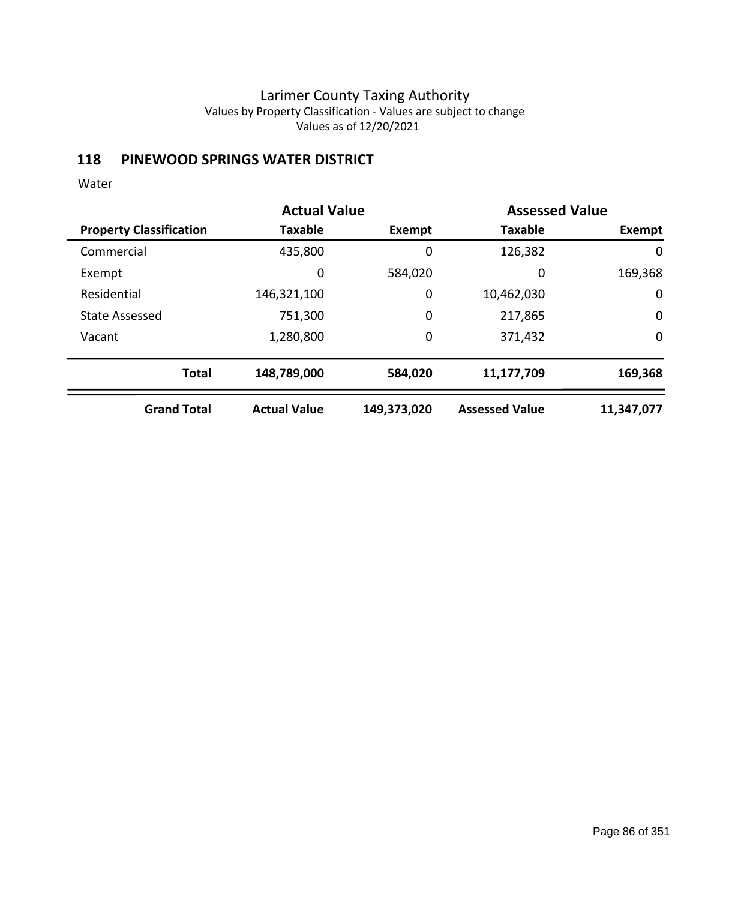Larimer County Taxing Authority
Values by Property Classification - Values are subject to change
Values as of 12/20/2021

## 118 PINEWOOD SPRINGS WATER DISTRICT

Water

| | Actual Value | | Assessed Value | |
|---|---|---|---|---|
| **Property Classification** | **Taxable** | **Exempt** | **Taxable** | **Exempt** |
| Commercial | 435,800 | 0 | 126,382 | 0 |
| Exempt | 0 | 584,020 | 0 | 169,368 |
| Residential | 146,321,100 | 0 | 10,462,030 | 0 |
| State Assessed | 751,300 | 0 | 217,865 | 0 |
| Vacant | 1,280,800 | 0 | 371,432 | 0 |
| **Total** | **148,789,000** | **584,020** | **11,177,709** | **169,368** |
| **Grand Total** | **Actual Value** | **149,373,020** | **Assessed Value** | **11,347,077** |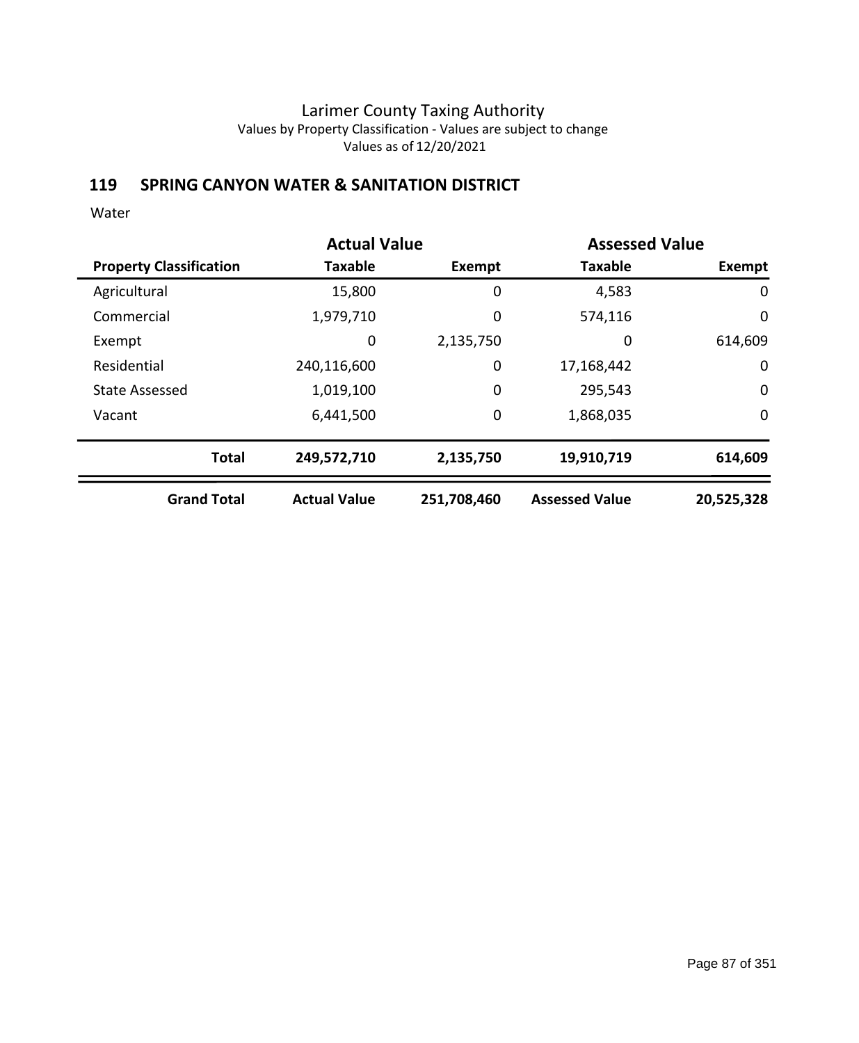Larimer County Taxing Authority
Values by Property Classification - Values are subject to change
Values as of 12/20/2021

## 119 SPRING CANYON WATER & SANITATION DISTRICT

Water

| | Actual Value | | Assessed Value | |
|---|---|---|---|---|
| **Property Classification** | **Taxable** | **Exempt** | **Taxable** | **Exempt** |
| Agricultural | 15,800 | 0 | 4,583 | 0 |
| Commercial | 1,979,710 | 0 | 574,116 | 0 |
| Exempt | 0 | 2,135,750 | 0 | 614,609 |
| Residential | 240,116,600 | 0 | 17,168,442 | 0 |
| State Assessed | 1,019,100 | 0 | 295,543 | 0 |
| Vacant | 6,441,500 | 0 | 1,868,035 | 0 |
| **Total** | **249,572,710** | **2,135,750** | **19,910,719** | **614,609** |
| **Grand Total** | **Actual Value** | **251,708,460** | **Assessed Value** | **20,525,328** |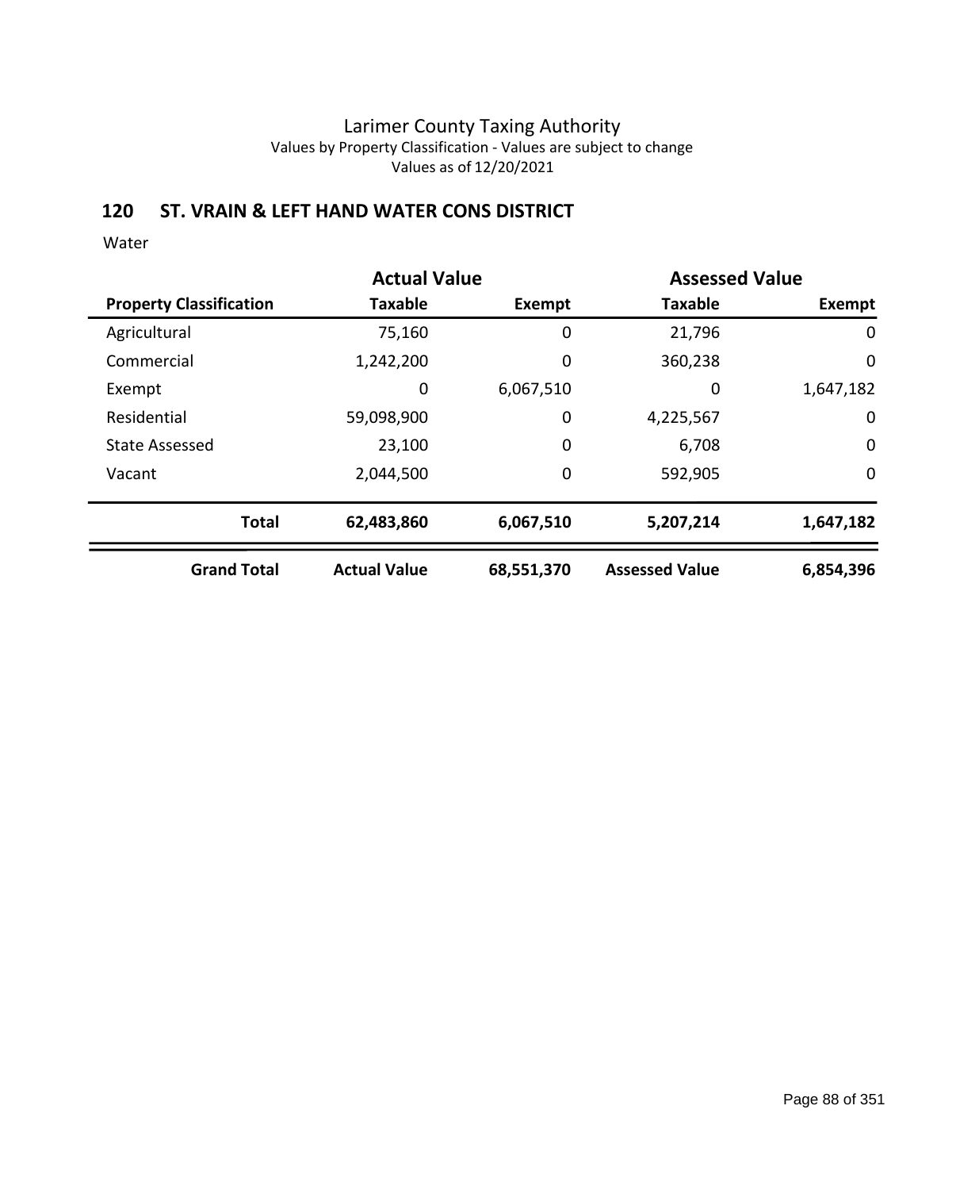# Larimer County Taxing Authority

Values by Property Classification - Values are subject to change

Values as of 12/20/2021

## 120 ST. VRAIN & LEFT HAND WATER CONS DISTRICT

Water

| | Actual Value | | Assessed Value | |
|---|---|---|---|---|
| **Property Classification** | **Taxable** | **Exempt** | **Taxable** | **Exempt** |
| Agricultural | 75,160 | 0 | 21,796 | 0 |
| Commercial | 1,242,200 | 0 | 360,238 | 0 |
| Exempt | 0 | 6,067,510 | 0 | 1,647,182 |
| Residential | 59,098,900 | 0 | 4,225,567 | 0 |
| State Assessed | 23,100 | 0 | 6,708 | 0 |
| Vacant | 2,044,500 | 0 | 592,905 | 0 |
| **Total** | **62,483,860** | **6,067,510** | **5,207,214** | **1,647,182** |
| **Grand Total** | **Actual Value** | **68,551,370** | **Assessed Value** | **6,854,396** |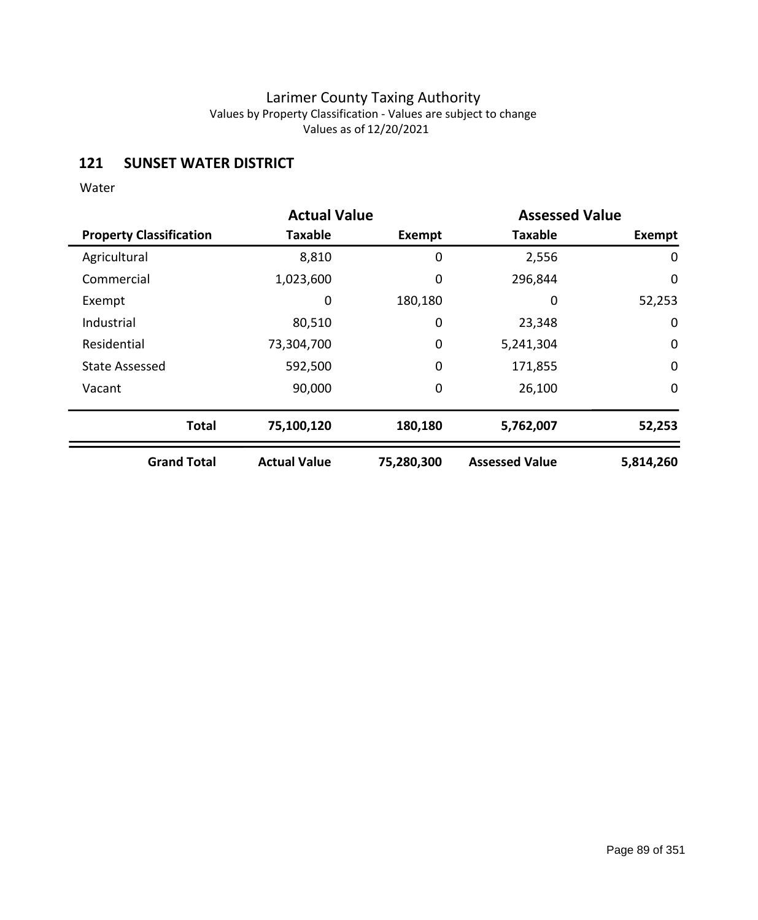# Larimer County Taxing Authority

Values by Property Classification - Values are subject to change

Values as of 12/20/2021

## 121 SUNSET WATER DISTRICT

Water

| | Actual Value | | Assessed Value | |
|---|---|---|---|---|
| **Property Classification** | **Taxable** | **Exempt** | **Taxable** | **Exempt** |
| Agricultural | 8,810 | 0 | 2,556 | 0 |
| Commercial | 1,023,600 | 0 | 296,844 | 0 |
| Exempt | 0 | 180,180 | 0 | 52,253 |
| Industrial | 80,510 | 0 | 23,348 | 0 |
| Residential | 73,304,700 | 0 | 5,241,304 | 0 |
| State Assessed | 592,500 | 0 | 171,855 | 0 |
| Vacant | 90,000 | 0 | 26,100 | 0 |
| **Total** | **75,100,120** | **180,180** | **5,762,007** | **52,253** |
| **Grand Total** | **Actual Value** | **75,280,300** | **Assessed Value** | **5,814,260** |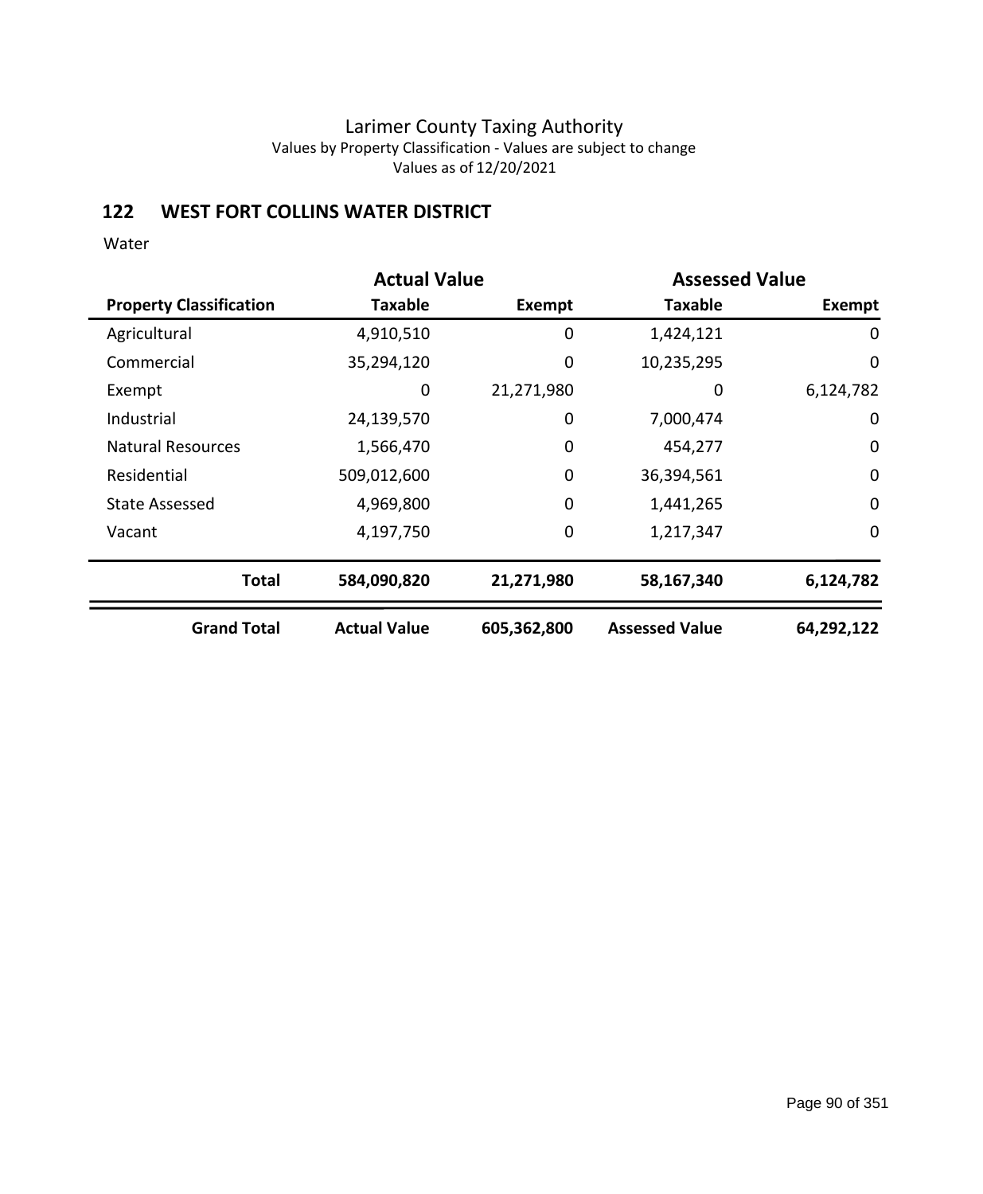Larimer County Taxing Authority

Values by Property Classification - Values are subject to change

Values as of 12/20/2021

## 122 WEST FORT COLLINS WATER DISTRICT

Water

| | Actual Value | | Assessed Value | |
|---|---|---|---|---|
| **Property Classification** | **Taxable** | **Exempt** | **Taxable** | **Exempt** |
| Agricultural | 4,910,510 | 0 | 1,424,121 | 0 |
| Commercial | 35,294,120 | 0 | 10,235,295 | 0 |
| Exempt | 0 | 21,271,980 | 0 | 6,124,782 |
| Industrial | 24,139,570 | 0 | 7,000,474 | 0 |
| Natural Resources | 1,566,470 | 0 | 454,277 | 0 |
| Residential | 509,012,600 | 0 | 36,394,561 | 0 |
| State Assessed | 4,969,800 | 0 | 1,441,265 | 0 |
| Vacant | 4,197,750 | 0 | 1,217,347 | 0 |
| **Total** | **584,090,820** | **21,271,980** | **58,167,340** | **6,124,782** |
| **Grand Total** | **Actual Value** | **605,362,800** | **Assessed Value** | **64,292,122** |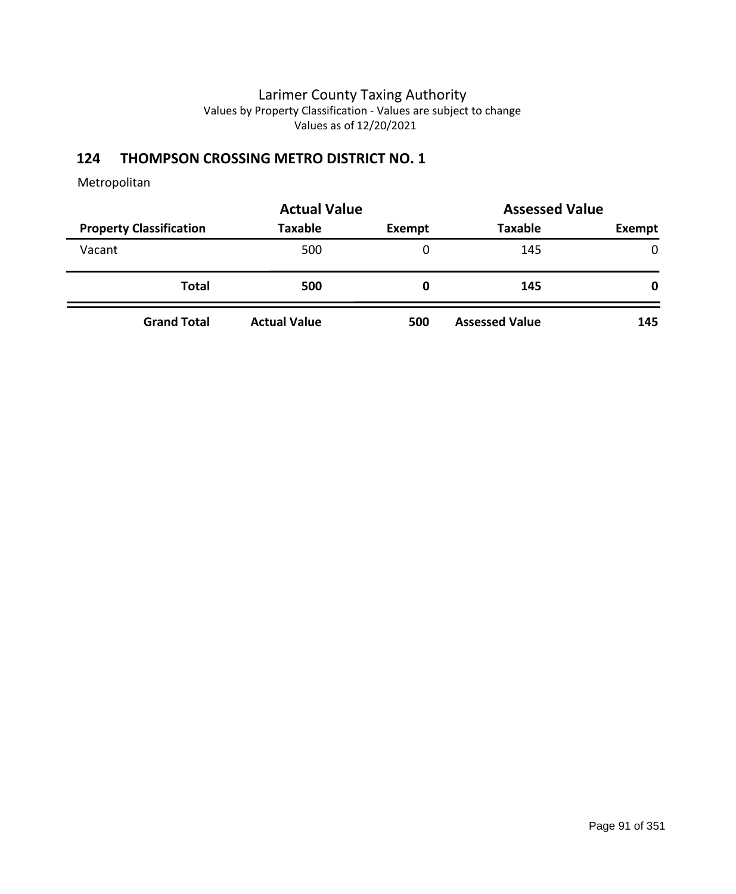# Larimer County Taxing Authority

Values by Property Classification - Values are subject to change

Values as of 12/20/2021

## 124 THOMPSON CROSSING METRO DISTRICT NO. 1

Metropolitan

| | Actual Value | | Assessed Value | |
|---|---|---|---|---|
| **Property Classification** | **Taxable** | **Exempt** | **Taxable** | **Exempt** |
| Vacant | 500 | 0 | 145 | 0 |
| **Total** | **500** | **0** | **145** | **0** |
| **Grand Total** | **Actual Value** | **500** | **Assessed Value** | **145** |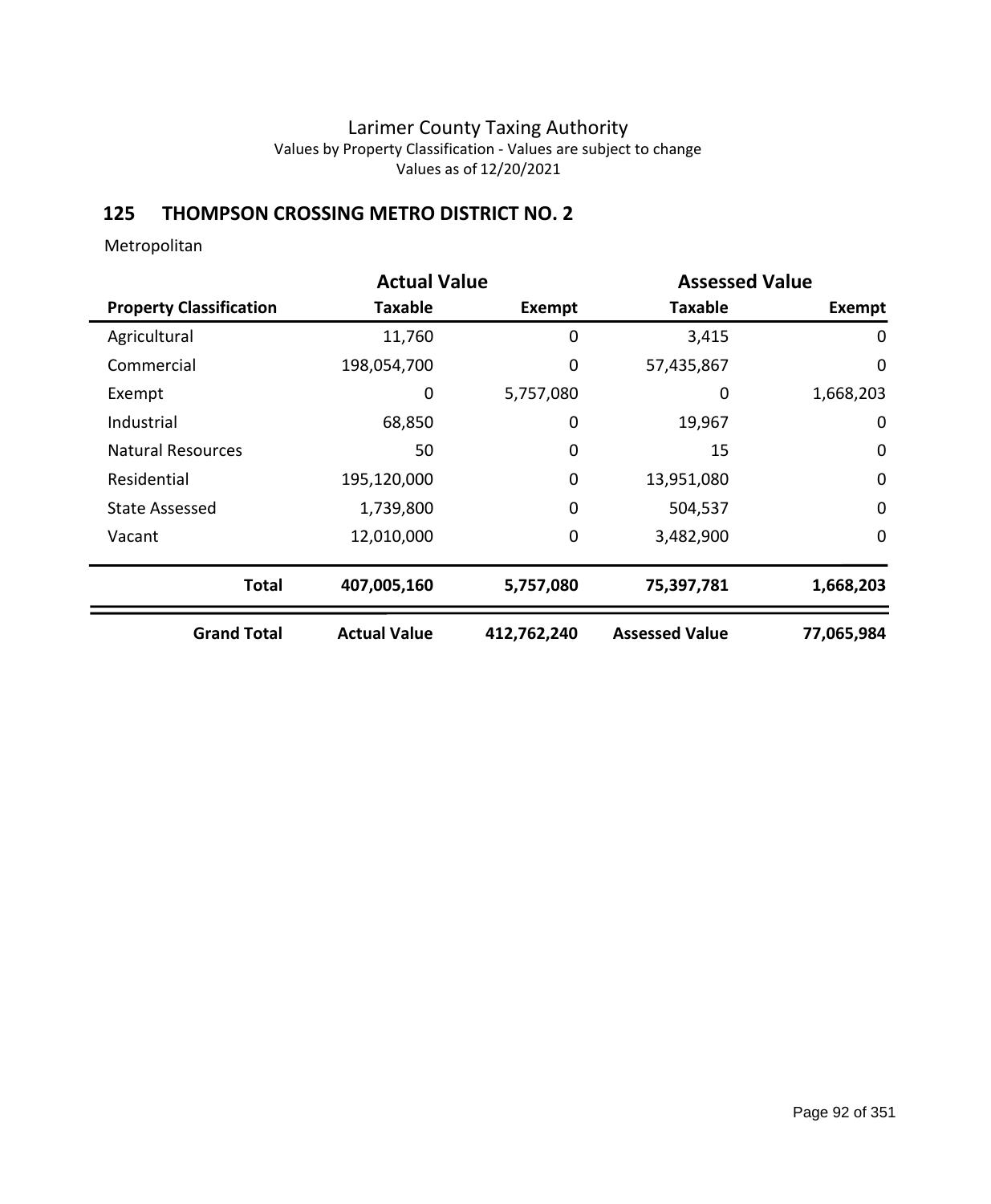# Larimer County Taxing Authority

Values by Property Classification - Values are subject to change

Values as of 12/20/2021

## 125 THOMPSON CROSSING METRO DISTRICT NO. 2

Metropolitan

| | Actual Value | | Assessed Value | |
|---|---|---|---|---|
| **Property Classification** | **Taxable** | **Exempt** | **Taxable** | **Exempt** |
| Agricultural | 11,760 | 0 | 3,415 | 0 |
| Commercial | 198,054,700 | 0 | 57,435,867 | 0 |
| Exempt | 0 | 5,757,080 | 0 | 1,668,203 |
| Industrial | 68,850 | 0 | 19,967 | 0 |
| Natural Resources | 50 | 0 | 15 | 0 |
| Residential | 195,120,000 | 0 | 13,951,080 | 0 |
| State Assessed | 1,739,800 | 0 | 504,537 | 0 |
| Vacant | 12,010,000 | 0 | 3,482,900 | 0 |
| **Total** | **407,005,160** | **5,757,080** | **75,397,781** | **1,668,203** |
| **Grand Total** | **Actual Value** | **412,762,240** | **Assessed Value** | **77,065,984** |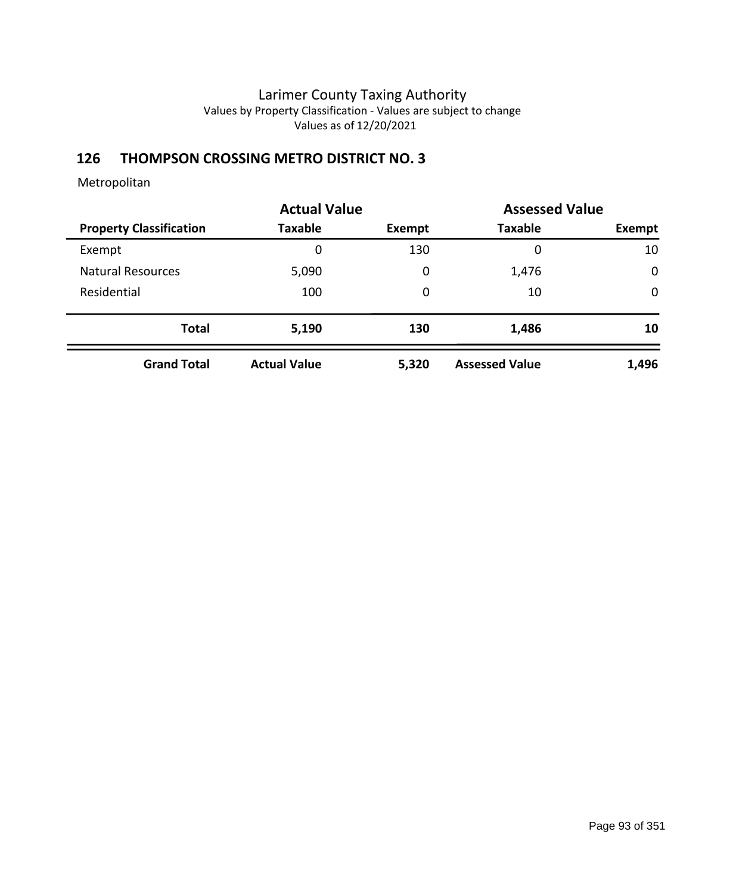Larimer County Taxing Authority
Values by Property Classification - Values are subject to change
Values as of 12/20/2021

## 126 THOMPSON CROSSING METRO DISTRICT NO. 3

Metropolitan

| | Actual Value | | Assessed Value | |
|---|---|---|---|---|
| **Property Classification** | **Taxable** | **Exempt** | **Taxable** | **Exempt** |
| Exempt | 0 | 130 | 0 | 10 |
| Natural Resources | 5,090 | 0 | 1,476 | 0 |
| Residential | 100 | 0 | 10 | 0 |
| **Total** | **5,190** | **130** | **1,486** | **10** |
| **Grand Total** | **Actual Value** | **5,320** | **Assessed Value** | **1,496** |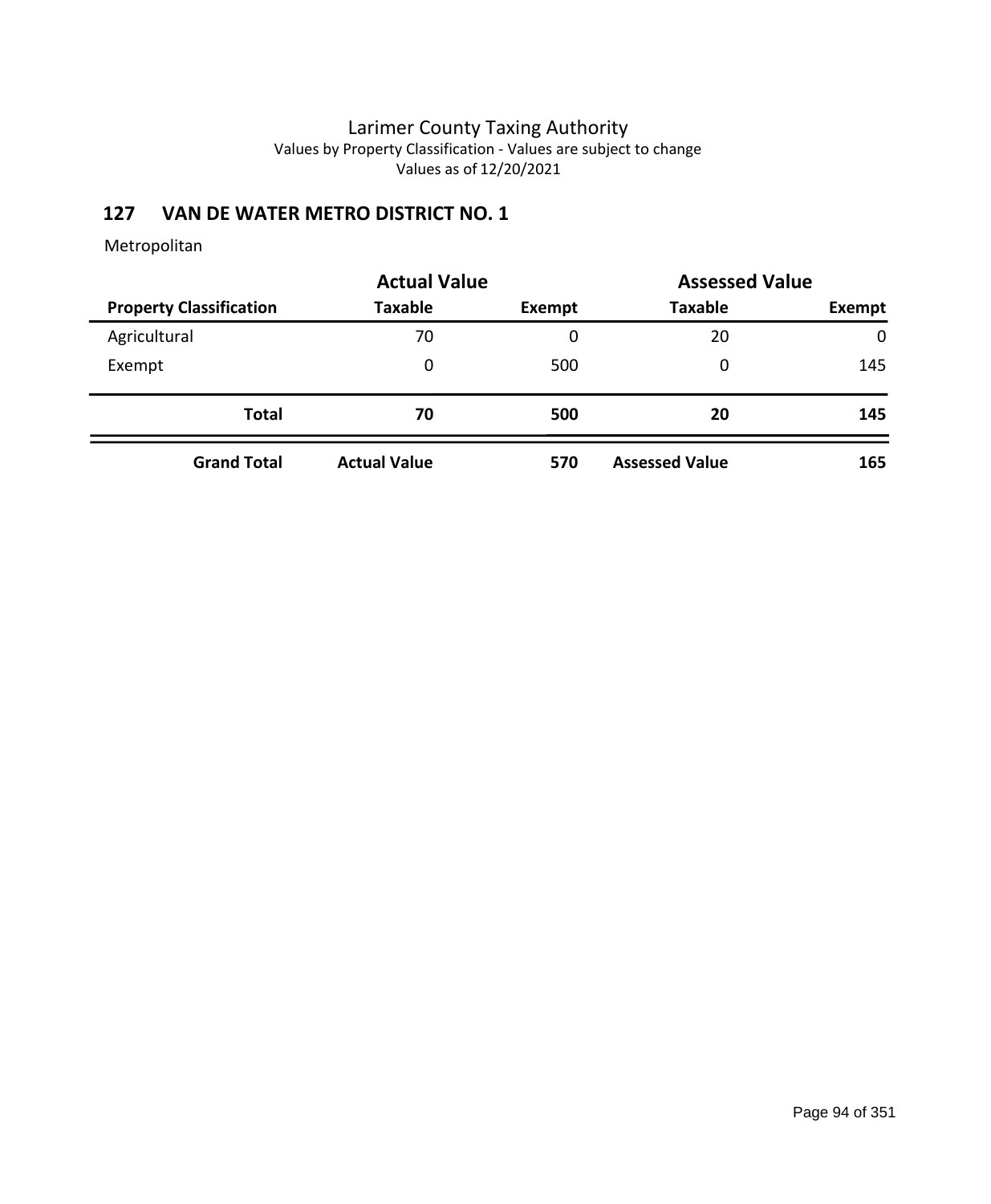# Larimer County Taxing Authority

Values by Property Classification - Values are subject to change

Values as of 12/20/2021

## 127 VAN DE WATER METRO DISTRICT NO. 1

Metropolitan

| | Actual Value | | Assessed Value | |
|---|---|---|---|---|
| **Property Classification** | **Taxable** | **Exempt** | **Taxable** | **Exempt** |
| Agricultural | 70 | 0 | 20 | 0 |
| Exempt | 0 | 500 | 0 | 145 |
| **Total** | **70** | **500** | **20** | **145** |
| **Grand Total** | **Actual Value** | **570** | **Assessed Value** | **165** |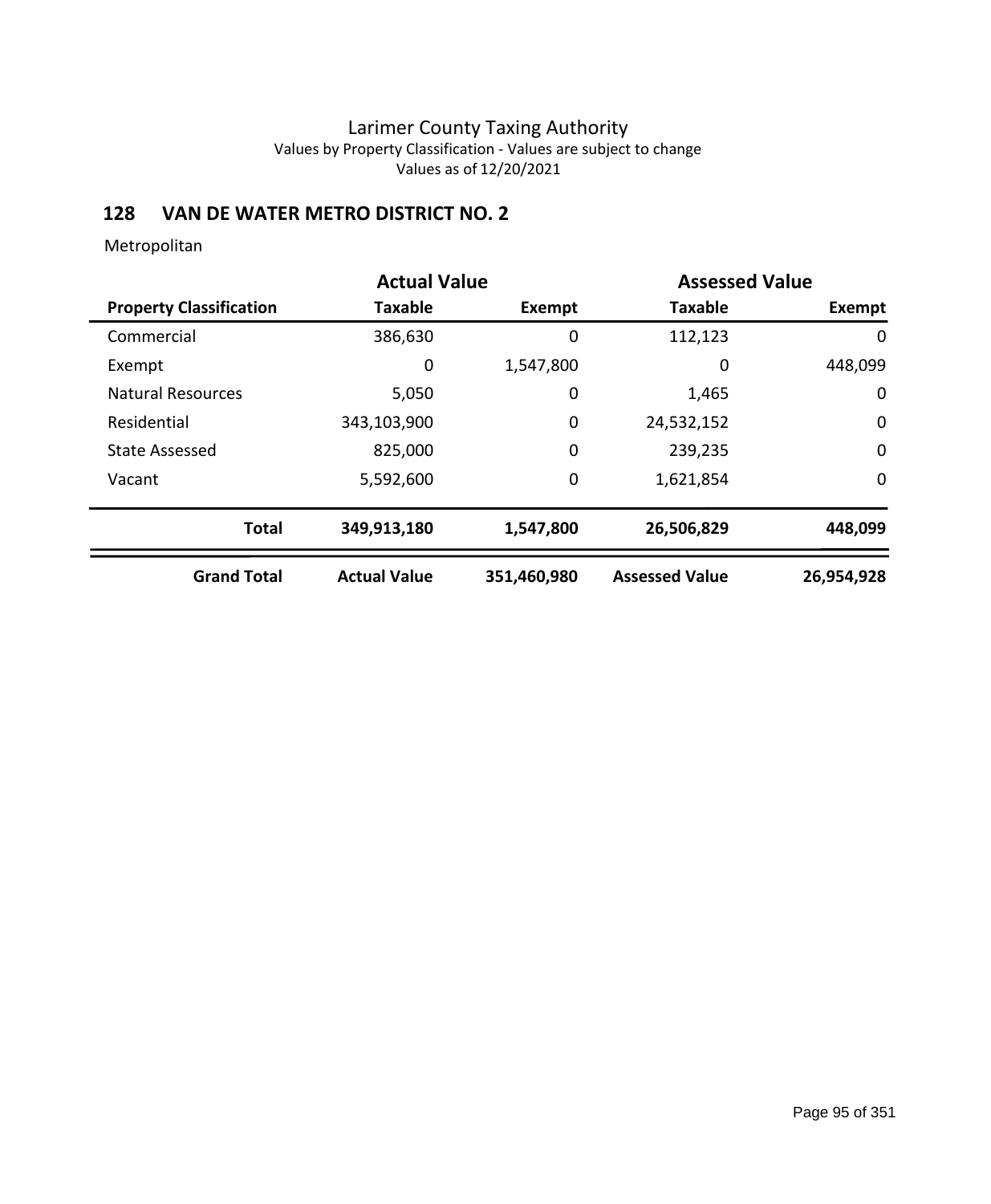# Larimer County Taxing Authority

Values by Property Classification - Values are subject to change

Values as of 12/20/2021

## 128 VAN DE WATER METRO DISTRICT NO. 2

Metropolitan

| | Actual Value | | Assessed Value | |
|---|---|---|---|---|
| **Property Classification** | **Taxable** | **Exempt** | **Taxable** | **Exempt** |
| Commercial | 386,630 | 0 | 112,123 | 0 |
| Exempt | 0 | 1,547,800 | 0 | 448,099 |
| Natural Resources | 5,050 | 0 | 1,465 | 0 |
| Residential | 343,103,900 | 0 | 24,532,152 | 0 |
| State Assessed | 825,000 | 0 | 239,235 | 0 |
| Vacant | 5,592,600 | 0 | 1,621,854 | 0 |
| **Total** | **349,913,180** | **1,547,800** | **26,506,829** | **448,099** |
| **Grand Total** | **Actual Value** | **351,460,980** | **Assessed Value** | **26,954,928** |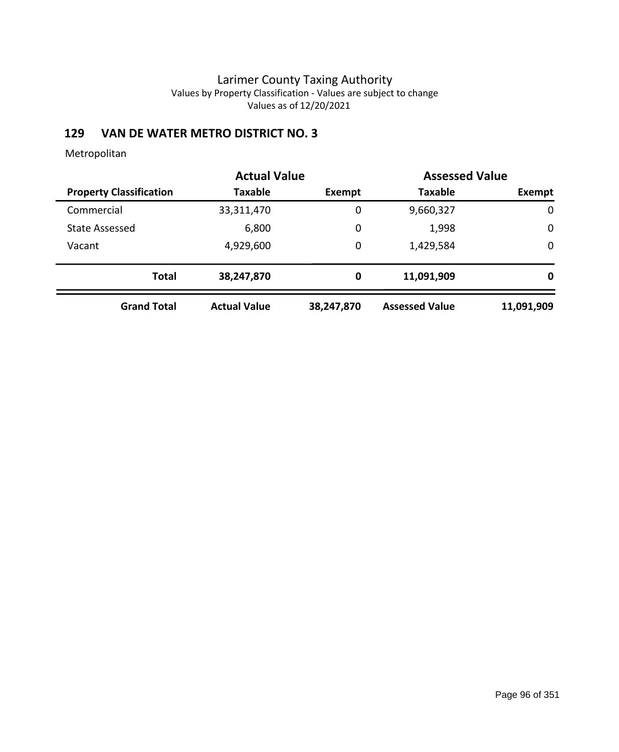# Larimer County Taxing Authority

Values by Property Classification - Values are subject to change

Values as of 12/20/2021

## 129 VAN DE WATER METRO DISTRICT NO. 3

Metropolitan

| | Actual Value | | Assessed Value | |
|---|---|---|---|---|
| **Property Classification** | **Taxable** | **Exempt** | **Taxable** | **Exempt** |
| Commercial | 33,311,470 | 0 | 9,660,327 | 0 |
| State Assessed | 6,800 | 0 | 1,998 | 0 |
| Vacant | 4,929,600 | 0 | 1,429,584 | 0 |
| **Total** | **38,247,870** | **0** | **11,091,909** | **0** |
| **Grand Total** | **Actual Value** | **38,247,870** | **Assessed Value** | **11,091,909** |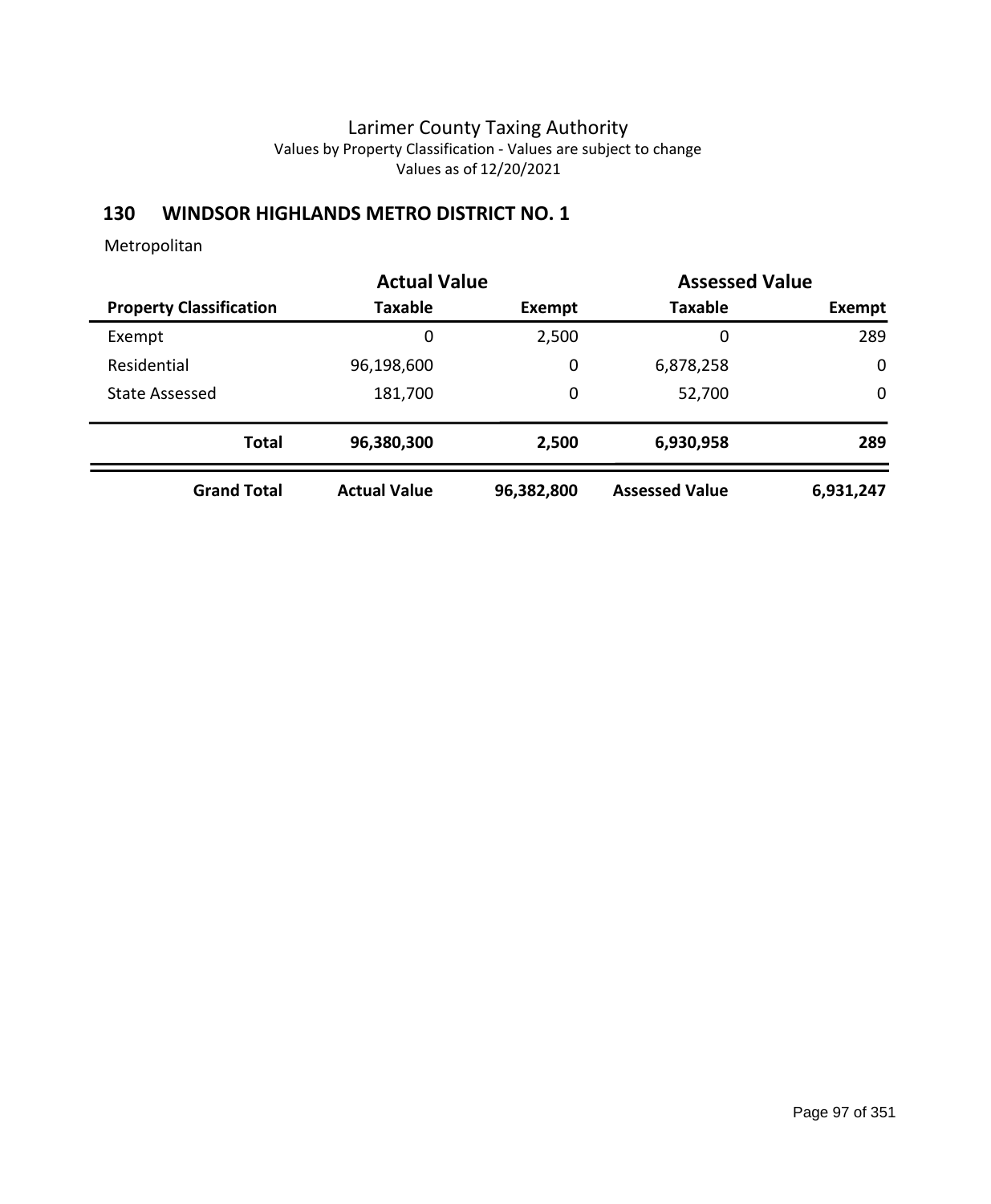# Larimer County Taxing Authority

Values by Property Classification - Values are subject to change

Values as of 12/20/2021

## 130 WINDSOR HIGHLANDS METRO DISTRICT NO. 1

Metropolitan

| | Actual Value | | Assessed Value | |
|---|---|---|---|---|
| **Property Classification** | **Taxable** | **Exempt** | **Taxable** | **Exempt** |
| Exempt | 0 | 2,500 | 0 | 289 |
| Residential | 96,198,600 | 0 | 6,878,258 | 0 |
| State Assessed | 181,700 | 0 | 52,700 | 0 |
| **Total** | **96,380,300** | **2,500** | **6,930,958** | **289** |
| **Grand Total** | **Actual Value** | **96,382,800** | **Assessed Value** | **6,931,247** |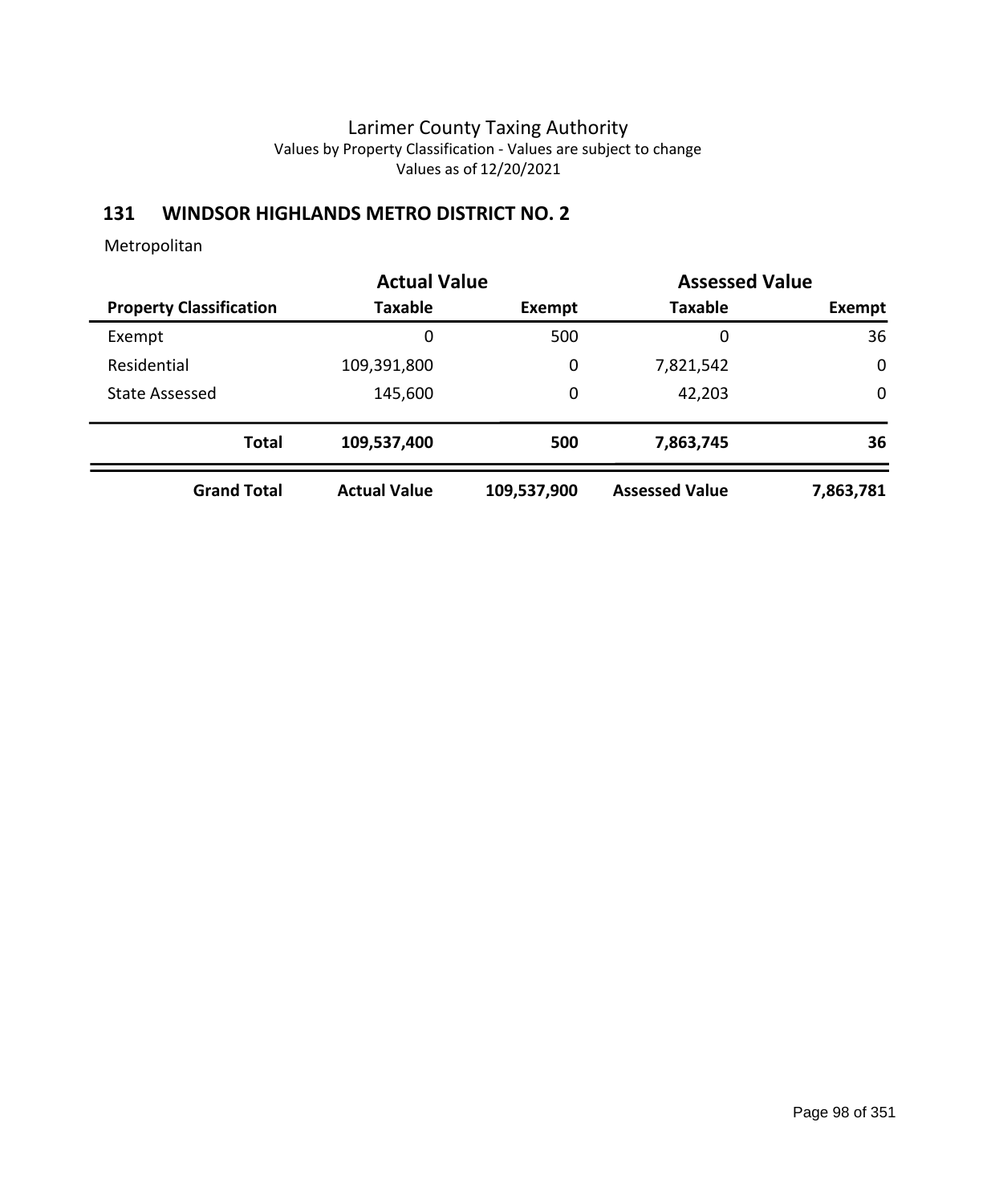Larimer County Taxing Authority
Values by Property Classification - Values are subject to change
Values as of 12/20/2021

## 131 WINDSOR HIGHLANDS METRO DISTRICT NO. 2

Metropolitan

| | Actual Value | | Assessed Value | |
|---|---|---|---|---|
| **Property Classification** | **Taxable** | **Exempt** | **Taxable** | **Exempt** |
| Exempt | 0 | 500 | 0 | 36 |
| Residential | 109,391,800 | 0 | 7,821,542 | 0 |
| State Assessed | 145,600 | 0 | 42,203 | 0 |
| **Total** | **109,537,400** | **500** | **7,863,745** | **36** |
| **Grand Total** | **Actual Value** | **109,537,900** | **Assessed Value** | **7,863,781** |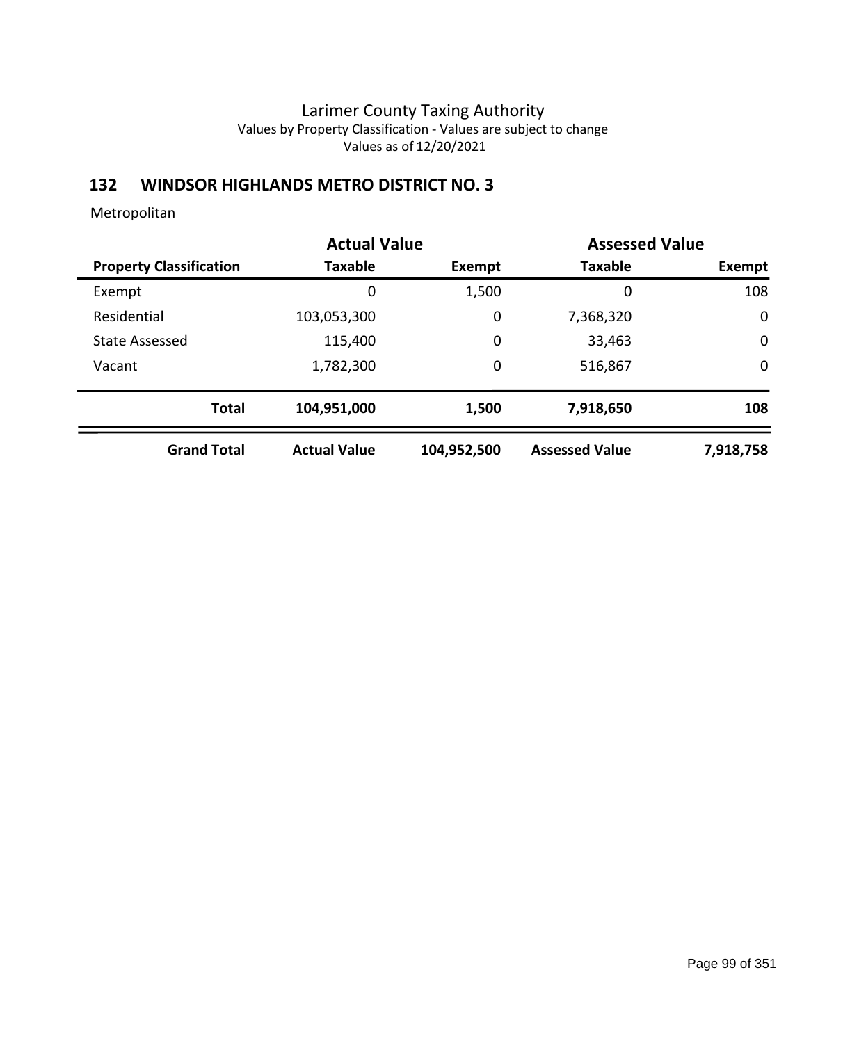Larimer County Taxing Authority
Values by Property Classification - Values are subject to change
Values as of 12/20/2021

## 132 WINDSOR HIGHLANDS METRO DISTRICT NO. 3

Metropolitan

| | Actual Value | | Assessed Value | |
|---|---|---|---|---|
| **Property Classification** | **Taxable** | **Exempt** | **Taxable** | **Exempt** |
| Exempt | 0 | 1,500 | 0 | 108 |
| Residential | 103,053,300 | 0 | 7,368,320 | 0 |
| State Assessed | 115,400 | 0 | 33,463 | 0 |
| Vacant | 1,782,300 | 0 | 516,867 | 0 |
| **Total** | **104,951,000** | **1,500** | **7,918,650** | **108** |
| **Grand Total** | **Actual Value** | **104,952,500** | **Assessed Value** | **7,918,758** |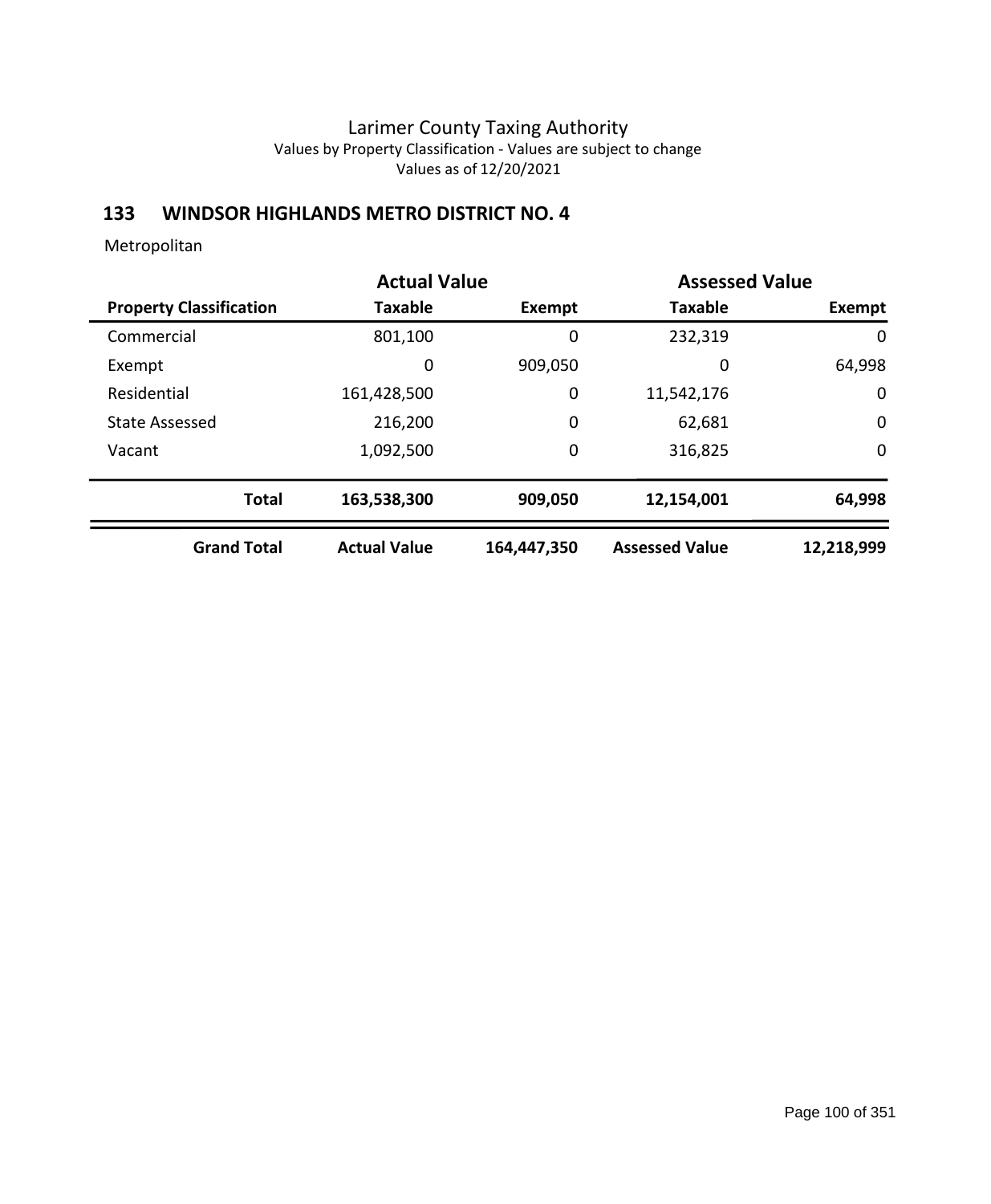Larimer County Taxing Authority
Values by Property Classification - Values are subject to change
Values as of 12/20/2021

## 133 WINDSOR HIGHLANDS METRO DISTRICT NO. 4

Metropolitan

| | Actual Value | | Assessed Value | |
|---|---|---|---|---|
| **Property Classification** | **Taxable** | **Exempt** | **Taxable** | **Exempt** |
| Commercial | 801,100 | 0 | 232,319 | 0 |
| Exempt | 0 | 909,050 | 0 | 64,998 |
| Residential | 161,428,500 | 0 | 11,542,176 | 0 |
| State Assessed | 216,200 | 0 | 62,681 | 0 |
| Vacant | 1,092,500 | 0 | 316,825 | 0 |
| **Total** | **163,538,300** | **909,050** | **12,154,001** | **64,998** |
| **Grand Total** | **Actual Value** | **164,447,350** | **Assessed Value** | **12,218,999** |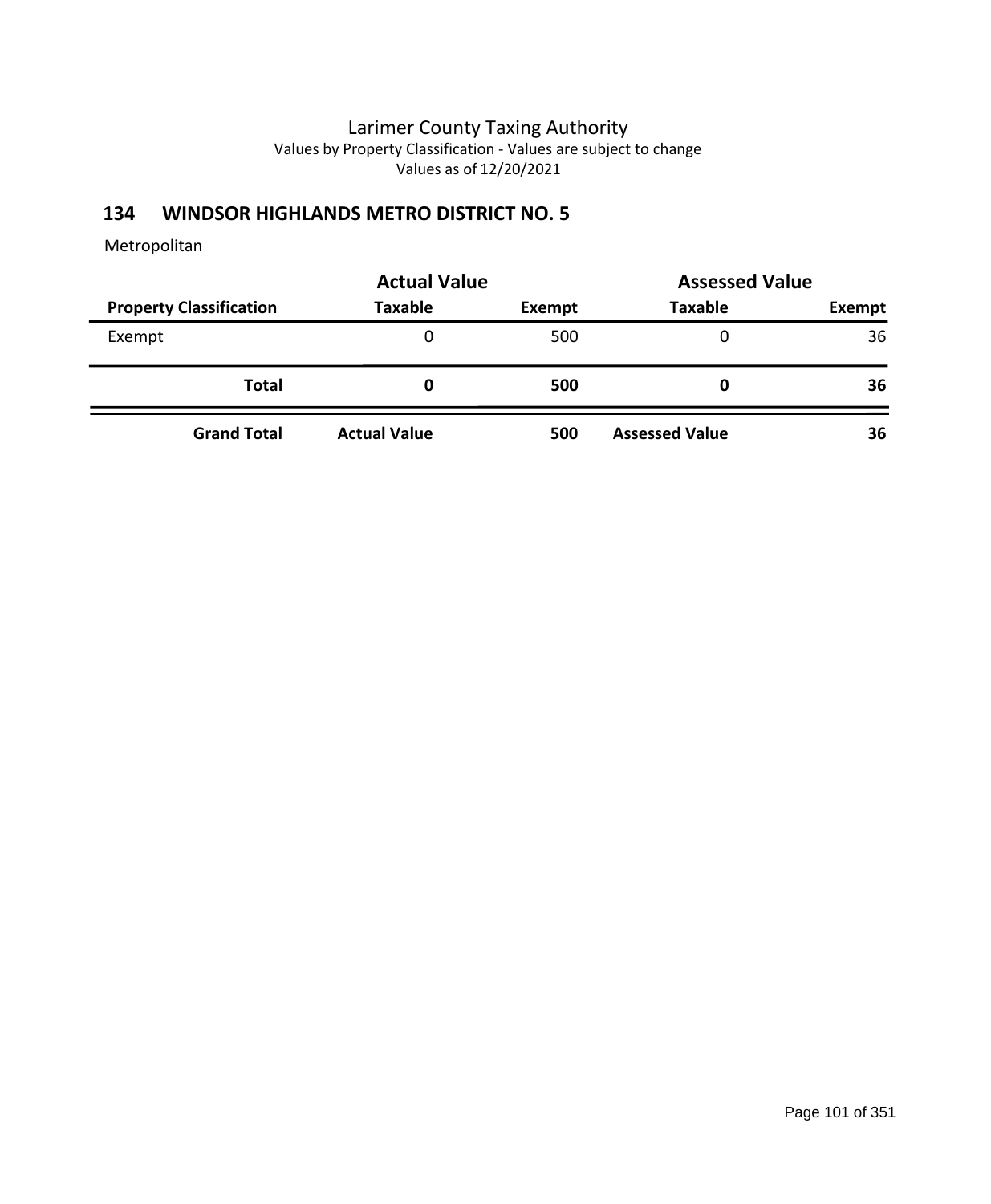Larimer County Taxing Authority
Values by Property Classification - Values are subject to change
Values as of 12/20/2021

## 134 WINDSOR HIGHLANDS METRO DISTRICT NO. 5

Metropolitan

| | Actual Value | | Assessed Value | |
|---|---|---|---|---|
| **Property Classification** | **Taxable** | **Exempt** | **Taxable** | **Exempt** |
| Exempt | 0 | 500 | 0 | 36 |
| **Total** | **0** | **500** | **0** | **36** |
| **Grand Total** | **Actual Value** | **500** | **Assessed Value** | **36** |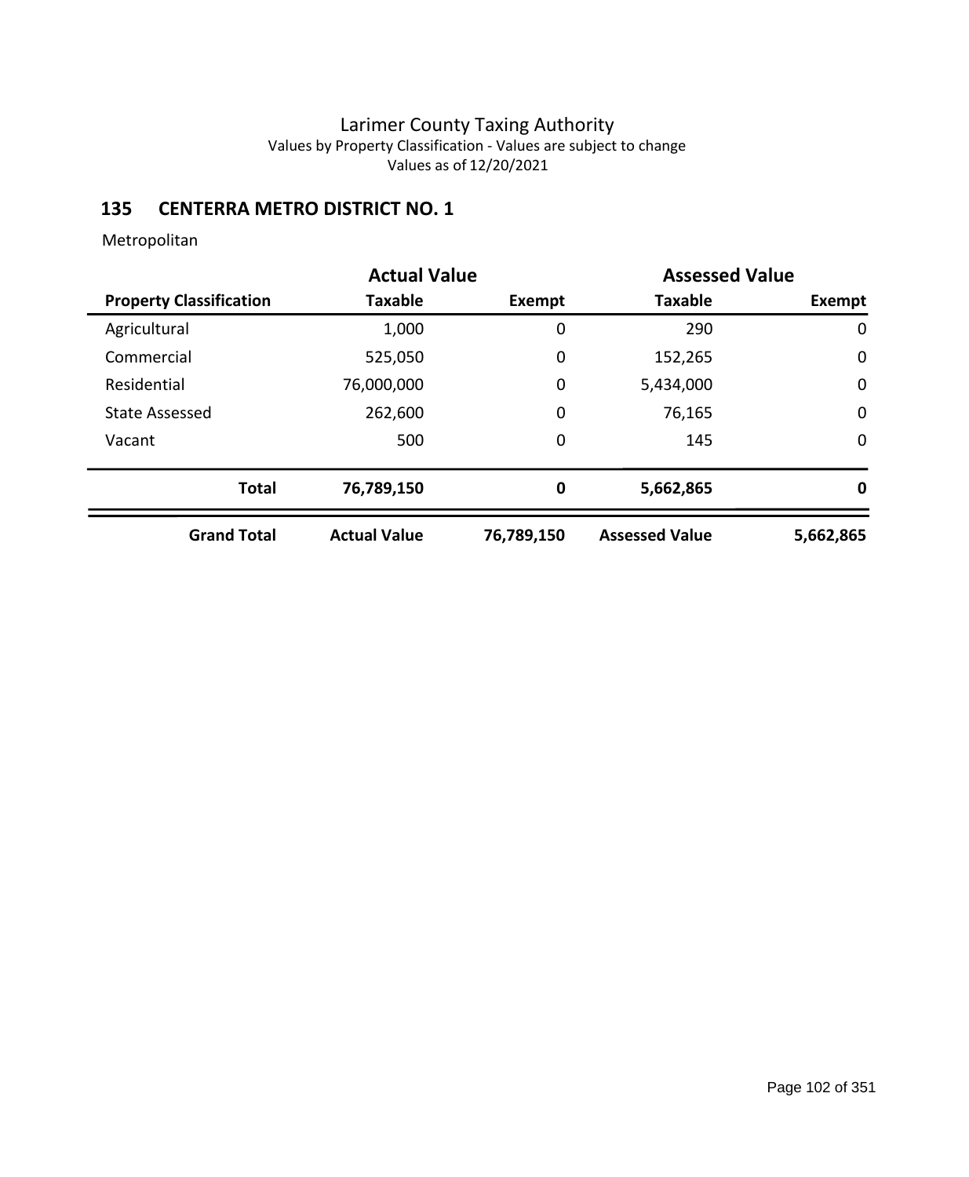# Larimer County Taxing Authority

Values by Property Classification - Values are subject to change

Values as of 12/20/2021

## 135 CENTERRA METRO DISTRICT NO. 1

Metropolitan

| | Actual Value | | Assessed Value | |
|---|---|---|---|---|
| **Property Classification** | **Taxable** | **Exempt** | **Taxable** | **Exempt** |
| Agricultural | 1,000 | 0 | 290 | 0 |
| Commercial | 525,050 | 0 | 152,265 | 0 |
| Residential | 76,000,000 | 0 | 5,434,000 | 0 |
| State Assessed | 262,600 | 0 | 76,165 | 0 |
| Vacant | 500 | 0 | 145 | 0 |
| **Total** | **76,789,150** | **0** | **5,662,865** | **0** |
| **Grand Total** | **Actual Value** | **76,789,150** | **Assessed Value** | **5,662,865** |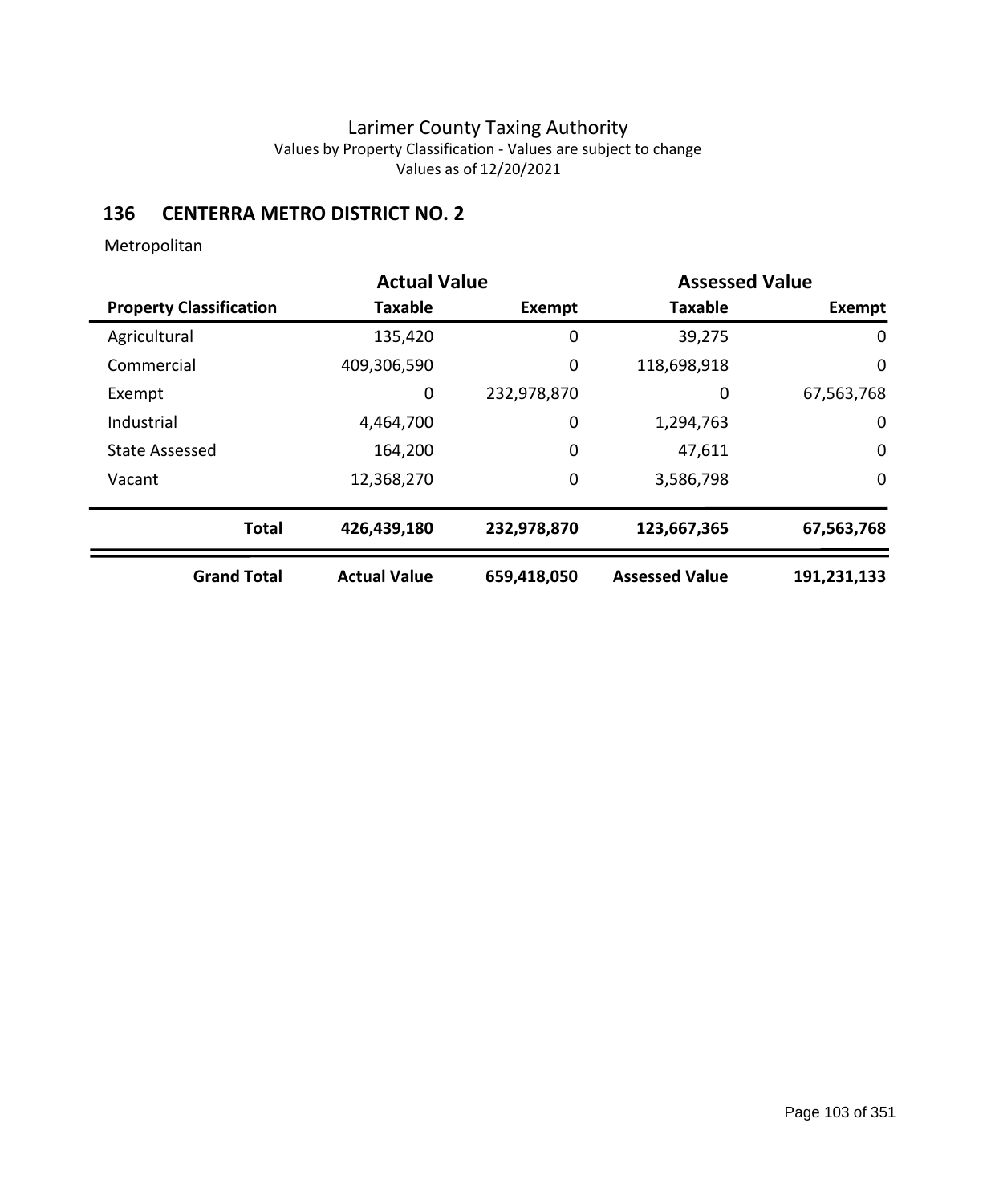# Larimer County Taxing Authority

Values by Property Classification - Values are subject to change

Values as of 12/20/2021

## 136 CENTERRA METRO DISTRICT NO. 2

Metropolitan

| | Actual Value | | Assessed Value | |
|---|---|---|---|---|
| **Property Classification** | **Taxable** | **Exempt** | **Taxable** | **Exempt** |
| Agricultural | 135,420 | 0 | 39,275 | 0 |
| Commercial | 409,306,590 | 0 | 118,698,918 | 0 |
| Exempt | 0 | 232,978,870 | 0 | 67,563,768 |
| Industrial | 4,464,700 | 0 | 1,294,763 | 0 |
| State Assessed | 164,200 | 0 | 47,611 | 0 |
| Vacant | 12,368,270 | 0 | 3,586,798 | 0 |
| **Total** | **426,439,180** | **232,978,870** | **123,667,365** | **67,563,768** |
| **Grand Total** | **Actual Value** | **659,418,050** | **Assessed Value** | **191,231,133** |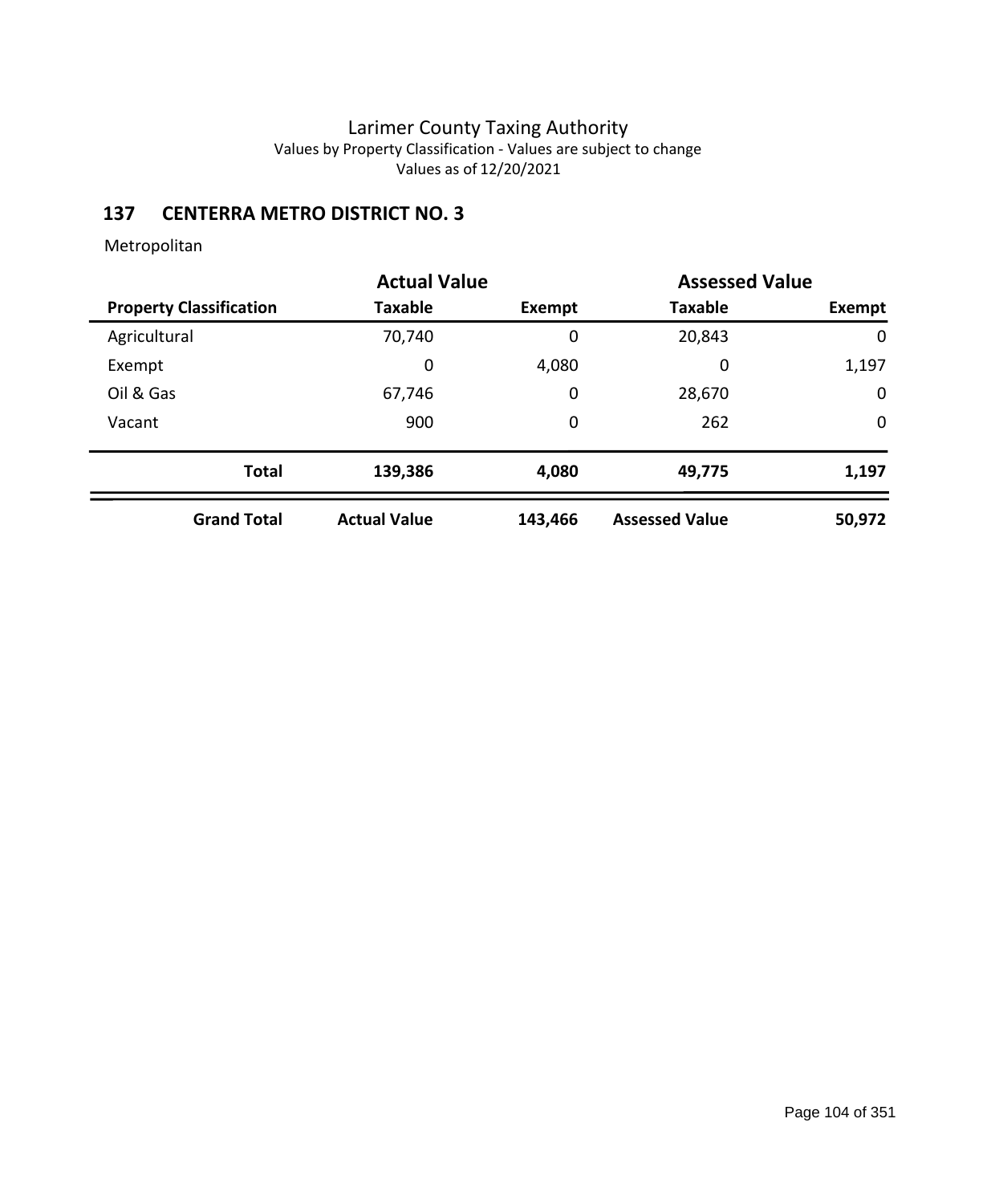# Larimer County Taxing Authority

Values by Property Classification - Values are subject to change

Values as of 12/20/2021

## 137 CENTERRA METRO DISTRICT NO. 3

Metropolitan

| | Actual Value | | Assessed Value | |
|---|---|---|---|---|
| **Property Classification** | **Taxable** | **Exempt** | **Taxable** | **Exempt** |
| Agricultural | 70,740 | 0 | 20,843 | 0 |
| Exempt | 0 | 4,080 | 0 | 1,197 |
| Oil & Gas | 67,746 | 0 | 28,670 | 0 |
| Vacant | 900 | 0 | 262 | 0 |
| **Total** | **139,386** | **4,080** | **49,775** | **1,197** |
| **Grand Total** | **Actual Value** | **143,466** | **Assessed Value** | **50,972** |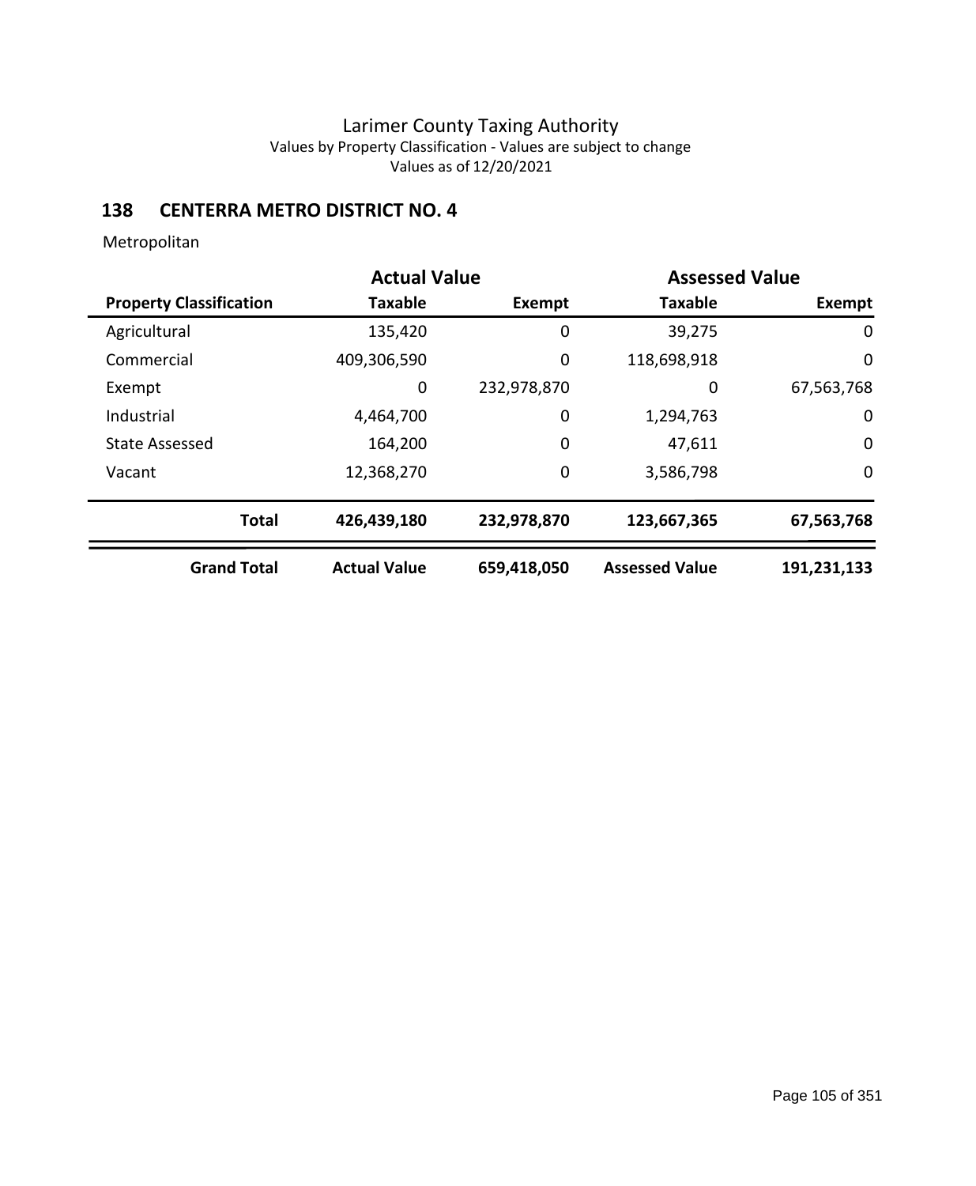# Larimer County Taxing Authority

Values by Property Classification - Values are subject to change

Values as of 12/20/2021

## 138 CENTERRA METRO DISTRICT NO. 4

Metropolitan

| | Actual Value | | Assessed Value | |
|---|---|---|---|---|
| **Property Classification** | **Taxable** | **Exempt** | **Taxable** | **Exempt** |
| Agricultural | 135,420 | 0 | 39,275 | 0 |
| Commercial | 409,306,590 | 0 | 118,698,918 | 0 |
| Exempt | 0 | 232,978,870 | 0 | 67,563,768 |
| Industrial | 4,464,700 | 0 | 1,294,763 | 0 |
| State Assessed | 164,200 | 0 | 47,611 | 0 |
| Vacant | 12,368,270 | 0 | 3,586,798 | 0 |
| **Total** | **426,439,180** | **232,978,870** | **123,667,365** | **67,563,768** |
| **Grand Total** | **Actual Value** | **659,418,050** | **Assessed Value** | **191,231,133** |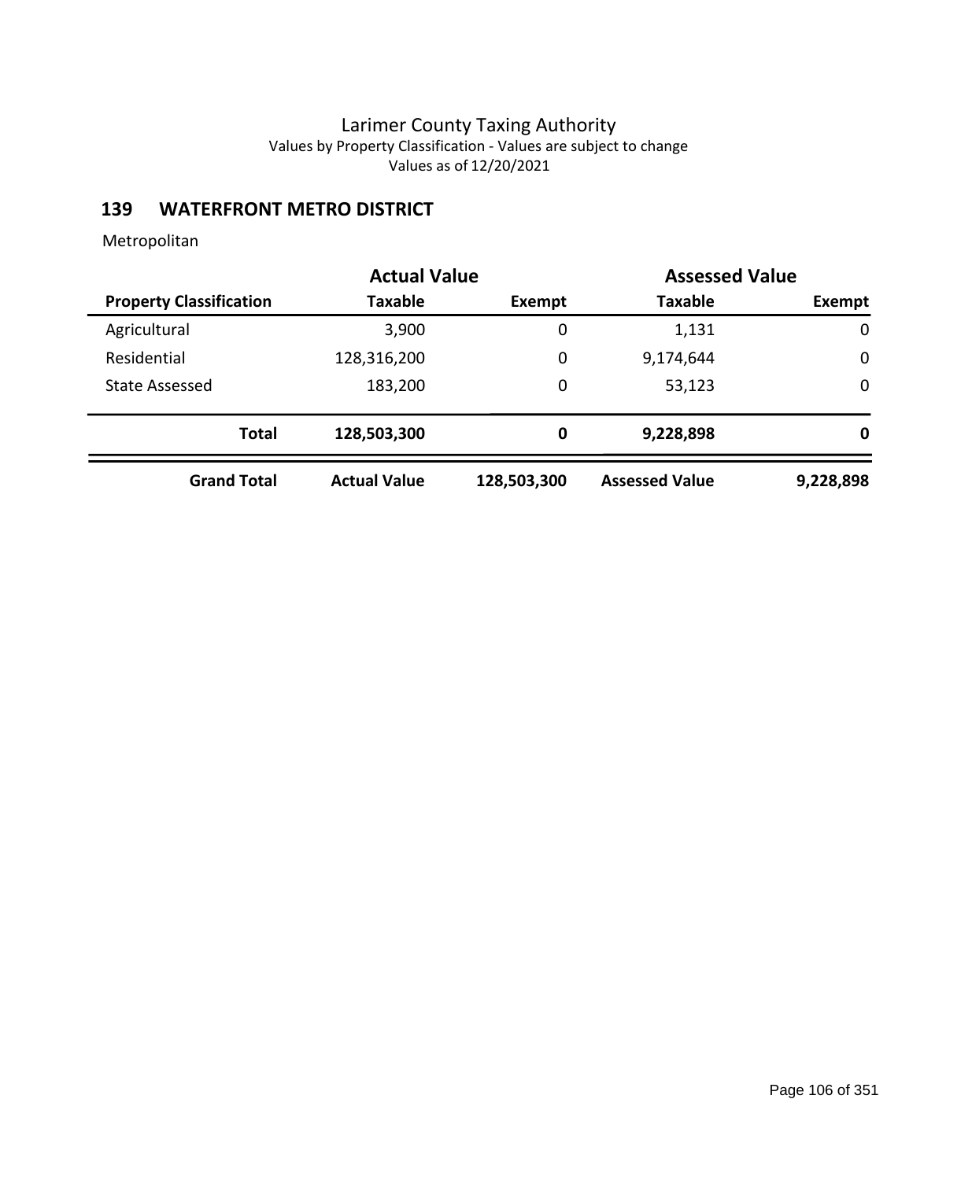# Larimer County Taxing Authority

Values by Property Classification - Values are subject to change

Values as of 12/20/2021

## 139 WATERFRONT METRO DISTRICT

Metropolitan

| | Actual Value | | Assessed Value | |
|---|---|---|---|---|
| **Property Classification** | **Taxable** | **Exempt** | **Taxable** | **Exempt** |
| Agricultural | 3,900 | 0 | 1,131 | 0 |
| Residential | 128,316,200 | 0 | 9,174,644 | 0 |
| State Assessed | 183,200 | 0 | 53,123 | 0 |
| **Total** | **128,503,300** | **0** | **9,228,898** | **0** |
| **Grand Total** | **Actual Value** | **128,503,300** | **Assessed Value** | **9,228,898** |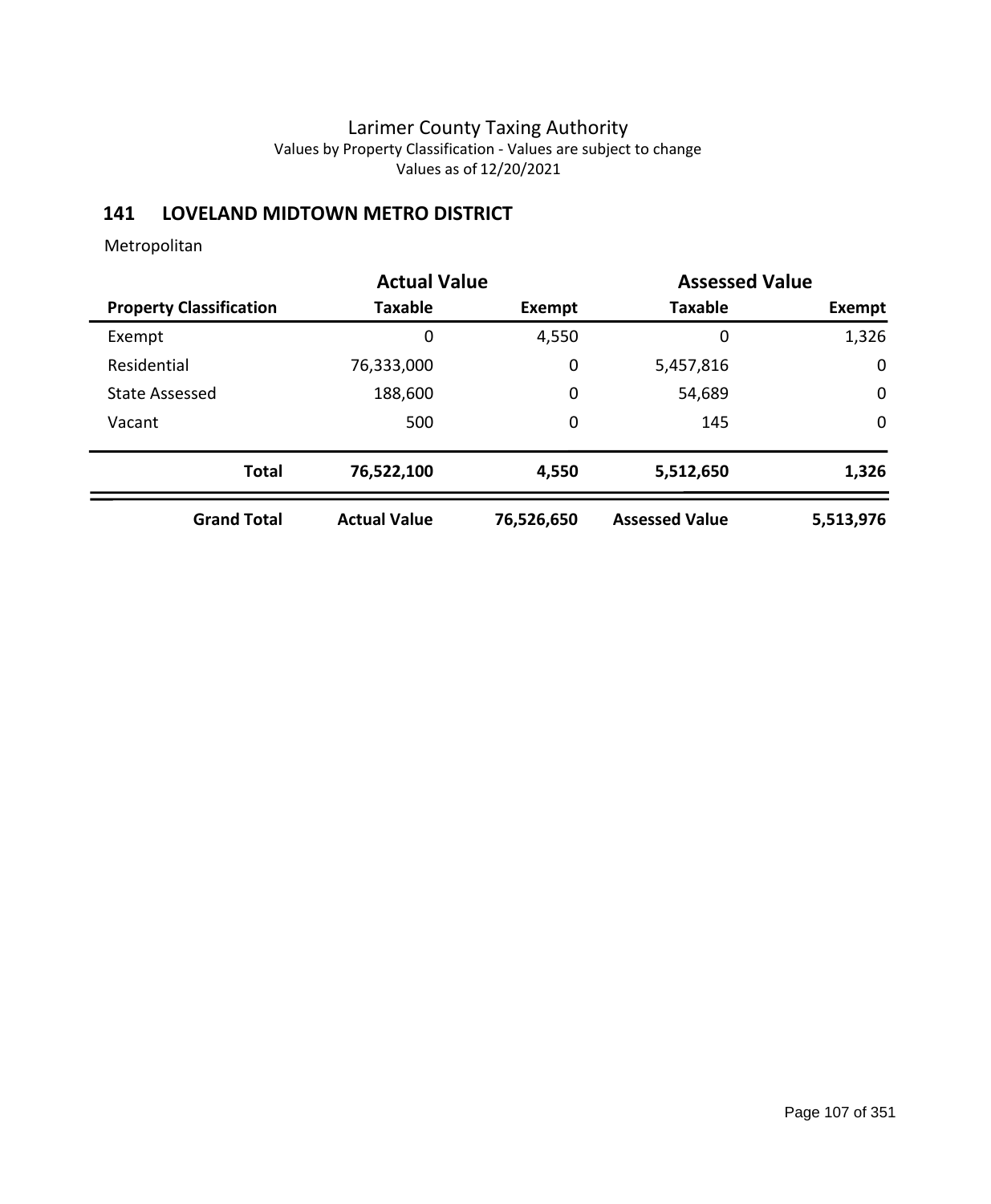Larimer County Taxing Authority
Values by Property Classification - Values are subject to change
Values as of 12/20/2021

## 141 LOVELAND MIDTOWN METRO DISTRICT

Metropolitan

| | Actual Value | | Assessed Value | |
|---|---|---|---|---|
| **Property Classification** | **Taxable** | **Exempt** | **Taxable** | **Exempt** |
| Exempt | 0 | 4,550 | 0 | 1,326 |
| Residential | 76,333,000 | 0 | 5,457,816 | 0 |
| State Assessed | 188,600 | 0 | 54,689 | 0 |
| Vacant | 500 | 0 | 145 | 0 |
| **Total** | **76,522,100** | **4,550** | **5,512,650** | **1,326** |
| **Grand Total** | **Actual Value** | **76,526,650** | **Assessed Value** | **5,513,976** |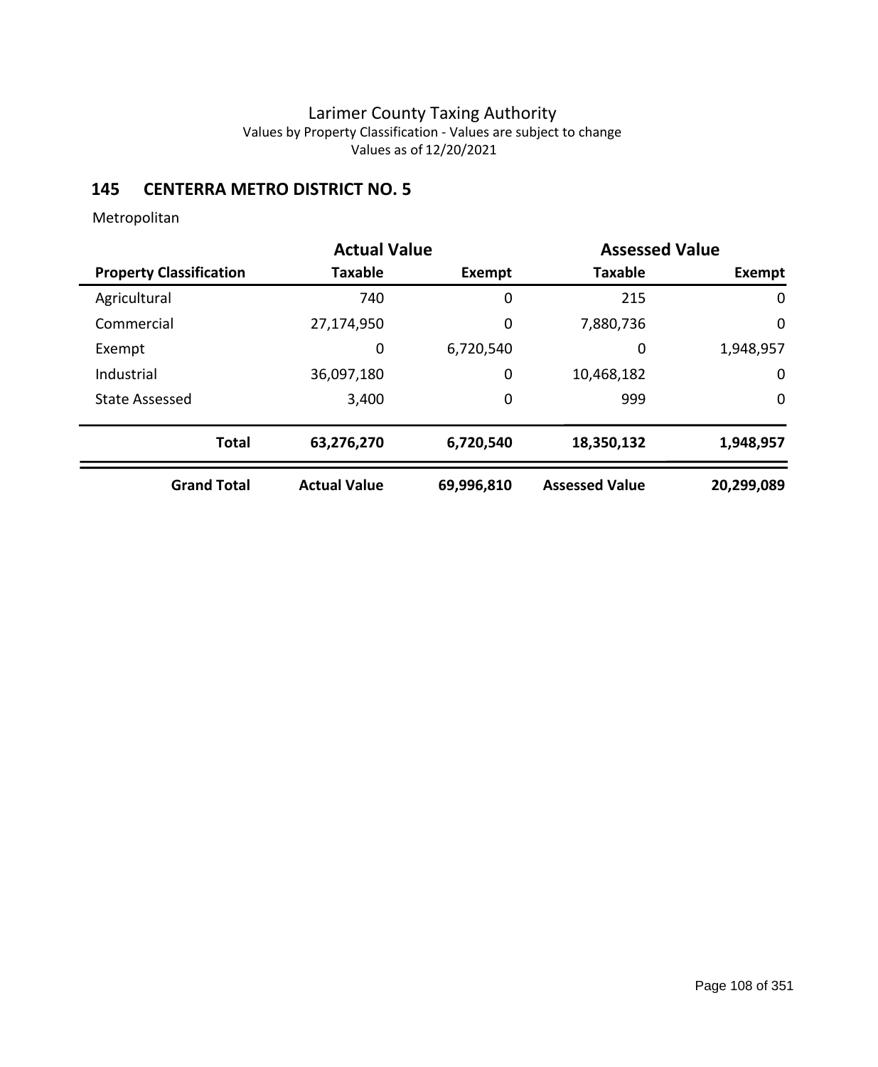# Larimer County Taxing Authority

Values by Property Classification - Values are subject to change

Values as of 12/20/2021

## 145 CENTERRA METRO DISTRICT NO. 5

Metropolitan

| | Actual Value | | Assessed Value | |
|---|---|---|---|---|
| **Property Classification** | **Taxable** | **Exempt** | **Taxable** | **Exempt** |
| Agricultural | 740 | 0 | 215 | 0 |
| Commercial | 27,174,950 | 0 | 7,880,736 | 0 |
| Exempt | 0 | 6,720,540 | 0 | 1,948,957 |
| Industrial | 36,097,180 | 0 | 10,468,182 | 0 |
| State Assessed | 3,400 | 0 | 999 | 0 |
| **Total** | **63,276,270** | **6,720,540** | **18,350,132** | **1,948,957** |
| **Grand Total** | **Actual Value** | **69,996,810** | **Assessed Value** | **20,299,089** |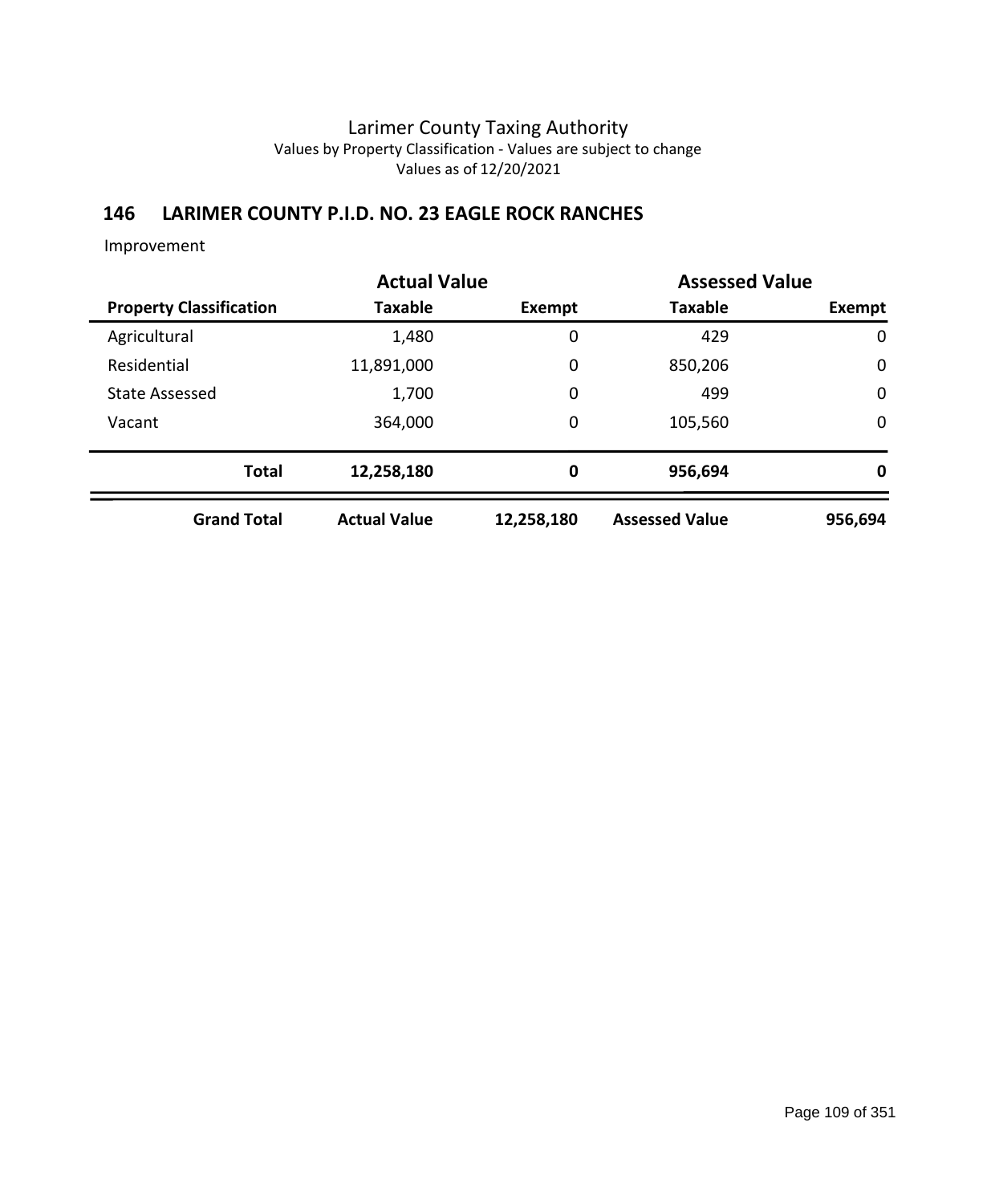# Larimer County Taxing Authority

Values by Property Classification - Values are subject to change

Values as of 12/20/2021

## 146 LARIMER COUNTY P.I.D. NO. 23 EAGLE ROCK RANCHES

Improvement

| | Actual Value | | Assessed Value | |
|---|---|---|---|---|
| **Property Classification** | **Taxable** | **Exempt** | **Taxable** | **Exempt** |
| Agricultural | 1,480 | 0 | 429 | 0 |
| Residential | 11,891,000 | 0 | 850,206 | 0 |
| State Assessed | 1,700 | 0 | 499 | 0 |
| Vacant | 364,000 | 0 | 105,560 | 0 |
| **Total** | **12,258,180** | **0** | **956,694** | **0** |
| **Grand Total** | **Actual Value** | **12,258,180** | **Assessed Value** | **956,694** |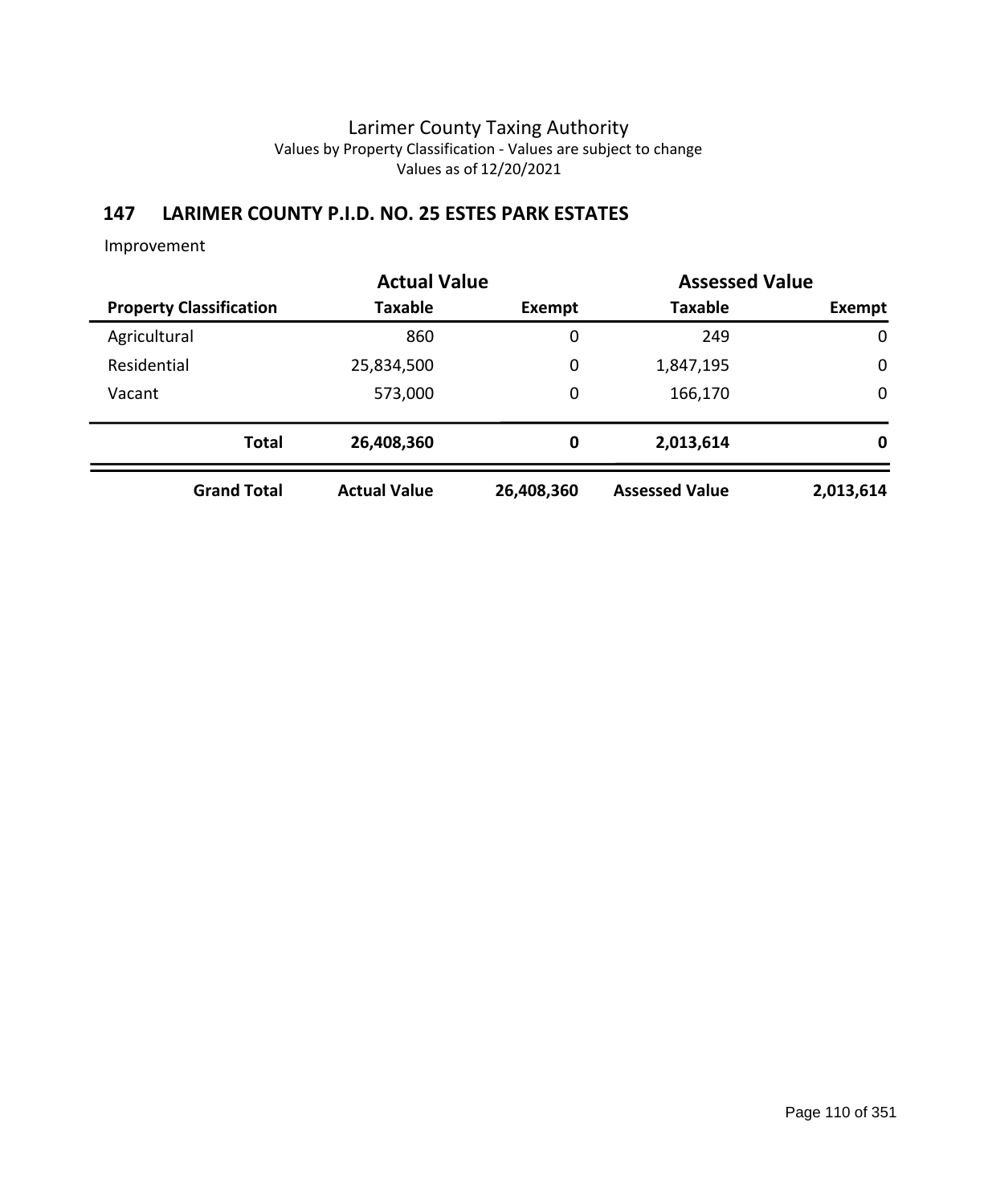# Larimer County Taxing Authority

Values by Property Classification - Values are subject to change

Values as of 12/20/2021

## 147 LARIMER COUNTY P.I.D. NO. 25 ESTES PARK ESTATES

Improvement

| | Actual Value | | Assessed Value | |
|---|---|---|---|---|
| **Property Classification** | **Taxable** | **Exempt** | **Taxable** | **Exempt** |
| Agricultural | 860 | 0 | 249 | 0 |
| Residential | 25,834,500 | 0 | 1,847,195 | 0 |
| Vacant | 573,000 | 0 | 166,170 | 0 |
| **Total** | **26,408,360** | **0** | **2,013,614** | **0** |
| **Grand Total** | **Actual Value** | **26,408,360** | **Assessed Value** | **2,013,614** |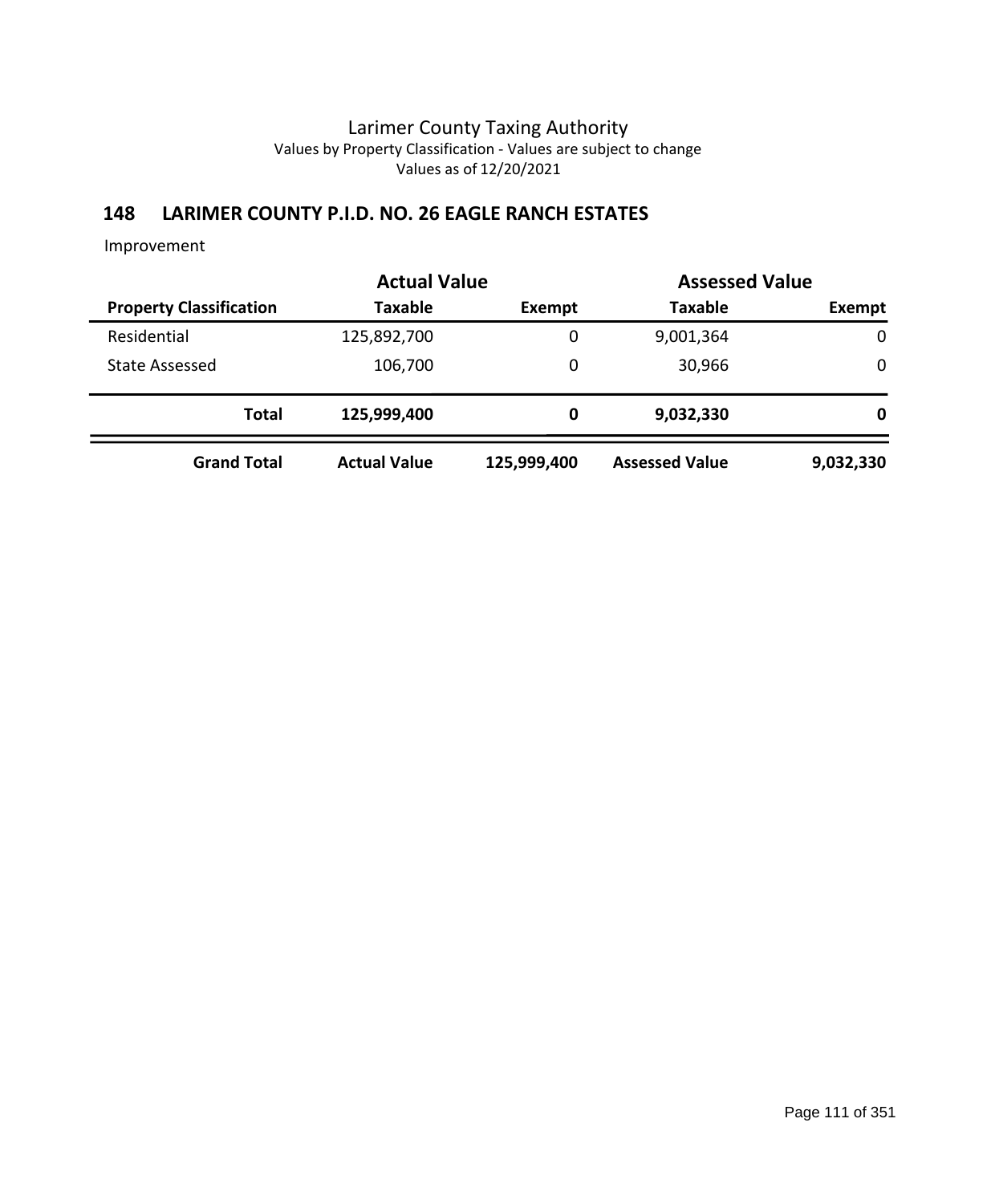# Larimer County Taxing Authority

Values by Property Classification - Values are subject to change

Values as of 12/20/2021

## 148 LARIMER COUNTY P.I.D. NO. 26 EAGLE RANCH ESTATES

Improvement

| | Actual Value | | Assessed Value | |
|---|---|---|---|---|
| **Property Classification** | **Taxable** | **Exempt** | **Taxable** | **Exempt** |
| Residential | 125,892,700 | 0 | 9,001,364 | 0 |
| State Assessed | 106,700 | 0 | 30,966 | 0 |
| **Total** | **125,999,400** | **0** | **9,032,330** | **0** |
| **Grand Total** | **Actual Value** | **125,999,400** | **Assessed Value** | **9,032,330** |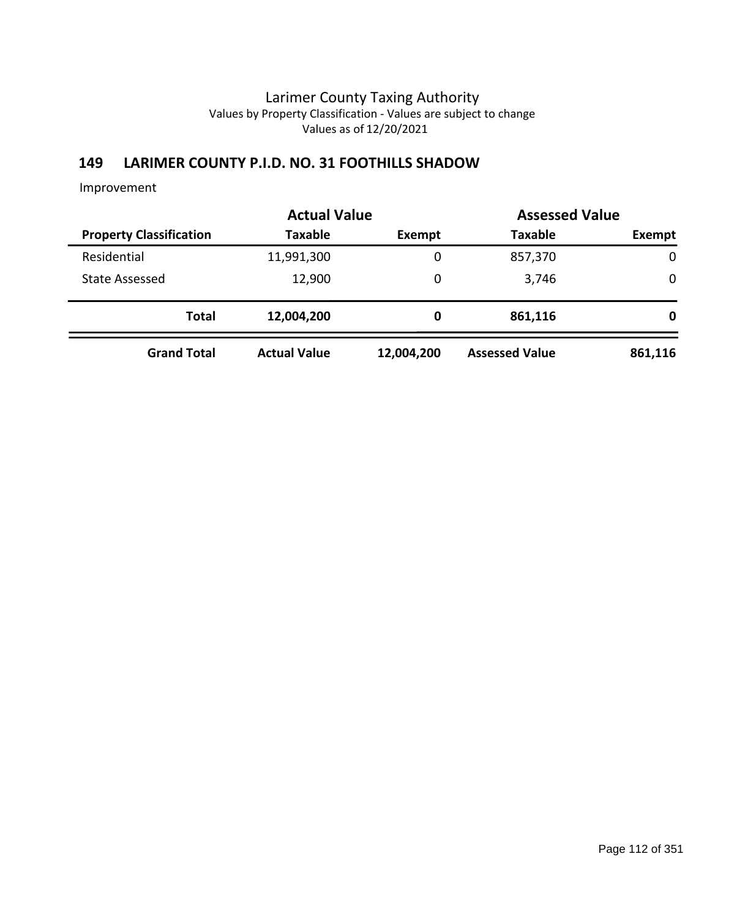# Larimer County Taxing Authority

Values by Property Classification - Values are subject to change

Values as of 12/20/2021

## 149 LARIMER COUNTY P.I.D. NO. 31 FOOTHILLS SHADOW

Improvement

| | Actual Value | | Assessed Value | |
|---|---|---|---|---|
| **Property Classification** | **Taxable** | **Exempt** | **Taxable** | **Exempt** |
| Residential | 11,991,300 | 0 | 857,370 | 0 |
| State Assessed | 12,900 | 0 | 3,746 | 0 |
| **Total** | **12,004,200** | **0** | **861,116** | **0** |
| **Grand Total** | **Actual Value** | **12,004,200** | **Assessed Value** | **861,116** |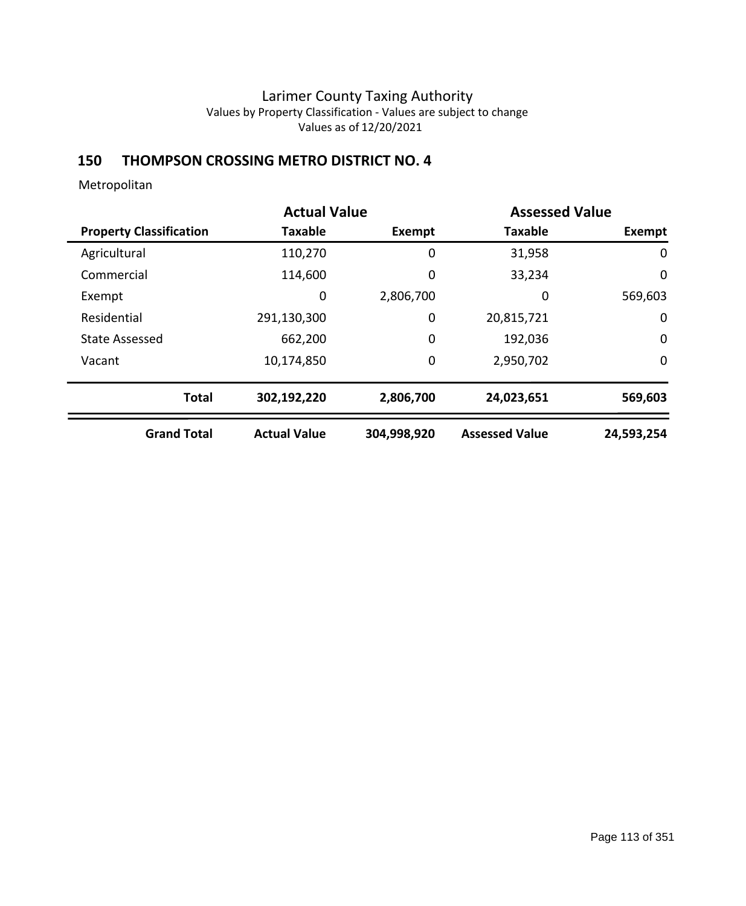Larimer County Taxing Authority
Values by Property Classification - Values are subject to change
Values as of 12/20/2021

## 150 THOMPSON CROSSING METRO DISTRICT NO. 4

Metropolitan

| | Actual Value | | Assessed Value | |
|---|---|---|---|---|
| **Property Classification** | **Taxable** | **Exempt** | **Taxable** | **Exempt** |
| Agricultural | 110,270 | 0 | 31,958 | 0 |
| Commercial | 114,600 | 0 | 33,234 | 0 |
| Exempt | 0 | 2,806,700 | 0 | 569,603 |
| Residential | 291,130,300 | 0 | 20,815,721 | 0 |
| State Assessed | 662,200 | 0 | 192,036 | 0 |
| Vacant | 10,174,850 | 0 | 2,950,702 | 0 |
| **Total** | **302,192,220** | **2,806,700** | **24,023,651** | **569,603** |
| **Grand Total** | **Actual Value** | **304,998,920** | **Assessed Value** | **24,593,254** |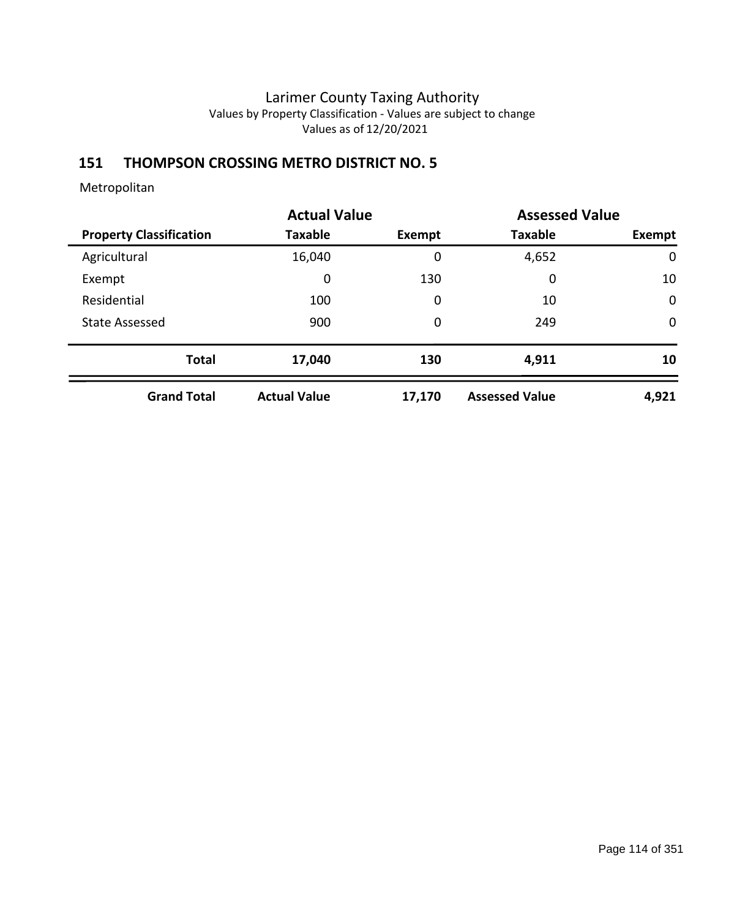Larimer County Taxing Authority
Values by Property Classification - Values are subject to change
Values as of 12/20/2021

## 151 THOMPSON CROSSING METRO DISTRICT NO. 5

Metropolitan

| | Actual Value | | Assessed Value | |
|---|---|---|---|---|
| **Property Classification** | **Taxable** | **Exempt** | **Taxable** | **Exempt** |
| Agricultural | 16,040 | 0 | 4,652 | 0 |
| Exempt | 0 | 130 | 0 | 10 |
| Residential | 100 | 0 | 10 | 0 |
| State Assessed | 900 | 0 | 249 | 0 |
| **Total** | **17,040** | **130** | **4,911** | **10** |
| **Grand Total** | **Actual Value** | **17,170** | **Assessed Value** | **4,921** |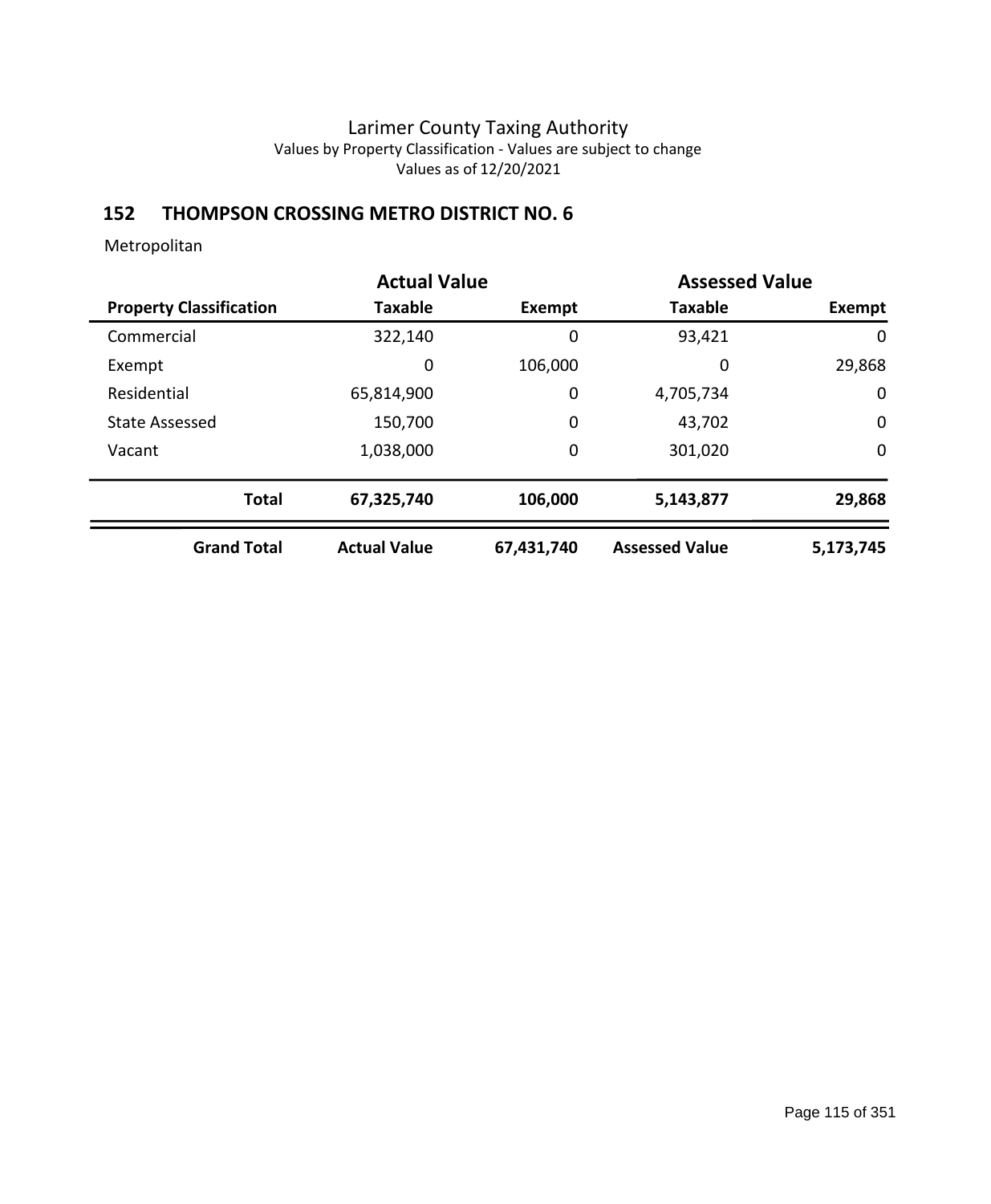Larimer County Taxing Authority
Values by Property Classification - Values are subject to change
Values as of 12/20/2021

## 152 THOMPSON CROSSING METRO DISTRICT NO. 6

Metropolitan

| | Actual Value | | Assessed Value | |
|---|---|---|---|---|
| **Property Classification** | **Taxable** | **Exempt** | **Taxable** | **Exempt** |
| Commercial | 322,140 | 0 | 93,421 | 0 |
| Exempt | 0 | 106,000 | 0 | 29,868 |
| Residential | 65,814,900 | 0 | 4,705,734 | 0 |
| State Assessed | 150,700 | 0 | 43,702 | 0 |
| Vacant | 1,038,000 | 0 | 301,020 | 0 |
| **Total** | **67,325,740** | **106,000** | **5,143,877** | **29,868** |
| **Grand Total** | **Actual Value** | **67,431,740** | **Assessed Value** | **5,173,745** |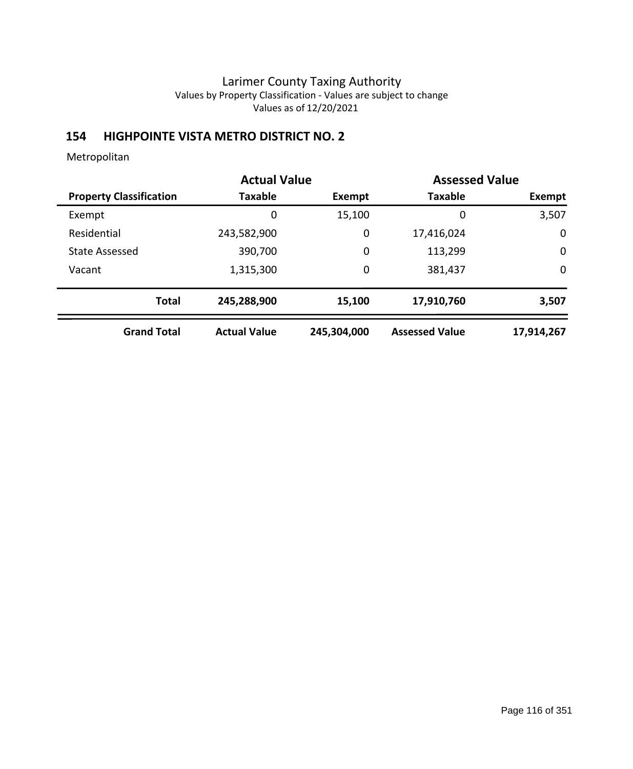Larimer County Taxing Authority
Values by Property Classification - Values are subject to change
Values as of 12/20/2021

## 154 HIGHPOINTE VISTA METRO DISTRICT NO. 2

Metropolitan

| | Actual Value | | Assessed Value | |
|---|---|---|---|---|
| **Property Classification** | **Taxable** | **Exempt** | **Taxable** | **Exempt** |
| Exempt | 0 | 15,100 | 0 | 3,507 |
| Residential | 243,582,900 | 0 | 17,416,024 | 0 |
| State Assessed | 390,700 | 0 | 113,299 | 0 |
| Vacant | 1,315,300 | 0 | 381,437 | 0 |
| **Total** | **245,288,900** | **15,100** | **17,910,760** | **3,507** |
| **Grand Total** | **Actual Value** | **245,304,000** | **Assessed Value** | **17,914,267** |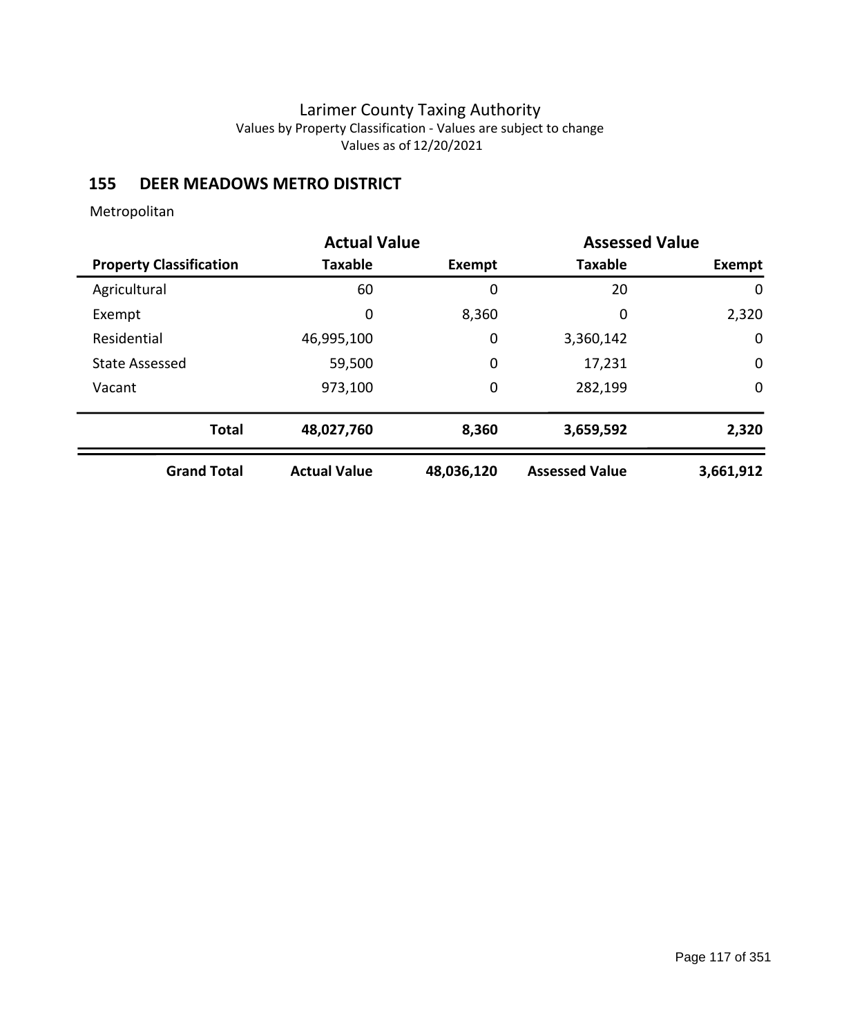# Larimer County Taxing Authority

Values by Property Classification - Values are subject to change

Values as of 12/20/2021

## 155 DEER MEADOWS METRO DISTRICT

Metropolitan

| | Actual Value | | Assessed Value | |
|---|---|---|---|---|
| **Property Classification** | **Taxable** | **Exempt** | **Taxable** | **Exempt** |
| Agricultural | 60 | 0 | 20 | 0 |
| Exempt | 0 | 8,360 | 0 | 2,320 |
| Residential | 46,995,100 | 0 | 3,360,142 | 0 |
| State Assessed | 59,500 | 0 | 17,231 | 0 |
| Vacant | 973,100 | 0 | 282,199 | 0 |
| **Total** | **48,027,760** | **8,360** | **3,659,592** | **2,320** |
| **Grand Total** | **Actual Value** | **48,036,120** | **Assessed Value** | **3,661,912** |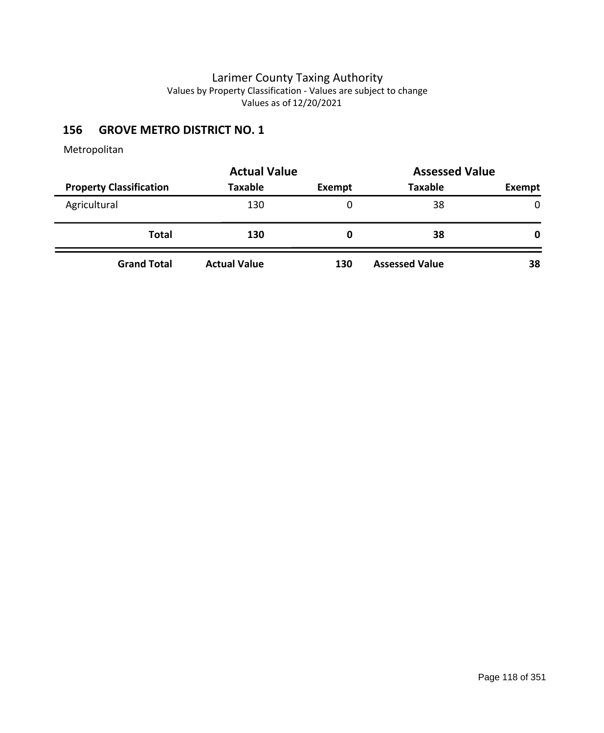# Larimer County Taxing Authority

Values by Property Classification - Values are subject to change

Values as of 12/20/2021

## 156 GROVE METRO DISTRICT NO. 1

Metropolitan

| | Actual Value | | Assessed Value | |
|---|---|---|---|---|
| **Property Classification** | **Taxable** | **Exempt** | **Taxable** | **Exempt** |
| Agricultural | 130 | 0 | 38 | 0 |
| **Total** | **130** | **0** | **38** | **0** |
| **Grand Total** | **Actual Value** | **130** | **Assessed Value** | **38** |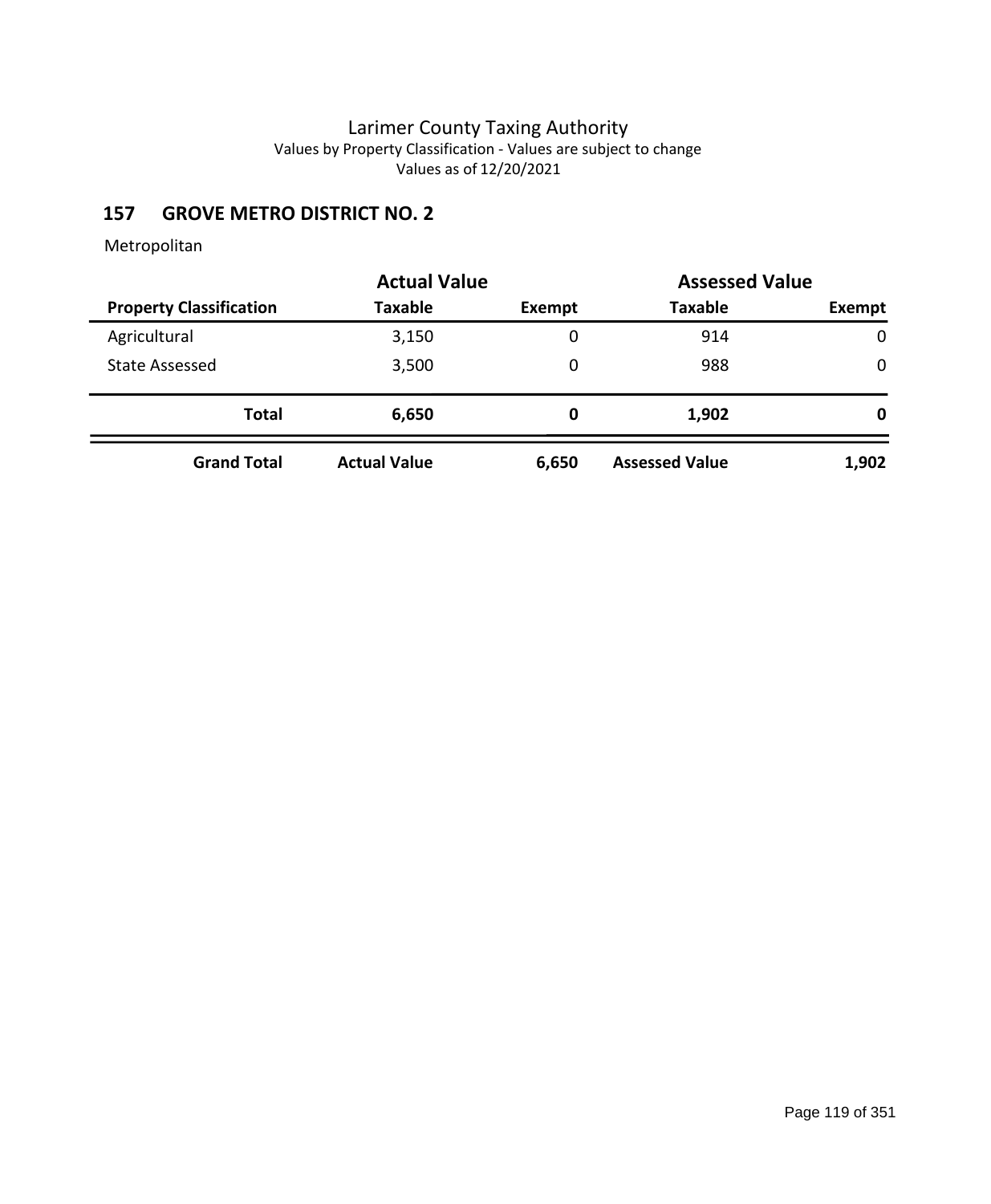# Larimer County Taxing Authority

Values by Property Classification - Values are subject to change

Values as of 12/20/2021

## 157 GROVE METRO DISTRICT NO. 2

Metropolitan

| | Actual Value | | Assessed Value | |
|---|---|---|---|---|
| **Property Classification** | **Taxable** | **Exempt** | **Taxable** | **Exempt** |
| Agricultural | 3,150 | 0 | 914 | 0 |
| State Assessed | 3,500 | 0 | 988 | 0 |
| **Total** | **6,650** | **0** | **1,902** | **0** |
| **Grand Total** | **Actual Value** | **6,650** | **Assessed Value** | **1,902** |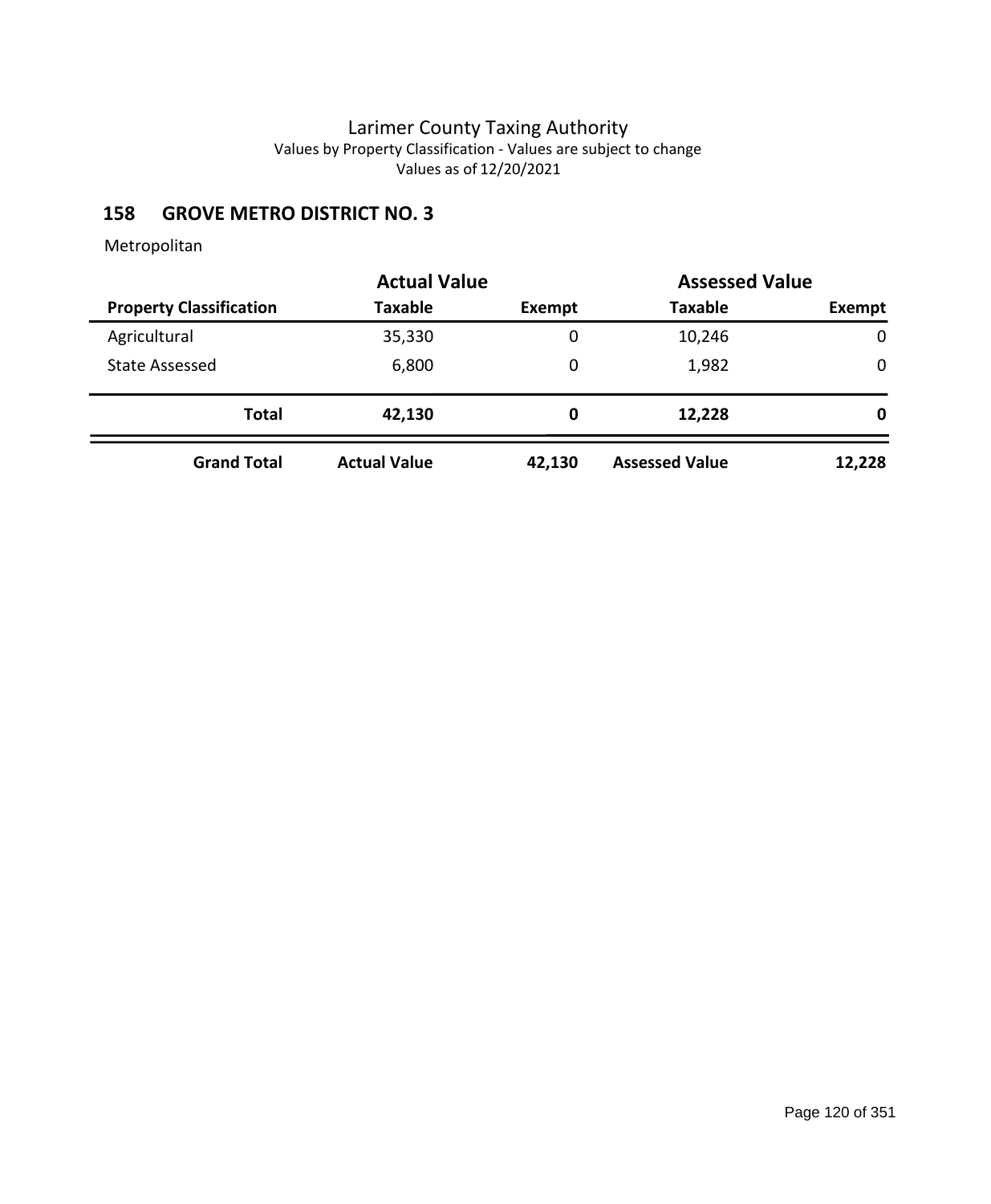Larimer County Taxing Authority
Values by Property Classification - Values are subject to change
Values as of 12/20/2021

## 158 GROVE METRO DISTRICT NO. 3

Metropolitan

| | Actual Value | | Assessed Value | |
|---|---|---|---|---|
| **Property Classification** | **Taxable** | **Exempt** | **Taxable** | **Exempt** |
| Agricultural | 35,330 | 0 | 10,246 | 0 |
| State Assessed | 6,800 | 0 | 1,982 | 0 |
| **Total** | **42,130** | **0** | **12,228** | **0** |
| **Grand Total** | **Actual Value** | **42,130** | **Assessed Value** | **12,228** |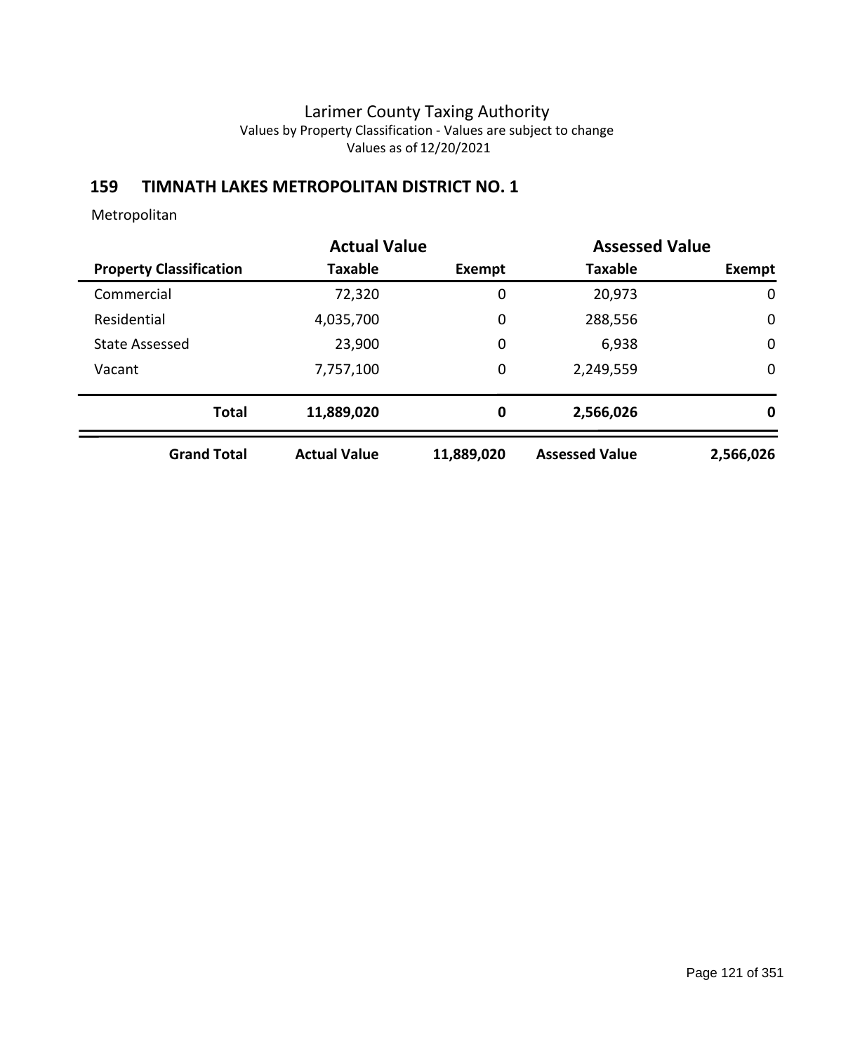Larimer County Taxing Authority
Values by Property Classification - Values are subject to change
Values as of 12/20/2021

## 159 TIMNATH LAKES METROPOLITAN DISTRICT NO. 1

Metropolitan

| | Actual Value | | Assessed Value | |
|---|---|---|---|---|
| **Property Classification** | **Taxable** | **Exempt** | **Taxable** | **Exempt** |
| Commercial | 72,320 | 0 | 20,973 | 0 |
| Residential | 4,035,700 | 0 | 288,556 | 0 |
| State Assessed | 23,900 | 0 | 6,938 | 0 |
| Vacant | 7,757,100 | 0 | 2,249,559 | 0 |
| **Total** | **11,889,020** | **0** | **2,566,026** | **0** |
| **Grand Total** | **Actual Value** | **11,889,020** | **Assessed Value** | **2,566,026** |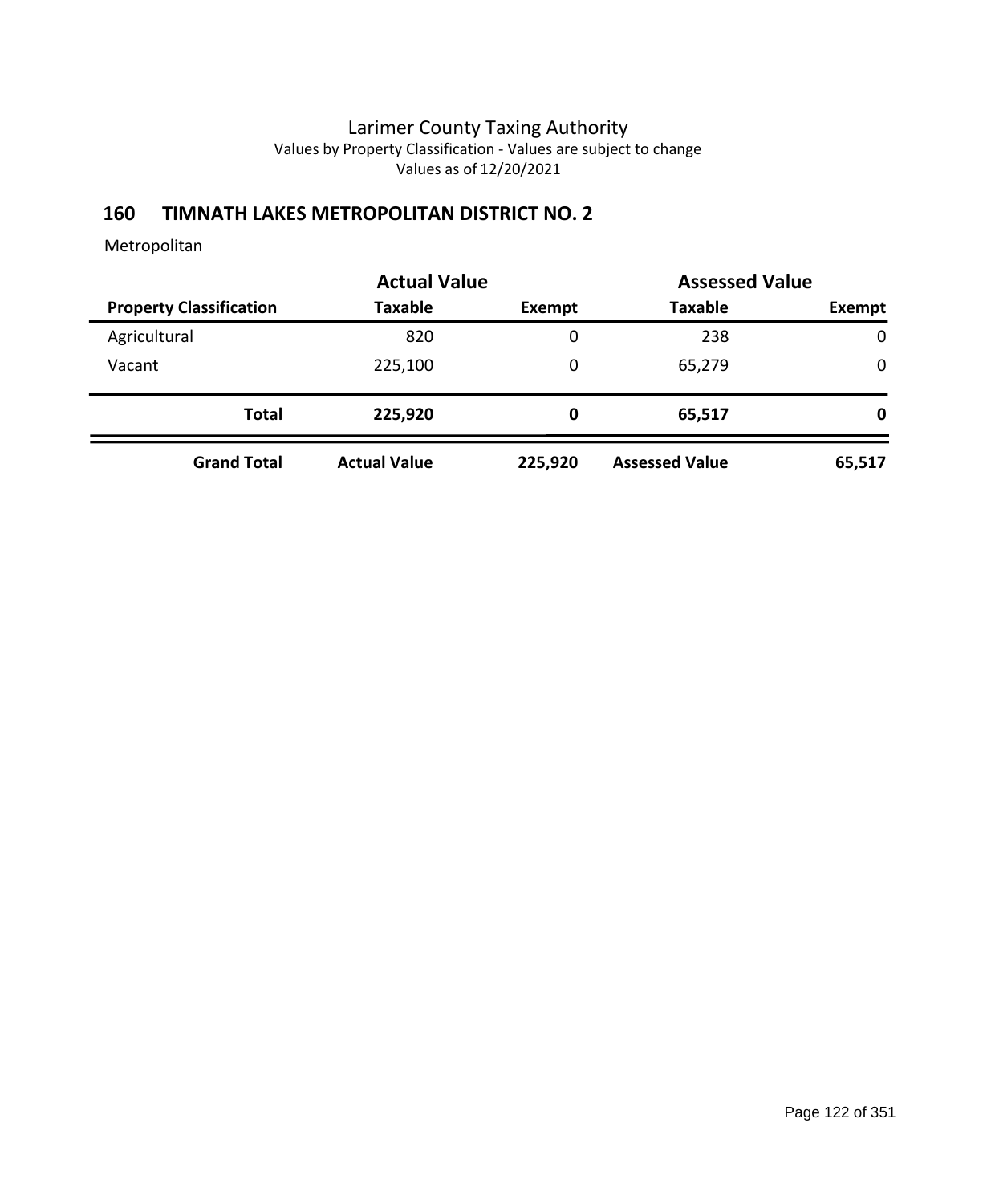Larimer County Taxing Authority
Values by Property Classification - Values are subject to change
Values as of 12/20/2021

## 160 TIMNATH LAKES METROPOLITAN DISTRICT NO. 2

Metropolitan

| | Actual Value | | Assessed Value | |
|---|---|---|---|---|
| **Property Classification** | **Taxable** | **Exempt** | **Taxable** | **Exempt** |
| Agricultural | 820 | 0 | 238 | 0 |
| Vacant | 225,100 | 0 | 65,279 | 0 |
| **Total** | **225,920** | **0** | **65,517** | **0** |
| **Grand Total** | **Actual Value** | **225,920** | **Assessed Value** | **65,517** |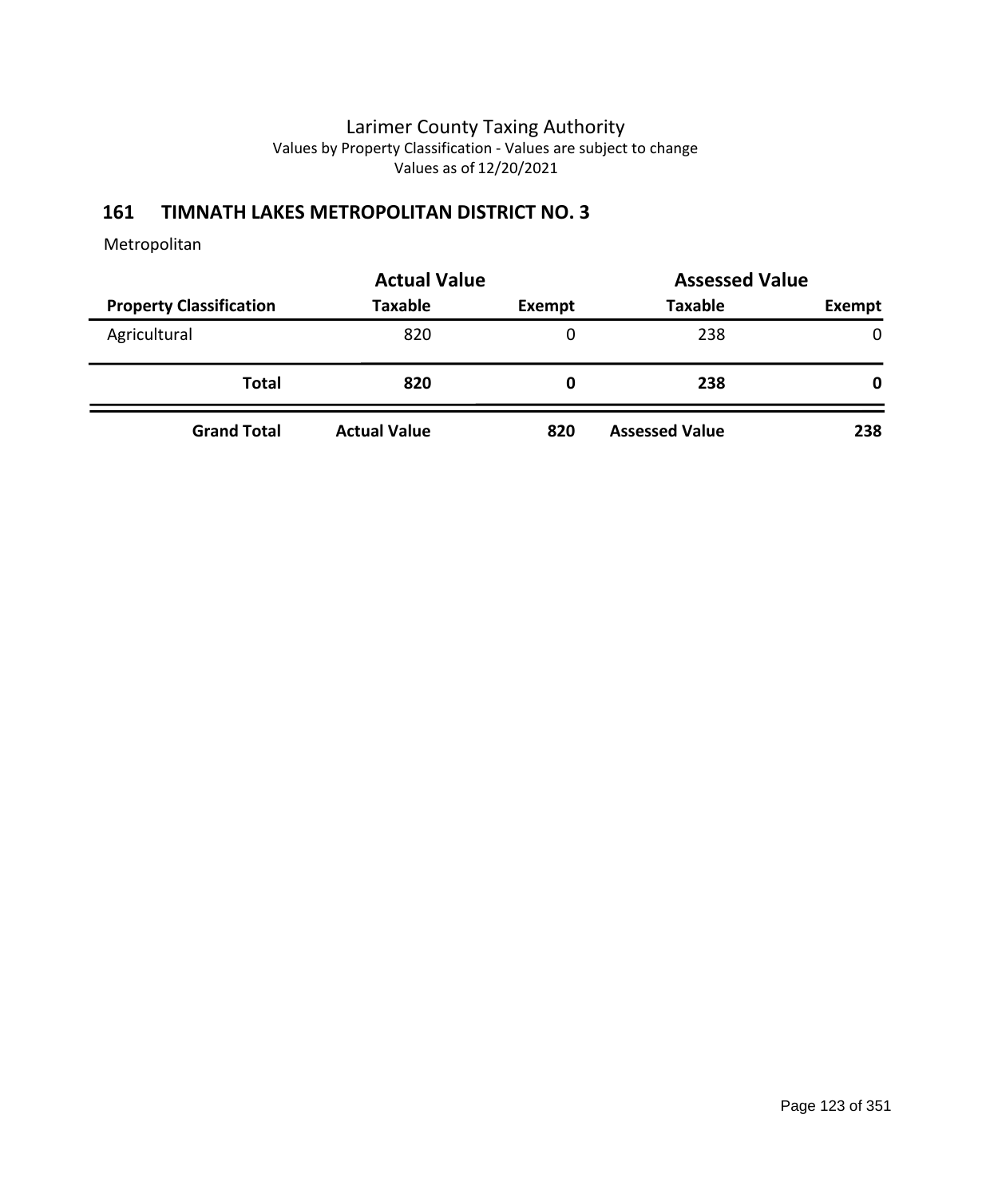# Larimer County Taxing Authority

Values by Property Classification - Values are subject to change

Values as of 12/20/2021

## 161 TIMNATH LAKES METROPOLITAN DISTRICT NO. 3

Metropolitan

| | Actual Value | | Assessed Value | |
|---|---|---|---|---|
| **Property Classification** | **Taxable** | **Exempt** | **Taxable** | **Exempt** |
| Agricultural | 820 | 0 | 238 | 0 |
| **Total** | **820** | **0** | **238** | **0** |
| **Grand Total** | **Actual Value** | **820** | **Assessed Value** | **238** |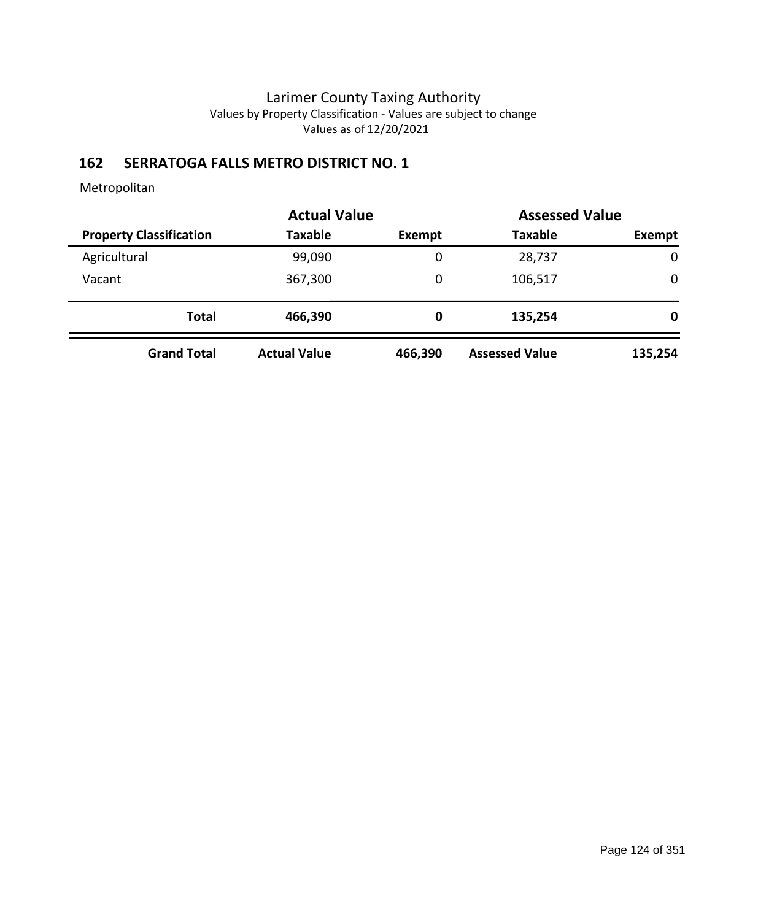# Larimer County Taxing Authority

Values by Property Classification - Values are subject to change

Values as of 12/20/2021

## 162 SERRATOGA FALLS METRO DISTRICT NO. 1

Metropolitan

| | Actual Value | | Assessed Value | |
|---|---|---|---|---|
| **Property Classification** | **Taxable** | **Exempt** | **Taxable** | **Exempt** |
| Agricultural | 99,090 | 0 | 28,737 | 0 |
| Vacant | 367,300 | 0 | 106,517 | 0 |
| **Total** | **466,390** | **0** | **135,254** | **0** |
| **Grand Total** | **Actual Value** | **466,390** | **Assessed Value** | **135,254** |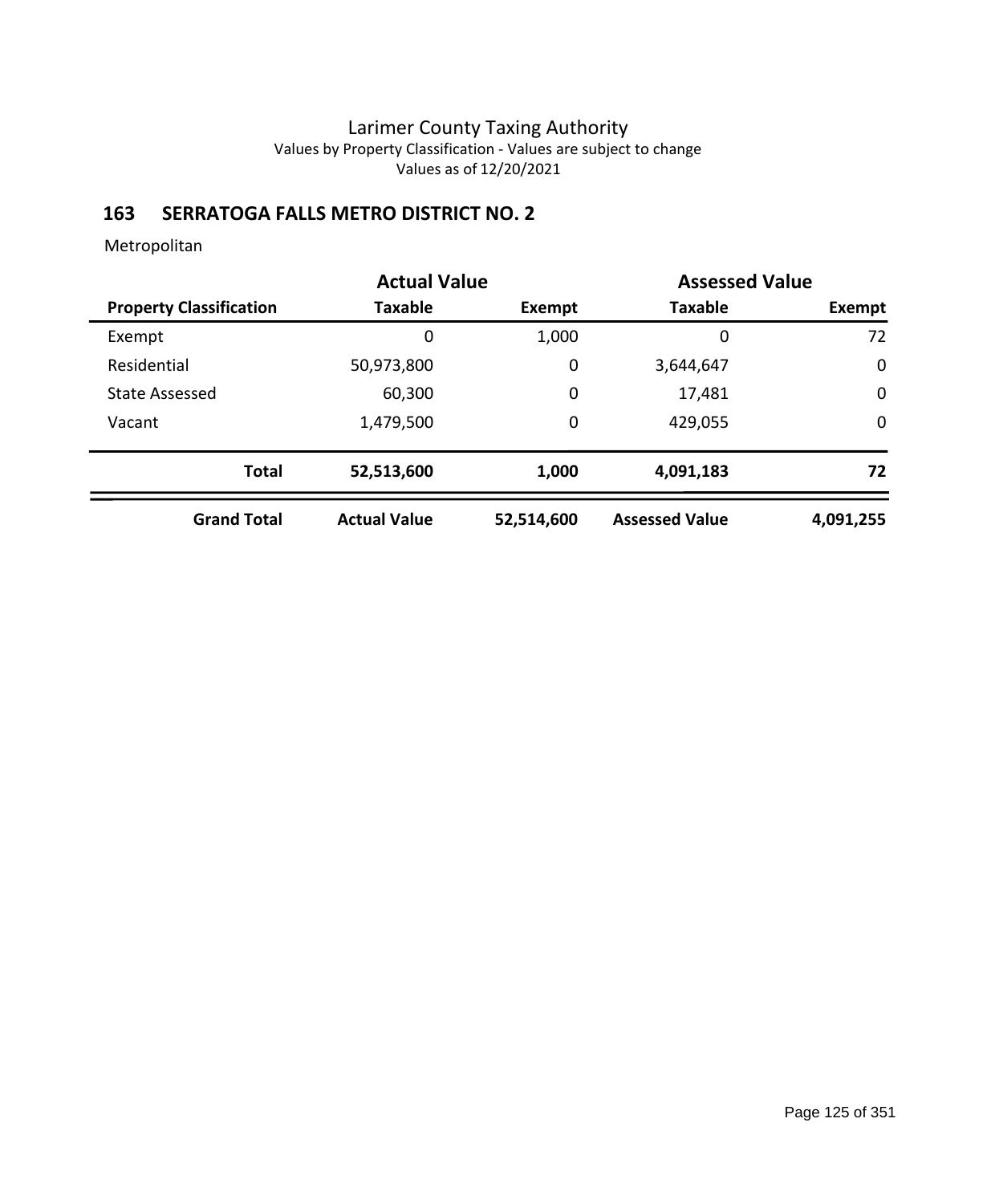Larimer County Taxing Authority
Values by Property Classification - Values are subject to change
Values as of 12/20/2021

## 163 SERRATOGA FALLS METRO DISTRICT NO. 2

Metropolitan

| | Actual Value | | Assessed Value | |
|---|---|---|---|---|
| **Property Classification** | **Taxable** | **Exempt** | **Taxable** | **Exempt** |
| Exempt | 0 | 1,000 | 0 | 72 |
| Residential | 50,973,800 | 0 | 3,644,647 | 0 |
| State Assessed | 60,300 | 0 | 17,481 | 0 |
| Vacant | 1,479,500 | 0 | 429,055 | 0 |
| **Total** | **52,513,600** | **1,000** | **4,091,183** | **72** |
| **Grand Total** | **Actual Value** | **52,514,600** | **Assessed Value** | **4,091,255** |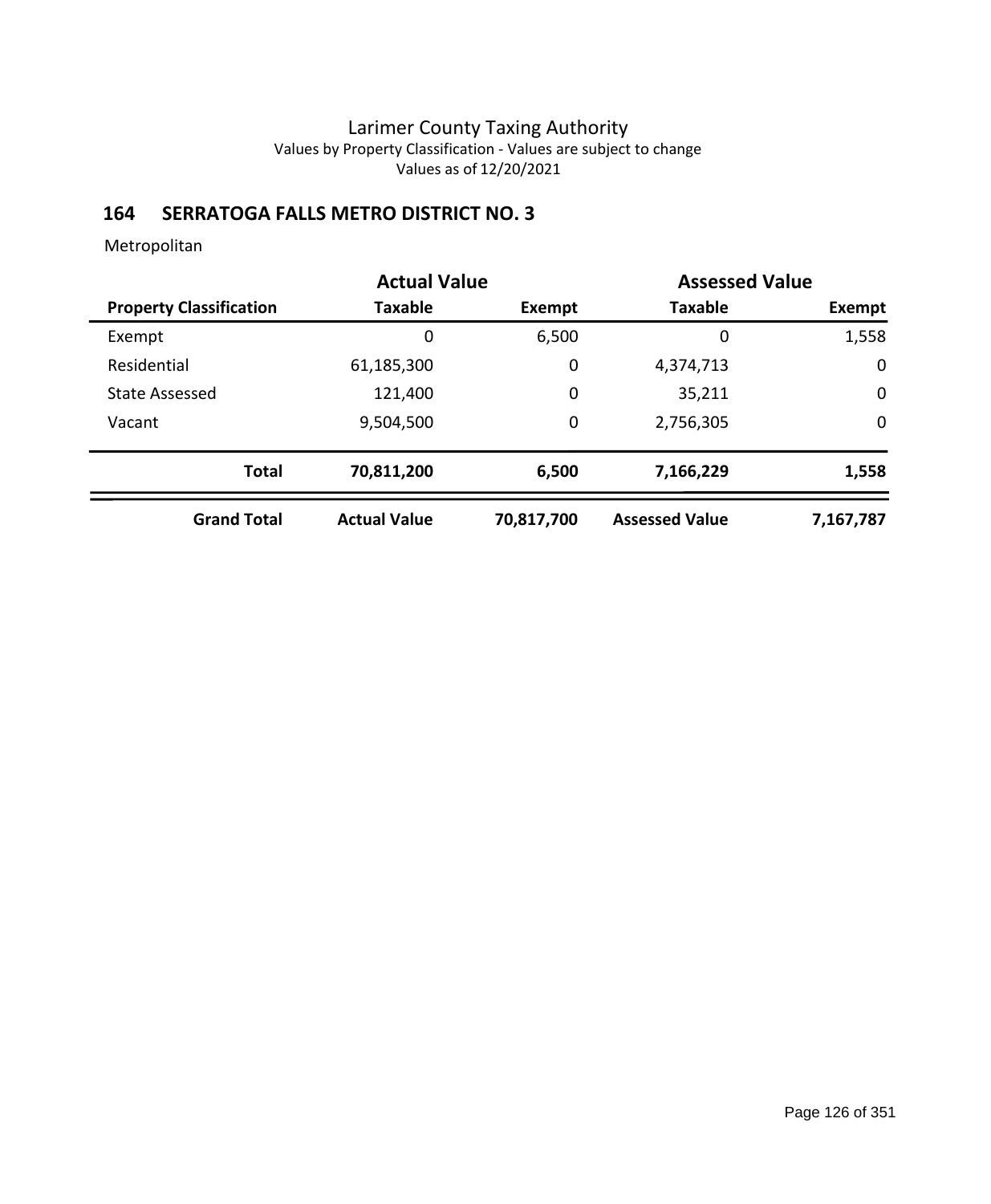# Larimer County Taxing Authority

Values by Property Classification - Values are subject to change

Values as of 12/20/2021

## 164 SERRATOGA FALLS METRO DISTRICT NO. 3

Metropolitan

| | Actual Value | | Assessed Value | |
|---|---|---|---|---|
| **Property Classification** | **Taxable** | **Exempt** | **Taxable** | **Exempt** |
| Exempt | 0 | 6,500 | 0 | 1,558 |
| Residential | 61,185,300 | 0 | 4,374,713 | 0 |
| State Assessed | 121,400 | 0 | 35,211 | 0 |
| Vacant | 9,504,500 | 0 | 2,756,305 | 0 |
| **Total** | **70,811,200** | **6,500** | **7,166,229** | **1,558** |
| **Grand Total** | **Actual Value** | **70,817,700** | **Assessed Value** | **7,167,787** |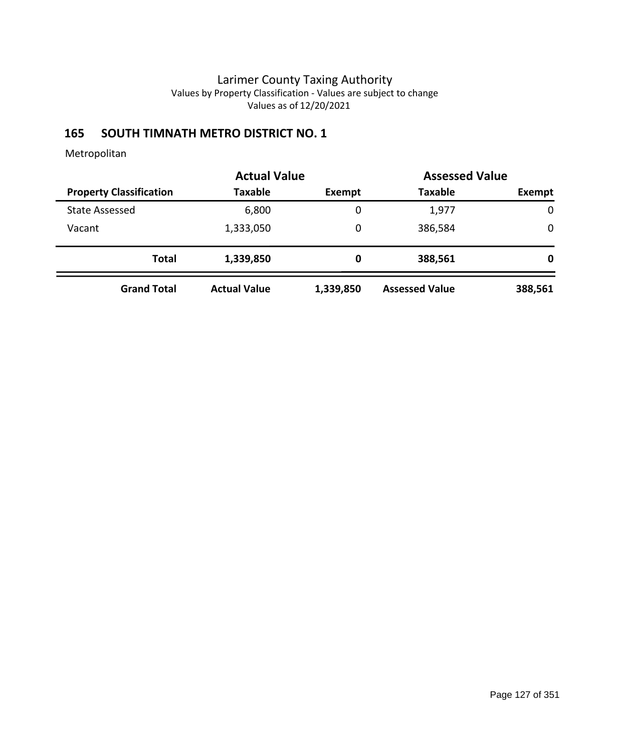# Larimer County Taxing Authority

Values by Property Classification - Values are subject to change

Values as of 12/20/2021

## 165 SOUTH TIMNATH METRO DISTRICT NO. 1

Metropolitan

| | Actual Value | | Assessed Value | |
|---|---|---|---|---|
| **Property Classification** | **Taxable** | **Exempt** | **Taxable** | **Exempt** |
| State Assessed | 6,800 | 0 | 1,977 | 0 |
| Vacant | 1,333,050 | 0 | 386,584 | 0 |
| **Total** | **1,339,850** | **0** | **388,561** | **0** |
| **Grand Total** | **Actual Value** | **1,339,850** | **Assessed Value** | **388,561** |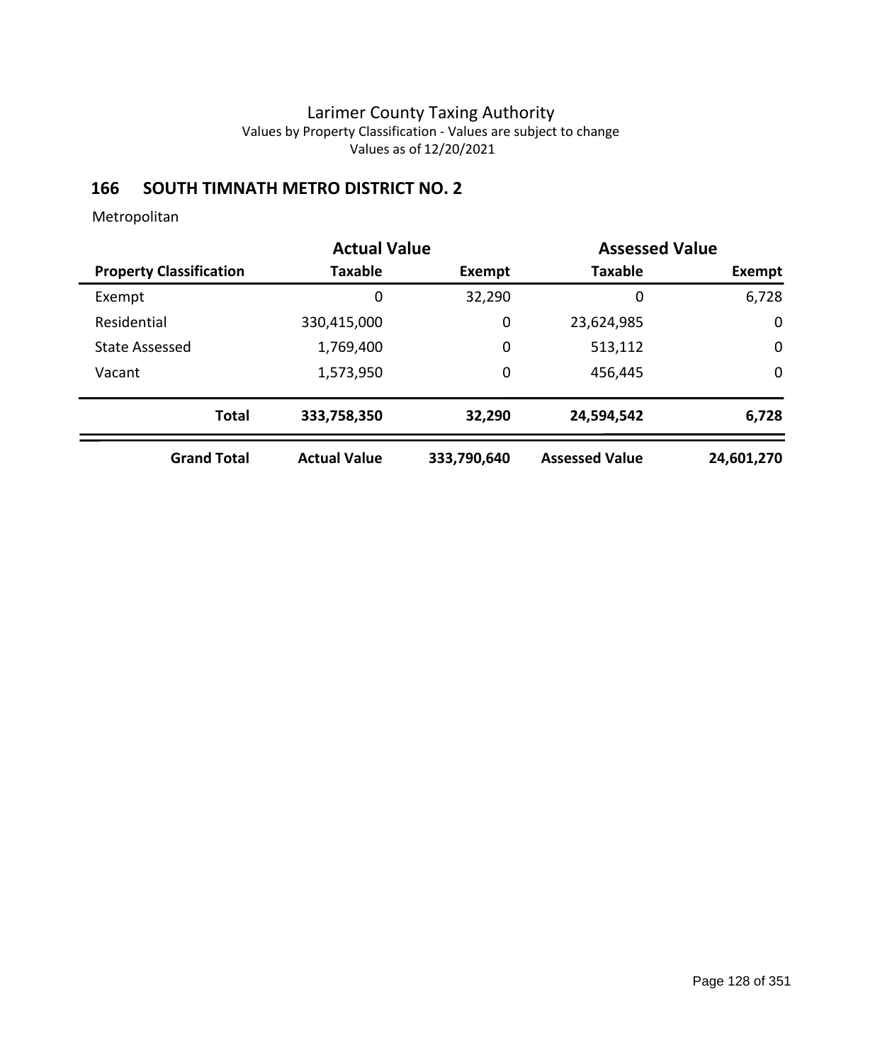# Larimer County Taxing Authority

Values by Property Classification - Values are subject to change

Values as of 12/20/2021

## 166 SOUTH TIMNATH METRO DISTRICT NO. 2

Metropolitan

| | Actual Value | | Assessed Value | |
|---|---|---|---|---|
| **Property Classification** | **Taxable** | **Exempt** | **Taxable** | **Exempt** |
| Exempt | 0 | 32,290 | 0 | 6,728 |
| Residential | 330,415,000 | 0 | 23,624,985 | 0 |
| State Assessed | 1,769,400 | 0 | 513,112 | 0 |
| Vacant | 1,573,950 | 0 | 456,445 | 0 |
| **Total** | **333,758,350** | **32,290** | **24,594,542** | **6,728** |
| **Grand Total** | **Actual Value** | **333,790,640** | **Assessed Value** | **24,601,270** |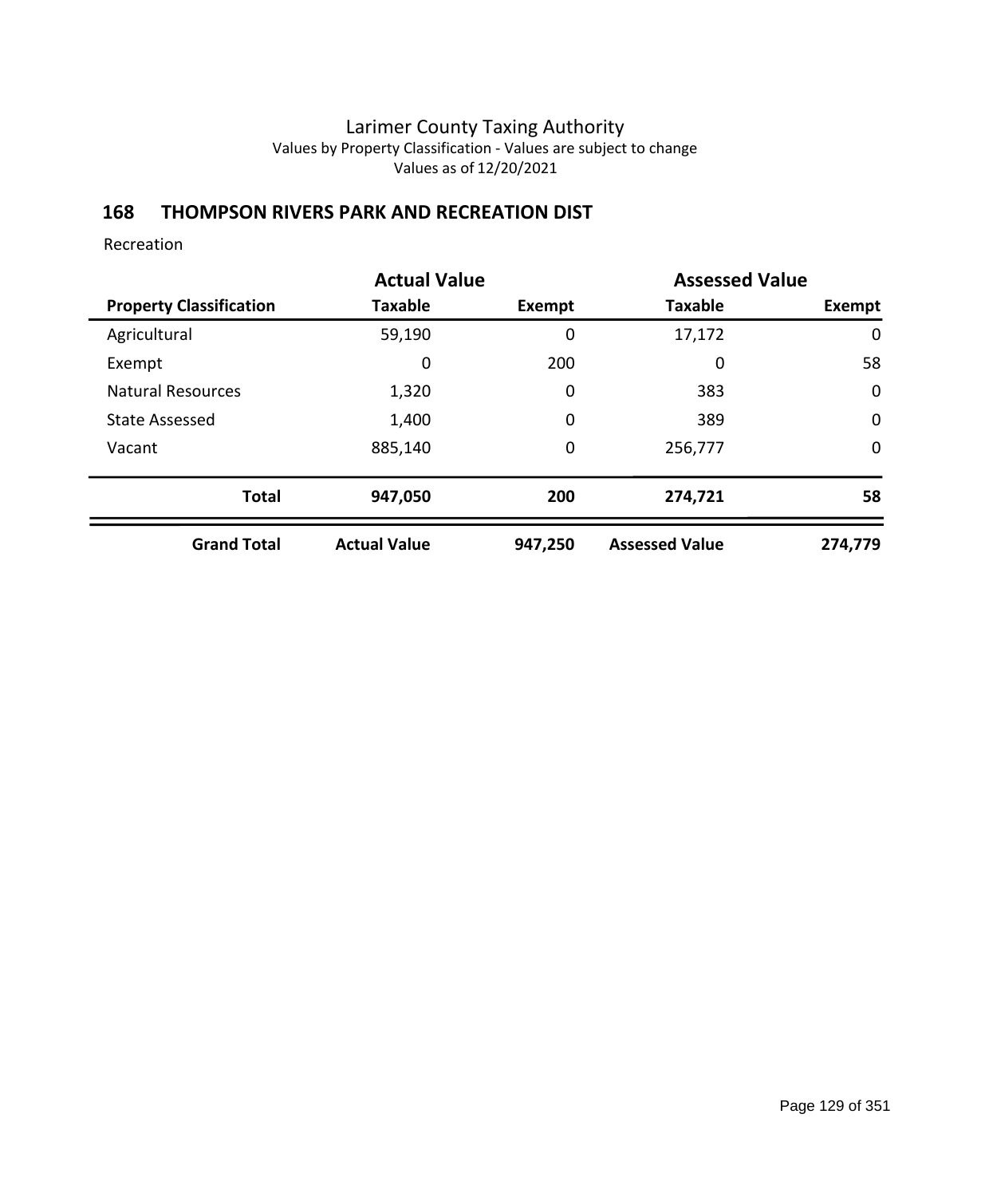# Larimer County Taxing Authority

Values by Property Classification - Values are subject to change

Values as of 12/20/2021

## 168 THOMPSON RIVERS PARK AND RECREATION DIST

Recreation

| | Actual Value | | Assessed Value | |
|---|---|---|---|---|
| **Property Classification** | **Taxable** | **Exempt** | **Taxable** | **Exempt** |
| Agricultural | 59,190 | 0 | 17,172 | 0 |
| Exempt | 0 | 200 | 0 | 58 |
| Natural Resources | 1,320 | 0 | 383 | 0 |
| State Assessed | 1,400 | 0 | 389 | 0 |
| Vacant | 885,140 | 0 | 256,777 | 0 |
| **Total** | **947,050** | **200** | **274,721** | **58** |
| **Grand Total** | **Actual Value** | **947,250** | **Assessed Value** | **274,779** |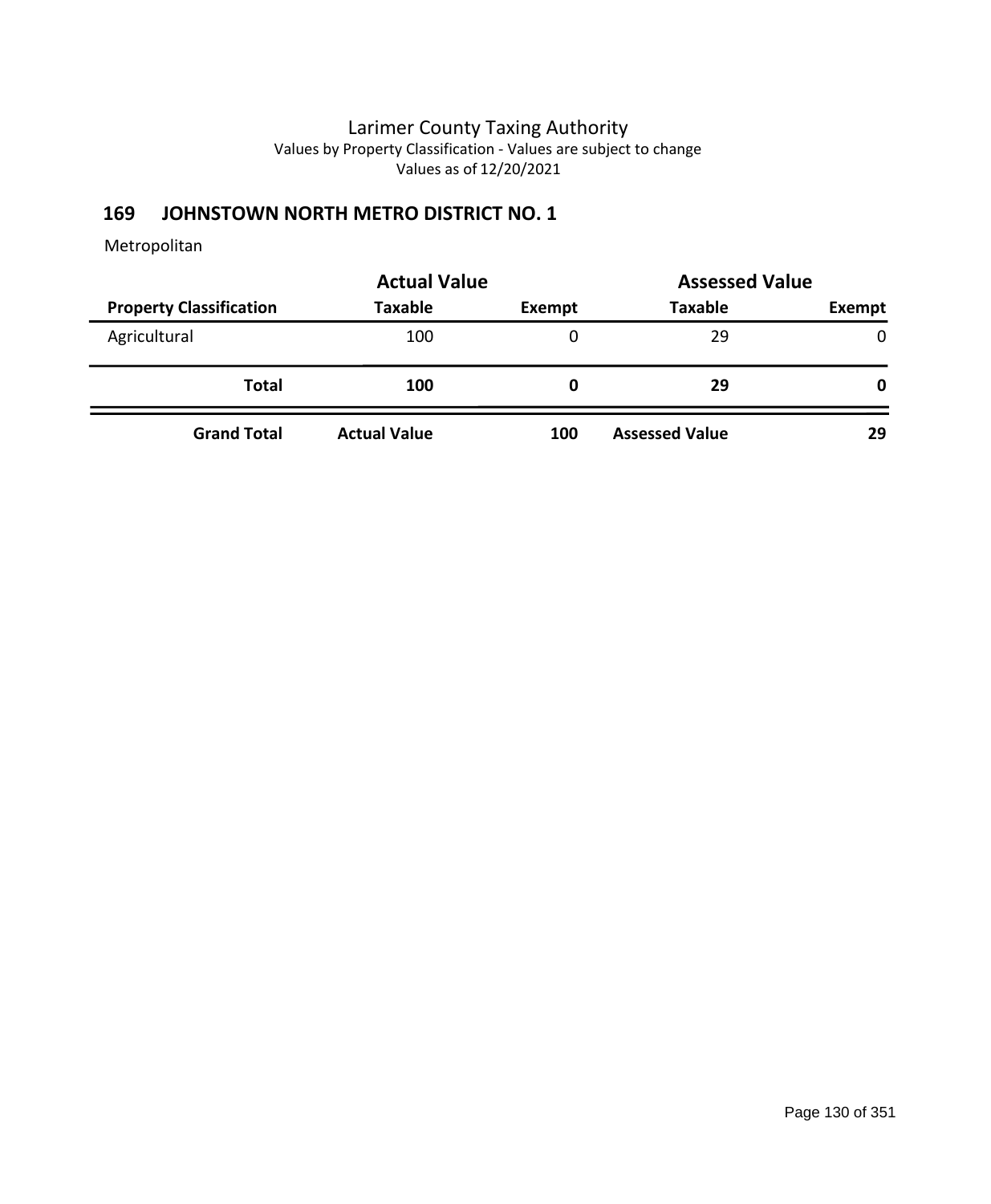Larimer County Taxing Authority
Values by Property Classification - Values are subject to change
Values as of 12/20/2021

## 169 JOHNSTOWN NORTH METRO DISTRICT NO. 1

Metropolitan

| | Actual Value | | Assessed Value | |
|---|---|---|---|---|
| **Property Classification** | **Taxable** | **Exempt** | **Taxable** | **Exempt** |
| Agricultural | 100 | 0 | 29 | 0 |
| **Total** | **100** | **0** | **29** | **0** |
| **Grand Total** | **Actual Value** | **100** | **Assessed Value** | **29** |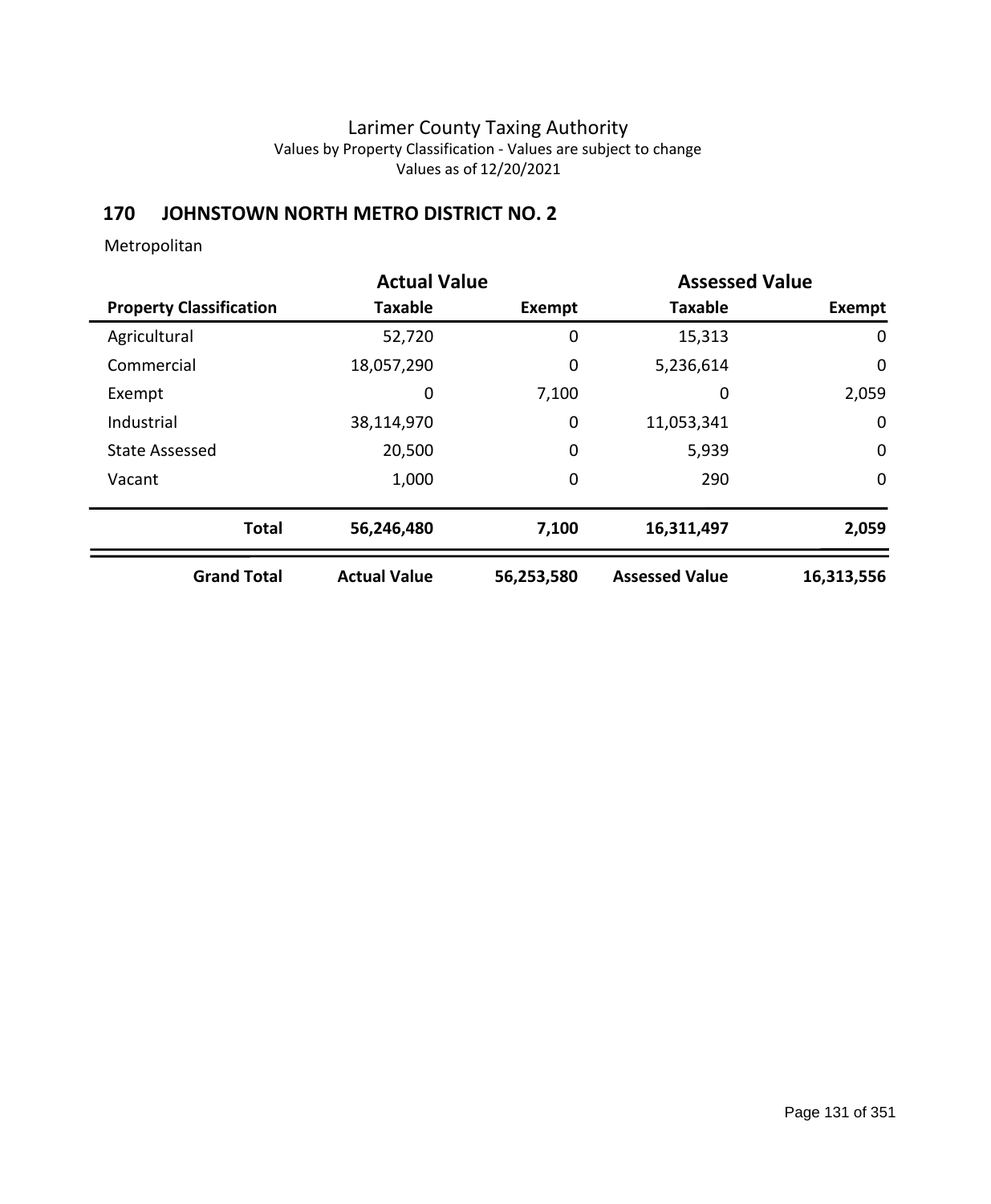Larimer County Taxing Authority
Values by Property Classification - Values are subject to change
Values as of 12/20/2021

## 170 JOHNSTOWN NORTH METRO DISTRICT NO. 2

Metropolitan

| | Actual Value | | Assessed Value | |
|---|---|---|---|---|
| **Property Classification** | **Taxable** | **Exempt** | **Taxable** | **Exempt** |
| Agricultural | 52,720 | 0 | 15,313 | 0 |
| Commercial | 18,057,290 | 0 | 5,236,614 | 0 |
| Exempt | 0 | 7,100 | 0 | 2,059 |
| Industrial | 38,114,970 | 0 | 11,053,341 | 0 |
| State Assessed | 20,500 | 0 | 5,939 | 0 |
| Vacant | 1,000 | 0 | 290 | 0 |
| **Total** | **56,246,480** | **7,100** | **16,311,497** | **2,059** |
| **Grand Total** | **Actual Value** | **56,253,580** | **Assessed Value** | **16,313,556** |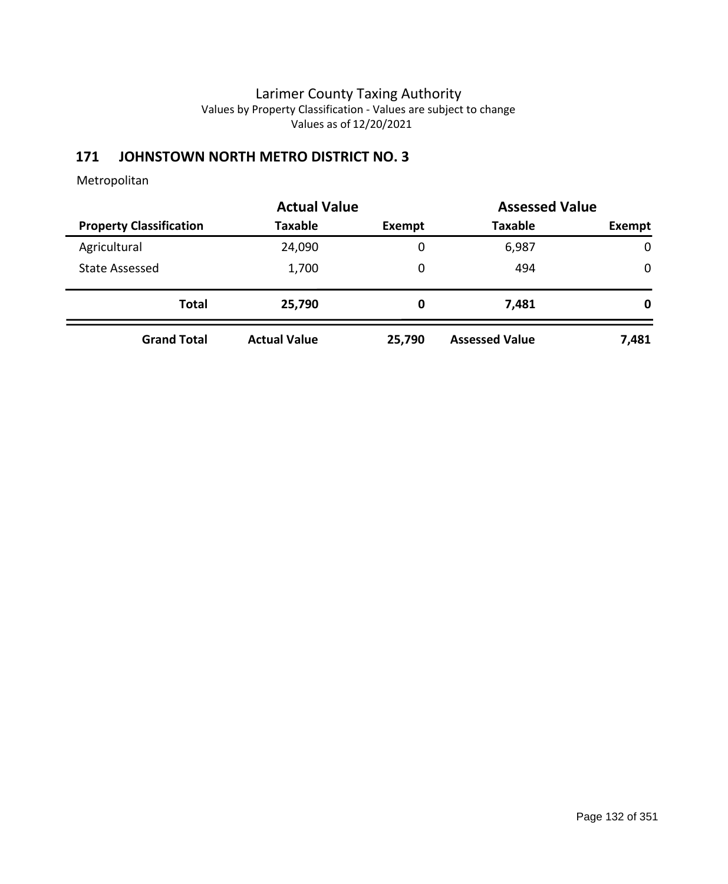# Larimer County Taxing Authority

Values by Property Classification - Values are subject to change

Values as of 12/20/2021

## 171 JOHNSTOWN NORTH METRO DISTRICT NO. 3

Metropolitan

| | Actual Value | | Assessed Value | |
|---|---|---|---|---|
| **Property Classification** | **Taxable** | **Exempt** | **Taxable** | **Exempt** |
| Agricultural | 24,090 | 0 | 6,987 | 0 |
| State Assessed | 1,700 | 0 | 494 | 0 |
| **Total** | **25,790** | **0** | **7,481** | **0** |
| **Grand Total** | **Actual Value** | **25,790** | **Assessed Value** | **7,481** |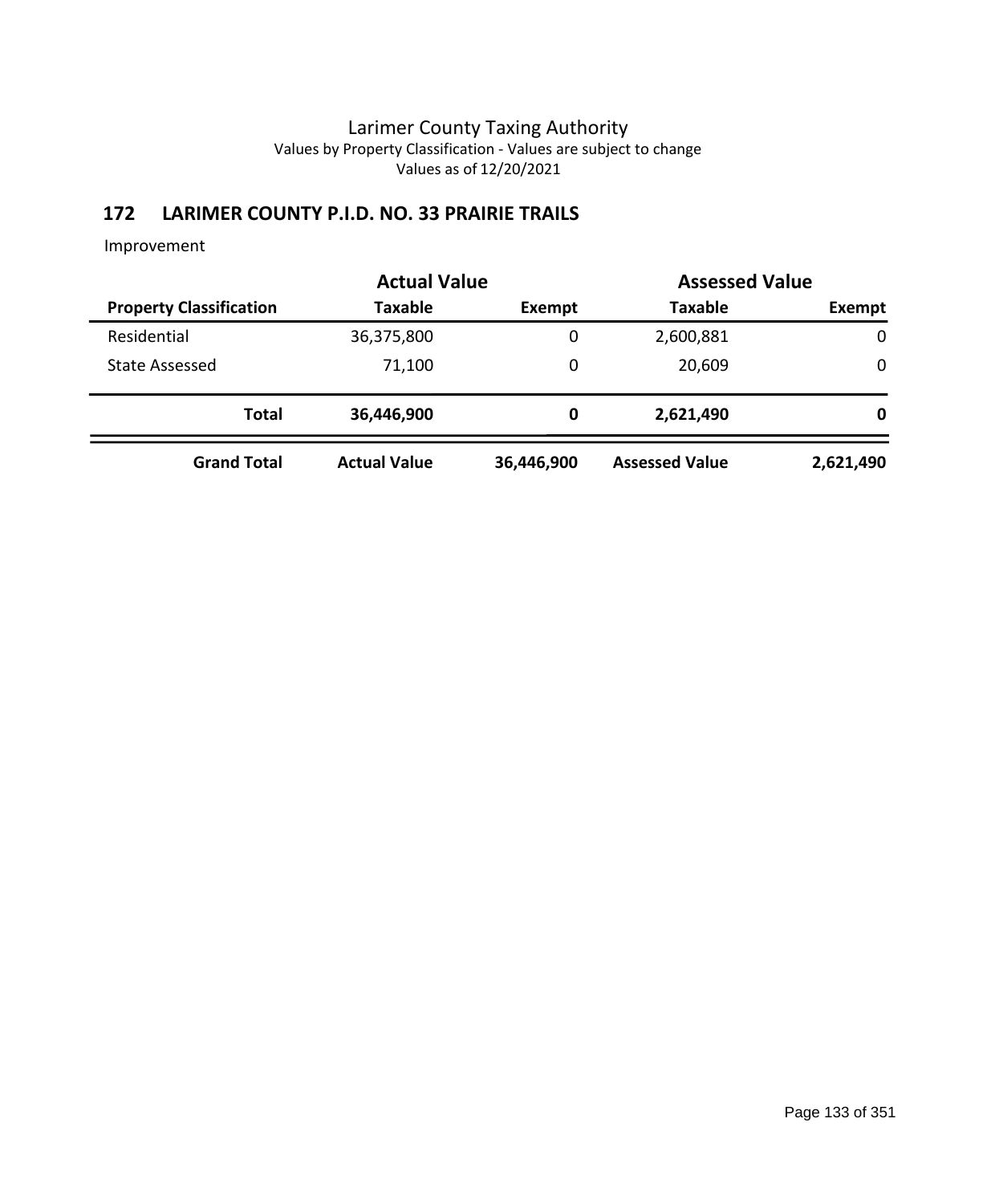# Larimer County Taxing Authority

Values by Property Classification - Values are subject to change

Values as of 12/20/2021

## 172 LARIMER COUNTY P.I.D. NO. 33 PRAIRIE TRAILS

Improvement

| | Actual Value | | Assessed Value | |
|---|---|---|---|---|
| **Property Classification** | **Taxable** | **Exempt** | **Taxable** | **Exempt** |
| Residential | 36,375,800 | 0 | 2,600,881 | 0 |
| State Assessed | 71,100 | 0 | 20,609 | 0 |
| **Total** | **36,446,900** | **0** | **2,621,490** | **0** |
| **Grand Total** | **Actual Value** | **36,446,900** | **Assessed Value** | **2,621,490** |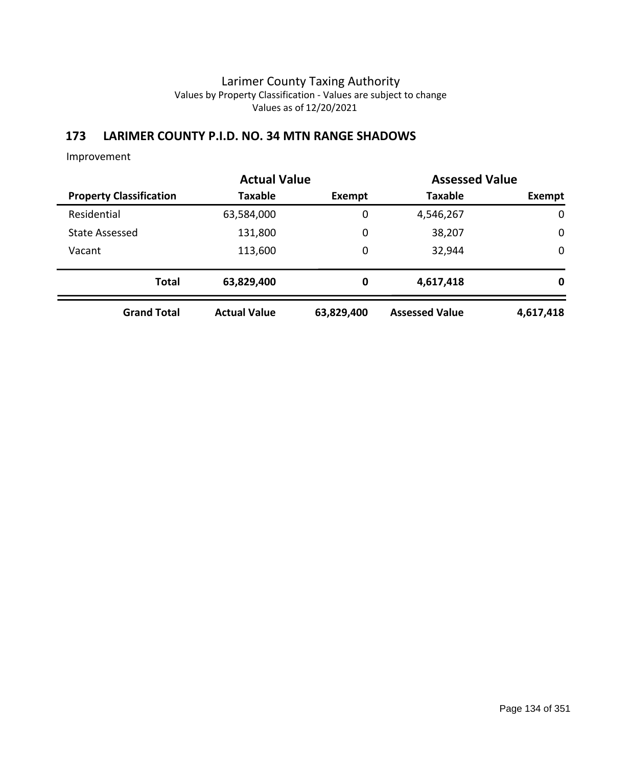# Larimer County Taxing Authority

Values by Property Classification - Values are subject to change

Values as of 12/20/2021

## 173 LARIMER COUNTY P.I.D. NO. 34 MTN RANGE SHADOWS

Improvement

| | Actual Value | | Assessed Value | |
|---|---|---|---|---|
| **Property Classification** | **Taxable** | **Exempt** | **Taxable** | **Exempt** |
| Residential | 63,584,000 | 0 | 4,546,267 | 0 |
| State Assessed | 131,800 | 0 | 38,207 | 0 |
| Vacant | 113,600 | 0 | 32,944 | 0 |
| **Total** | **63,829,400** | **0** | **4,617,418** | **0** |
| **Grand Total** | **Actual Value** | **63,829,400** | **Assessed Value** | **4,617,418** |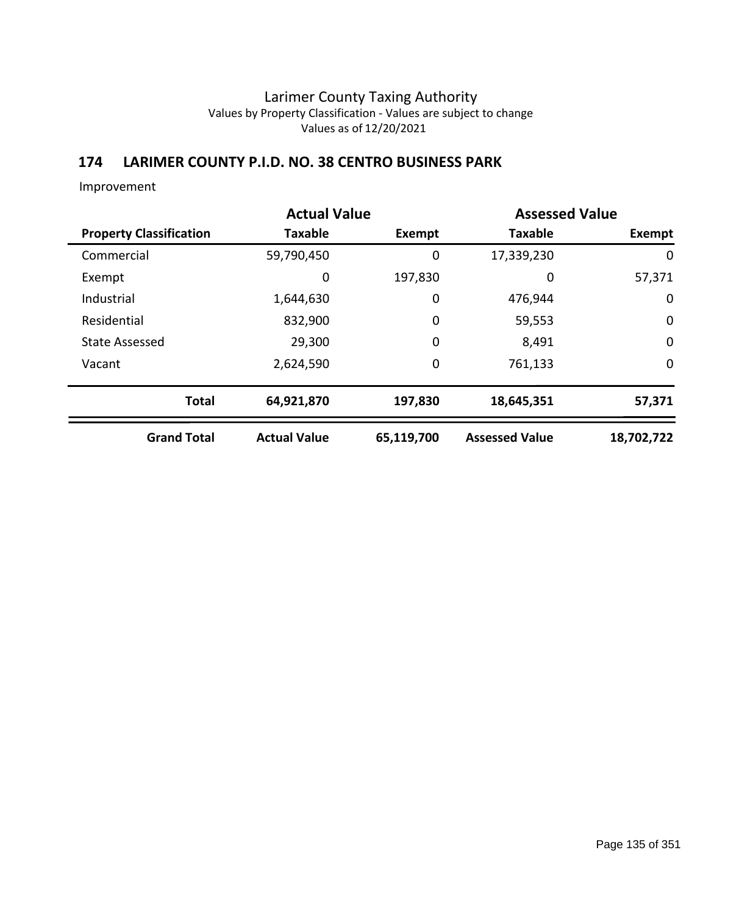# Larimer County Taxing Authority

Values by Property Classification - Values are subject to change

Values as of 12/20/2021

## 174 LARIMER COUNTY P.I.D. NO. 38 CENTRO BUSINESS PARK

Improvement

| | Actual Value | | Assessed Value | |
|---|---|---|---|---|
| **Property Classification** | **Taxable** | **Exempt** | **Taxable** | **Exempt** |
| Commercial | 59,790,450 | 0 | 17,339,230 | 0 |
| Exempt | 0 | 197,830 | 0 | 57,371 |
| Industrial | 1,644,630 | 0 | 476,944 | 0 |
| Residential | 832,900 | 0 | 59,553 | 0 |
| State Assessed | 29,300 | 0 | 8,491 | 0 |
| Vacant | 2,624,590 | 0 | 761,133 | 0 |
| **Total** | **64,921,870** | **197,830** | **18,645,351** | **57,371** |
| **Grand Total** | **Actual Value** | **65,119,700** | **Assessed Value** | **18,702,722** |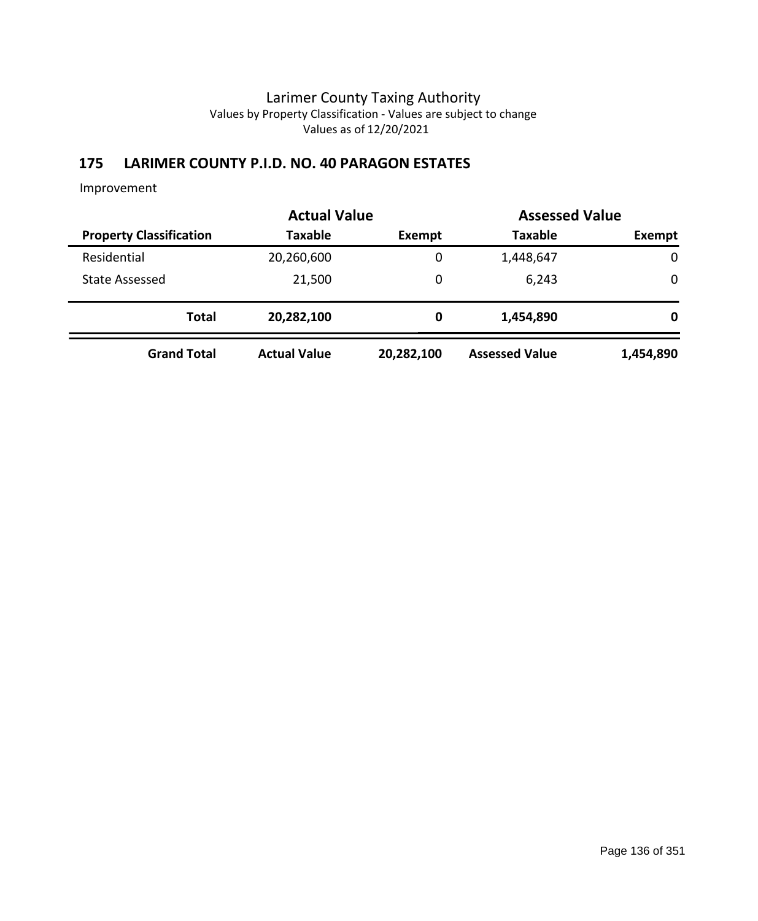Larimer County Taxing Authority
Values by Property Classification - Values are subject to change
Values as of 12/20/2021

## 175 LARIMER COUNTY P.I.D. NO. 40 PARAGON ESTATES

Improvement

| | Actual Value | | Assessed Value | |
|---|---|---|---|---|
| **Property Classification** | **Taxable** | **Exempt** | **Taxable** | **Exempt** |
| Residential | 20,260,600 | 0 | 1,448,647 | 0 |
| State Assessed | 21,500 | 0 | 6,243 | 0 |
| **Total** | **20,282,100** | **0** | **1,454,890** | **0** |
| **Grand Total** | **Actual Value** | **20,282,100** | **Assessed Value** | **1,454,890** |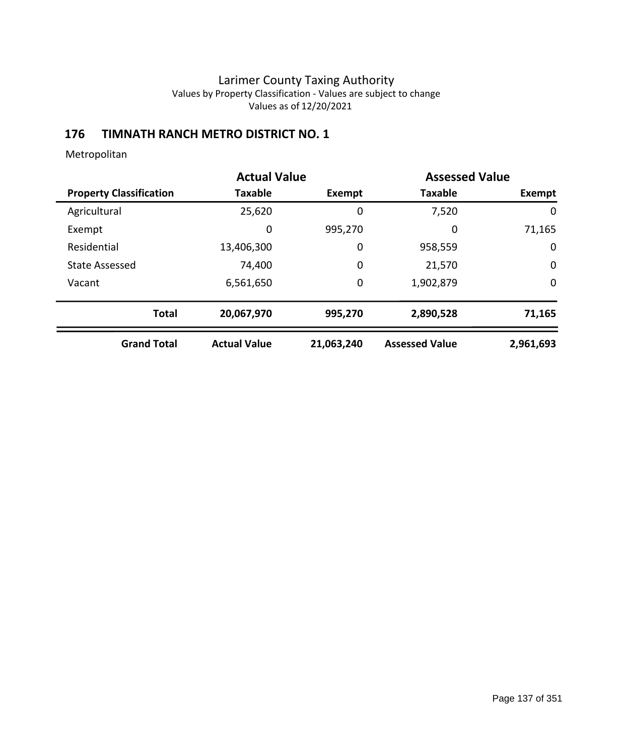Larimer County Taxing Authority
Values by Property Classification - Values are subject to change
Values as of 12/20/2021

## 176 TIMNATH RANCH METRO DISTRICT NO. 1

Metropolitan

| | Actual Value | | Assessed Value | |
|---|---|---|---|---|
| **Property Classification** | **Taxable** | **Exempt** | **Taxable** | **Exempt** |
| Agricultural | 25,620 | 0 | 7,520 | 0 |
| Exempt | 0 | 995,270 | 0 | 71,165 |
| Residential | 13,406,300 | 0 | 958,559 | 0 |
| State Assessed | 74,400 | 0 | 21,570 | 0 |
| Vacant | 6,561,650 | 0 | 1,902,879 | 0 |
| **Total** | **20,067,970** | **995,270** | **2,890,528** | **71,165** |
| **Grand Total** | **Actual Value** | **21,063,240** | **Assessed Value** | **2,961,693** |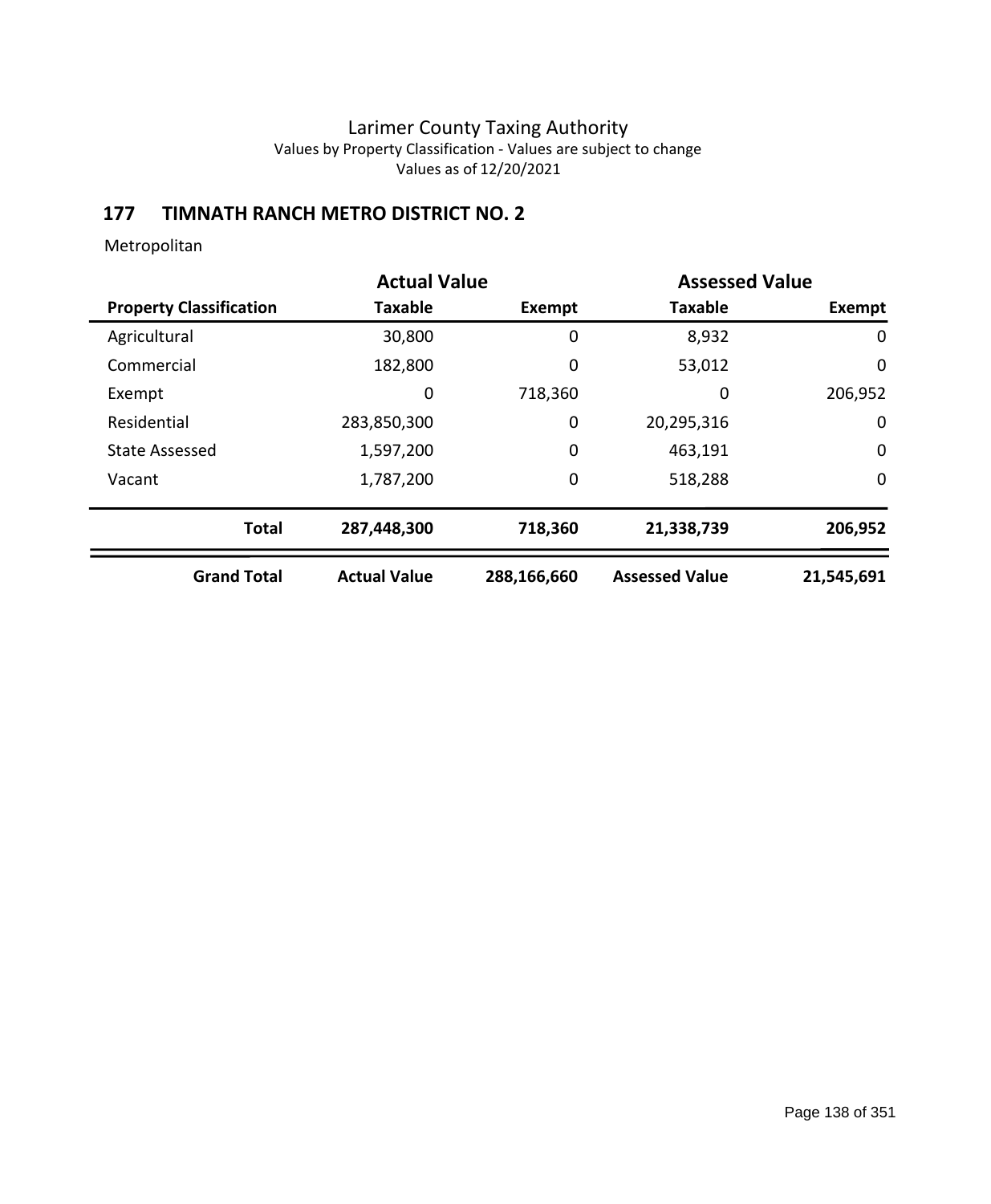Larimer County Taxing Authority
Values by Property Classification - Values are subject to change
Values as of 12/20/2021

## 177 TIMNATH RANCH METRO DISTRICT NO. 2

Metropolitan

| | Actual Value | | Assessed Value | |
|---|---|---|---|---|
| **Property Classification** | **Taxable** | **Exempt** | **Taxable** | **Exempt** |
| Agricultural | 30,800 | 0 | 8,932 | 0 |
| Commercial | 182,800 | 0 | 53,012 | 0 |
| Exempt | 0 | 718,360 | 0 | 206,952 |
| Residential | 283,850,300 | 0 | 20,295,316 | 0 |
| State Assessed | 1,597,200 | 0 | 463,191 | 0 |
| Vacant | 1,787,200 | 0 | 518,288 | 0 |
| **Total** | **287,448,300** | **718,360** | **21,338,739** | **206,952** |
| **Grand Total** | **Actual Value** | **288,166,660** | **Assessed Value** | **21,545,691** |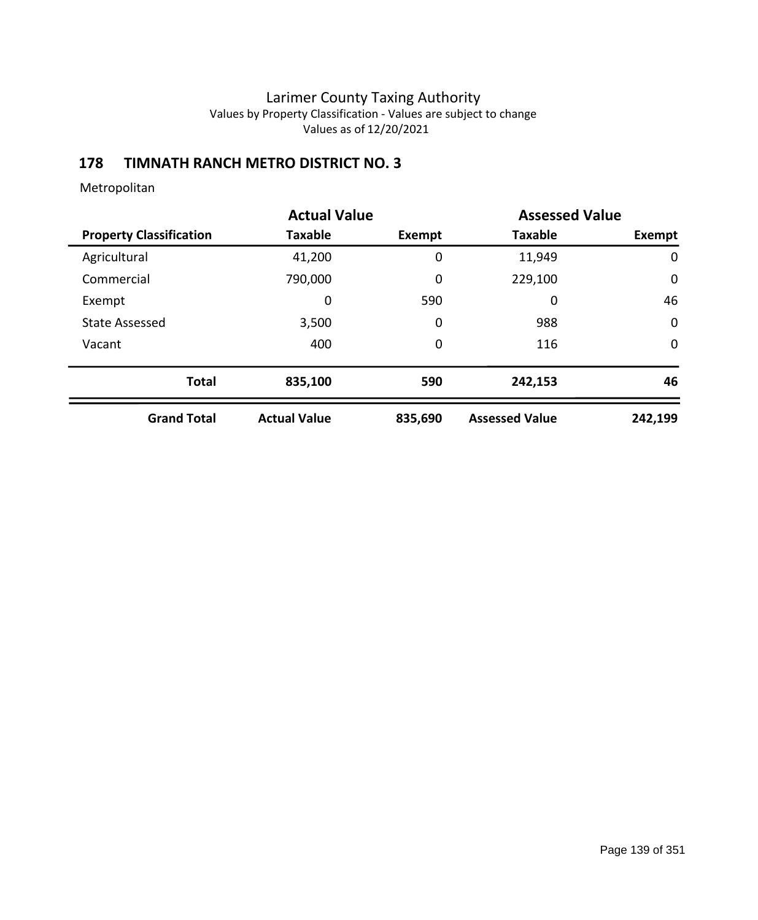# Larimer County Taxing Authority

Values by Property Classification - Values are subject to change

Values as of 12/20/2021

## 178 TIMNATH RANCH METRO DISTRICT NO. 3

Metropolitan

| | Actual Value | | Assessed Value | |
|---|---|---|---|---|
| **Property Classification** | **Taxable** | **Exempt** | **Taxable** | **Exempt** |
| Agricultural | 41,200 | 0 | 11,949 | 0 |
| Commercial | 790,000 | 0 | 229,100 | 0 |
| Exempt | 0 | 590 | 0 | 46 |
| State Assessed | 3,500 | 0 | 988 | 0 |
| Vacant | 400 | 0 | 116 | 0 |
| **Total** | **835,100** | **590** | **242,153** | **46** |
| **Grand Total** | **Actual Value** | **835,690** | **Assessed Value** | **242,199** |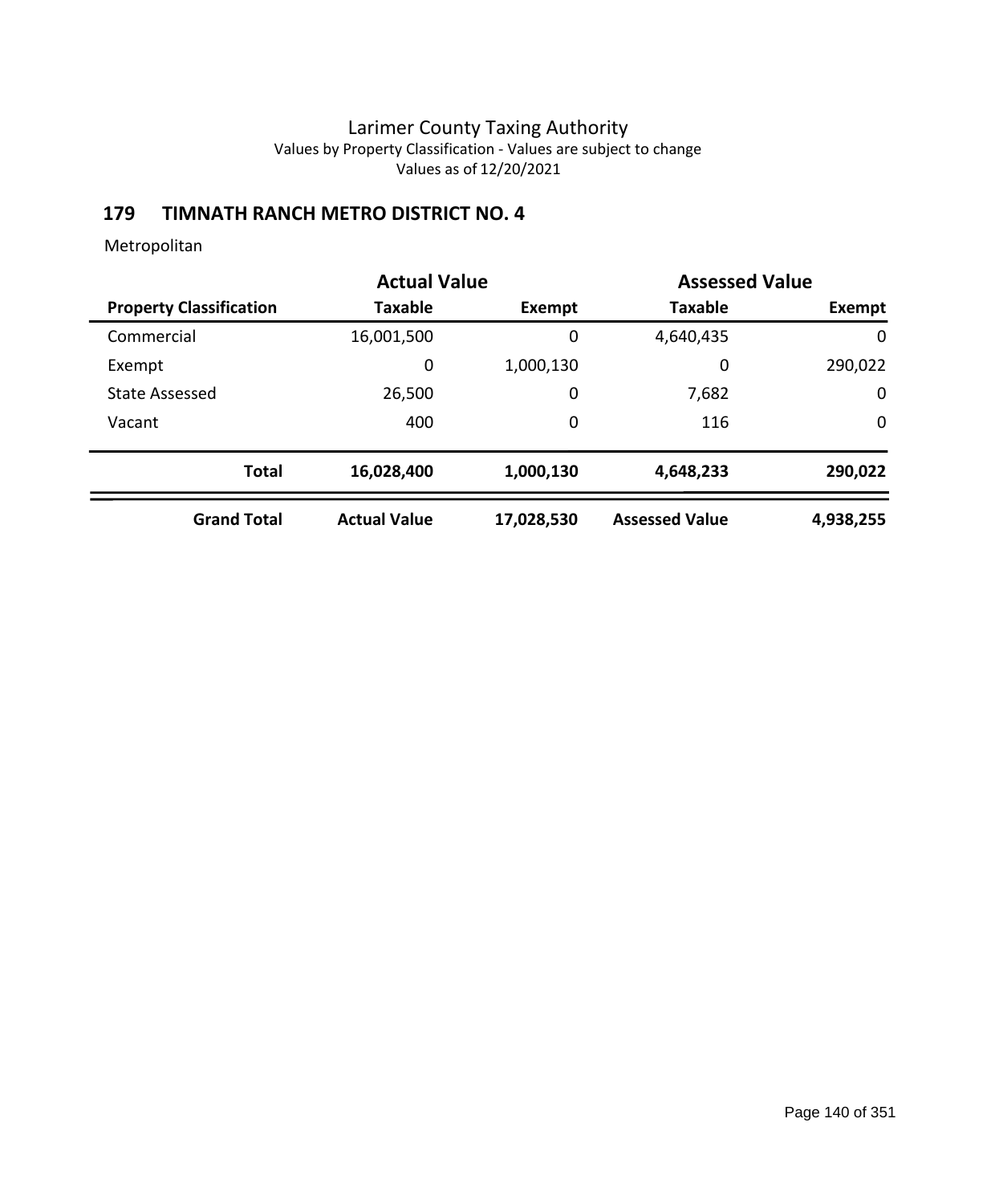Larimer County Taxing Authority
Values by Property Classification - Values are subject to change
Values as of 12/20/2021

## 179 TIMNATH RANCH METRO DISTRICT NO. 4

Metropolitan

| | Actual Value | | Assessed Value | |
|---|---|---|---|---|
| **Property Classification** | **Taxable** | **Exempt** | **Taxable** | **Exempt** |
| Commercial | 16,001,500 | 0 | 4,640,435 | 0 |
| Exempt | 0 | 1,000,130 | 0 | 290,022 |
| State Assessed | 26,500 | 0 | 7,682 | 0 |
| Vacant | 400 | 0 | 116 | 0 |
| **Total** | **16,028,400** | **1,000,130** | **4,648,233** | **290,022** |
| **Grand Total** | **Actual Value** | **17,028,530** | **Assessed Value** | **4,938,255** |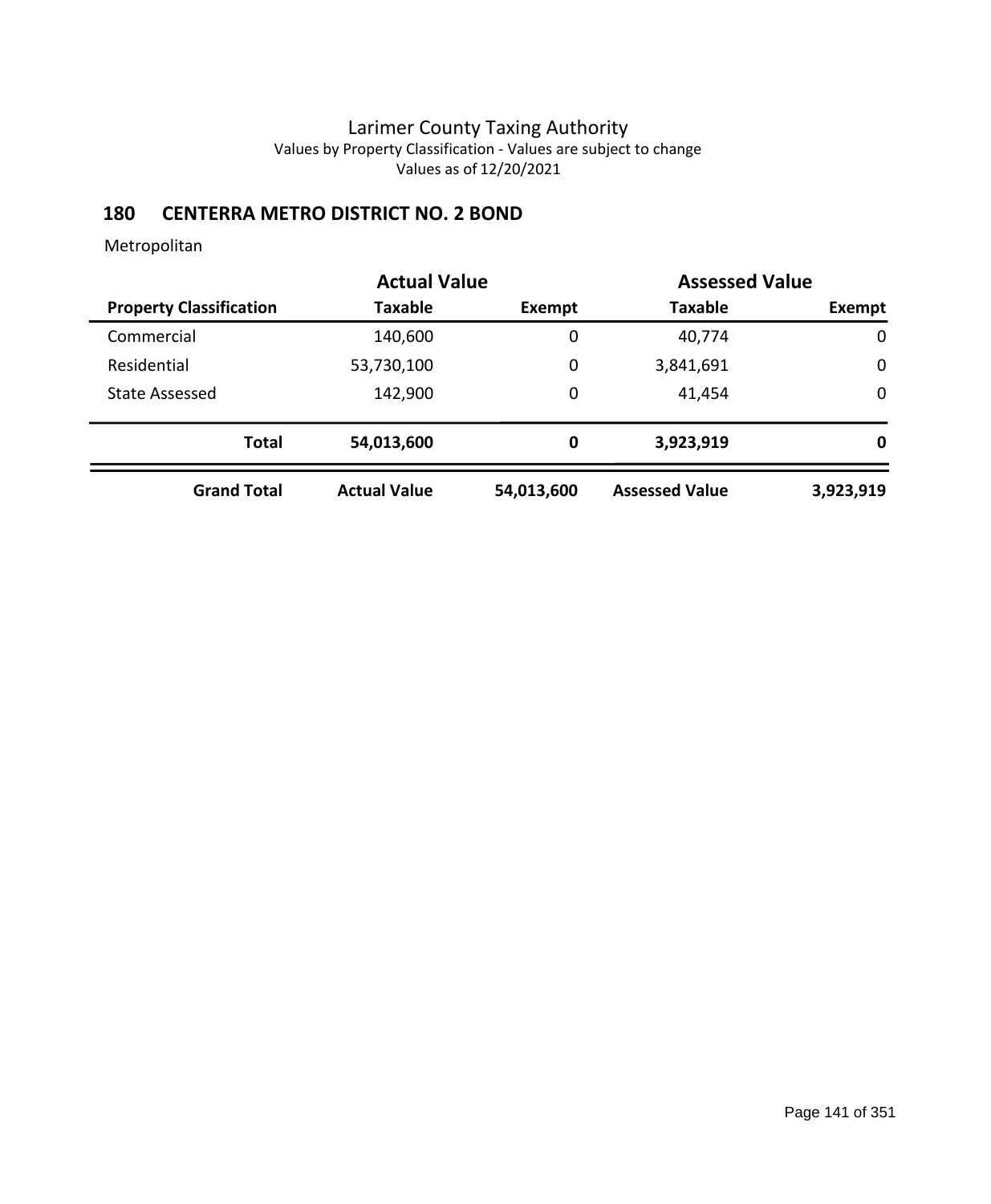Larimer County Taxing Authority
Values by Property Classification - Values are subject to change
Values as of 12/20/2021

## 180 CENTERRA METRO DISTRICT NO. 2 BOND

Metropolitan

| | Actual Value | | Assessed Value | |
|---|---|---|---|---|
| **Property Classification** | **Taxable** | **Exempt** | **Taxable** | **Exempt** |
| Commercial | 140,600 | 0 | 40,774 | 0 |
| Residential | 53,730,100 | 0 | 3,841,691 | 0 |
| State Assessed | 142,900 | 0 | 41,454 | 0 |
| **Total** | **54,013,600** | **0** | **3,923,919** | **0** |
| **Grand Total** | **Actual Value** | **54,013,600** | **Assessed Value** | **3,923,919** |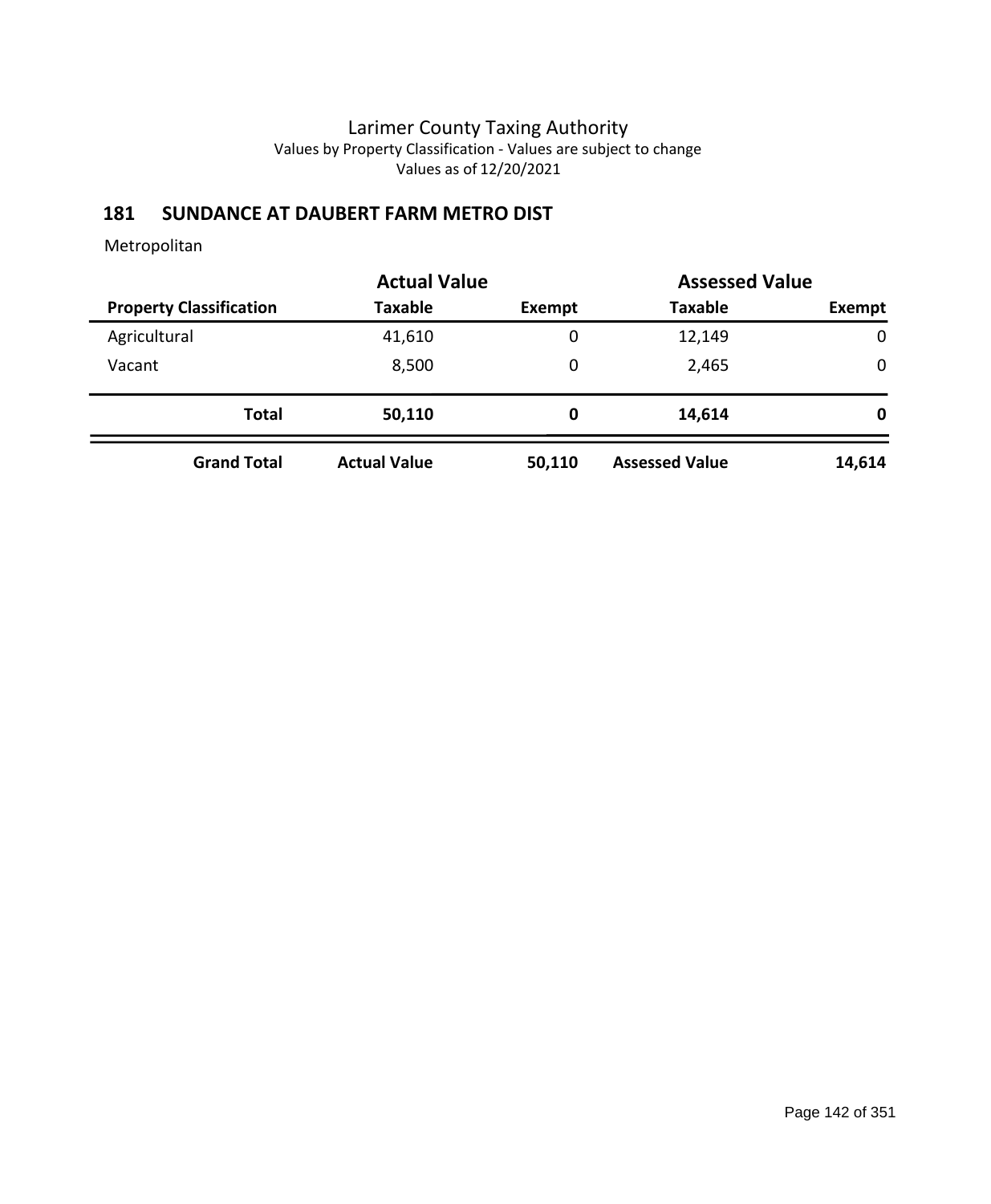# Larimer County Taxing Authority

Values by Property Classification - Values are subject to change

Values as of 12/20/2021

## 181 SUNDANCE AT DAUBERT FARM METRO DIST

Metropolitan

| | Actual Value | | Assessed Value | |
|---|---|---|---|---|
| **Property Classification** | **Taxable** | **Exempt** | **Taxable** | **Exempt** |
| Agricultural | 41,610 | 0 | 12,149 | 0 |
| Vacant | 8,500 | 0 | 2,465 | 0 |
| **Total** | **50,110** | **0** | **14,614** | **0** |
| **Grand Total** | **Actual Value** | **50,110** | **Assessed Value** | **14,614** |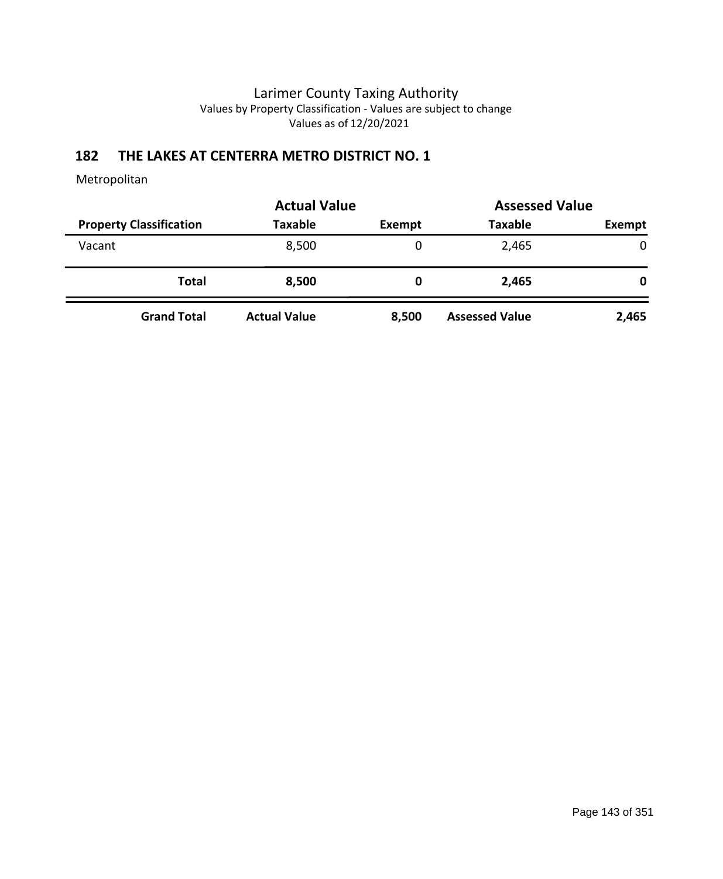# Larimer County Taxing Authority

Values by Property Classification - Values are subject to change

Values as of 12/20/2021

## 182 THE LAKES AT CENTERRA METRO DISTRICT NO. 1

Metropolitan

| | Actual Value | | Assessed Value | |
|---|---|---|---|---|
| **Property Classification** | **Taxable** | **Exempt** | **Taxable** | **Exempt** |
| Vacant | 8,500 | 0 | 2,465 | 0 |
| **Total** | **8,500** | **0** | **2,465** | **0** |
| **Grand Total** | **Actual Value** | **8,500** | **Assessed Value** | **2,465** |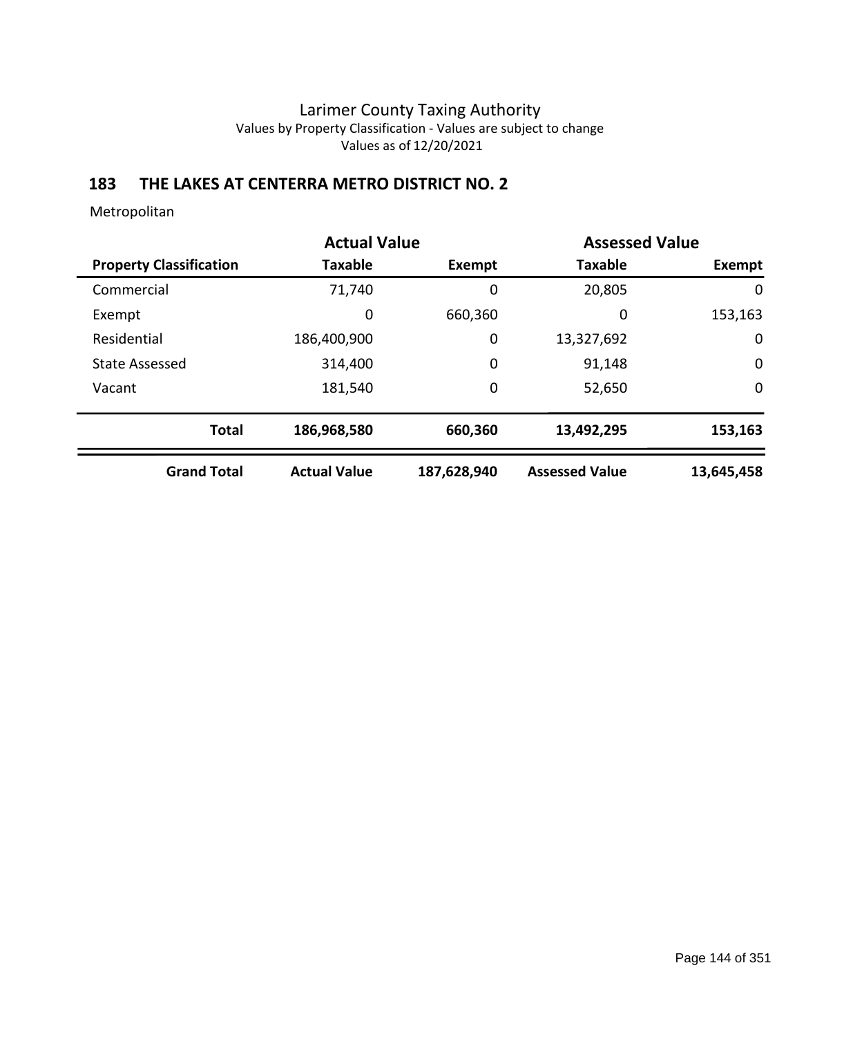# Larimer County Taxing Authority

Values by Property Classification - Values are subject to change

Values as of 12/20/2021

## 183 THE LAKES AT CENTERRA METRO DISTRICT NO. 2

Metropolitan

| | Actual Value | | Assessed Value | |
|---|---|---|---|---|
| **Property Classification** | **Taxable** | **Exempt** | **Taxable** | **Exempt** |
| Commercial | 71,740 | 0 | 20,805 | 0 |
| Exempt | 0 | 660,360 | 0 | 153,163 |
| Residential | 186,400,900 | 0 | 13,327,692 | 0 |
| State Assessed | 314,400 | 0 | 91,148 | 0 |
| Vacant | 181,540 | 0 | 52,650 | 0 |
| **Total** | **186,968,580** | **660,360** | **13,492,295** | **153,163** |
| **Grand Total** | **Actual Value** | **187,628,940** | **Assessed Value** | **13,645,458** |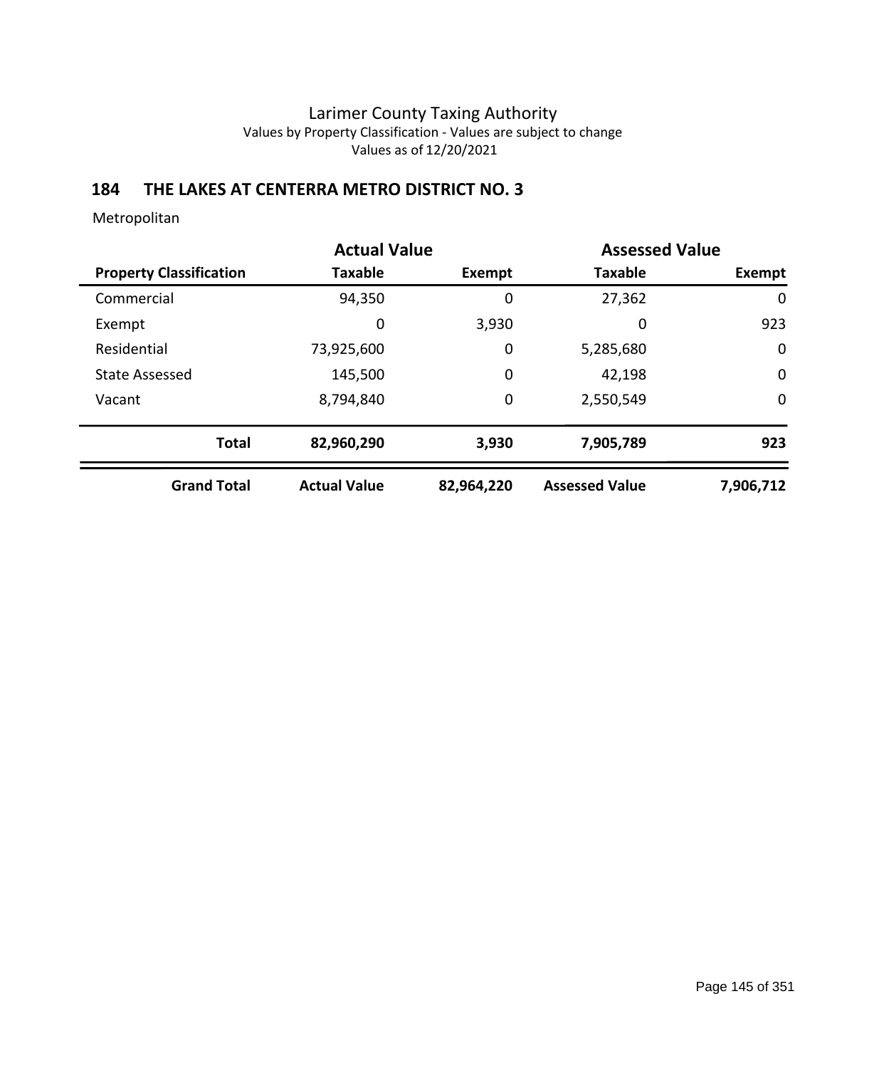Larimer County Taxing Authority
Values by Property Classification - Values are subject to change
Values as of 12/20/2021

## 184 THE LAKES AT CENTERRA METRO DISTRICT NO. 3

Metropolitan

| | Actual Value | | Assessed Value | |
|---|---|---|---|---|
| **Property Classification** | **Taxable** | **Exempt** | **Taxable** | **Exempt** |
| Commercial | 94,350 | 0 | 27,362 | 0 |
| Exempt | 0 | 3,930 | 0 | 923 |
| Residential | 73,925,600 | 0 | 5,285,680 | 0 |
| State Assessed | 145,500 | 0 | 42,198 | 0 |
| Vacant | 8,794,840 | 0 | 2,550,549 | 0 |
| **Total** | **82,960,290** | **3,930** | **7,905,789** | **923** |
| **Grand Total** | **Actual Value** | **82,964,220** | **Assessed Value** | **7,906,712** |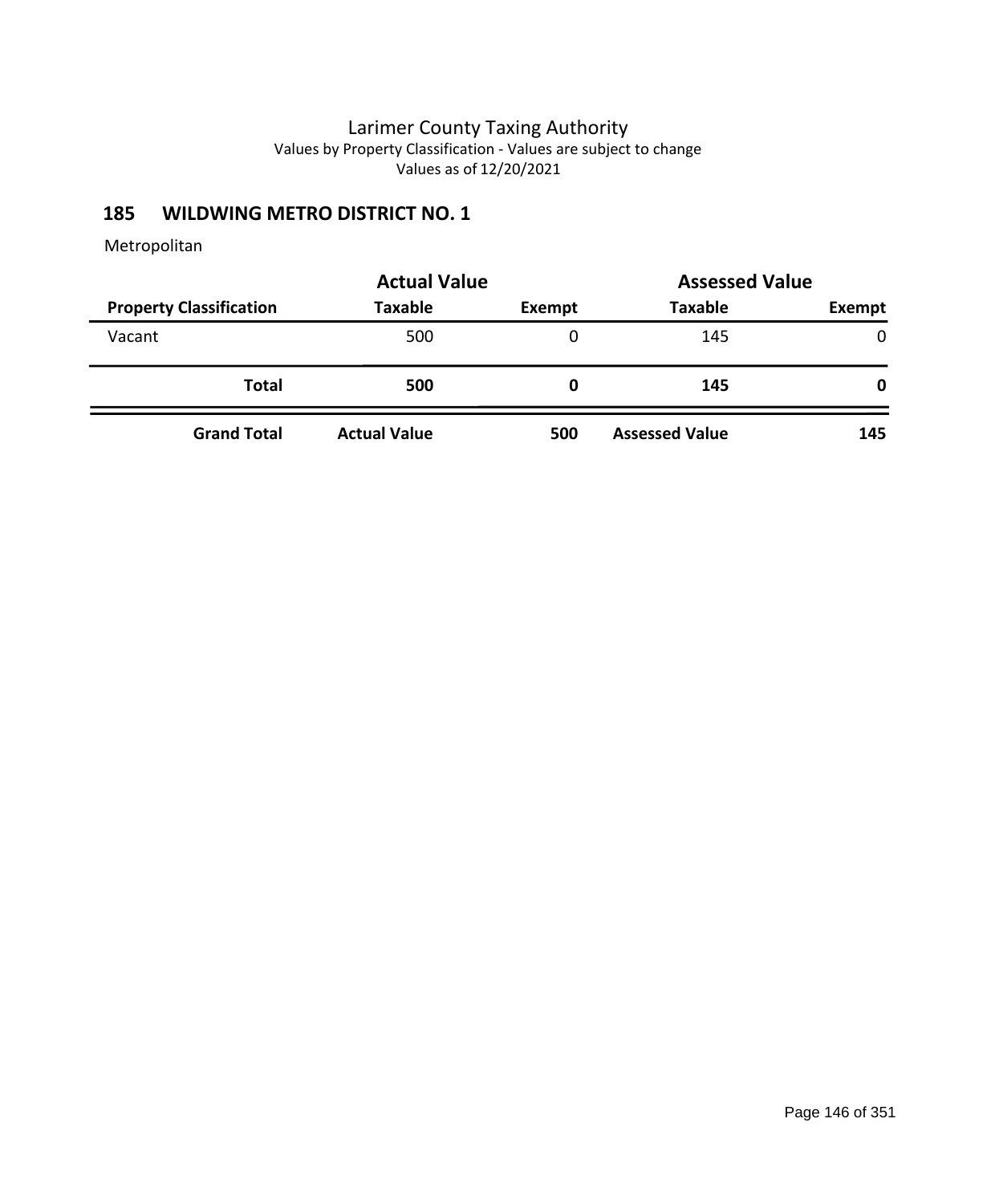# Larimer County Taxing Authority

Values by Property Classification - Values are subject to change

Values as of 12/20/2021

## 185 WILDWING METRO DISTRICT NO. 1

Metropolitan

| | Actual Value | | Assessed Value | |
|---|---|---|---|---|
| **Property Classification** | **Taxable** | **Exempt** | **Taxable** | **Exempt** |
| Vacant | 500 | 0 | 145 | 0 |
| **Total** | **500** | **0** | **145** | **0** |
| **Grand Total** | **Actual Value** | **500** | **Assessed Value** | **145** |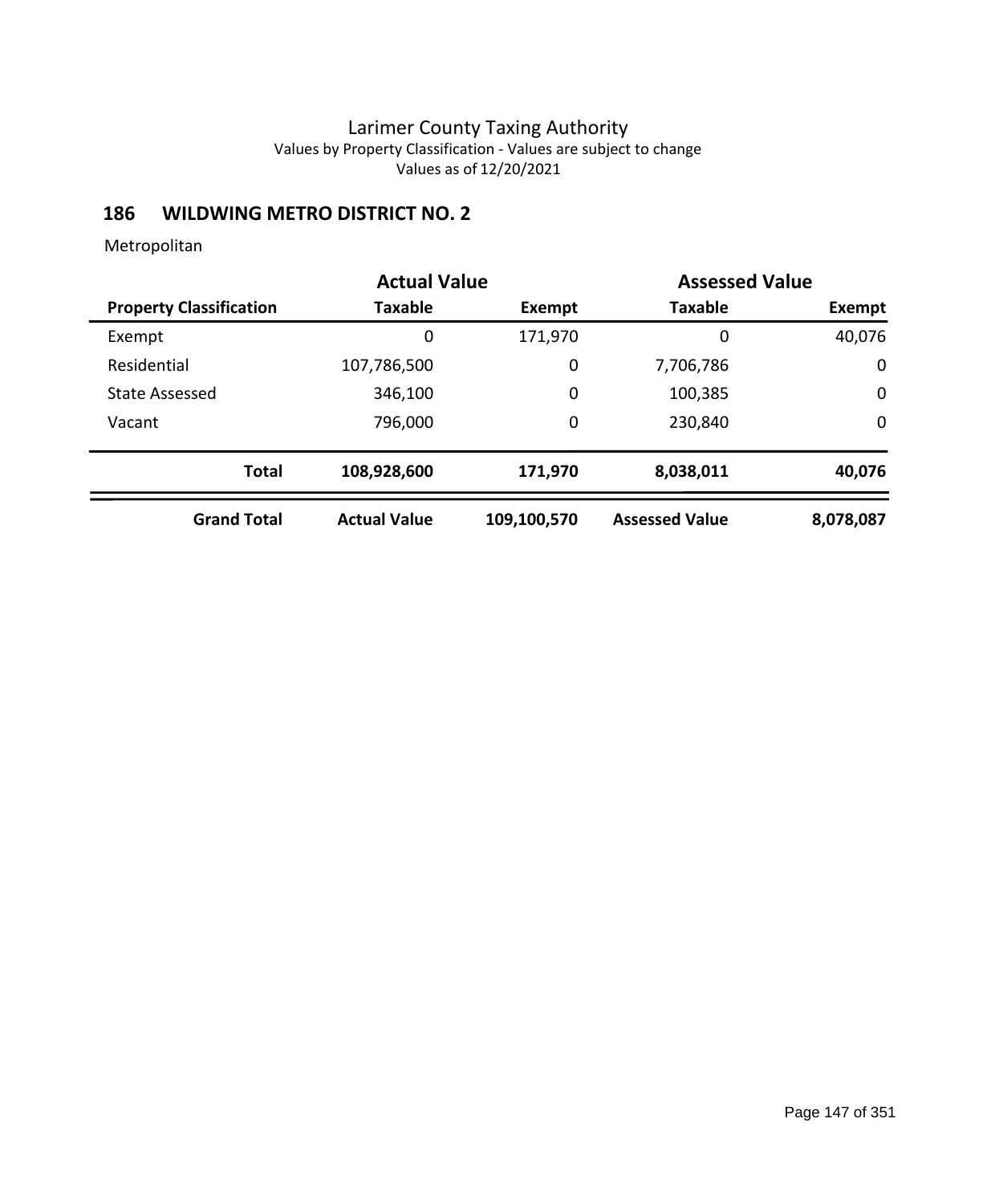# Larimer County Taxing Authority

Values by Property Classification - Values are subject to change

Values as of 12/20/2021

## 186 WILDWING METRO DISTRICT NO. 2

Metropolitan

| | Actual Value | | Assessed Value | |
|---|---|---|---|---|
| **Property Classification** | **Taxable** | **Exempt** | **Taxable** | **Exempt** |
| Exempt | 0 | 171,970 | 0 | 40,076 |
| Residential | 107,786,500 | 0 | 7,706,786 | 0 |
| State Assessed | 346,100 | 0 | 100,385 | 0 |
| Vacant | 796,000 | 0 | 230,840 | 0 |
| **Total** | **108,928,600** | **171,970** | **8,038,011** | **40,076** |
| **Grand Total** | **Actual Value** | **109,100,570** | **Assessed Value** | **8,078,087** |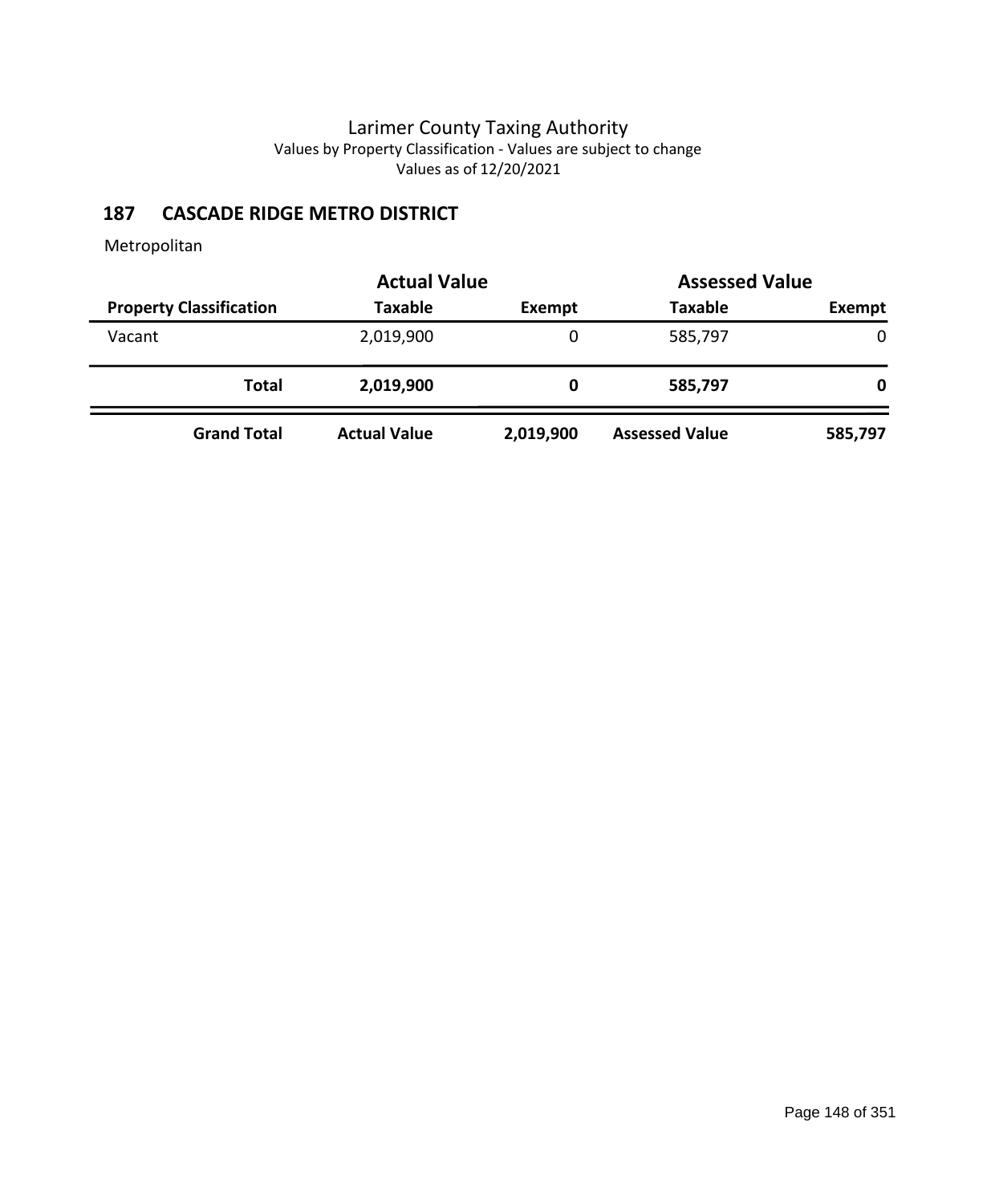# Larimer County Taxing Authority

Values by Property Classification - Values are subject to change

Values as of 12/20/2021

## 187 CASCADE RIDGE METRO DISTRICT

Metropolitan

| | Actual Value | | Assessed Value | |
|---|---|---|---|---|
| **Property Classification** | **Taxable** | **Exempt** | **Taxable** | **Exempt** |
| Vacant | 2,019,900 | 0 | 585,797 | 0 |
| **Total** | **2,019,900** | **0** | **585,797** | **0** |
| **Grand Total** | **Actual Value** | **2,019,900** | **Assessed Value** | **585,797** |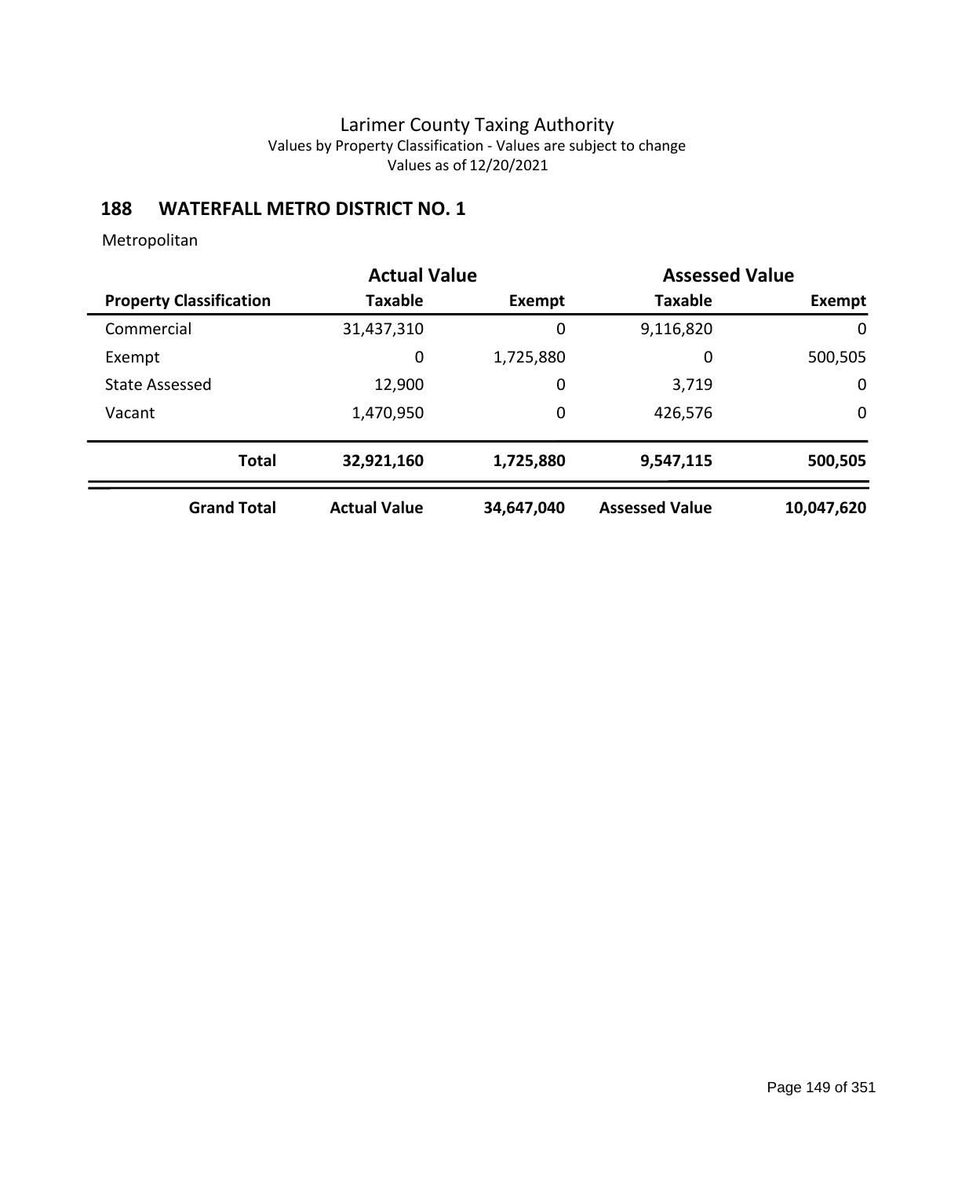# Larimer County Taxing Authority

Values by Property Classification - Values are subject to change

Values as of 12/20/2021

## 188 WATERFALL METRO DISTRICT NO. 1

Metropolitan

| | Actual Value | | Assessed Value | |
|---|---|---|---|---|
| **Property Classification** | **Taxable** | **Exempt** | **Taxable** | **Exempt** |
| Commercial | 31,437,310 | 0 | 9,116,820 | 0 |
| Exempt | 0 | 1,725,880 | 0 | 500,505 |
| State Assessed | 12,900 | 0 | 3,719 | 0 |
| Vacant | 1,470,950 | 0 | 426,576 | 0 |
| **Total** | **32,921,160** | **1,725,880** | **9,547,115** | **500,505** |
| **Grand Total** | **Actual Value** | **34,647,040** | **Assessed Value** | **10,047,620** |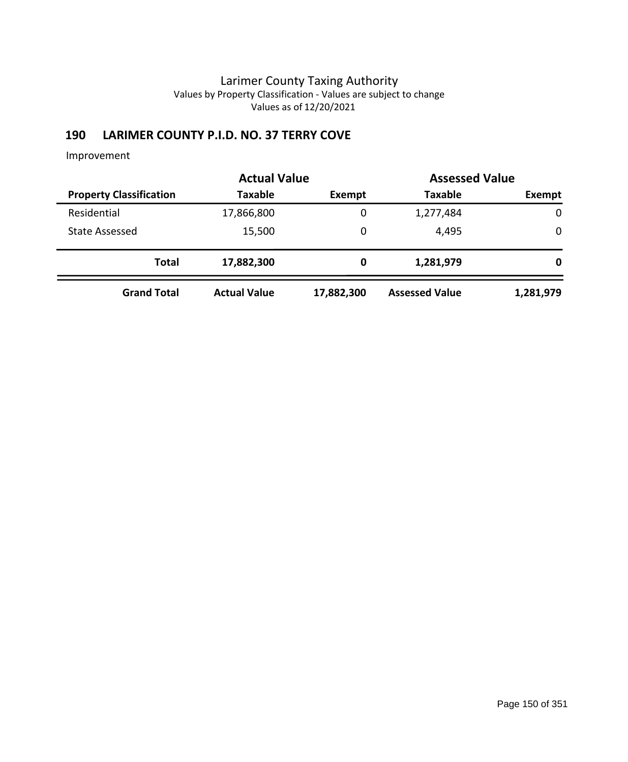# Larimer County Taxing Authority

Values by Property Classification - Values are subject to change

Values as of 12/20/2021

## 190 LARIMER COUNTY P.I.D. NO. 37 TERRY COVE

Improvement

| | Actual Value | | Assessed Value | |
|---|---|---|---|---|
| **Property Classification** | **Taxable** | **Exempt** | **Taxable** | **Exempt** |
| Residential | 17,866,800 | 0 | 1,277,484 | 0 |
| State Assessed | 15,500 | 0 | 4,495 | 0 |
| **Total** | **17,882,300** | **0** | **1,281,979** | **0** |
| **Grand Total** | **Actual Value** | **17,882,300** | **Assessed Value** | **1,281,979** |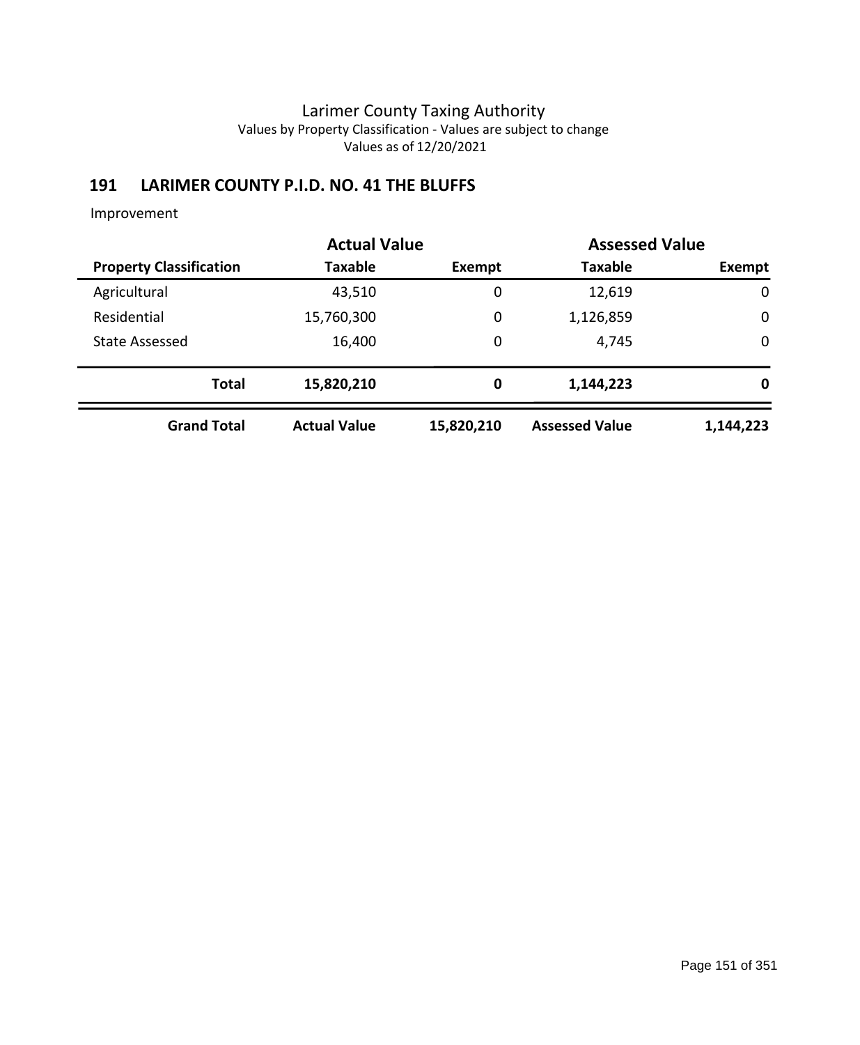# Larimer County Taxing Authority

Values by Property Classification - Values are subject to change

Values as of 12/20/2021

## 191 LARIMER COUNTY P.I.D. NO. 41 THE BLUFFS

Improvement

| | Actual Value | | Assessed Value | |
|---|---|---|---|---|
| **Property Classification** | **Taxable** | **Exempt** | **Taxable** | **Exempt** |
| Agricultural | 43,510 | 0 | 12,619 | 0 |
| Residential | 15,760,300 | 0 | 1,126,859 | 0 |
| State Assessed | 16,400 | 0 | 4,745 | 0 |
| **Total** | **15,820,210** | **0** | **1,144,223** | **0** |
| **Grand Total** | **Actual Value** | **15,820,210** | **Assessed Value** | **1,144,223** |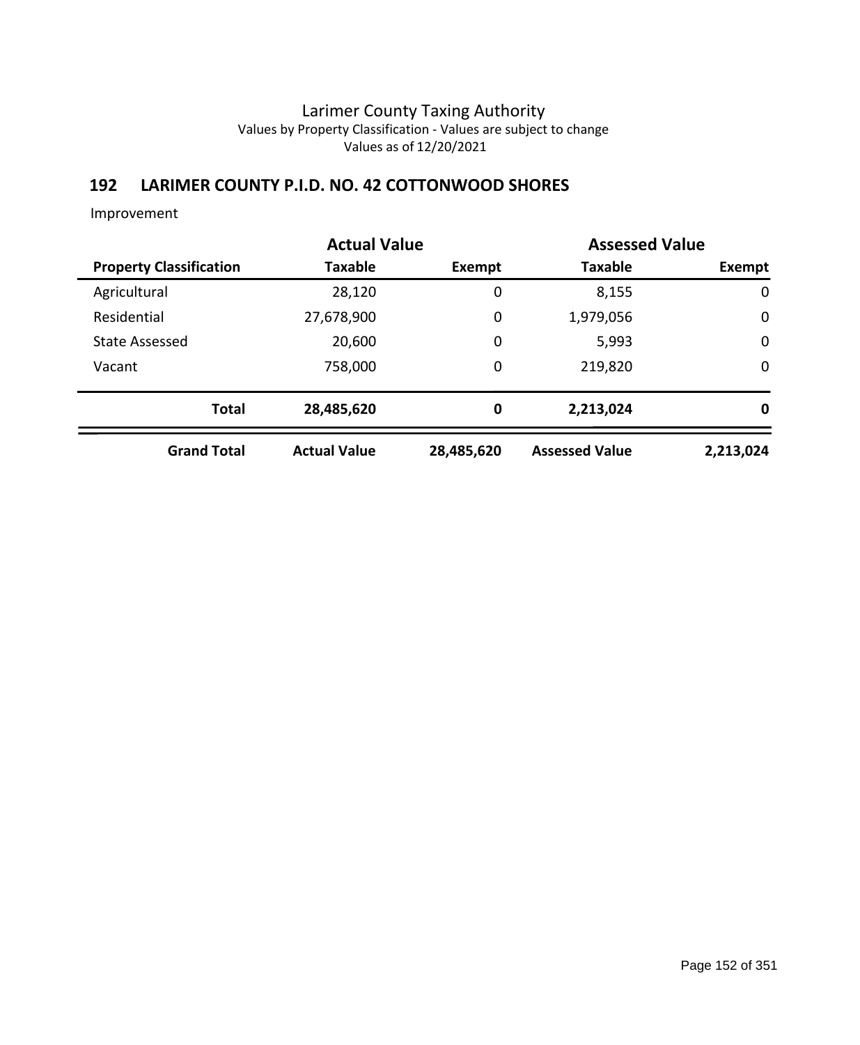# Larimer County Taxing Authority

Values by Property Classification - Values are subject to change

Values as of 12/20/2021

## 192 LARIMER COUNTY P.I.D. NO. 42 COTTONWOOD SHORES

Improvement

| | Actual Value | | Assessed Value | |
|---|---|---|---|---|
| **Property Classification** | **Taxable** | **Exempt** | **Taxable** | **Exempt** |
| Agricultural | 28,120 | 0 | 8,155 | 0 |
| Residential | 27,678,900 | 0 | 1,979,056 | 0 |
| State Assessed | 20,600 | 0 | 5,993 | 0 |
| Vacant | 758,000 | 0 | 219,820 | 0 |
| **Total** | **28,485,620** | **0** | **2,213,024** | **0** |
| **Grand Total** | **Actual Value** | **28,485,620** | **Assessed Value** | **2,213,024** |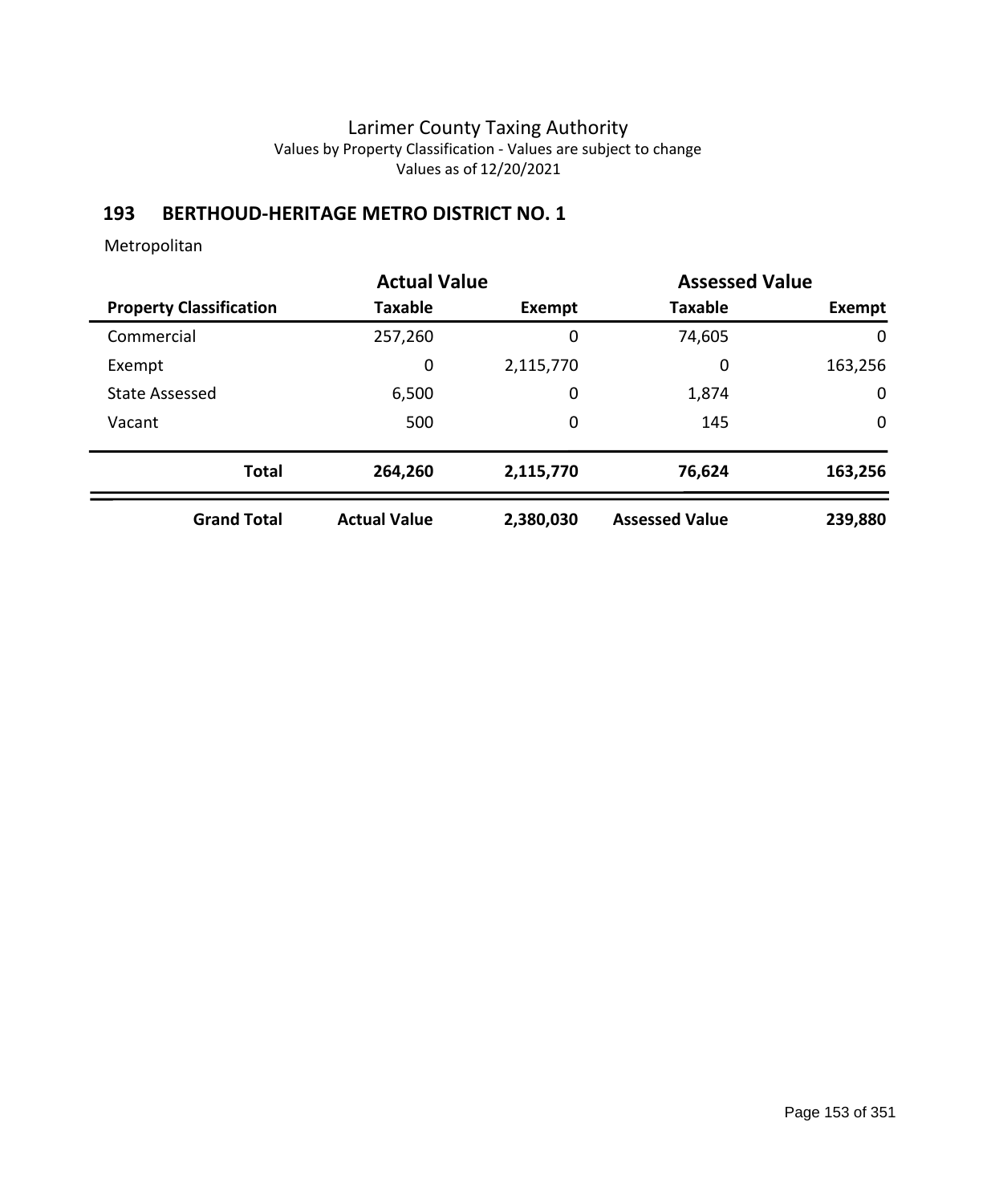# Larimer County Taxing Authority

Values by Property Classification - Values are subject to change

Values as of 12/20/2021

## 193 BERTHOUD-HERITAGE METRO DISTRICT NO. 1

Metropolitan

| | Actual Value | | Assessed Value | |
|---|---|---|---|---|
| **Property Classification** | **Taxable** | **Exempt** | **Taxable** | **Exempt** |
| Commercial | 257,260 | 0 | 74,605 | 0 |
| Exempt | 0 | 2,115,770 | 0 | 163,256 |
| State Assessed | 6,500 | 0 | 1,874 | 0 |
| Vacant | 500 | 0 | 145 | 0 |
| **Total** | **264,260** | **2,115,770** | **76,624** | **163,256** |
| **Grand Total** | **Actual Value** | **2,380,030** | **Assessed Value** | **239,880** |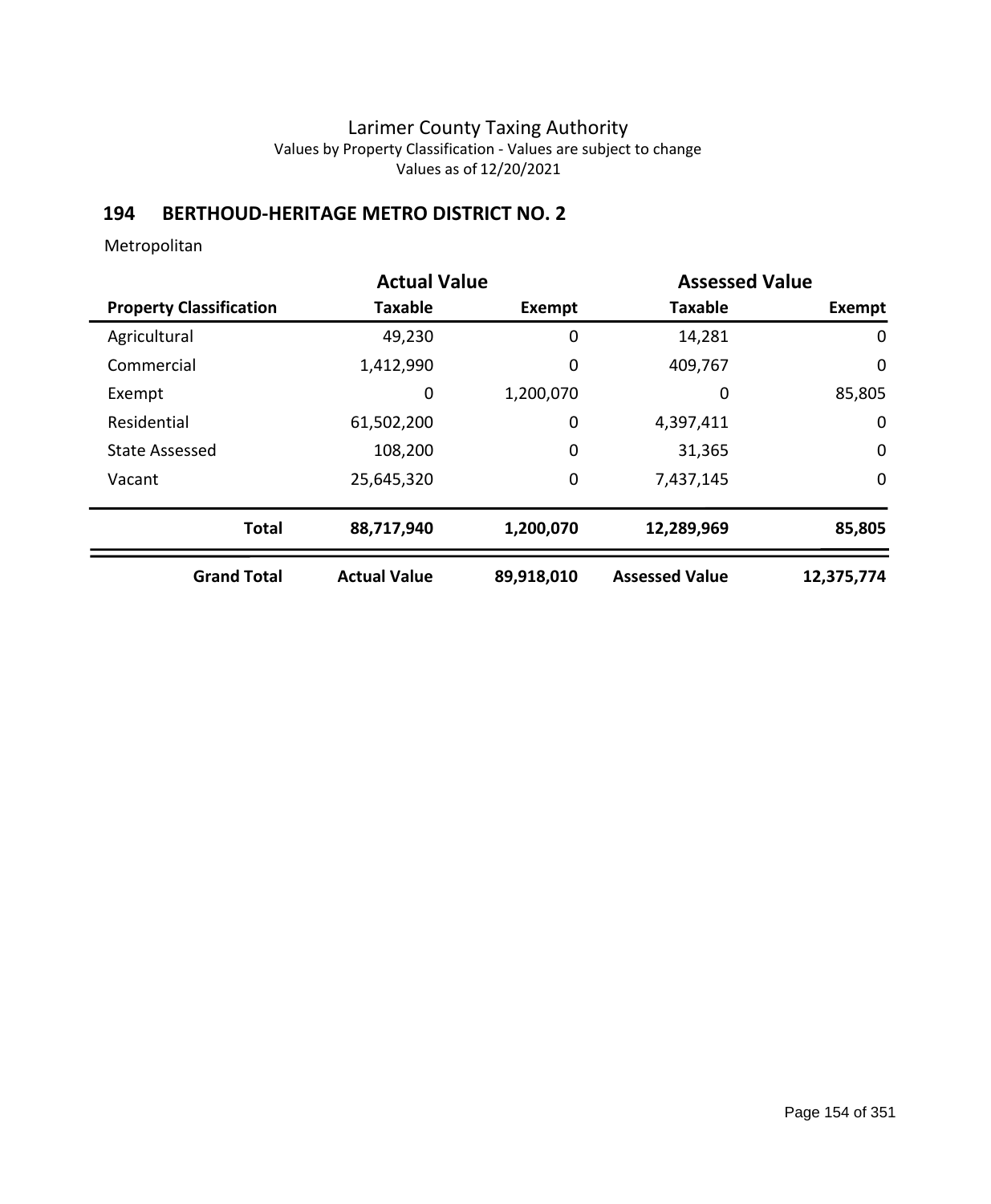Larimer County Taxing Authority
Values by Property Classification - Values are subject to change
Values as of 12/20/2021

## 194 BERTHOUD-HERITAGE METRO DISTRICT NO. 2

Metropolitan

| | Actual Value | | Assessed Value | |
|---|---|---|---|---|
| **Property Classification** | **Taxable** | **Exempt** | **Taxable** | **Exempt** |
| Agricultural | 49,230 | 0 | 14,281 | 0 |
| Commercial | 1,412,990 | 0 | 409,767 | 0 |
| Exempt | 0 | 1,200,070 | 0 | 85,805 |
| Residential | 61,502,200 | 0 | 4,397,411 | 0 |
| State Assessed | 108,200 | 0 | 31,365 | 0 |
| Vacant | 25,645,320 | 0 | 7,437,145 | 0 |
| **Total** | **88,717,940** | **1,200,070** | **12,289,969** | **85,805** |
| **Grand Total** | **Actual Value** | **89,918,010** | **Assessed Value** | **12,375,774** |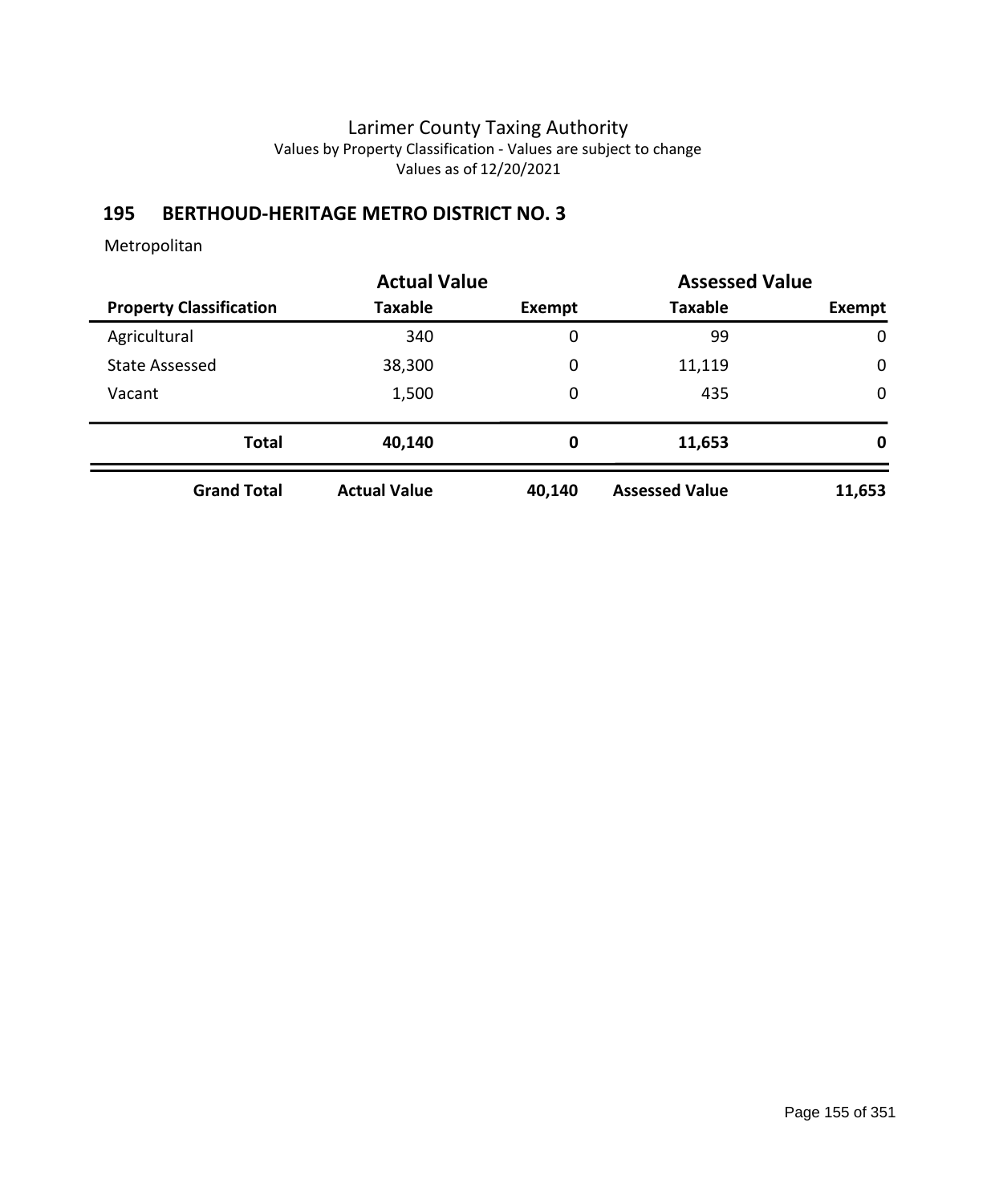Larimer County Taxing Authority
Values by Property Classification - Values are subject to change
Values as of 12/20/2021

## 195 BERTHOUD-HERITAGE METRO DISTRICT NO. 3

Metropolitan

| | Actual Value | | Assessed Value | |
|---|---|---|---|---|
| **Property Classification** | **Taxable** | **Exempt** | **Taxable** | **Exempt** |
| Agricultural | 340 | 0 | 99 | 0 |
| State Assessed | 38,300 | 0 | 11,119 | 0 |
| Vacant | 1,500 | 0 | 435 | 0 |
| **Total** | **40,140** | **0** | **11,653** | **0** |
| **Grand Total** | **Actual Value** | **40,140** | **Assessed Value** | **11,653** |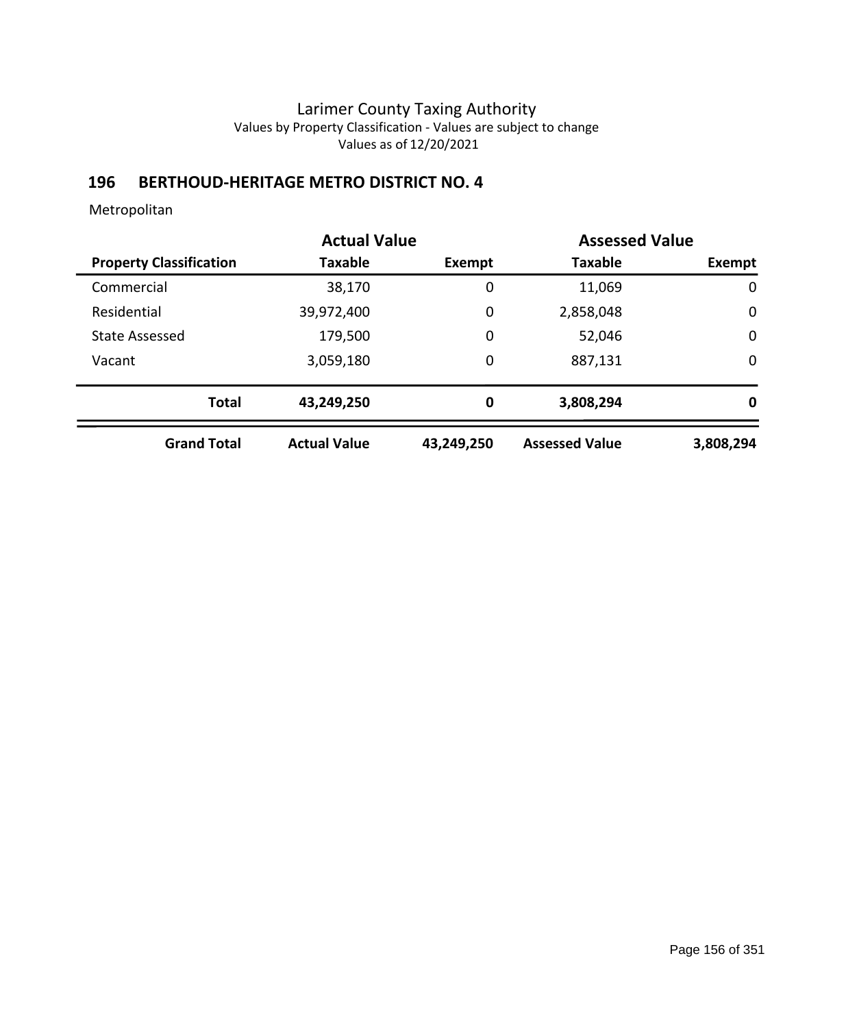Larimer County Taxing Authority
Values by Property Classification - Values are subject to change
Values as of 12/20/2021

## 196 BERTHOUD-HERITAGE METRO DISTRICT NO. 4

Metropolitan

| | Actual Value | | Assessed Value | |
|---|---|---|---|---|
| **Property Classification** | **Taxable** | **Exempt** | **Taxable** | **Exempt** |
| Commercial | 38,170 | 0 | 11,069 | 0 |
| Residential | 39,972,400 | 0 | 2,858,048 | 0 |
| State Assessed | 179,500 | 0 | 52,046 | 0 |
| Vacant | 3,059,180 | 0 | 887,131 | 0 |
| **Total** | **43,249,250** | **0** | **3,808,294** | **0** |
| **Grand Total** | **Actual Value** | **43,249,250** | **Assessed Value** | **3,808,294** |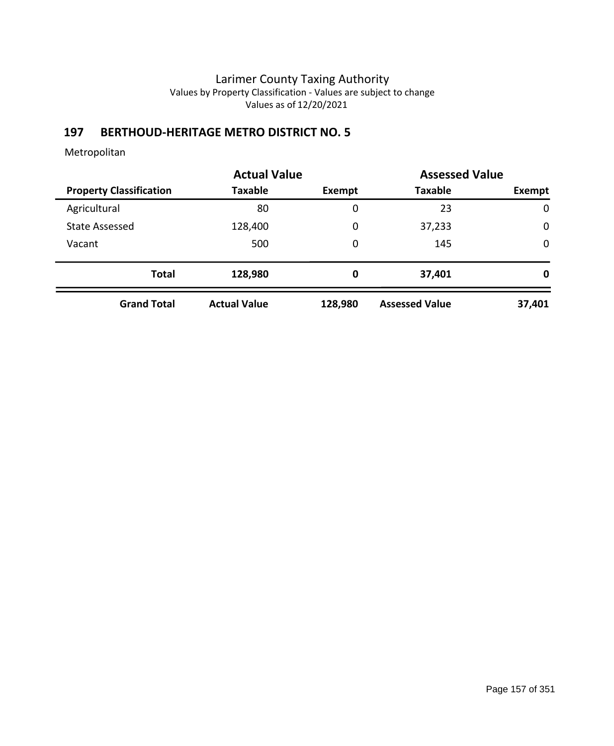# Larimer County Taxing Authority

Values by Property Classification - Values are subject to change

Values as of 12/20/2021

## 197 BERTHOUD-HERITAGE METRO DISTRICT NO. 5

Metropolitan

| | Actual Value | | Assessed Value | |
|---|---|---|---|---|
| **Property Classification** | **Taxable** | **Exempt** | **Taxable** | **Exempt** |
| Agricultural | 80 | 0 | 23 | 0 |
| State Assessed | 128,400 | 0 | 37,233 | 0 |
| Vacant | 500 | 0 | 145 | 0 |
| **Total** | **128,980** | **0** | **37,401** | **0** |
| **Grand Total** | **Actual Value** | **128,980** | **Assessed Value** | **37,401** |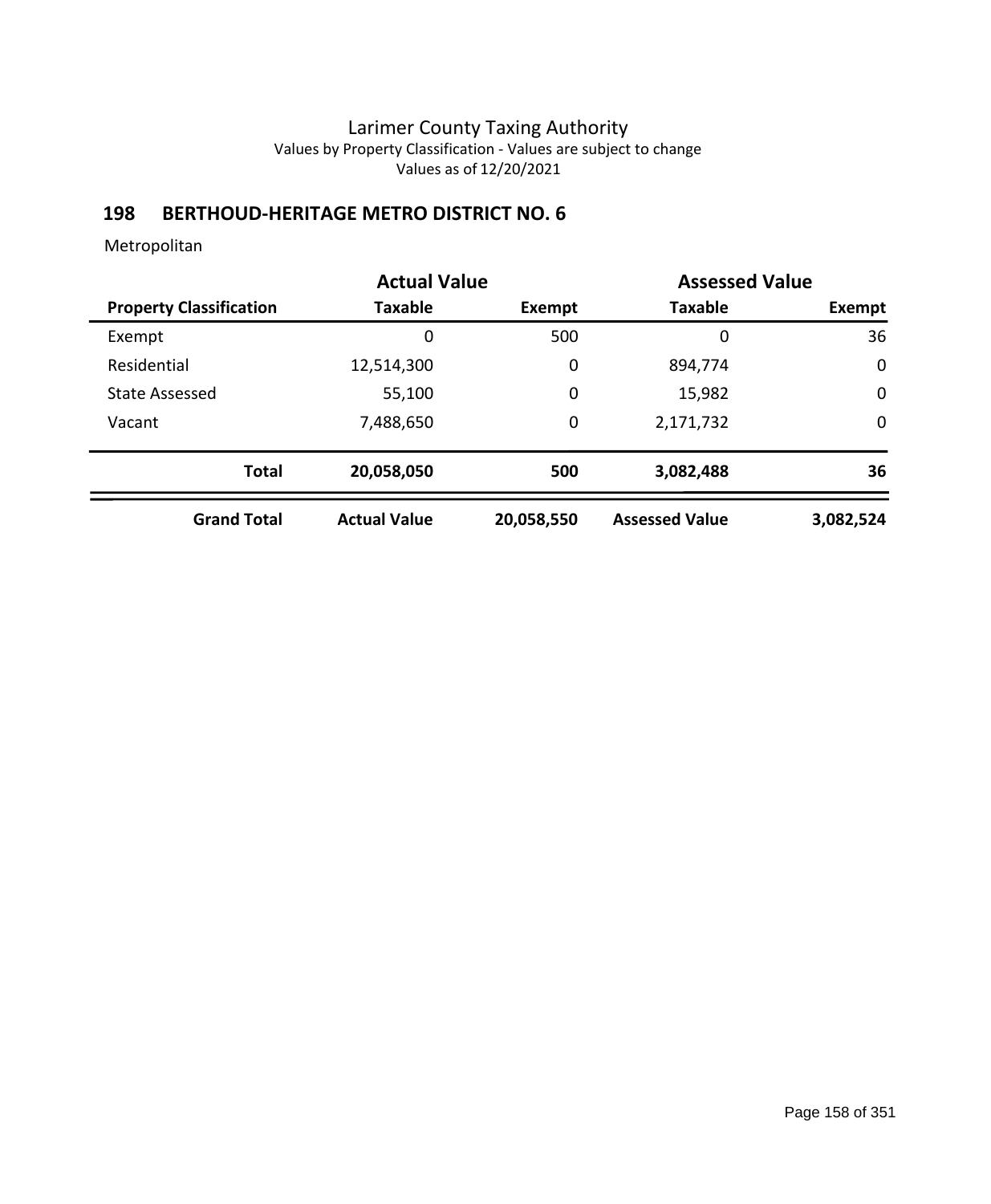Larimer County Taxing Authority
Values by Property Classification - Values are subject to change
Values as of 12/20/2021

## 198 BERTHOUD-HERITAGE METRO DISTRICT NO. 6

Metropolitan

| | Actual Value | | Assessed Value | |
|---|---|---|---|---|
| **Property Classification** | **Taxable** | **Exempt** | **Taxable** | **Exempt** |
| Exempt | 0 | 500 | 0 | 36 |
| Residential | 12,514,300 | 0 | 894,774 | 0 |
| State Assessed | 55,100 | 0 | 15,982 | 0 |
| Vacant | 7,488,650 | 0 | 2,171,732 | 0 |
| **Total** | **20,058,050** | **500** | **3,082,488** | **36** |
| **Grand Total** | **Actual Value** | **20,058,550** | **Assessed Value** | **3,082,524** |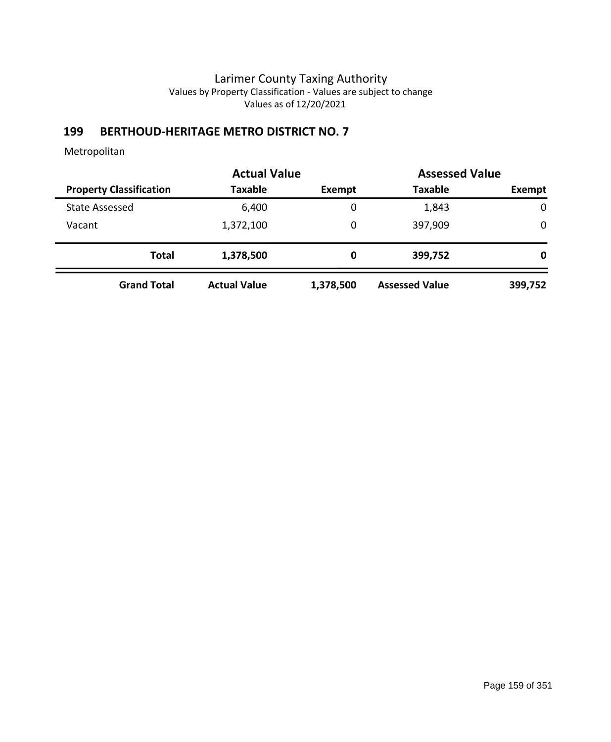# Larimer County Taxing Authority

Values by Property Classification - Values are subject to change

Values as of 12/20/2021

## 199 BERTHOUD-HERITAGE METRO DISTRICT NO. 7

Metropolitan

| | Actual Value | | Assessed Value | |
|---|---|---|---|---|
| **Property Classification** | **Taxable** | **Exempt** | **Taxable** | **Exempt** |
| State Assessed | 6,400 | 0 | 1,843 | 0 |
| Vacant | 1,372,100 | 0 | 397,909 | 0 |
| **Total** | **1,378,500** | **0** | **399,752** | **0** |
| **Grand Total** | **Actual Value** | **1,378,500** | **Assessed Value** | **399,752** |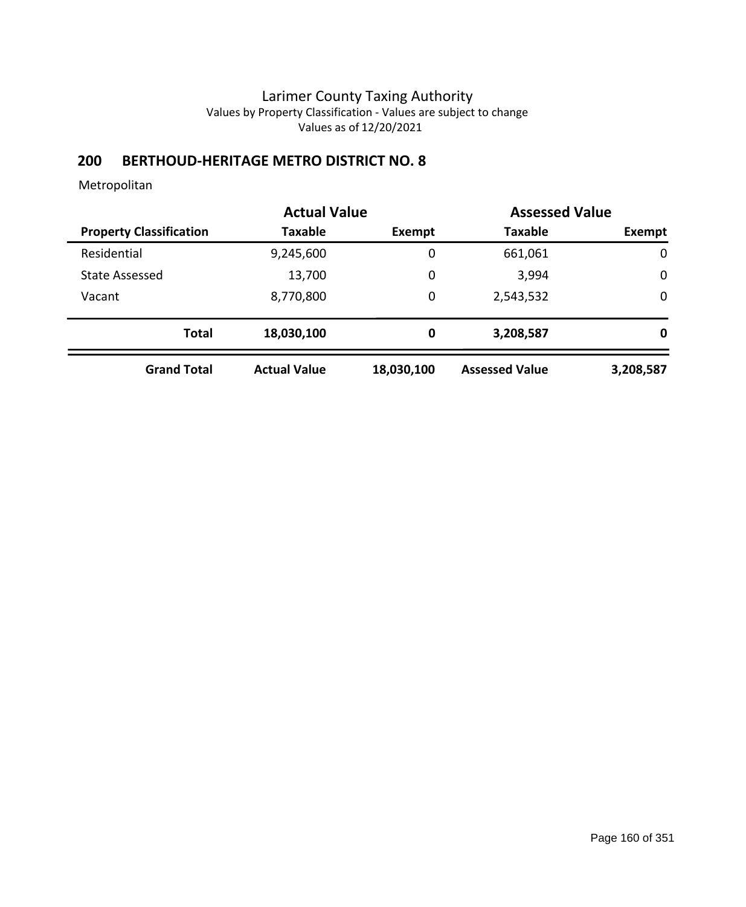Larimer County Taxing Authority
Values by Property Classification - Values are subject to change
Values as of 12/20/2021

## 200 BERTHOUD-HERITAGE METRO DISTRICT NO. 8

Metropolitan

| | Actual Value | | Assessed Value | |
|---|---|---|---|---|
| **Property Classification** | **Taxable** | **Exempt** | **Taxable** | **Exempt** |
| Residential | 9,245,600 | 0 | 661,061 | 0 |
| State Assessed | 13,700 | 0 | 3,994 | 0 |
| Vacant | 8,770,800 | 0 | 2,543,532 | 0 |
| **Total** | **18,030,100** | **0** | **3,208,587** | **0** |
| **Grand Total** | **Actual Value** | **18,030,100** | **Assessed Value** | **3,208,587** |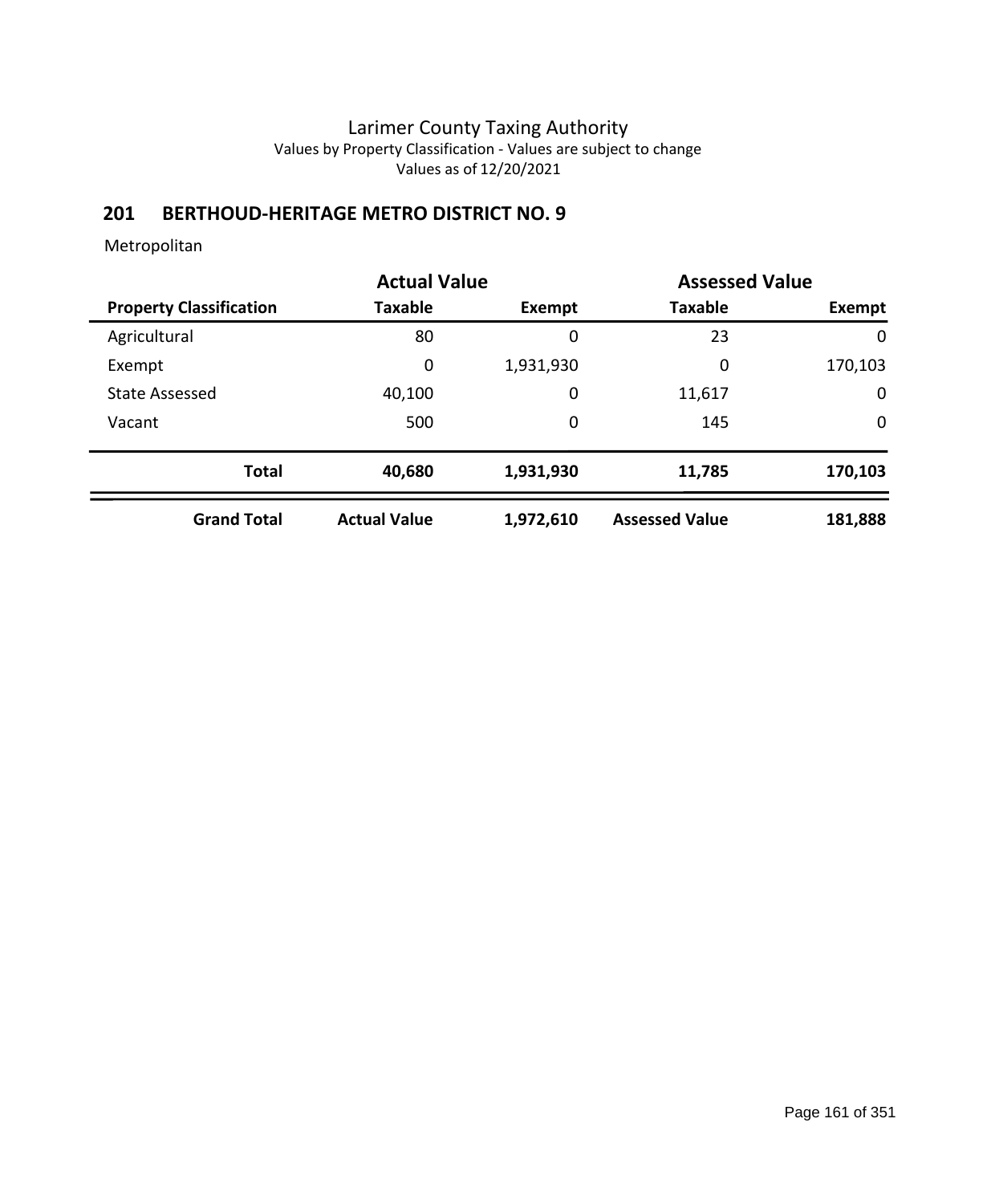Larimer County Taxing Authority
Values by Property Classification - Values are subject to change
Values as of 12/20/2021

## 201 BERTHOUD-HERITAGE METRO DISTRICT NO. 9

Metropolitan

| | Actual Value | | Assessed Value | |
|---|---|---|---|---|
| **Property Classification** | **Taxable** | **Exempt** | **Taxable** | **Exempt** |
| Agricultural | 80 | 0 | 23 | 0 |
| Exempt | 0 | 1,931,930 | 0 | 170,103 |
| State Assessed | 40,100 | 0 | 11,617 | 0 |
| Vacant | 500 | 0 | 145 | 0 |
| **Total** | **40,680** | **1,931,930** | **11,785** | **170,103** |
| **Grand Total** | **Actual Value** | **1,972,610** | **Assessed Value** | **181,888** |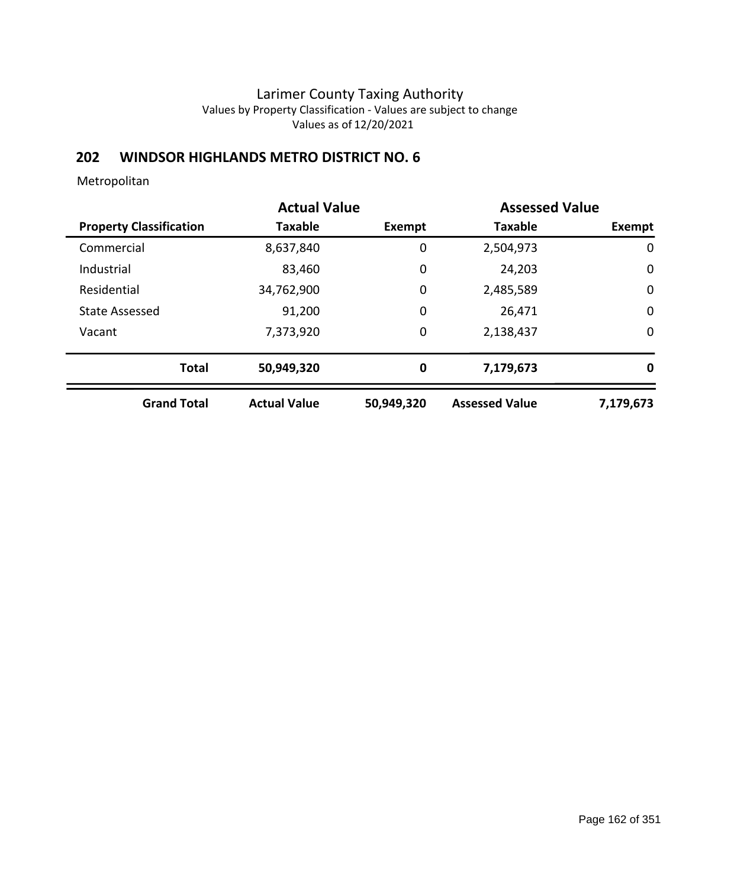Larimer County Taxing Authority
Values by Property Classification - Values are subject to change
Values as of 12/20/2021

## 202 WINDSOR HIGHLANDS METRO DISTRICT NO. 6

Metropolitan

| | Actual Value | | Assessed Value | |
|---|---|---|---|---|
| **Property Classification** | **Taxable** | **Exempt** | **Taxable** | **Exempt** |
| Commercial | 8,637,840 | 0 | 2,504,973 | 0 |
| Industrial | 83,460 | 0 | 24,203 | 0 |
| Residential | 34,762,900 | 0 | 2,485,589 | 0 |
| State Assessed | 91,200 | 0 | 26,471 | 0 |
| Vacant | 7,373,920 | 0 | 2,138,437 | 0 |
| **Total** | **50,949,320** | **0** | **7,179,673** | **0** |
| **Grand Total** | **Actual Value** | **50,949,320** | **Assessed Value** | **7,179,673** |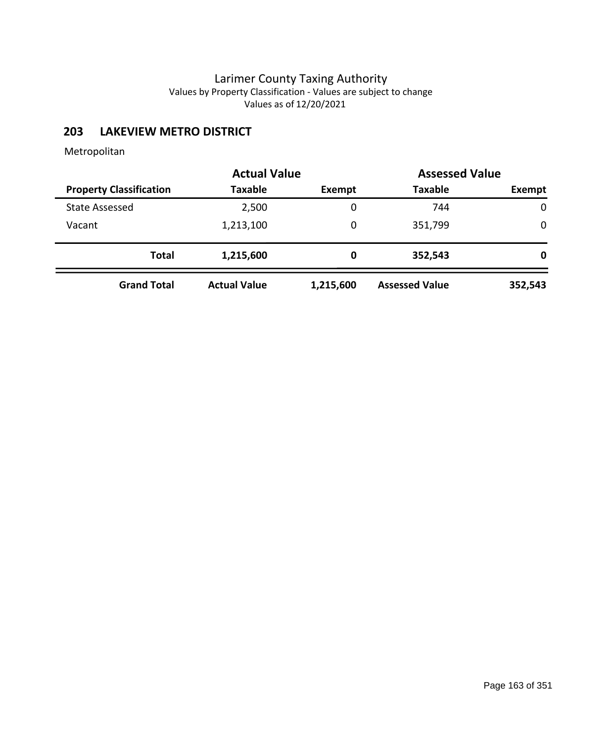# Larimer County Taxing Authority

Values by Property Classification - Values are subject to change

Values as of 12/20/2021

## 203 LAKEVIEW METRO DISTRICT

Metropolitan

| | Actual Value | | Assessed Value | |
|---|---|---|---|---|
| **Property Classification** | **Taxable** | **Exempt** | **Taxable** | **Exempt** |
| State Assessed | 2,500 | 0 | 744 | 0 |
| Vacant | 1,213,100 | 0 | 351,799 | 0 |
| **Total** | **1,215,600** | **0** | **352,543** | **0** |
| **Grand Total** | **Actual Value** | **1,215,600** | **Assessed Value** | **352,543** |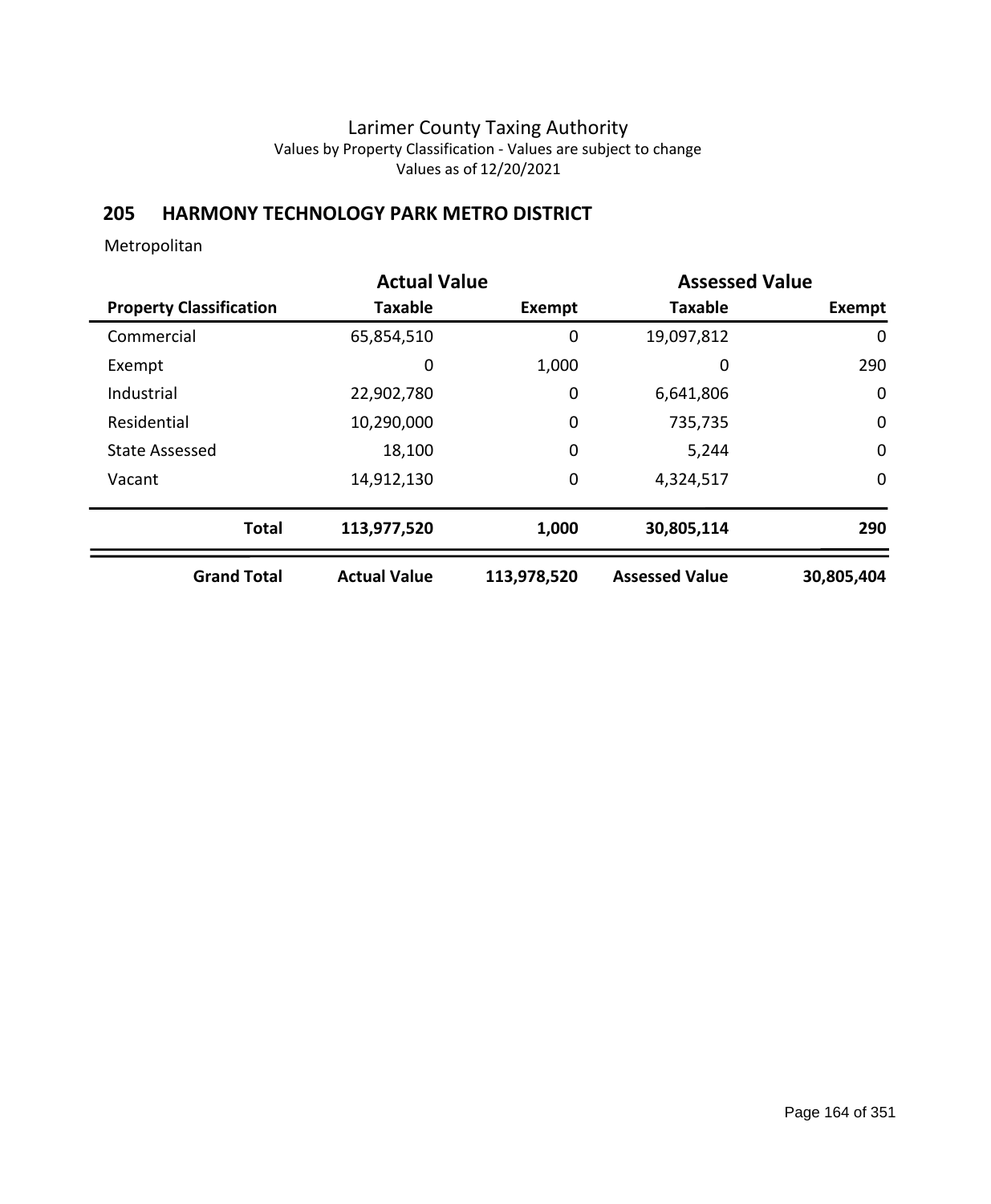Larimer County Taxing Authority
Values by Property Classification - Values are subject to change
Values as of 12/20/2021

## 205 HARMONY TECHNOLOGY PARK METRO DISTRICT

Metropolitan

| | Actual Value | | Assessed Value | |
|---|---|---|---|---|
| **Property Classification** | **Taxable** | **Exempt** | **Taxable** | **Exempt** |
| Commercial | 65,854,510 | 0 | 19,097,812 | 0 |
| Exempt | 0 | 1,000 | 0 | 290 |
| Industrial | 22,902,780 | 0 | 6,641,806 | 0 |
| Residential | 10,290,000 | 0 | 735,735 | 0 |
| State Assessed | 18,100 | 0 | 5,244 | 0 |
| Vacant | 14,912,130 | 0 | 4,324,517 | 0 |
| **Total** | **113,977,520** | **1,000** | **30,805,114** | **290** |
| **Grand Total** | **Actual Value** | **113,978,520** | **Assessed Value** | **30,805,404** |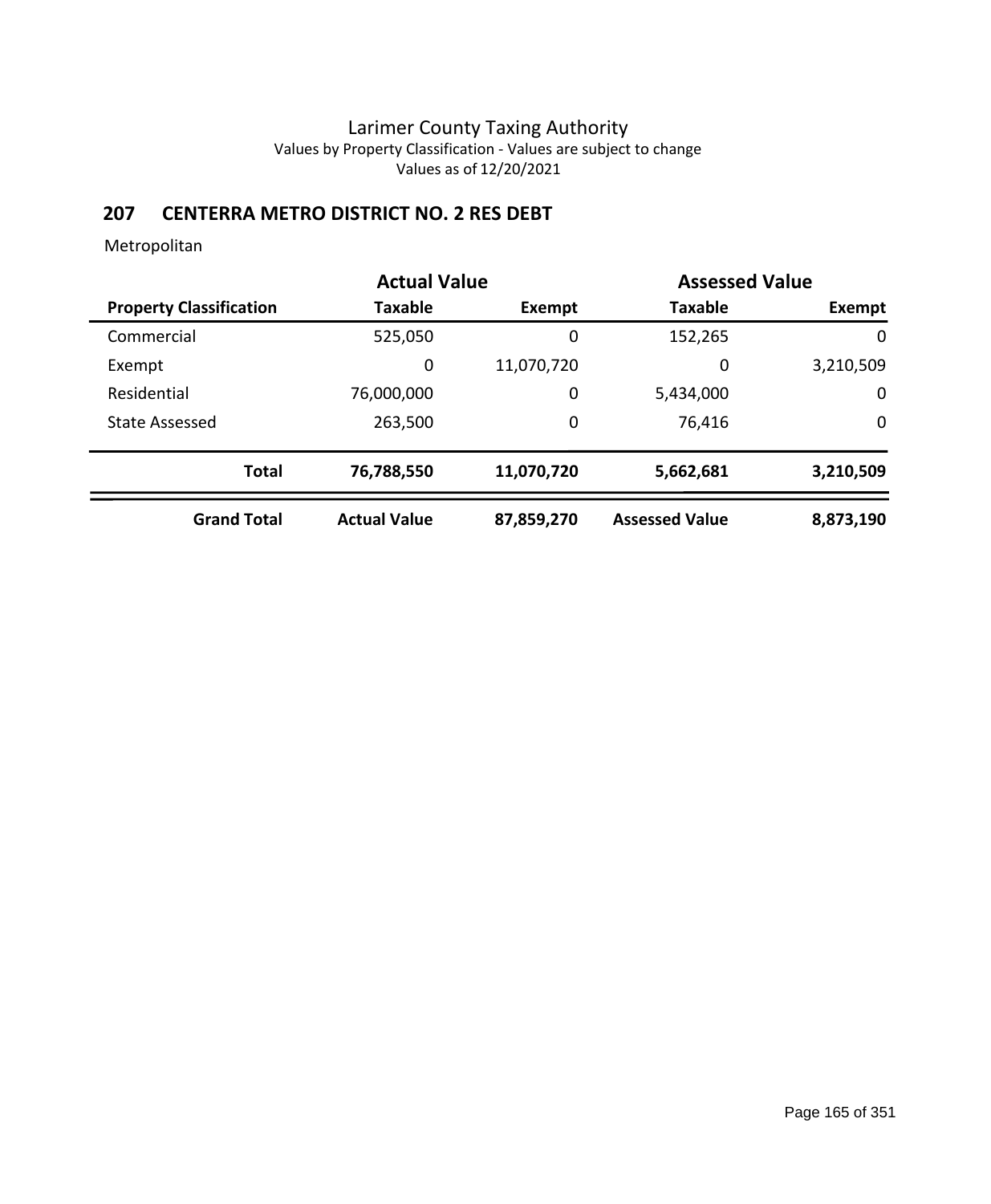Larimer County Taxing Authority
Values by Property Classification - Values are subject to change
Values as of 12/20/2021

## 207 CENTERRA METRO DISTRICT NO. 2 RES DEBT

Metropolitan

| | Actual Value | | Assessed Value | |
|---|---|---|---|---|
| **Property Classification** | **Taxable** | **Exempt** | **Taxable** | **Exempt** |
| Commercial | 525,050 | 0 | 152,265 | 0 |
| Exempt | 0 | 11,070,720 | 0 | 3,210,509 |
| Residential | 76,000,000 | 0 | 5,434,000 | 0 |
| State Assessed | 263,500 | 0 | 76,416 | 0 |
| **Total** | **76,788,550** | **11,070,720** | **5,662,681** | **3,210,509** |
| **Grand Total** | **Actual Value** | **87,859,270** | **Assessed Value** | **8,873,190** |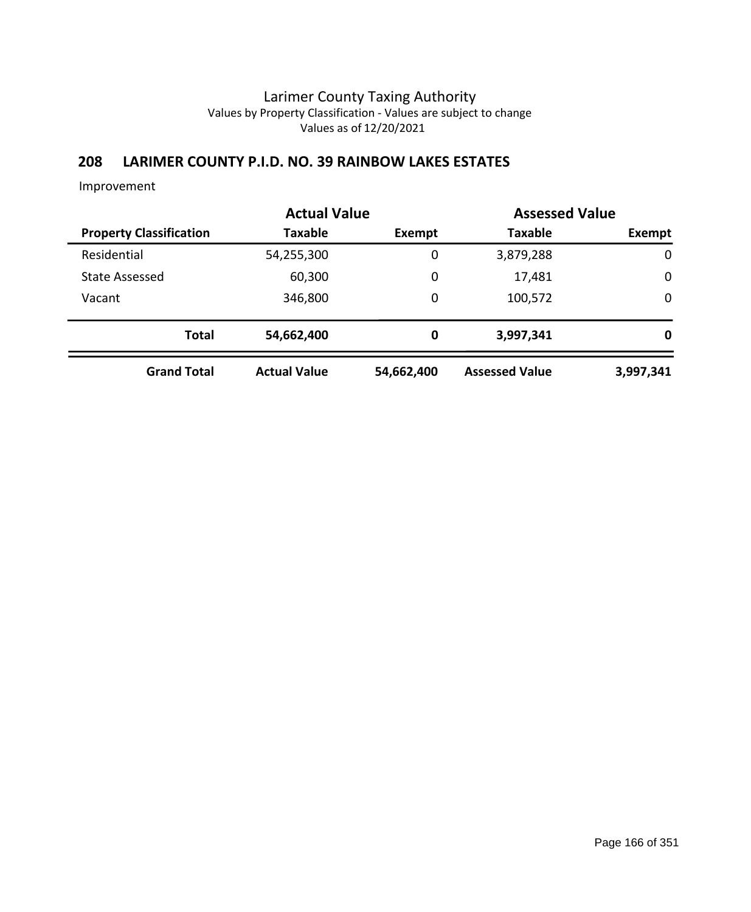# Larimer County Taxing Authority

Values by Property Classification - Values are subject to change

Values as of 12/20/2021

## 208 LARIMER COUNTY P.I.D. NO. 39 RAINBOW LAKES ESTATES

Improvement

| | Actual Value | | Assessed Value | |
|---|---|---|---|---|
| **Property Classification** | **Taxable** | **Exempt** | **Taxable** | **Exempt** |
| Residential | 54,255,300 | 0 | 3,879,288 | 0 |
| State Assessed | 60,300 | 0 | 17,481 | 0 |
| Vacant | 346,800 | 0 | 100,572 | 0 |
| **Total** | **54,662,400** | **0** | **3,997,341** | **0** |
| **Grand Total** | **Actual Value** | **54,662,400** | **Assessed Value** | **3,997,341** |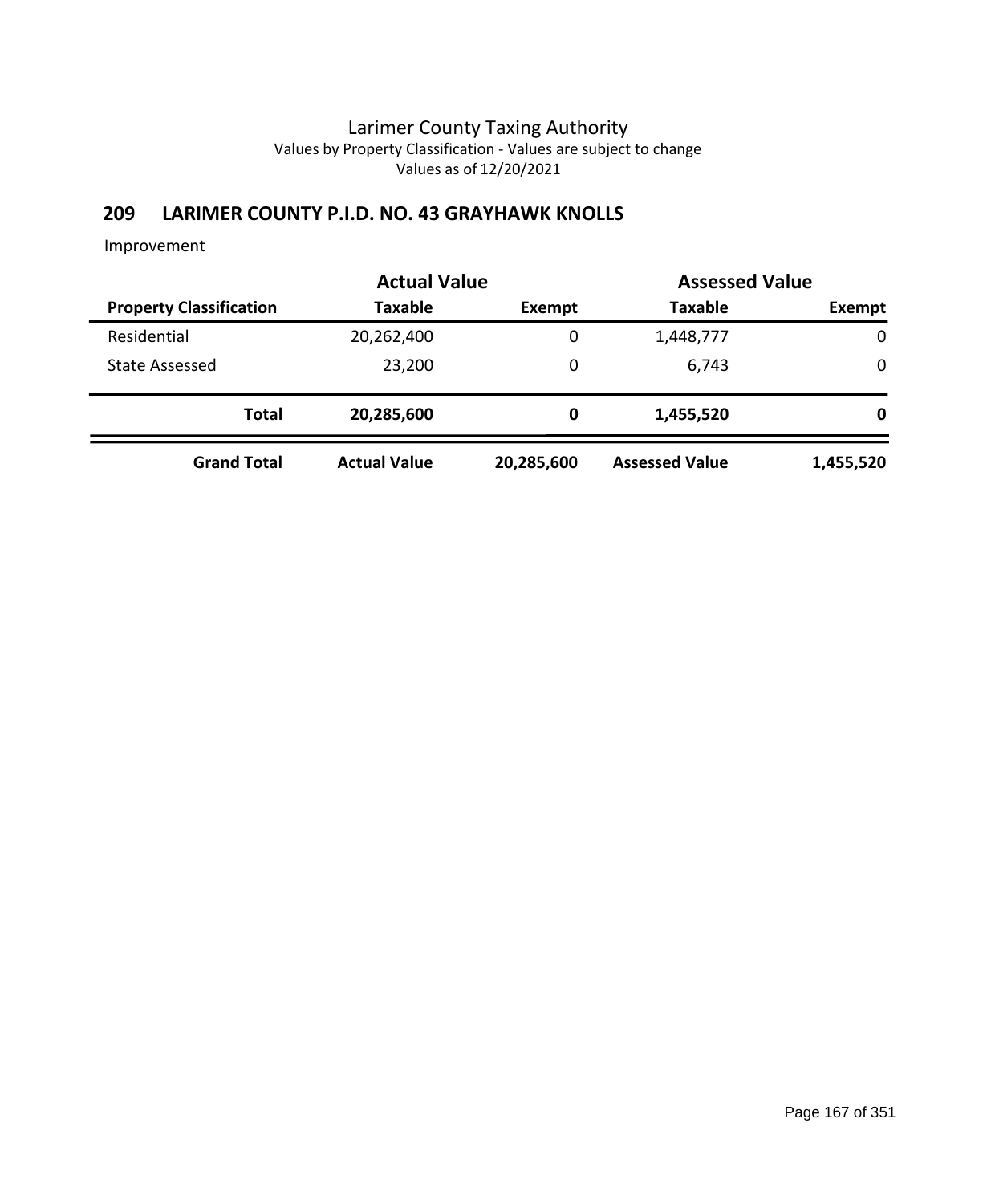# Larimer County Taxing Authority

Values by Property Classification - Values are subject to change

Values as of 12/20/2021

## 209 LARIMER COUNTY P.I.D. NO. 43 GRAYHAWK KNOLLS

Improvement

| | Actual Value | | Assessed Value | |
|---|---|---|---|---|
| **Property Classification** | **Taxable** | **Exempt** | **Taxable** | **Exempt** |
| Residential | 20,262,400 | 0 | 1,448,777 | 0 |
| State Assessed | 23,200 | 0 | 6,743 | 0 |
| **Total** | **20,285,600** | **0** | **1,455,520** | **0** |
| **Grand Total** | **Actual Value** | **20,285,600** | **Assessed Value** | **1,455,520** |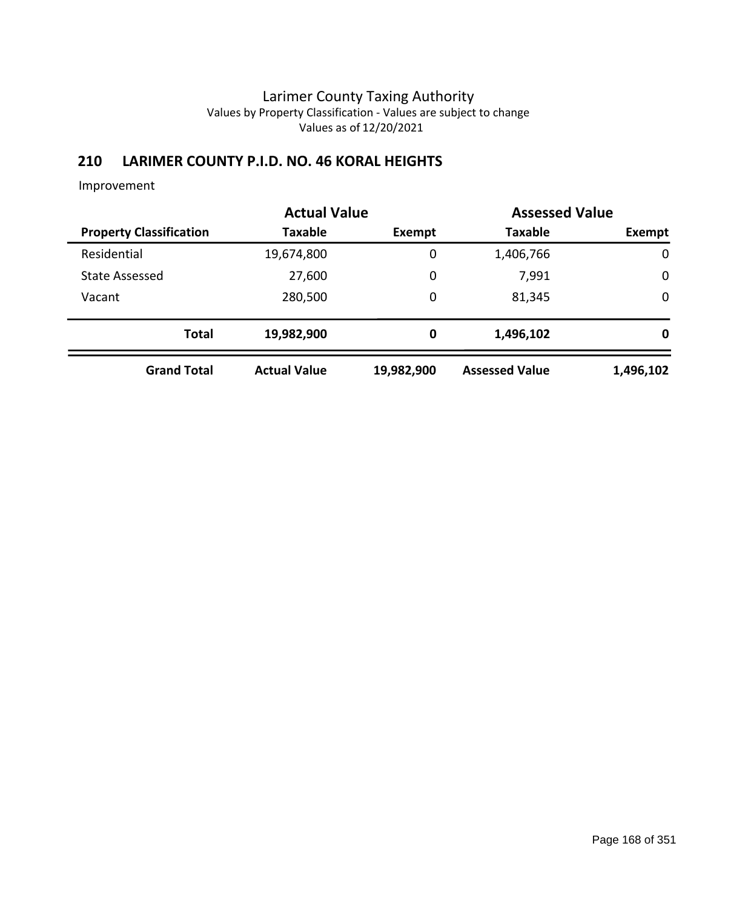# Larimer County Taxing Authority

Values by Property Classification - Values are subject to change

Values as of 12/20/2021

## 210 LARIMER COUNTY P.I.D. NO. 46 KORAL HEIGHTS

Improvement

| | Actual Value | | Assessed Value | |
|---|---|---|---|---|
| **Property Classification** | **Taxable** | **Exempt** | **Taxable** | **Exempt** |
| Residential | 19,674,800 | 0 | 1,406,766 | 0 |
| State Assessed | 27,600 | 0 | 7,991 | 0 |
| Vacant | 280,500 | 0 | 81,345 | 0 |
| **Total** | **19,982,900** | **0** | **1,496,102** | **0** |
| **Grand Total** | **Actual Value** | **19,982,900** | **Assessed Value** | **1,496,102** |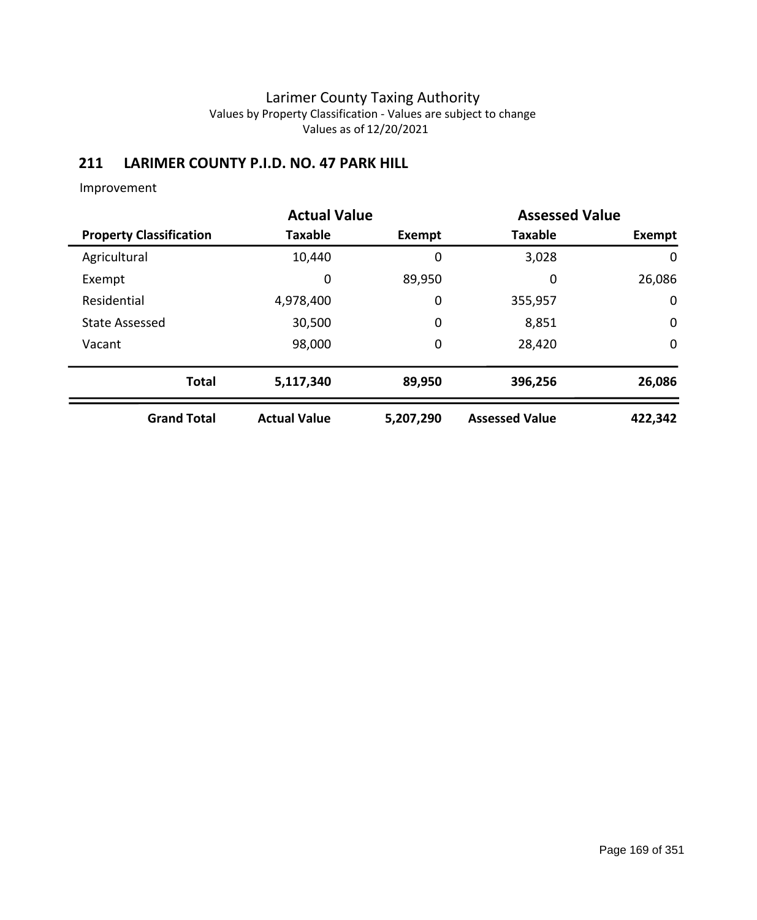# Larimer County Taxing Authority

Values by Property Classification - Values are subject to change

Values as of 12/20/2021

## 211 LARIMER COUNTY P.I.D. NO. 47 PARK HILL

Improvement

| | Actual Value | | Assessed Value | |
|---|---|---|---|---|
| **Property Classification** | **Taxable** | **Exempt** | **Taxable** | **Exempt** |
| Agricultural | 10,440 | 0 | 3,028 | 0 |
| Exempt | 0 | 89,950 | 0 | 26,086 |
| Residential | 4,978,400 | 0 | 355,957 | 0 |
| State Assessed | 30,500 | 0 | 8,851 | 0 |
| Vacant | 98,000 | 0 | 28,420 | 0 |
| **Total** | **5,117,340** | **89,950** | **396,256** | **26,086** |
| **Grand Total** | **Actual Value** | **5,207,290** | **Assessed Value** | **422,342** |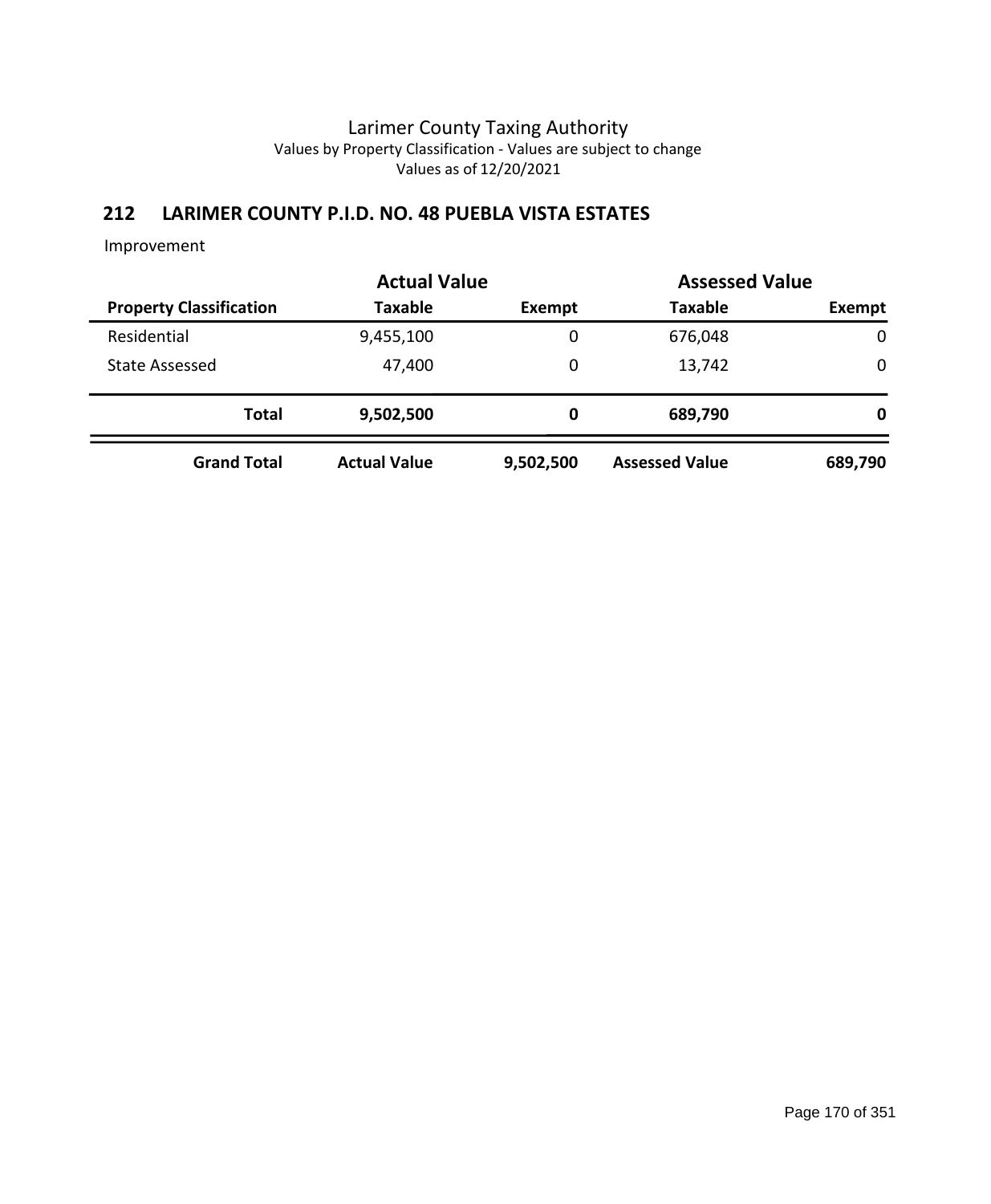# Larimer County Taxing Authority

Values by Property Classification - Values are subject to change

Values as of 12/20/2021

## 212 LARIMER COUNTY P.I.D. NO. 48 PUEBLA VISTA ESTATES

Improvement

| | Actual Value | | Assessed Value | |
|---|---|---|---|---|
| **Property Classification** | **Taxable** | **Exempt** | **Taxable** | **Exempt** |
| Residential | 9,455,100 | 0 | 676,048 | 0 |
| State Assessed | 47,400 | 0 | 13,742 | 0 |
| **Total** | **9,502,500** | **0** | **689,790** | **0** |
| **Grand Total** | **Actual Value** | **9,502,500** | **Assessed Value** | **689,790** |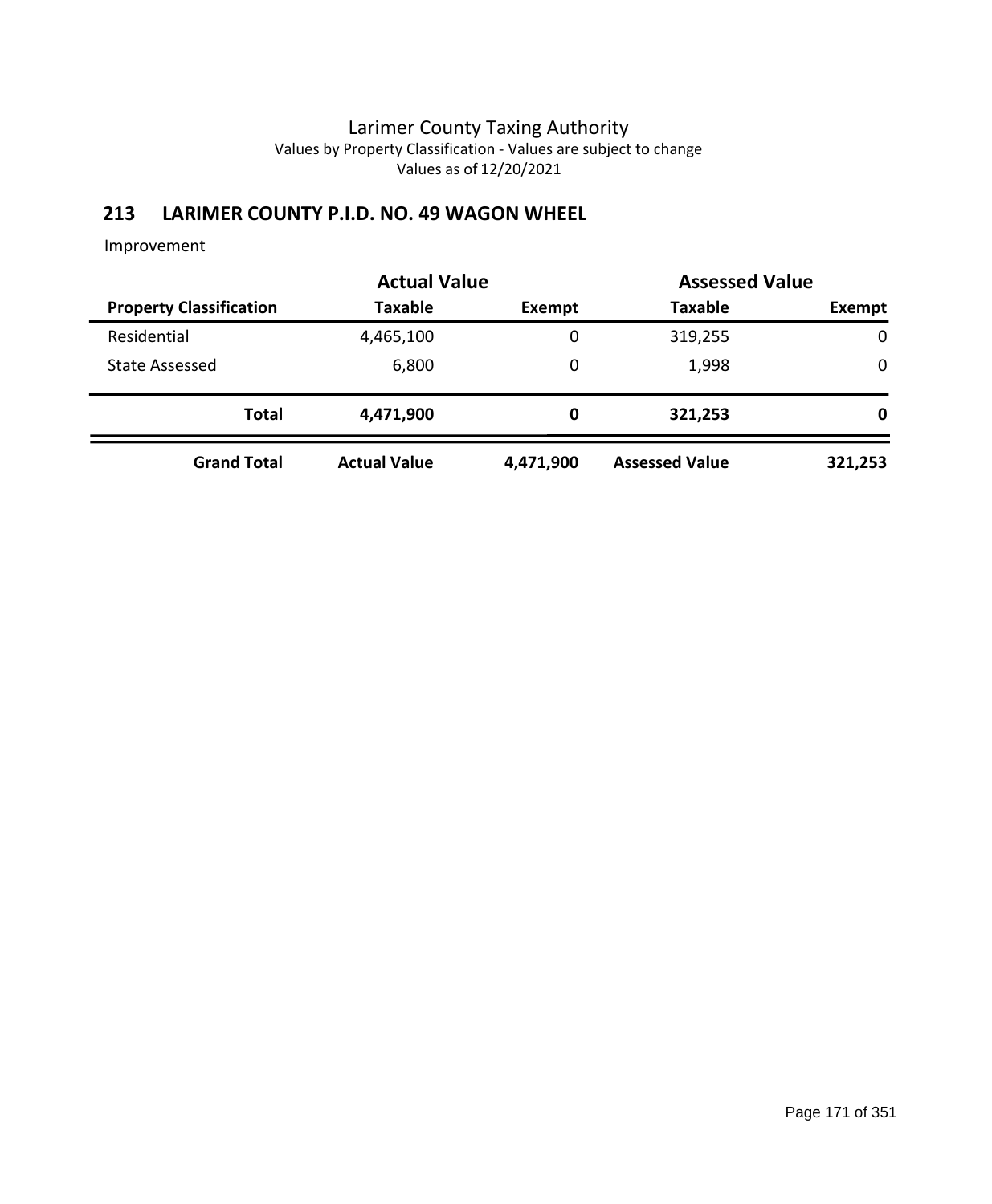# Larimer County Taxing Authority

Values by Property Classification - Values are subject to change

Values as of 12/20/2021

## 213 LARIMER COUNTY P.I.D. NO. 49 WAGON WHEEL

Improvement

| | Actual Value | | Assessed Value | |
|---|---|---|---|---|
| **Property Classification** | **Taxable** | **Exempt** | **Taxable** | **Exempt** |
| Residential | 4,465,100 | 0 | 319,255 | 0 |
| State Assessed | 6,800 | 0 | 1,998 | 0 |
| **Total** | **4,471,900** | **0** | **321,253** | **0** |
| **Grand Total** | **Actual Value** | **4,471,900** | **Assessed Value** | **321,253** |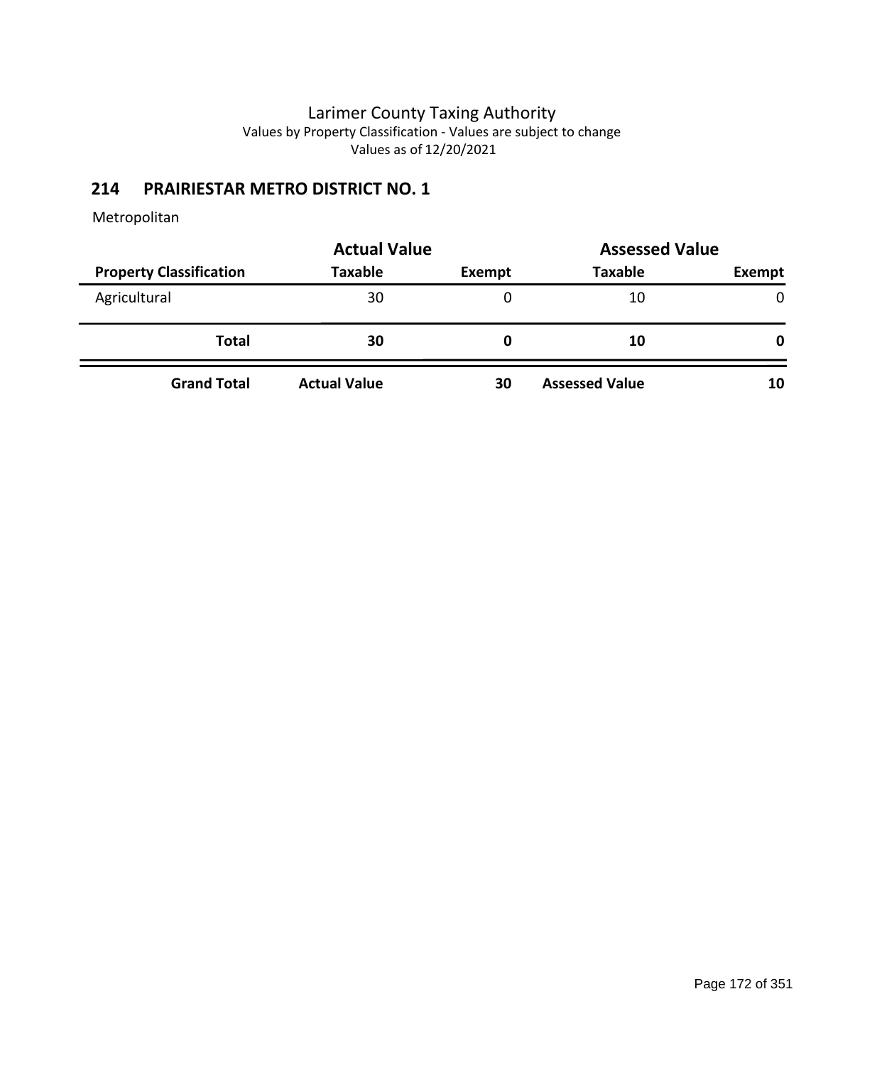Larimer County Taxing Authority
Values by Property Classification - Values are subject to change
Values as of 12/20/2021

## 214 PRAIRIESTAR METRO DISTRICT NO. 1

Metropolitan

| | Actual Value | | Assessed Value | |
|---|---|---|---|---|
| **Property Classification** | **Taxable** | **Exempt** | **Taxable** | **Exempt** |
| Agricultural | 30 | 0 | 10 | 0 |
| **Total** | **30** | **0** | **10** | **0** |
| **Grand Total** | **Actual Value** | **30** | **Assessed Value** | **10** |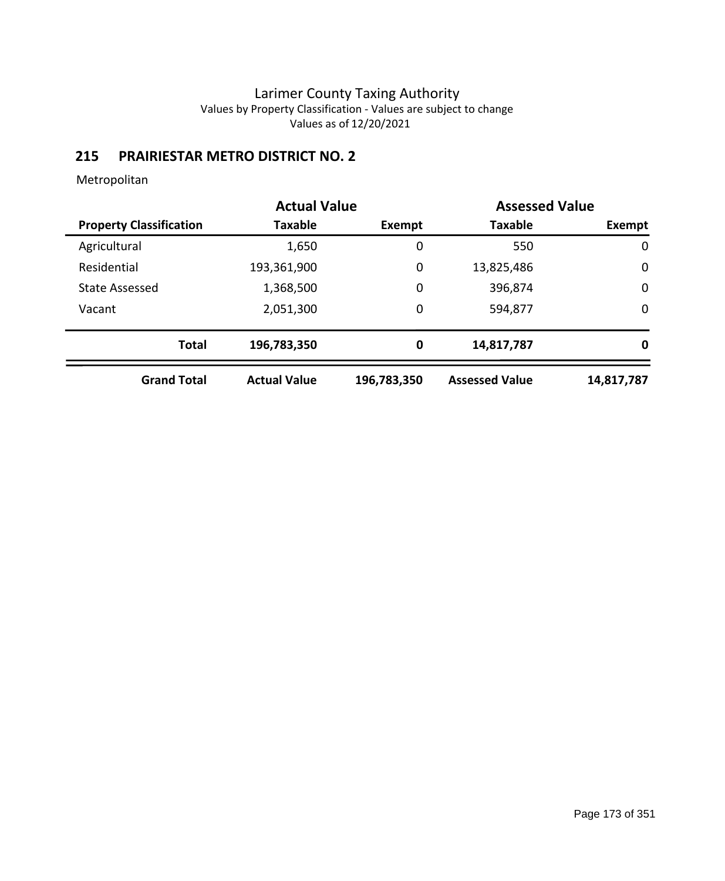# Larimer County Taxing Authority

Values by Property Classification - Values are subject to change

Values as of 12/20/2021

## 215 PRAIRIESTAR METRO DISTRICT NO. 2

Metropolitan

| | Actual Value | | Assessed Value | |
|---|---|---|---|---|
| **Property Classification** | **Taxable** | **Exempt** | **Taxable** | **Exempt** |
| Agricultural | 1,650 | 0 | 550 | 0 |
| Residential | 193,361,900 | 0 | 13,825,486 | 0 |
| State Assessed | 1,368,500 | 0 | 396,874 | 0 |
| Vacant | 2,051,300 | 0 | 594,877 | 0 |
| **Total** | **196,783,350** | **0** | **14,817,787** | **0** |
| **Grand Total** | **Actual Value** | **196,783,350** | **Assessed Value** | **14,817,787** |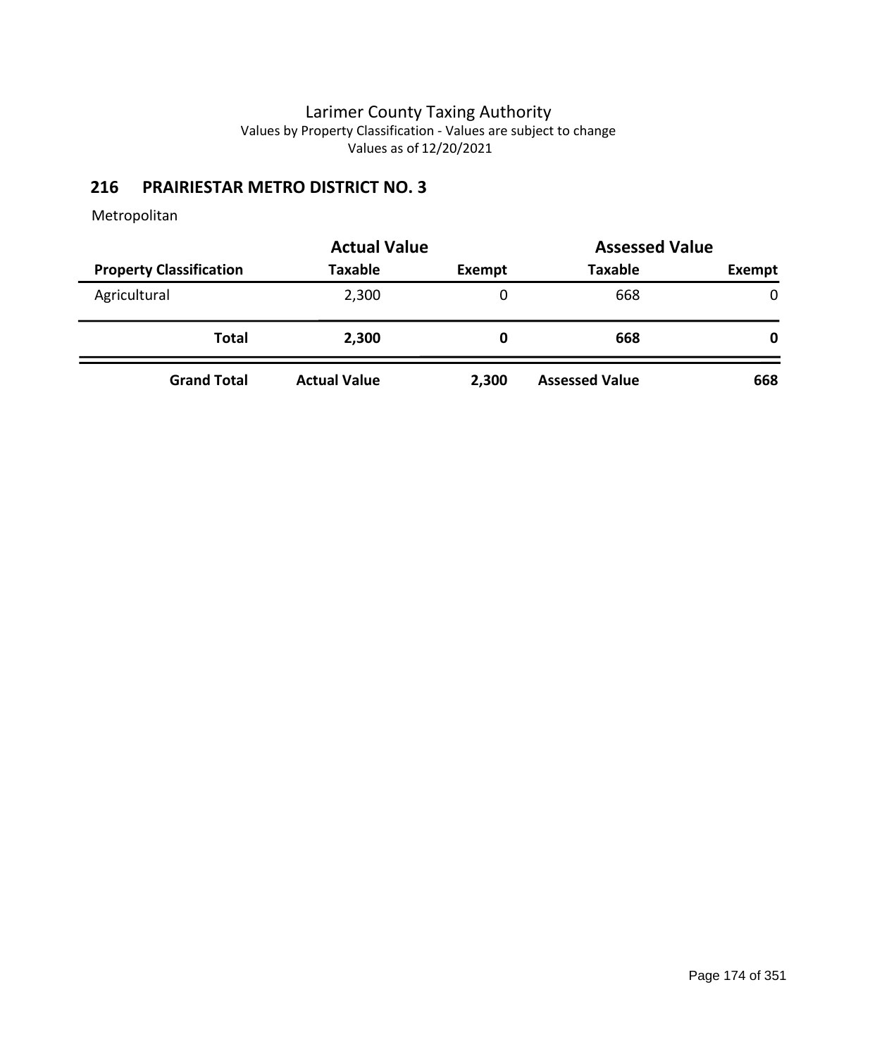# Larimer County Taxing Authority

Values by Property Classification - Values are subject to change

Values as of 12/20/2021

## 216 PRAIRIESTAR METRO DISTRICT NO. 3

Metropolitan

| | Actual Value | | Assessed Value | |
|---|---|---|---|---|
| **Property Classification** | **Taxable** | **Exempt** | **Taxable** | **Exempt** |
| Agricultural | 2,300 | 0 | 668 | 0 |
| **Total** | **2,300** | **0** | **668** | **0** |
| **Grand Total** | **Actual Value** | **2,300** | **Assessed Value** | **668** |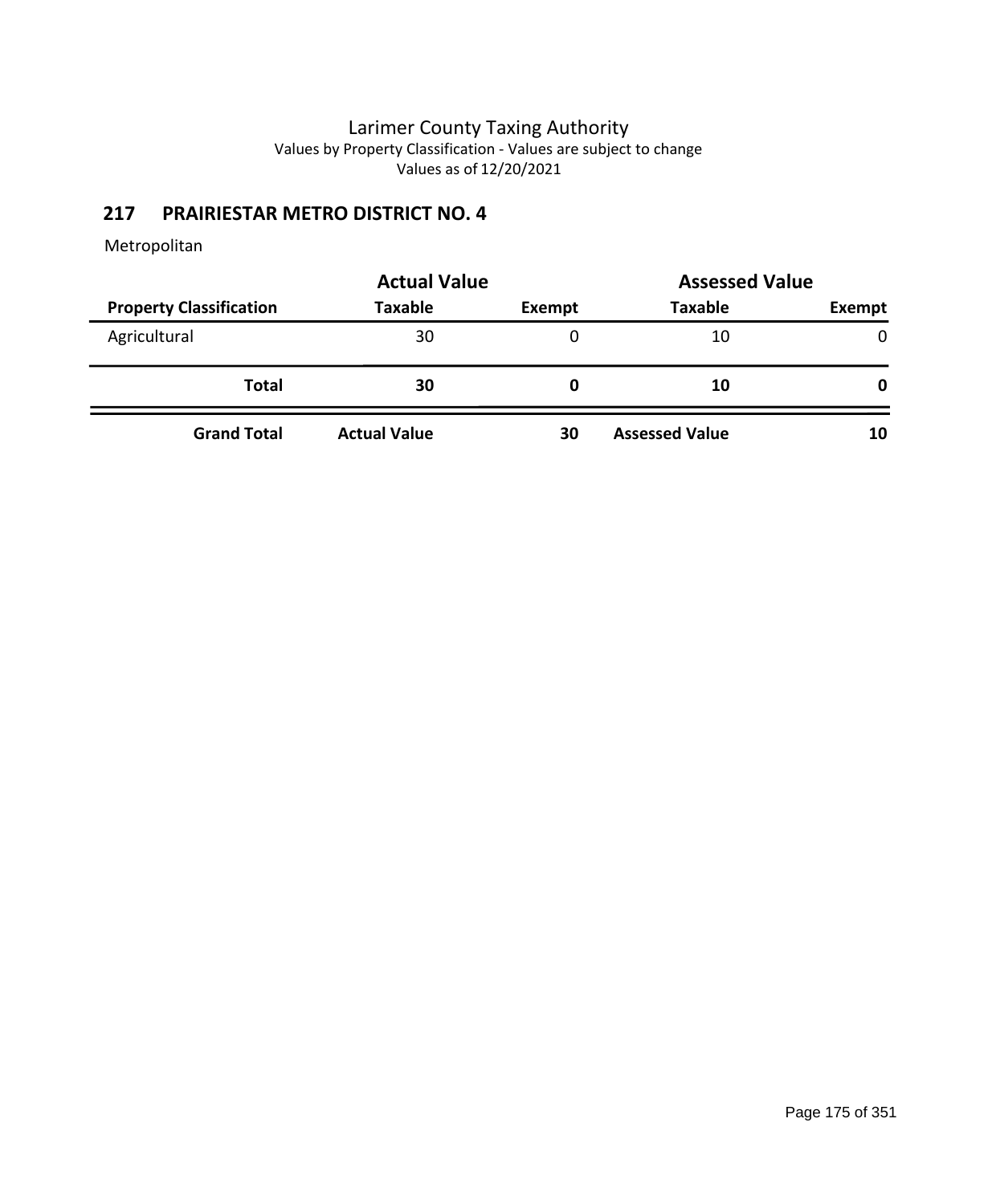# Larimer County Taxing Authority

Values by Property Classification - Values are subject to change

Values as of 12/20/2021

## 217 PRAIRIESTAR METRO DISTRICT NO. 4

Metropolitan

| | Actual Value | | Assessed Value | |
|---|---|---|---|---|
| **Property Classification** | **Taxable** | **Exempt** | **Taxable** | **Exempt** |
| Agricultural | 30 | 0 | 10 | 0 |
| **Total** | **30** | **0** | **10** | **0** |
| **Grand Total** | **Actual Value** | **30** | **Assessed Value** | **10** |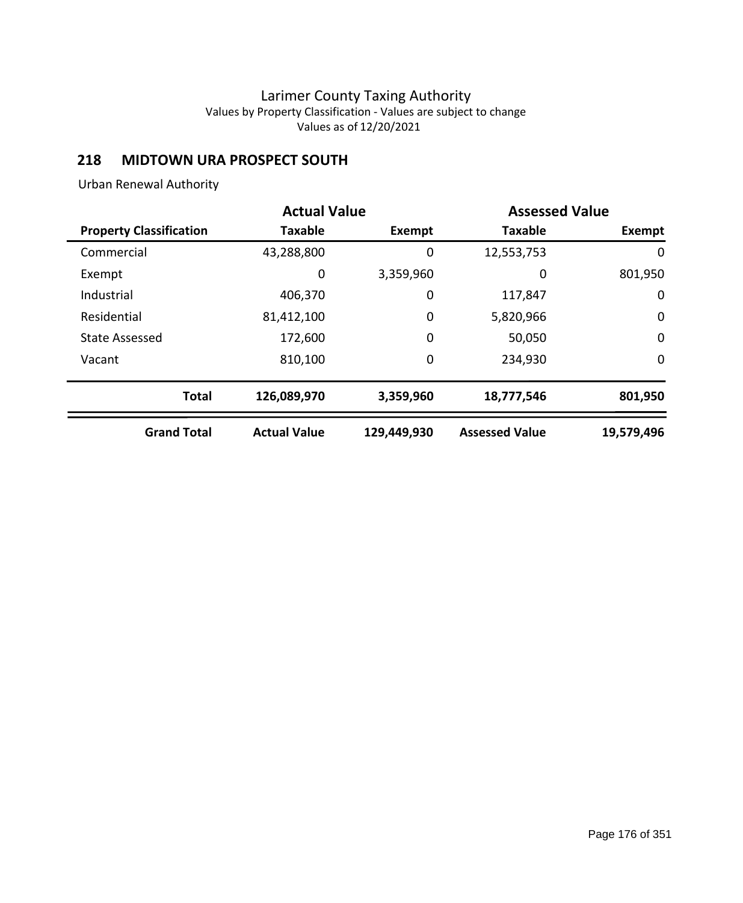# Larimer County Taxing Authority

Values by Property Classification - Values are subject to change

Values as of 12/20/2021

## 218 MIDTOWN URA PROSPECT SOUTH

Urban Renewal Authority

| | Actual Value | | Assessed Value | |
|---|---|---|---|---|
| **Property Classification** | **Taxable** | **Exempt** | **Taxable** | **Exempt** |
| Commercial | 43,288,800 | 0 | 12,553,753 | 0 |
| Exempt | 0 | 3,359,960 | 0 | 801,950 |
| Industrial | 406,370 | 0 | 117,847 | 0 |
| Residential | 81,412,100 | 0 | 5,820,966 | 0 |
| State Assessed | 172,600 | 0 | 50,050 | 0 |
| Vacant | 810,100 | 0 | 234,930 | 0 |
| **Total** | **126,089,970** | **3,359,960** | **18,777,546** | **801,950** |
| **Grand Total** | **Actual Value** | **129,449,930** | **Assessed Value** | **19,579,496** |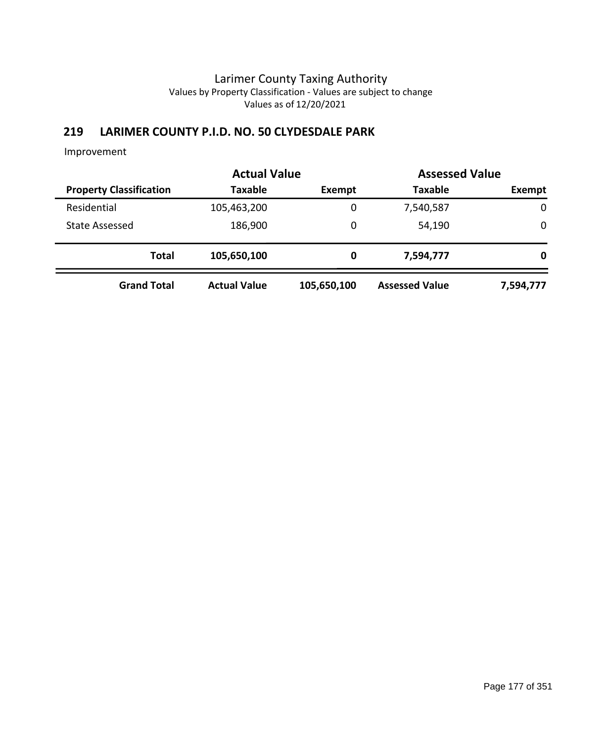# Larimer County Taxing Authority

Values by Property Classification - Values are subject to change

Values as of 12/20/2021

## 219 LARIMER COUNTY P.I.D. NO. 50 CLYDESDALE PARK

Improvement

| | Actual Value | | Assessed Value | |
|---|---|---|---|---|
| **Property Classification** | **Taxable** | **Exempt** | **Taxable** | **Exempt** |
| Residential | 105,463,200 | 0 | 7,540,587 | 0 |
| State Assessed | 186,900 | 0 | 54,190 | 0 |
| **Total** | **105,650,100** | **0** | **7,594,777** | **0** |
| **Grand Total** | **Actual Value** | **105,650,100** | **Assessed Value** | **7,594,777** |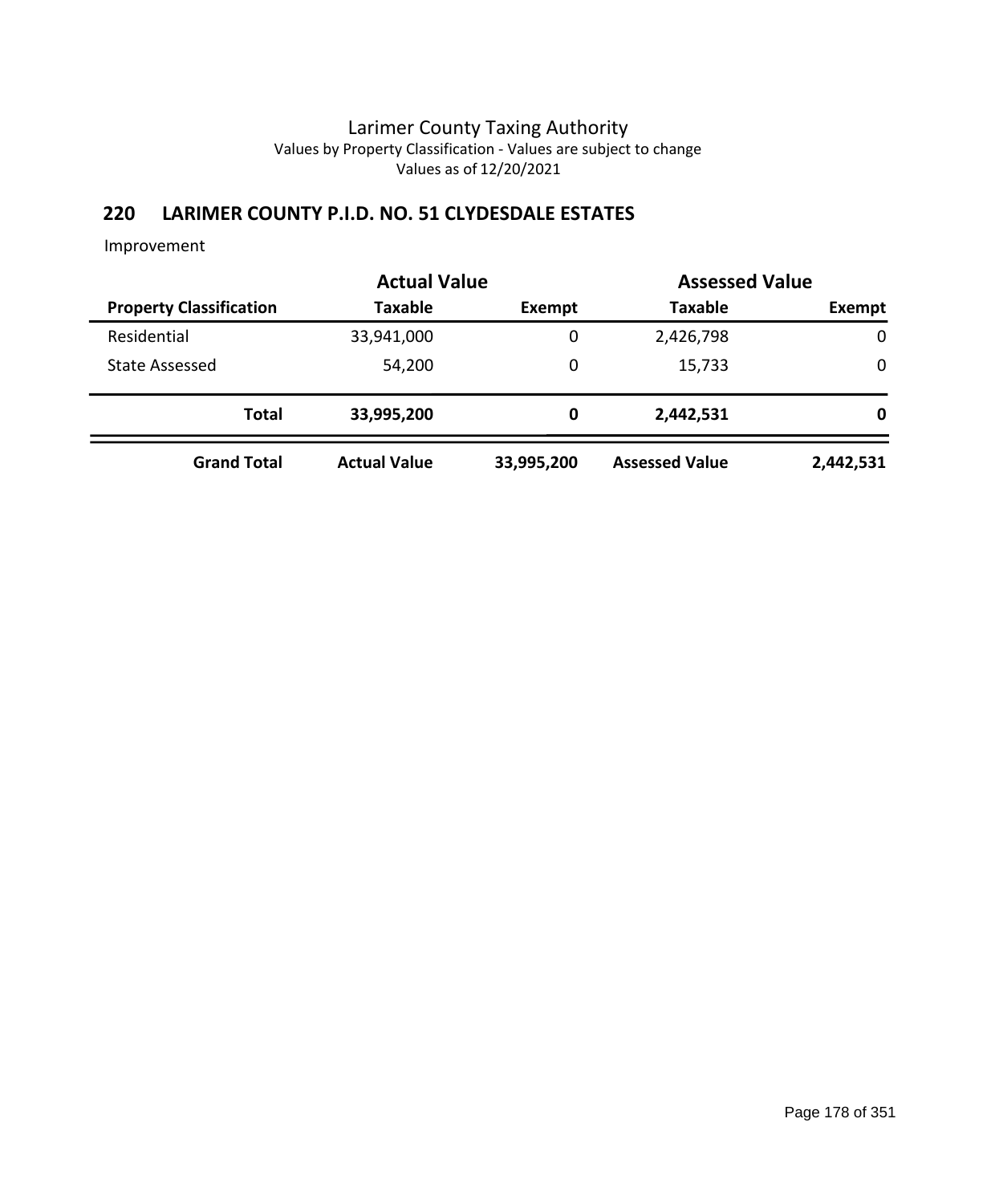# Larimer County Taxing Authority

Values by Property Classification - Values are subject to change

Values as of 12/20/2021

## 220 LARIMER COUNTY P.I.D. NO. 51 CLYDESDALE ESTATES

Improvement

| | Actual Value | | Assessed Value | |
|---|---|---|---|---|
| **Property Classification** | **Taxable** | **Exempt** | **Taxable** | **Exempt** |
| Residential | 33,941,000 | 0 | 2,426,798 | 0 |
| State Assessed | 54,200 | 0 | 15,733 | 0 |
| **Total** | **33,995,200** | **0** | **2,442,531** | **0** |
| **Grand Total** | **Actual Value** | **33,995,200** | **Assessed Value** | **2,442,531** |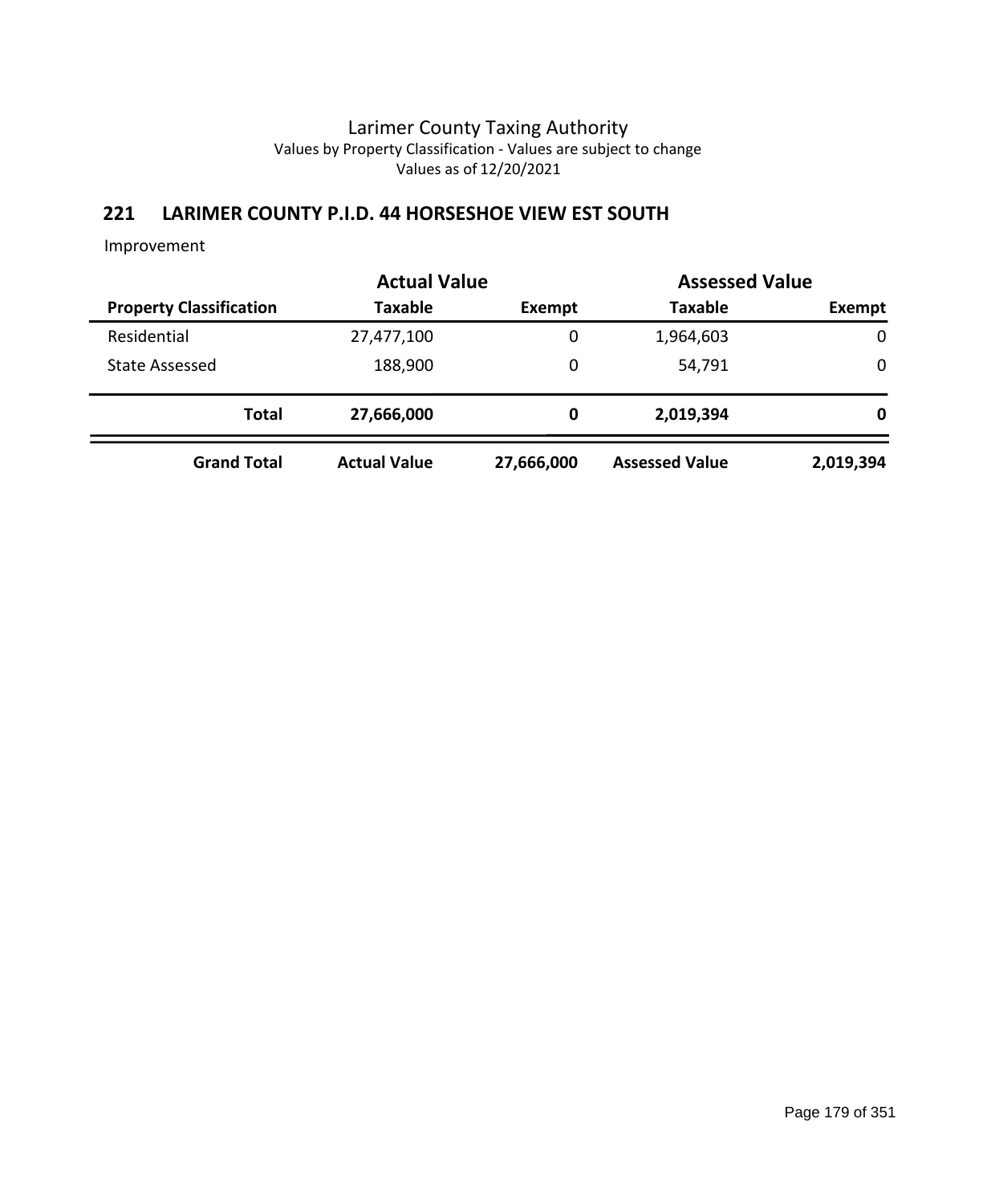# Larimer County Taxing Authority

Values by Property Classification - Values are subject to change

Values as of 12/20/2021

## 221 LARIMER COUNTY P.I.D. 44 HORSESHOE VIEW EST SOUTH

Improvement

| | Actual Value | | Assessed Value | |
|---|---|---|---|---|
| **Property Classification** | **Taxable** | **Exempt** | **Taxable** | **Exempt** |
| Residential | 27,477,100 | 0 | 1,964,603 | 0 |
| State Assessed | 188,900 | 0 | 54,791 | 0 |
| **Total** | **27,666,000** | **0** | **2,019,394** | **0** |
| **Grand Total** | **Actual Value** | **27,666,000** | **Assessed Value** | **2,019,394** |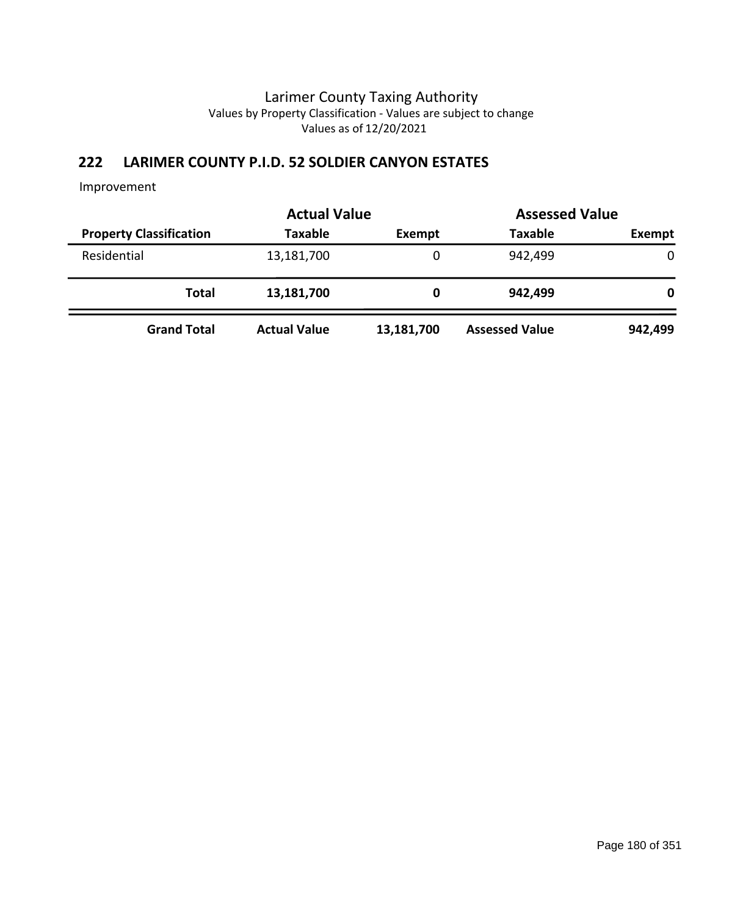# Larimer County Taxing Authority

Values by Property Classification - Values are subject to change

Values as of 12/20/2021

## 222 LARIMER COUNTY P.I.D. 52 SOLDIER CANYON ESTATES

Improvement

| | Actual Value | | Assessed Value | |
|---|---|---|---|---|
| **Property Classification** | **Taxable** | **Exempt** | **Taxable** | **Exempt** |
| Residential | 13,181,700 | 0 | 942,499 | 0 |
| **Total** | **13,181,700** | **0** | **942,499** | **0** |
| **Grand Total** | **Actual Value** | **13,181,700** | **Assessed Value** | **942,499** |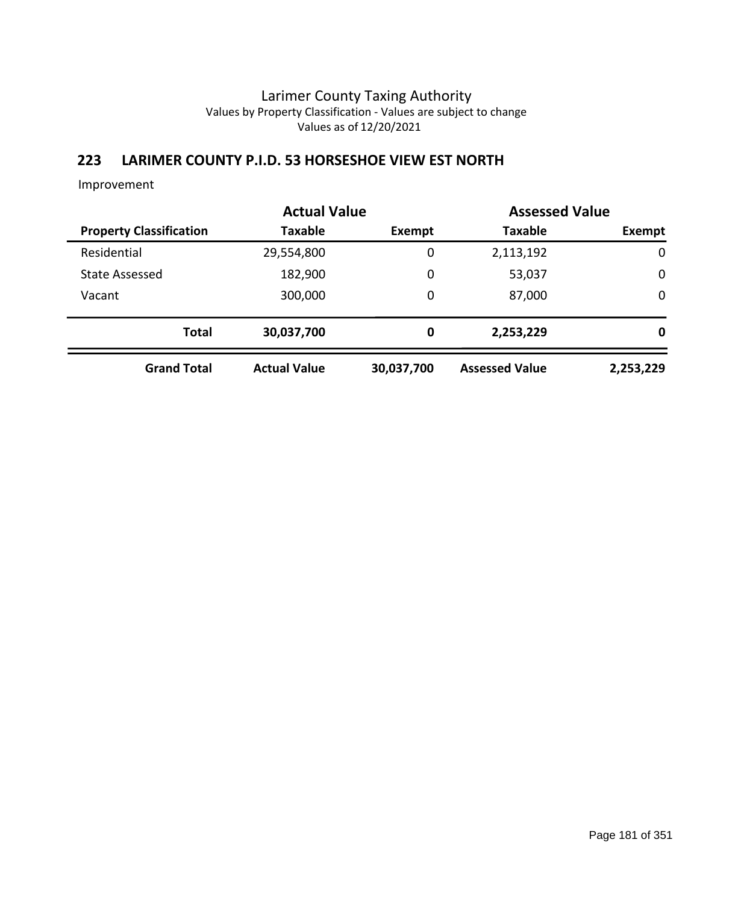Larimer County Taxing Authority
Values by Property Classification - Values are subject to change
Values as of 12/20/2021

## 223 LARIMER COUNTY P.I.D. 53 HORSESHOE VIEW EST NORTH

Improvement

| | Actual Value | | Assessed Value | |
|---|---|---|---|---|
| **Property Classification** | **Taxable** | **Exempt** | **Taxable** | **Exempt** |
| Residential | 29,554,800 | 0 | 2,113,192 | 0 |
| State Assessed | 182,900 | 0 | 53,037 | 0 |
| Vacant | 300,000 | 0 | 87,000 | 0 |
| **Total** | **30,037,700** | **0** | **2,253,229** | **0** |
| **Grand Total** | **Actual Value** | **30,037,700** | **Assessed Value** | **2,253,229** |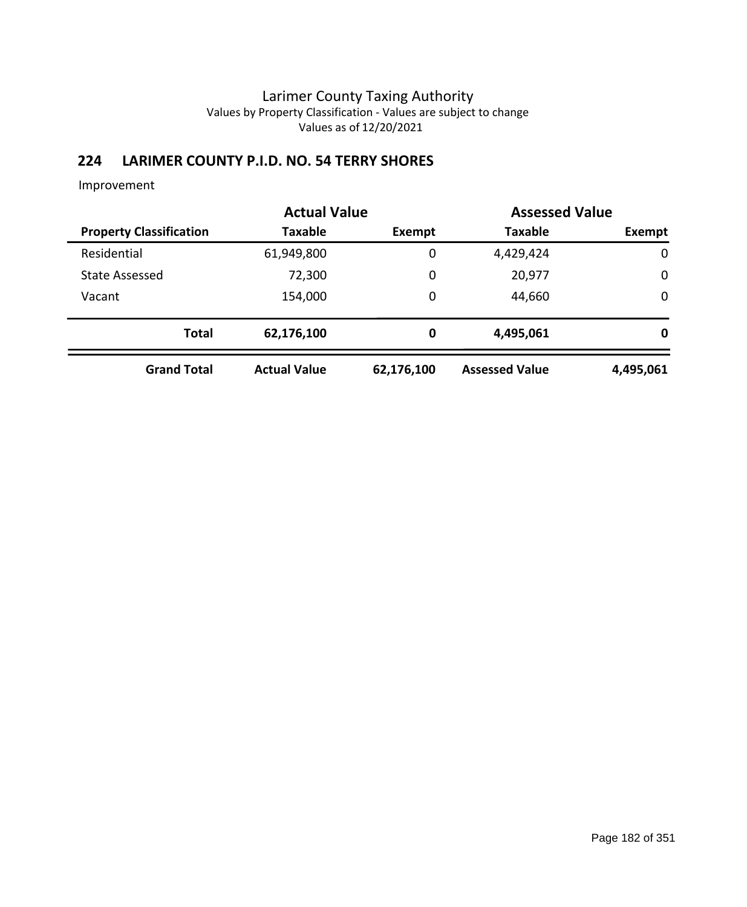Larimer County Taxing Authority

Values by Property Classification - Values are subject to change

Values as of 12/20/2021

## 224 LARIMER COUNTY P.I.D. NO. 54 TERRY SHORES

Improvement

| | Actual Value | | Assessed Value | |
|---|---|---|---|---|
| **Property Classification** | **Taxable** | **Exempt** | **Taxable** | **Exempt** |
| Residential | 61,949,800 | 0 | 4,429,424 | 0 |
| State Assessed | 72,300 | 0 | 20,977 | 0 |
| Vacant | 154,000 | 0 | 44,660 | 0 |
| **Total** | **62,176,100** | **0** | **4,495,061** | **0** |
| **Grand Total** | **Actual Value** | **62,176,100** | **Assessed Value** | **4,495,061** |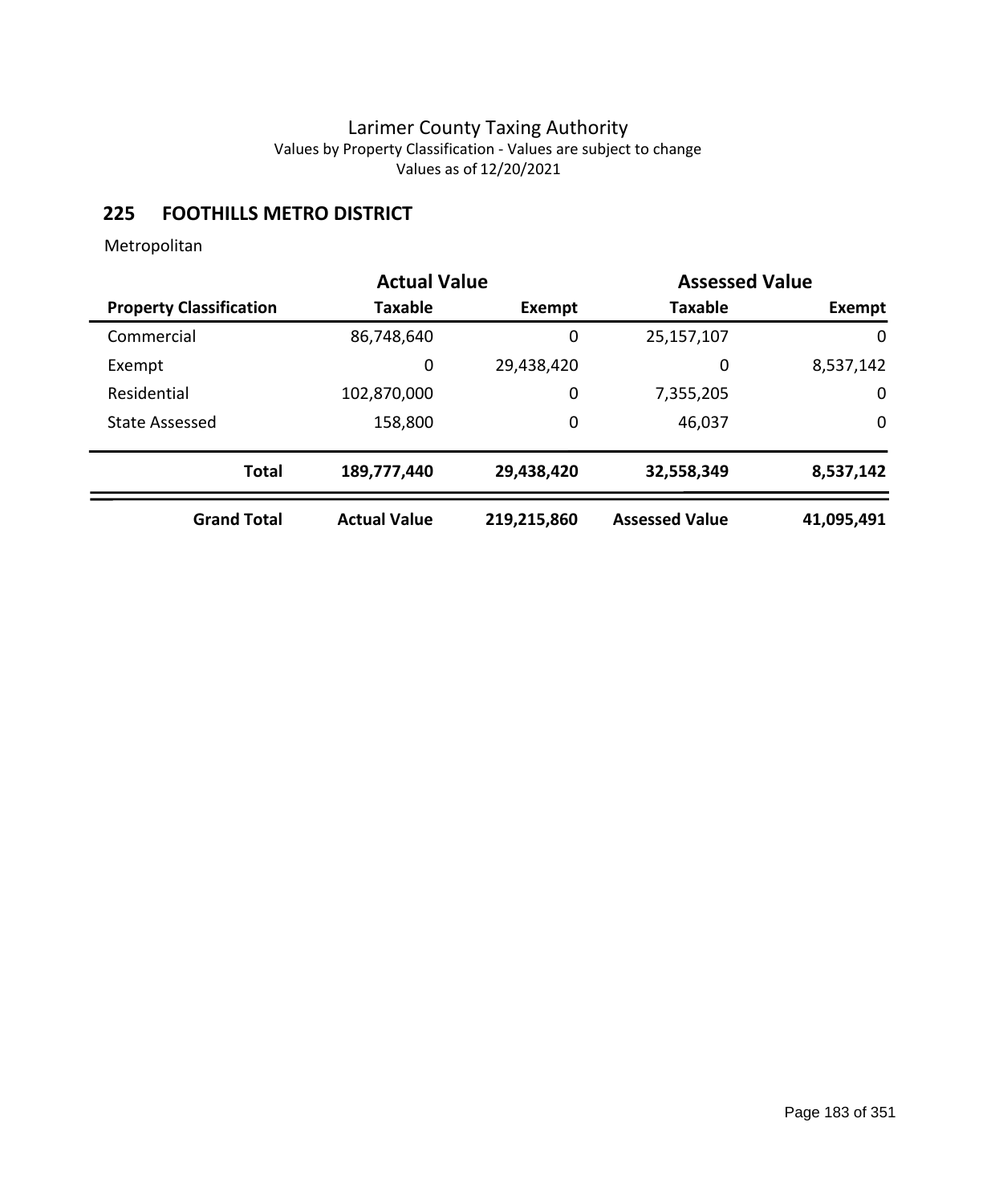Larimer County Taxing Authority
Values by Property Classification - Values are subject to change
Values as of 12/20/2021

## 225 FOOTHILLS METRO DISTRICT

Metropolitan

| | Actual Value | | Assessed Value | |
|---|---|---|---|---|
| **Property Classification** | **Taxable** | **Exempt** | **Taxable** | **Exempt** |
| Commercial | 86,748,640 | 0 | 25,157,107 | 0 |
| Exempt | 0 | 29,438,420 | 0 | 8,537,142 |
| Residential | 102,870,000 | 0 | 7,355,205 | 0 |
| State Assessed | 158,800 | 0 | 46,037 | 0 |
| **Total** | **189,777,440** | **29,438,420** | **32,558,349** | **8,537,142** |
| **Grand Total** | **Actual Value** | **219,215,860** | **Assessed Value** | **41,095,491** |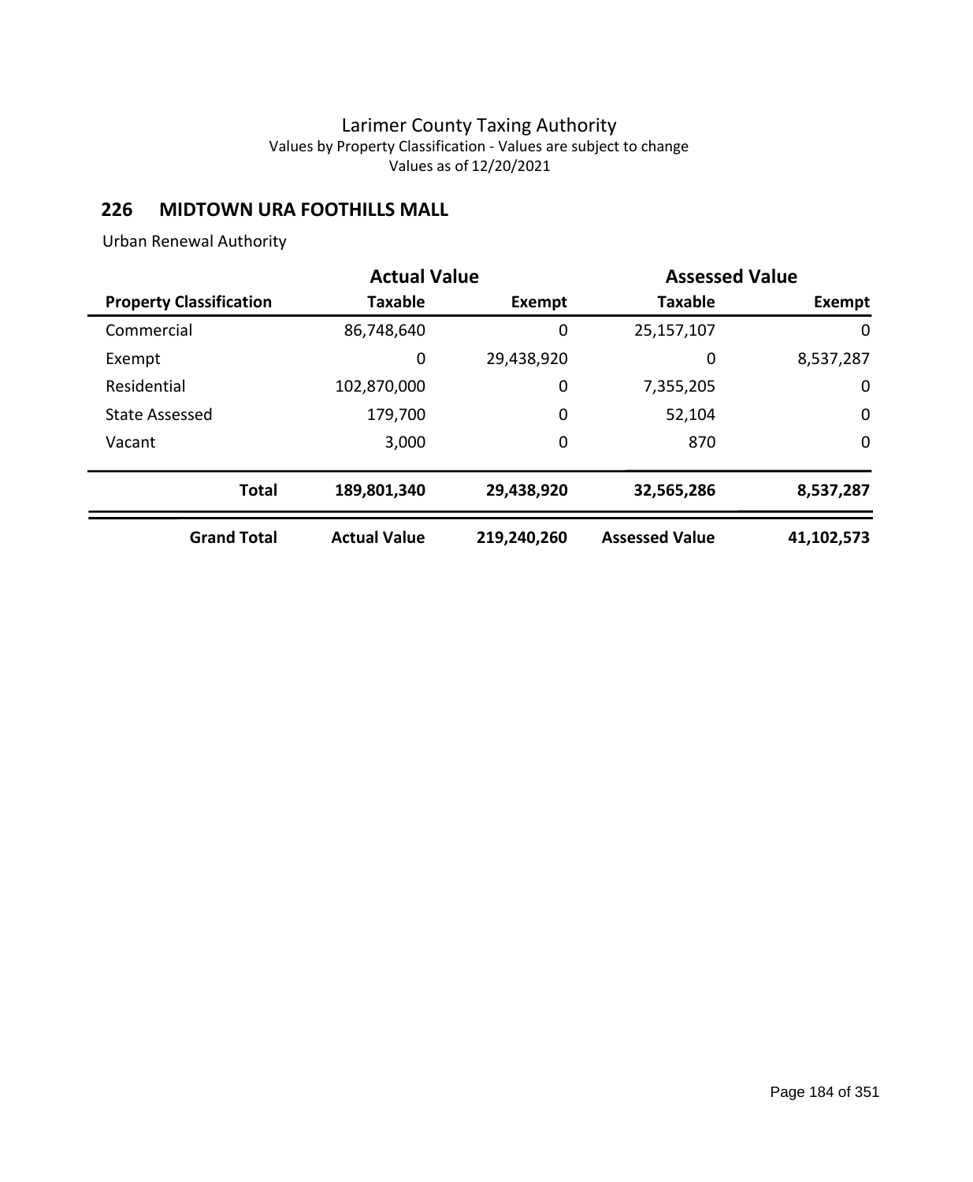# Larimer County Taxing Authority

Values by Property Classification - Values are subject to change

Values as of 12/20/2021

## 226 MIDTOWN URA FOOTHILLS MALL

Urban Renewal Authority

| | Actual Value | | Assessed Value | |
|---|---|---|---|---|
| **Property Classification** | **Taxable** | **Exempt** | **Taxable** | **Exempt** |
| Commercial | 86,748,640 | 0 | 25,157,107 | 0 |
| Exempt | 0 | 29,438,920 | 0 | 8,537,287 |
| Residential | 102,870,000 | 0 | 7,355,205 | 0 |
| State Assessed | 179,700 | 0 | 52,104 | 0 |
| Vacant | 3,000 | 0 | 870 | 0 |
| **Total** | **189,801,340** | **29,438,920** | **32,565,286** | **8,537,287** |
| **Grand Total** | **Actual Value** | **219,240,260** | **Assessed Value** | **41,102,573** |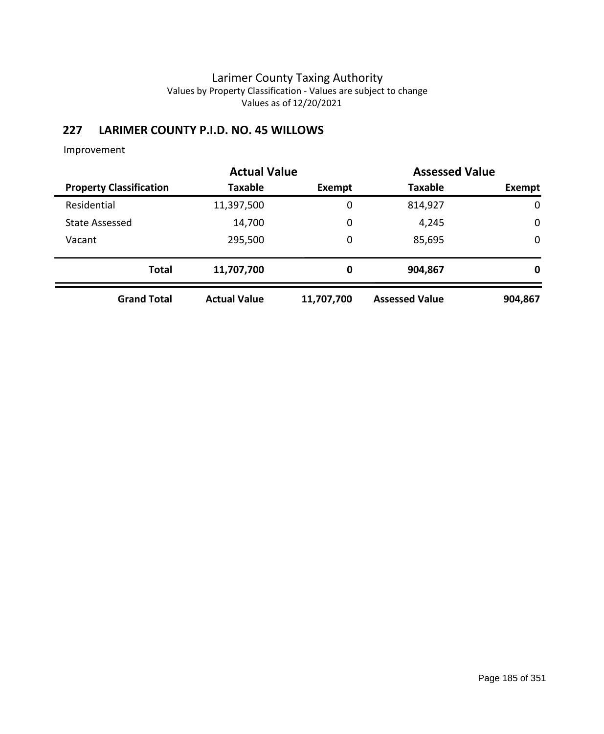# Larimer County Taxing Authority

Values by Property Classification - Values are subject to change

Values as of 12/20/2021

## 227 LARIMER COUNTY P.I.D. NO. 45 WILLOWS

Improvement

| | Actual Value | | Assessed Value | |
|---|---|---|---|---|
| **Property Classification** | **Taxable** | **Exempt** | **Taxable** | **Exempt** |
| Residential | 11,397,500 | 0 | 814,927 | 0 |
| State Assessed | 14,700 | 0 | 4,245 | 0 |
| Vacant | 295,500 | 0 | 85,695 | 0 |
| **Total** | **11,707,700** | **0** | **904,867** | **0** |
| **Grand Total** | **Actual Value** | **11,707,700** | **Assessed Value** | **904,867** |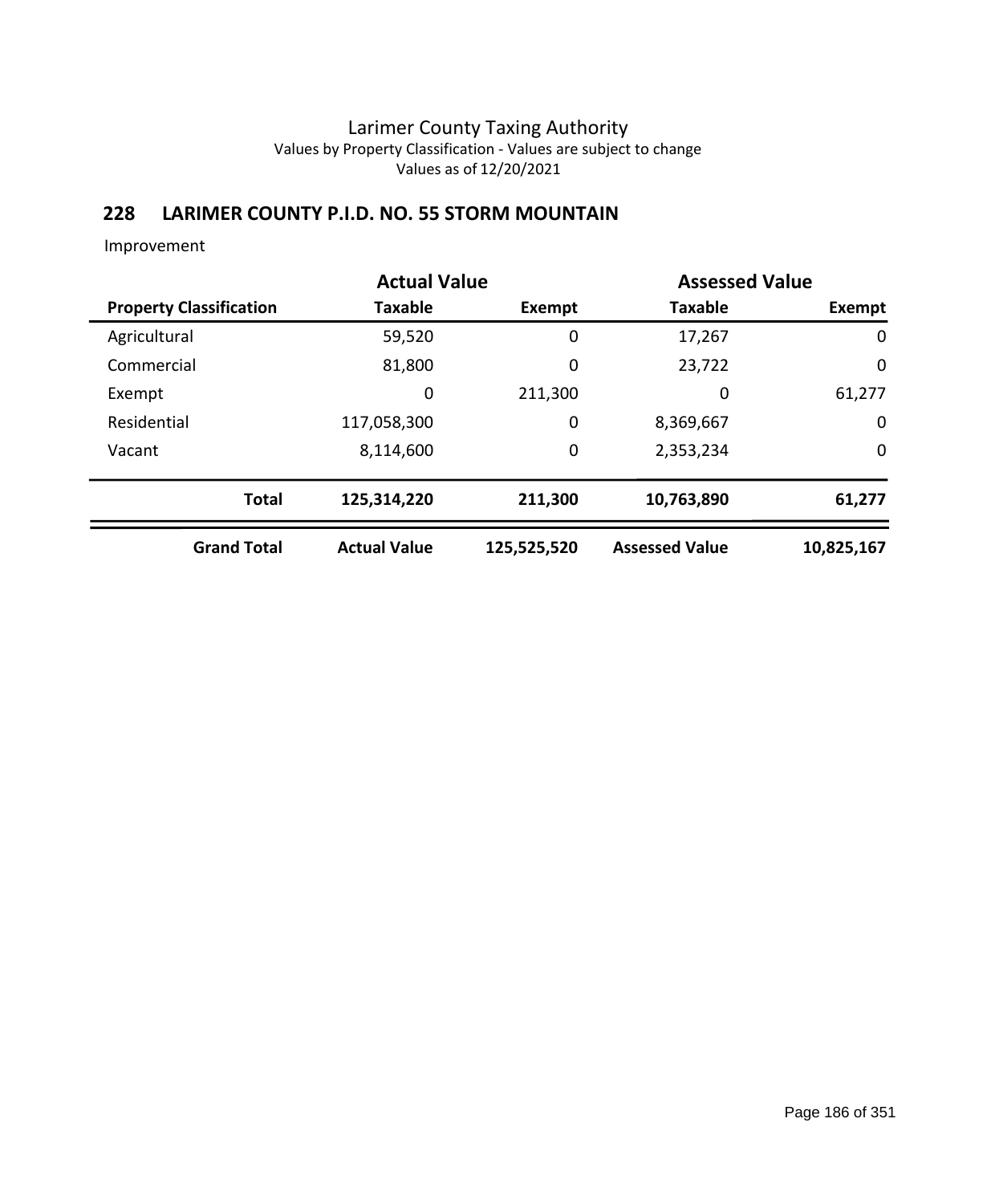# Larimer County Taxing Authority

Values by Property Classification - Values are subject to change

Values as of 12/20/2021

## 228 LARIMER COUNTY P.I.D. NO. 55 STORM MOUNTAIN

Improvement

| | Actual Value | | Assessed Value | |
|---|---|---|---|---|
| **Property Classification** | **Taxable** | **Exempt** | **Taxable** | **Exempt** |
| Agricultural | 59,520 | 0 | 17,267 | 0 |
| Commercial | 81,800 | 0 | 23,722 | 0 |
| Exempt | 0 | 211,300 | 0 | 61,277 |
| Residential | 117,058,300 | 0 | 8,369,667 | 0 |
| Vacant | 8,114,600 | 0 | 2,353,234 | 0 |
| **Total** | **125,314,220** | **211,300** | **10,763,890** | **61,277** |
| **Grand Total** | **Actual Value** | **125,525,520** | **Assessed Value** | **10,825,167** |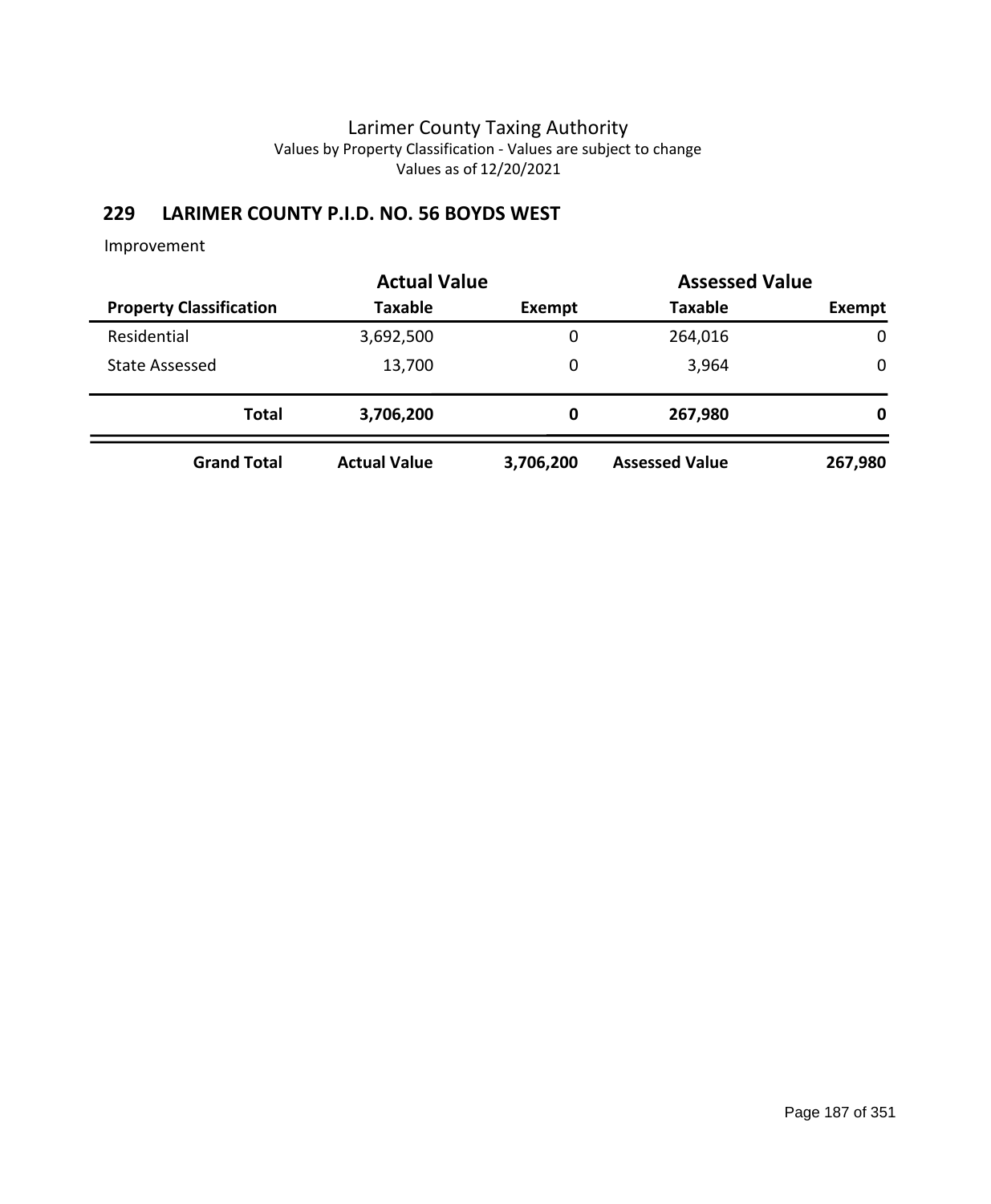# Larimer County Taxing Authority

Values by Property Classification - Values are subject to change

Values as of 12/20/2021

## 229 LARIMER COUNTY P.I.D. NO. 56 BOYDS WEST

Improvement

| | Actual Value | | Assessed Value | |
|---|---|---|---|---|
| **Property Classification** | **Taxable** | **Exempt** | **Taxable** | **Exempt** |
| Residential | 3,692,500 | 0 | 264,016 | 0 |
| State Assessed | 13,700 | 0 | 3,964 | 0 |
| **Total** | **3,706,200** | **0** | **267,980** | **0** |
| **Grand Total** | **Actual Value** | **3,706,200** | **Assessed Value** | **267,980** |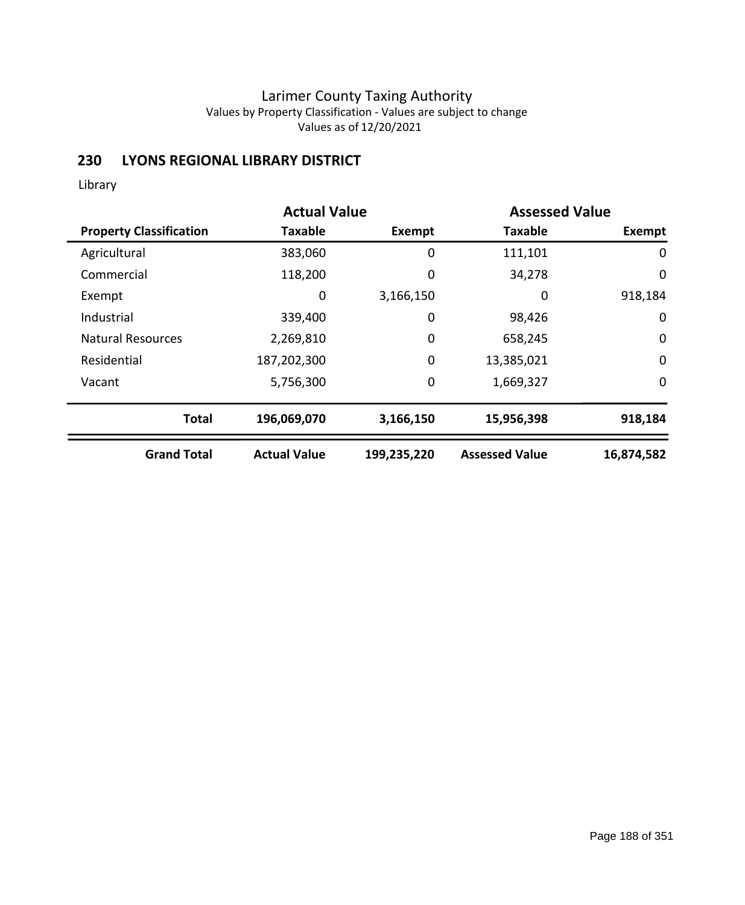Larimer County Taxing Authority
Values by Property Classification - Values are subject to change
Values as of 12/20/2021

## 230 LYONS REGIONAL LIBRARY DISTRICT

Library

| | Actual Value | | Assessed Value | |
|---|---|---|---|---|
| **Property Classification** | **Taxable** | **Exempt** | **Taxable** | **Exempt** |
| Agricultural | 383,060 | 0 | 111,101 | 0 |
| Commercial | 118,200 | 0 | 34,278 | 0 |
| Exempt | 0 | 3,166,150 | 0 | 918,184 |
| Industrial | 339,400 | 0 | 98,426 | 0 |
| Natural Resources | 2,269,810 | 0 | 658,245 | 0 |
| Residential | 187,202,300 | 0 | 13,385,021 | 0 |
| Vacant | 5,756,300 | 0 | 1,669,327 | 0 |
| **Total** | **196,069,070** | **3,166,150** | **15,956,398** | **918,184** |
| **Grand Total** | **Actual Value** | **199,235,220** | **Assessed Value** | **16,874,582** |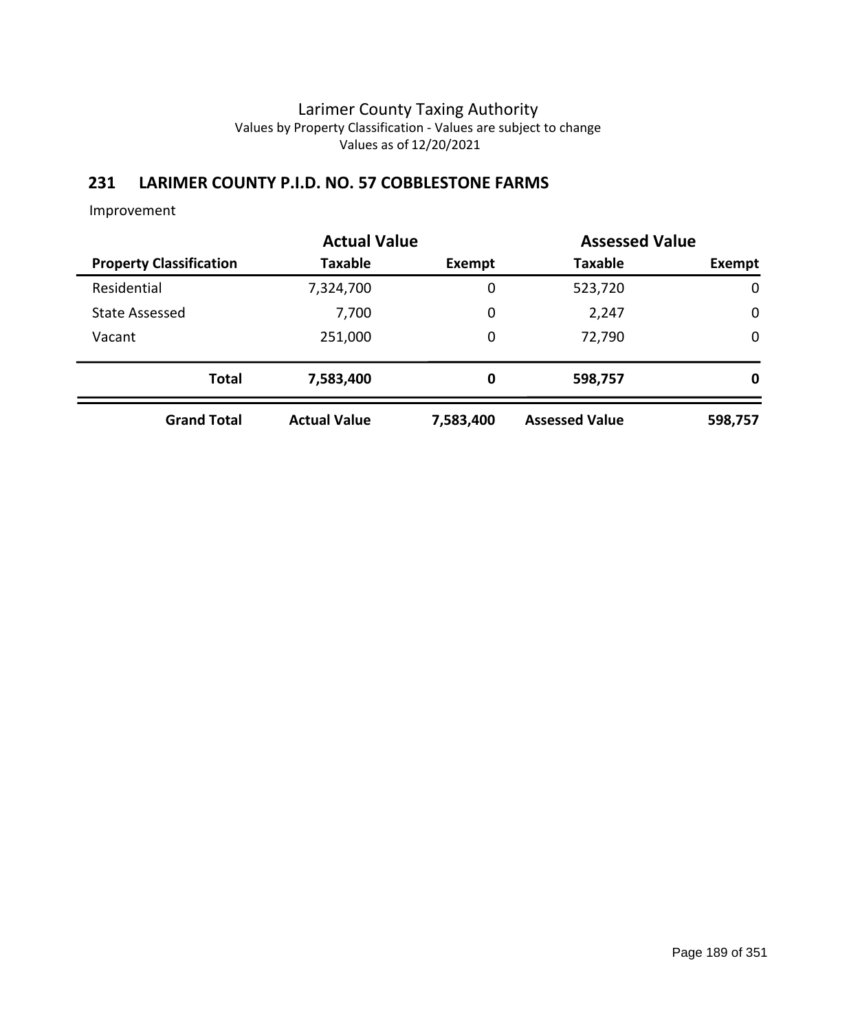Larimer County Taxing Authority
Values by Property Classification - Values are subject to change
Values as of 12/20/2021

## 231 LARIMER COUNTY P.I.D. NO. 57 COBBLESTONE FARMS

Improvement

| | Actual Value | | Assessed Value | |
|---|---|---|---|---|
| **Property Classification** | **Taxable** | **Exempt** | **Taxable** | **Exempt** |
| Residential | 7,324,700 | 0 | 523,720 | 0 |
| State Assessed | 7,700 | 0 | 2,247 | 0 |
| Vacant | 251,000 | 0 | 72,790 | 0 |
| **Total** | **7,583,400** | **0** | **598,757** | **0** |
| **Grand Total** | **Actual Value** | **7,583,400** | **Assessed Value** | **598,757** |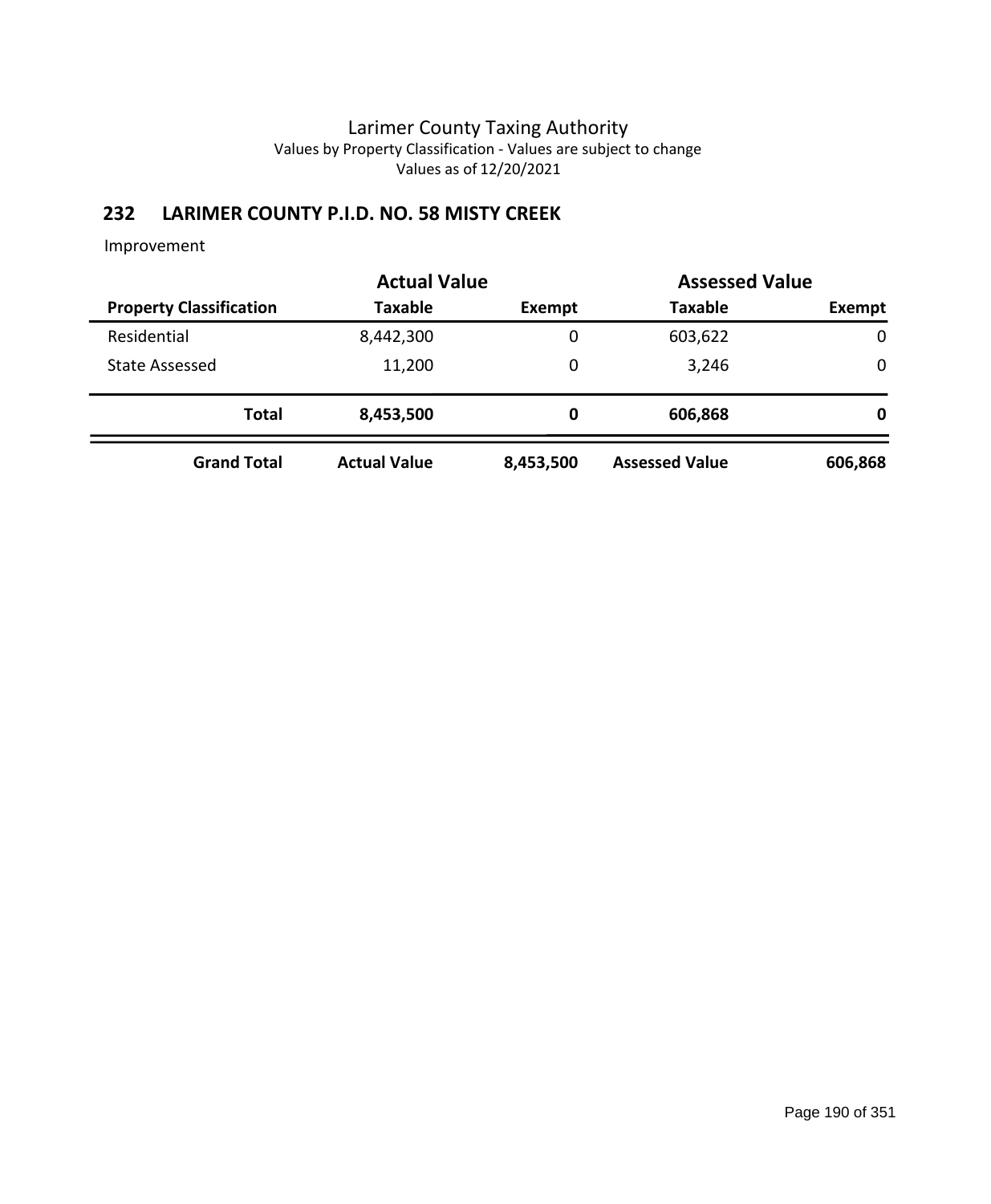# Larimer County Taxing Authority

Values by Property Classification - Values are subject to change

Values as of 12/20/2021

## 232 LARIMER COUNTY P.I.D. NO. 58 MISTY CREEK

Improvement

| | Actual Value | | Assessed Value | |
|---|---|---|---|---|
| **Property Classification** | **Taxable** | **Exempt** | **Taxable** | **Exempt** |
| Residential | 8,442,300 | 0 | 603,622 | 0 |
| State Assessed | 11,200 | 0 | 3,246 | 0 |
| **Total** | **8,453,500** | **0** | **606,868** | **0** |
| **Grand Total** | **Actual Value** | **8,453,500** | **Assessed Value** | **606,868** |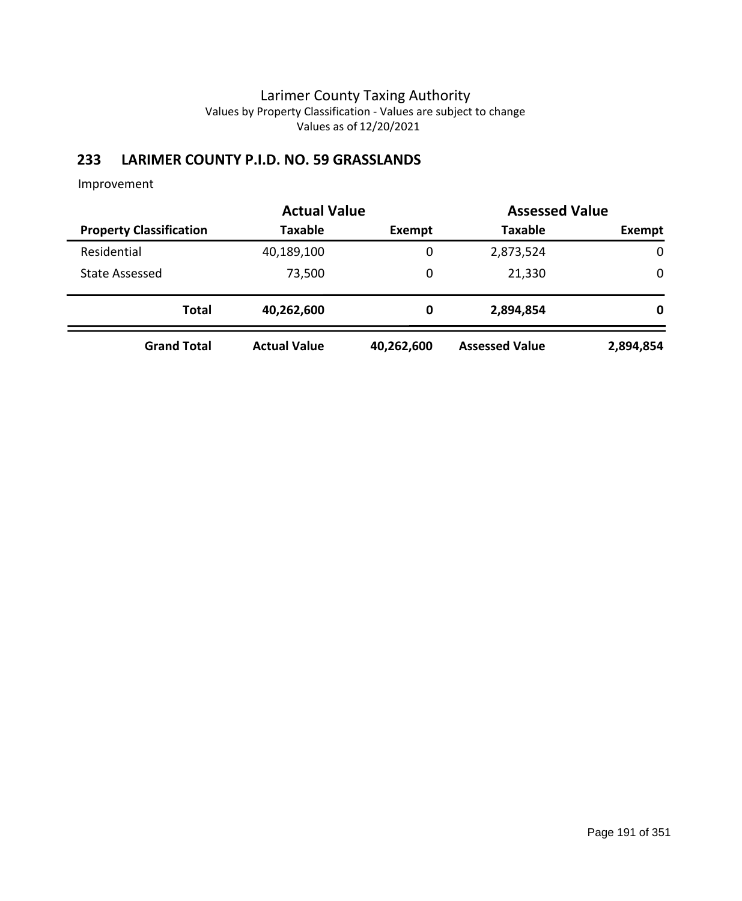Larimer County Taxing Authority
Values by Property Classification - Values are subject to change
Values as of 12/20/2021

## 233 LARIMER COUNTY P.I.D. NO. 59 GRASSLANDS

Improvement

| | Actual Value | | Assessed Value | |
|---|---|---|---|---|
| **Property Classification** | **Taxable** | **Exempt** | **Taxable** | **Exempt** |
| Residential | 40,189,100 | 0 | 2,873,524 | 0 |
| State Assessed | 73,500 | 0 | 21,330 | 0 |
| **Total** | **40,262,600** | **0** | **2,894,854** | **0** |
| **Grand Total** | **Actual Value** | **40,262,600** | **Assessed Value** | **2,894,854** |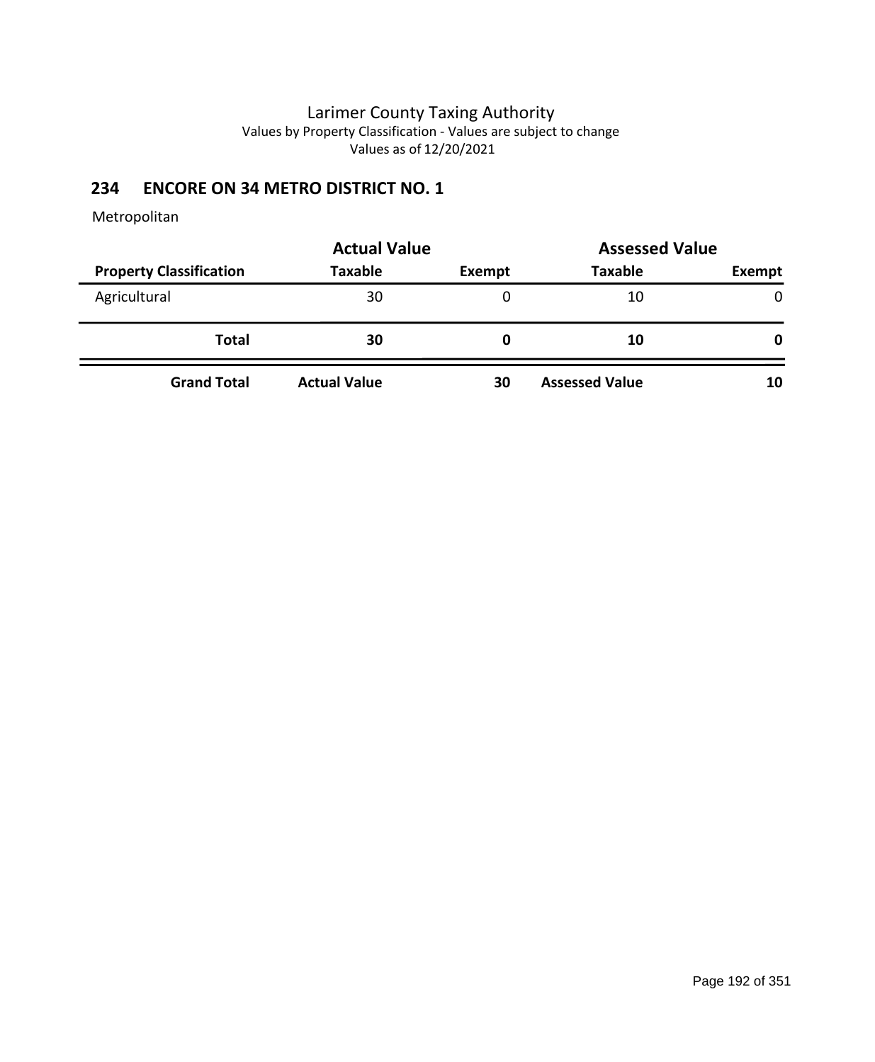# Larimer County Taxing Authority

Values by Property Classification - Values are subject to change

Values as of 12/20/2021

## 234 ENCORE ON 34 METRO DISTRICT NO. 1

Metropolitan

| | Actual Value | | Assessed Value | |
|---|---|---|---|---|
| **Property Classification** | **Taxable** | **Exempt** | **Taxable** | **Exempt** |
| Agricultural | 30 | 0 | 10 | 0 |
| **Total** | **30** | **0** | **10** | **0** |
| **Grand Total** | **Actual Value** | **30** | **Assessed Value** | **10** |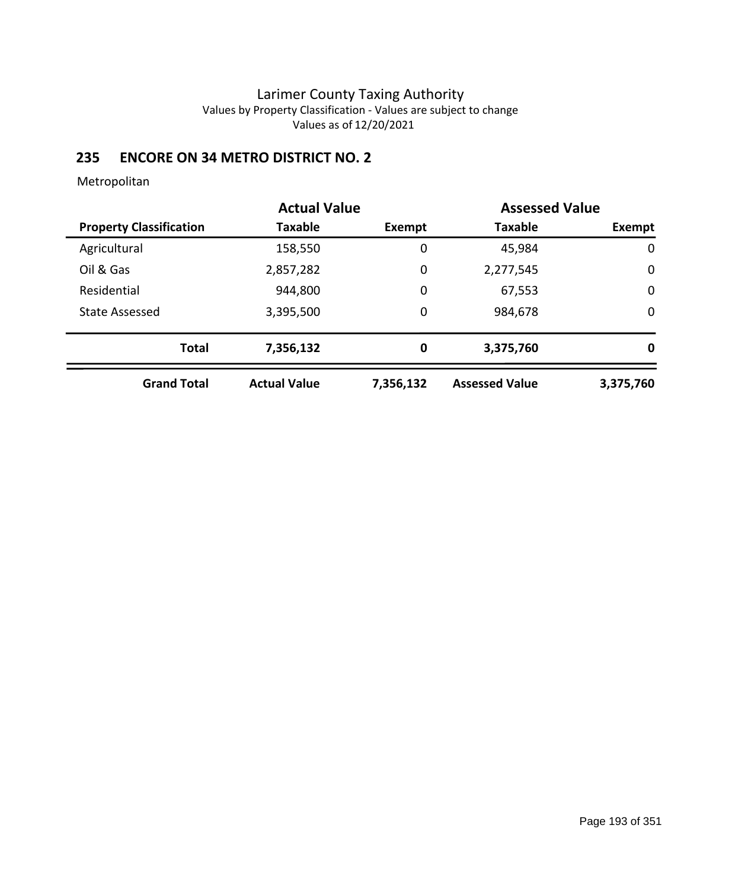# Larimer County Taxing Authority

Values by Property Classification - Values are subject to change

Values as of 12/20/2021

## 235 ENCORE ON 34 METRO DISTRICT NO. 2

Metropolitan

| | Actual Value | | Assessed Value | |
|---|---|---|---|---|
| **Property Classification** | **Taxable** | **Exempt** | **Taxable** | **Exempt** |
| Agricultural | 158,550 | 0 | 45,984 | 0 |
| Oil & Gas | 2,857,282 | 0 | 2,277,545 | 0 |
| Residential | 944,800 | 0 | 67,553 | 0 |
| State Assessed | 3,395,500 | 0 | 984,678 | 0 |
| **Total** | **7,356,132** | **0** | **3,375,760** | **0** |
| **Grand Total** | **Actual Value** | **7,356,132** | **Assessed Value** | **3,375,760** |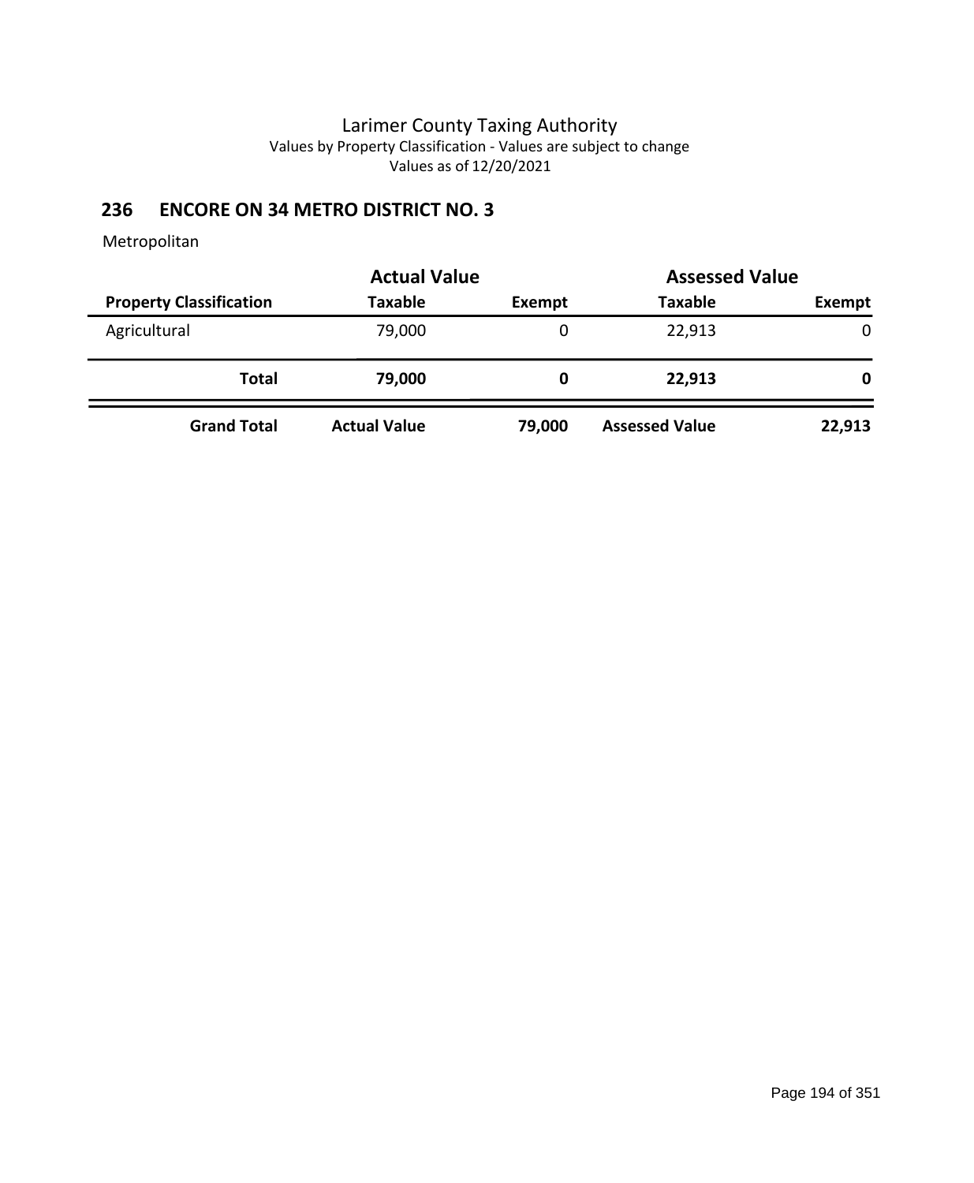Larimer County Taxing Authority
Values by Property Classification - Values are subject to change
Values as of 12/20/2021

## 236 ENCORE ON 34 METRO DISTRICT NO. 3

Metropolitan

| | Actual Value | | Assessed Value | |
|---|---|---|---|---|
| **Property Classification** | **Taxable** | **Exempt** | **Taxable** | **Exempt** |
| Agricultural | 79,000 | 0 | 22,913 | 0 |
| **Total** | **79,000** | **0** | **22,913** | **0** |
| **Grand Total** | **Actual Value** | **79,000** | **Assessed Value** | **22,913** |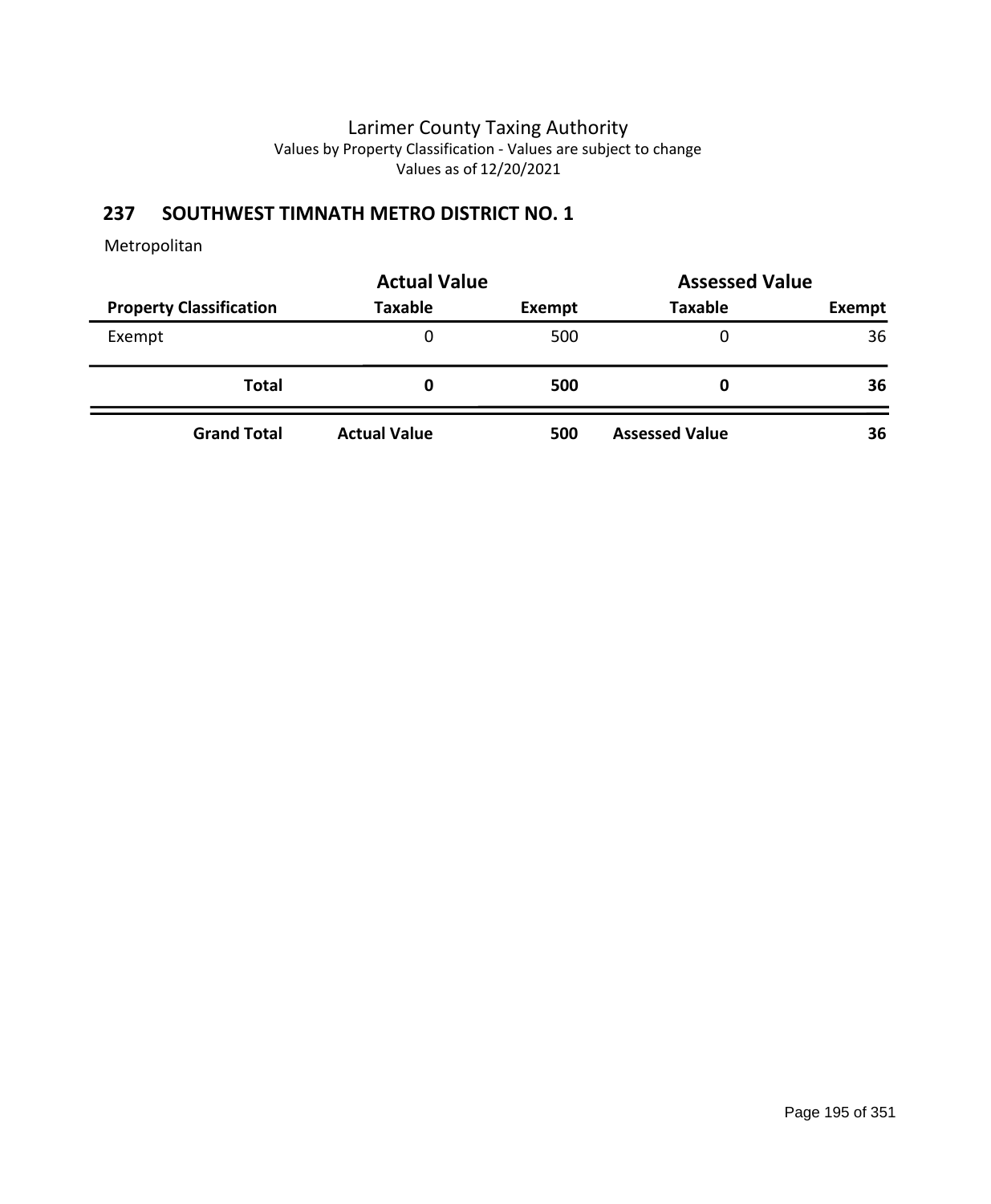Larimer County Taxing Authority
Values by Property Classification - Values are subject to change
Values as of 12/20/2021

## 237 SOUTHWEST TIMNATH METRO DISTRICT NO. 1

Metropolitan

| | Actual Value | | Assessed Value | |
|---|---|---|---|---|
| **Property Classification** | **Taxable** | **Exempt** | **Taxable** | **Exempt** |
| Exempt | 0 | 500 | 0 | 36 |
| **Total** | **0** | **500** | **0** | **36** |
| **Grand Total** | **Actual Value** | **500** | **Assessed Value** | **36** |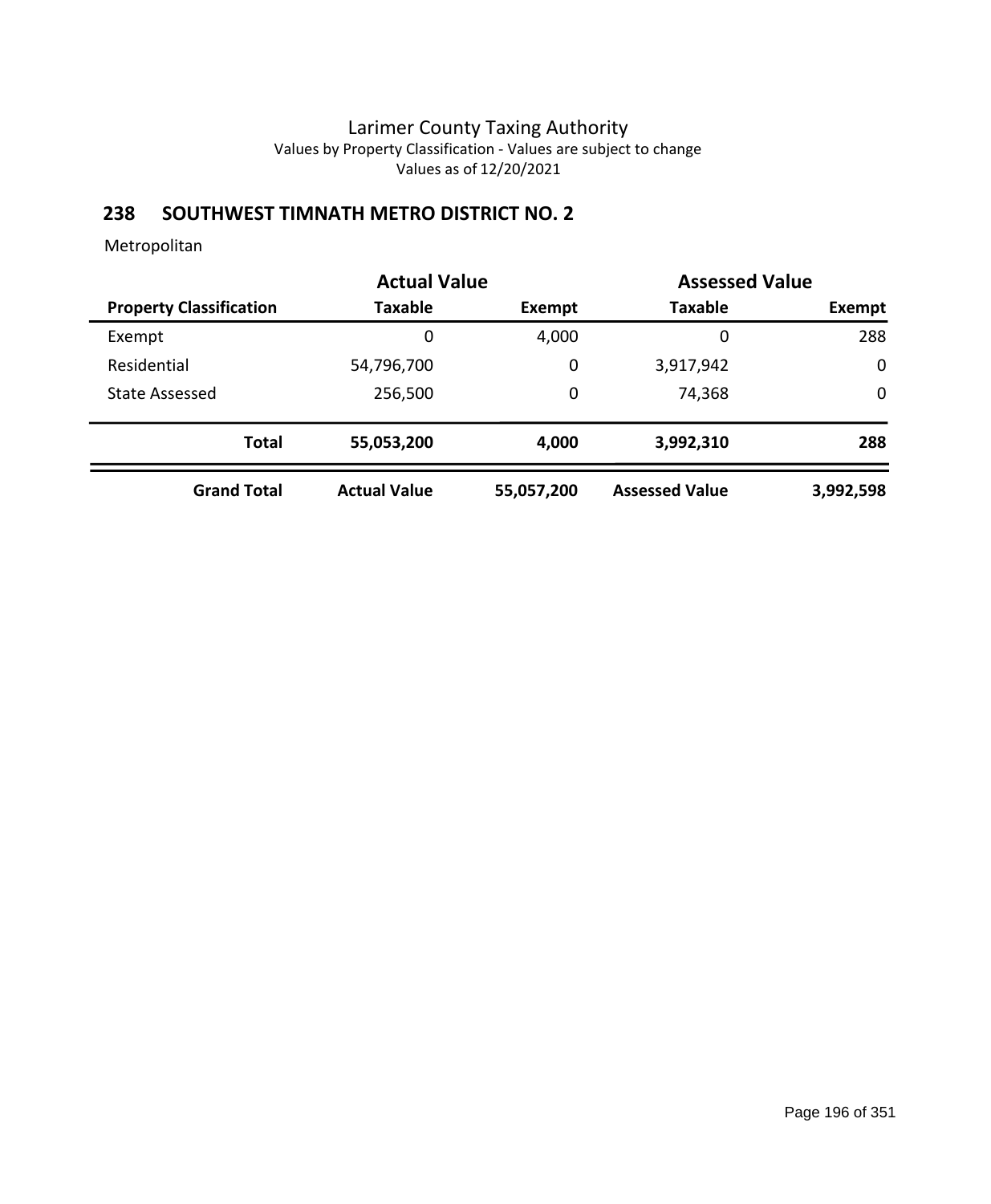# Larimer County Taxing Authority

Values by Property Classification - Values are subject to change

Values as of 12/20/2021

## 238 SOUTHWEST TIMNATH METRO DISTRICT NO. 2

Metropolitan

| | Actual Value | | Assessed Value | |
|---|---|---|---|---|
| **Property Classification** | **Taxable** | **Exempt** | **Taxable** | **Exempt** |
| Exempt | 0 | 4,000 | 0 | 288 |
| Residential | 54,796,700 | 0 | 3,917,942 | 0 |
| State Assessed | 256,500 | 0 | 74,368 | 0 |
| **Total** | **55,053,200** | **4,000** | **3,992,310** | **288** |
| **Grand Total** | **Actual Value** | **55,057,200** | **Assessed Value** | **3,992,598** |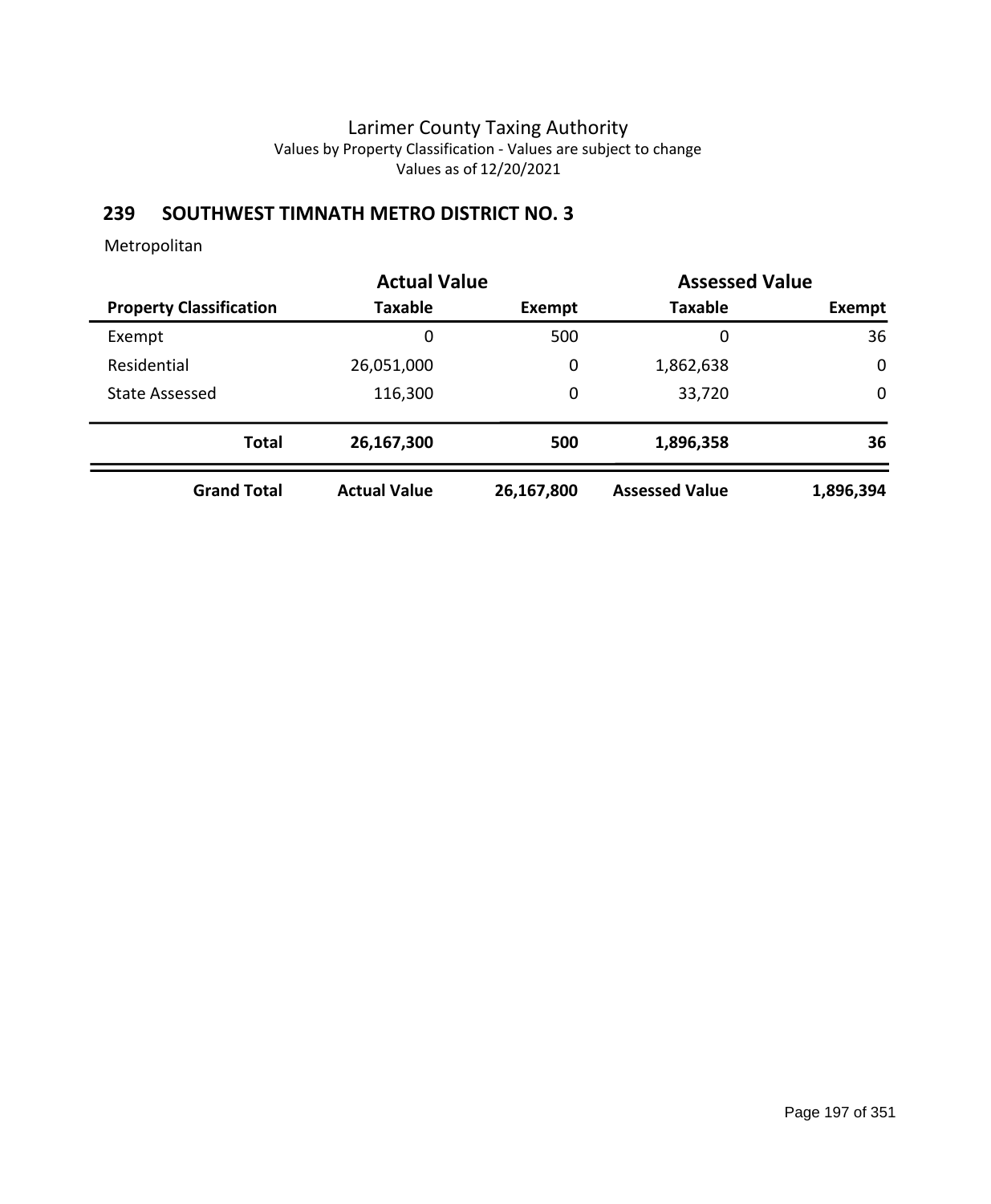# Larimer County Taxing Authority

Values by Property Classification - Values are subject to change

Values as of 12/20/2021

## 239 SOUTHWEST TIMNATH METRO DISTRICT NO. 3

Metropolitan

| | Actual Value | | Assessed Value | |
|---|---|---|---|---|
| **Property Classification** | **Taxable** | **Exempt** | **Taxable** | **Exempt** |
| Exempt | 0 | 500 | 0 | 36 |
| Residential | 26,051,000 | 0 | 1,862,638 | 0 |
| State Assessed | 116,300 | 0 | 33,720 | 0 |
| **Total** | **26,167,300** | **500** | **1,896,358** | **36** |
| **Grand Total** | **Actual Value** | **26,167,800** | **Assessed Value** | **1,896,394** |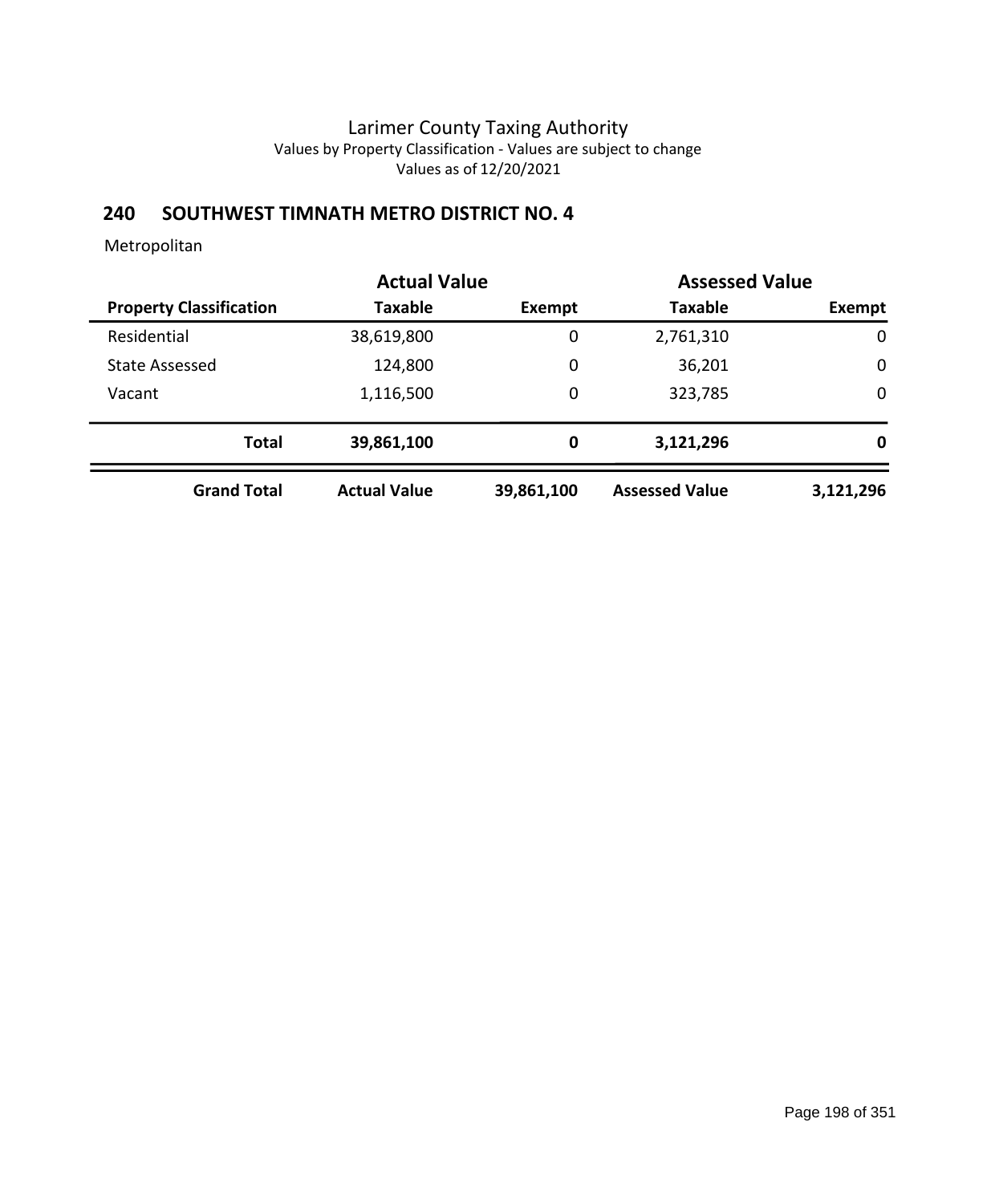# Larimer County Taxing Authority

Values by Property Classification - Values are subject to change

Values as of 12/20/2021

## 240 SOUTHWEST TIMNATH METRO DISTRICT NO. 4

Metropolitan

| | Actual Value | | Assessed Value | |
|---|---|---|---|---|
| **Property Classification** | **Taxable** | **Exempt** | **Taxable** | **Exempt** |
| Residential | 38,619,800 | 0 | 2,761,310 | 0 |
| State Assessed | 124,800 | 0 | 36,201 | 0 |
| Vacant | 1,116,500 | 0 | 323,785 | 0 |
| **Total** | **39,861,100** | **0** | **3,121,296** | **0** |
| **Grand Total** | **Actual Value** | **39,861,100** | **Assessed Value** | **3,121,296** |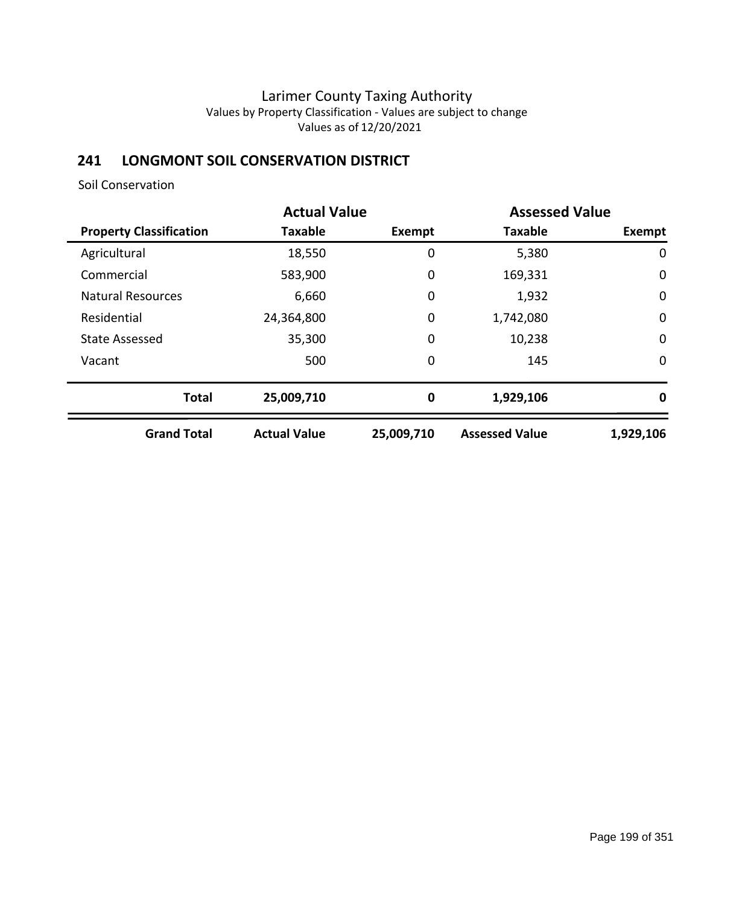# Larimer County Taxing Authority

Values by Property Classification - Values are subject to change

Values as of 12/20/2021

## 241 LONGMONT SOIL CONSERVATION DISTRICT

Soil Conservation

| | Actual Value | | Assessed Value | |
|---|---|---|---|---|
| **Property Classification** | **Taxable** | **Exempt** | **Taxable** | **Exempt** |
| Agricultural | 18,550 | 0 | 5,380 | 0 |
| Commercial | 583,900 | 0 | 169,331 | 0 |
| Natural Resources | 6,660 | 0 | 1,932 | 0 |
| Residential | 24,364,800 | 0 | 1,742,080 | 0 |
| State Assessed | 35,300 | 0 | 10,238 | 0 |
| Vacant | 500 | 0 | 145 | 0 |
| **Total** | **25,009,710** | **0** | **1,929,106** | **0** |
| **Grand Total** | **Actual Value** | **25,009,710** | **Assessed Value** | **1,929,106** |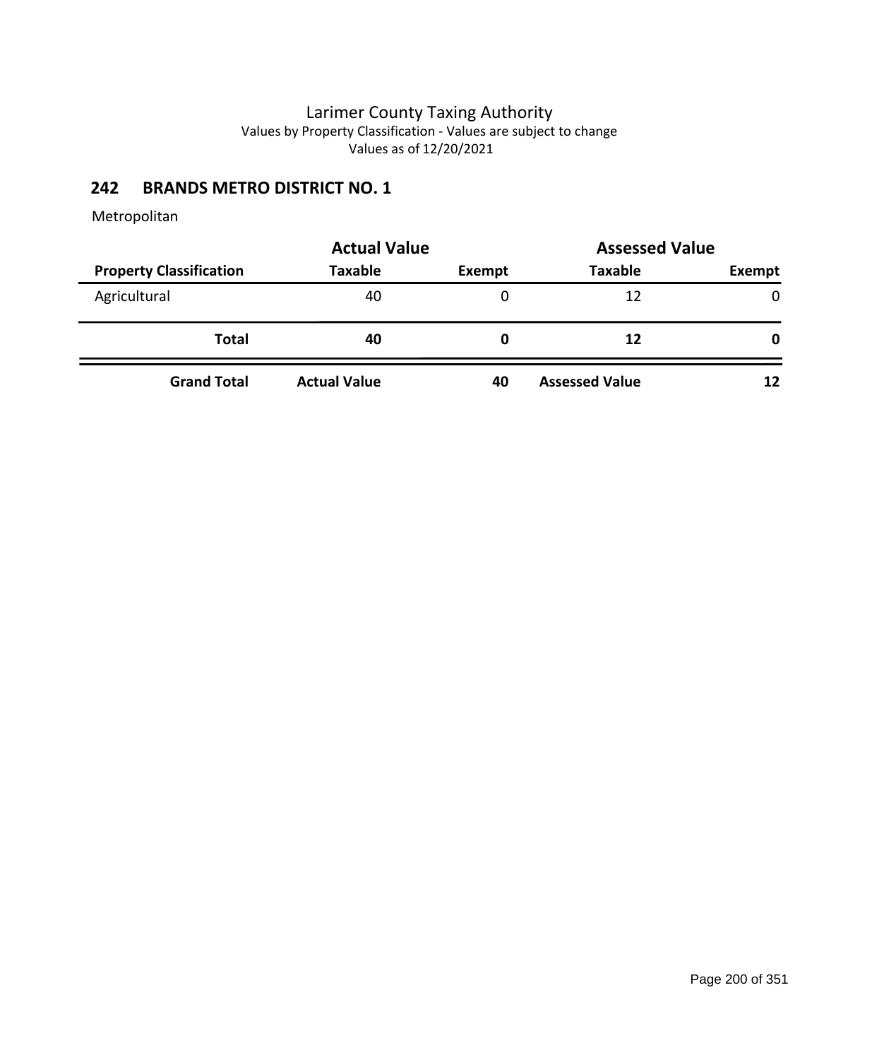# Larimer County Taxing Authority

Values by Property Classification - Values are subject to change

Values as of 12/20/2021

## 242 BRANDS METRO DISTRICT NO. 1

Metropolitan

| | Actual Value | | Assessed Value | |
|---|---|---|---|---|
| **Property Classification** | **Taxable** | **Exempt** | **Taxable** | **Exempt** |
| Agricultural | 40 | 0 | 12 | 0 |
| **Total** | **40** | **0** | **12** | **0** |
| **Grand Total** | **Actual Value** | **40** | **Assessed Value** | **12** |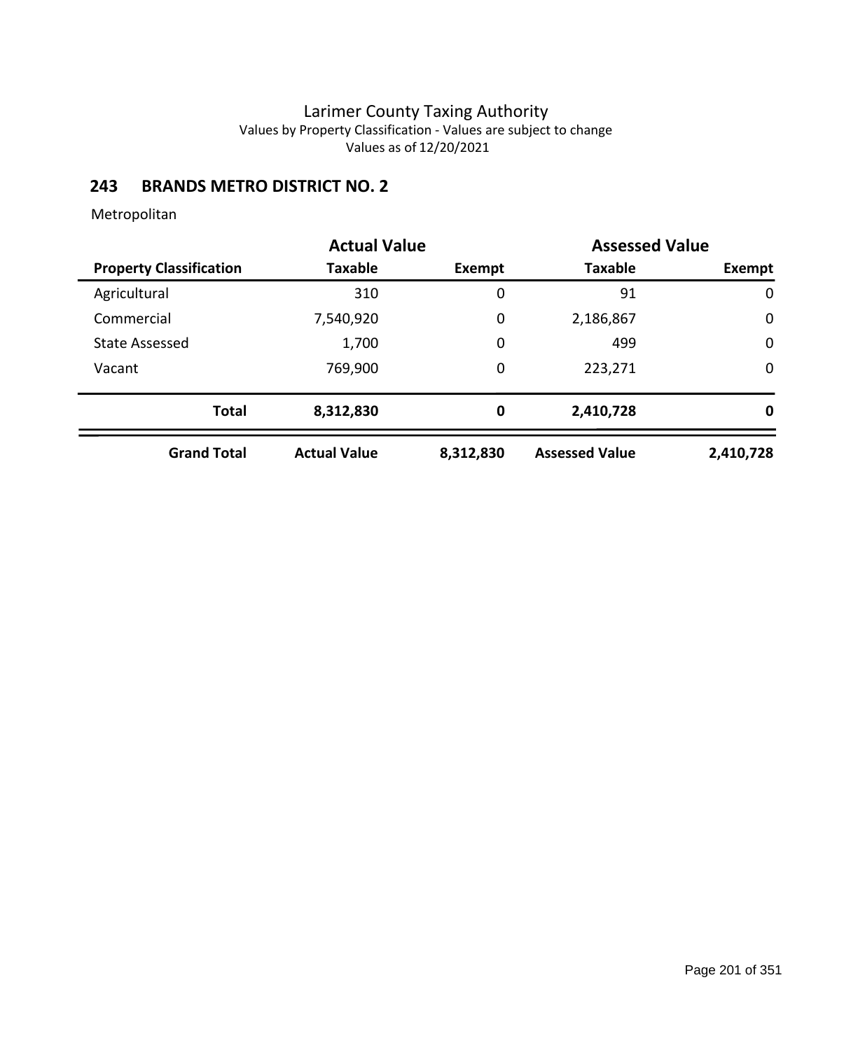# Larimer County Taxing Authority

Values by Property Classification - Values are subject to change

Values as of 12/20/2021

## 243 BRANDS METRO DISTRICT NO. 2

Metropolitan

| | Actual Value | | Assessed Value | |
|---|---|---|---|---|
| **Property Classification** | **Taxable** | **Exempt** | **Taxable** | **Exempt** |
| Agricultural | 310 | 0 | 91 | 0 |
| Commercial | 7,540,920 | 0 | 2,186,867 | 0 |
| State Assessed | 1,700 | 0 | 499 | 0 |
| Vacant | 769,900 | 0 | 223,271 | 0 |
| **Total** | **8,312,830** | **0** | **2,410,728** | **0** |
| **Grand Total** | **Actual Value** | **8,312,830** | **Assessed Value** | **2,410,728** |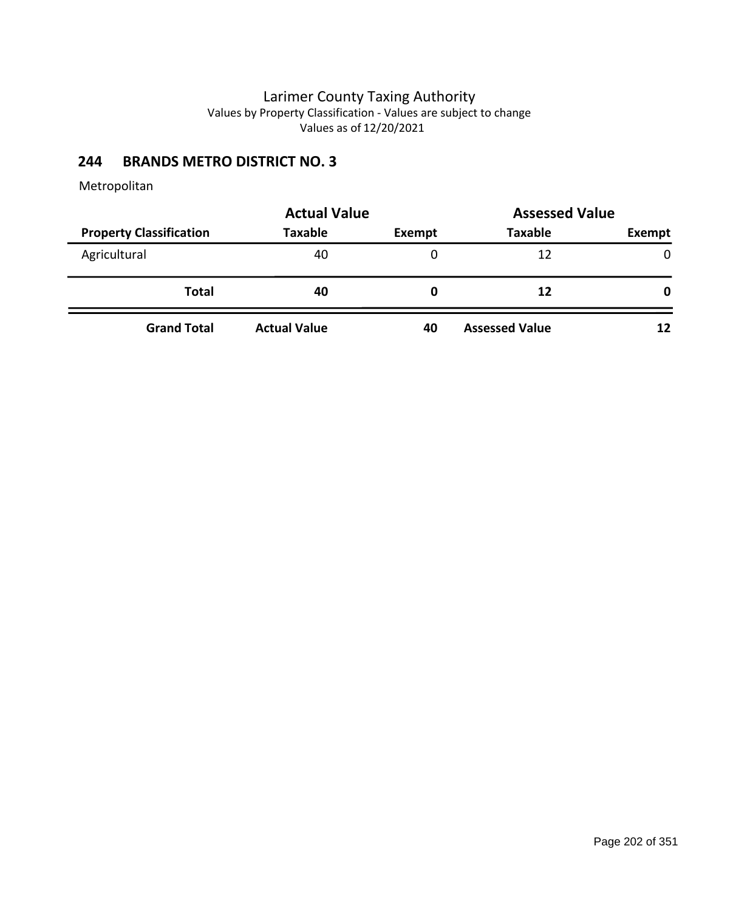Larimer County Taxing Authority
Values by Property Classification - Values are subject to change
Values as of 12/20/2021

## 244 BRANDS METRO DISTRICT NO. 3

Metropolitan

| | Actual Value | | Assessed Value | |
|---|---|---|---|---|
| **Property Classification** | **Taxable** | **Exempt** | **Taxable** | **Exempt** |
| Agricultural | 40 | 0 | 12 | 0 |
| **Total** | **40** | **0** | **12** | **0** |
| **Grand Total** | **Actual Value** | **40** | **Assessed Value** | **12** |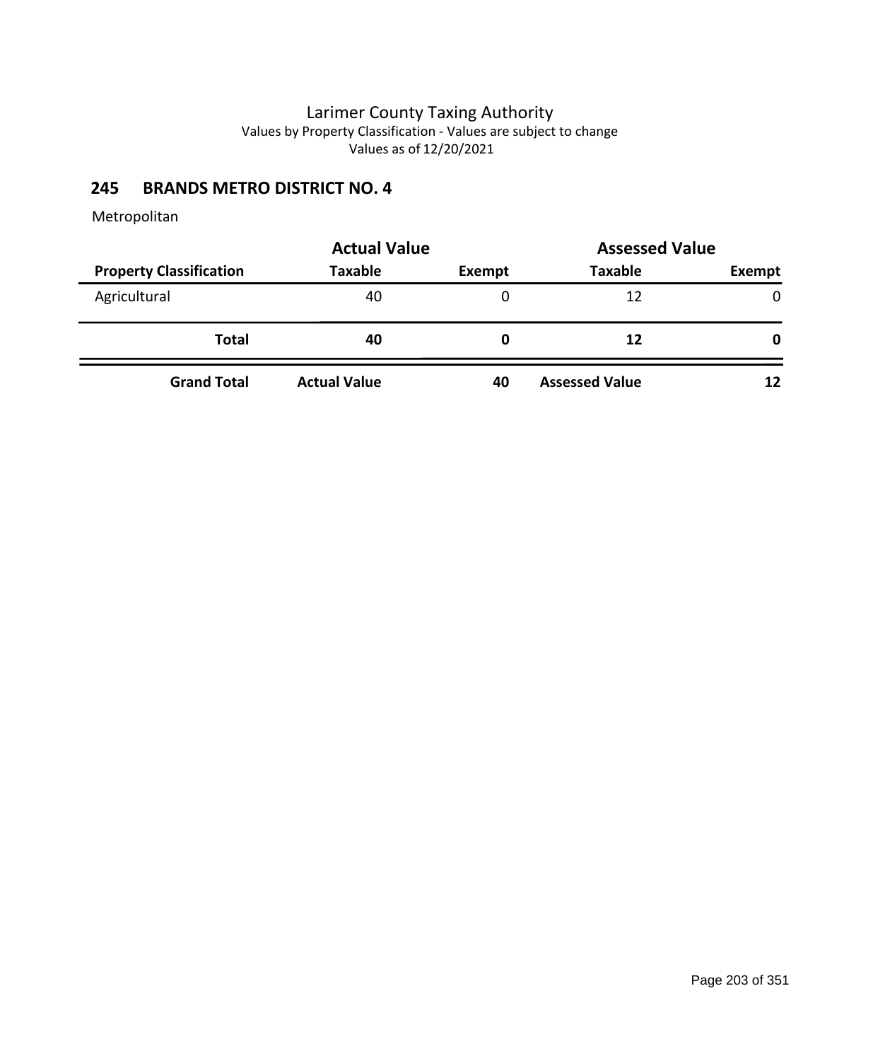Larimer County Taxing Authority
Values by Property Classification - Values are subject to change
Values as of 12/20/2021

## 245 BRANDS METRO DISTRICT NO. 4

Metropolitan

| | Actual Value | | Assessed Value | |
|---|---|---|---|---|
| **Property Classification** | **Taxable** | **Exempt** | **Taxable** | **Exempt** |
| Agricultural | 40 | 0 | 12 | 0 |
| **Total** | **40** | **0** | **12** | **0** |
| **Grand Total** | **Actual Value** | **40** | **Assessed Value** | **12** |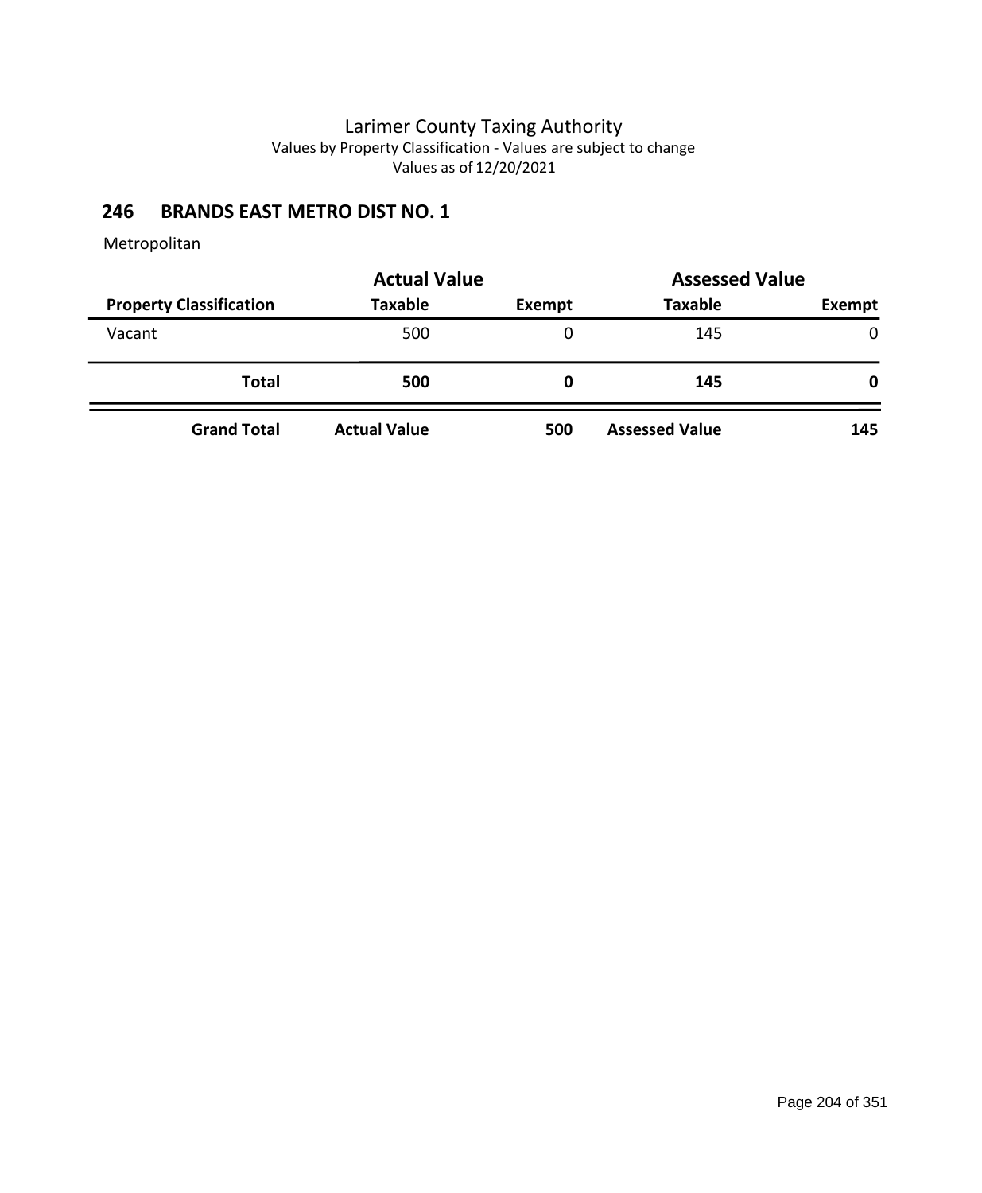# Larimer County Taxing Authority

Values by Property Classification - Values are subject to change

Values as of 12/20/2021

## 246 BRANDS EAST METRO DIST NO. 1

Metropolitan

| | Actual Value | | Assessed Value | |
|---|---|---|---|---|
| **Property Classification** | **Taxable** | **Exempt** | **Taxable** | **Exempt** |
| Vacant | 500 | 0 | 145 | 0 |
| **Total** | **500** | **0** | **145** | **0** |
| **Grand Total** | **Actual Value** | **500** | **Assessed Value** | **145** |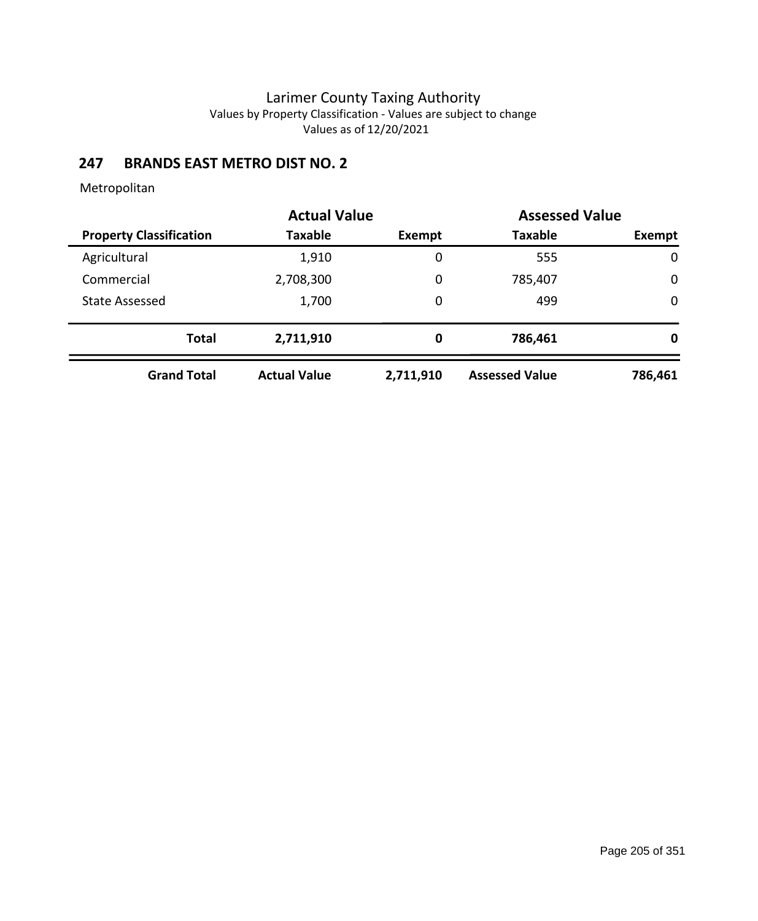Larimer County Taxing Authority
Values by Property Classification - Values are subject to change
Values as of 12/20/2021

## 247 BRANDS EAST METRO DIST NO. 2

Metropolitan

| | Actual Value | | Assessed Value | |
|---|---|---|---|---|
| **Property Classification** | **Taxable** | **Exempt** | **Taxable** | **Exempt** |
| Agricultural | 1,910 | 0 | 555 | 0 |
| Commercial | 2,708,300 | 0 | 785,407 | 0 |
| State Assessed | 1,700 | 0 | 499 | 0 |
| **Total** | **2,711,910** | **0** | **786,461** | **0** |
| **Grand Total** | **Actual Value** | **2,711,910** | **Assessed Value** | **786,461** |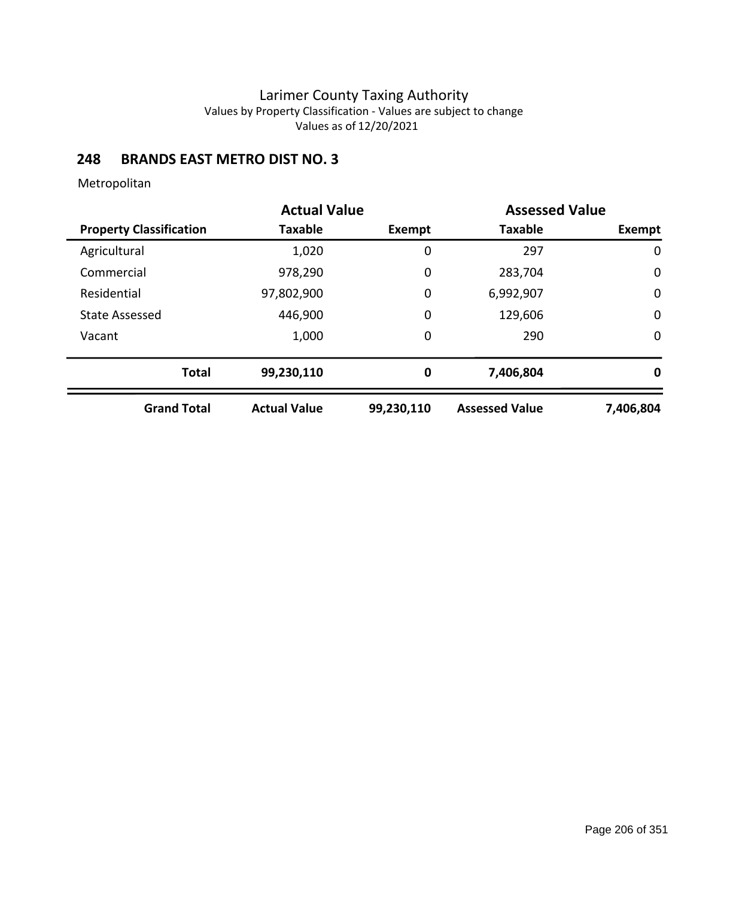Larimer County Taxing Authority
Values by Property Classification - Values are subject to change
Values as of 12/20/2021

## 248 BRANDS EAST METRO DIST NO. 3

Metropolitan

| | Actual Value | | Assessed Value | |
|---|---|---|---|---|
| **Property Classification** | **Taxable** | **Exempt** | **Taxable** | **Exempt** |
| Agricultural | 1,020 | 0 | 297 | 0 |
| Commercial | 978,290 | 0 | 283,704 | 0 |
| Residential | 97,802,900 | 0 | 6,992,907 | 0 |
| State Assessed | 446,900 | 0 | 129,606 | 0 |
| Vacant | 1,000 | 0 | 290 | 0 |
| **Total** | **99,230,110** | **0** | **7,406,804** | **0** |
| **Grand Total** | **Actual Value** | **99,230,110** | **Assessed Value** | **7,406,804** |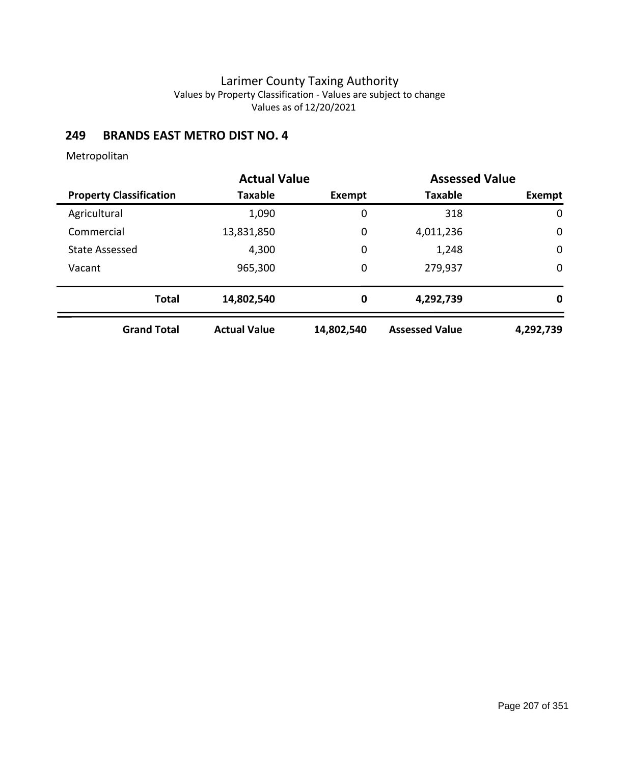# Larimer County Taxing Authority

Values by Property Classification - Values are subject to change

Values as of 12/20/2021

## 249 BRANDS EAST METRO DIST NO. 4

Metropolitan

| | Actual Value | | Assessed Value | |
|---|---|---|---|---|
| **Property Classification** | **Taxable** | **Exempt** | **Taxable** | **Exempt** |
| Agricultural | 1,090 | 0 | 318 | 0 |
| Commercial | 13,831,850 | 0 | 4,011,236 | 0 |
| State Assessed | 4,300 | 0 | 1,248 | 0 |
| Vacant | 965,300 | 0 | 279,937 | 0 |
| **Total** | **14,802,540** | **0** | **4,292,739** | **0** |
| **Grand Total** | **Actual Value** | **14,802,540** | **Assessed Value** | **4,292,739** |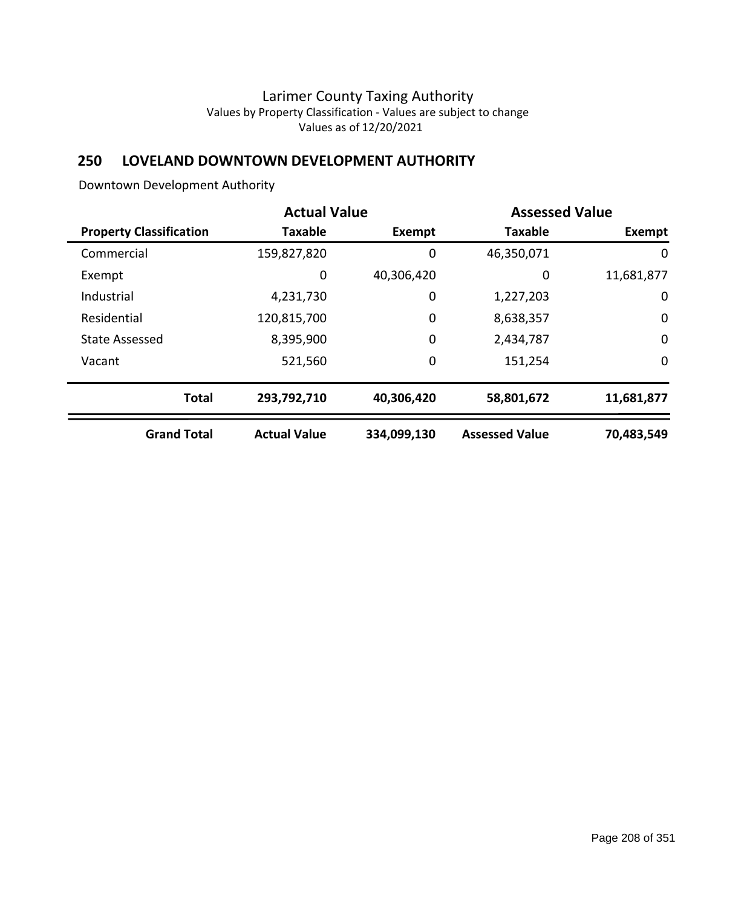Larimer County Taxing Authority
Values by Property Classification - Values are subject to change
Values as of 12/20/2021

## 250 LOVELAND DOWNTOWN DEVELOPMENT AUTHORITY

Downtown Development Authority

| | Actual Value | | Assessed Value | |
|---|---|---|---|---|
| **Property Classification** | **Taxable** | **Exempt** | **Taxable** | **Exempt** |
| Commercial | 159,827,820 | 0 | 46,350,071 | 0 |
| Exempt | 0 | 40,306,420 | 0 | 11,681,877 |
| Industrial | 4,231,730 | 0 | 1,227,203 | 0 |
| Residential | 120,815,700 | 0 | 8,638,357 | 0 |
| State Assessed | 8,395,900 | 0 | 2,434,787 | 0 |
| Vacant | 521,560 | 0 | 151,254 | 0 |
| **Total** | **293,792,710** | **40,306,420** | **58,801,672** | **11,681,877** |
| **Grand Total** | **Actual Value** | **334,099,130** | **Assessed Value** | **70,483,549** |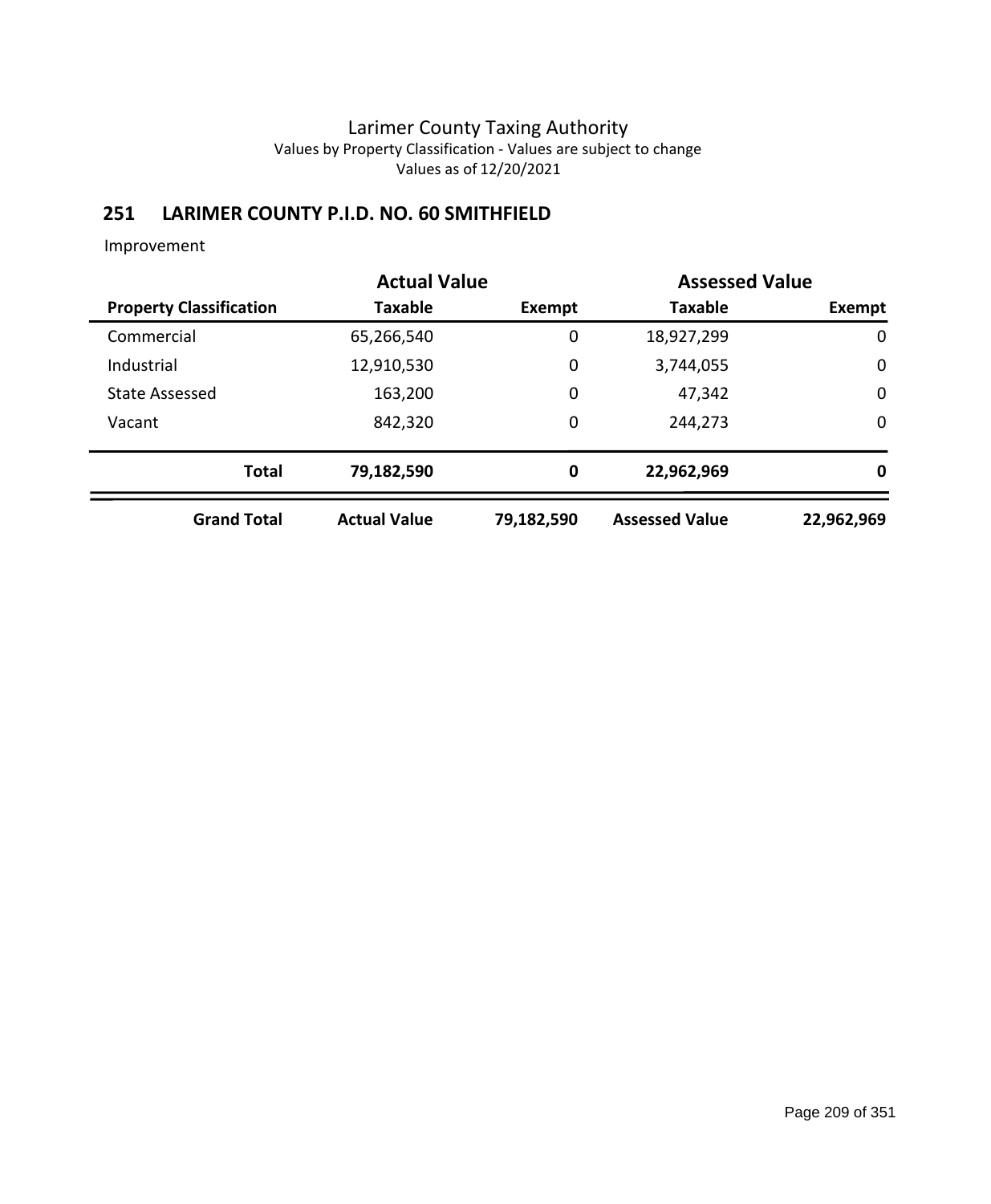Larimer County Taxing Authority
Values by Property Classification - Values are subject to change
Values as of 12/20/2021

## 251 LARIMER COUNTY P.I.D. NO. 60 SMITHFIELD

Improvement

| | Actual Value | | Assessed Value | |
|---|---|---|---|---|
| **Property Classification** | **Taxable** | **Exempt** | **Taxable** | **Exempt** |
| Commercial | 65,266,540 | 0 | 18,927,299 | 0 |
| Industrial | 12,910,530 | 0 | 3,744,055 | 0 |
| State Assessed | 163,200 | 0 | 47,342 | 0 |
| Vacant | 842,320 | 0 | 244,273 | 0 |
| **Total** | **79,182,590** | **0** | **22,962,969** | **0** |
| **Grand Total** | **Actual Value** | **79,182,590** | **Assessed Value** | **22,962,969** |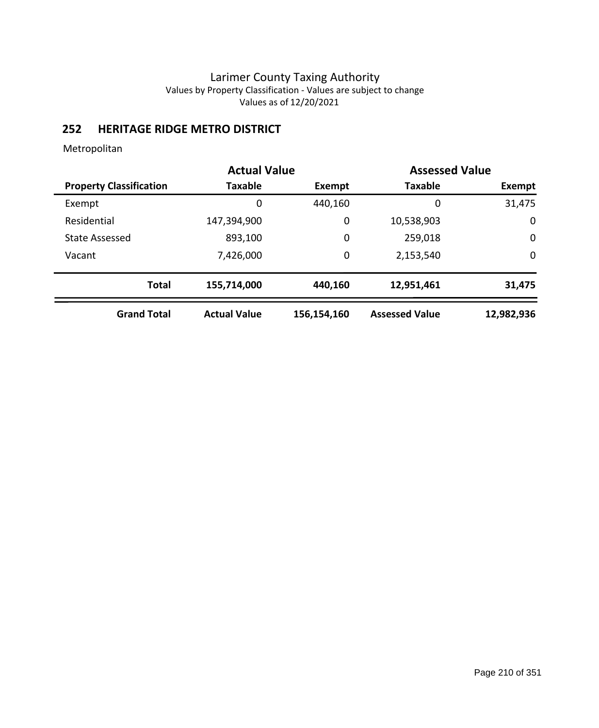# Larimer County Taxing Authority

Values by Property Classification - Values are subject to change

Values as of 12/20/2021

## 252 HERITAGE RIDGE METRO DISTRICT

Metropolitan

| | Actual Value | | Assessed Value | |
|---|---|---|---|---|
| **Property Classification** | **Taxable** | **Exempt** | **Taxable** | **Exempt** |
| Exempt | 0 | 440,160 | 0 | 31,475 |
| Residential | 147,394,900 | 0 | 10,538,903 | 0 |
| State Assessed | 893,100 | 0 | 259,018 | 0 |
| Vacant | 7,426,000 | 0 | 2,153,540 | 0 |
| **Total** | **155,714,000** | **440,160** | **12,951,461** | **31,475** |
| **Grand Total** | **Actual Value** | **156,154,160** | **Assessed Value** | **12,982,936** |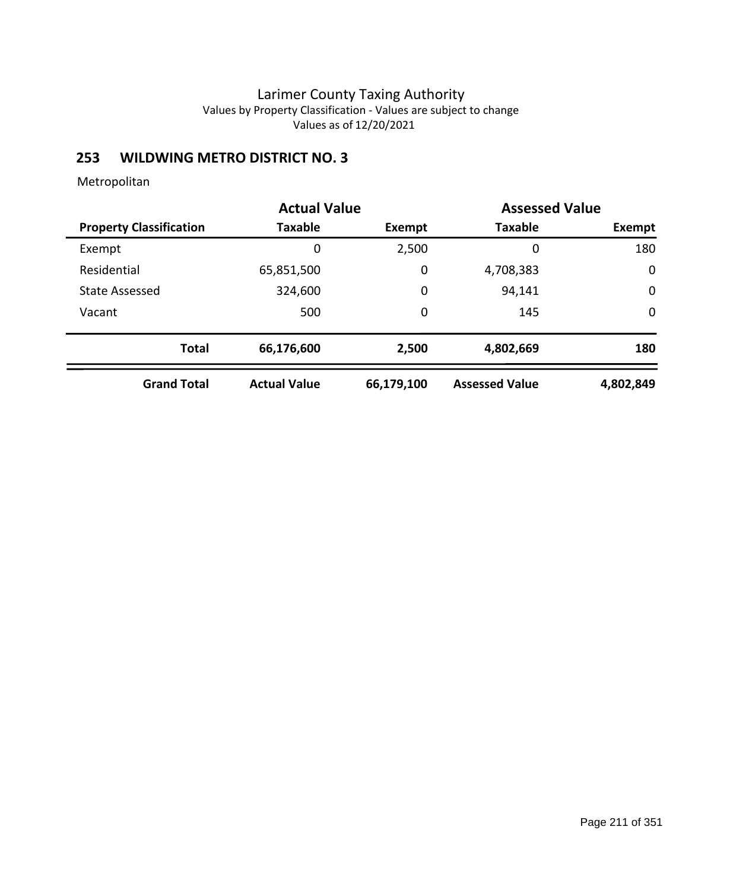# Larimer County Taxing Authority

Values by Property Classification - Values are subject to change

Values as of 12/20/2021

## 253 WILDWING METRO DISTRICT NO. 3

Metropolitan

| | Actual Value | | Assessed Value | |
|---|---|---|---|---|
| **Property Classification** | **Taxable** | **Exempt** | **Taxable** | **Exempt** |
| Exempt | 0 | 2,500 | 0 | 180 |
| Residential | 65,851,500 | 0 | 4,708,383 | 0 |
| State Assessed | 324,600 | 0 | 94,141 | 0 |
| Vacant | 500 | 0 | 145 | 0 |
| **Total** | **66,176,600** | **2,500** | **4,802,669** | **180** |
| **Grand Total** | **Actual Value** | **66,179,100** | **Assessed Value** | **4,802,849** |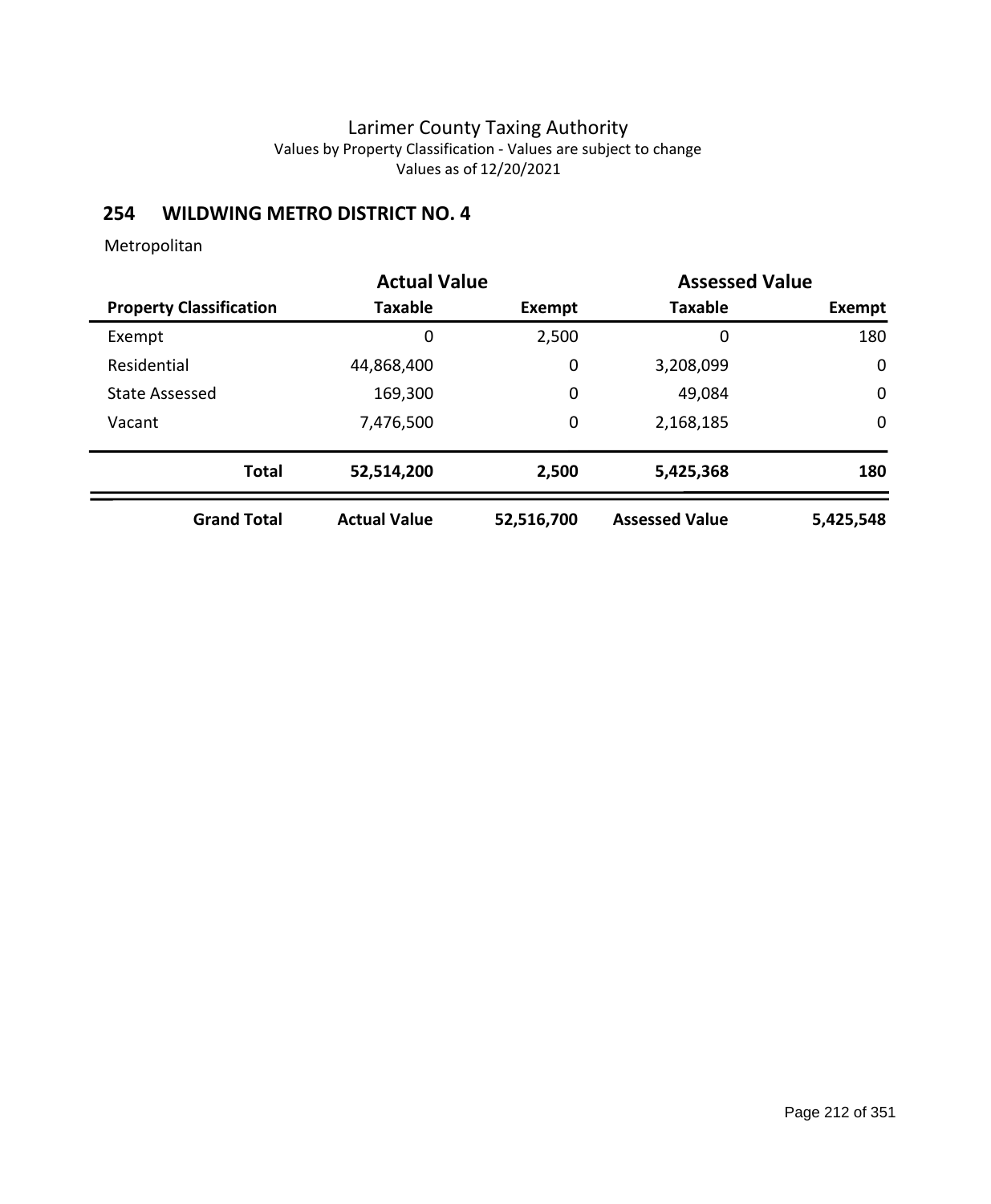# Larimer County Taxing Authority

Values by Property Classification - Values are subject to change

Values as of 12/20/2021

## 254 WILDWING METRO DISTRICT NO. 4

Metropolitan

| | Actual Value | | Assessed Value | |
|---|---|---|---|---|
| **Property Classification** | **Taxable** | **Exempt** | **Taxable** | **Exempt** |
| Exempt | 0 | 2,500 | 0 | 180 |
| Residential | 44,868,400 | 0 | 3,208,099 | 0 |
| State Assessed | 169,300 | 0 | 49,084 | 0 |
| Vacant | 7,476,500 | 0 | 2,168,185 | 0 |
| **Total** | **52,514,200** | **2,500** | **5,425,368** | **180** |
| **Grand Total** | **Actual Value** | **52,516,700** | **Assessed Value** | **5,425,548** |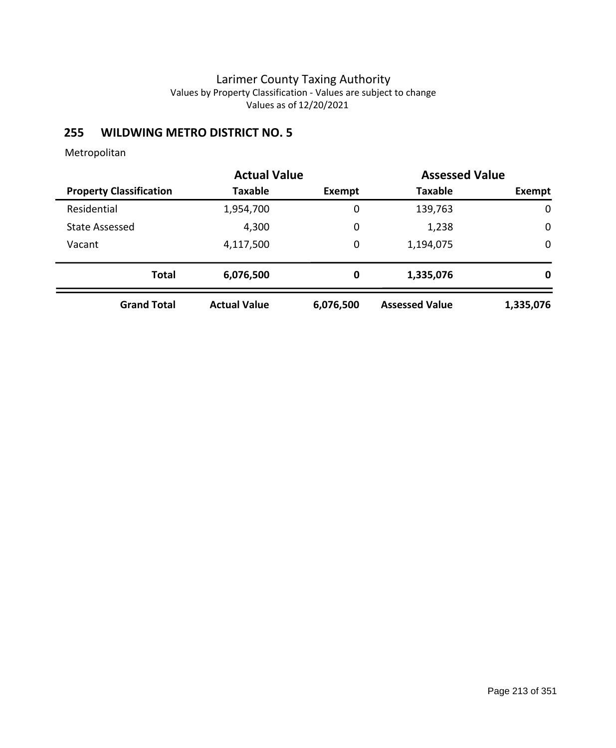Larimer County Taxing Authority
Values by Property Classification - Values are subject to change
Values as of 12/20/2021

## 255 WILDWING METRO DISTRICT NO. 5

Metropolitan

| | Actual Value | | Assessed Value | |
|---|---|---|---|---|
| **Property Classification** | **Taxable** | **Exempt** | **Taxable** | **Exempt** |
| Residential | 1,954,700 | 0 | 139,763 | 0 |
| State Assessed | 4,300 | 0 | 1,238 | 0 |
| Vacant | 4,117,500 | 0 | 1,194,075 | 0 |
| **Total** | **6,076,500** | **0** | **1,335,076** | **0** |
| **Grand Total** | **Actual Value** | **6,076,500** | **Assessed Value** | **1,335,076** |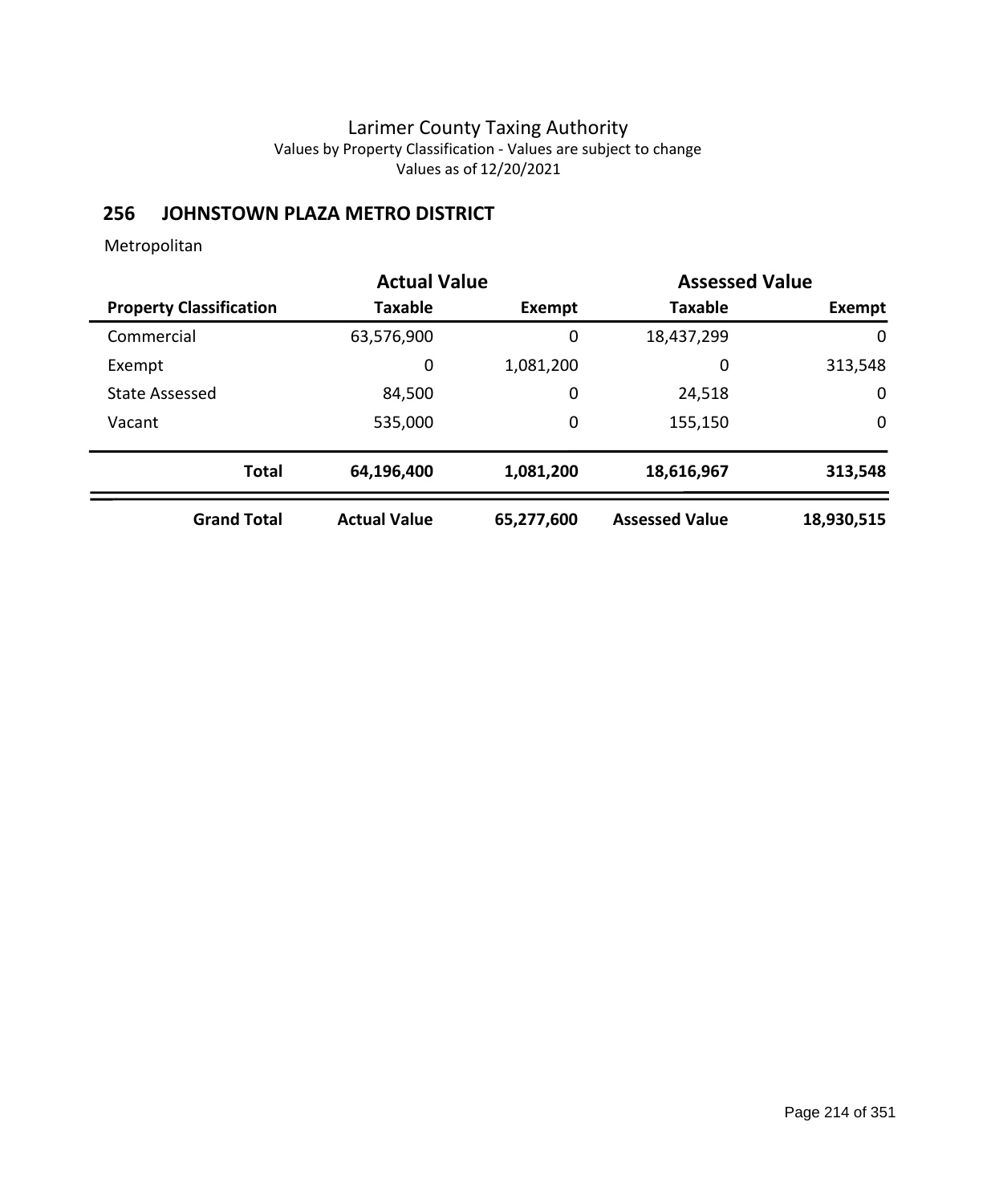Larimer County Taxing Authority
Values by Property Classification - Values are subject to change
Values as of 12/20/2021

## 256 JOHNSTOWN PLAZA METRO DISTRICT

Metropolitan

| | Actual Value | | Assessed Value | |
|---|---|---|---|---|
| **Property Classification** | **Taxable** | **Exempt** | **Taxable** | **Exempt** |
| Commercial | 63,576,900 | 0 | 18,437,299 | 0 |
| Exempt | 0 | 1,081,200 | 0 | 313,548 |
| State Assessed | 84,500 | 0 | 24,518 | 0 |
| Vacant | 535,000 | 0 | 155,150 | 0 |
| **Total** | **64,196,400** | **1,081,200** | **18,616,967** | **313,548** |
| **Grand Total** | **Actual Value** | **65,277,600** | **Assessed Value** | **18,930,515** |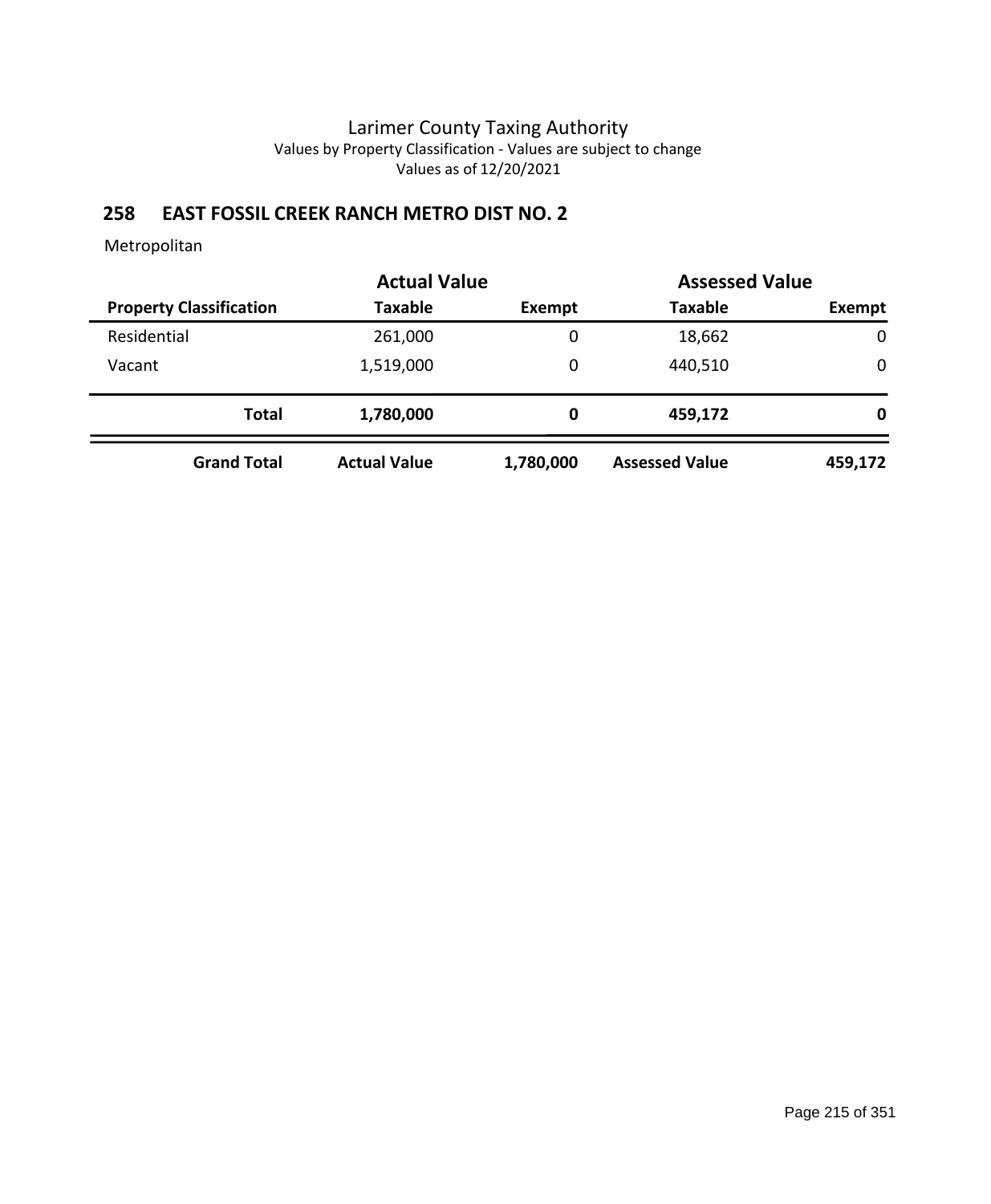# Larimer County Taxing Authority

Values by Property Classification - Values are subject to change

Values as of 12/20/2021

## 258 EAST FOSSIL CREEK RANCH METRO DIST NO. 2

Metropolitan

| | Actual Value | | Assessed Value | |
|---|---|---|---|---|
| **Property Classification** | **Taxable** | **Exempt** | **Taxable** | **Exempt** |
| Residential | 261,000 | 0 | 18,662 | 0 |
| Vacant | 1,519,000 | 0 | 440,510 | 0 |
| **Total** | **1,780,000** | **0** | **459,172** | **0** |
| **Grand Total** | **Actual Value** | **1,780,000** | **Assessed Value** | **459,172** |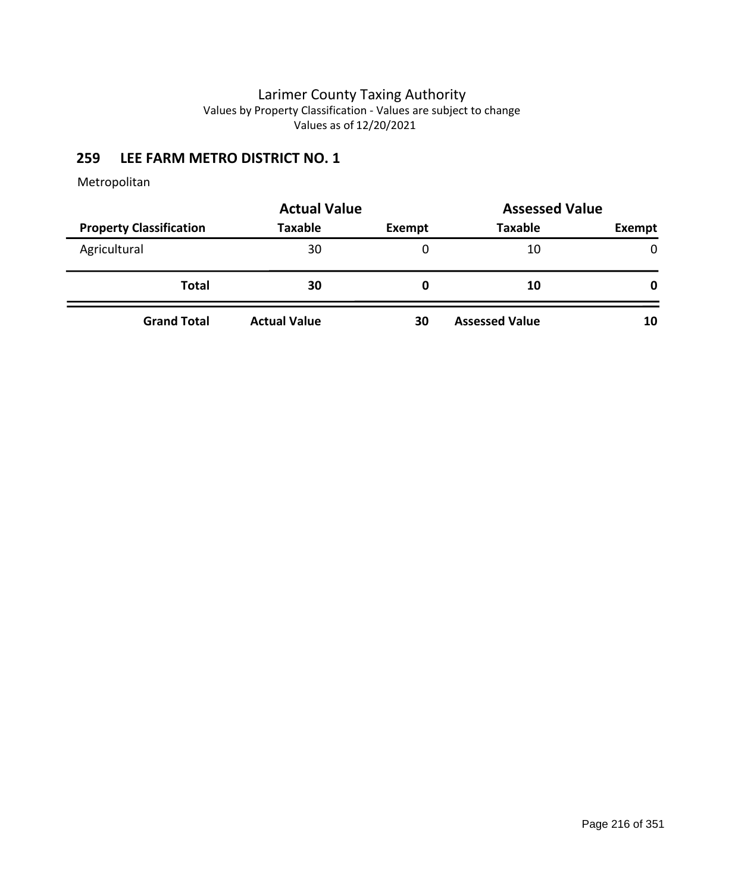# Larimer County Taxing Authority

Values by Property Classification - Values are subject to change

Values as of 12/20/2021

## 259 LEE FARM METRO DISTRICT NO. 1

Metropolitan

| | Actual Value | | Assessed Value | |
|---|---|---|---|---|
| **Property Classification** | **Taxable** | **Exempt** | **Taxable** | **Exempt** |
| Agricultural | 30 | 0 | 10 | 0 |
| **Total** | **30** | **0** | **10** | **0** |
| **Grand Total** | **Actual Value** | **30** | **Assessed Value** | **10** |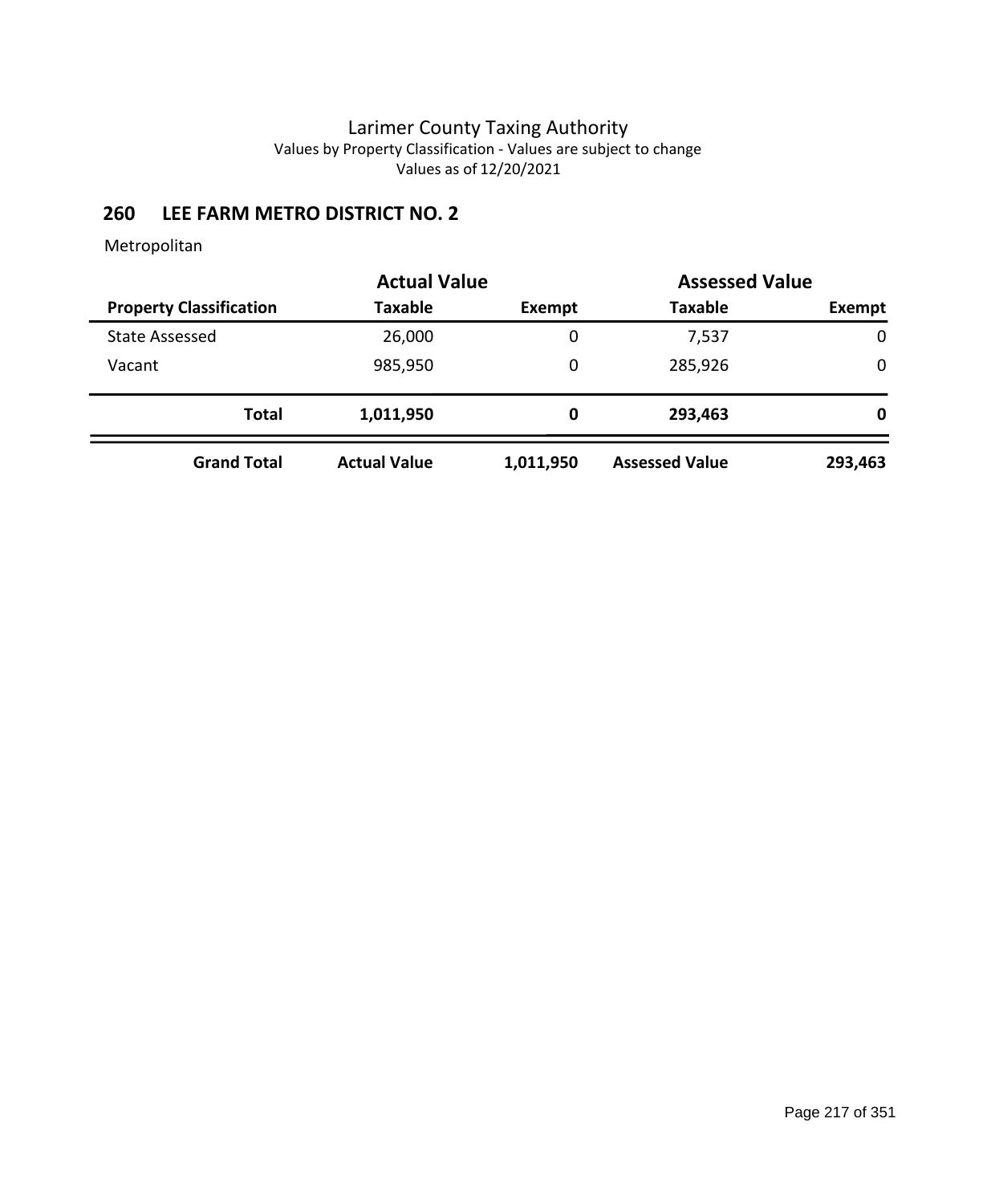# Larimer County Taxing Authority

Values by Property Classification - Values are subject to change

Values as of 12/20/2021

## 260 LEE FARM METRO DISTRICT NO. 2

Metropolitan

| | Actual Value | | Assessed Value | |
|---|---|---|---|---|
| **Property Classification** | **Taxable** | **Exempt** | **Taxable** | **Exempt** |
| State Assessed | 26,000 | 0 | 7,537 | 0 |
| Vacant | 985,950 | 0 | 285,926 | 0 |
| **Total** | **1,011,950** | **0** | **293,463** | **0** |
| **Grand Total** | **Actual Value** | **1,011,950** | **Assessed Value** | **293,463** |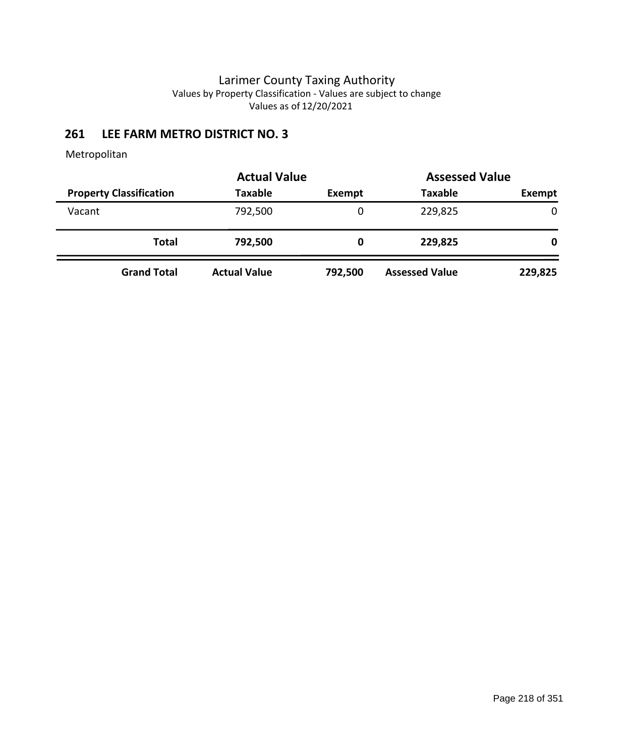# Larimer County Taxing Authority

Values by Property Classification - Values are subject to change

Values as of 12/20/2021

## 261 LEE FARM METRO DISTRICT NO. 3

Metropolitan

| | Actual Value | | Assessed Value | |
|---|---|---|---|---|
| **Property Classification** | **Taxable** | **Exempt** | **Taxable** | **Exempt** |
| Vacant | 792,500 | 0 | 229,825 | 0 |
| **Total** | **792,500** | **0** | **229,825** | **0** |
| **Grand Total** | **Actual Value** | **792,500** | **Assessed Value** | **229,825** |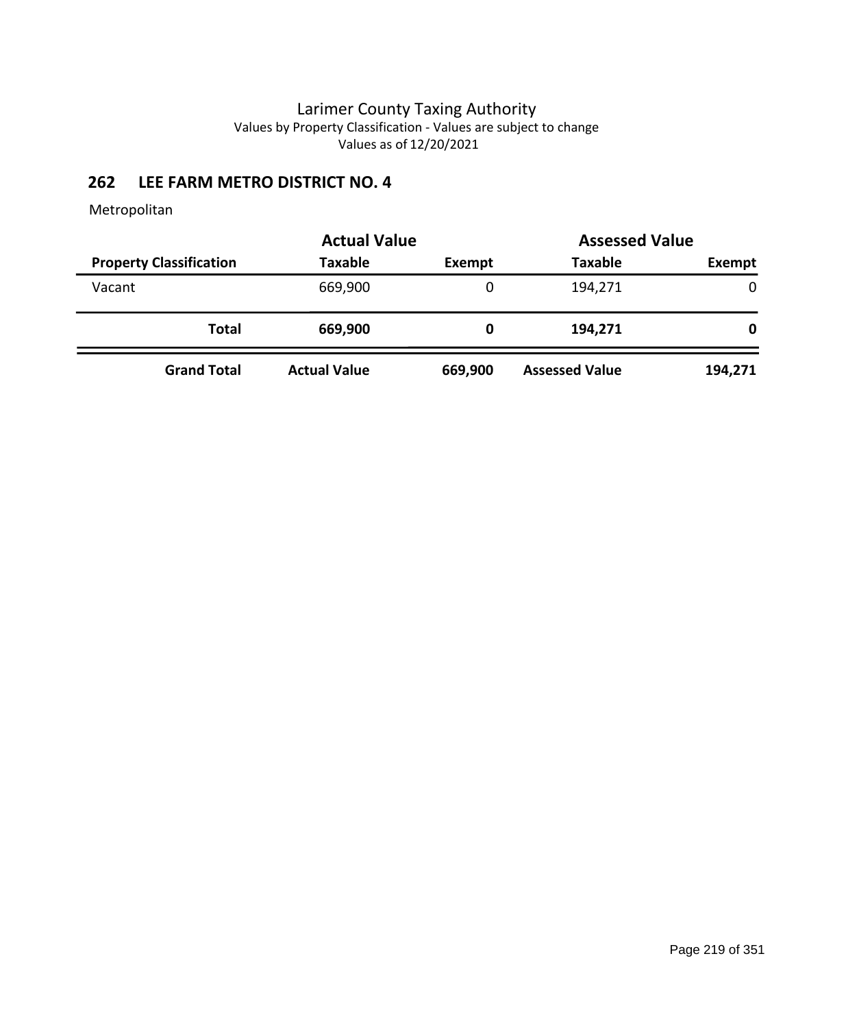# Larimer County Taxing Authority

Values by Property Classification - Values are subject to change

Values as of 12/20/2021

## 262 LEE FARM METRO DISTRICT NO. 4

Metropolitan

| | Actual Value | | Assessed Value | |
|---|---|---|---|---|
| **Property Classification** | **Taxable** | **Exempt** | **Taxable** | **Exempt** |
| Vacant | 669,900 | 0 | 194,271 | 0 |
| **Total** | **669,900** | **0** | **194,271** | **0** |
| **Grand Total** | **Actual Value** | **669,900** | **Assessed Value** | **194,271** |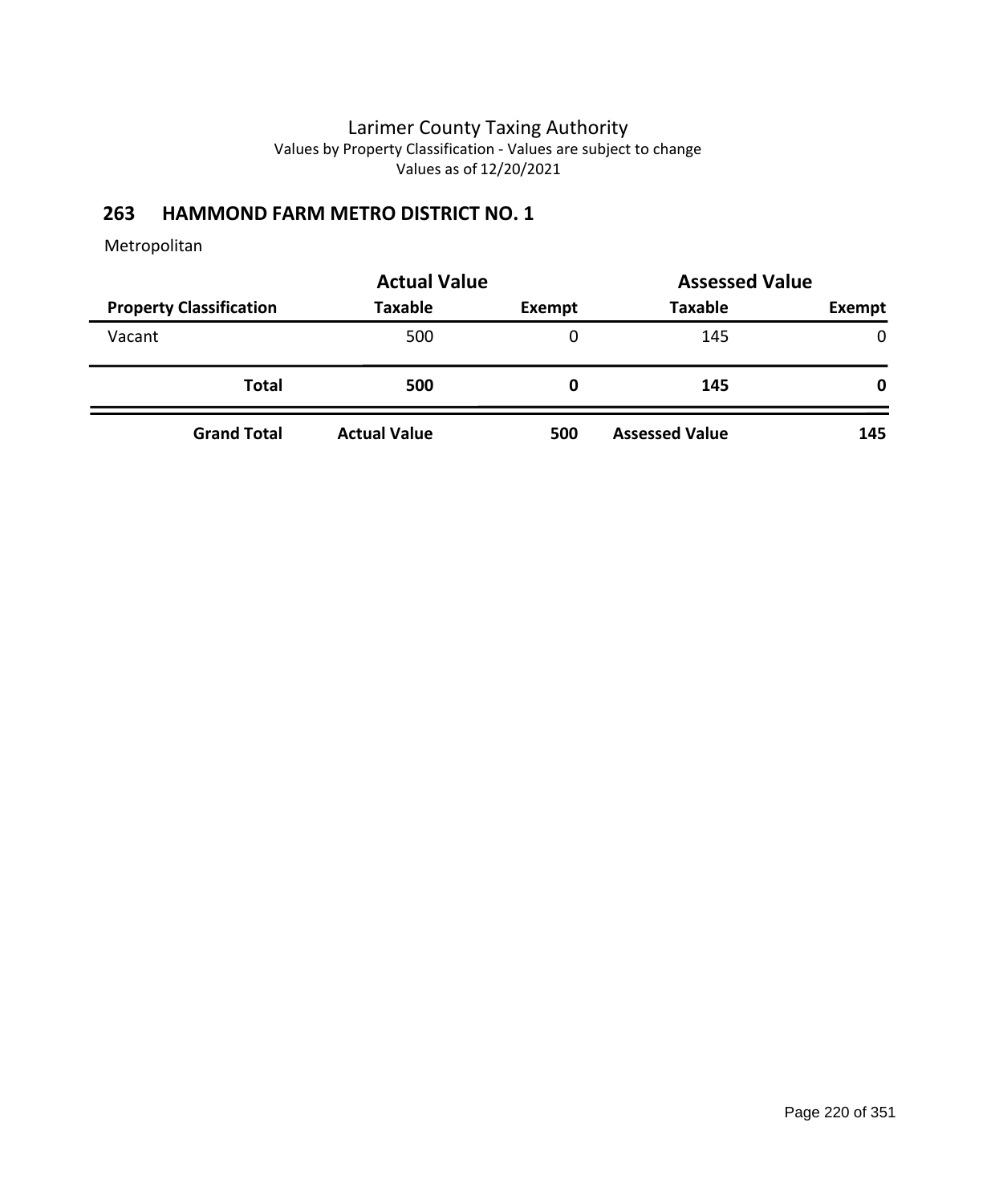# Larimer County Taxing Authority

Values by Property Classification - Values are subject to change

Values as of 12/20/2021

## 263 HAMMOND FARM METRO DISTRICT NO. 1

Metropolitan

| | Actual Value | | Assessed Value | |
|---|---|---|---|---|
| **Property Classification** | **Taxable** | **Exempt** | **Taxable** | **Exempt** |
| Vacant | 500 | 0 | 145 | 0 |
| **Total** | **500** | **0** | **145** | **0** |
| **Grand Total** | **Actual Value** | **500** | **Assessed Value** | **145** |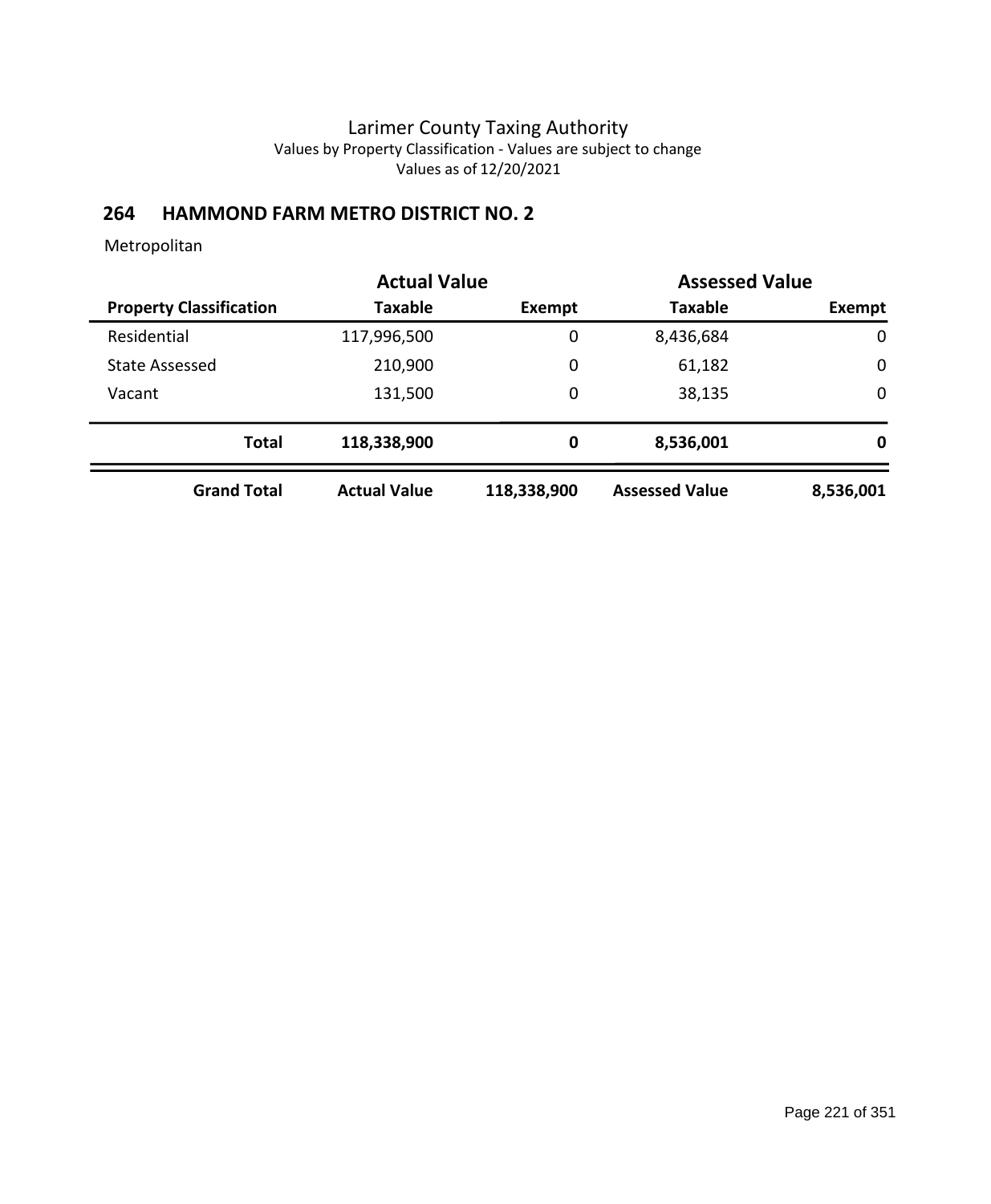Larimer County Taxing Authority
Values by Property Classification - Values are subject to change
Values as of 12/20/2021

## 264 HAMMOND FARM METRO DISTRICT NO. 2

Metropolitan

| | Actual Value | | Assessed Value | |
|---|---|---|---|---|
| **Property Classification** | **Taxable** | **Exempt** | **Taxable** | **Exempt** |
| Residential | 117,996,500 | 0 | 8,436,684 | 0 |
| State Assessed | 210,900 | 0 | 61,182 | 0 |
| Vacant | 131,500 | 0 | 38,135 | 0 |
| **Total** | **118,338,900** | **0** | **8,536,001** | **0** |
| **Grand Total** | **Actual Value** | **118,338,900** | **Assessed Value** | **8,536,001** |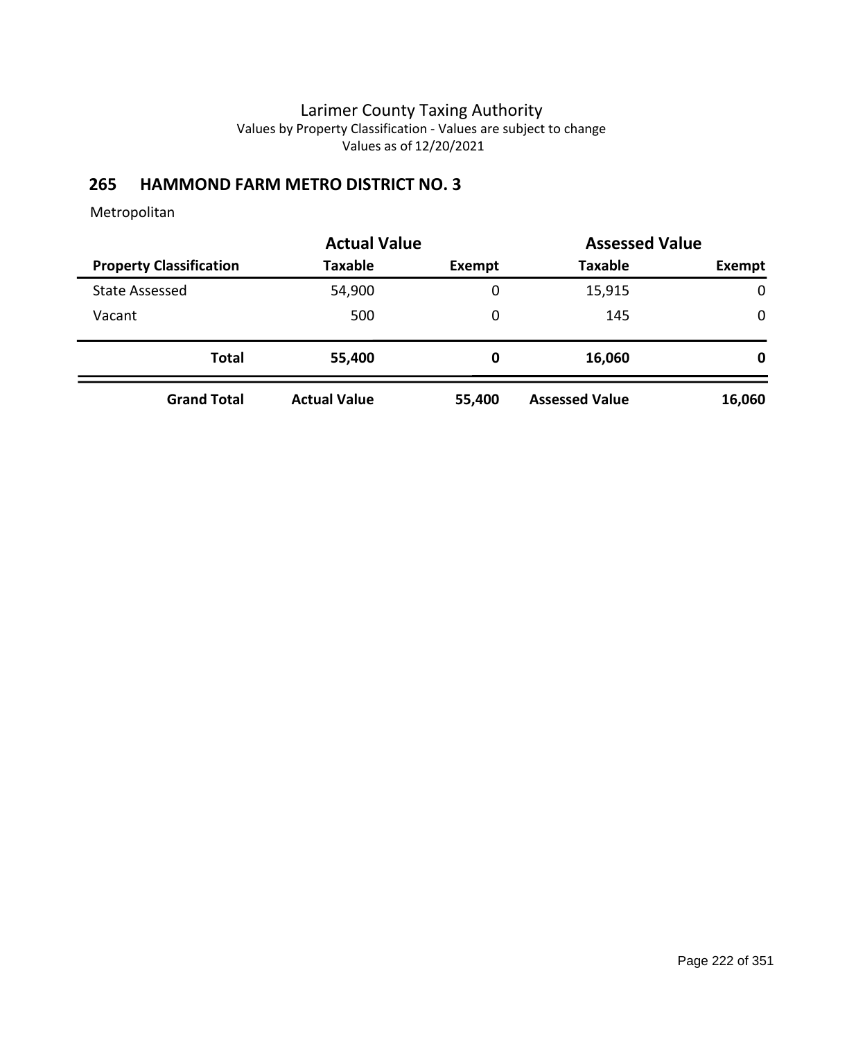# Larimer County Taxing Authority

Values by Property Classification - Values are subject to change

Values as of 12/20/2021

## 265 HAMMOND FARM METRO DISTRICT NO. 3

Metropolitan

| | Actual Value | | Assessed Value | |
|---|---|---|---|---|
| **Property Classification** | **Taxable** | **Exempt** | **Taxable** | **Exempt** |
| State Assessed | 54,900 | 0 | 15,915 | 0 |
| Vacant | 500 | 0 | 145 | 0 |
| **Total** | **55,400** | **0** | **16,060** | **0** |
| **Grand Total** | **Actual Value** | **55,400** | **Assessed Value** | **16,060** |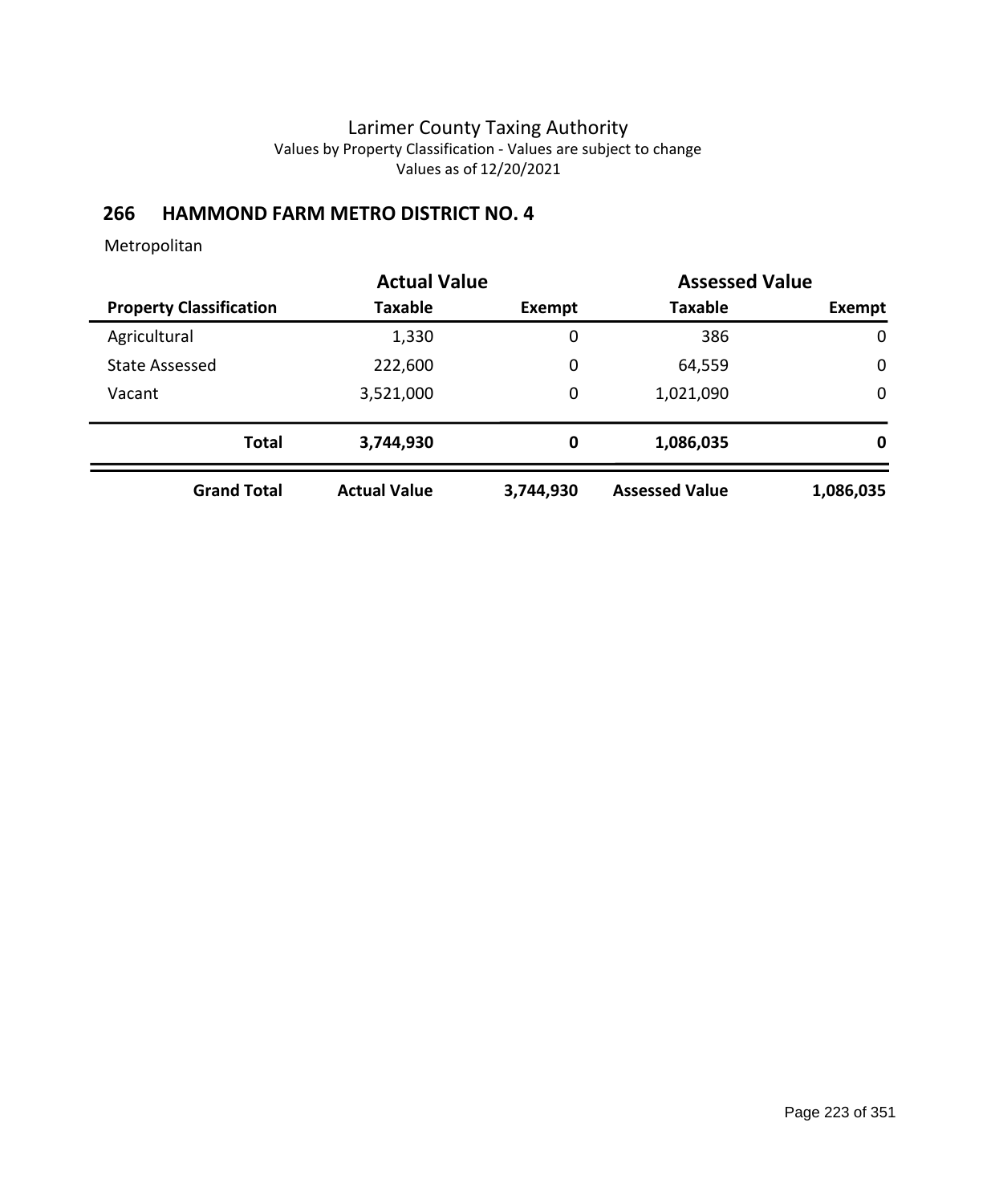# Larimer County Taxing Authority

Values by Property Classification - Values are subject to change

Values as of 12/20/2021

## 266 HAMMOND FARM METRO DISTRICT NO. 4

Metropolitan

| | Actual Value | | Assessed Value | |
|---|---|---|---|---|
| **Property Classification** | **Taxable** | **Exempt** | **Taxable** | **Exempt** |
| Agricultural | 1,330 | 0 | 386 | 0 |
| State Assessed | 222,600 | 0 | 64,559 | 0 |
| Vacant | 3,521,000 | 0 | 1,021,090 | 0 |
| **Total** | **3,744,930** | **0** | **1,086,035** | **0** |
| **Grand Total** | **Actual Value** | **3,744,930** | **Assessed Value** | **1,086,035** |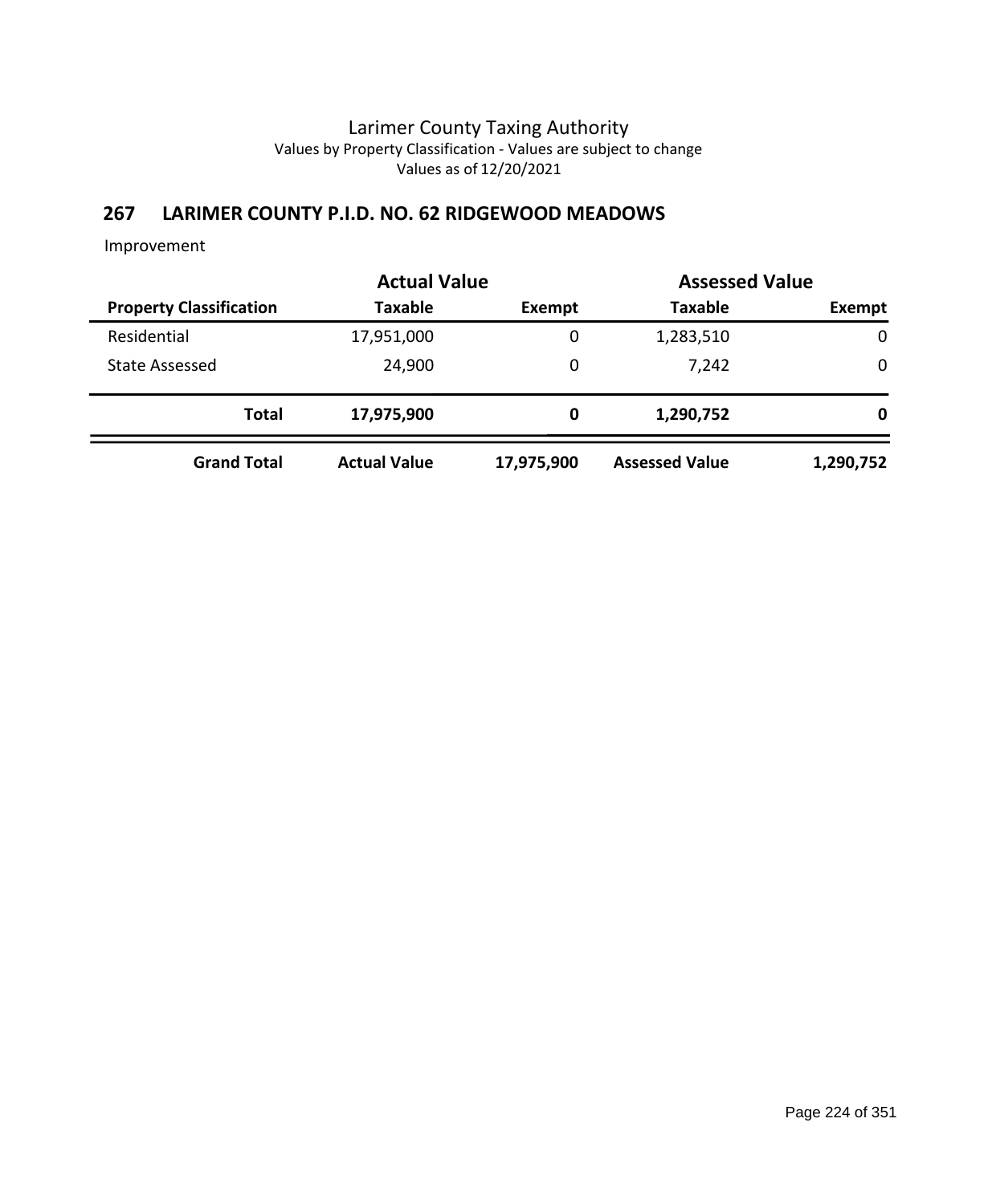Larimer County Taxing Authority
Values by Property Classification - Values are subject to change
Values as of 12/20/2021

## 267 LARIMER COUNTY P.I.D. NO. 62 RIDGEWOOD MEADOWS

Improvement

| | Actual Value | | Assessed Value | |
|---|---|---|---|---|
| **Property Classification** | **Taxable** | **Exempt** | **Taxable** | **Exempt** |
| Residential | 17,951,000 | 0 | 1,283,510 | 0 |
| State Assessed | 24,900 | 0 | 7,242 | 0 |
| **Total** | **17,975,900** | **0** | **1,290,752** | **0** |
| **Grand Total** | **Actual Value** | **17,975,900** | **Assessed Value** | **1,290,752** |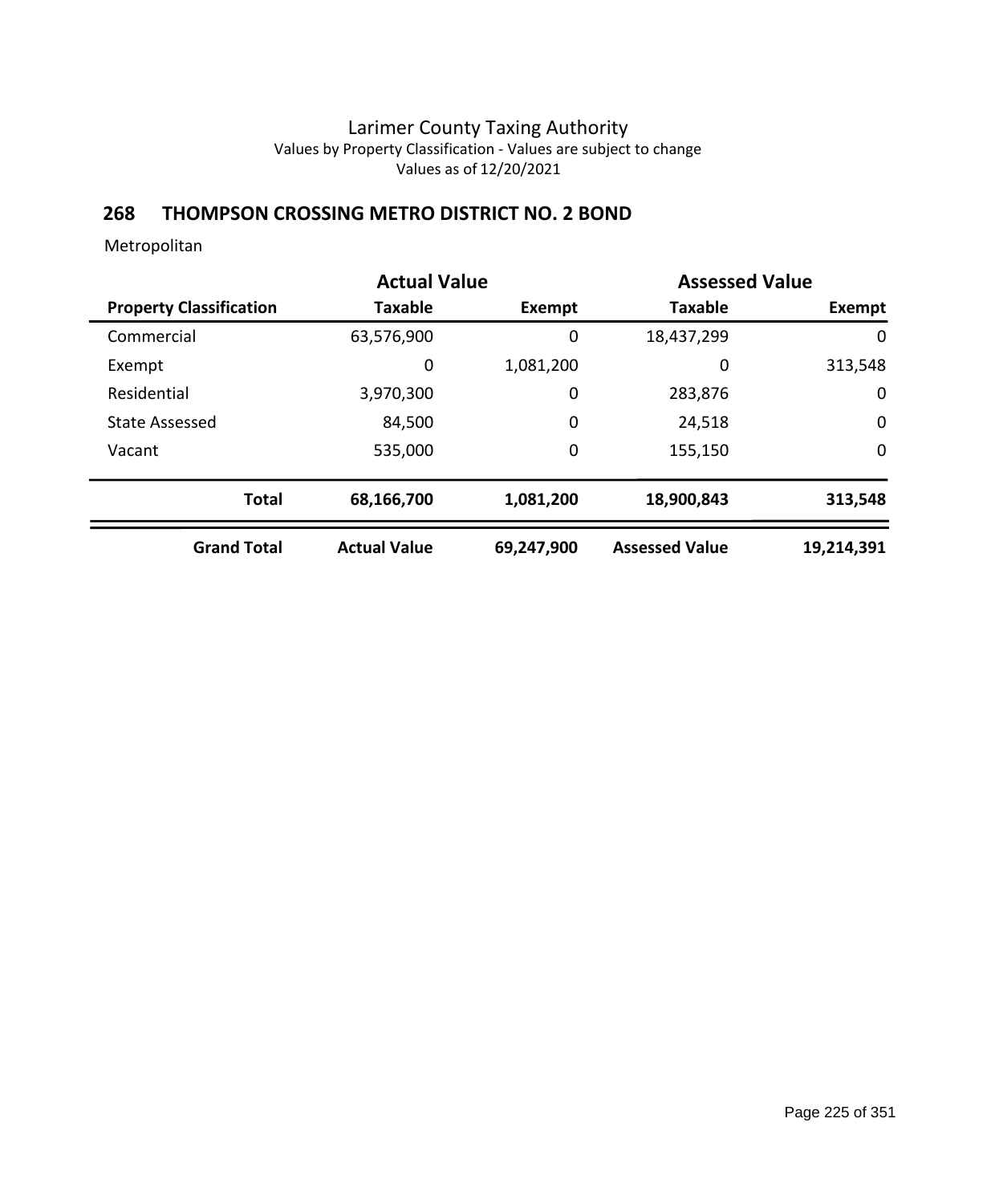Larimer County Taxing Authority
Values by Property Classification - Values are subject to change
Values as of 12/20/2021

## 268 THOMPSON CROSSING METRO DISTRICT NO. 2 BOND

Metropolitan

| | Actual Value | | Assessed Value | |
|---|---|---|---|---|
| **Property Classification** | **Taxable** | **Exempt** | **Taxable** | **Exempt** |
| Commercial | 63,576,900 | 0 | 18,437,299 | 0 |
| Exempt | 0 | 1,081,200 | 0 | 313,548 |
| Residential | 3,970,300 | 0 | 283,876 | 0 |
| State Assessed | 84,500 | 0 | 24,518 | 0 |
| Vacant | 535,000 | 0 | 155,150 | 0 |
| **Total** | **68,166,700** | **1,081,200** | **18,900,843** | **313,548** |
| **Grand Total** | **Actual Value** | **69,247,900** | **Assessed Value** | **19,214,391** |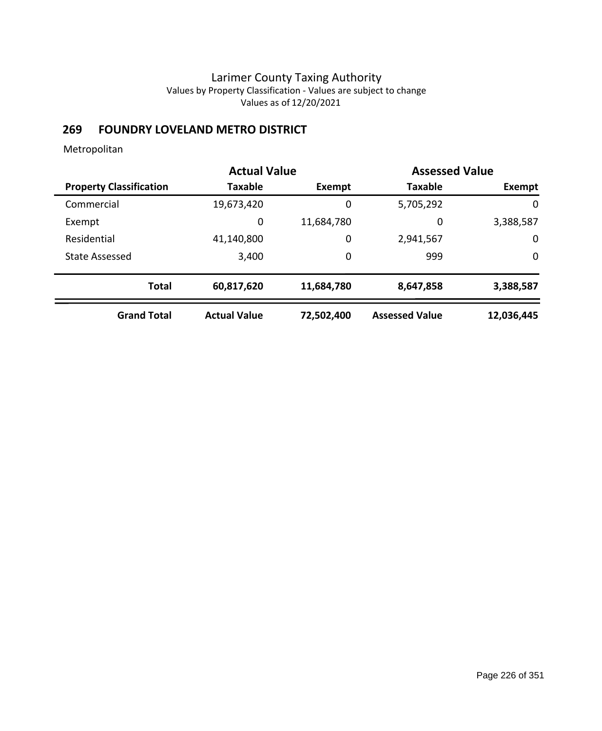# Larimer County Taxing Authority

Values by Property Classification - Values are subject to change

Values as of 12/20/2021

## 269 FOUNDRY LOVELAND METRO DISTRICT

Metropolitan

| | Actual Value | | Assessed Value | |
|---|---|---|---|---|
| **Property Classification** | **Taxable** | **Exempt** | **Taxable** | **Exempt** |
| Commercial | 19,673,420 | 0 | 5,705,292 | 0 |
| Exempt | 0 | 11,684,780 | 0 | 3,388,587 |
| Residential | 41,140,800 | 0 | 2,941,567 | 0 |
| State Assessed | 3,400 | 0 | 999 | 0 |
| **Total** | **60,817,620** | **11,684,780** | **8,647,858** | **3,388,587** |
| **Grand Total** | **Actual Value** | **72,502,400** | **Assessed Value** | **12,036,445** |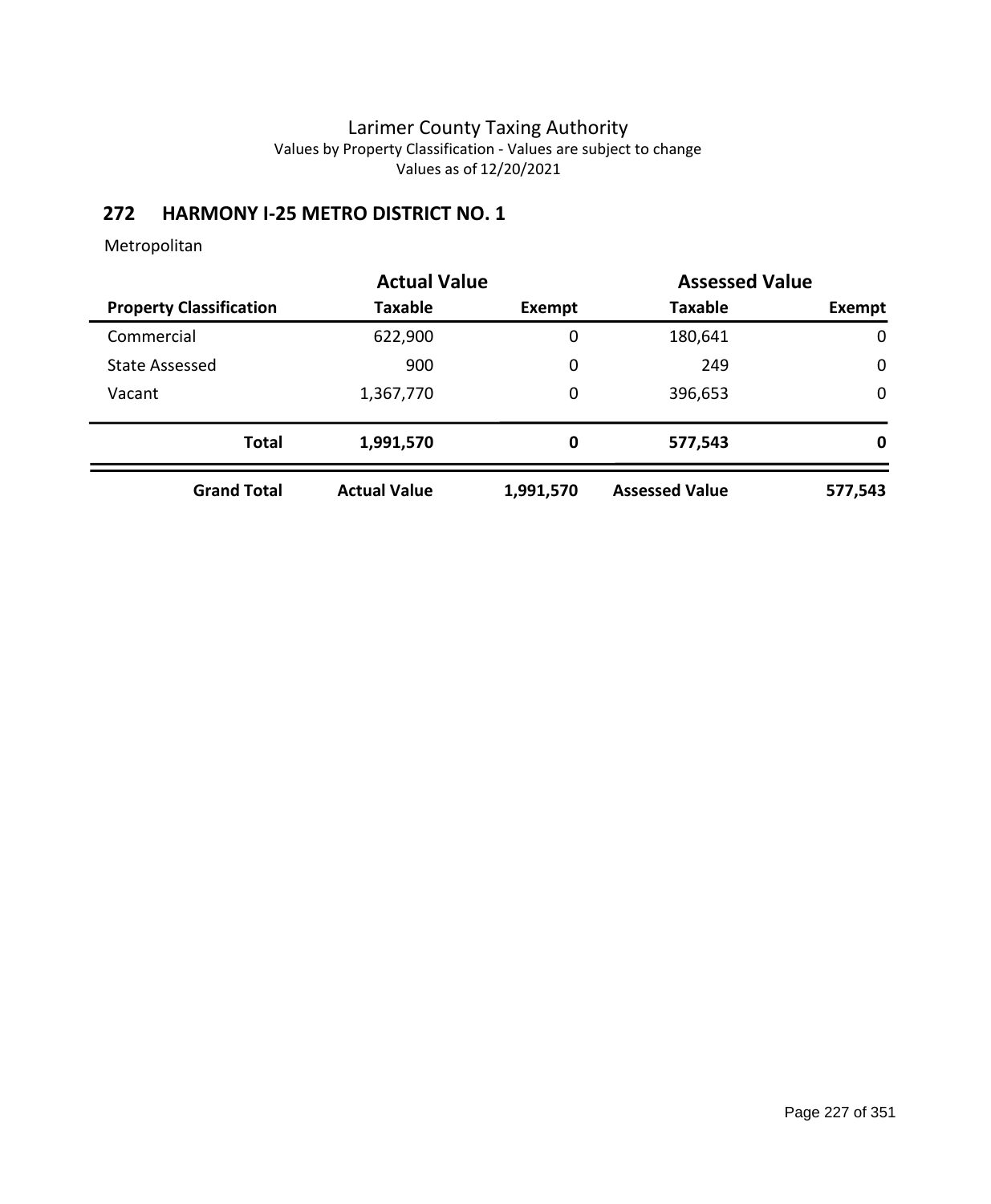Larimer County Taxing Authority
Values by Property Classification - Values are subject to change
Values as of 12/20/2021

## 272 HARMONY I-25 METRO DISTRICT NO. 1

Metropolitan

| | Actual Value | | Assessed Value | |
|---|---|---|---|---|
| **Property Classification** | **Taxable** | **Exempt** | **Taxable** | **Exempt** |
| Commercial | 622,900 | 0 | 180,641 | 0 |
| State Assessed | 900 | 0 | 249 | 0 |
| Vacant | 1,367,770 | 0 | 396,653 | 0 |
| **Total** | **1,991,570** | **0** | **577,543** | **0** |
| **Grand Total** | **Actual Value** | **1,991,570** | **Assessed Value** | **577,543** |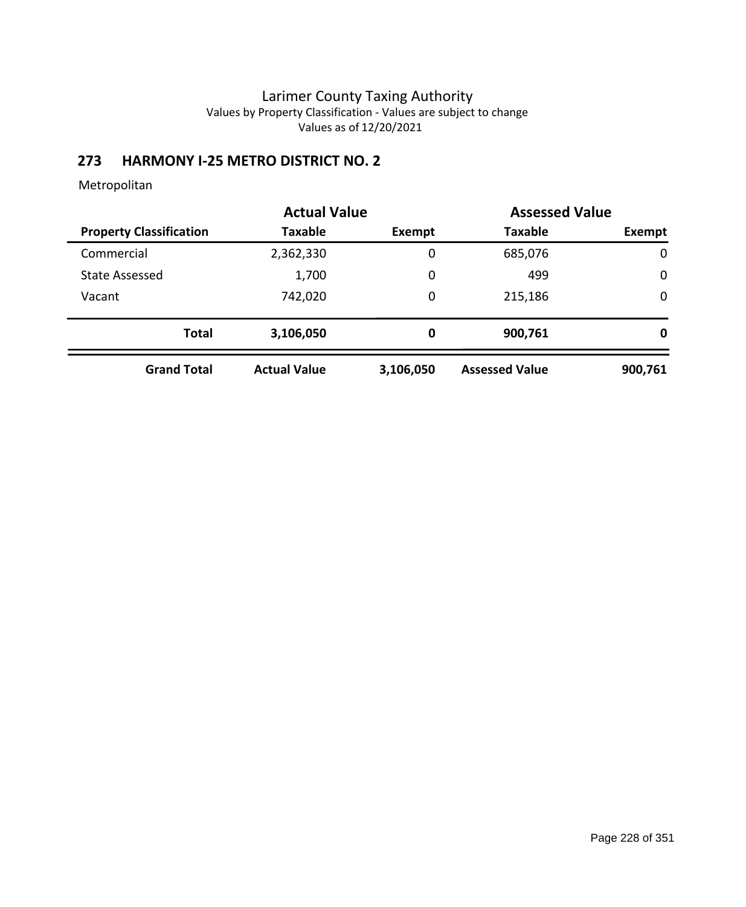# Larimer County Taxing Authority

Values by Property Classification - Values are subject to change

Values as of 12/20/2021

## 273 HARMONY I-25 METRO DISTRICT NO. 2

Metropolitan

| | Actual Value | | Assessed Value | |
|---|---|---|---|---|
| **Property Classification** | **Taxable** | **Exempt** | **Taxable** | **Exempt** |
| Commercial | 2,362,330 | 0 | 685,076 | 0 |
| State Assessed | 1,700 | 0 | 499 | 0 |
| Vacant | 742,020 | 0 | 215,186 | 0 |
| **Total** | **3,106,050** | **0** | **900,761** | **0** |
| **Grand Total** | **Actual Value** | **3,106,050** | **Assessed Value** | **900,761** |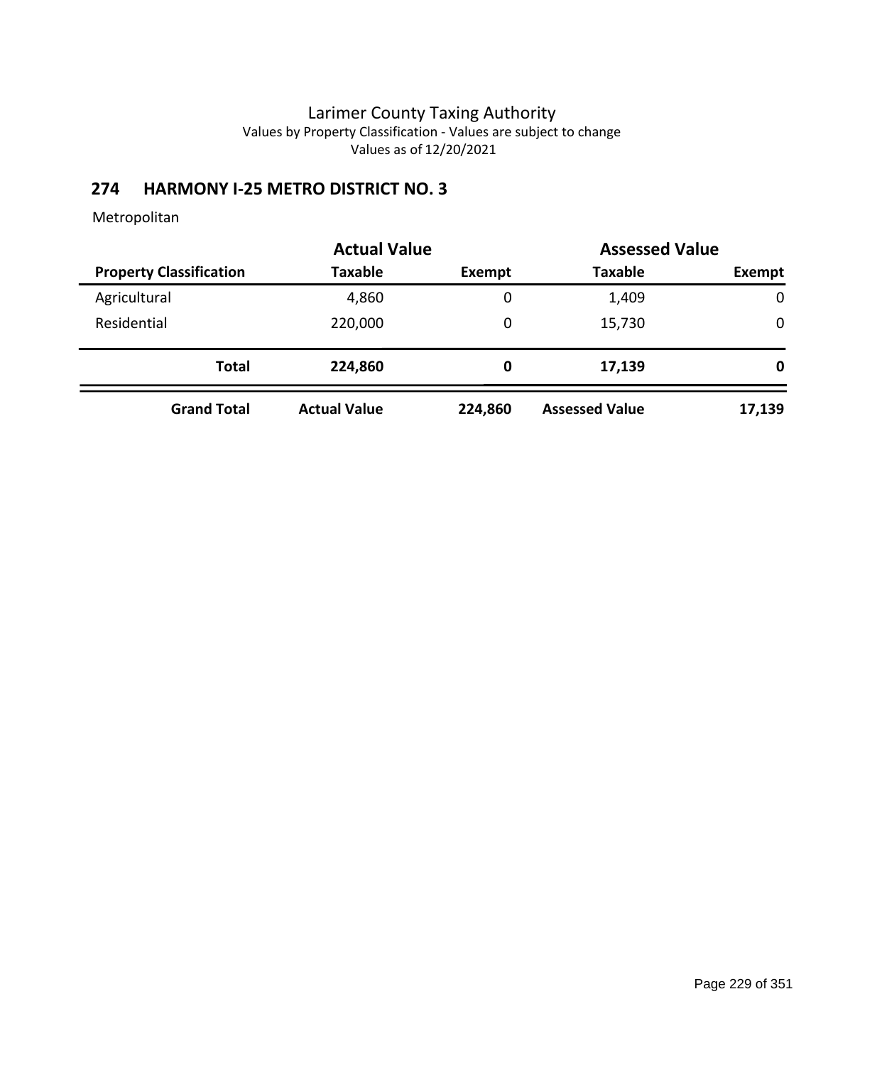Larimer County Taxing Authority
Values by Property Classification - Values are subject to change
Values as of 12/20/2021

## 274 HARMONY I-25 METRO DISTRICT NO. 3

Metropolitan

| | Actual Value | | Assessed Value | |
|---|---|---|---|---|
| **Property Classification** | **Taxable** | **Exempt** | **Taxable** | **Exempt** |
| Agricultural | 4,860 | 0 | 1,409 | 0 |
| Residential | 220,000 | 0 | 15,730 | 0 |
| **Total** | **224,860** | **0** | **17,139** | **0** |
| **Grand Total** | **Actual Value** | **224,860** | **Assessed Value** | **17,139** |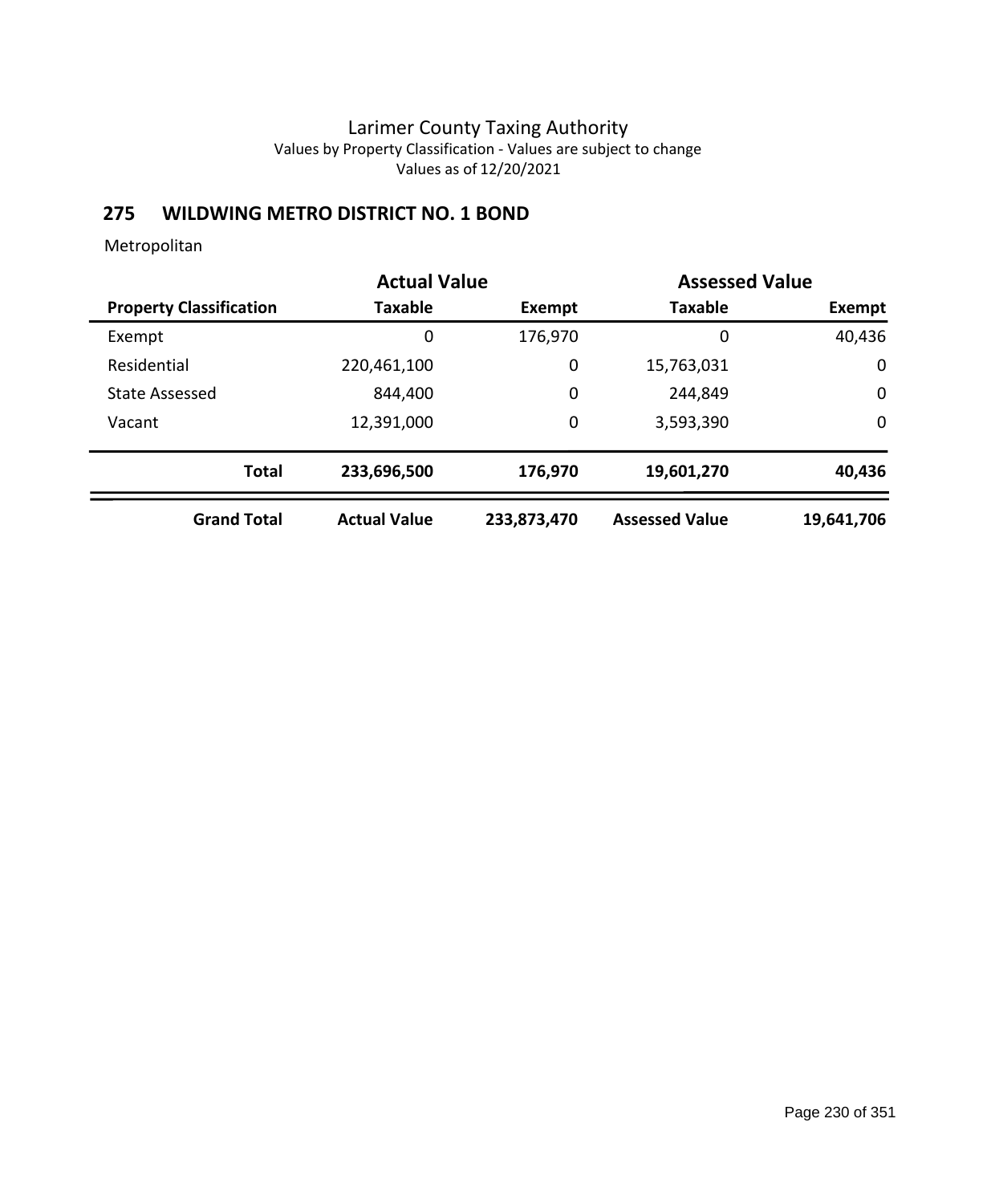# Larimer County Taxing Authority

Values by Property Classification - Values are subject to change

Values as of 12/20/2021

## 275 WILDWING METRO DISTRICT NO. 1 BOND

Metropolitan

| | Actual Value | | Assessed Value | |
|---|---|---|---|---|
| **Property Classification** | **Taxable** | **Exempt** | **Taxable** | **Exempt** |
| Exempt | 0 | 176,970 | 0 | 40,436 |
| Residential | 220,461,100 | 0 | 15,763,031 | 0 |
| State Assessed | 844,400 | 0 | 244,849 | 0 |
| Vacant | 12,391,000 | 0 | 3,593,390 | 0 |
| **Total** | **233,696,500** | **176,970** | **19,601,270** | **40,436** |
| **Grand Total** | **Actual Value** | **233,873,470** | **Assessed Value** | **19,641,706** |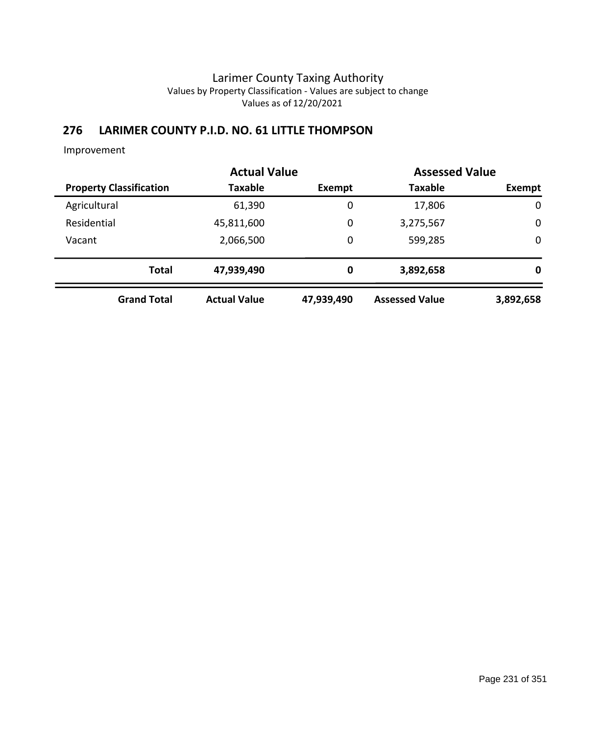# Larimer County Taxing Authority

Values by Property Classification - Values are subject to change

Values as of 12/20/2021

## 276 LARIMER COUNTY P.I.D. NO. 61 LITTLE THOMPSON

Improvement

| | Actual Value | | Assessed Value | |
|---|---|---|---|---|
| **Property Classification** | **Taxable** | **Exempt** | **Taxable** | **Exempt** |
| Agricultural | 61,390 | 0 | 17,806 | 0 |
| Residential | 45,811,600 | 0 | 3,275,567 | 0 |
| Vacant | 2,066,500 | 0 | 599,285 | 0 |
| **Total** | **47,939,490** | **0** | **3,892,658** | **0** |
| **Grand Total** | **Actual Value** | **47,939,490** | **Assessed Value** | **3,892,658** |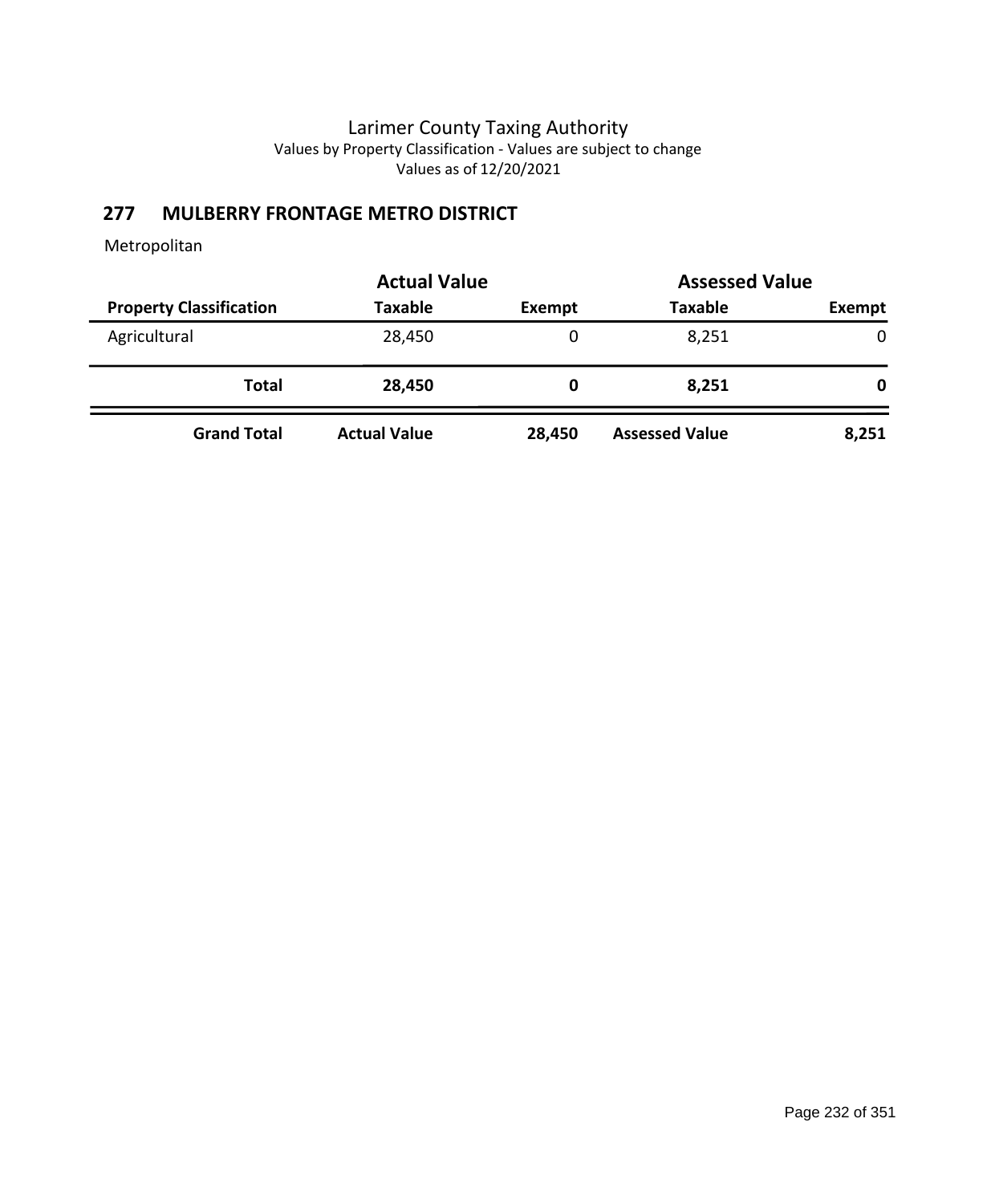# Larimer County Taxing Authority

Values by Property Classification - Values are subject to change

Values as of 12/20/2021

## 277 MULBERRY FRONTAGE METRO DISTRICT

Metropolitan

| | Actual Value | | Assessed Value | |
|---|---|---|---|---|
| **Property Classification** | **Taxable** | **Exempt** | **Taxable** | **Exempt** |
| Agricultural | 28,450 | 0 | 8,251 | 0 |
| **Total** | **28,450** | **0** | **8,251** | **0** |
| **Grand Total** | **Actual Value** | **28,450** | **Assessed Value** | **8,251** |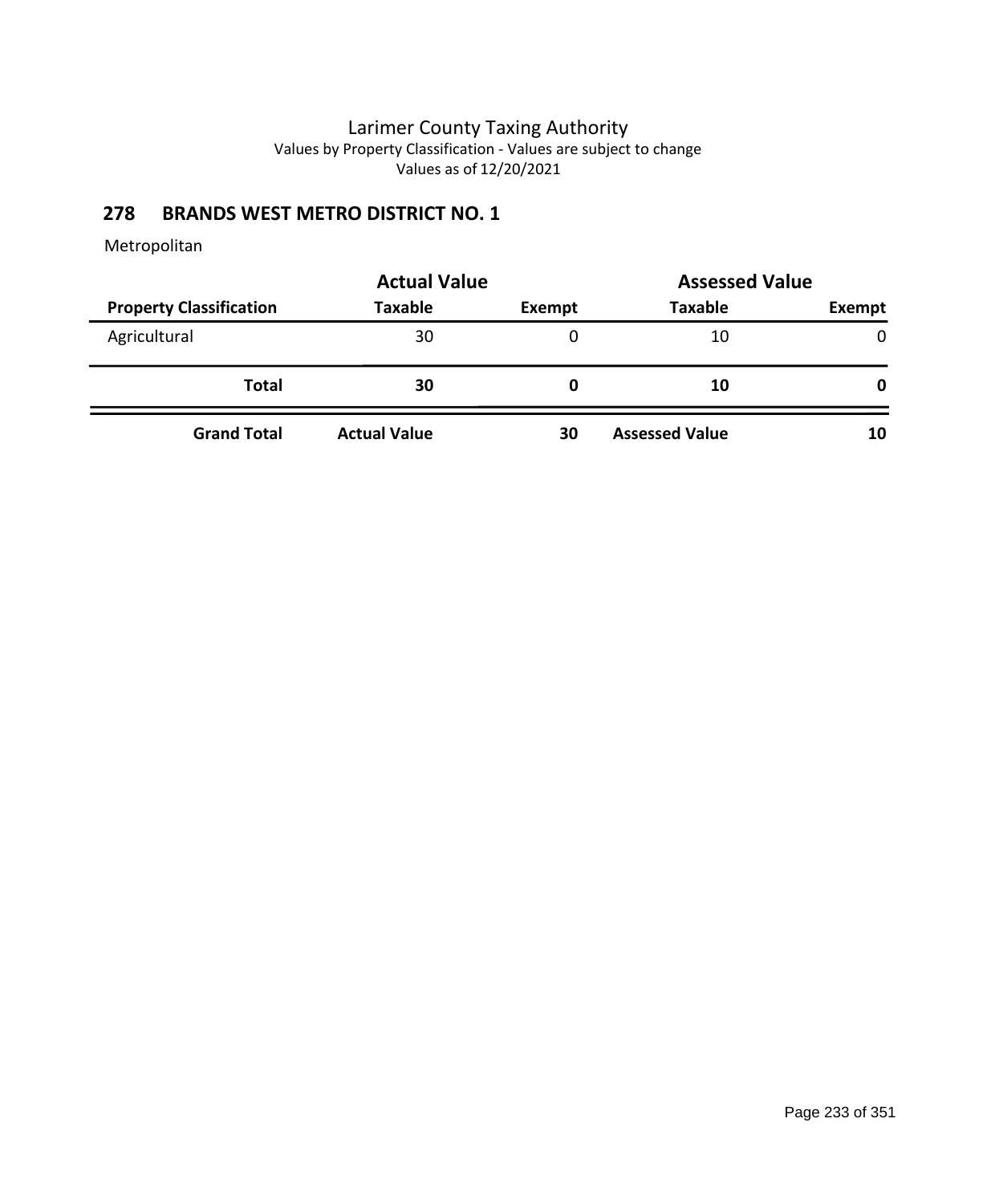# Larimer County Taxing Authority

Values by Property Classification - Values are subject to change

Values as of 12/20/2021

## 278 BRANDS WEST METRO DISTRICT NO. 1

Metropolitan

| | Actual Value | | Assessed Value | |
|---|---|---|---|---|
| **Property Classification** | **Taxable** | **Exempt** | **Taxable** | **Exempt** |
| Agricultural | 30 | 0 | 10 | 0 |
| **Total** | **30** | **0** | **10** | **0** |
| **Grand Total** | **Actual Value** | **30** | **Assessed Value** | **10** |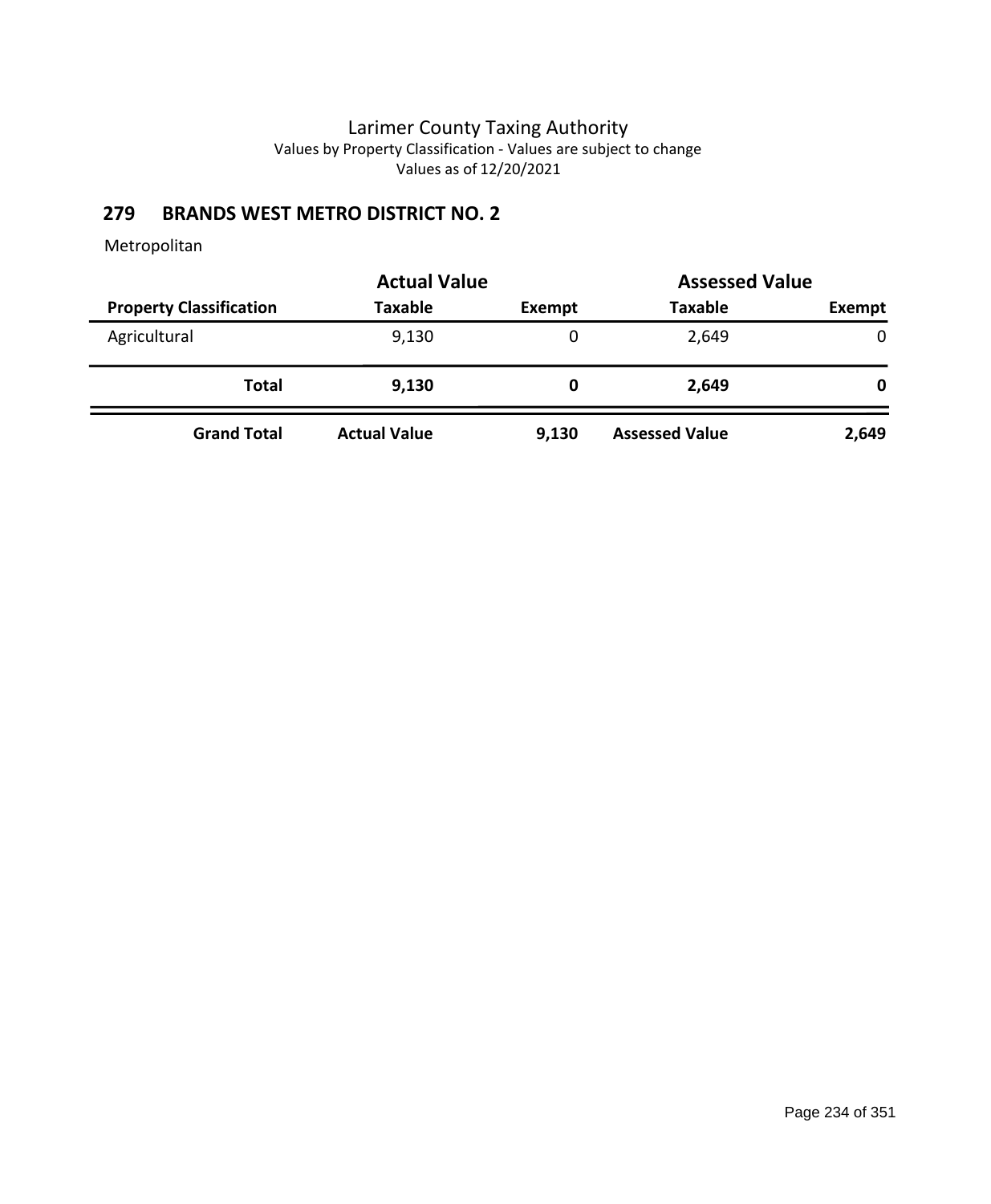Larimer County Taxing Authority
Values by Property Classification - Values are subject to change
Values as of 12/20/2021

## 279 BRANDS WEST METRO DISTRICT NO. 2

Metropolitan

| | Actual Value | | Assessed Value | |
|---|---|---|---|---|
| **Property Classification** | **Taxable** | **Exempt** | **Taxable** | **Exempt** |
| Agricultural | 9,130 | 0 | 2,649 | 0 |
| **Total** | **9,130** | **0** | **2,649** | **0** |
| **Grand Total** | **Actual Value** | **9,130** | **Assessed Value** | **2,649** |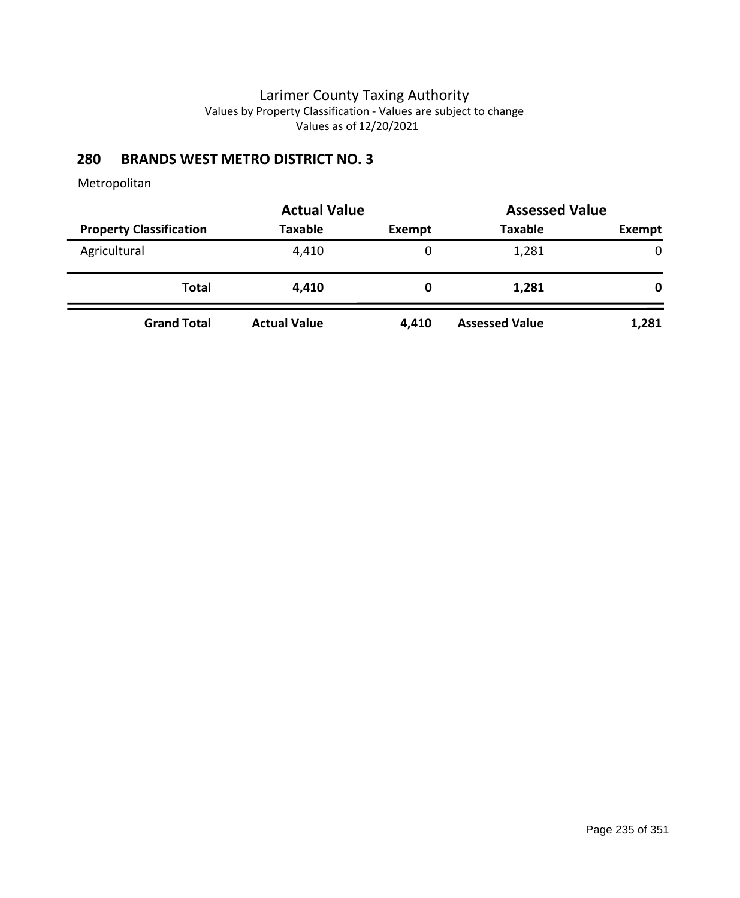Larimer County Taxing Authority
Values by Property Classification - Values are subject to change
Values as of 12/20/2021

## 280 BRANDS WEST METRO DISTRICT NO. 3

Metropolitan

| | Actual Value | | Assessed Value | |
|---|---|---|---|---|
| **Property Classification** | **Taxable** | **Exempt** | **Taxable** | **Exempt** |
| Agricultural | 4,410 | 0 | 1,281 | 0 |
| **Total** | **4,410** | **0** | **1,281** | **0** |
| **Grand Total** | **Actual Value** | **4,410** | **Assessed Value** | **1,281** |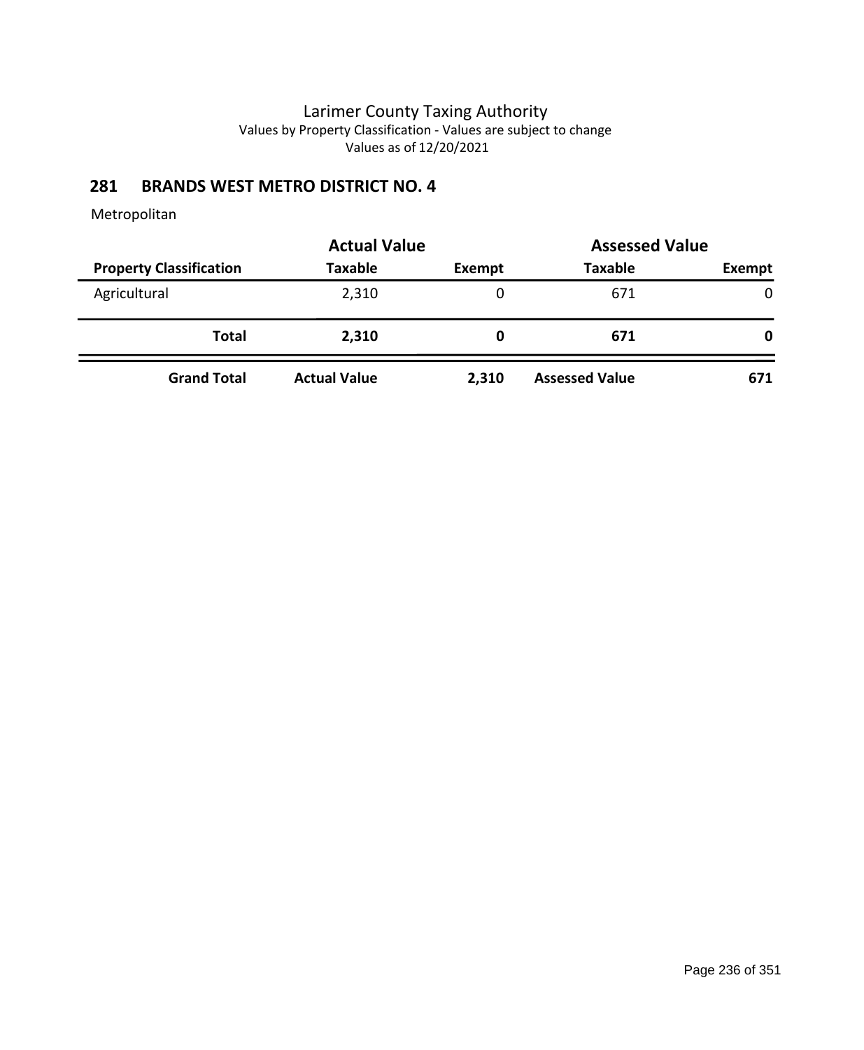# Larimer County Taxing Authority

Values by Property Classification - Values are subject to change

Values as of 12/20/2021

## 281 BRANDS WEST METRO DISTRICT NO. 4

Metropolitan

| | Actual Value | | Assessed Value | |
|---|---|---|---|---|
| **Property Classification** | **Taxable** | **Exempt** | **Taxable** | **Exempt** |
| Agricultural | 2,310 | 0 | 671 | 0 |
| **Total** | **2,310** | **0** | **671** | **0** |
| **Grand Total** | **Actual Value** | **2,310** | **Assessed Value** | **671** |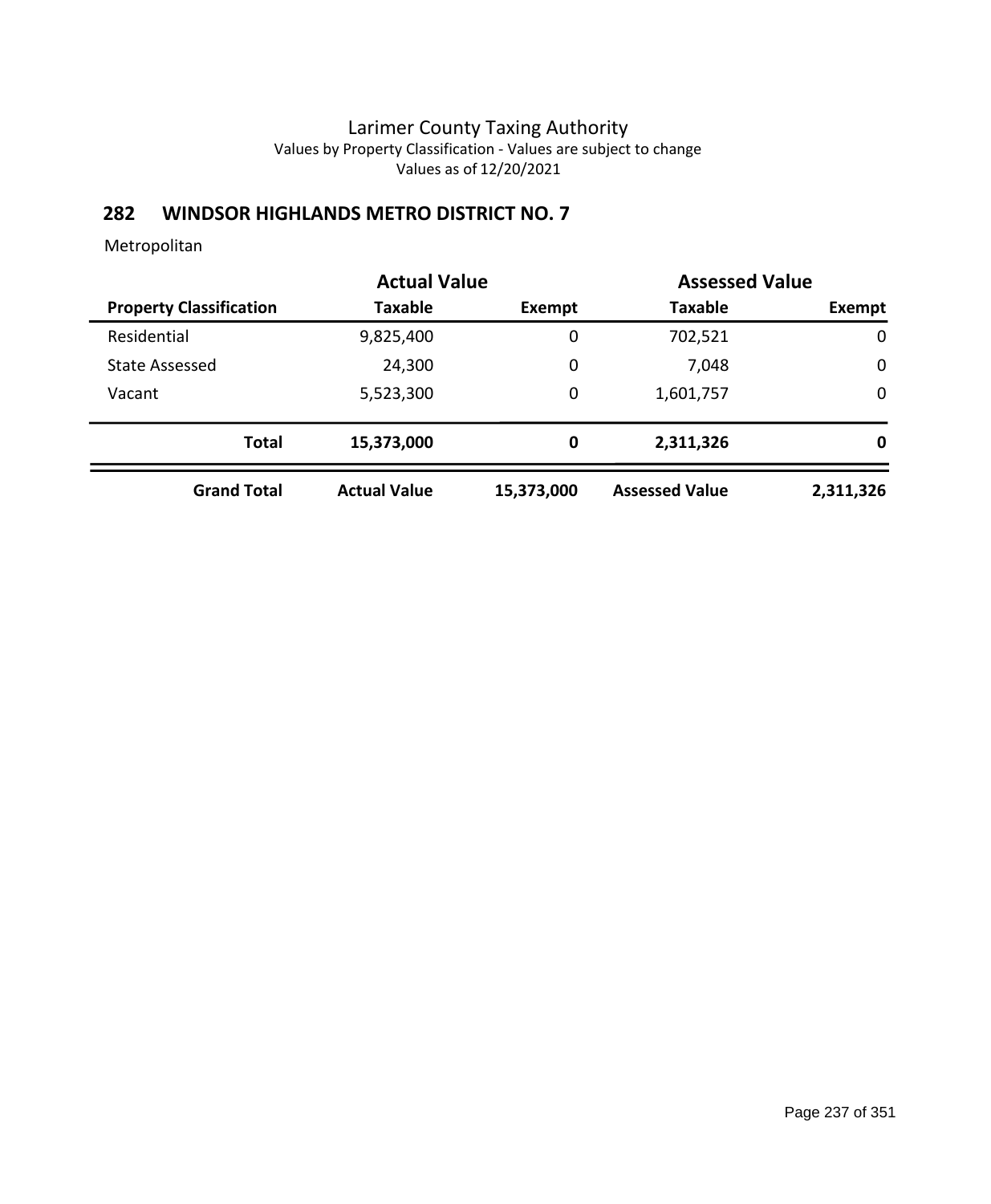Larimer County Taxing Authority
Values by Property Classification - Values are subject to change
Values as of 12/20/2021

## 282 WINDSOR HIGHLANDS METRO DISTRICT NO. 7

Metropolitan

| | Actual Value | | Assessed Value | |
|---|---|---|---|---|
| **Property Classification** | **Taxable** | **Exempt** | **Taxable** | **Exempt** |
| Residential | 9,825,400 | 0 | 702,521 | 0 |
| State Assessed | 24,300 | 0 | 7,048 | 0 |
| Vacant | 5,523,300 | 0 | 1,601,757 | 0 |
| **Total** | **15,373,000** | **0** | **2,311,326** | **0** |
| **Grand Total** | **Actual Value** | **15,373,000** | **Assessed Value** | **2,311,326** |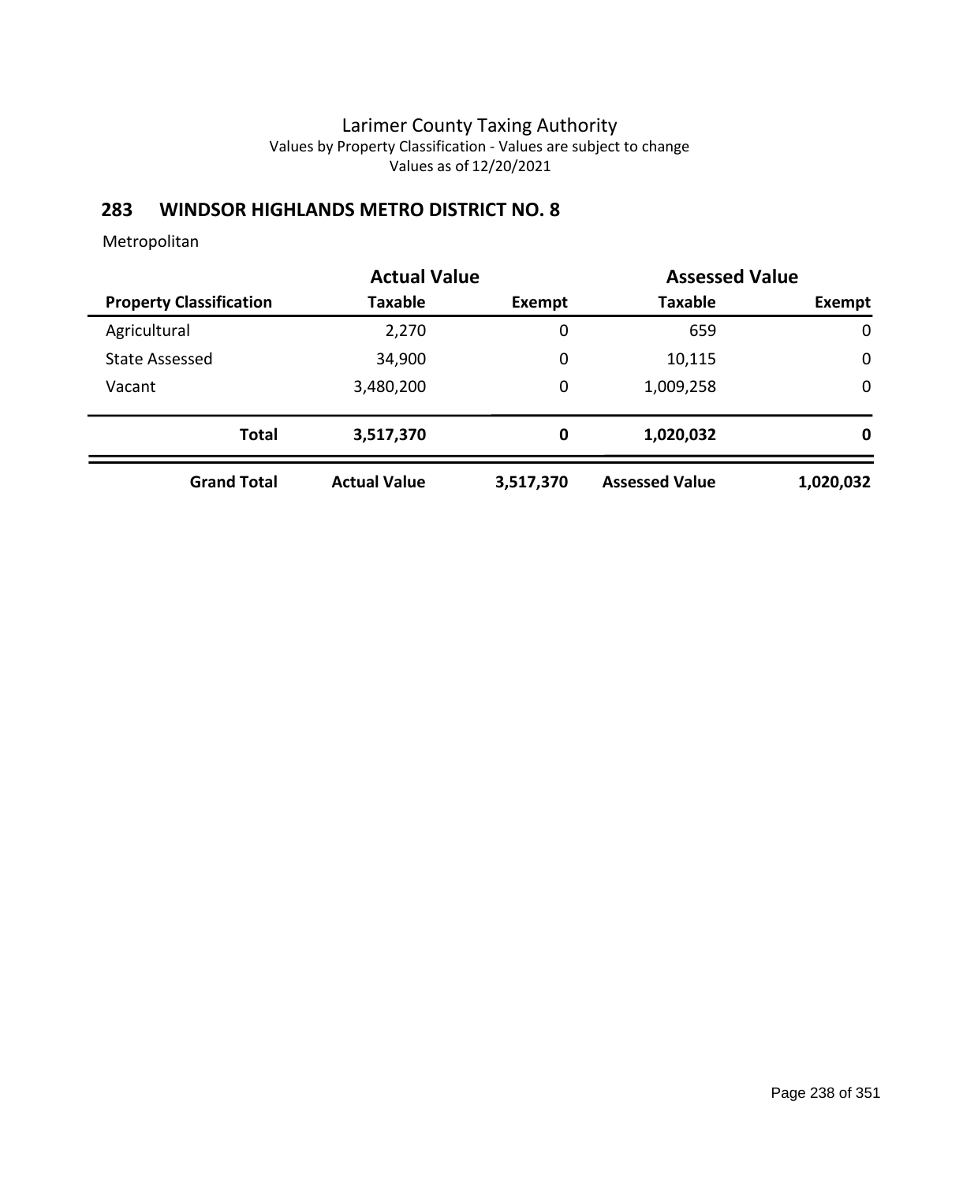# Larimer County Taxing Authority

Values by Property Classification - Values are subject to change

Values as of 12/20/2021

## 283 WINDSOR HIGHLANDS METRO DISTRICT NO. 8

Metropolitan

| | Actual Value | | Assessed Value | |
|---|---|---|---|---|
| **Property Classification** | **Taxable** | **Exempt** | **Taxable** | **Exempt** |
| Agricultural | 2,270 | 0 | 659 | 0 |
| State Assessed | 34,900 | 0 | 10,115 | 0 |
| Vacant | 3,480,200 | 0 | 1,009,258 | 0 |
| **Total** | **3,517,370** | **0** | **1,020,032** | **0** |
| **Grand Total** | **Actual Value** | **3,517,370** | **Assessed Value** | **1,020,032** |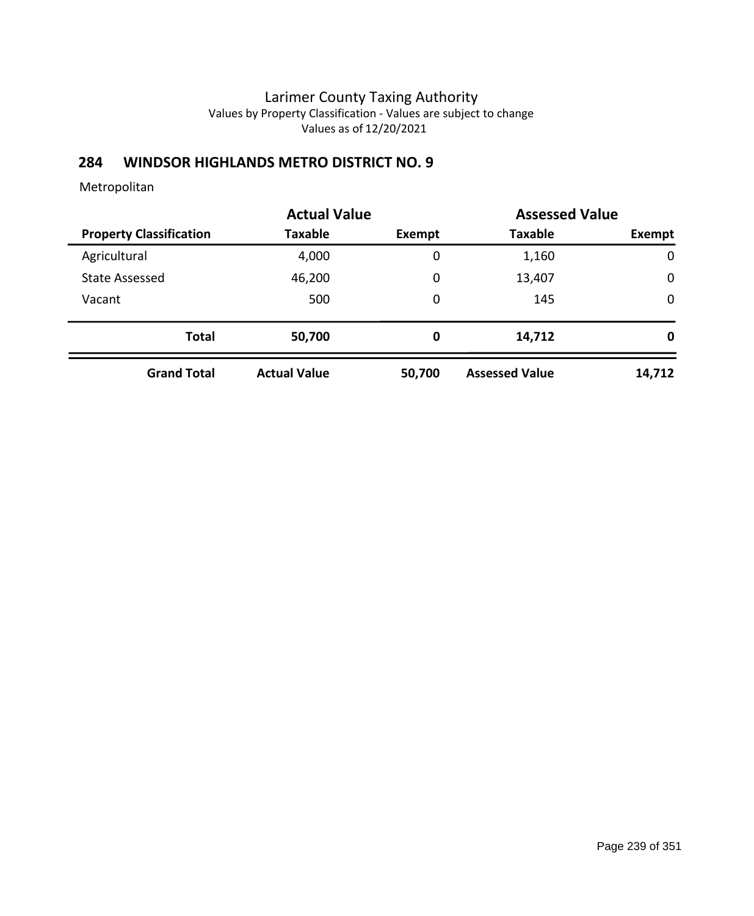# Larimer County Taxing Authority

Values by Property Classification - Values are subject to change

Values as of 12/20/2021

## 284 WINDSOR HIGHLANDS METRO DISTRICT NO. 9

Metropolitan

| | Actual Value | | Assessed Value | |
|---|---|---|---|---|
| **Property Classification** | **Taxable** | **Exempt** | **Taxable** | **Exempt** |
| Agricultural | 4,000 | 0 | 1,160 | 0 |
| State Assessed | 46,200 | 0 | 13,407 | 0 |
| Vacant | 500 | 0 | 145 | 0 |
| **Total** | **50,700** | **0** | **14,712** | **0** |
| **Grand Total** | **Actual Value** | **50,700** | **Assessed Value** | **14,712** |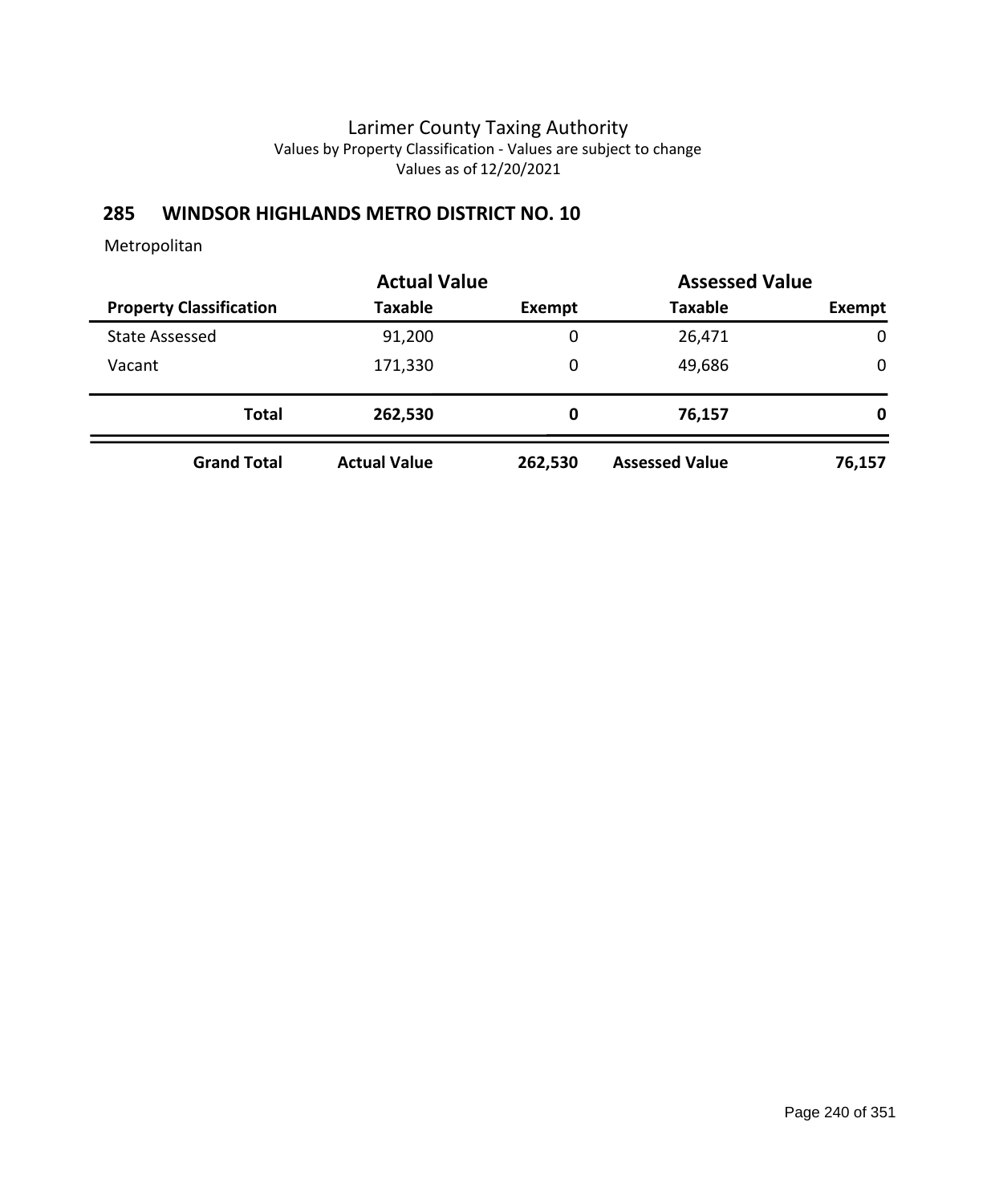# Larimer County Taxing Authority

Values by Property Classification - Values are subject to change

Values as of 12/20/2021

## 285 WINDSOR HIGHLANDS METRO DISTRICT NO. 10

Metropolitan

| | Actual Value | | Assessed Value | |
|---|---|---|---|---|
| **Property Classification** | **Taxable** | **Exempt** | **Taxable** | **Exempt** |
| State Assessed | 91,200 | 0 | 26,471 | 0 |
| Vacant | 171,330 | 0 | 49,686 | 0 |
| **Total** | **262,530** | **0** | **76,157** | **0** |
| **Grand Total** | **Actual Value** | **262,530** | **Assessed Value** | **76,157** |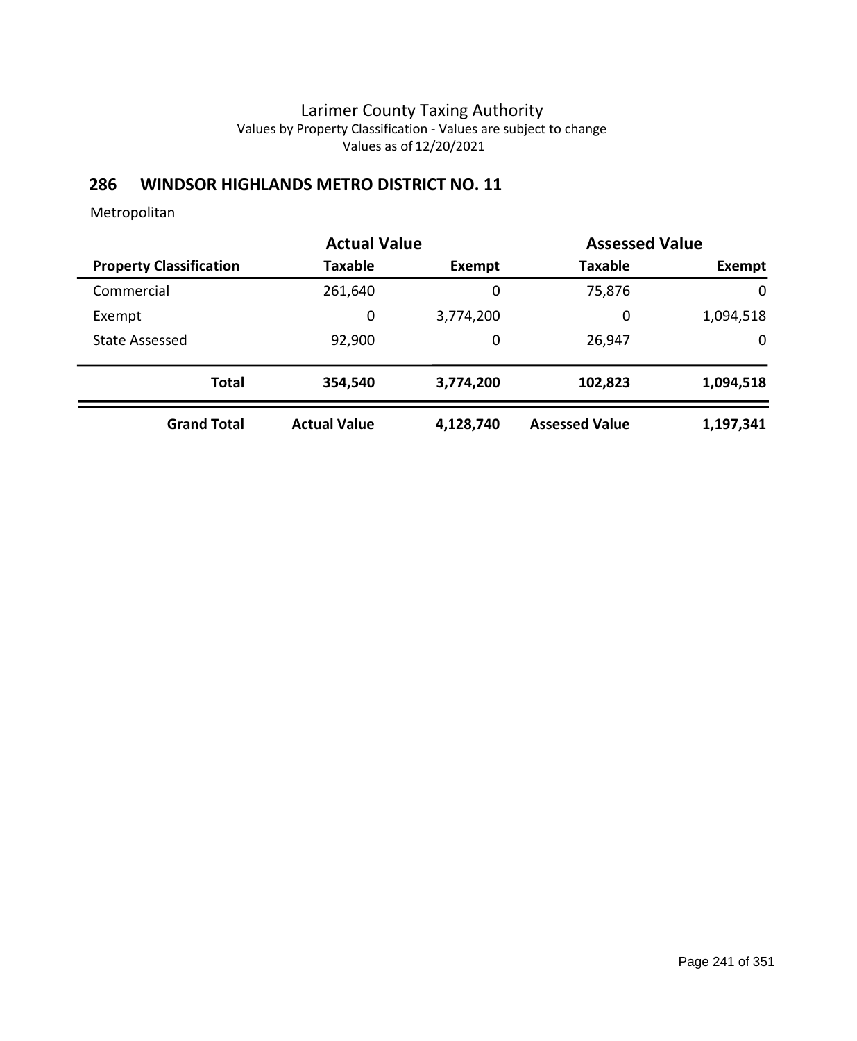Larimer County Taxing Authority

Values by Property Classification - Values are subject to change

Values as of 12/20/2021

## 286 WINDSOR HIGHLANDS METRO DISTRICT NO. 11

Metropolitan

| | Actual Value | | Assessed Value | |
|---|---|---|---|---|
| **Property Classification** | **Taxable** | **Exempt** | **Taxable** | **Exempt** |
| Commercial | 261,640 | 0 | 75,876 | 0 |
| Exempt | 0 | 3,774,200 | 0 | 1,094,518 |
| State Assessed | 92,900 | 0 | 26,947 | 0 |
| **Total** | **354,540** | **3,774,200** | **102,823** | **1,094,518** |
| **Grand Total** | **Actual Value** | **4,128,740** | **Assessed Value** | **1,197,341** |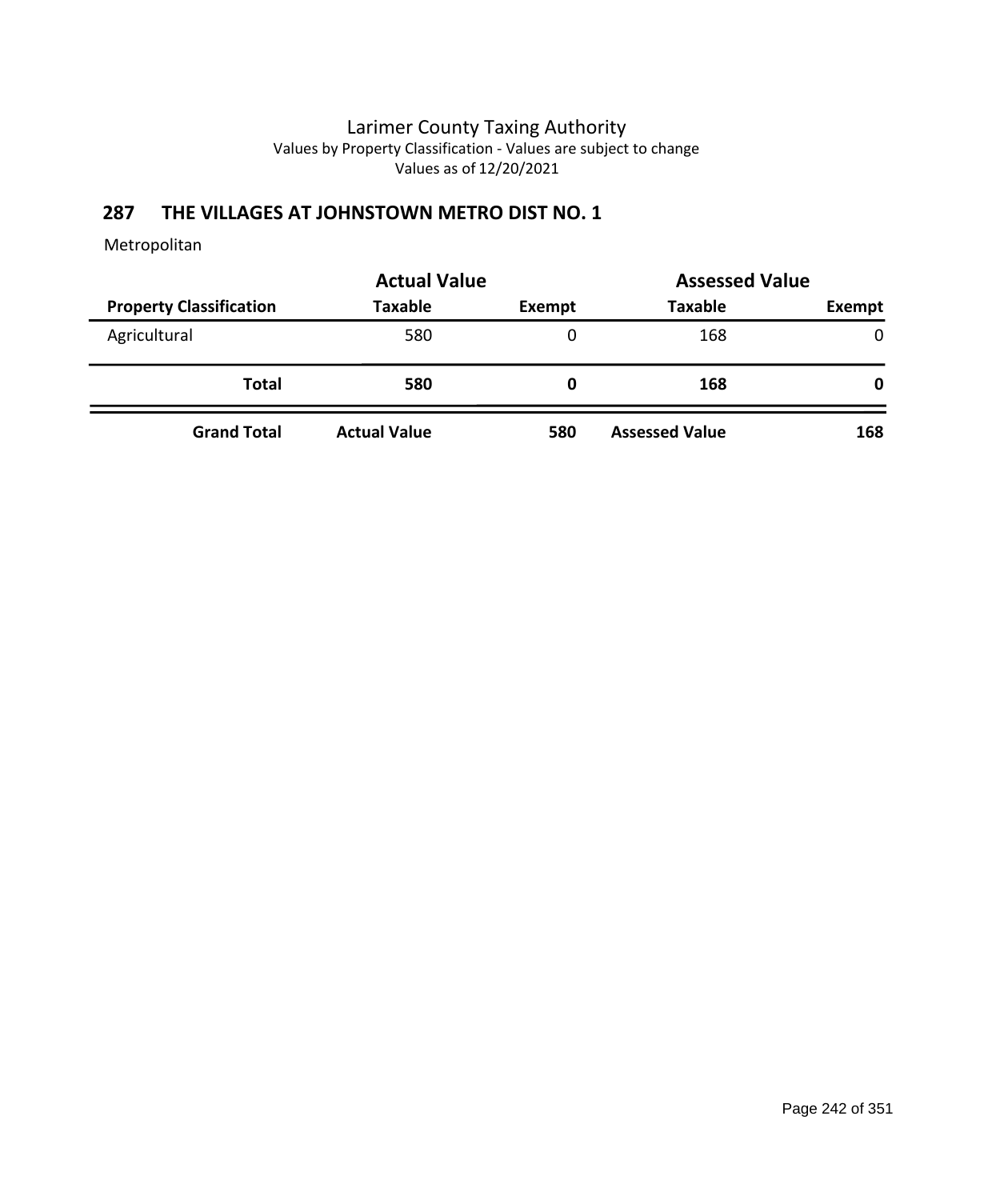Larimer County Taxing Authority
Values by Property Classification - Values are subject to change
Values as of 12/20/2021

## 287 THE VILLAGES AT JOHNSTOWN METRO DIST NO. 1

Metropolitan

| | Actual Value | | Assessed Value | |
|---|---|---|---|---|
| **Property Classification** | **Taxable** | **Exempt** | **Taxable** | **Exempt** |
| Agricultural | 580 | 0 | 168 | 0 |
| **Total** | **580** | **0** | **168** | **0** |
| **Grand Total** | **Actual Value** | **580** | **Assessed Value** | **168** |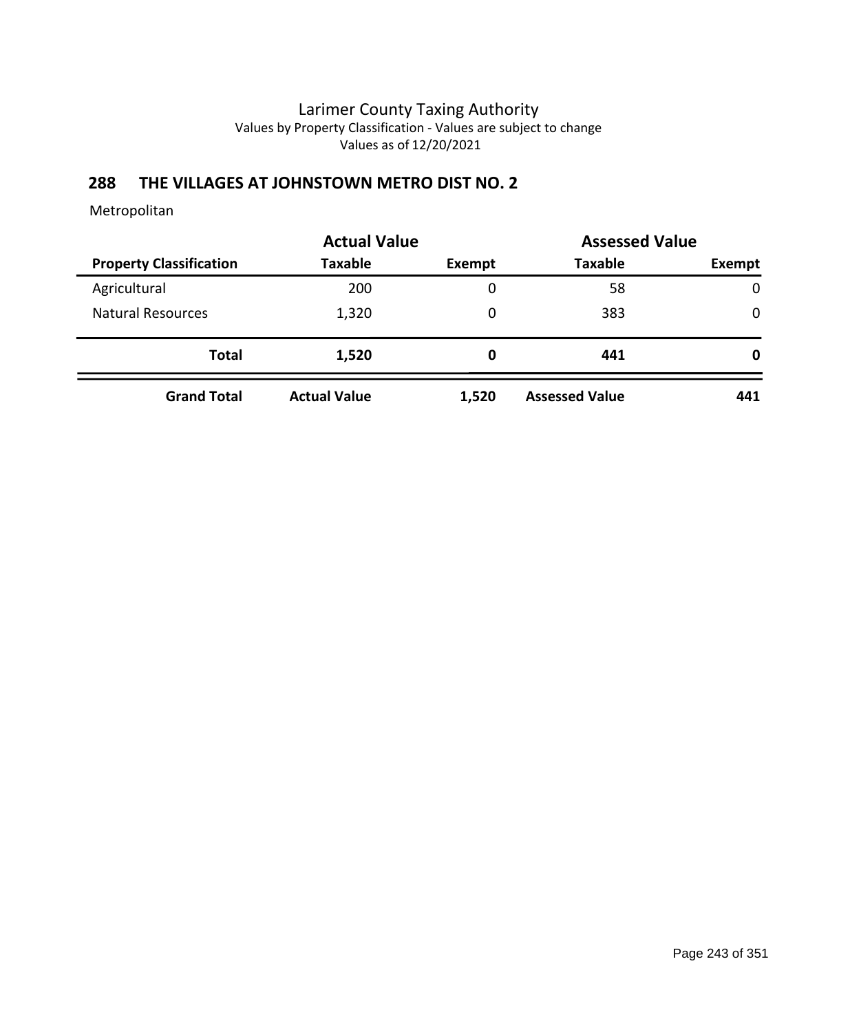# Larimer County Taxing Authority

Values by Property Classification - Values are subject to change

Values as of 12/20/2021

## 288 THE VILLAGES AT JOHNSTOWN METRO DIST NO. 2

Metropolitan

| | Actual Value | | Assessed Value | |
|---|---|---|---|---|
| **Property Classification** | **Taxable** | **Exempt** | **Taxable** | **Exempt** |
| Agricultural | 200 | 0 | 58 | 0 |
| Natural Resources | 1,320 | 0 | 383 | 0 |
| **Total** | **1,520** | **0** | **441** | **0** |
| **Grand Total** | **Actual Value** | **1,520** | **Assessed Value** | **441** |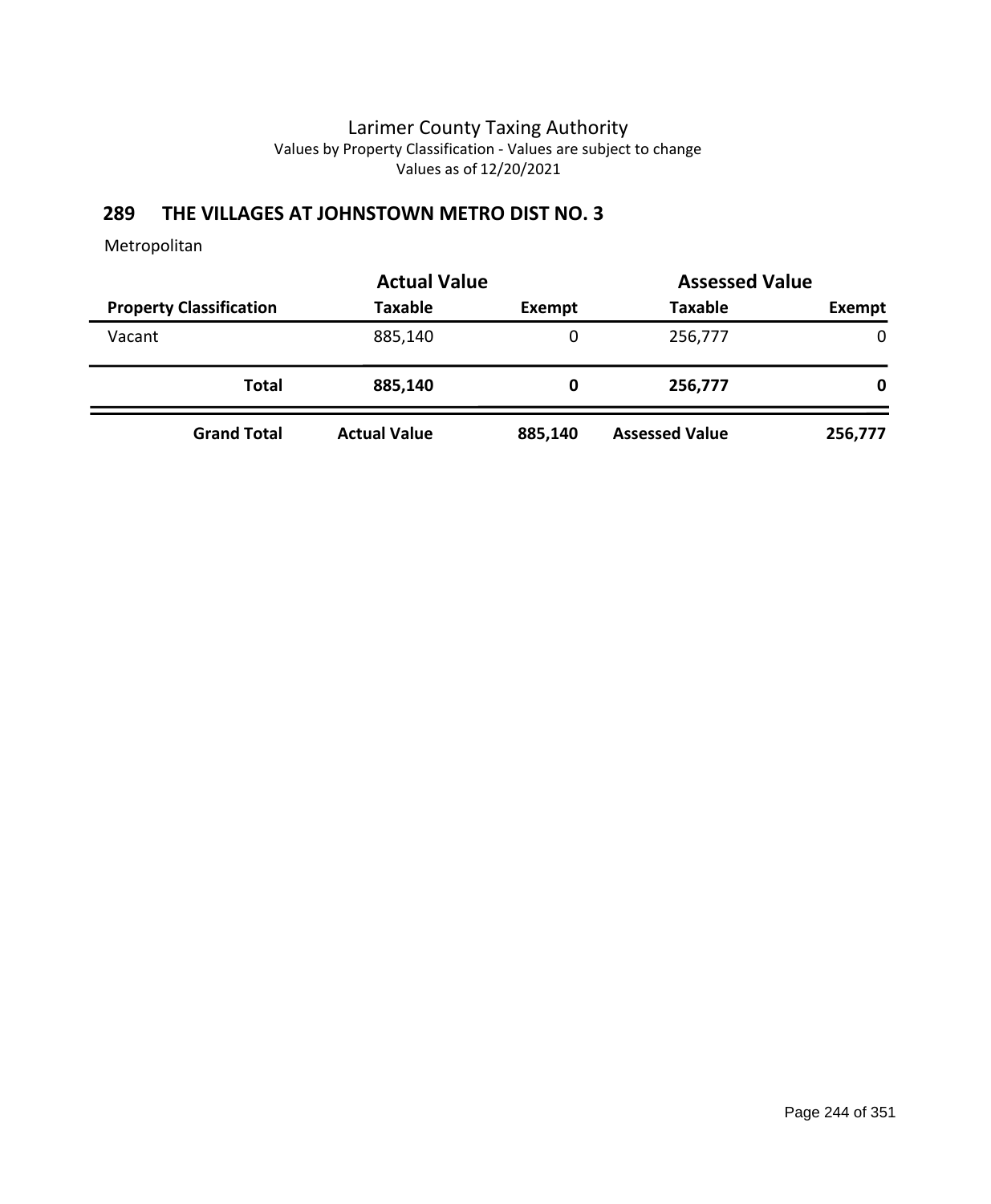Larimer County Taxing Authority
Values by Property Classification - Values are subject to change
Values as of 12/20/2021

## 289 THE VILLAGES AT JOHNSTOWN METRO DIST NO. 3

Metropolitan

| | Actual Value | | Assessed Value | |
|---|---|---|---|---|
| **Property Classification** | **Taxable** | **Exempt** | **Taxable** | **Exempt** |
| Vacant | 885,140 | 0 | 256,777 | 0 |
| **Total** | **885,140** | **0** | **256,777** | **0** |
| **Grand Total** | **Actual Value** | **885,140** | **Assessed Value** | **256,777** |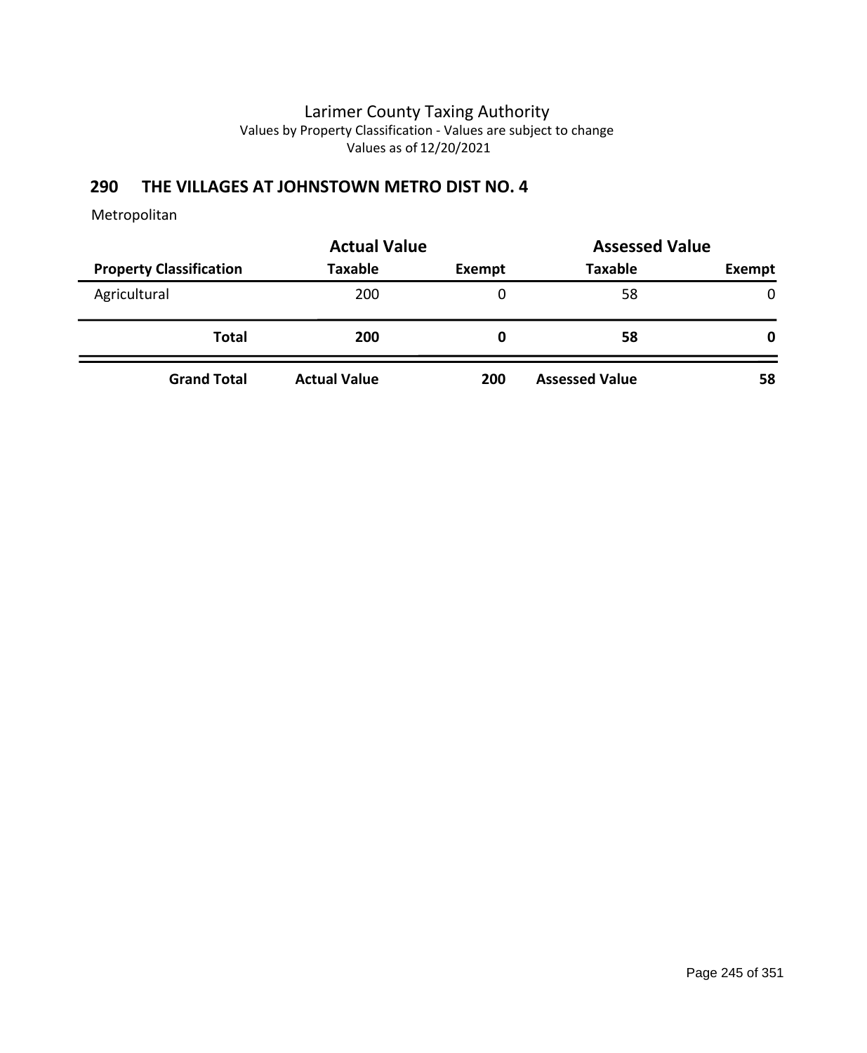Larimer County Taxing Authority
Values by Property Classification - Values are subject to change
Values as of 12/20/2021

## 290 THE VILLAGES AT JOHNSTOWN METRO DIST NO. 4

Metropolitan

| | Actual Value | | Assessed Value | |
|---|---|---|---|---|
| **Property Classification** | **Taxable** | **Exempt** | **Taxable** | **Exempt** |
| Agricultural | 200 | 0 | 58 | 0 |
| **Total** | **200** | **0** | **58** | **0** |
| **Grand Total** | **Actual Value** | **200** | **Assessed Value** | **58** |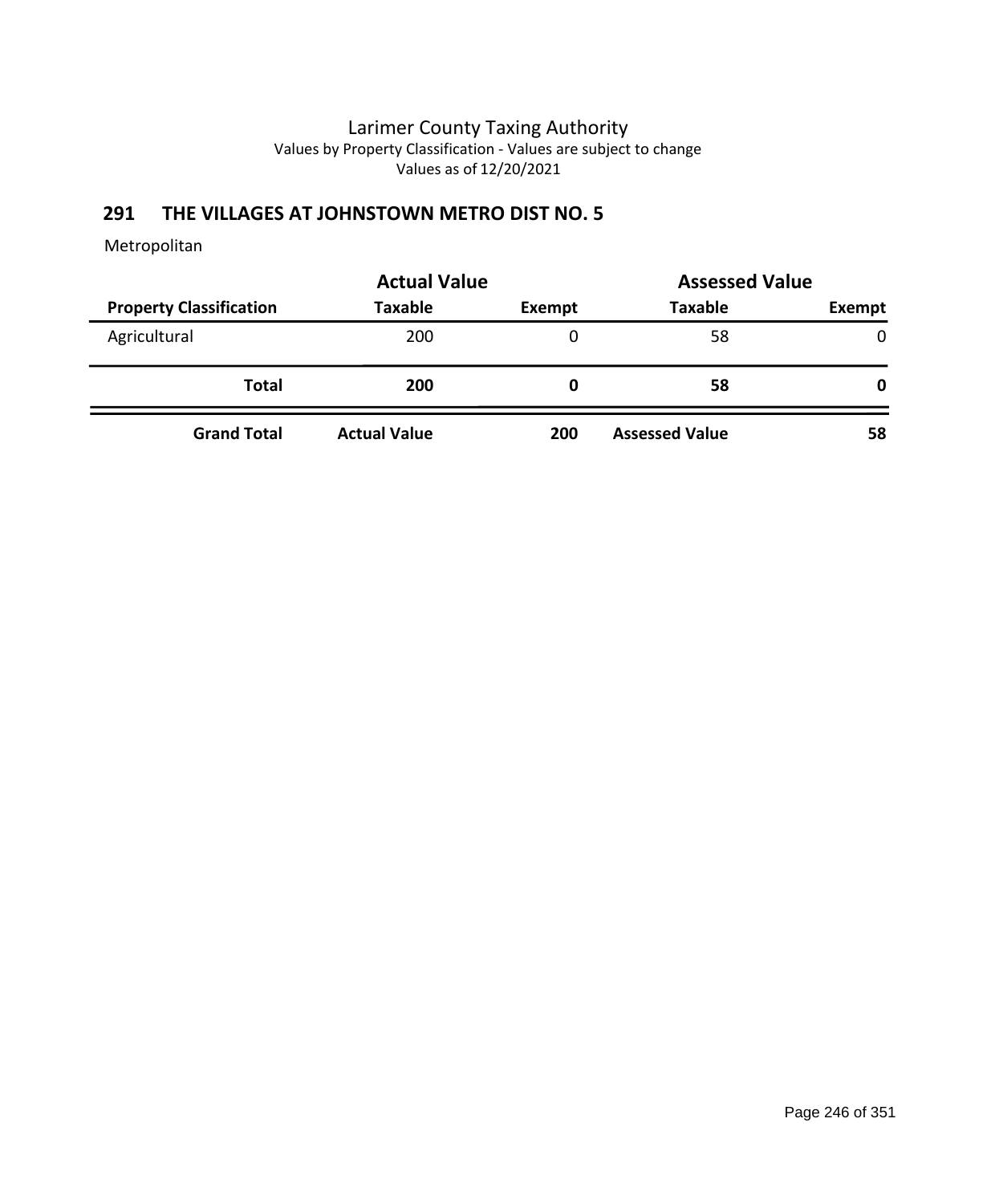# Larimer County Taxing Authority

Values by Property Classification - Values are subject to change

Values as of 12/20/2021

## 291 THE VILLAGES AT JOHNSTOWN METRO DIST NO. 5

Metropolitan

| | Actual Value | | Assessed Value | |
|---|---|---|---|---|
| **Property Classification** | **Taxable** | **Exempt** | **Taxable** | **Exempt** |
| Agricultural | 200 | 0 | 58 | 0 |
| **Total** | **200** | **0** | **58** | **0** |
| **Grand Total** | **Actual Value** | **200** | **Assessed Value** | **58** |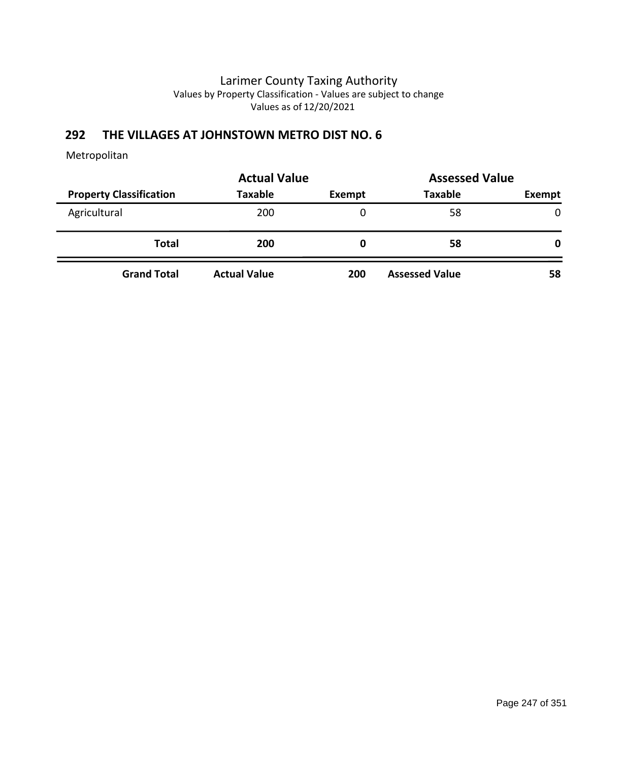Larimer County Taxing Authority
Values by Property Classification - Values are subject to change
Values as of 12/20/2021

## 292 THE VILLAGES AT JOHNSTOWN METRO DIST NO. 6

Metropolitan

| | Actual Value | | Assessed Value | |
|---|---|---|---|---|
| **Property Classification** | **Taxable** | **Exempt** | **Taxable** | **Exempt** |
| Agricultural | 200 | 0 | 58 | 0 |
| **Total** | **200** | **0** | **58** | **0** |
| **Grand Total** | **Actual Value** | **200** | **Assessed Value** | **58** |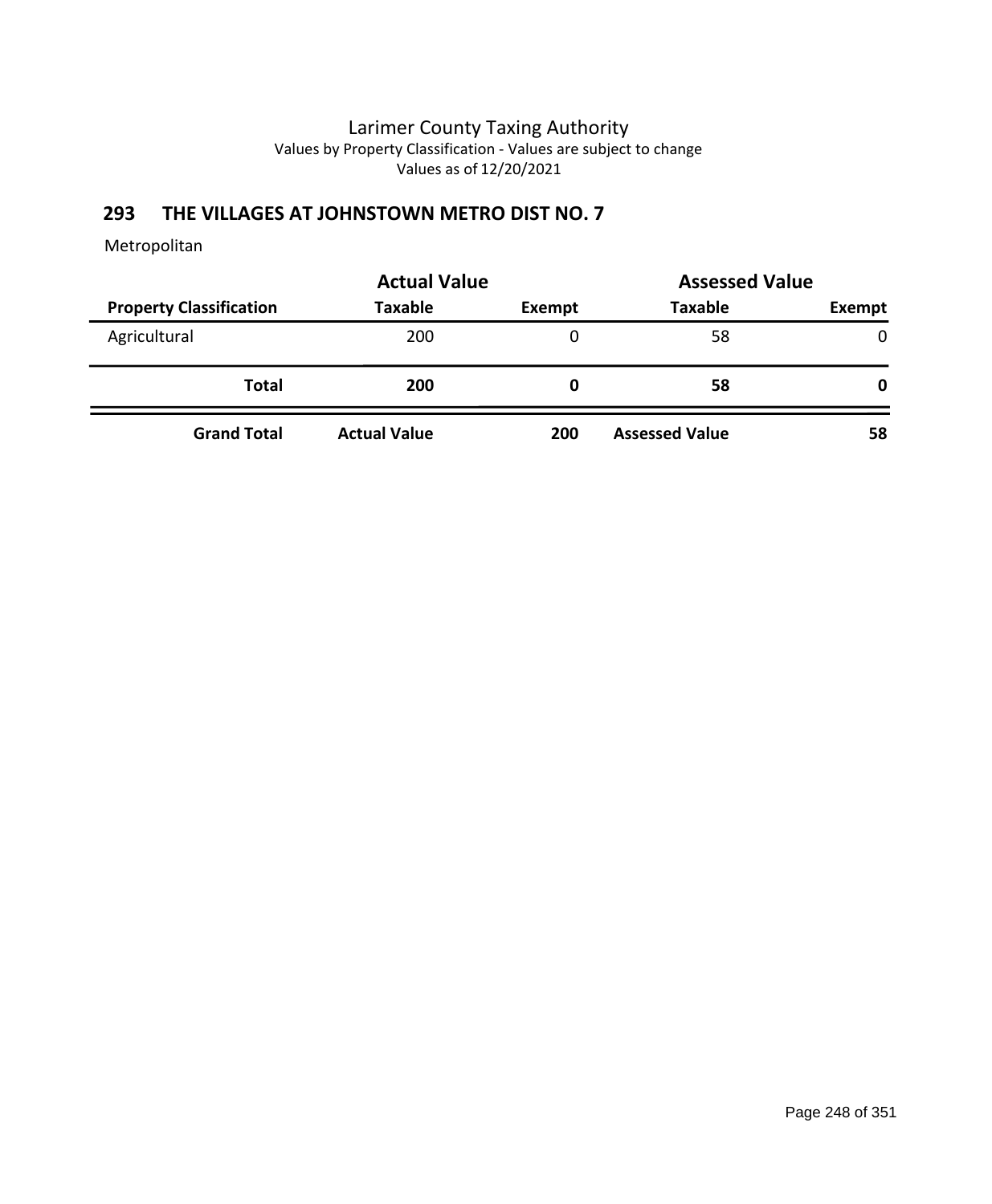Larimer County Taxing Authority
Values by Property Classification - Values are subject to change
Values as of 12/20/2021

## 293 THE VILLAGES AT JOHNSTOWN METRO DIST NO. 7

Metropolitan

| | Actual Value | | Assessed Value | |
|---|---|---|---|---|
| **Property Classification** | **Taxable** | **Exempt** | **Taxable** | **Exempt** |
| Agricultural | 200 | 0 | 58 | 0 |
| **Total** | **200** | **0** | **58** | **0** |
| **Grand Total** | **Actual Value** | **200** | **Assessed Value** | **58** |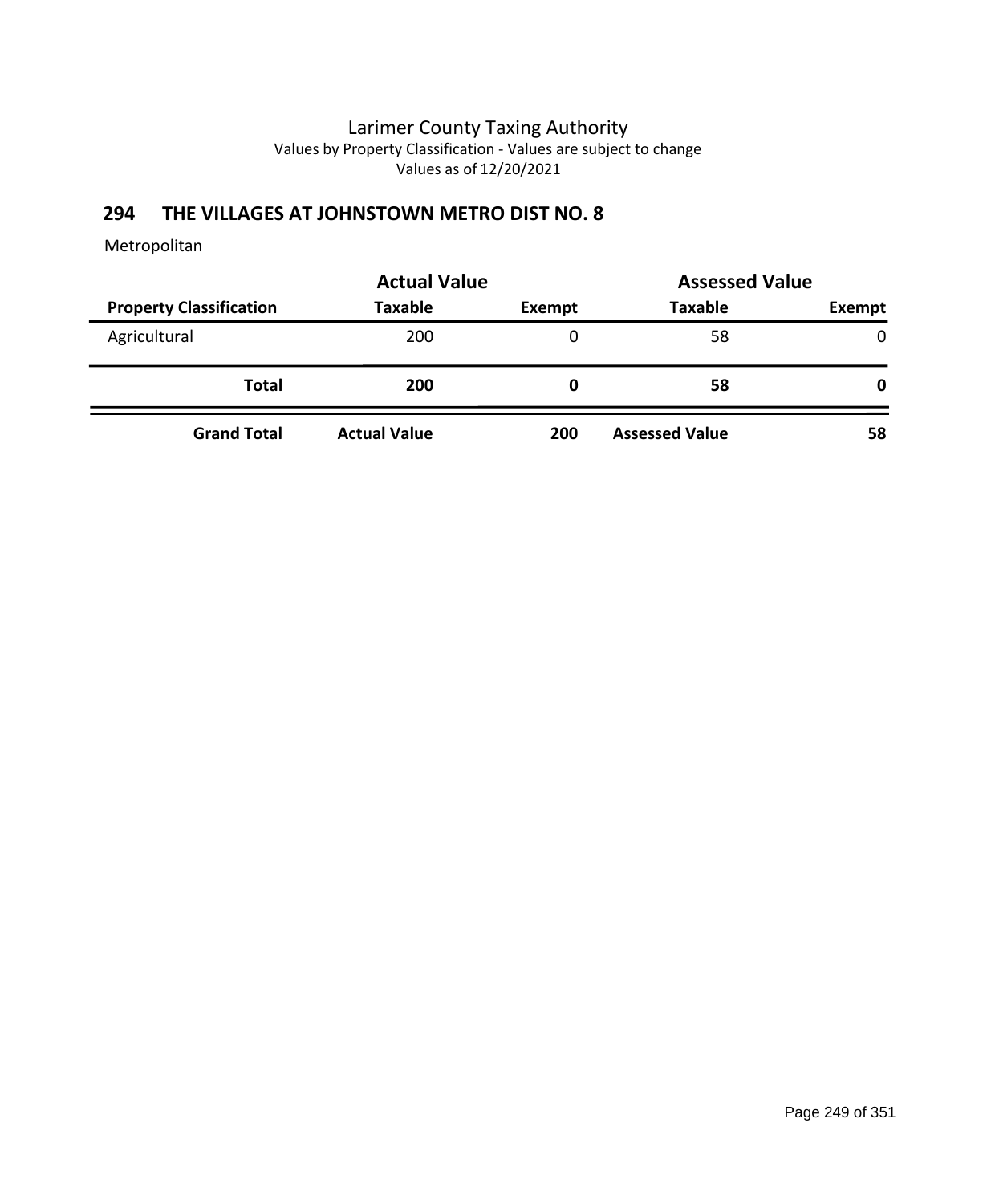# Larimer County Taxing Authority

Values by Property Classification - Values are subject to change

Values as of 12/20/2021

## 294 THE VILLAGES AT JOHNSTOWN METRO DIST NO. 8

Metropolitan

| | Actual Value | | Assessed Value | |
|---|---|---|---|---|
| **Property Classification** | **Taxable** | **Exempt** | **Taxable** | **Exempt** |
| Agricultural | 200 | 0 | 58 | 0 |
| **Total** | **200** | **0** | **58** | **0** |
| **Grand Total** | **Actual Value** | **200** | **Assessed Value** | **58** |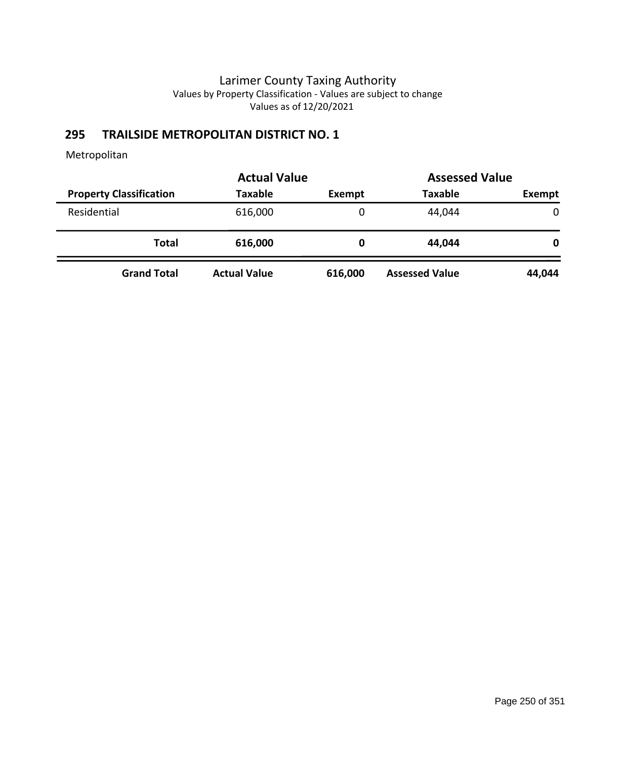Larimer County Taxing Authority
Values by Property Classification - Values are subject to change
Values as of 12/20/2021

## 295 TRAILSIDE METROPOLITAN DISTRICT NO. 1

Metropolitan

| | Actual Value | | Assessed Value | |
|---|---|---|---|---|
| **Property Classification** | **Taxable** | **Exempt** | **Taxable** | **Exempt** |
| Residential | 616,000 | 0 | 44,044 | 0 |
| **Total** | **616,000** | **0** | **44,044** | **0** |
| **Grand Total** | **Actual Value** | **616,000** | **Assessed Value** | **44,044** |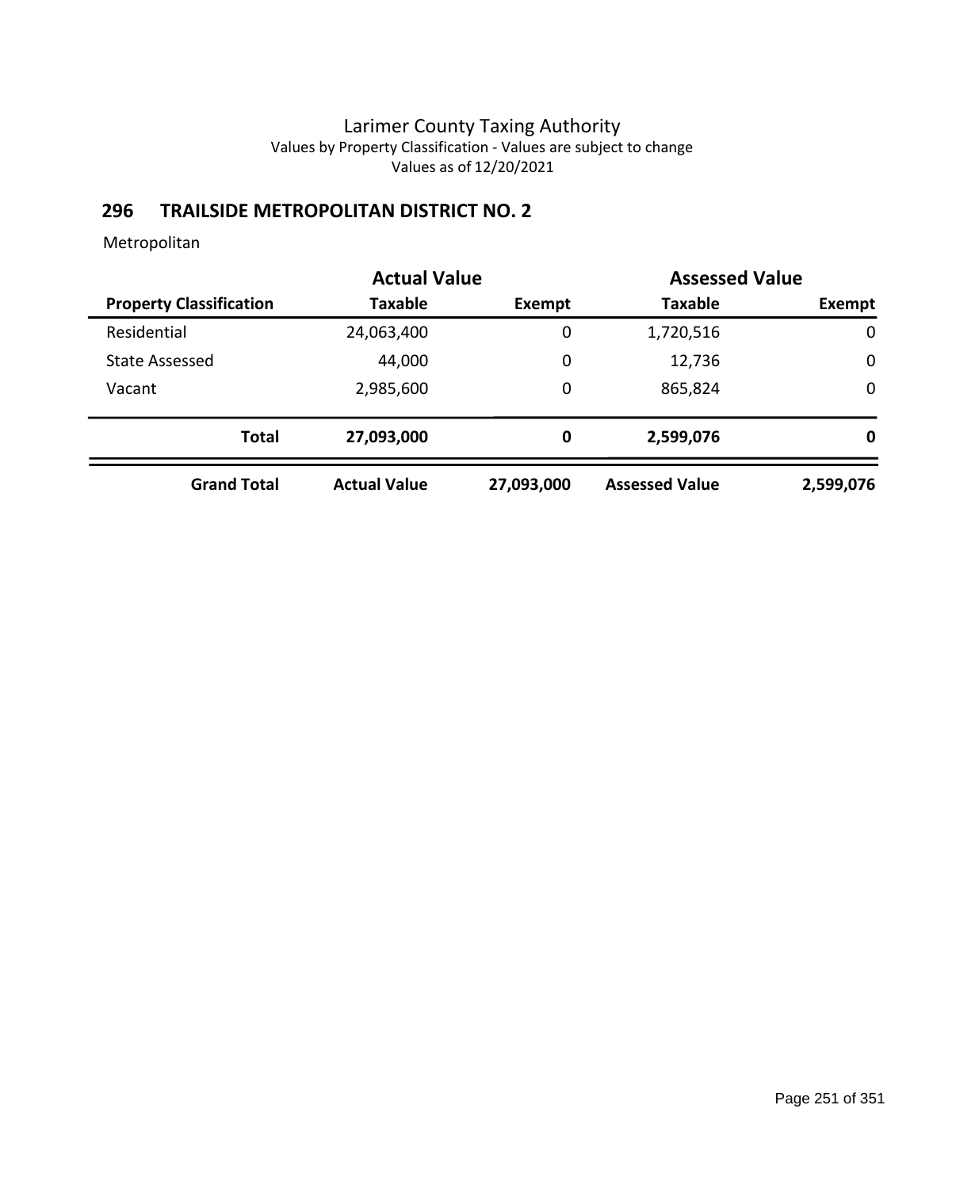# Larimer County Taxing Authority

Values by Property Classification - Values are subject to change

Values as of 12/20/2021

## 296 TRAILSIDE METROPOLITAN DISTRICT NO. 2

Metropolitan

| | Actual Value | | Assessed Value | |
|---|---|---|---|---|
| **Property Classification** | **Taxable** | **Exempt** | **Taxable** | **Exempt** |
| Residential | 24,063,400 | 0 | 1,720,516 | 0 |
| State Assessed | 44,000 | 0 | 12,736 | 0 |
| Vacant | 2,985,600 | 0 | 865,824 | 0 |
| **Total** | **27,093,000** | **0** | **2,599,076** | **0** |
| **Grand Total** | **Actual Value** | **27,093,000** | **Assessed Value** | **2,599,076** |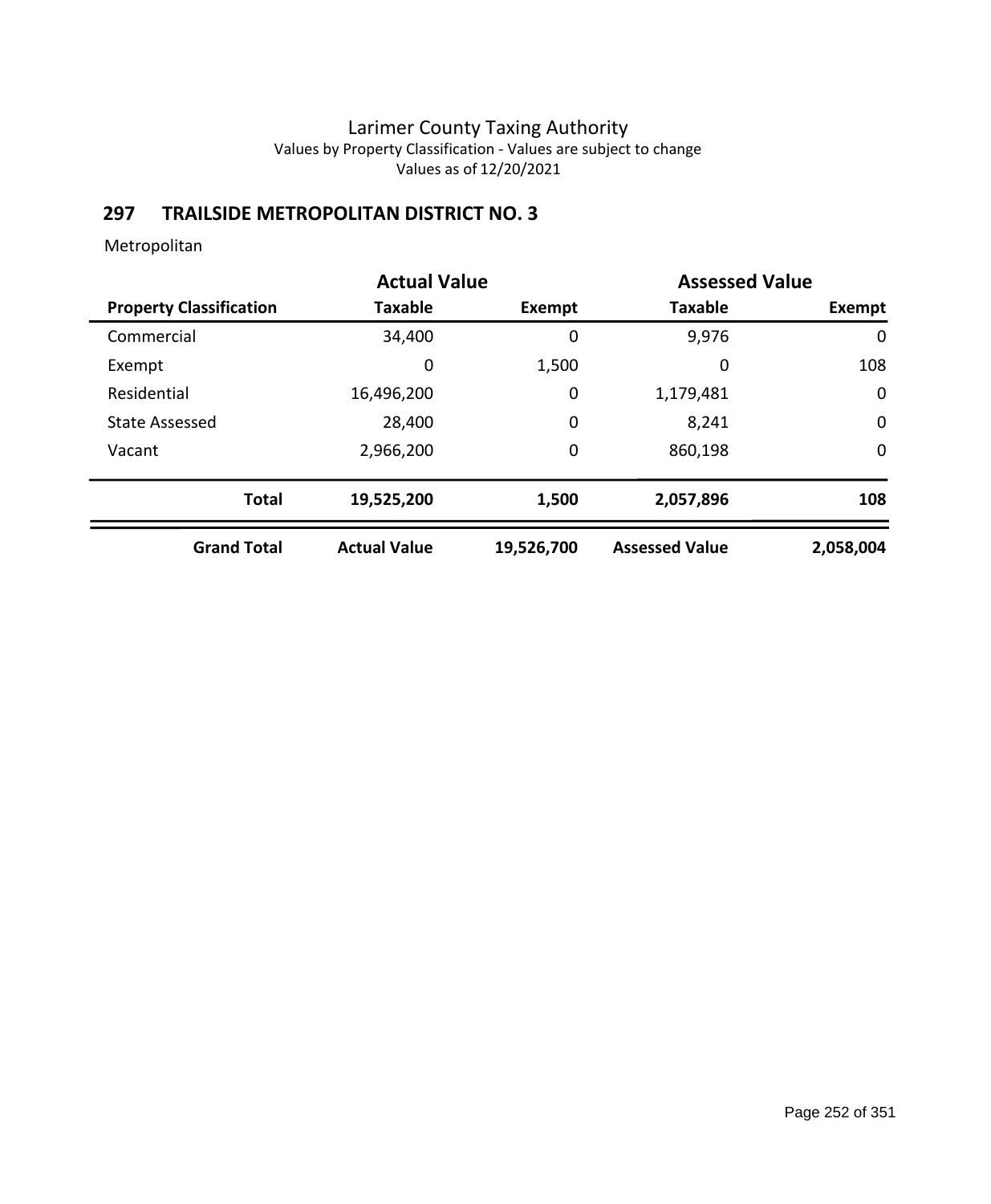Larimer County Taxing Authority
Values by Property Classification - Values are subject to change
Values as of 12/20/2021

## 297 TRAILSIDE METROPOLITAN DISTRICT NO. 3

Metropolitan

| | Actual Value | | Assessed Value | |
|---|---|---|---|---|
| **Property Classification** | **Taxable** | **Exempt** | **Taxable** | **Exempt** |
| Commercial | 34,400 | 0 | 9,976 | 0 |
| Exempt | 0 | 1,500 | 0 | 108 |
| Residential | 16,496,200 | 0 | 1,179,481 | 0 |
| State Assessed | 28,400 | 0 | 8,241 | 0 |
| Vacant | 2,966,200 | 0 | 860,198 | 0 |
| **Total** | **19,525,200** | **1,500** | **2,057,896** | **108** |
| **Grand Total** | **Actual Value** | **19,526,700** | **Assessed Value** | **2,058,004** |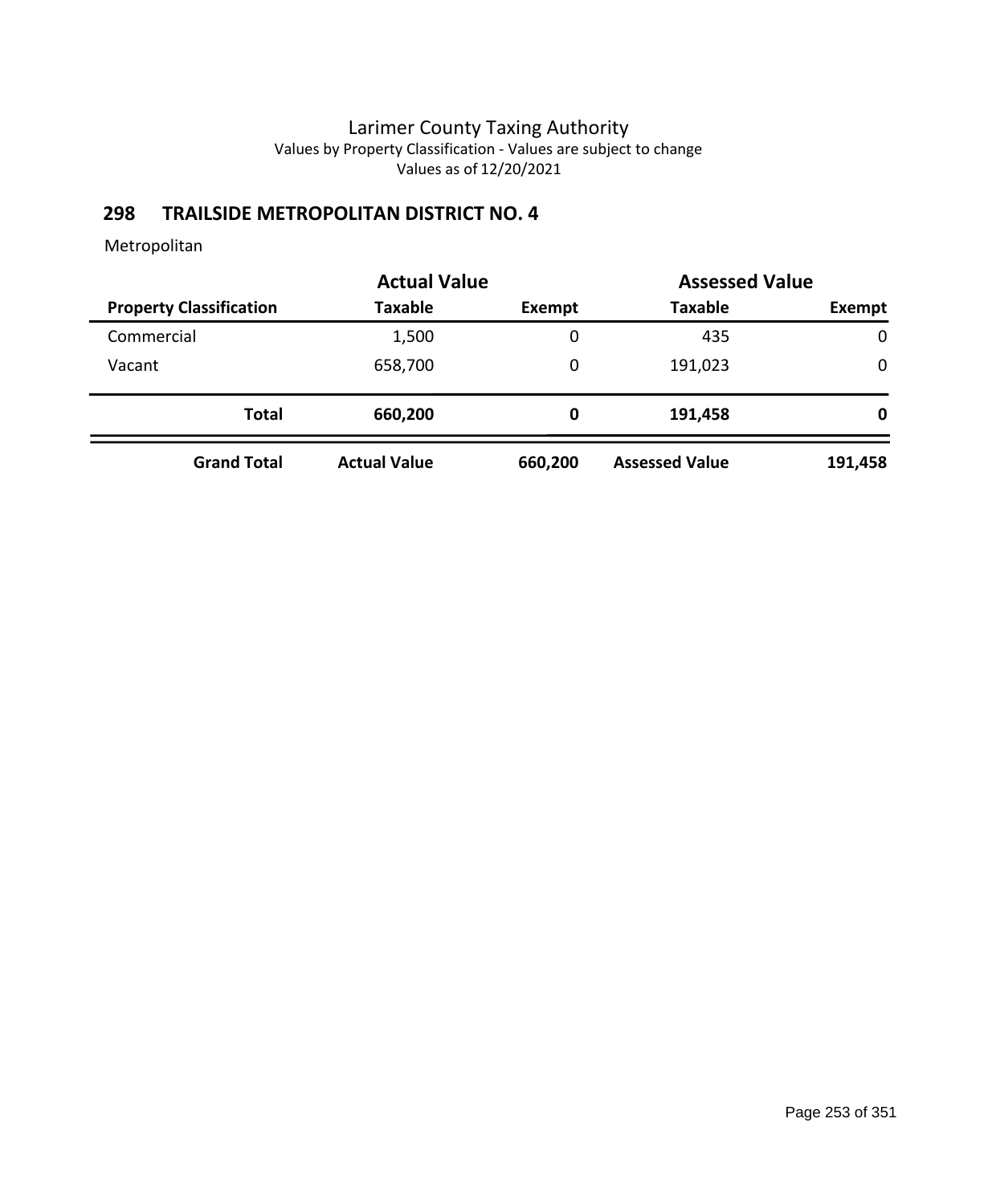# Larimer County Taxing Authority

Values by Property Classification - Values are subject to change

Values as of 12/20/2021

## 298 TRAILSIDE METROPOLITAN DISTRICT NO. 4

Metropolitan

| | Actual Value | | Assessed Value | |
|---|---|---|---|---|
| **Property Classification** | **Taxable** | **Exempt** | **Taxable** | **Exempt** |
| Commercial | 1,500 | 0 | 435 | 0 |
| Vacant | 658,700 | 0 | 191,023 | 0 |
| **Total** | **660,200** | **0** | **191,458** | **0** |
| **Grand Total** | **Actual Value** | **660,200** | **Assessed Value** | **191,458** |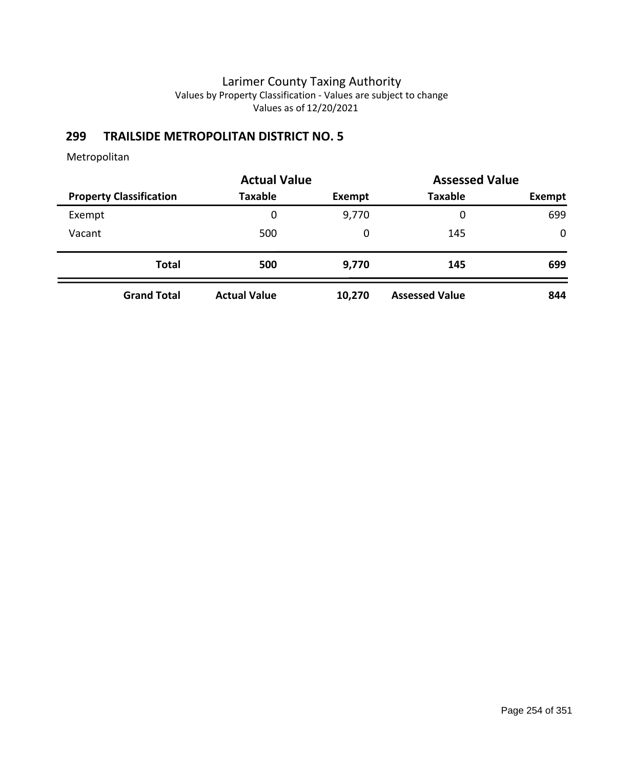Larimer County Taxing Authority
Values by Property Classification - Values are subject to change
Values as of 12/20/2021

## 299 TRAILSIDE METROPOLITAN DISTRICT NO. 5

Metropolitan

| | Actual Value | | Assessed Value | |
|---|---|---|---|---|
| **Property Classification** | **Taxable** | **Exempt** | **Taxable** | **Exempt** |
| Exempt | 0 | 9,770 | 0 | 699 |
| Vacant | 500 | 0 | 145 | 0 |
| **Total** | **500** | **9,770** | **145** | **699** |
| **Grand Total** | **Actual Value** | **10,270** | **Assessed Value** | **844** |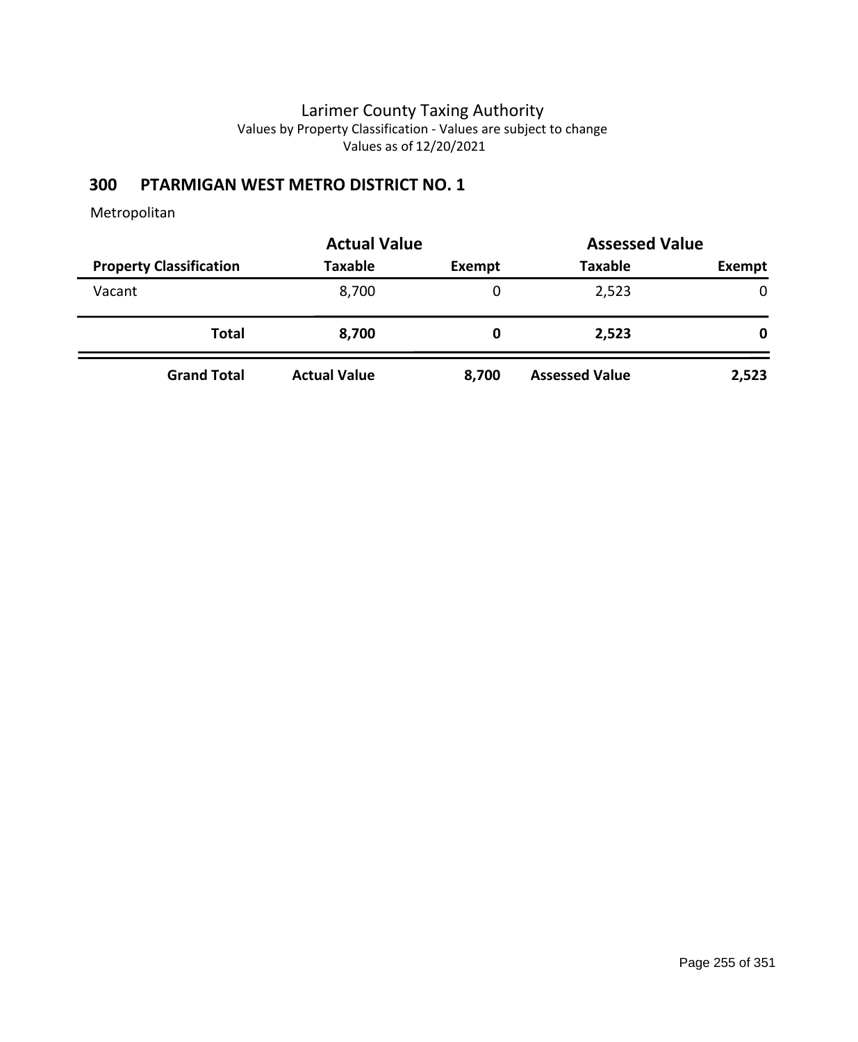# Larimer County Taxing Authority

Values by Property Classification - Values are subject to change

Values as of 12/20/2021

## 300 PTARMIGAN WEST METRO DISTRICT NO. 1

Metropolitan

| | Actual Value | | Assessed Value | |
|---|---|---|---|---|
| **Property Classification** | **Taxable** | **Exempt** | **Taxable** | **Exempt** |
| Vacant | 8,700 | 0 | 2,523 | 0 |
| **Total** | **8,700** | **0** | **2,523** | **0** |
| **Grand Total** | **Actual Value** | **8,700** | **Assessed Value** | **2,523** |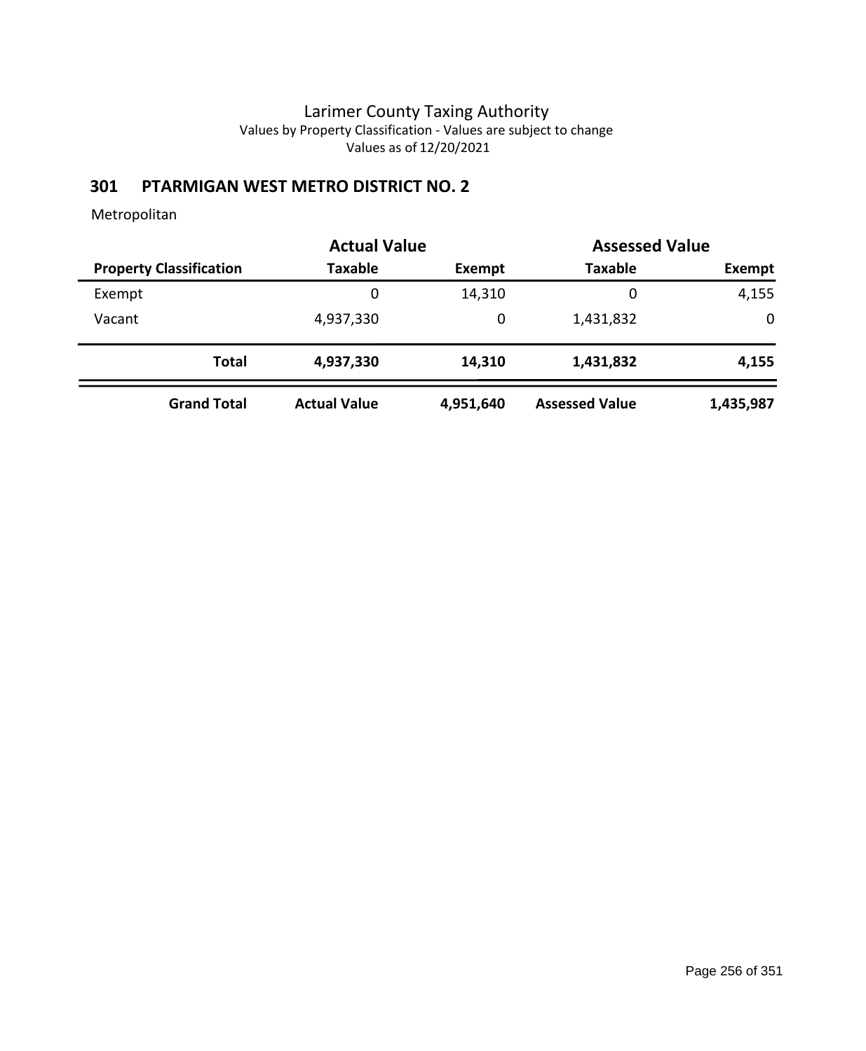Larimer County Taxing Authority
Values by Property Classification - Values are subject to change
Values as of 12/20/2021

## 301 PTARMIGAN WEST METRO DISTRICT NO. 2

Metropolitan

| | Actual Value | | Assessed Value | |
|---|---|---|---|---|
| **Property Classification** | **Taxable** | **Exempt** | **Taxable** | **Exempt** |
| Exempt | 0 | 14,310 | 0 | 4,155 |
| Vacant | 4,937,330 | 0 | 1,431,832 | 0 |
| **Total** | **4,937,330** | **14,310** | **1,431,832** | **4,155** |
| **Grand Total** | **Actual Value** | **4,951,640** | **Assessed Value** | **1,435,987** |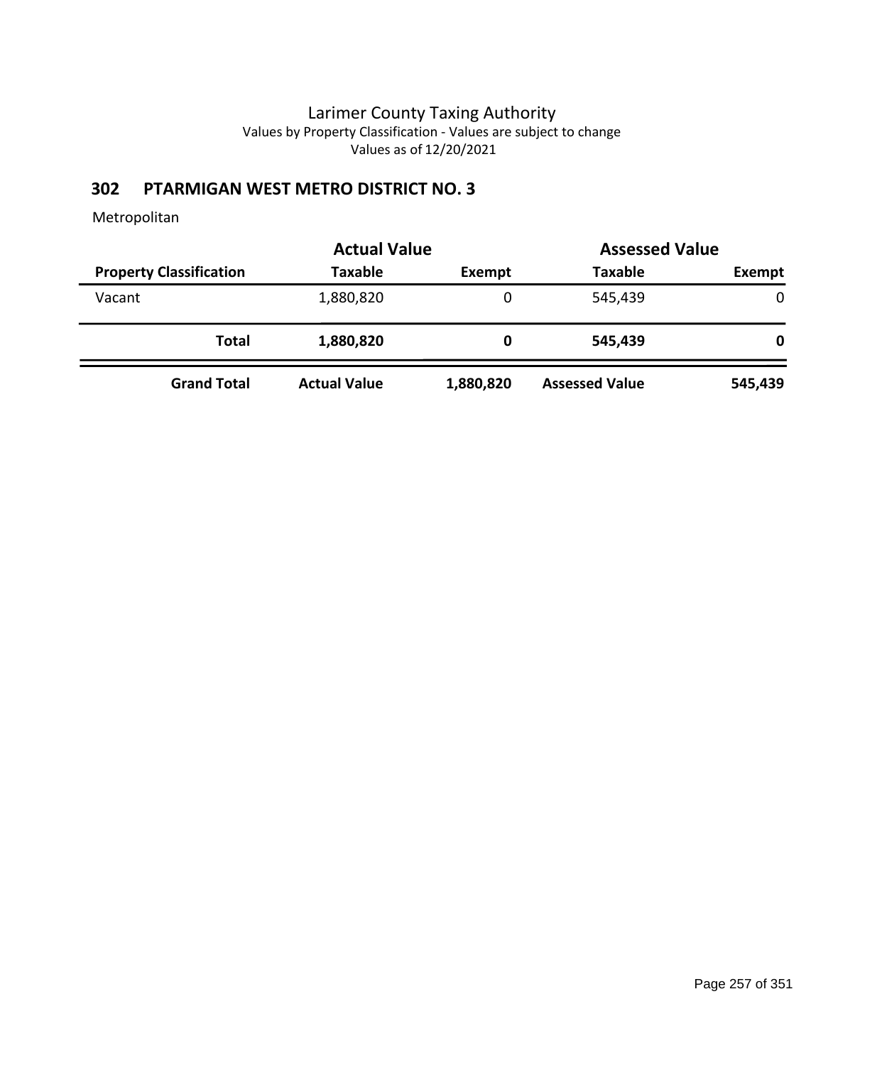Larimer County Taxing Authority
Values by Property Classification - Values are subject to change
Values as of 12/20/2021

## 302 PTARMIGAN WEST METRO DISTRICT NO. 3

Metropolitan

| | Actual Value | | Assessed Value | |
|---|---|---|---|---|
| **Property Classification** | **Taxable** | **Exempt** | **Taxable** | **Exempt** |
| Vacant | 1,880,820 | 0 | 545,439 | 0 |
| **Total** | **1,880,820** | **0** | **545,439** | **0** |
| **Grand Total** | **Actual Value** | **1,880,820** | **Assessed Value** | **545,439** |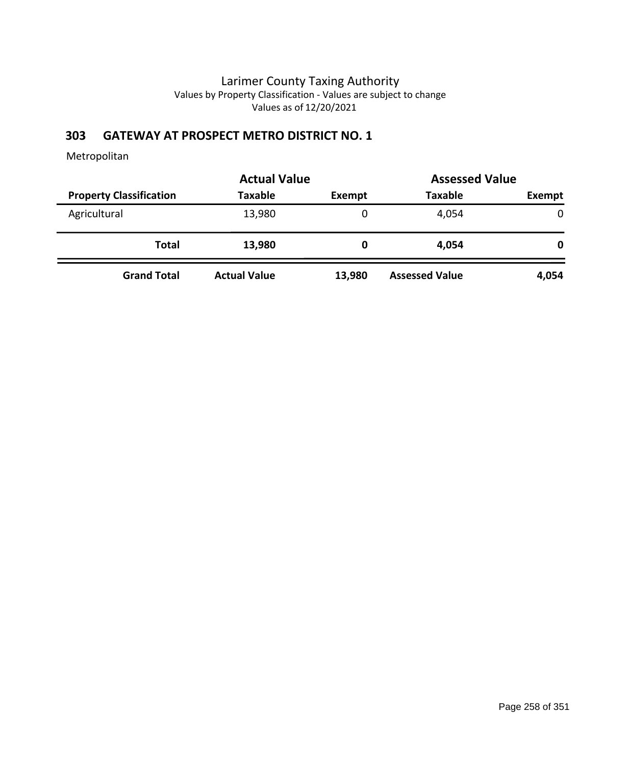Larimer County Taxing Authority
Values by Property Classification - Values are subject to change
Values as of 12/20/2021

## 303 GATEWAY AT PROSPECT METRO DISTRICT NO. 1

Metropolitan

| | Actual Value | | Assessed Value | |
|---|---|---|---|---|
| **Property Classification** | **Taxable** | **Exempt** | **Taxable** | **Exempt** |
| Agricultural | 13,980 | 0 | 4,054 | 0 |
| **Total** | **13,980** | **0** | **4,054** | **0** |
| **Grand Total** | **Actual Value** | **13,980** | **Assessed Value** | **4,054** |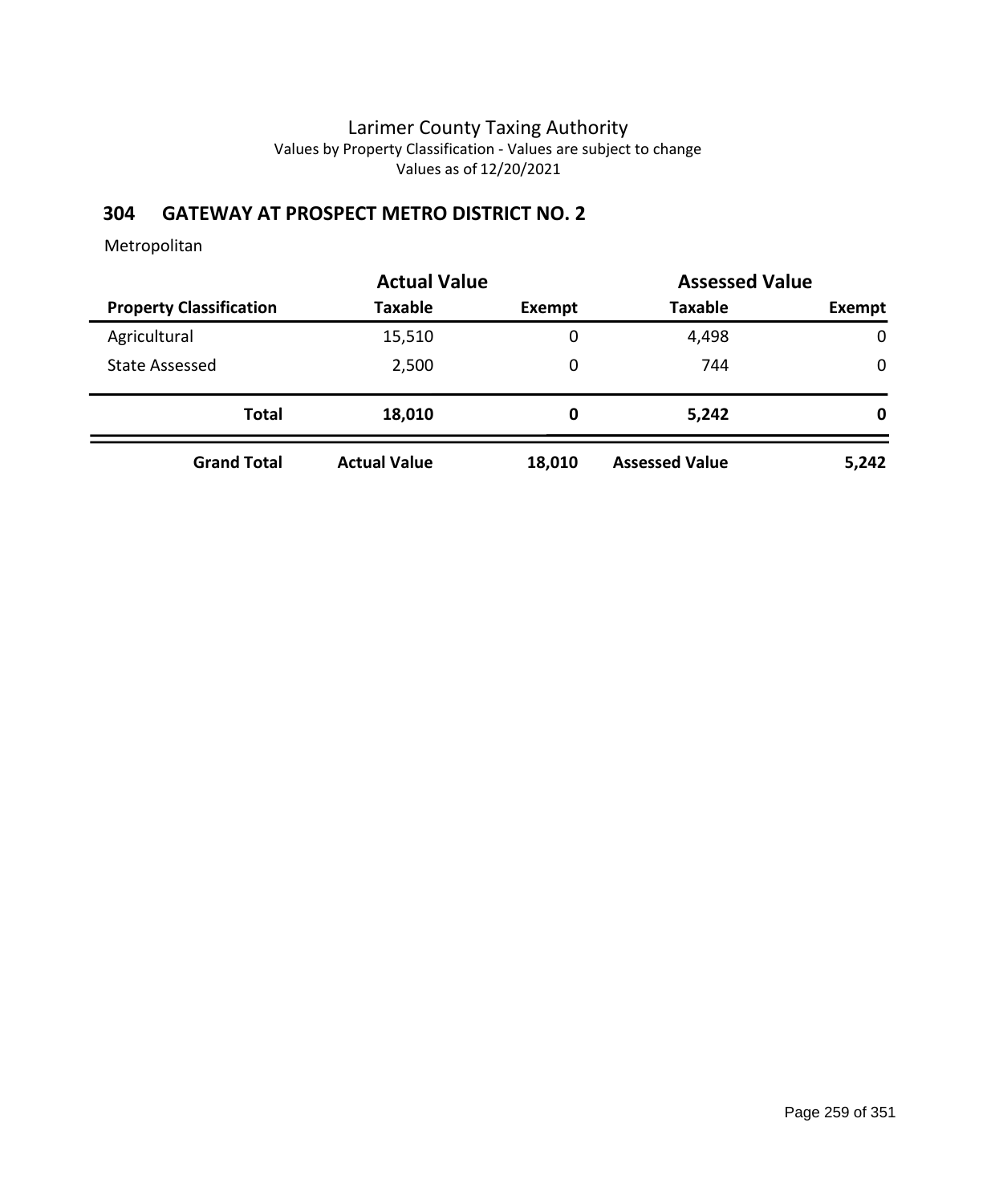Larimer County Taxing Authority
Values by Property Classification - Values are subject to change
Values as of 12/20/2021

## 304 GATEWAY AT PROSPECT METRO DISTRICT NO. 2

Metropolitan

| | Actual Value | | Assessed Value | |
|---|---|---|---|---|
| **Property Classification** | **Taxable** | **Exempt** | **Taxable** | **Exempt** |
| Agricultural | 15,510 | 0 | 4,498 | 0 |
| State Assessed | 2,500 | 0 | 744 | 0 |
| **Total** | **18,010** | **0** | **5,242** | **0** |
| **Grand Total** | **Actual Value** | **18,010** | **Assessed Value** | **5,242** |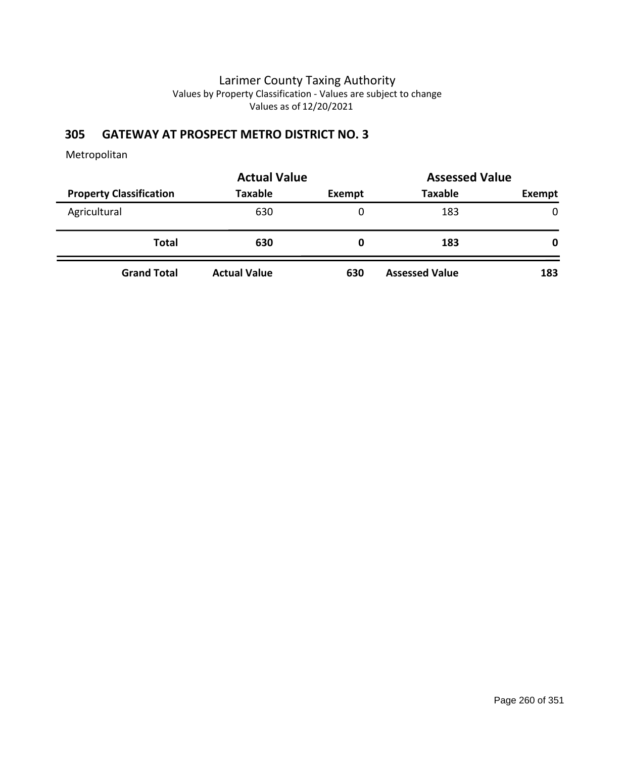# Larimer County Taxing Authority

Values by Property Classification - Values are subject to change

Values as of 12/20/2021

## 305 GATEWAY AT PROSPECT METRO DISTRICT NO. 3

Metropolitan

| | Actual Value | | Assessed Value | |
|---|---|---|---|---|
| **Property Classification** | **Taxable** | **Exempt** | **Taxable** | **Exempt** |
| Agricultural | 630 | 0 | 183 | 0 |
| **Total** | **630** | **0** | **183** | **0** |
| **Grand Total** | **Actual Value** | **630** | **Assessed Value** | **183** |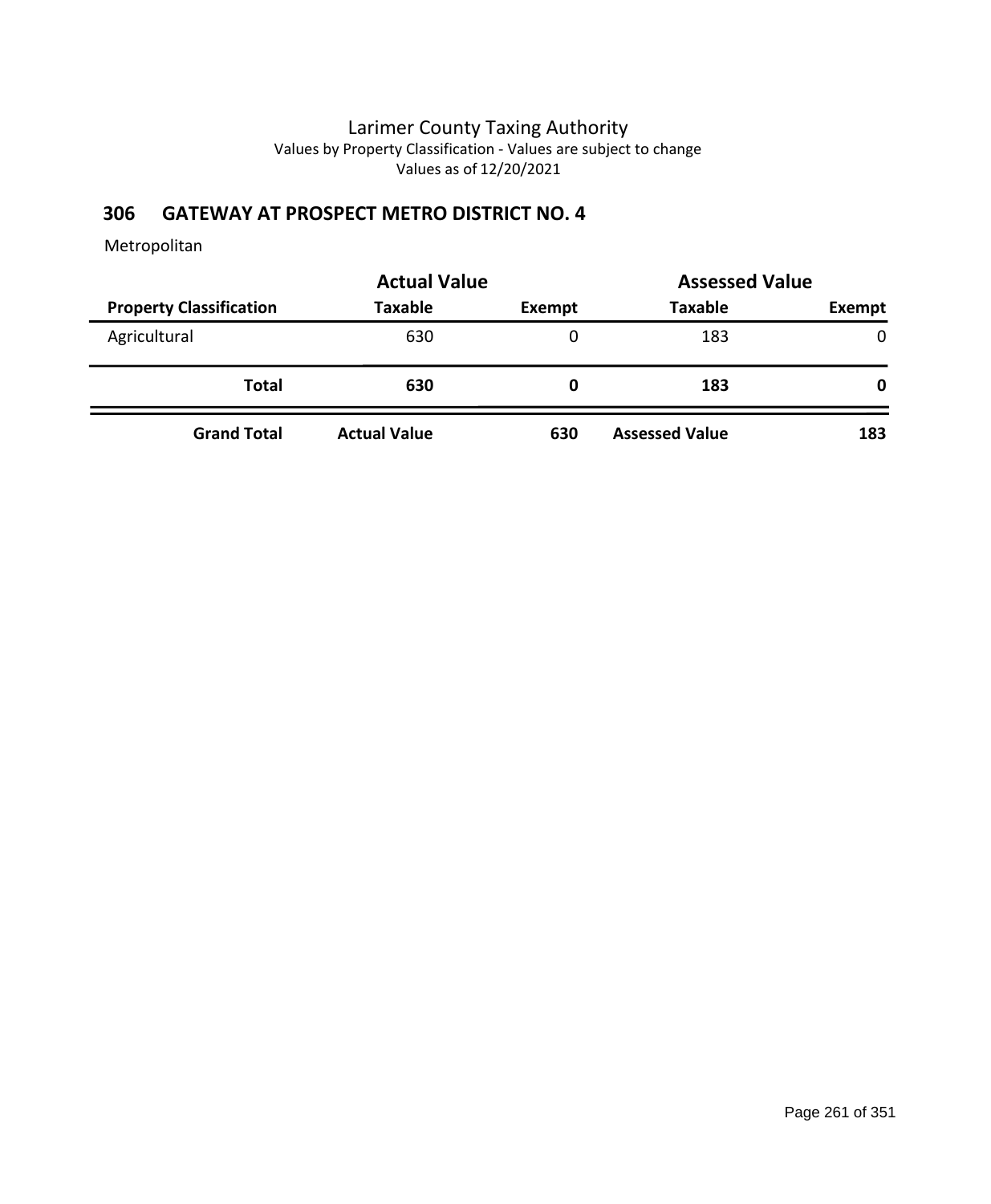Larimer County Taxing Authority
Values by Property Classification - Values are subject to change
Values as of 12/20/2021

## 306 GATEWAY AT PROSPECT METRO DISTRICT NO. 4

Metropolitan

| | Actual Value | | Assessed Value | |
|---|---|---|---|---|
| **Property Classification** | **Taxable** | **Exempt** | **Taxable** | **Exempt** |
| Agricultural | 630 | 0 | 183 | 0 |
| **Total** | **630** | **0** | **183** | **0** |
| **Grand Total** | **Actual Value** | **630** | **Assessed Value** | **183** |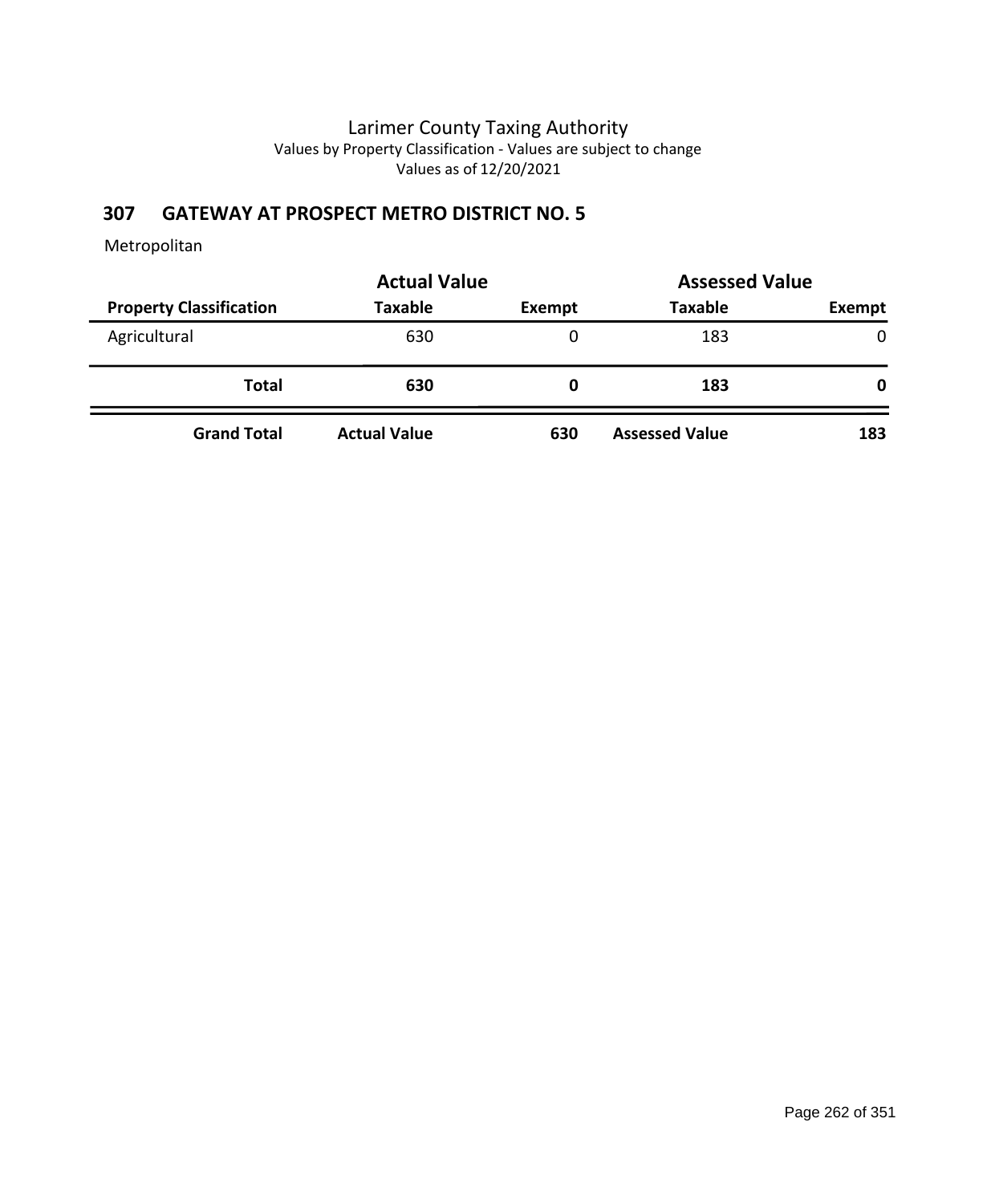# Larimer County Taxing Authority

Values by Property Classification - Values are subject to change

Values as of 12/20/2021

## 307 GATEWAY AT PROSPECT METRO DISTRICT NO. 5

Metropolitan

| | Actual Value | | Assessed Value | |
|---|---|---|---|---|
| **Property Classification** | **Taxable** | **Exempt** | **Taxable** | **Exempt** |
| Agricultural | 630 | 0 | 183 | 0 |
| **Total** | **630** | **0** | **183** | **0** |
| **Grand Total** | **Actual Value** | **630** | **Assessed Value** | **183** |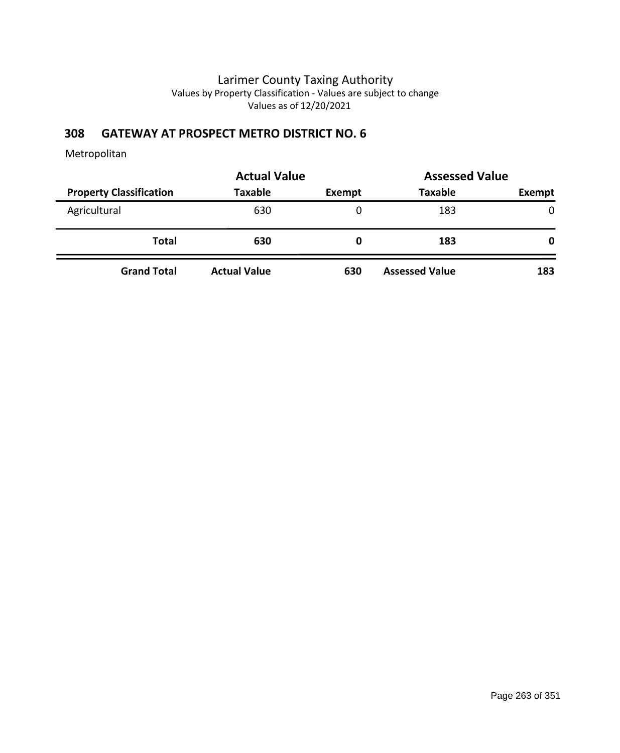# Larimer County Taxing Authority

Values by Property Classification - Values are subject to change

Values as of 12/20/2021

## 308 GATEWAY AT PROSPECT METRO DISTRICT NO. 6

Metropolitan

| | Actual Value | | Assessed Value | |
|---|---|---|---|---|
| **Property Classification** | **Taxable** | **Exempt** | **Taxable** | **Exempt** |
| Agricultural | 630 | 0 | 183 | 0 |
| **Total** | **630** | **0** | **183** | **0** |
| **Grand Total** | **Actual Value** | **630** | **Assessed Value** | **183** |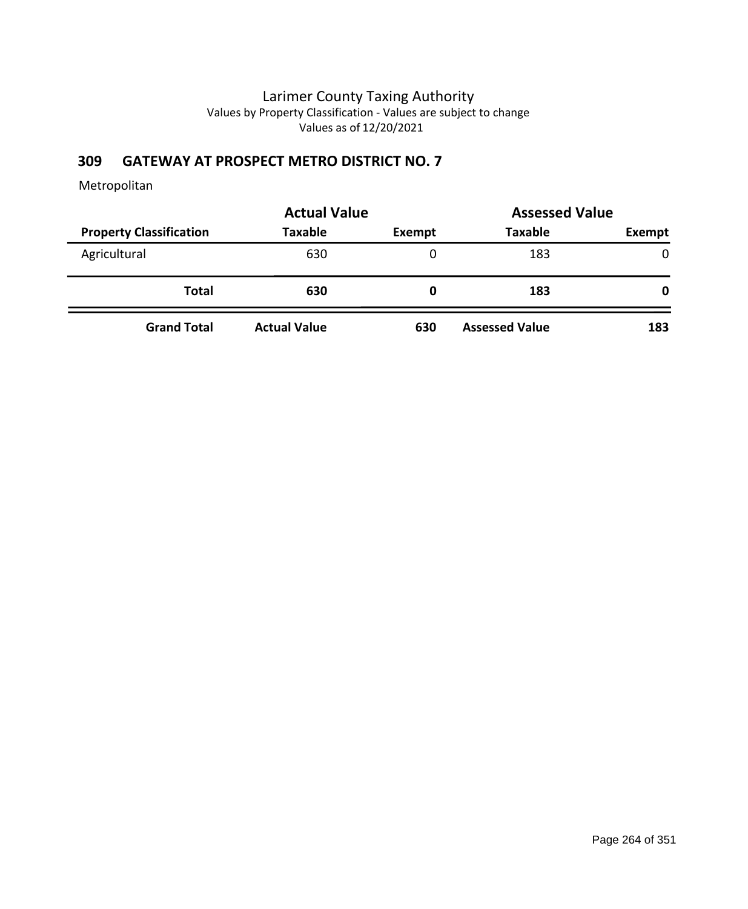# Larimer County Taxing Authority

Values by Property Classification - Values are subject to change

Values as of 12/20/2021

## 309 GATEWAY AT PROSPECT METRO DISTRICT NO. 7

Metropolitan

| | Actual Value | | Assessed Value | |
|---|---|---|---|---|
| **Property Classification** | **Taxable** | **Exempt** | **Taxable** | **Exempt** |
| Agricultural | 630 | 0 | 183 | 0 |
| **Total** | **630** | **0** | **183** | **0** |
| **Grand Total** | **Actual Value** | **630** | **Assessed Value** | **183** |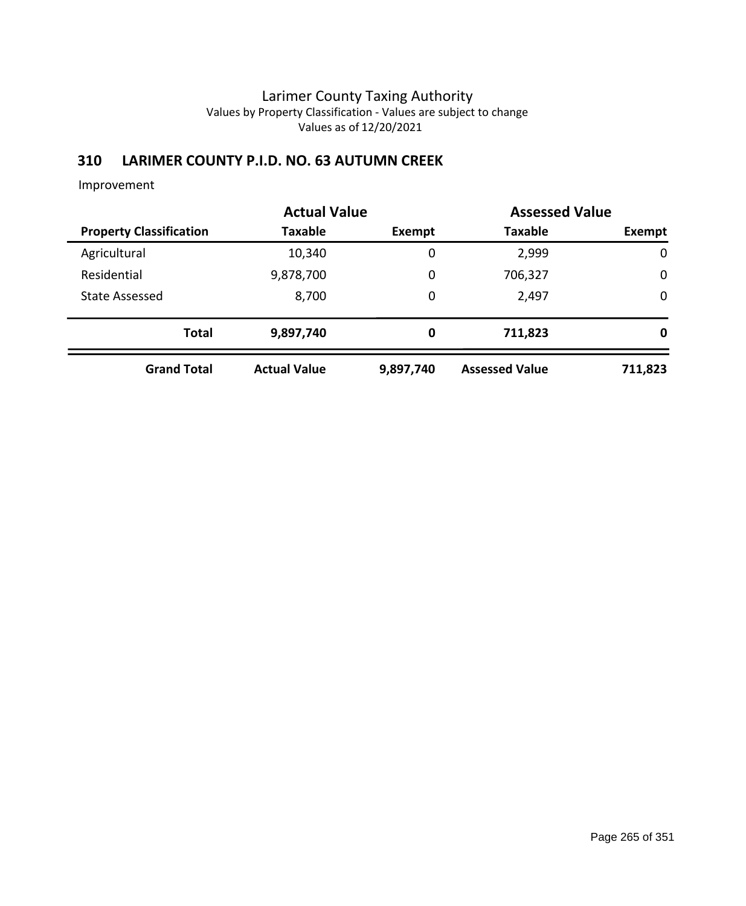Larimer County Taxing Authority
Values by Property Classification - Values are subject to change
Values as of 12/20/2021

## 310 LARIMER COUNTY P.I.D. NO. 63 AUTUMN CREEK

Improvement

| | Actual Value | | Assessed Value | |
|---|---|---|---|---|
| **Property Classification** | **Taxable** | **Exempt** | **Taxable** | **Exempt** |
| Agricultural | 10,340 | 0 | 2,999 | 0 |
| Residential | 9,878,700 | 0 | 706,327 | 0 |
| State Assessed | 8,700 | 0 | 2,497 | 0 |
| **Total** | **9,897,740** | **0** | **711,823** | **0** |
| **Grand Total** | **Actual Value** | **9,897,740** | **Assessed Value** | **711,823** |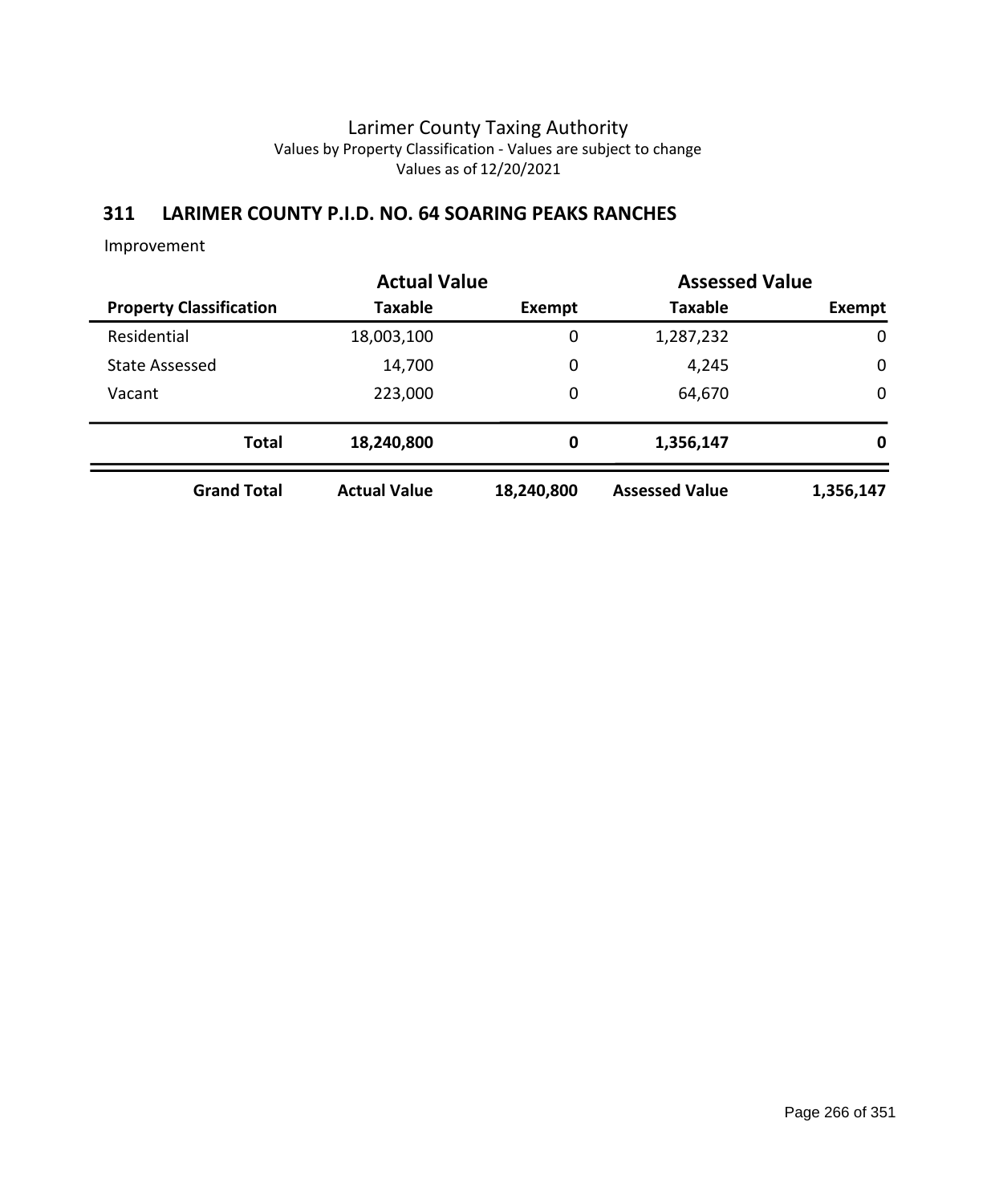# Larimer County Taxing Authority

Values by Property Classification - Values are subject to change

Values as of 12/20/2021

## 311 LARIMER COUNTY P.I.D. NO. 64 SOARING PEAKS RANCHES

Improvement

| | Actual Value | | Assessed Value | |
|---|---|---|---|---|
| **Property Classification** | **Taxable** | **Exempt** | **Taxable** | **Exempt** |
| Residential | 18,003,100 | 0 | 1,287,232 | 0 |
| State Assessed | 14,700 | 0 | 4,245 | 0 |
| Vacant | 223,000 | 0 | 64,670 | 0 |
| **Total** | **18,240,800** | **0** | **1,356,147** | **0** |
| **Grand Total** | **Actual Value** | **18,240,800** | **Assessed Value** | **1,356,147** |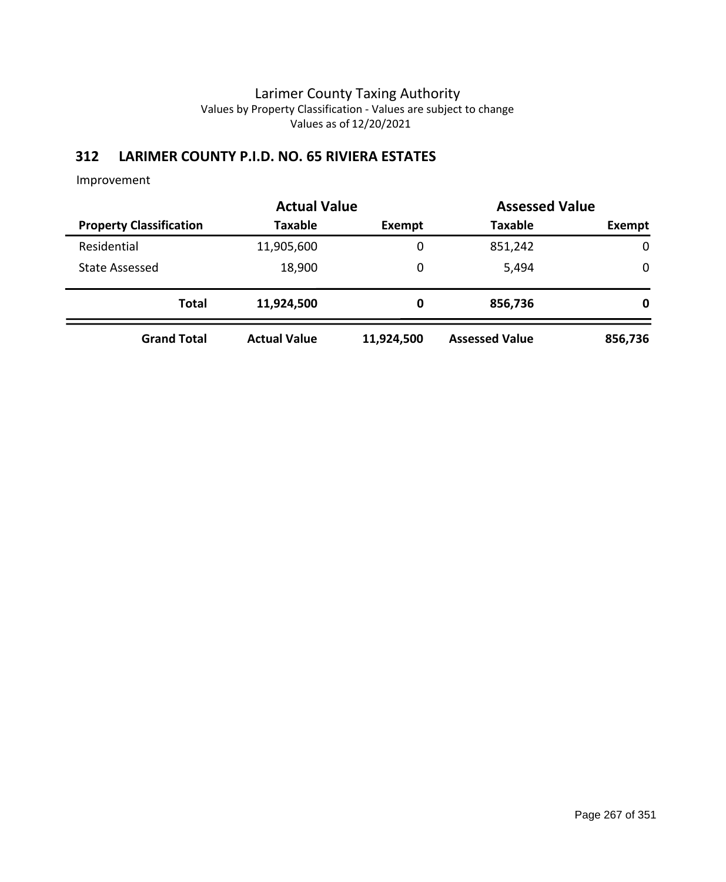# Larimer County Taxing Authority

Values by Property Classification - Values are subject to change

Values as of 12/20/2021

## 312 LARIMER COUNTY P.I.D. NO. 65 RIVIERA ESTATES

Improvement

| | Actual Value | | Assessed Value | |
|---|---|---|---|---|
| **Property Classification** | **Taxable** | **Exempt** | **Taxable** | **Exempt** |
| Residential | 11,905,600 | 0 | 851,242 | 0 |
| State Assessed | 18,900 | 0 | 5,494 | 0 |
| **Total** | **11,924,500** | **0** | **856,736** | **0** |
| **Grand Total** | **Actual Value** | **11,924,500** | **Assessed Value** | **856,736** |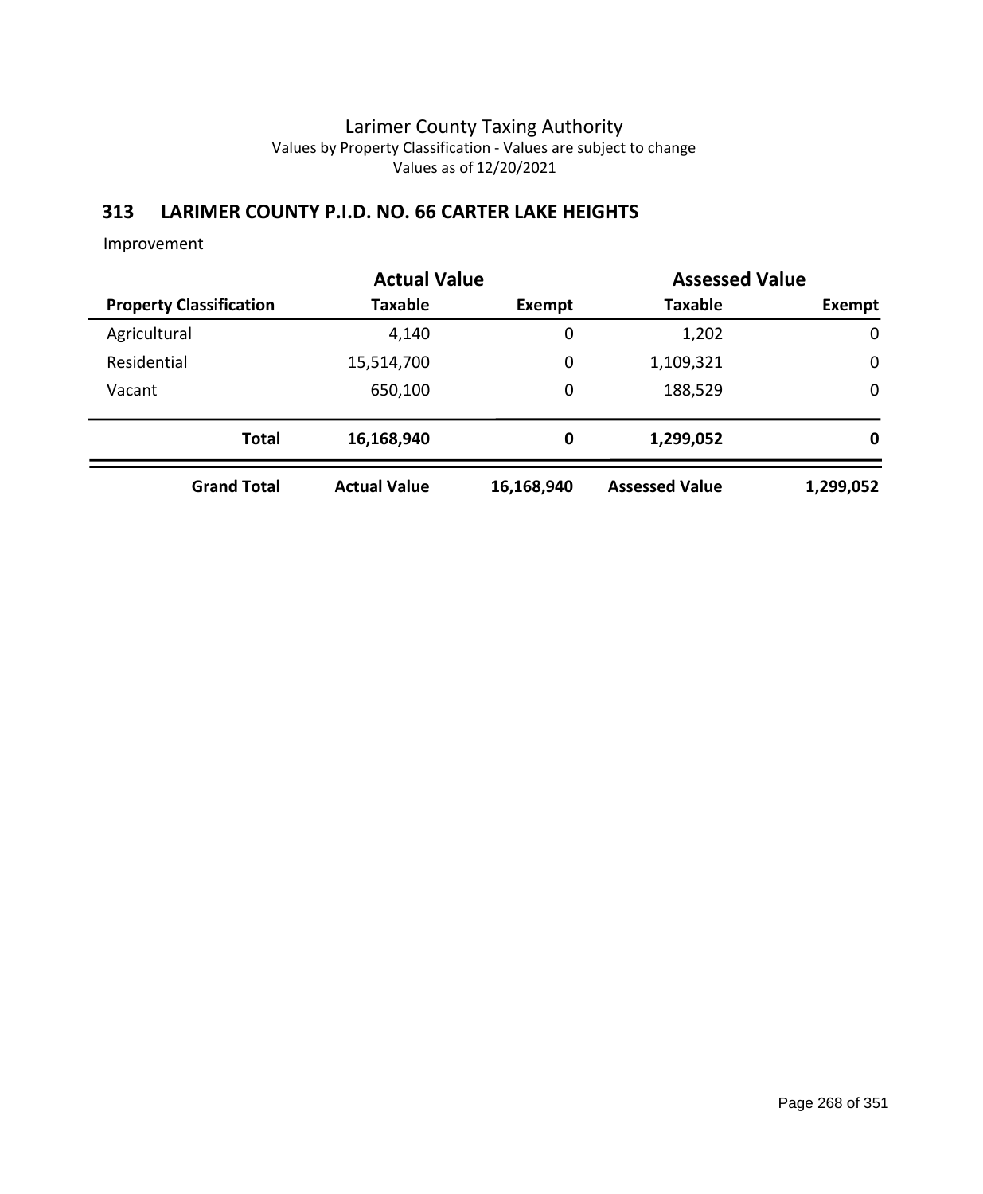Larimer County Taxing Authority
Values by Property Classification - Values are subject to change
Values as of 12/20/2021

## 313 LARIMER COUNTY P.I.D. NO. 66 CARTER LAKE HEIGHTS

Improvement

| | Actual Value | | Assessed Value | |
|---|---|---|---|---|
| **Property Classification** | **Taxable** | **Exempt** | **Taxable** | **Exempt** |
| Agricultural | 4,140 | 0 | 1,202 | 0 |
| Residential | 15,514,700 | 0 | 1,109,321 | 0 |
| Vacant | 650,100 | 0 | 188,529 | 0 |
| **Total** | **16,168,940** | **0** | **1,299,052** | **0** |
| **Grand Total** | **Actual Value** | **16,168,940** | **Assessed Value** | **1,299,052** |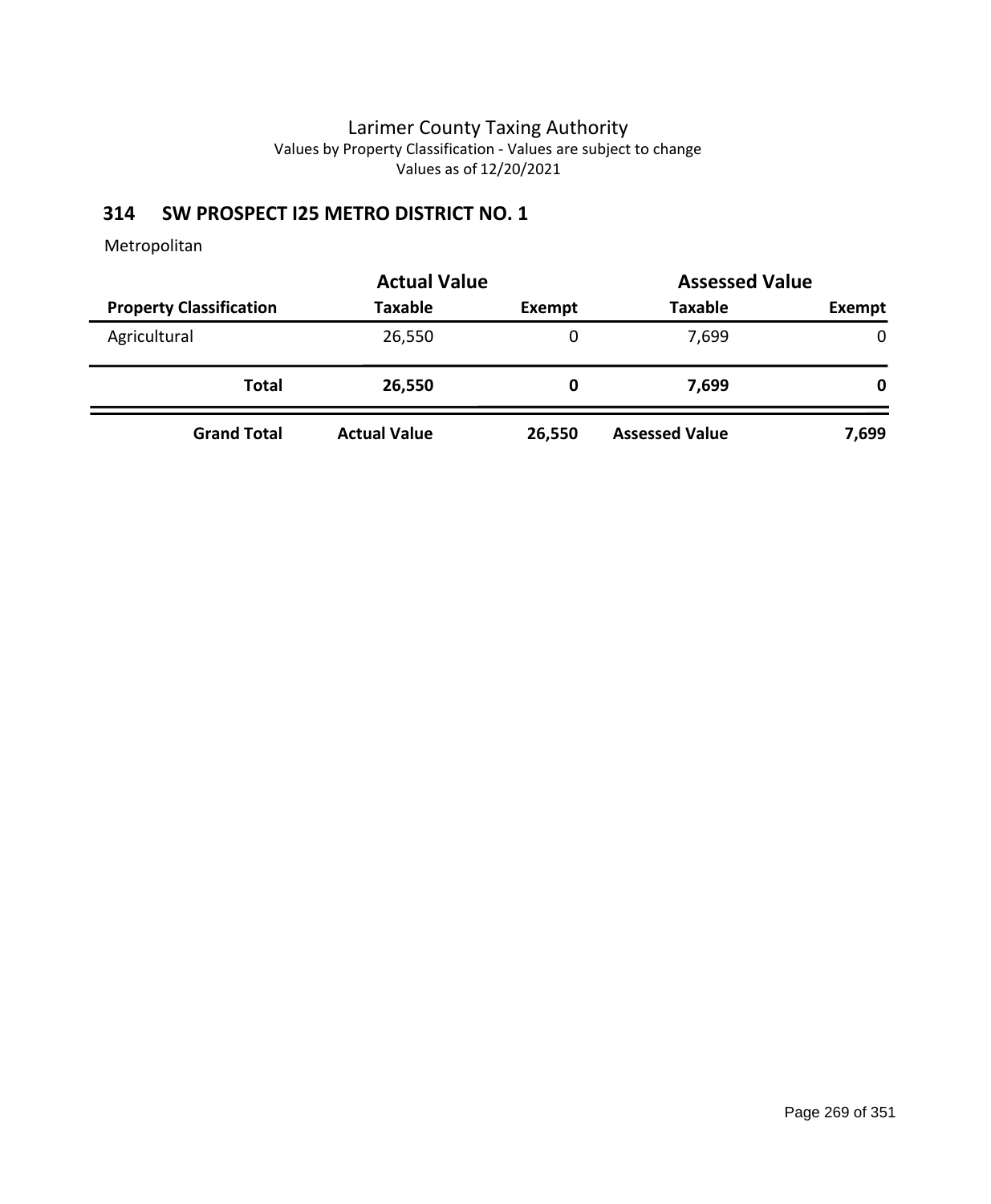Larimer County Taxing Authority
Values by Property Classification - Values are subject to change
Values as of 12/20/2021

## 314 SW PROSPECT I25 METRO DISTRICT NO. 1

Metropolitan

| | Actual Value | | Assessed Value | |
|---|---|---|---|---|
| **Property Classification** | **Taxable** | **Exempt** | **Taxable** | **Exempt** |
| Agricultural | 26,550 | 0 | 7,699 | 0 |
| **Total** | **26,550** | **0** | **7,699** | **0** |
| **Grand Total** | **Actual Value** | **26,550** | **Assessed Value** | **7,699** |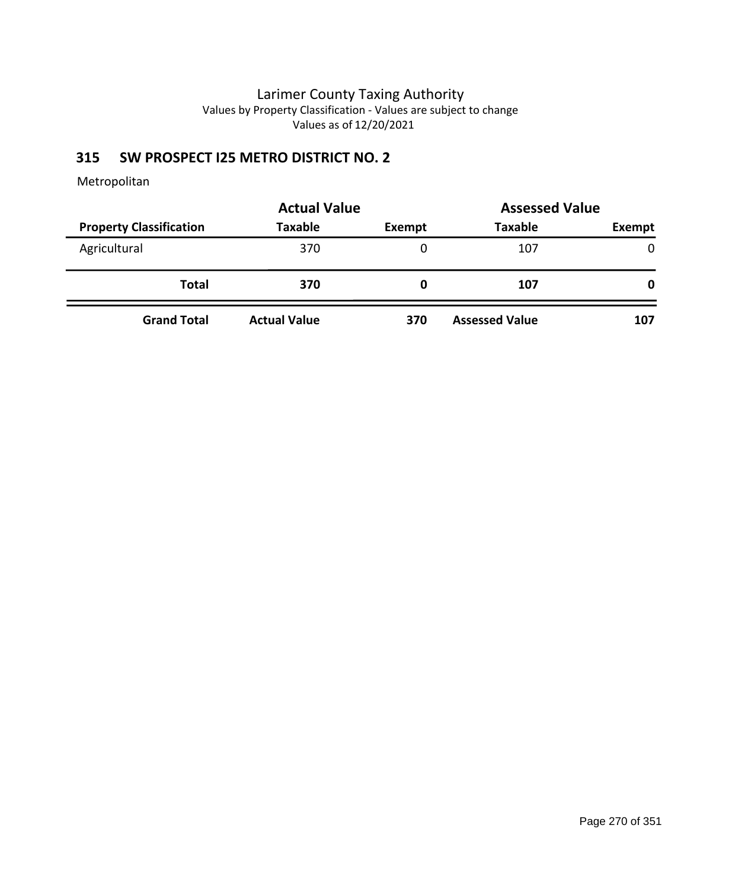Larimer County Taxing Authority
Values by Property Classification - Values are subject to change
Values as of 12/20/2021

## 315 SW PROSPECT I25 METRO DISTRICT NO. 2

Metropolitan

| | Actual Value | | Assessed Value | |
|---|---|---|---|---|
| **Property Classification** | **Taxable** | **Exempt** | **Taxable** | **Exempt** |
| Agricultural | 370 | 0 | 107 | 0 |
| **Total** | **370** | **0** | **107** | **0** |
| **Grand Total** | **Actual Value** | **370** | **Assessed Value** | **107** |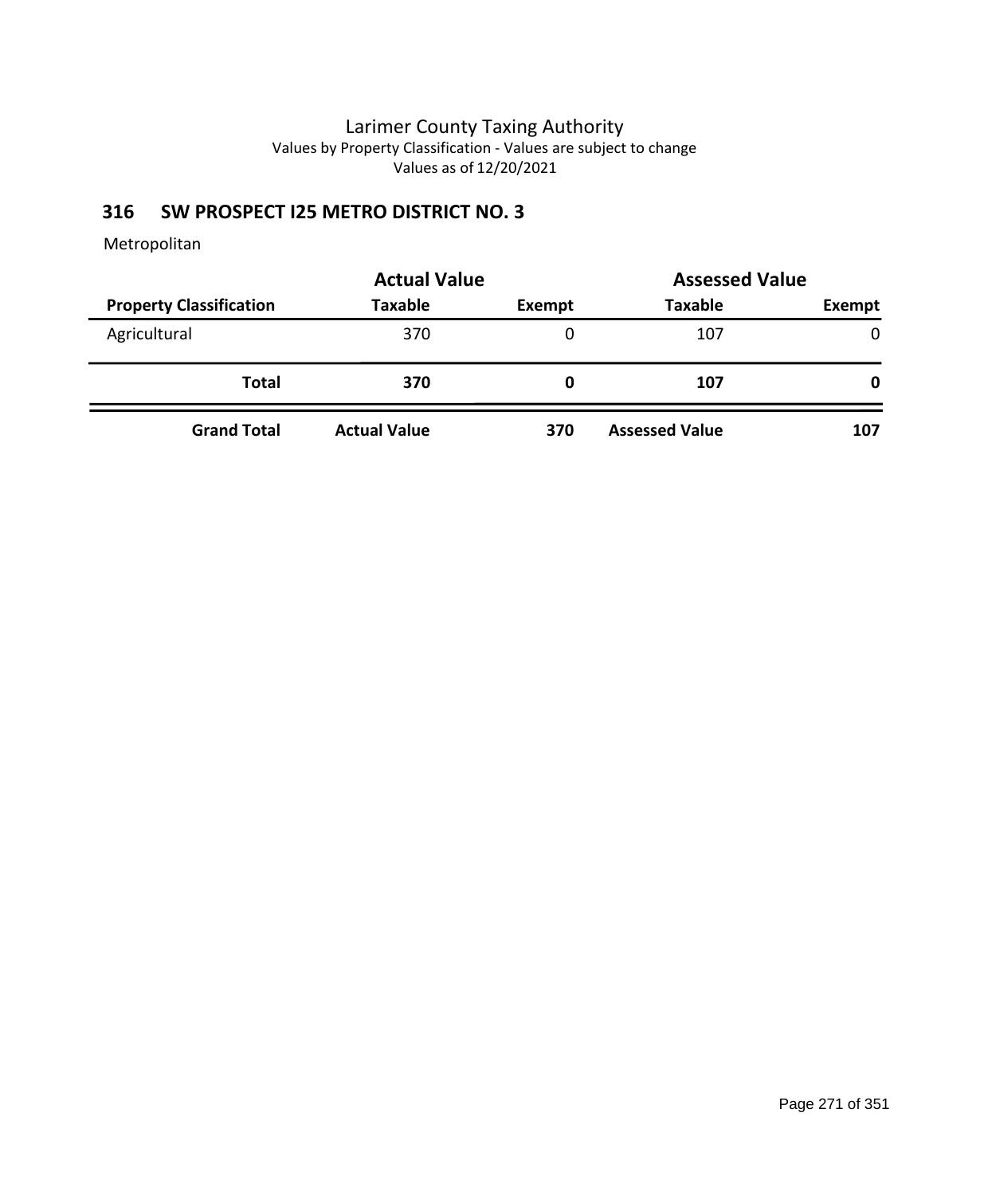# Larimer County Taxing Authority

Values by Property Classification - Values are subject to change

Values as of 12/20/2021

## 316 SW PROSPECT I25 METRO DISTRICT NO. 3

Metropolitan

| | Actual Value | | Assessed Value | |
|---|---|---|---|---|
| **Property Classification** | **Taxable** | **Exempt** | **Taxable** | **Exempt** |
| Agricultural | 370 | 0 | 107 | 0 |
| **Total** | **370** | **0** | **107** | **0** |
| **Grand Total** | **Actual Value** | **370** | **Assessed Value** | **107** |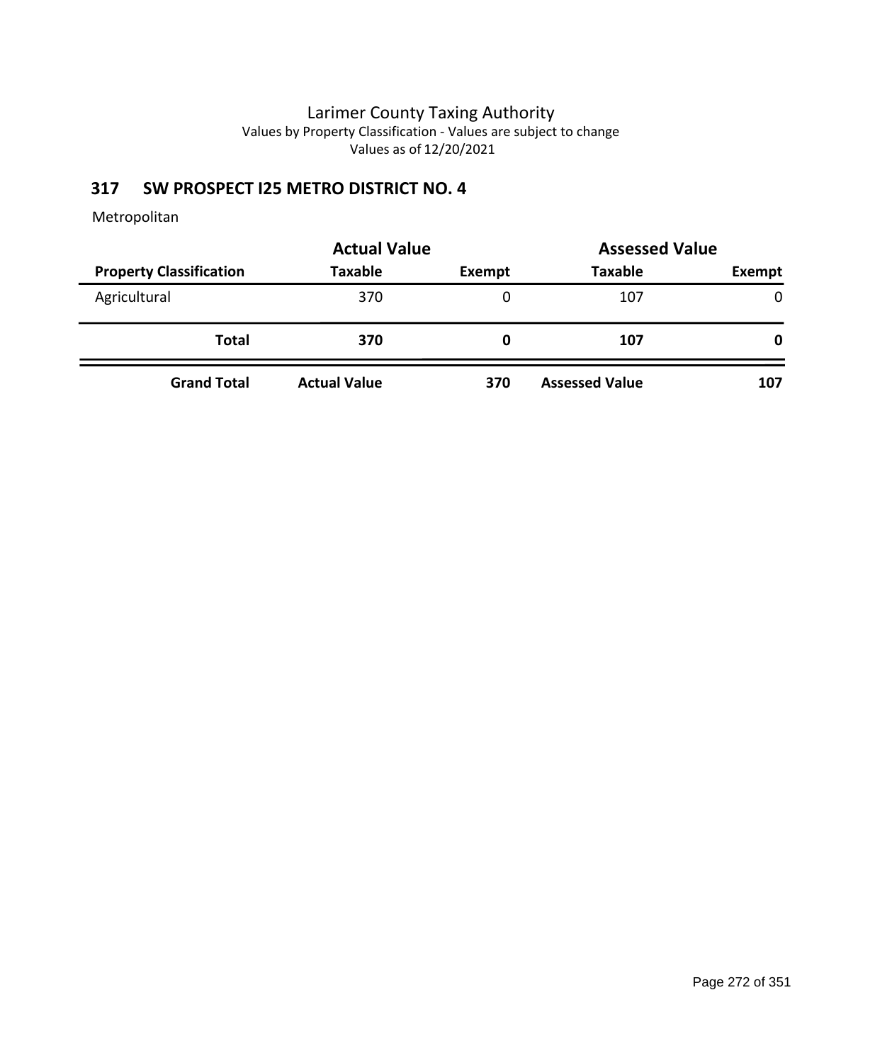Larimer County Taxing Authority
Values by Property Classification - Values are subject to change
Values as of 12/20/2021

## 317 SW PROSPECT I25 METRO DISTRICT NO. 4

Metropolitan

| | Actual Value | | Assessed Value | |
|---|---|---|---|---|
| **Property Classification** | **Taxable** | **Exempt** | **Taxable** | **Exempt** |
| Agricultural | 370 | 0 | 107 | 0 |
| **Total** | **370** | **0** | **107** | **0** |
| **Grand Total** | **Actual Value** | **370** | **Assessed Value** | **107** |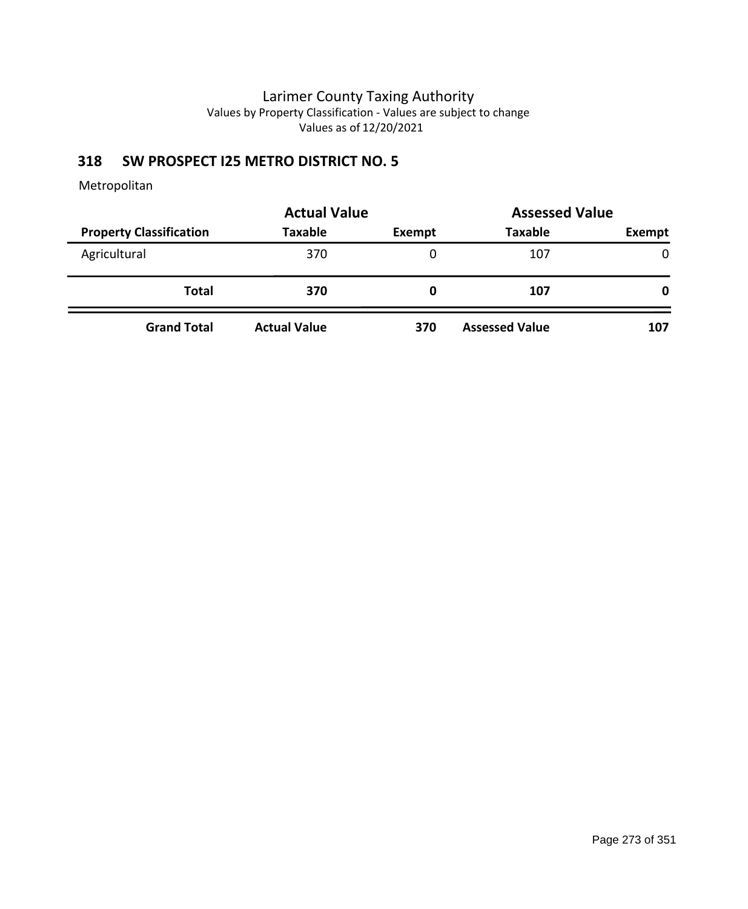# Larimer County Taxing Authority

Values by Property Classification - Values are subject to change

Values as of 12/20/2021

## 318 SW PROSPECT I25 METRO DISTRICT NO. 5

Metropolitan

| | Actual Value | | Assessed Value | |
|---|---|---|---|---|
| **Property Classification** | **Taxable** | **Exempt** | **Taxable** | **Exempt** |
| Agricultural | 370 | 0 | 107 | 0 |
| **Total** | **370** | **0** | **107** | **0** |
| **Grand Total** | **Actual Value** | **370** | **Assessed Value** | **107** |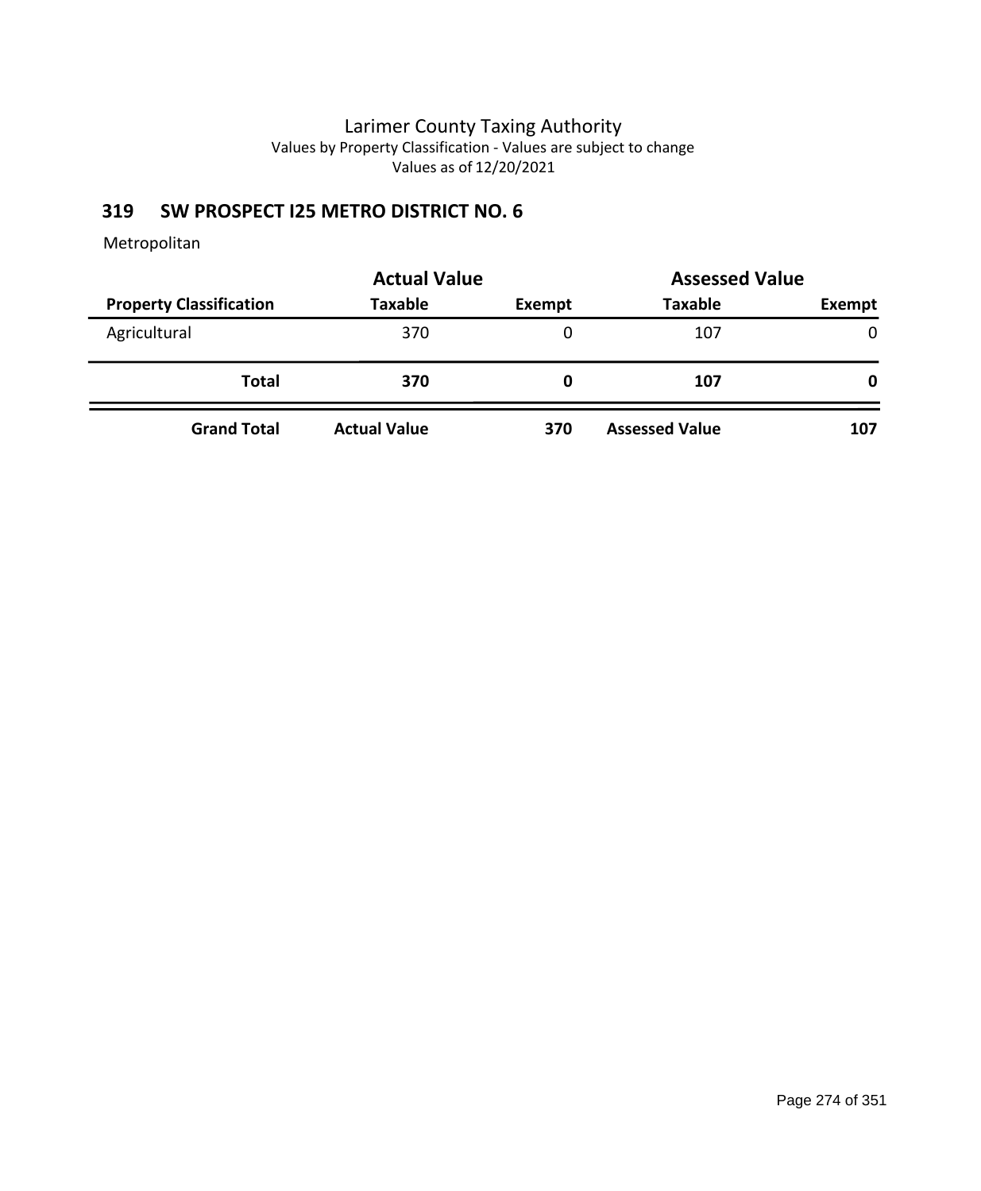# Larimer County Taxing Authority

Values by Property Classification - Values are subject to change

Values as of 12/20/2021

## 319 SW PROSPECT I25 METRO DISTRICT NO. 6

Metropolitan

| | Actual Value | | Assessed Value | |
|---|---|---|---|---|
| **Property Classification** | **Taxable** | **Exempt** | **Taxable** | **Exempt** |
| Agricultural | 370 | 0 | 107 | 0 |
| **Total** | **370** | **0** | **107** | **0** |
| **Grand Total** | **Actual Value** | **370** | **Assessed Value** | **107** |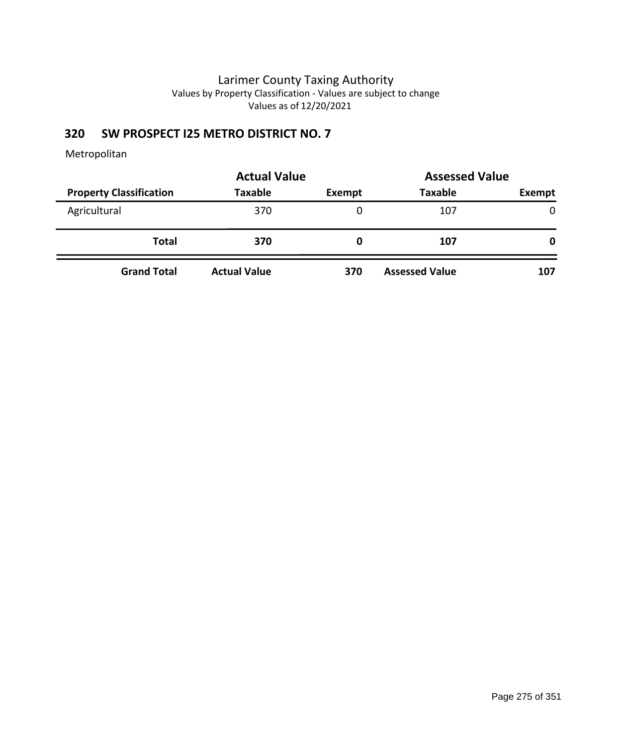Larimer County Taxing Authority
Values by Property Classification - Values are subject to change
Values as of 12/20/2021

## 320 SW PROSPECT I25 METRO DISTRICT NO. 7

Metropolitan

| | Actual Value | | Assessed Value | |
|---|---|---|---|---|
| **Property Classification** | **Taxable** | **Exempt** | **Taxable** | **Exempt** |
| Agricultural | 370 | 0 | 107 | 0 |
| **Total** | **370** | **0** | **107** | **0** |
| **Grand Total** | **Actual Value** | **370** | **Assessed Value** | **107** |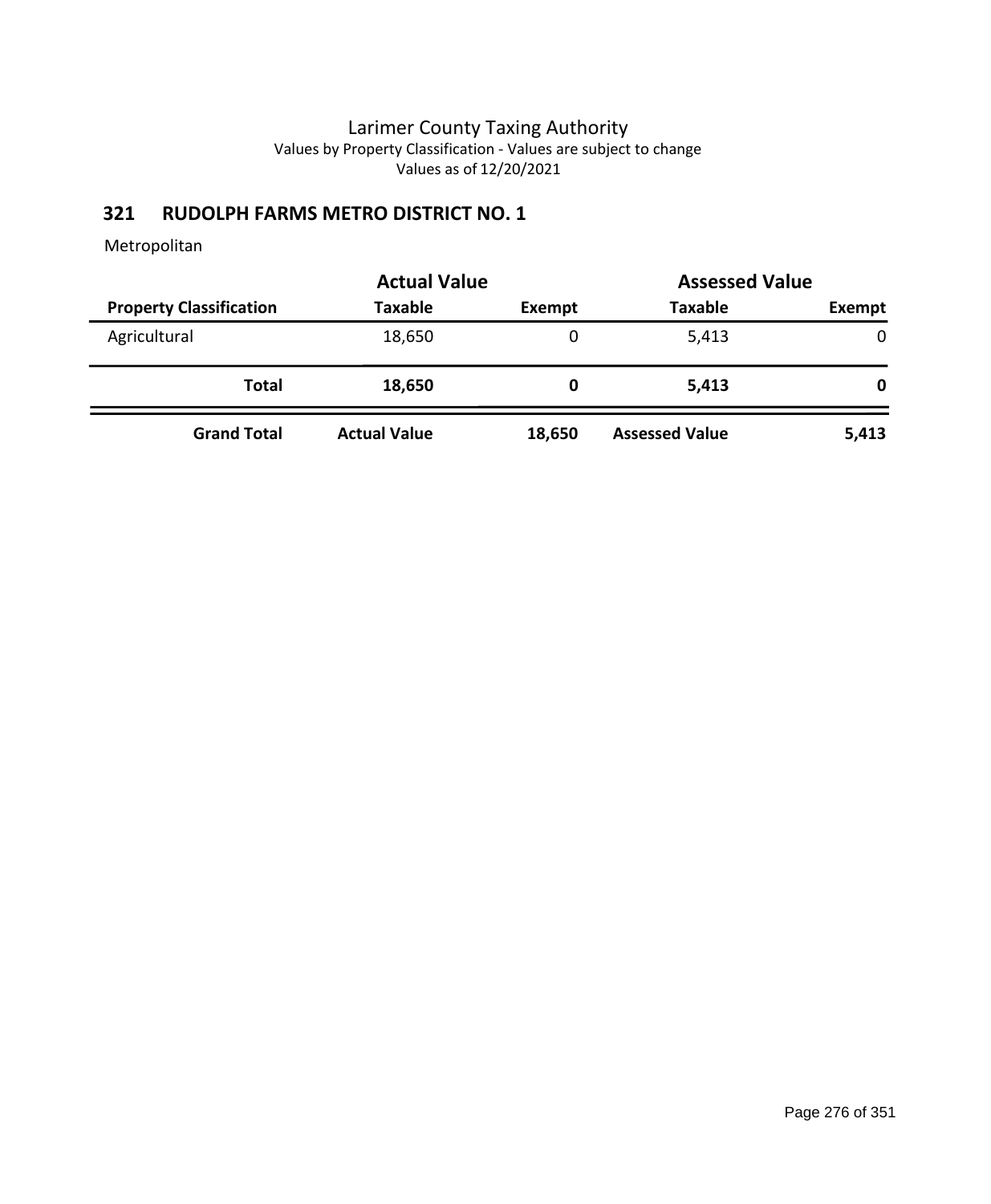# Larimer County Taxing Authority

Values by Property Classification - Values are subject to change

Values as of 12/20/2021

## 321 RUDOLPH FARMS METRO DISTRICT NO. 1

Metropolitan

| | Actual Value | | Assessed Value | |
|---|---|---|---|---|
| **Property Classification** | **Taxable** | **Exempt** | **Taxable** | **Exempt** |
| Agricultural | 18,650 | 0 | 5,413 | 0 |
| **Total** | **18,650** | **0** | **5,413** | **0** |
| **Grand Total** | **Actual Value** | **18,650** | **Assessed Value** | **5,413** |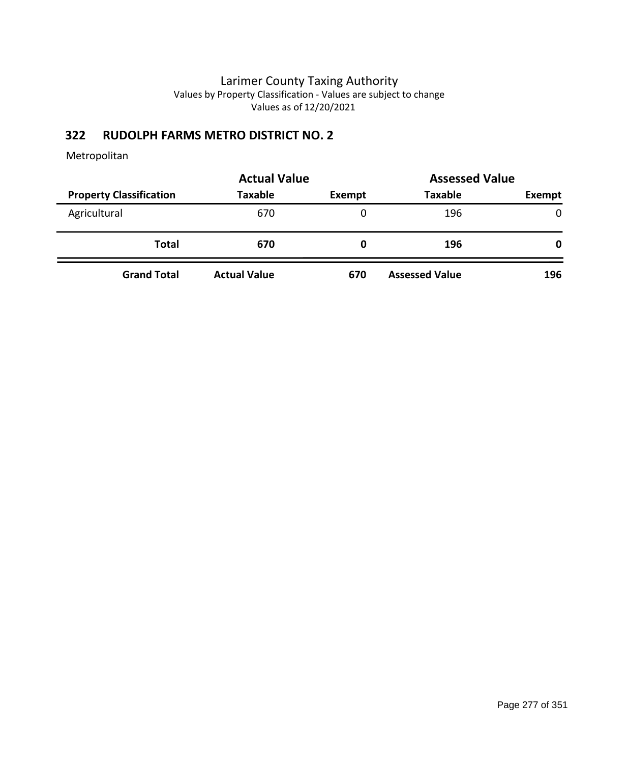# Larimer County Taxing Authority

Values by Property Classification - Values are subject to change

Values as of 12/20/2021

## 322 RUDOLPH FARMS METRO DISTRICT NO. 2

Metropolitan

| | Actual Value | | Assessed Value | |
|---|---|---|---|---|
| **Property Classification** | **Taxable** | **Exempt** | **Taxable** | **Exempt** |
| Agricultural | 670 | 0 | 196 | 0 |
| **Total** | **670** | **0** | **196** | **0** |
| **Grand Total** | **Actual Value** | **670** | **Assessed Value** | **196** |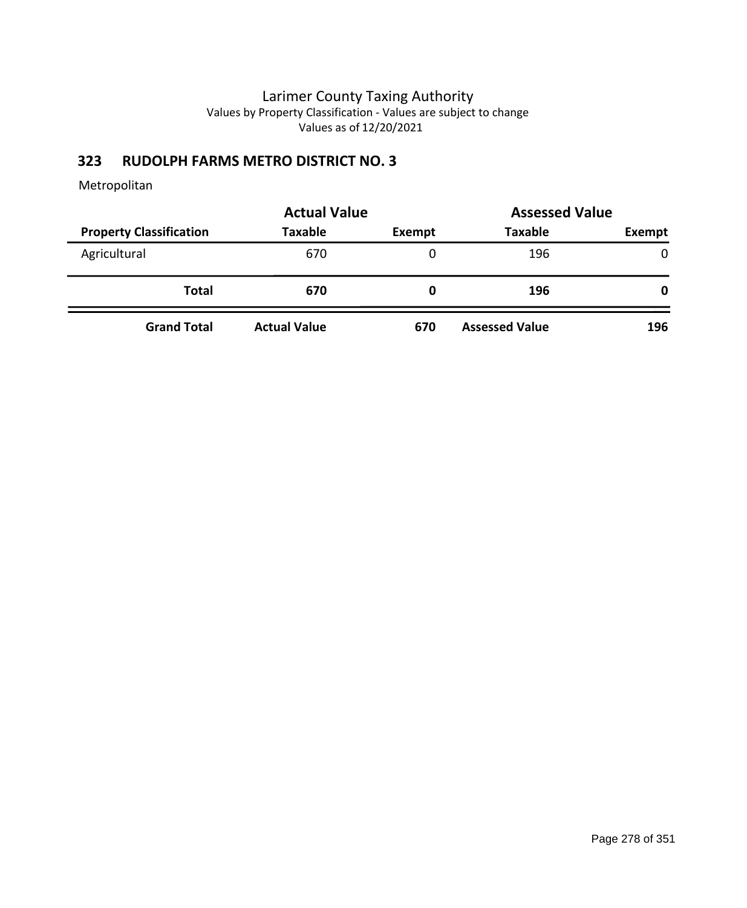# Larimer County Taxing Authority

Values by Property Classification - Values are subject to change

Values as of 12/20/2021

## 323 RUDOLPH FARMS METRO DISTRICT NO. 3

Metropolitan

| | Actual Value | | Assessed Value | |
|---|---|---|---|---|
| **Property Classification** | **Taxable** | **Exempt** | **Taxable** | **Exempt** |
| Agricultural | 670 | 0 | 196 | 0 |
| **Total** | **670** | **0** | **196** | **0** |
| **Grand Total** | **Actual Value** | **670** | **Assessed Value** | **196** |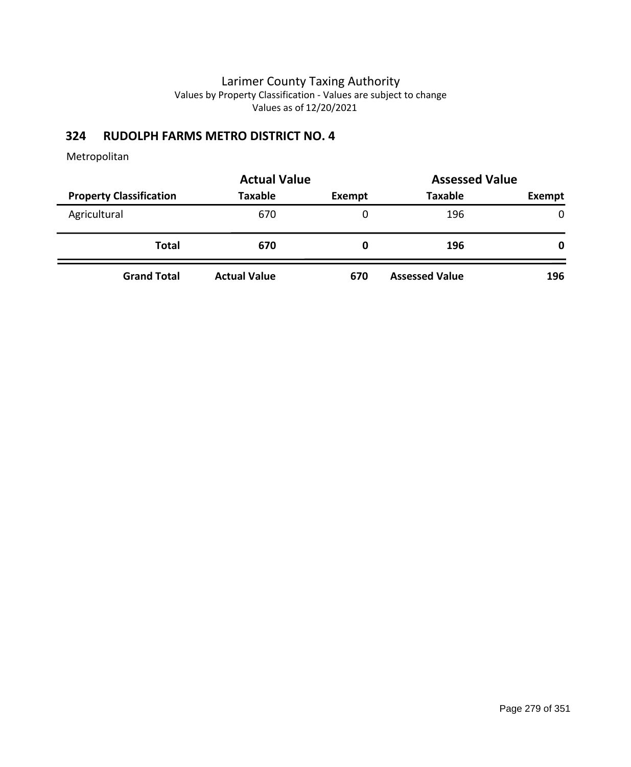Larimer County Taxing Authority
Values by Property Classification - Values are subject to change
Values as of 12/20/2021

## 324 RUDOLPH FARMS METRO DISTRICT NO. 4

Metropolitan

| | Actual Value | | Assessed Value | |
|---|---|---|---|---|
| **Property Classification** | **Taxable** | **Exempt** | **Taxable** | **Exempt** |
| Agricultural | 670 | 0 | 196 | 0 |
| **Total** | **670** | **0** | **196** | **0** |
| **Grand Total** | **Actual Value** | **670** | **Assessed Value** | **196** |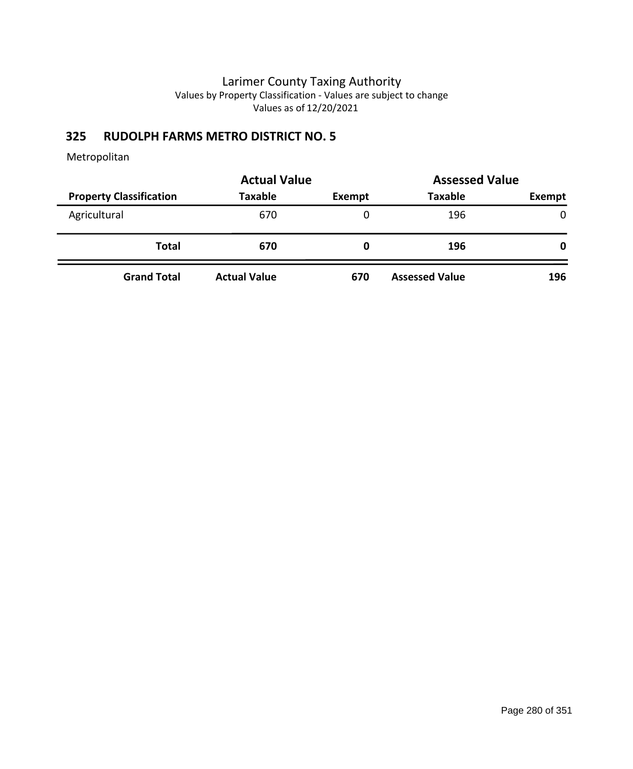# Larimer County Taxing Authority

Values by Property Classification - Values are subject to change

Values as of 12/20/2021

## 325 RUDOLPH FARMS METRO DISTRICT NO. 5

Metropolitan

| | Actual Value | | Assessed Value | |
|---|---|---|---|---|
| **Property Classification** | **Taxable** | **Exempt** | **Taxable** | **Exempt** |
| Agricultural | 670 | 0 | 196 | 0 |
| **Total** | **670** | **0** | **196** | **0** |
| **Grand Total** | **Actual Value** | **670** | **Assessed Value** | **196** |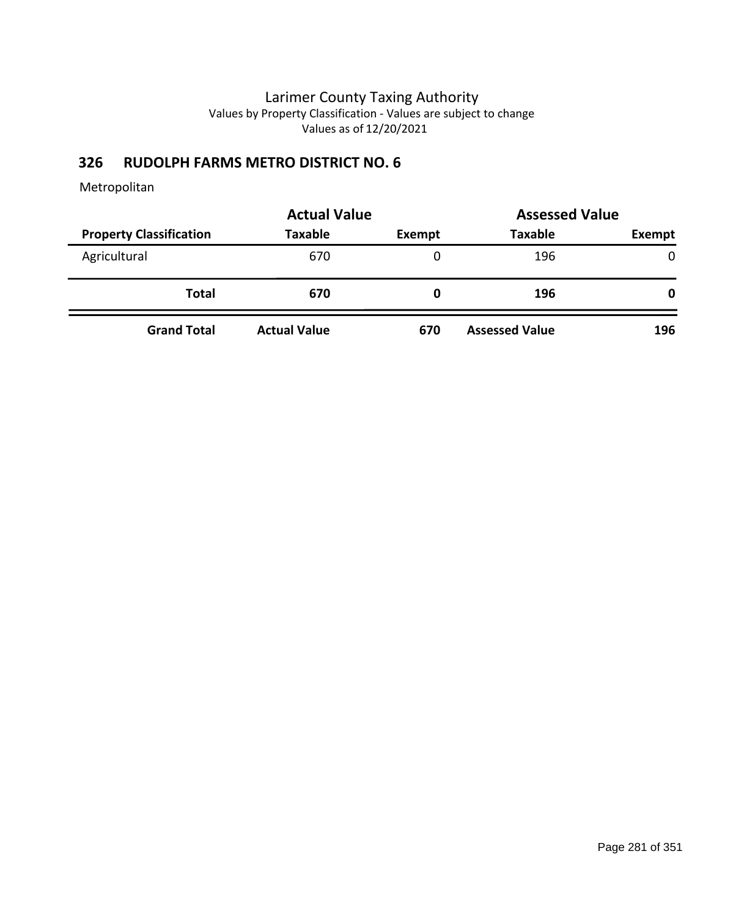# Larimer County Taxing Authority

Values by Property Classification - Values are subject to change

Values as of 12/20/2021

## 326 RUDOLPH FARMS METRO DISTRICT NO. 6

Metropolitan

| | Actual Value | | Assessed Value | |
|---|---|---|---|---|
| **Property Classification** | **Taxable** | **Exempt** | **Taxable** | **Exempt** |
| Agricultural | 670 | 0 | 196 | 0 |
| **Total** | **670** | **0** | **196** | **0** |
| **Grand Total** | **Actual Value** | **670** | **Assessed Value** | **196** |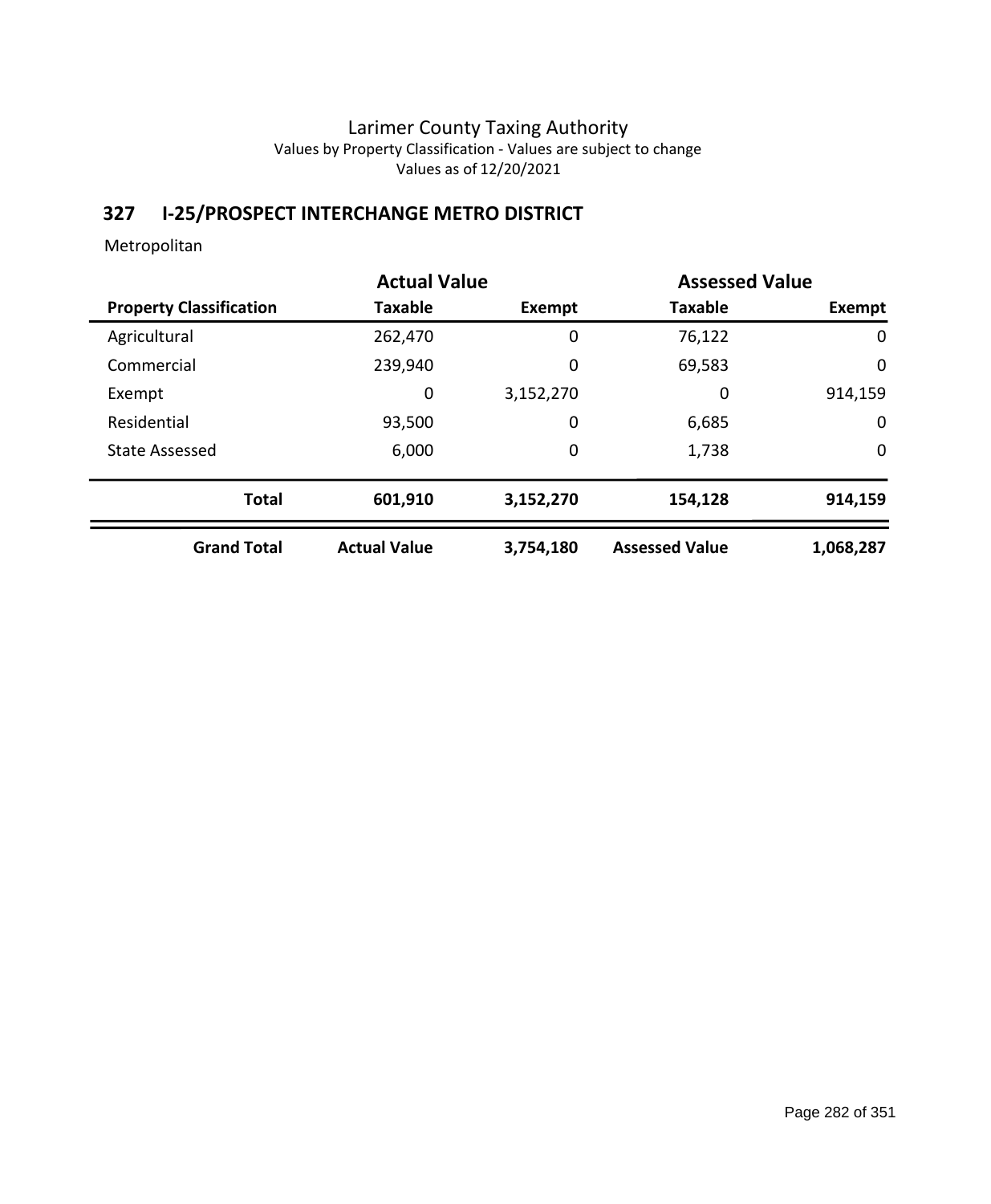Larimer County Taxing Authority
Values by Property Classification - Values are subject to change
Values as of 12/20/2021

## 327 I-25/PROSPECT INTERCHANGE METRO DISTRICT

Metropolitan

| | Actual Value | | Assessed Value | |
|---|---|---|---|---|
| **Property Classification** | **Taxable** | **Exempt** | **Taxable** | **Exempt** |
| Agricultural | 262,470 | 0 | 76,122 | 0 |
| Commercial | 239,940 | 0 | 69,583 | 0 |
| Exempt | 0 | 3,152,270 | 0 | 914,159 |
| Residential | 93,500 | 0 | 6,685 | 0 |
| State Assessed | 6,000 | 0 | 1,738 | 0 |
| **Total** | **601,910** | **3,152,270** | **154,128** | **914,159** |
| **Grand Total** | **Actual Value** | **3,754,180** | **Assessed Value** | **1,068,287** |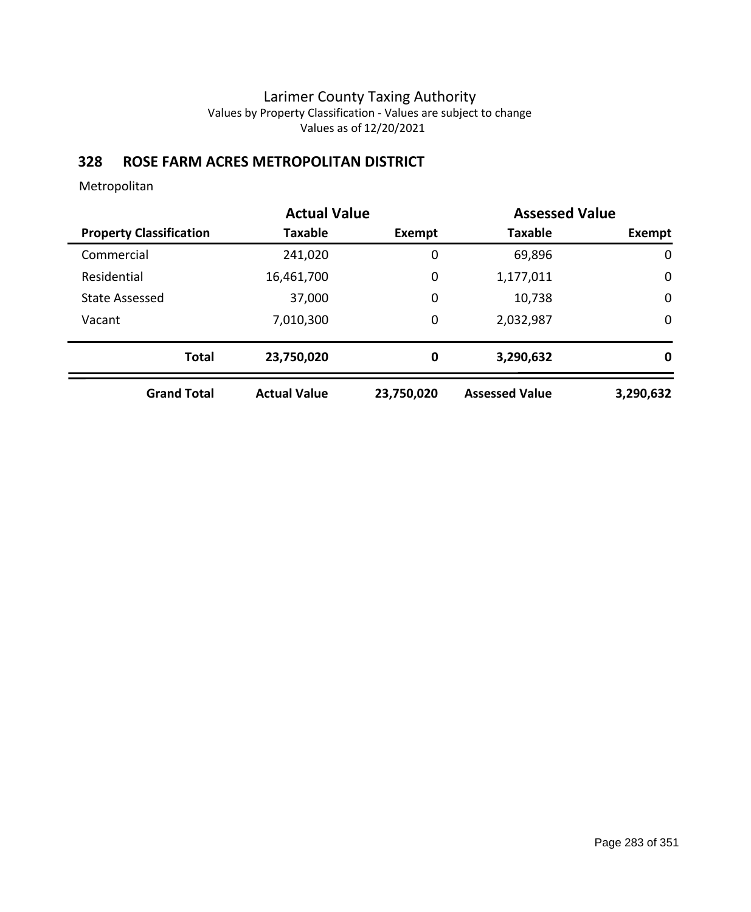Larimer County Taxing Authority
Values by Property Classification - Values are subject to change
Values as of 12/20/2021

## 328 ROSE FARM ACRES METROPOLITAN DISTRICT

Metropolitan

| | Actual Value | | Assessed Value | |
|---|---|---|---|---|
| **Property Classification** | **Taxable** | **Exempt** | **Taxable** | **Exempt** |
| Commercial | 241,020 | 0 | 69,896 | 0 |
| Residential | 16,461,700 | 0 | 1,177,011 | 0 |
| State Assessed | 37,000 | 0 | 10,738 | 0 |
| Vacant | 7,010,300 | 0 | 2,032,987 | 0 |
| **Total** | **23,750,020** | **0** | **3,290,632** | **0** |
| **Grand Total** | **Actual Value** | **23,750,020** | **Assessed Value** | **3,290,632** |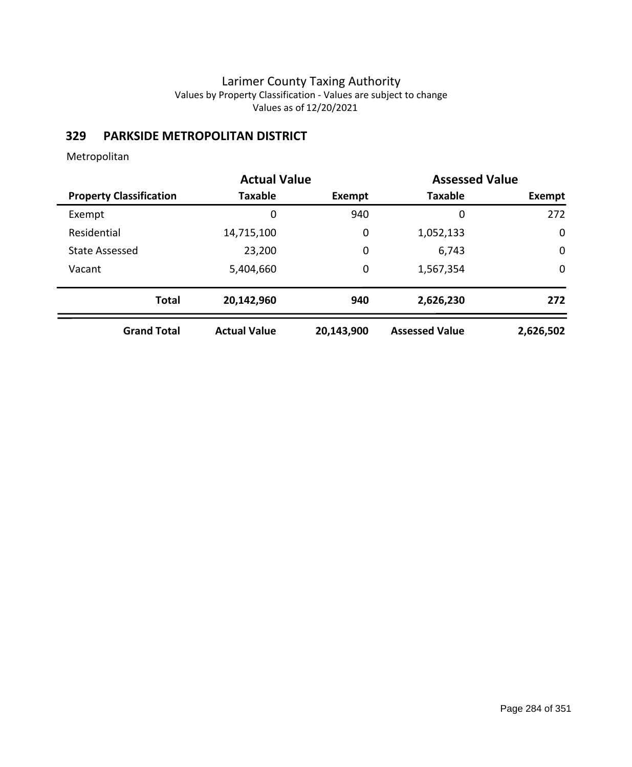# Larimer County Taxing Authority

Values by Property Classification - Values are subject to change

Values as of 12/20/2021

## 329 PARKSIDE METROPOLITAN DISTRICT

Metropolitan

| | Actual Value | | Assessed Value | |
|---|---|---|---|---|
| **Property Classification** | **Taxable** | **Exempt** | **Taxable** | **Exempt** |
| Exempt | 0 | 940 | 0 | 272 |
| Residential | 14,715,100 | 0 | 1,052,133 | 0 |
| State Assessed | 23,200 | 0 | 6,743 | 0 |
| Vacant | 5,404,660 | 0 | 1,567,354 | 0 |
| **Total** | **20,142,960** | **940** | **2,626,230** | **272** |
| **Grand Total** | **Actual Value** | **20,143,900** | **Assessed Value** | **2,626,502** |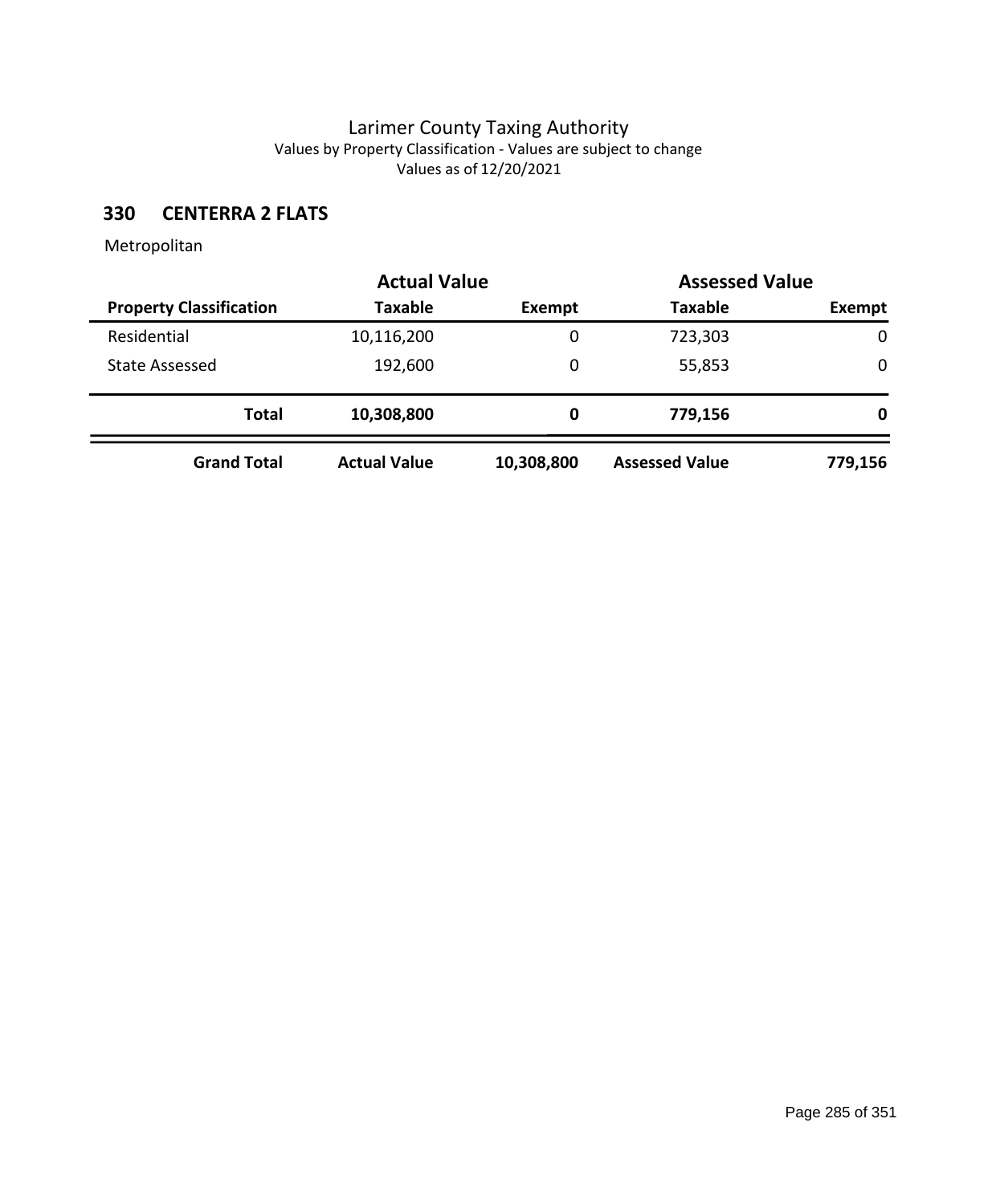# Larimer County Taxing Authority

Values by Property Classification - Values are subject to change

Values as of 12/20/2021

## 330 CENTERRA 2 FLATS

Metropolitan

| | Actual Value | | Assessed Value | |
|---|---|---|---|---|
| **Property Classification** | **Taxable** | **Exempt** | **Taxable** | **Exempt** |
| Residential | 10,116,200 | 0 | 723,303 | 0 |
| State Assessed | 192,600 | 0 | 55,853 | 0 |
| **Total** | **10,308,800** | **0** | **779,156** | **0** |
| **Grand Total** | **Actual Value** | **10,308,800** | **Assessed Value** | **779,156** |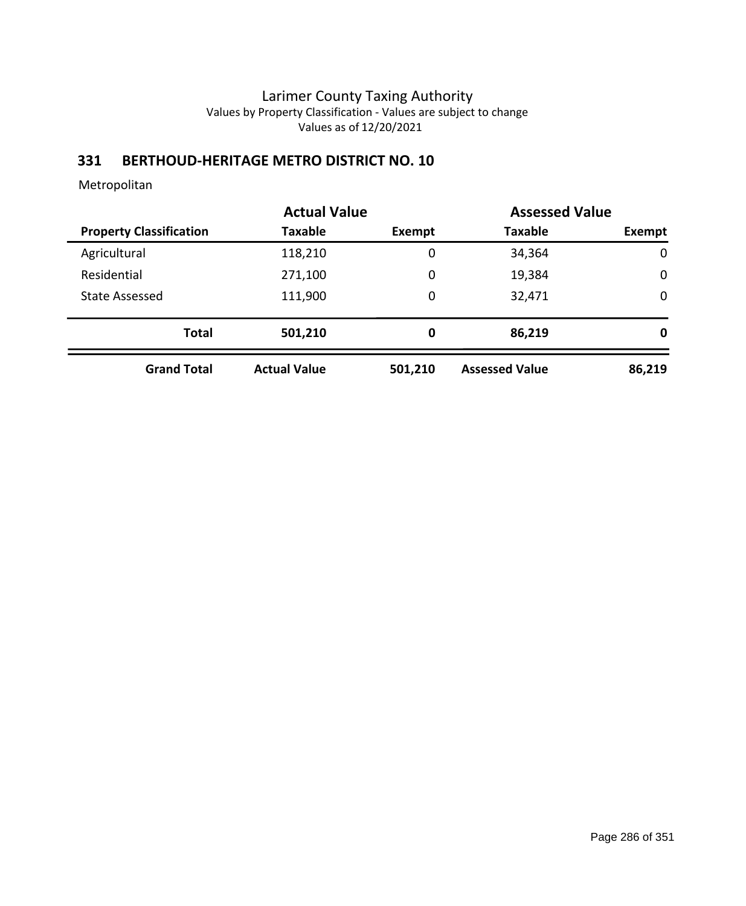# Larimer County Taxing Authority

Values by Property Classification - Values are subject to change

Values as of 12/20/2021

## 331 BERTHOUD-HERITAGE METRO DISTRICT NO. 10

Metropolitan

| | Actual Value | | Assessed Value | |
|---|---|---|---|---|
| **Property Classification** | **Taxable** | **Exempt** | **Taxable** | **Exempt** |
| Agricultural | 118,210 | 0 | 34,364 | 0 |
| Residential | 271,100 | 0 | 19,384 | 0 |
| State Assessed | 111,900 | 0 | 32,471 | 0 |
| **Total** | **501,210** | **0** | **86,219** | **0** |
| **Grand Total** | **Actual Value** | **501,210** | **Assessed Value** | **86,219** |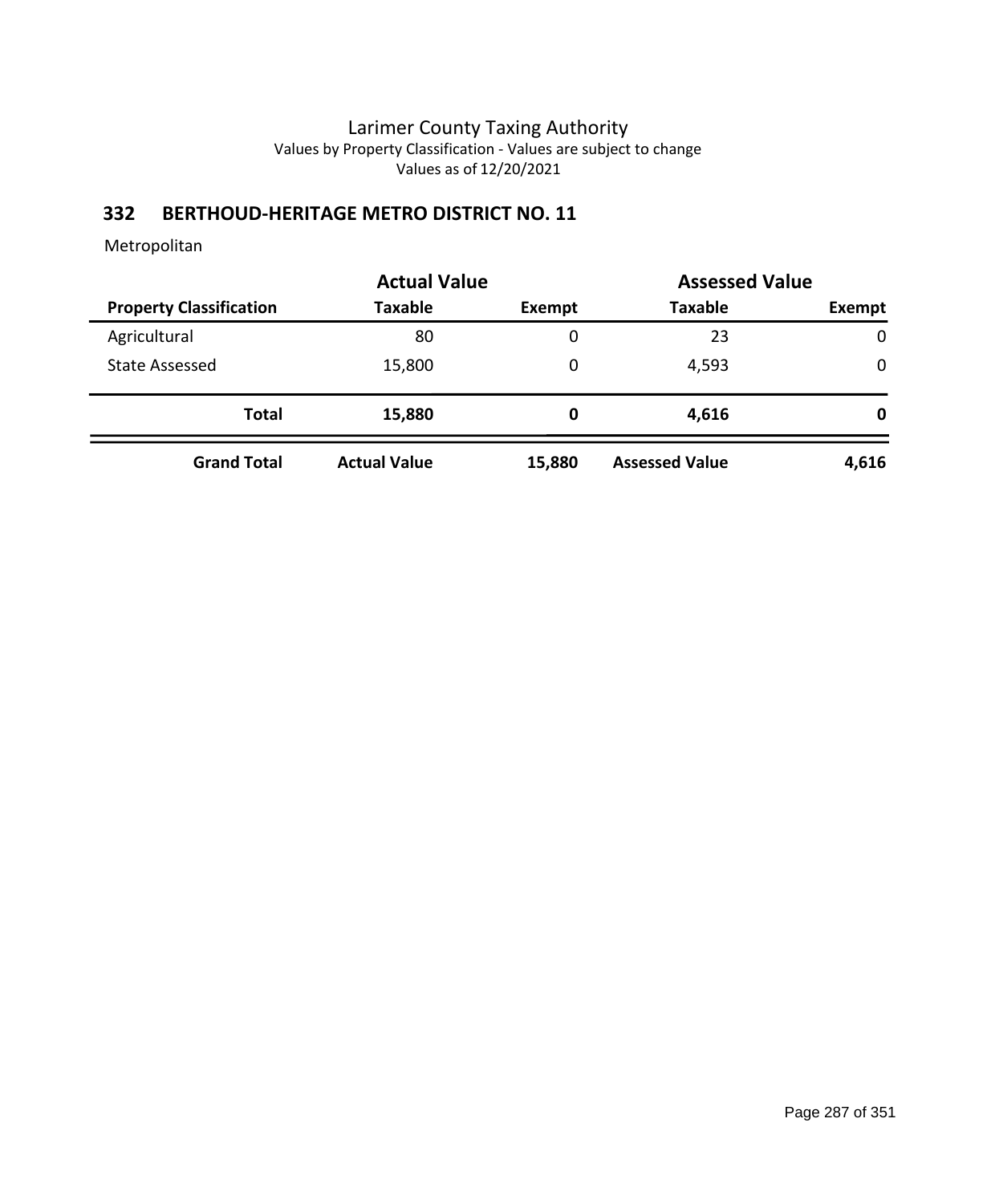Larimer County Taxing Authority
Values by Property Classification - Values are subject to change
Values as of 12/20/2021

## 332 BERTHOUD-HERITAGE METRO DISTRICT NO. 11

Metropolitan

| | Actual Value | | Assessed Value | |
|---|---|---|---|---|
| **Property Classification** | **Taxable** | **Exempt** | **Taxable** | **Exempt** |
| Agricultural | 80 | 0 | 23 | 0 |
| State Assessed | 15,800 | 0 | 4,593 | 0 |
| **Total** | **15,880** | **0** | **4,616** | **0** |
| **Grand Total** | **Actual Value** | **15,880** | **Assessed Value** | **4,616** |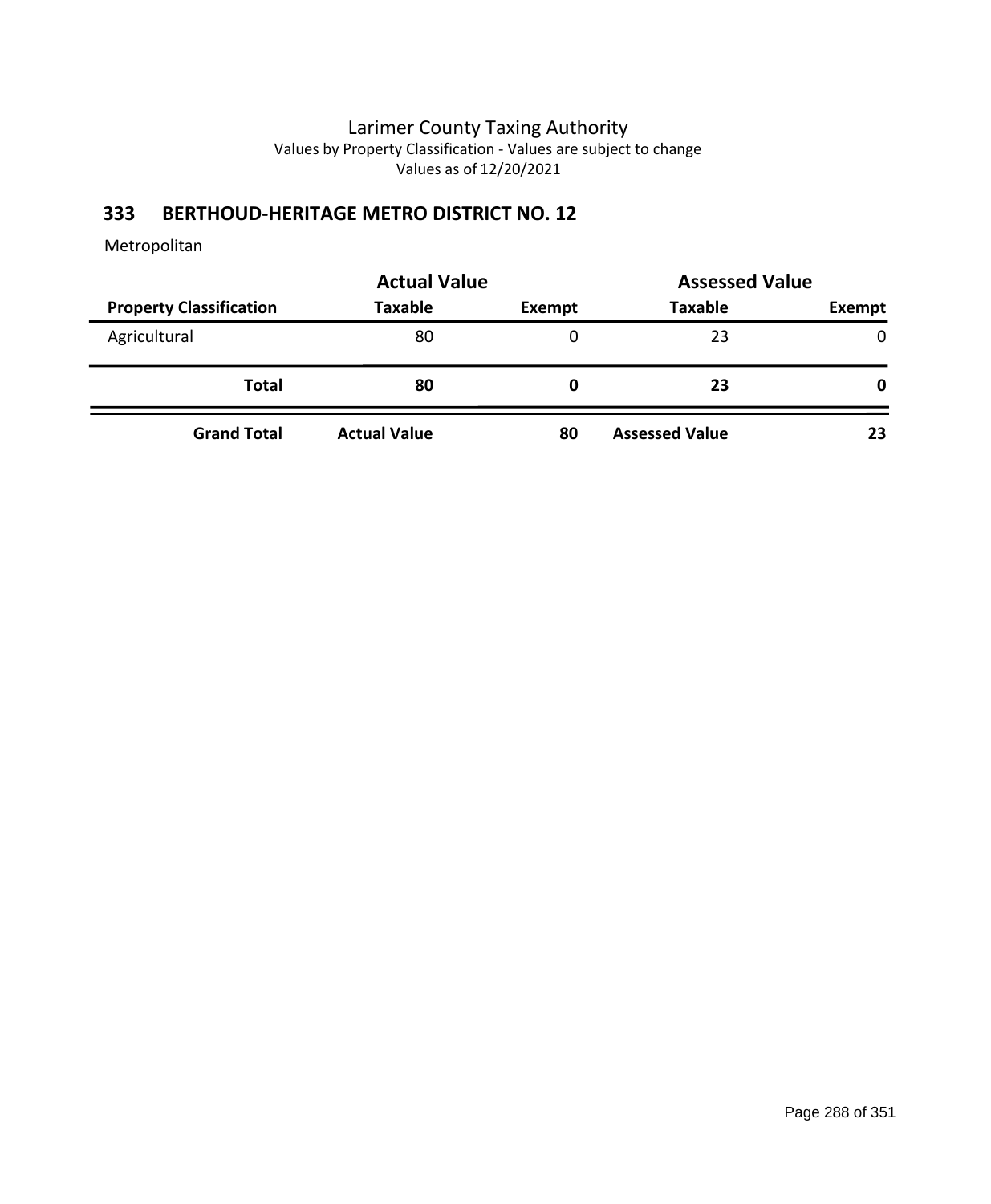Larimer County Taxing Authority
Values by Property Classification - Values are subject to change
Values as of 12/20/2021

## 333 BERTHOUD-HERITAGE METRO DISTRICT NO. 12

Metropolitan

| | Actual Value | | Assessed Value | |
|---|---|---|---|---|
| **Property Classification** | **Taxable** | **Exempt** | **Taxable** | **Exempt** |
| Agricultural | 80 | 0 | 23 | 0 |
| **Total** | **80** | **0** | **23** | **0** |
| **Grand Total** | **Actual Value** | **80** | **Assessed Value** | **23** |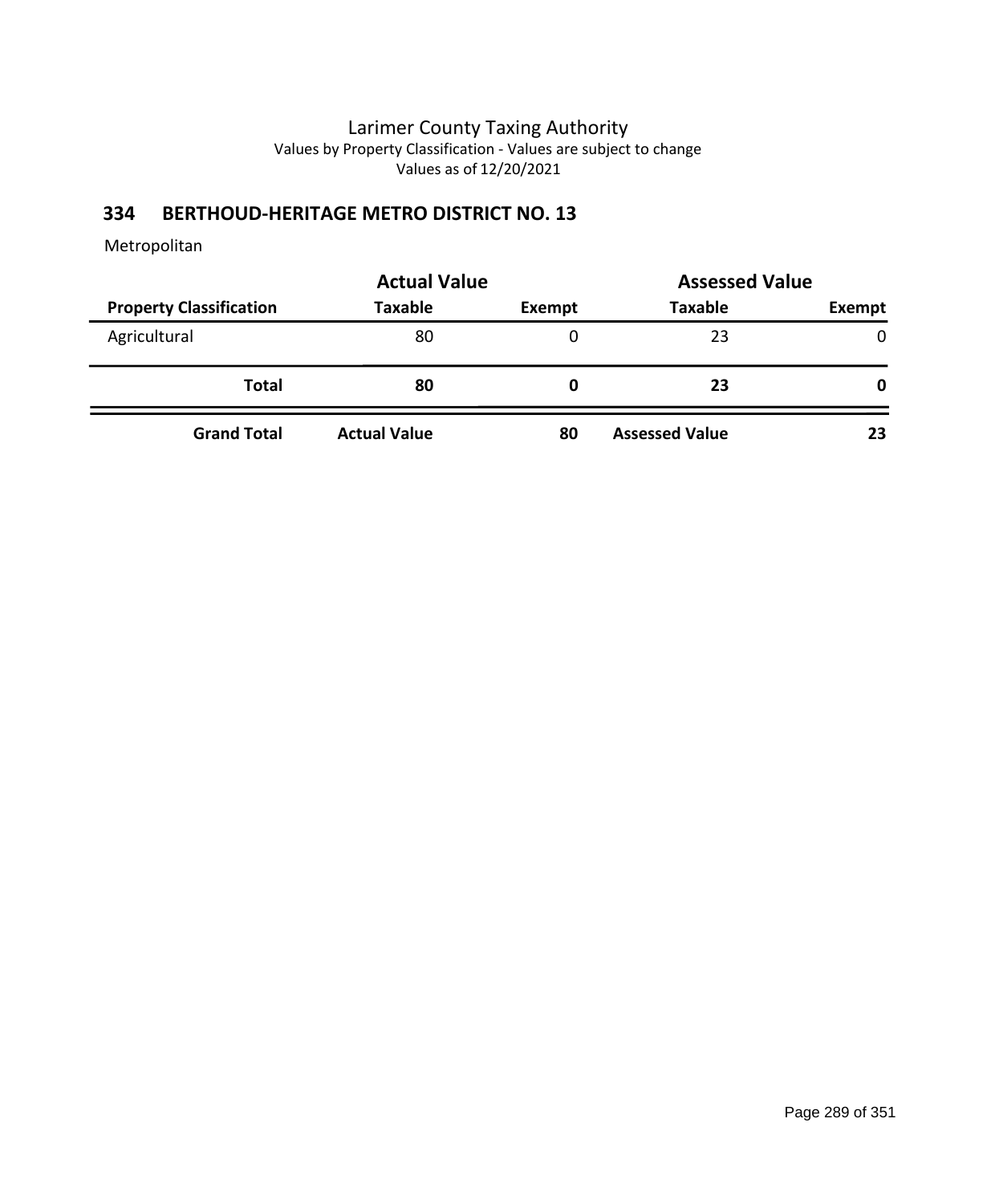Larimer County Taxing Authority
Values by Property Classification - Values are subject to change
Values as of 12/20/2021

## 334 BERTHOUD-HERITAGE METRO DISTRICT NO. 13

Metropolitan

| | Actual Value | | Assessed Value | |
|---|---|---|---|---|
| **Property Classification** | **Taxable** | **Exempt** | **Taxable** | **Exempt** |
| Agricultural | 80 | 0 | 23 | 0 |
| **Total** | **80** | **0** | **23** | **0** |
| **Grand Total** | **Actual Value** | **80** | **Assessed Value** | **23** |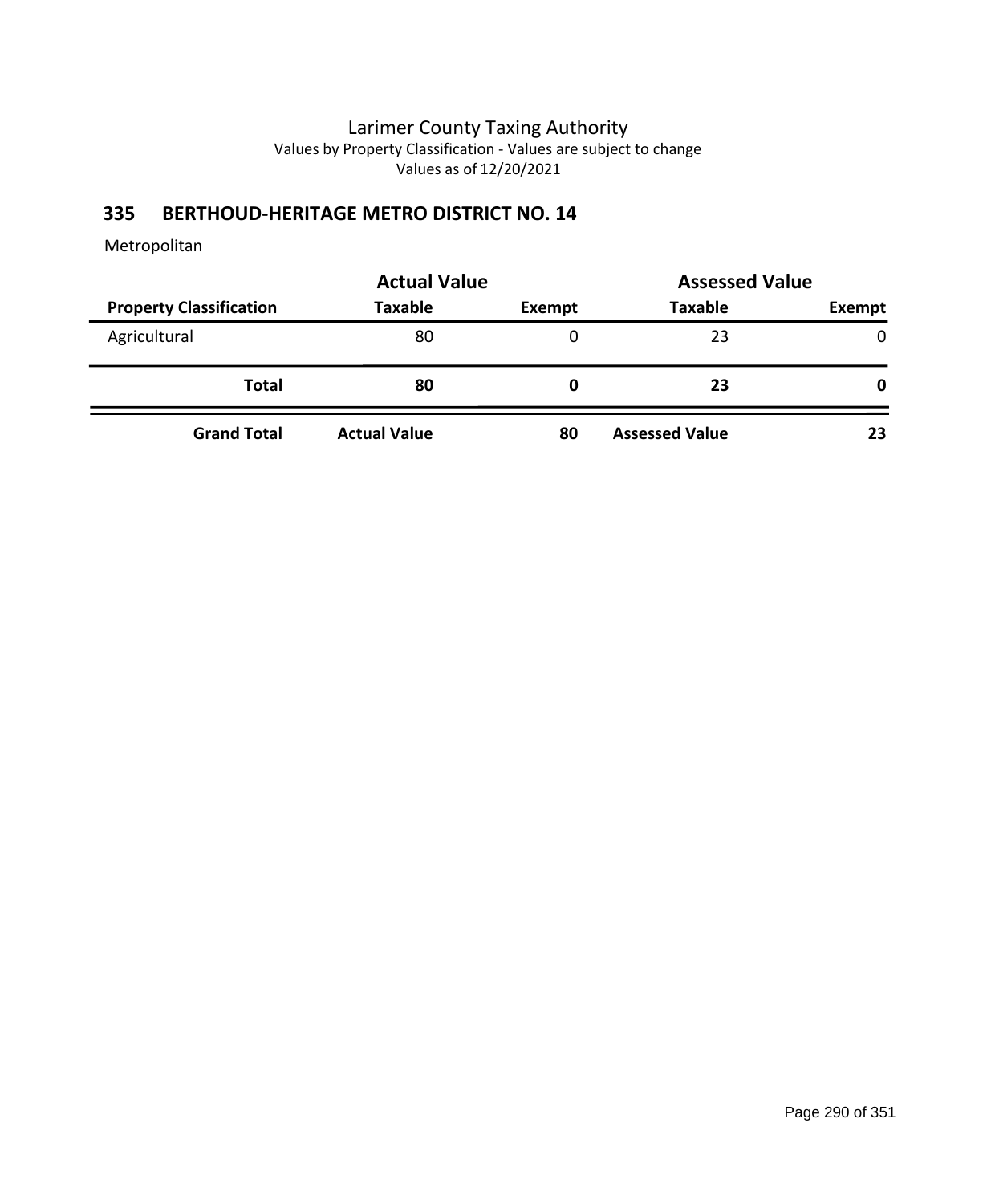Larimer County Taxing Authority
Values by Property Classification - Values are subject to change
Values as of 12/20/2021

## 335 BERTHOUD-HERITAGE METRO DISTRICT NO. 14

Metropolitan

| | Actual Value | | Assessed Value | |
|---|---|---|---|---|
| **Property Classification** | **Taxable** | **Exempt** | **Taxable** | **Exempt** |
| Agricultural | 80 | 0 | 23 | 0 |
| **Total** | **80** | **0** | **23** | **0** |
| **Grand Total** | **Actual Value** | **80** | **Assessed Value** | **23** |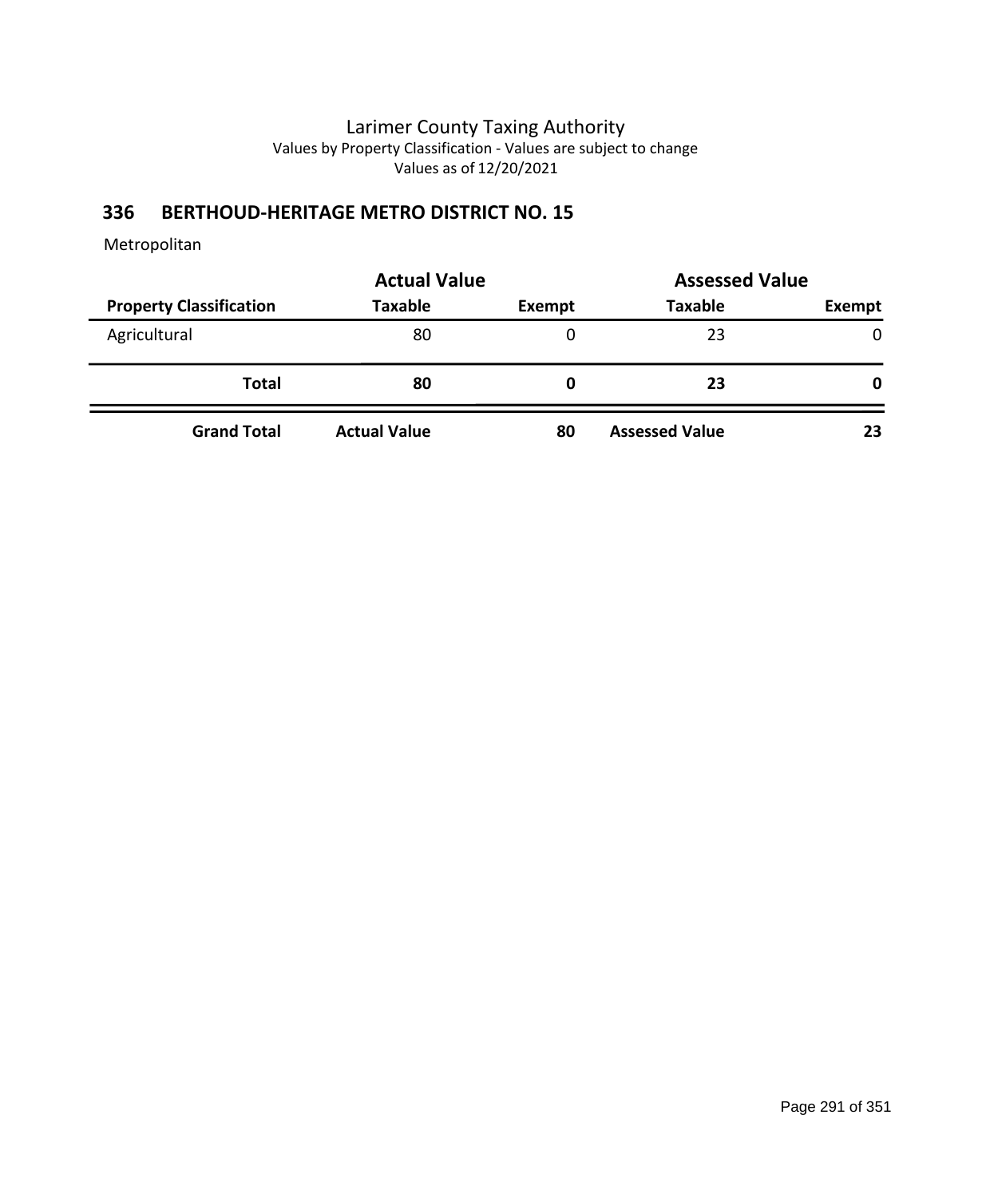Larimer County Taxing Authority
Values by Property Classification - Values are subject to change
Values as of 12/20/2021

## 336 BERTHOUD-HERITAGE METRO DISTRICT NO. 15

Metropolitan

| | Actual Value | | Assessed Value | |
|---|---|---|---|---|
| **Property Classification** | **Taxable** | **Exempt** | **Taxable** | **Exempt** |
| Agricultural | 80 | 0 | 23 | 0 |
| **Total** | **80** | **0** | **23** | **0** |
| **Grand Total** | **Actual Value** | **80** | **Assessed Value** | **23** |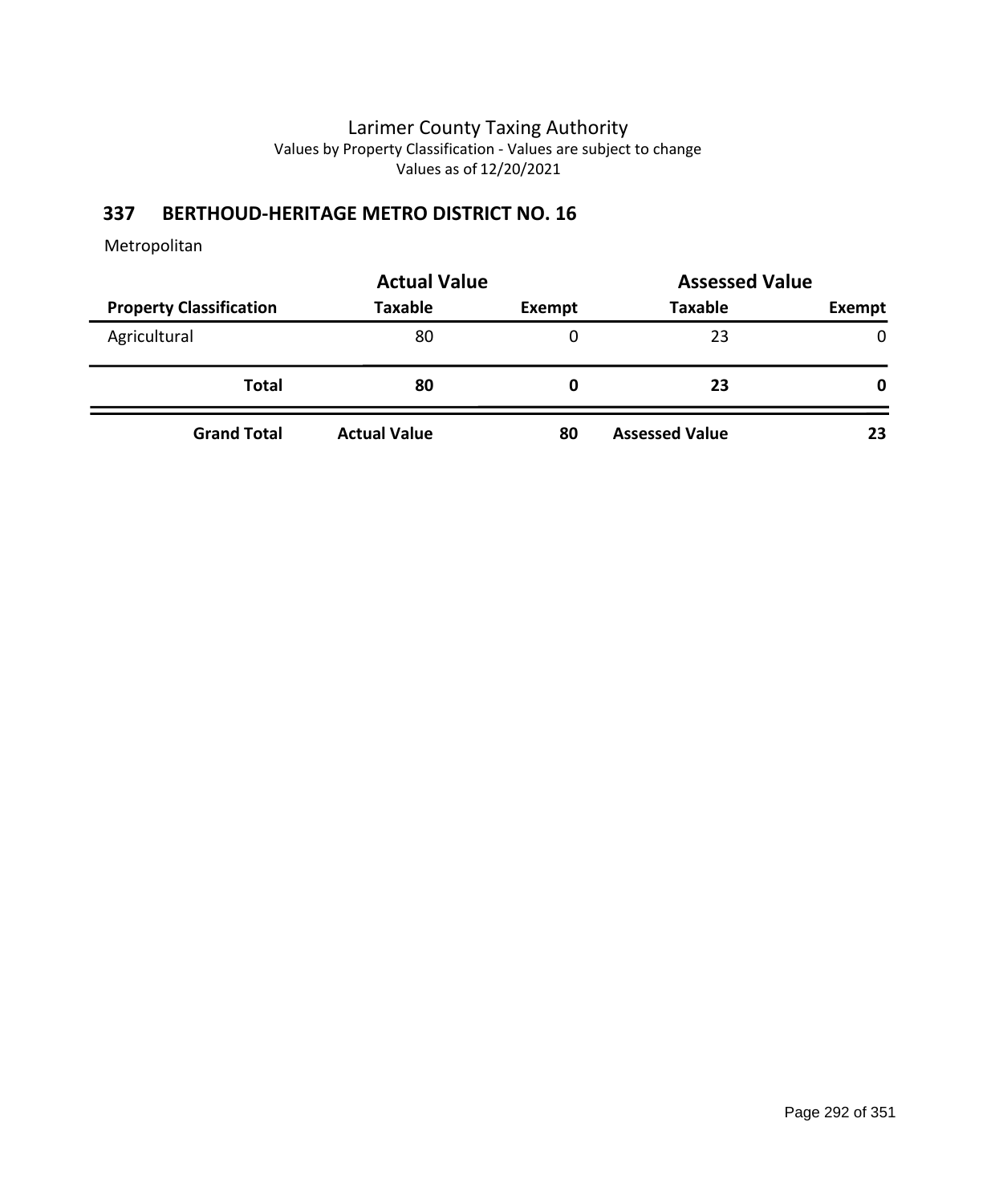Larimer County Taxing Authority

Values by Property Classification - Values are subject to change

Values as of 12/20/2021

## 337 BERTHOUD-HERITAGE METRO DISTRICT NO. 16

Metropolitan

| | Actual Value | | Assessed Value | |
|---|---|---|---|---|
| **Property Classification** | **Taxable** | **Exempt** | **Taxable** | **Exempt** |
| Agricultural | 80 | 0 | 23 | 0 |
| **Total** | **80** | **0** | **23** | **0** |
| **Grand Total** | **Actual Value** | **80** | **Assessed Value** | **23** |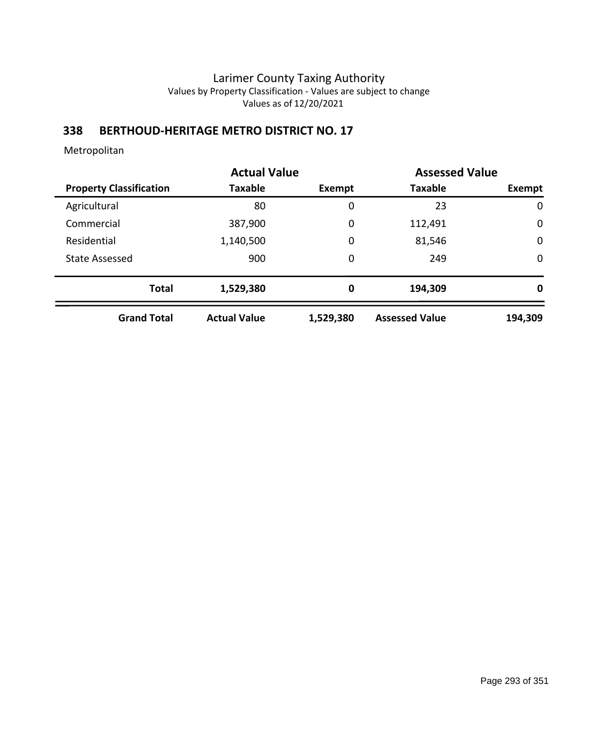Larimer County Taxing Authority
Values by Property Classification - Values are subject to change
Values as of 12/20/2021

## 338 BERTHOUD-HERITAGE METRO DISTRICT NO. 17

Metropolitan

| | Actual Value | | Assessed Value | |
|---|---|---|---|---|
| **Property Classification** | **Taxable** | **Exempt** | **Taxable** | **Exempt** |
| Agricultural | 80 | 0 | 23 | 0 |
| Commercial | 387,900 | 0 | 112,491 | 0 |
| Residential | 1,140,500 | 0 | 81,546 | 0 |
| State Assessed | 900 | 0 | 249 | 0 |
| **Total** | **1,529,380** | **0** | **194,309** | **0** |
| **Grand Total** | **Actual Value** | **1,529,380** | **Assessed Value** | **194,309** |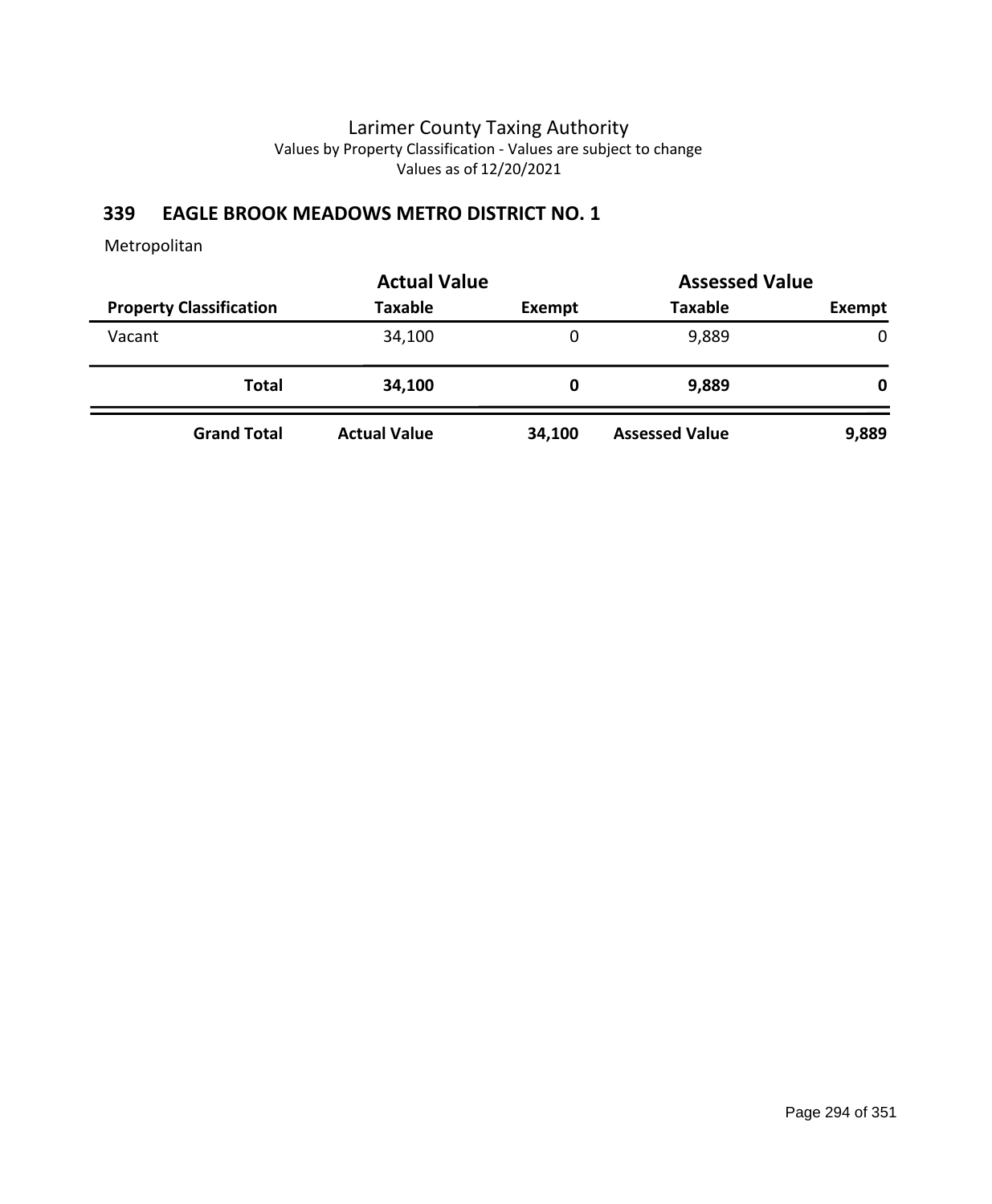# Larimer County Taxing Authority

Values by Property Classification - Values are subject to change

Values as of 12/20/2021

## 339 EAGLE BROOK MEADOWS METRO DISTRICT NO. 1

Metropolitan

| | Actual Value | | Assessed Value | |
|---|---|---|---|---|
| **Property Classification** | **Taxable** | **Exempt** | **Taxable** | **Exempt** |
| Vacant | 34,100 | 0 | 9,889 | 0 |
| **Total** | **34,100** | **0** | **9,889** | **0** |
| **Grand Total** | **Actual Value** | **34,100** | **Assessed Value** | **9,889** |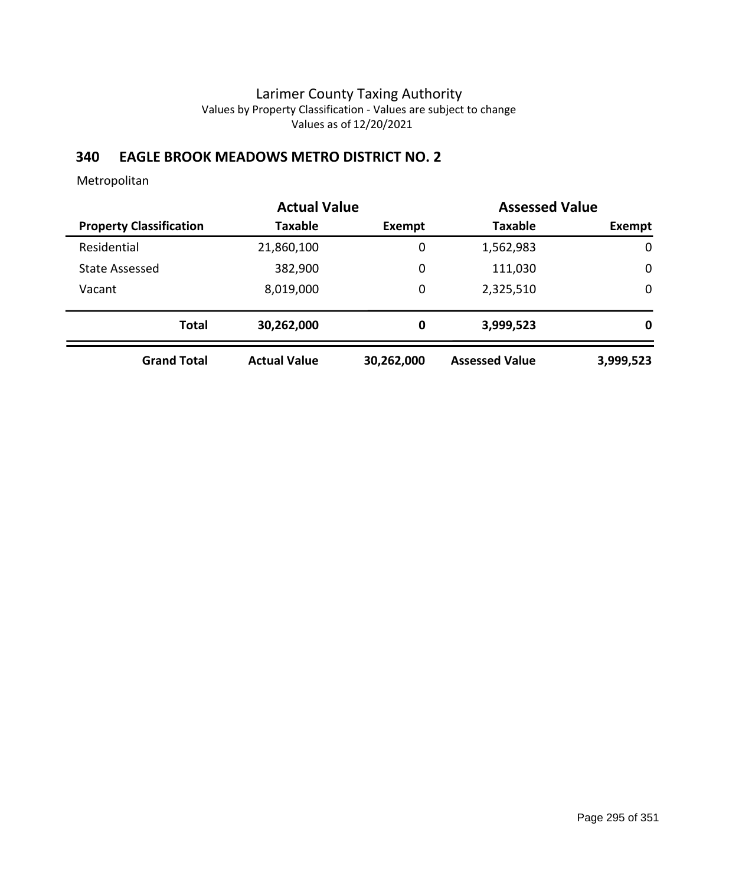# Larimer County Taxing Authority

Values by Property Classification - Values are subject to change

Values as of 12/20/2021

## 340 EAGLE BROOK MEADOWS METRO DISTRICT NO. 2

Metropolitan

| | Actual Value | | Assessed Value | |
|---|---|---|---|---|
| **Property Classification** | **Taxable** | **Exempt** | **Taxable** | **Exempt** |
| Residential | 21,860,100 | 0 | 1,562,983 | 0 |
| State Assessed | 382,900 | 0 | 111,030 | 0 |
| Vacant | 8,019,000 | 0 | 2,325,510 | 0 |
| **Total** | **30,262,000** | **0** | **3,999,523** | **0** |
| **Grand Total** | **Actual Value** | **30,262,000** | **Assessed Value** | **3,999,523** |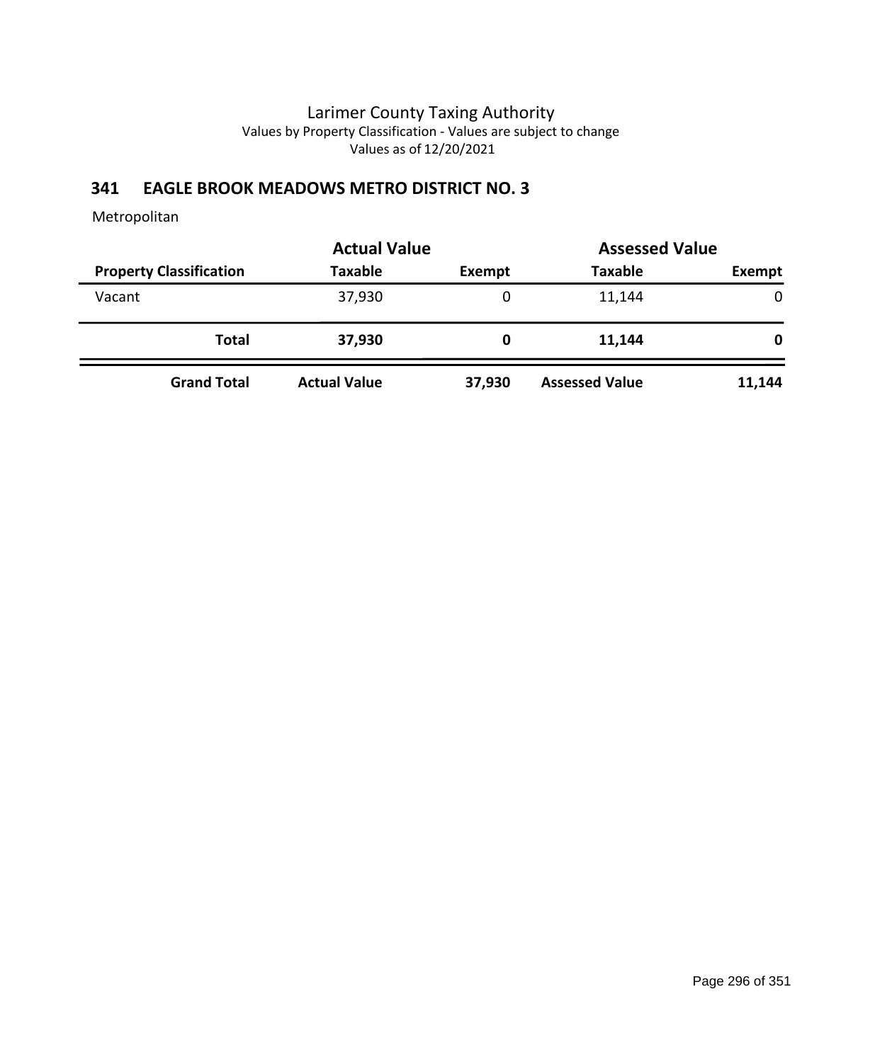Larimer County Taxing Authority
Values by Property Classification - Values are subject to change
Values as of 12/20/2021

## 341 EAGLE BROOK MEADOWS METRO DISTRICT NO. 3

Metropolitan

| | Actual Value | | Assessed Value | |
|---|---|---|---|---|
| **Property Classification** | **Taxable** | **Exempt** | **Taxable** | **Exempt** |
| Vacant | 37,930 | 0 | 11,144 | 0 |
| **Total** | **37,930** | **0** | **11,144** | **0** |
| **Grand Total** | **Actual Value** | **37,930** | **Assessed Value** | **11,144** |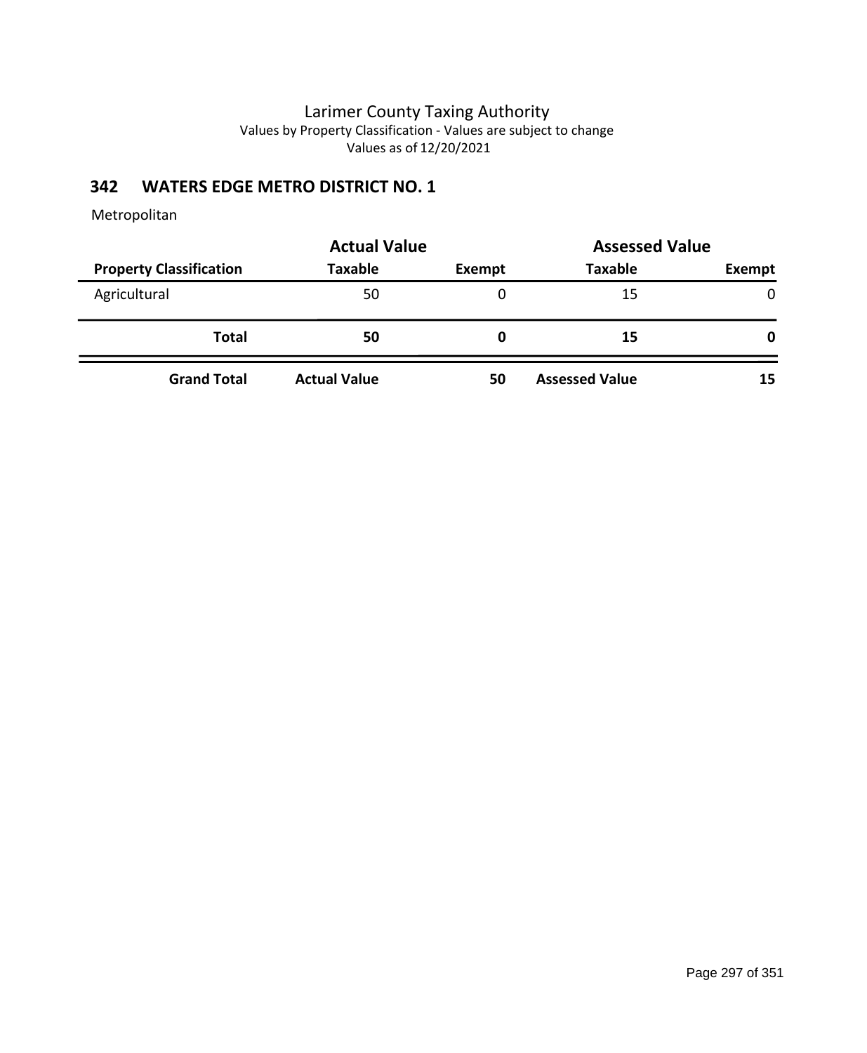# Larimer County Taxing Authority

Values by Property Classification - Values are subject to change

Values as of 12/20/2021

## 342 WATERS EDGE METRO DISTRICT NO. 1

Metropolitan

| | Actual Value | | Assessed Value | |
|---|---|---|---|---|
| **Property Classification** | **Taxable** | **Exempt** | **Taxable** | **Exempt** |
| Agricultural | 50 | 0 | 15 | 0 |
| **Total** | **50** | **0** | **15** | **0** |
| **Grand Total** | **Actual Value** | **50** | **Assessed Value** | **15** |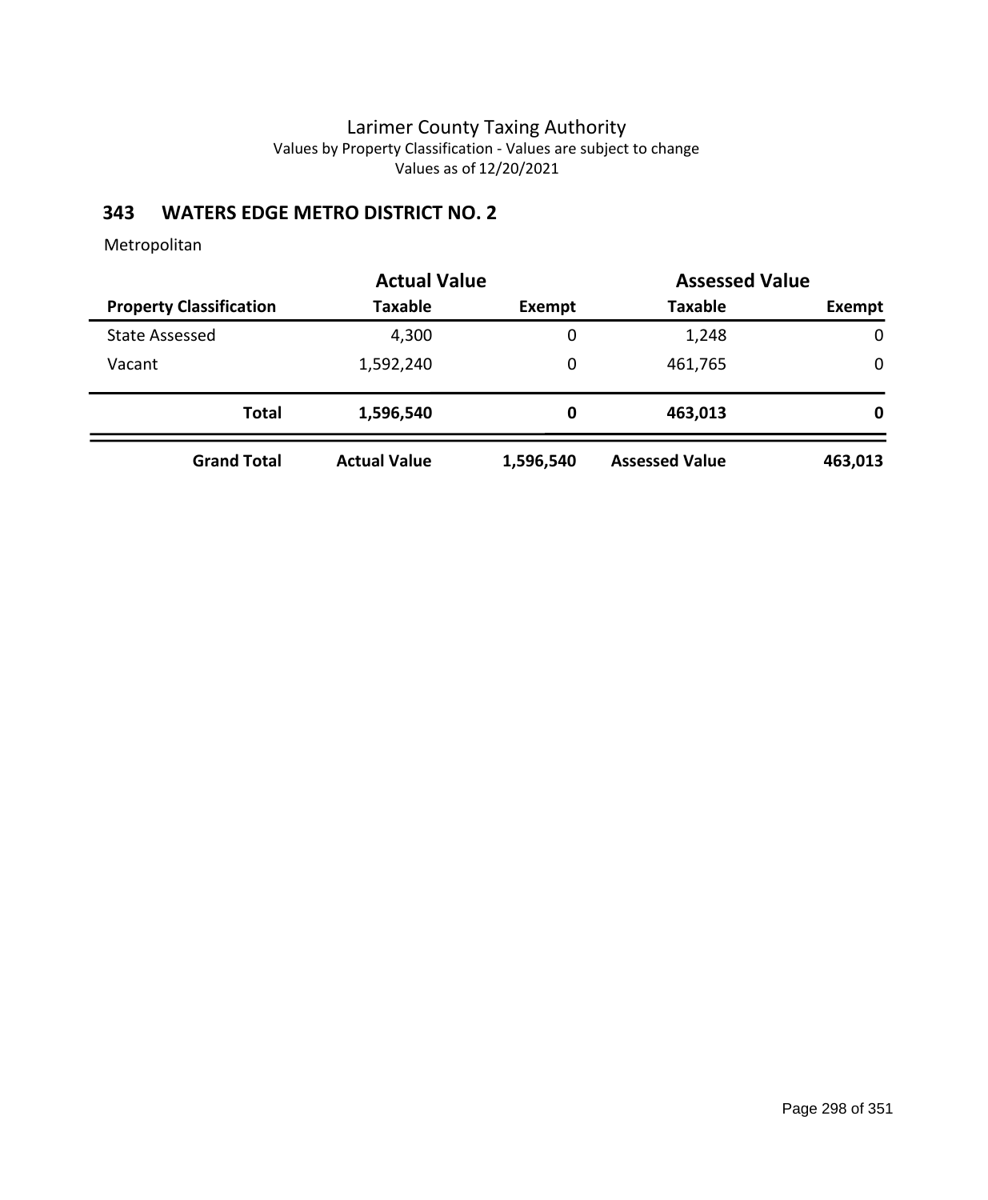# Larimer County Taxing Authority

Values by Property Classification - Values are subject to change

Values as of 12/20/2021

## 343 WATERS EDGE METRO DISTRICT NO. 2

Metropolitan

| | Actual Value | | Assessed Value | |
|---|---|---|---|---|
| **Property Classification** | **Taxable** | **Exempt** | **Taxable** | **Exempt** |
| State Assessed | 4,300 | 0 | 1,248 | 0 |
| Vacant | 1,592,240 | 0 | 461,765 | 0 |
| **Total** | **1,596,540** | **0** | **463,013** | **0** |
| **Grand Total** | **Actual Value** | **1,596,540** | **Assessed Value** | **463,013** |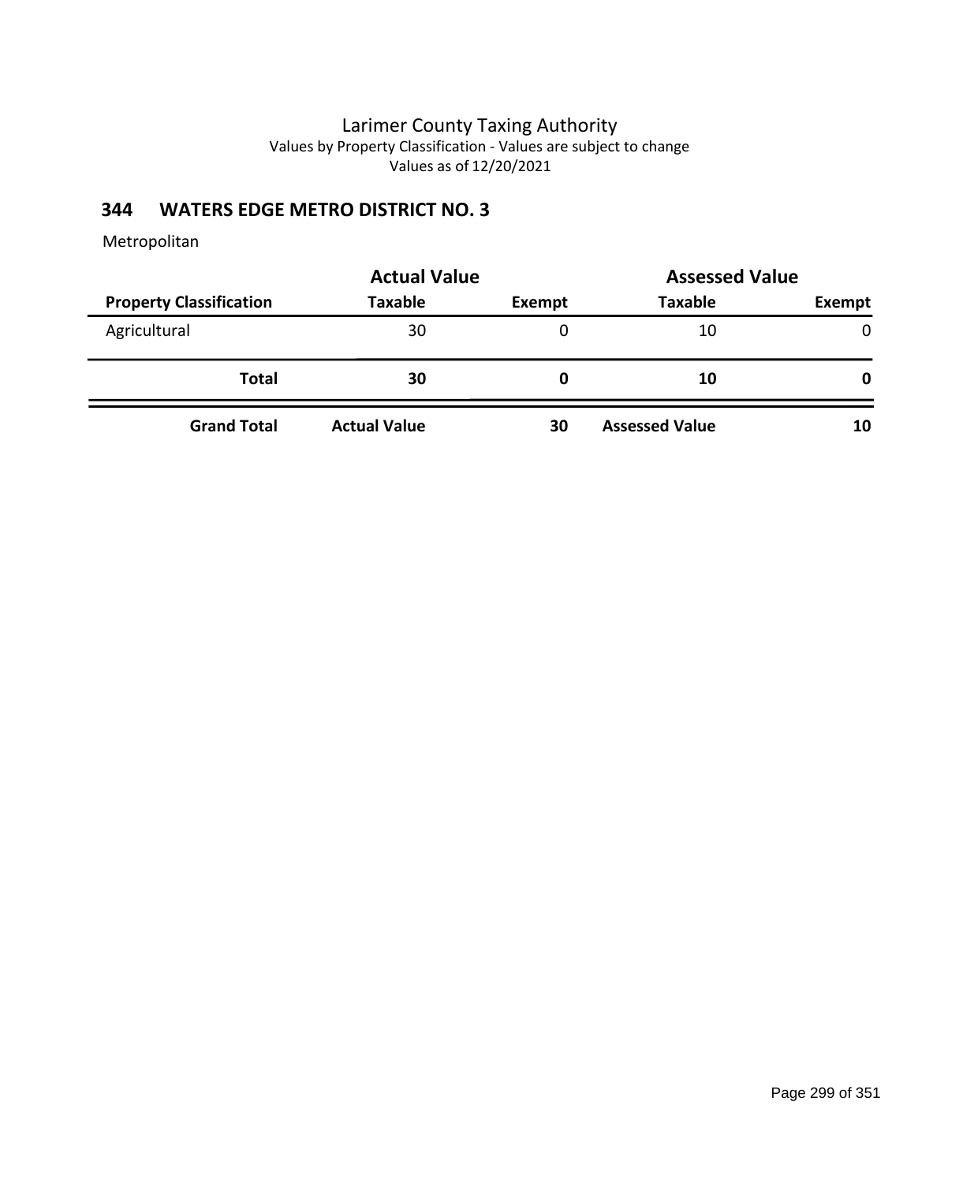Larimer County Taxing Authority
Values by Property Classification - Values are subject to change
Values as of 12/20/2021

## 344 WATERS EDGE METRO DISTRICT NO. 3

Metropolitan

| | Actual Value | | Assessed Value | |
|---|---|---|---|---|
| **Property Classification** | **Taxable** | **Exempt** | **Taxable** | **Exempt** |
| Agricultural | 30 | 0 | 10 | 0 |
| **Total** | **30** | **0** | **10** | **0** |
| **Grand Total** | **Actual Value** | **30** | **Assessed Value** | **10** |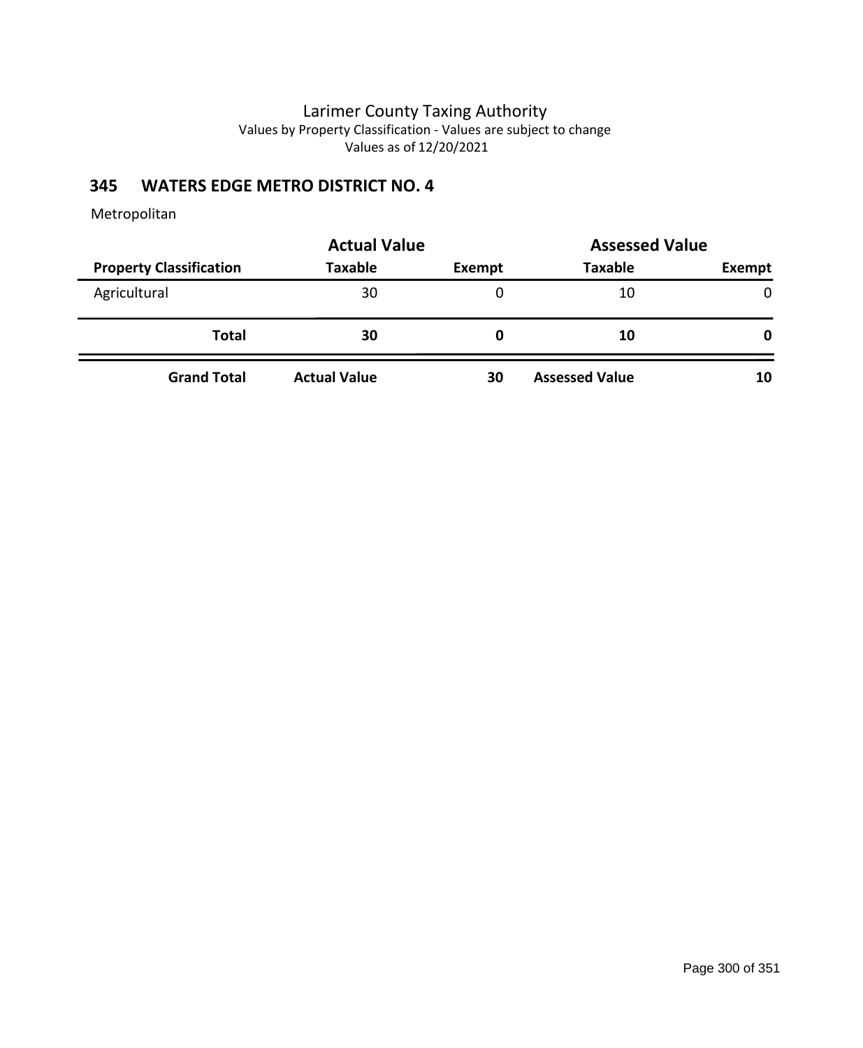Larimer County Taxing Authority
Values by Property Classification - Values are subject to change
Values as of 12/20/2021

## 345 WATERS EDGE METRO DISTRICT NO. 4

Metropolitan

| | Actual Value | | Assessed Value | |
|---|---|---|---|---|
| **Property Classification** | **Taxable** | **Exempt** | **Taxable** | **Exempt** |
| Agricultural | 30 | 0 | 10 | 0 |
| **Total** | **30** | **0** | **10** | **0** |
| **Grand Total** | **Actual Value** | **30** | **Assessed Value** | **10** |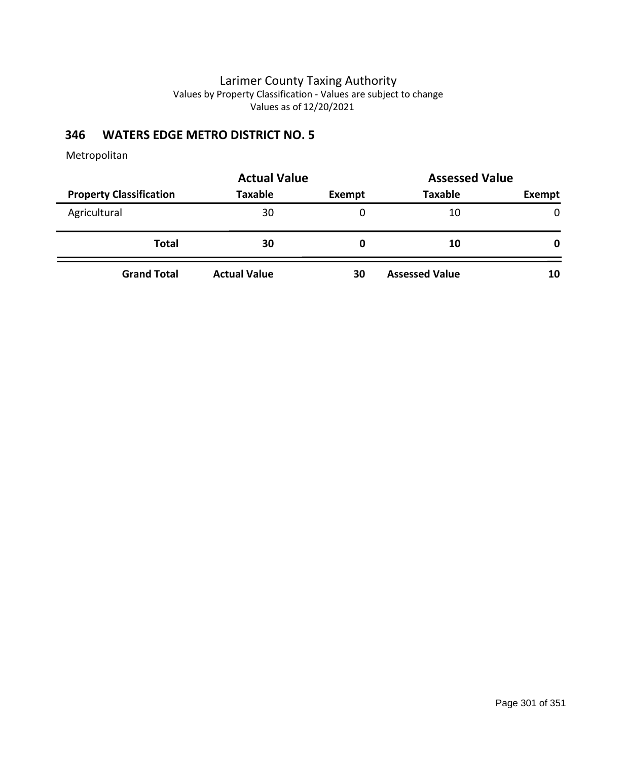Larimer County Taxing Authority
Values by Property Classification - Values are subject to change
Values as of 12/20/2021

## 346 WATERS EDGE METRO DISTRICT NO. 5

Metropolitan

| | Actual Value | | Assessed Value | |
|---|---|---|---|---|
| **Property Classification** | **Taxable** | **Exempt** | **Taxable** | **Exempt** |
| Agricultural | 30 | 0 | 10 | 0 |
| **Total** | **30** | **0** | **10** | **0** |
| **Grand Total** | **Actual Value** | **30** | **Assessed Value** | **10** |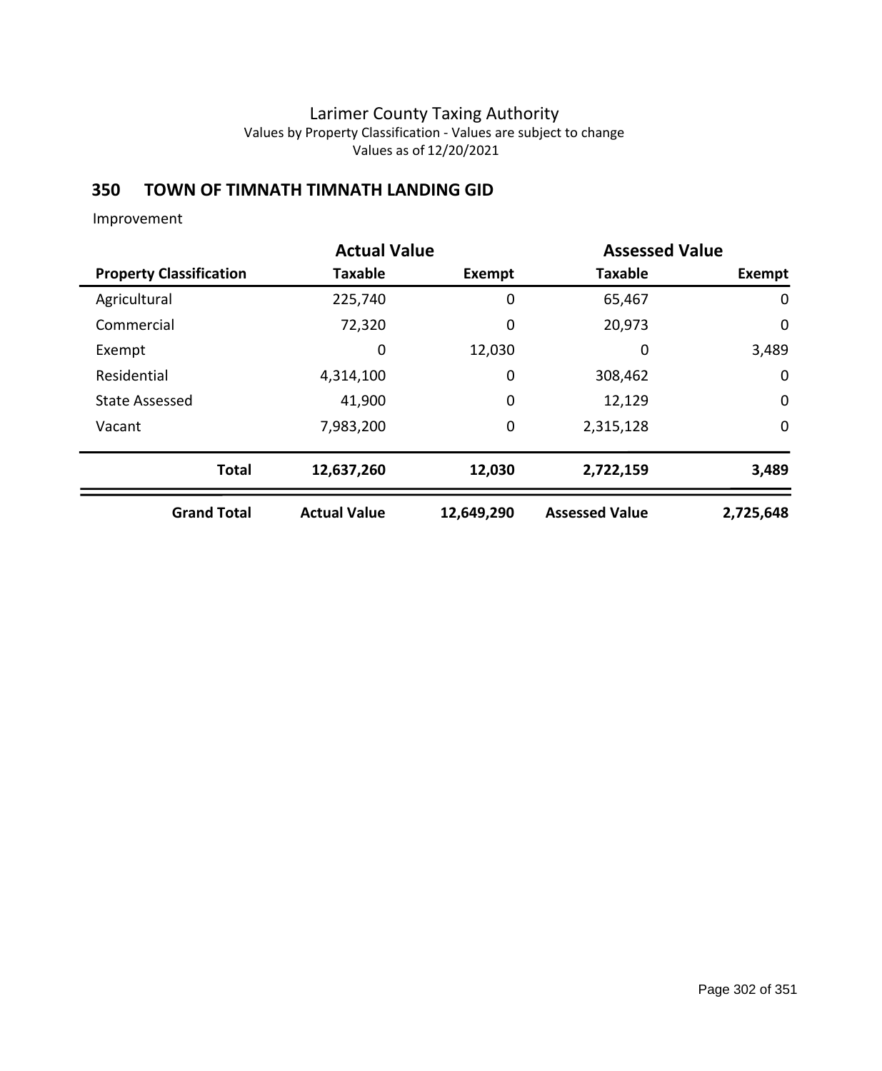Larimer County Taxing Authority
Values by Property Classification - Values are subject to change
Values as of 12/20/2021

## 350 TOWN OF TIMNATH TIMNATH LANDING GID

Improvement

| | Actual Value | | Assessed Value | |
|---|---|---|---|---|
| **Property Classification** | **Taxable** | **Exempt** | **Taxable** | **Exempt** |
| Agricultural | 225,740 | 0 | 65,467 | 0 |
| Commercial | 72,320 | 0 | 20,973 | 0 |
| Exempt | 0 | 12,030 | 0 | 3,489 |
| Residential | 4,314,100 | 0 | 308,462 | 0 |
| State Assessed | 41,900 | 0 | 12,129 | 0 |
| Vacant | 7,983,200 | 0 | 2,315,128 | 0 |
| **Total** | **12,637,260** | **12,030** | **2,722,159** | **3,489** |
| **Grand Total** | **Actual Value** | **12,649,290** | **Assessed Value** | **2,725,648** |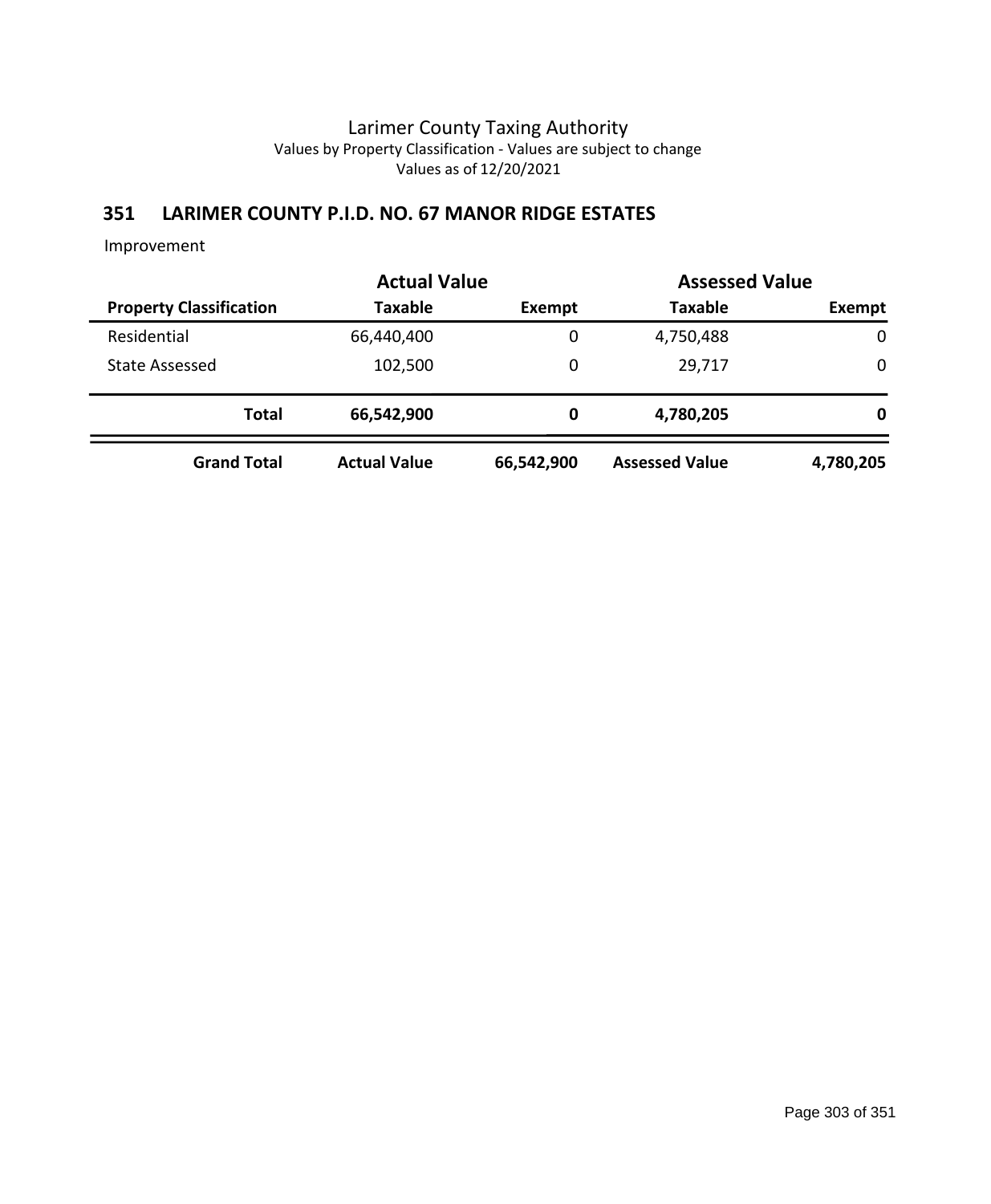Larimer County Taxing Authority
Values by Property Classification - Values are subject to change
Values as of 12/20/2021

## 351 LARIMER COUNTY P.I.D. NO. 67 MANOR RIDGE ESTATES

Improvement

| | Actual Value | | Assessed Value | |
|---|---|---|---|---|
| **Property Classification** | **Taxable** | **Exempt** | **Taxable** | **Exempt** |
| Residential | 66,440,400 | 0 | 4,750,488 | 0 |
| State Assessed | 102,500 | 0 | 29,717 | 0 |
| **Total** | **66,542,900** | **0** | **4,780,205** | **0** |
| **Grand Total** | **Actual Value** | **66,542,900** | **Assessed Value** | **4,780,205** |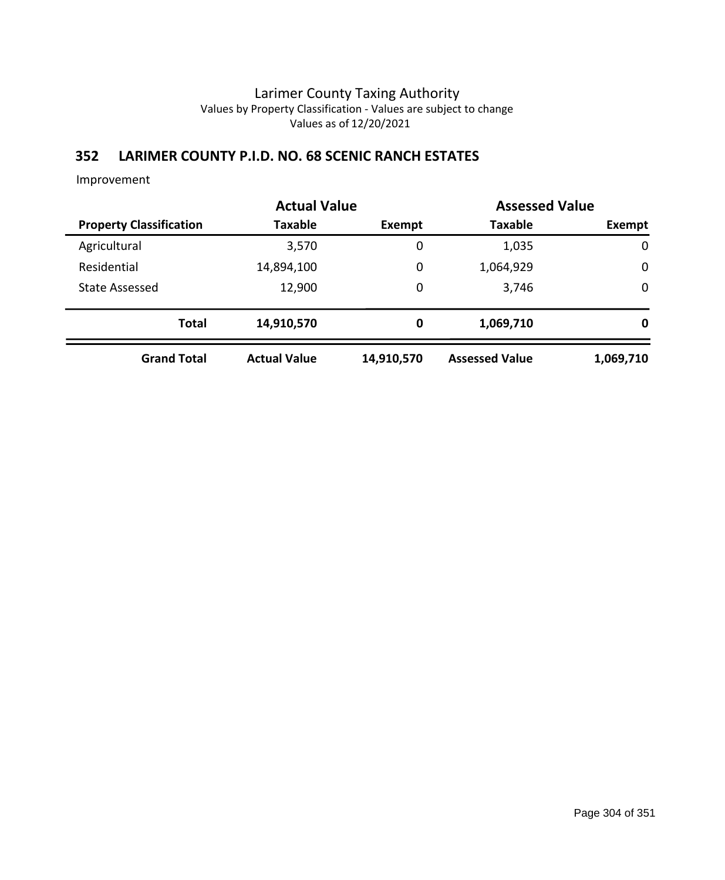# Larimer County Taxing Authority

Values by Property Classification - Values are subject to change

Values as of 12/20/2021

## 352 LARIMER COUNTY P.I.D. NO. 68 SCENIC RANCH ESTATES

Improvement

| | Actual Value | | Assessed Value | |
|---|---|---|---|---|
| **Property Classification** | **Taxable** | **Exempt** | **Taxable** | **Exempt** |
| Agricultural | 3,570 | 0 | 1,035 | 0 |
| Residential | 14,894,100 | 0 | 1,064,929 | 0 |
| State Assessed | 12,900 | 0 | 3,746 | 0 |
| **Total** | **14,910,570** | **0** | **1,069,710** | **0** |
| **Grand Total** | **Actual Value** | **14,910,570** | **Assessed Value** | **1,069,710** |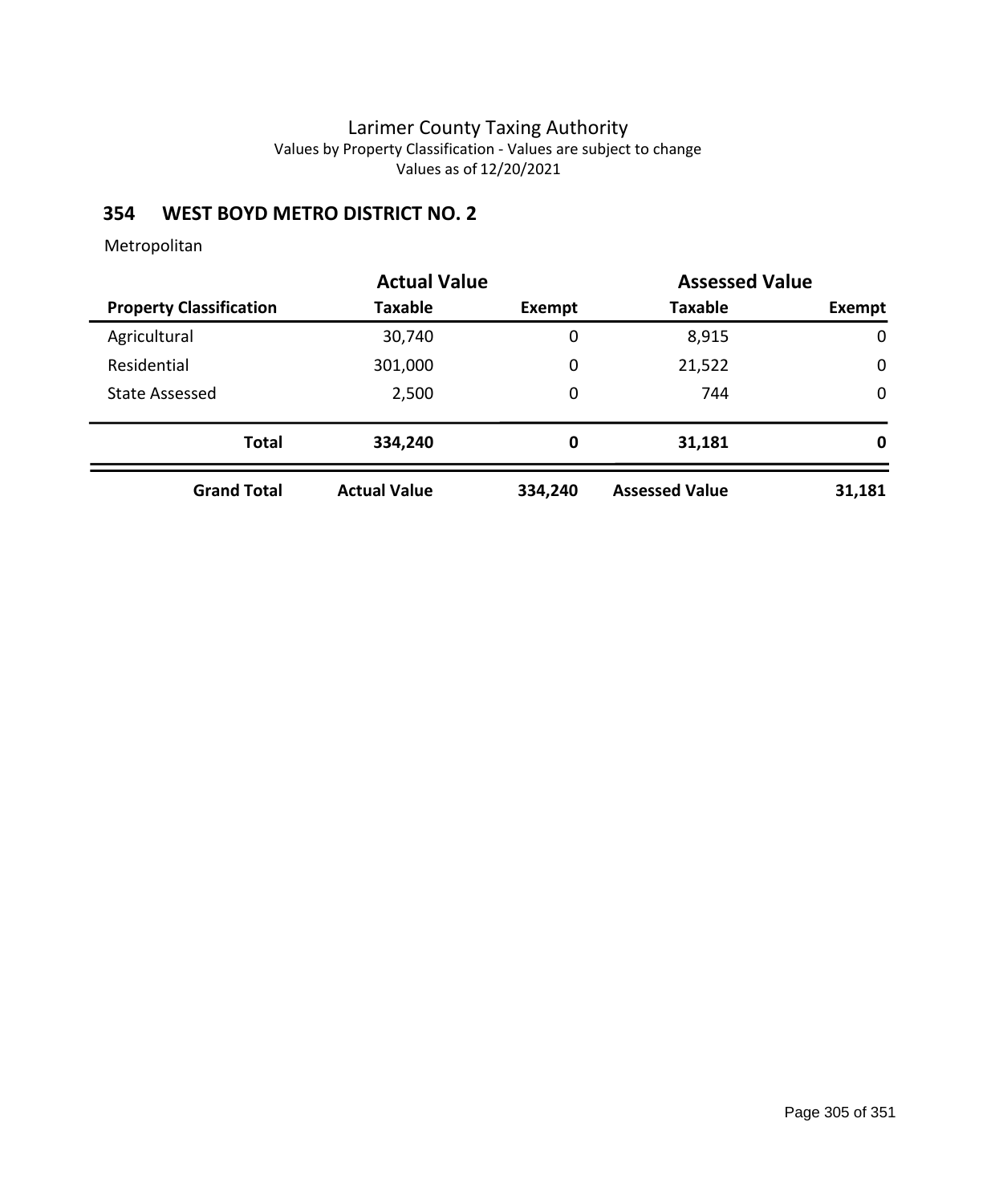Larimer County Taxing Authority
Values by Property Classification - Values are subject to change
Values as of 12/20/2021

## 354 WEST BOYD METRO DISTRICT NO. 2

Metropolitan

| | Actual Value | | Assessed Value | |
|---|---|---|---|---|
| **Property Classification** | **Taxable** | **Exempt** | **Taxable** | **Exempt** |
| Agricultural | 30,740 | 0 | 8,915 | 0 |
| Residential | 301,000 | 0 | 21,522 | 0 |
| State Assessed | 2,500 | 0 | 744 | 0 |
| **Total** | **334,240** | **0** | **31,181** | **0** |
| **Grand Total** | **Actual Value** | **334,240** | **Assessed Value** | **31,181** |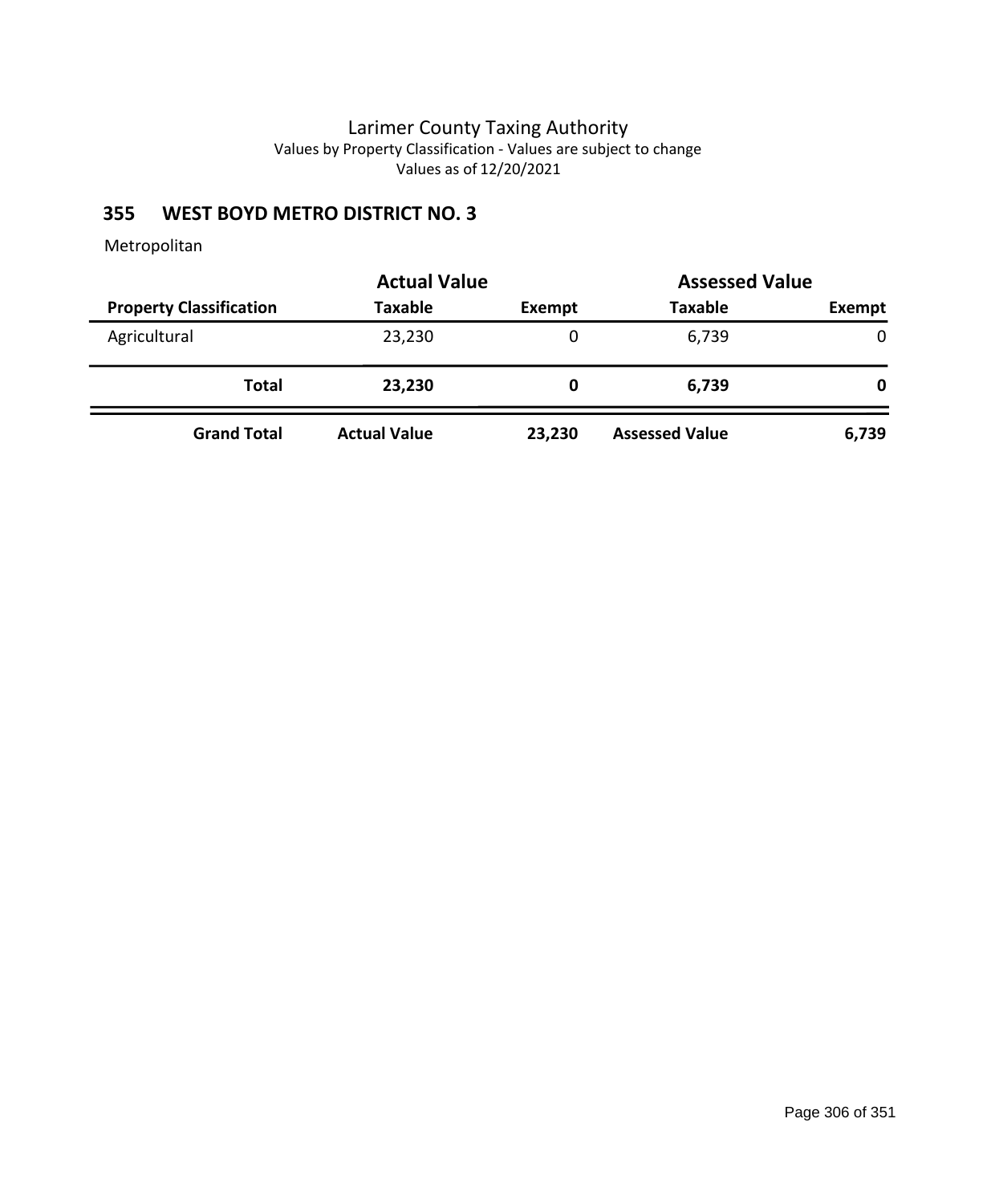Larimer County Taxing Authority

Values by Property Classification - Values are subject to change

Values as of 12/20/2021

## 355 WEST BOYD METRO DISTRICT NO. 3

Metropolitan

| | Actual Value | | Assessed Value | |
|---|---|---|---|---|
| **Property Classification** | **Taxable** | **Exempt** | **Taxable** | **Exempt** |
| Agricultural | 23,230 | 0 | 6,739 | 0 |
| **Total** | **23,230** | **0** | **6,739** | **0** |
| **Grand Total** | **Actual Value** | **23,230** | **Assessed Value** | **6,739** |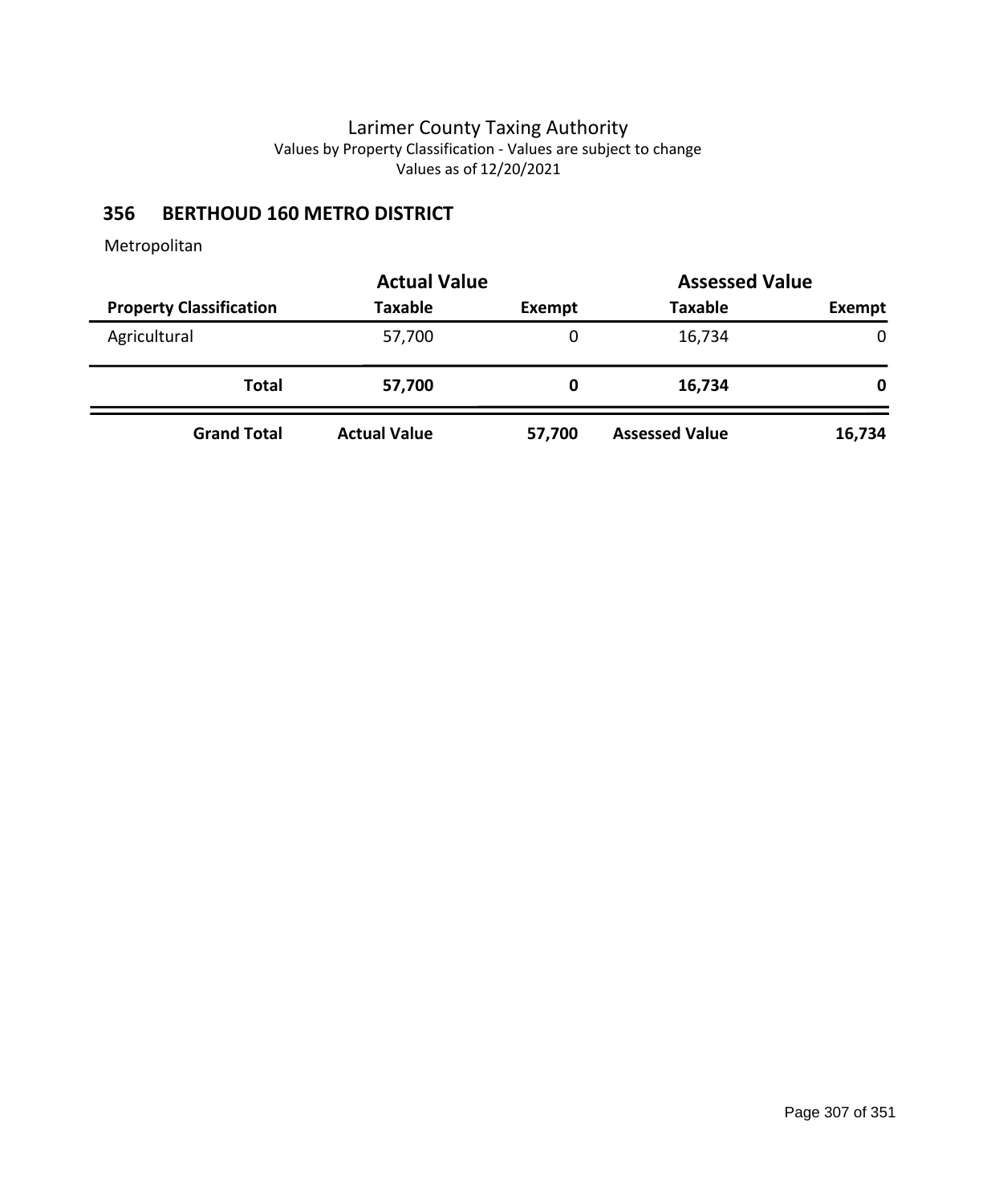Larimer County Taxing Authority
Values by Property Classification - Values are subject to change
Values as of 12/20/2021

## 356 BERTHOUD 160 METRO DISTRICT

Metropolitan

| | Actual Value | | Assessed Value | |
|---|---|---|---|---|
| **Property Classification** | **Taxable** | **Exempt** | **Taxable** | **Exempt** |
| Agricultural | 57,700 | 0 | 16,734 | 0 |
| **Total** | **57,700** | **0** | **16,734** | **0** |
| **Grand Total** | **Actual Value** | **57,700** | **Assessed Value** | **16,734** |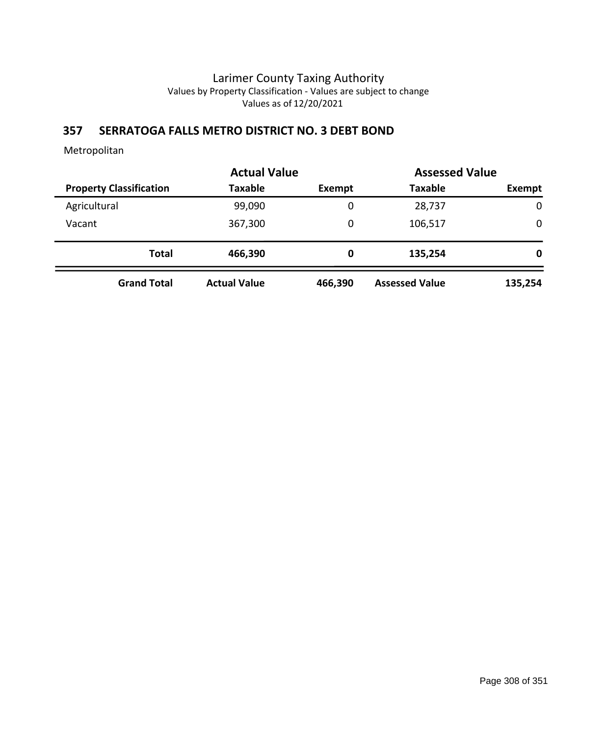Larimer County Taxing Authority
Values by Property Classification - Values are subject to change
Values as of 12/20/2021

## 357 SERRATOGA FALLS METRO DISTRICT NO. 3 DEBT BOND

Metropolitan

| | Actual Value | | Assessed Value | |
|---|---|---|---|---|
| **Property Classification** | **Taxable** | **Exempt** | **Taxable** | **Exempt** |
| Agricultural | 99,090 | 0 | 28,737 | 0 |
| Vacant | 367,300 | 0 | 106,517 | 0 |
| **Total** | **466,390** | **0** | **135,254** | **0** |
| **Grand Total** | **Actual Value** | **466,390** | **Assessed Value** | **135,254** |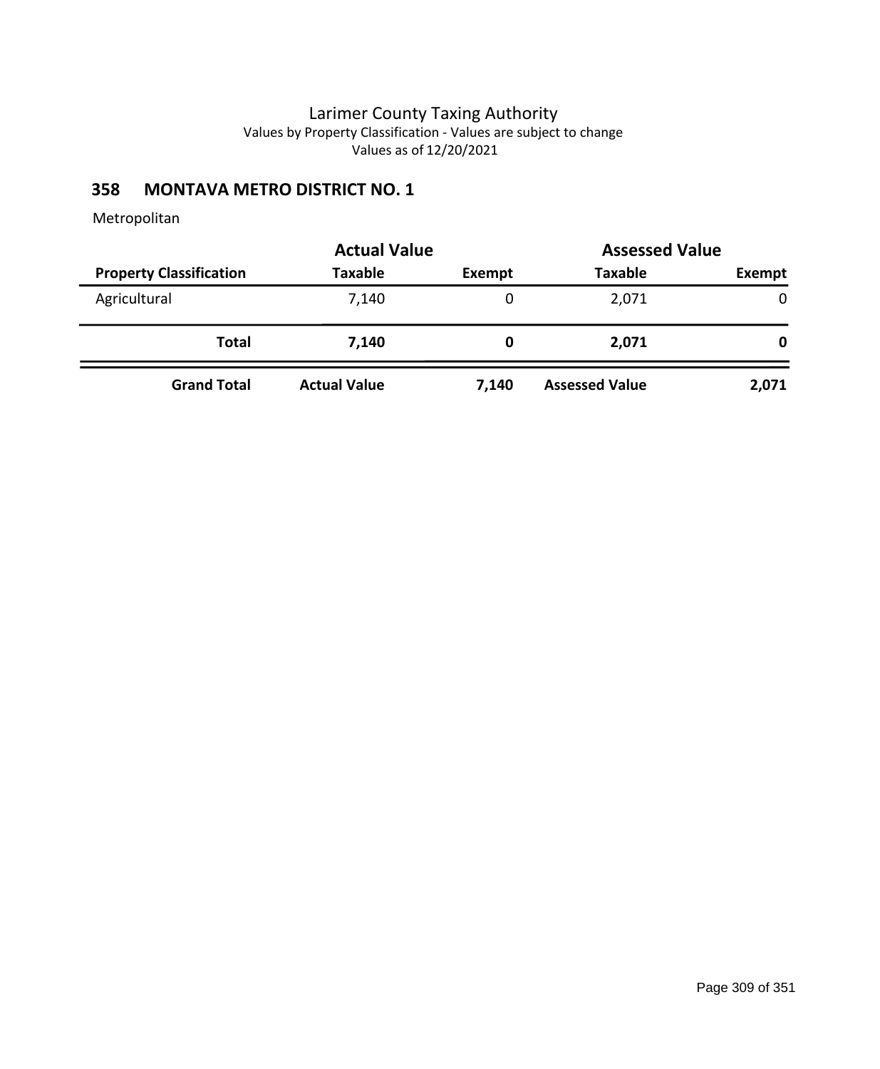Larimer County Taxing Authority
Values by Property Classification - Values are subject to change
Values as of 12/20/2021

## 358 MONTAVA METRO DISTRICT NO. 1

Metropolitan

| | Actual Value | | Assessed Value | |
|---|---|---|---|---|
| **Property Classification** | **Taxable** | **Exempt** | **Taxable** | **Exempt** |
| Agricultural | 7,140 | 0 | 2,071 | 0 |
| **Total** | **7,140** | **0** | **2,071** | **0** |
| **Grand Total** | **Actual Value** | **7,140** | **Assessed Value** | **2,071** |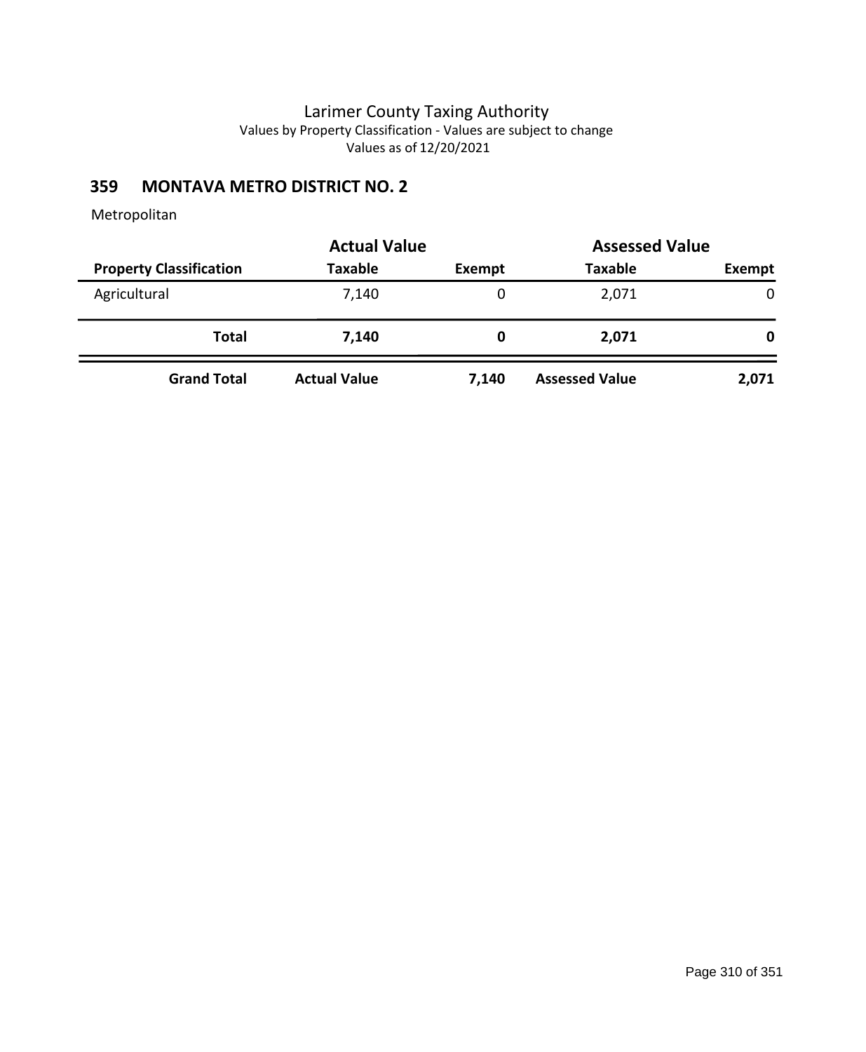Larimer County Taxing Authority
Values by Property Classification - Values are subject to change
Values as of 12/20/2021

## 359 MONTAVA METRO DISTRICT NO. 2

Metropolitan

| | Actual Value | | Assessed Value | |
|---|---|---|---|---|
| **Property Classification** | **Taxable** | **Exempt** | **Taxable** | **Exempt** |
| Agricultural | 7,140 | 0 | 2,071 | 0 |
| **Total** | **7,140** | **0** | **2,071** | **0** |
| **Grand Total** | **Actual Value** | **7,140** | **Assessed Value** | **2,071** |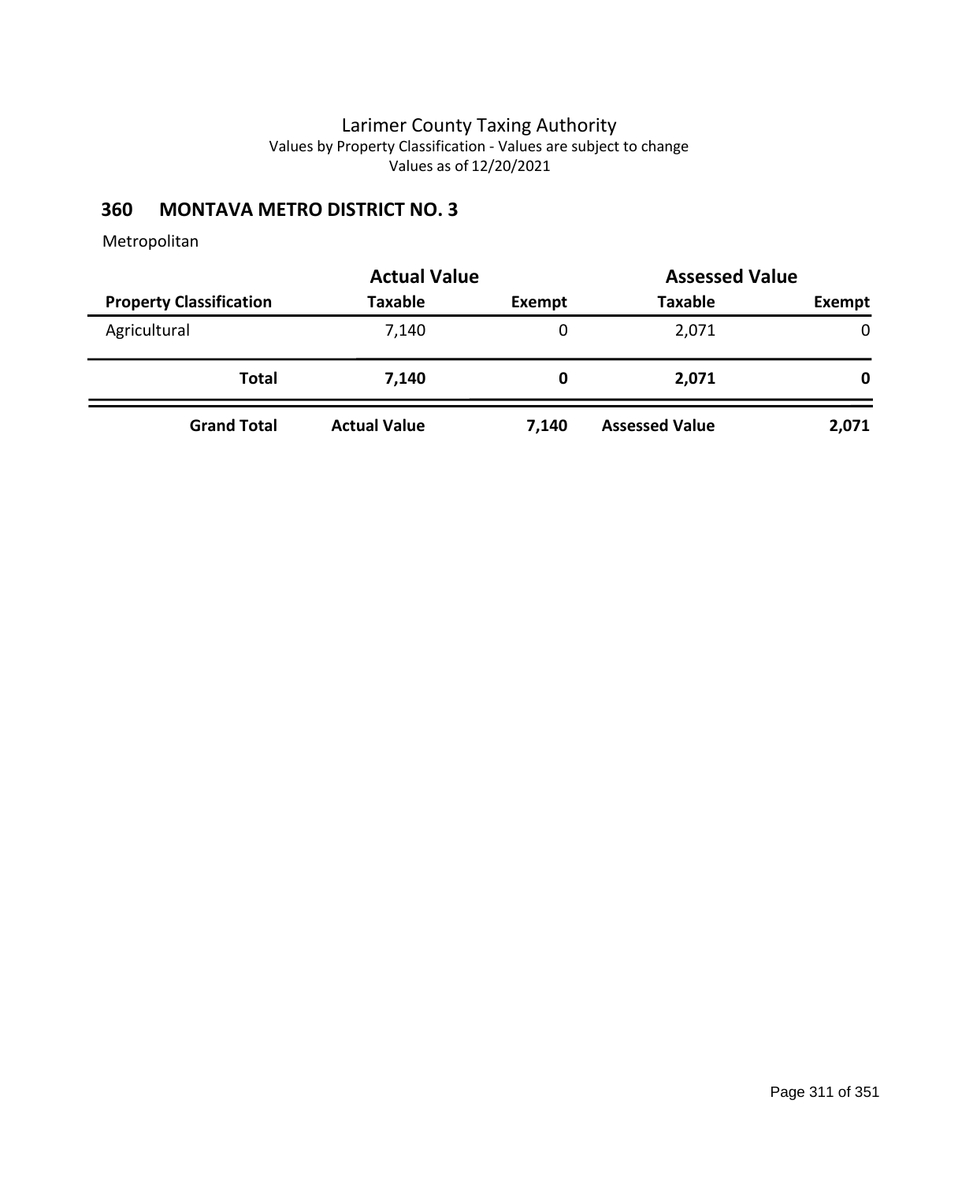# Larimer County Taxing Authority

Values by Property Classification - Values are subject to change

Values as of 12/20/2021

## 360 MONTAVA METRO DISTRICT NO. 3

Metropolitan

| | Actual Value | | Assessed Value | |
|---|---|---|---|---|
| **Property Classification** | **Taxable** | **Exempt** | **Taxable** | **Exempt** |
| Agricultural | 7,140 | 0 | 2,071 | 0 |
| **Total** | **7,140** | **0** | **2,071** | **0** |
| **Grand Total** | **Actual Value** | **7,140** | **Assessed Value** | **2,071** |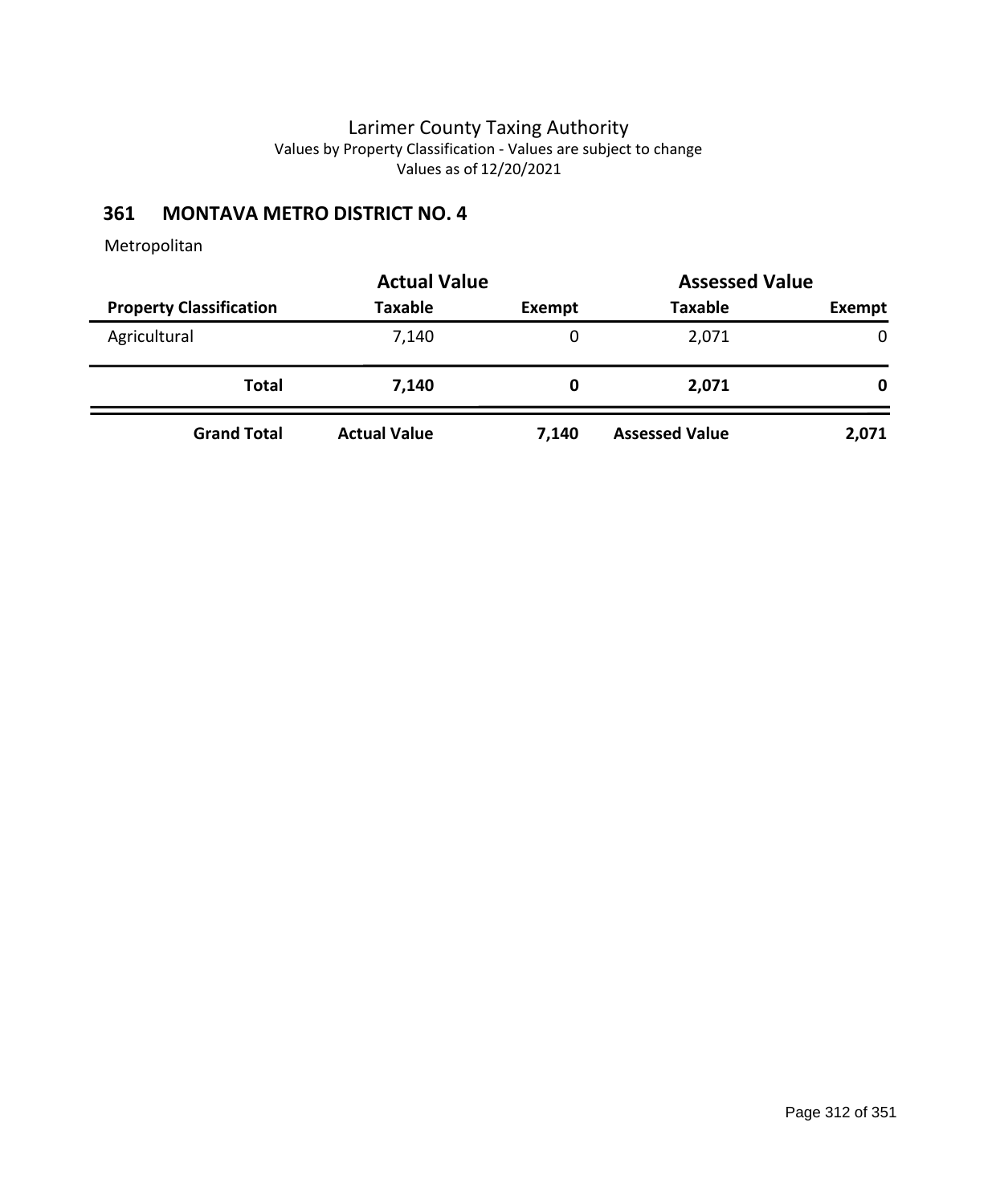Larimer County Taxing Authority
Values by Property Classification - Values are subject to change
Values as of 12/20/2021

## 361 MONTAVA METRO DISTRICT NO. 4

Metropolitan

| | Actual Value | | Assessed Value | |
|---|---|---|---|---|
| **Property Classification** | **Taxable** | **Exempt** | **Taxable** | **Exempt** |
| Agricultural | 7,140 | 0 | 2,071 | 0 |
| **Total** | **7,140** | **0** | **2,071** | **0** |
| **Grand Total** | **Actual Value** | **7,140** | **Assessed Value** | **2,071** |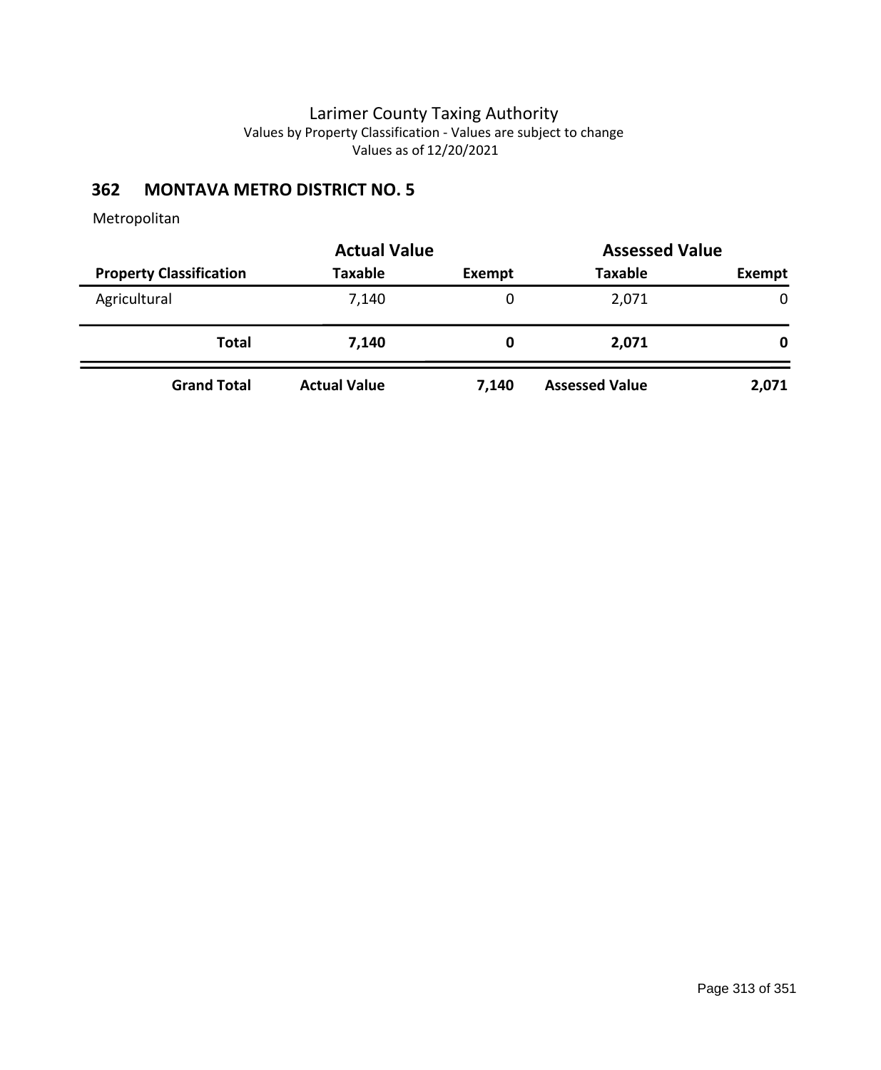Larimer County Taxing Authority
Values by Property Classification - Values are subject to change
Values as of 12/20/2021

## 362 MONTAVA METRO DISTRICT NO. 5

Metropolitan

| | Actual Value | | Assessed Value | |
|---|---|---|---|---|
| **Property Classification** | **Taxable** | **Exempt** | **Taxable** | **Exempt** |
| Agricultural | 7,140 | 0 | 2,071 | 0 |
| **Total** | **7,140** | **0** | **2,071** | **0** |
| **Grand Total** | **Actual Value** | **7,140** | **Assessed Value** | **2,071** |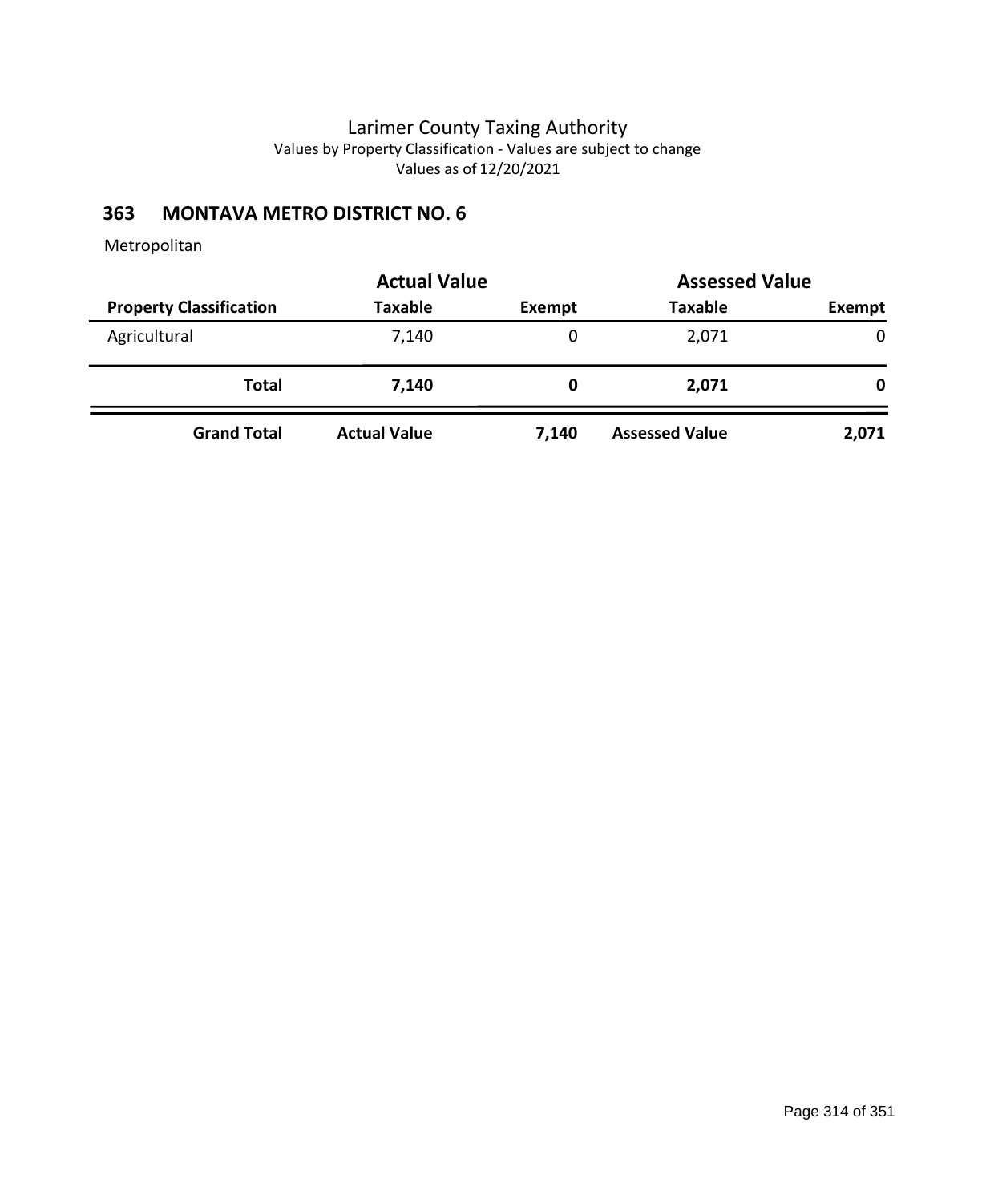# Larimer County Taxing Authority

Values by Property Classification - Values are subject to change

Values as of 12/20/2021

## 363 MONTAVA METRO DISTRICT NO. 6

Metropolitan

| | Actual Value | | Assessed Value | |
|---|---|---|---|---|
| **Property Classification** | **Taxable** | **Exempt** | **Taxable** | **Exempt** |
| Agricultural | 7,140 | 0 | 2,071 | 0 |
| **Total** | **7,140** | **0** | **2,071** | **0** |
| **Grand Total** | **Actual Value** | **7,140** | **Assessed Value** | **2,071** |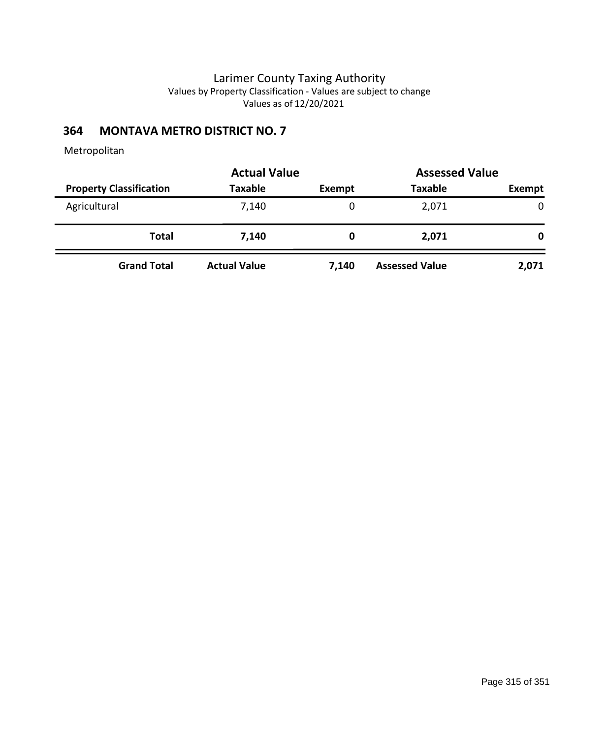Larimer County Taxing Authority
Values by Property Classification - Values are subject to change
Values as of 12/20/2021

## 364 MONTAVA METRO DISTRICT NO. 7

Metropolitan

| | Actual Value | | Assessed Value | |
|---|---|---|---|---|
| **Property Classification** | **Taxable** | **Exempt** | **Taxable** | **Exempt** |
| Agricultural | 7,140 | 0 | 2,071 | 0 |
| **Total** | **7,140** | **0** | **2,071** | **0** |
| **Grand Total** | **Actual Value** | **7,140** | **Assessed Value** | **2,071** |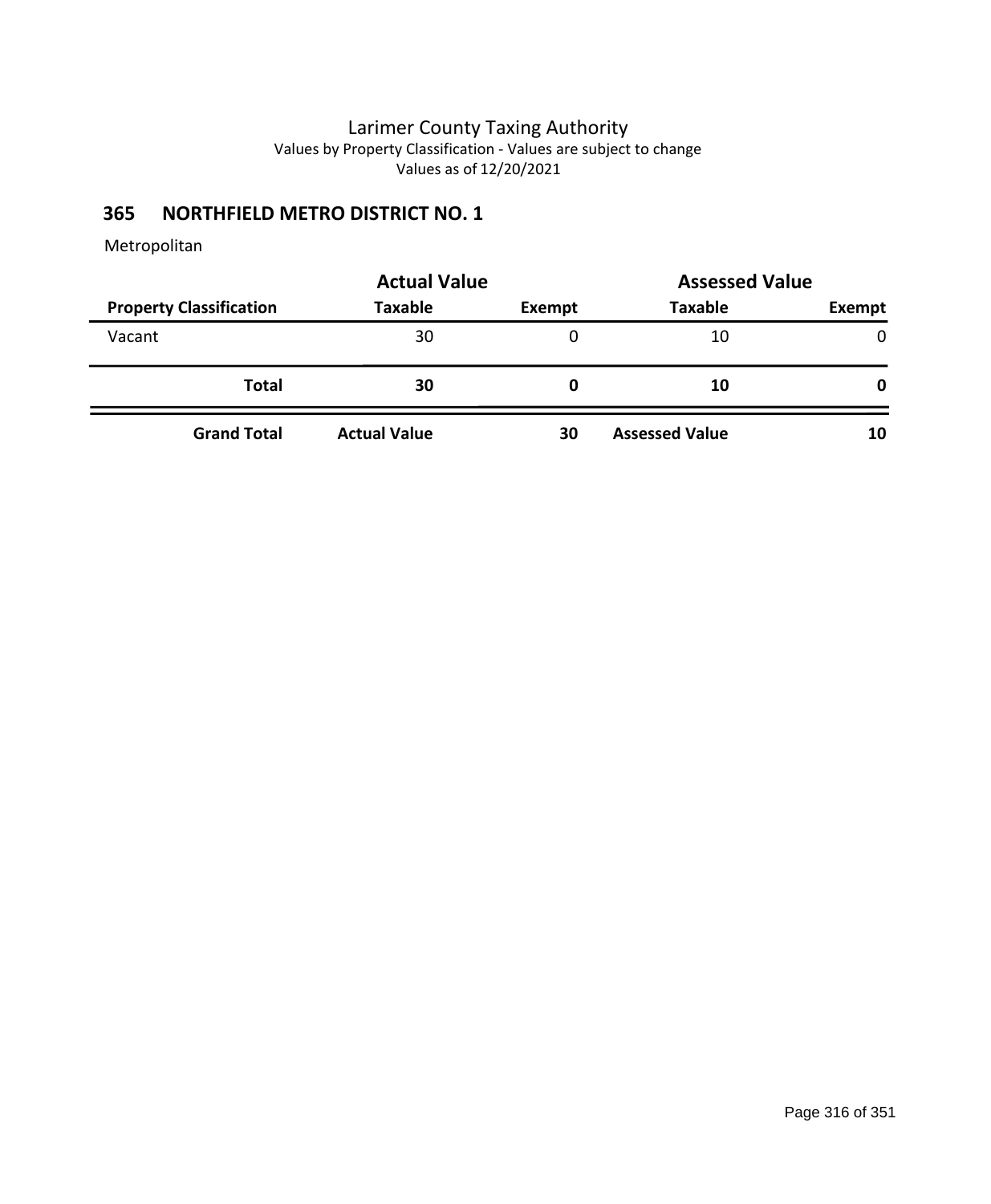Larimer County Taxing Authority
Values by Property Classification - Values are subject to change
Values as of 12/20/2021

## 365 NORTHFIELD METRO DISTRICT NO. 1

Metropolitan

| | Actual Value | | Assessed Value | |
|---|---|---|---|---|
| **Property Classification** | **Taxable** | **Exempt** | **Taxable** | **Exempt** |
| Vacant | 30 | 0 | 10 | 0 |
| **Total** | **30** | **0** | **10** | **0** |
| **Grand Total** | **Actual Value** | **30** | **Assessed Value** | **10** |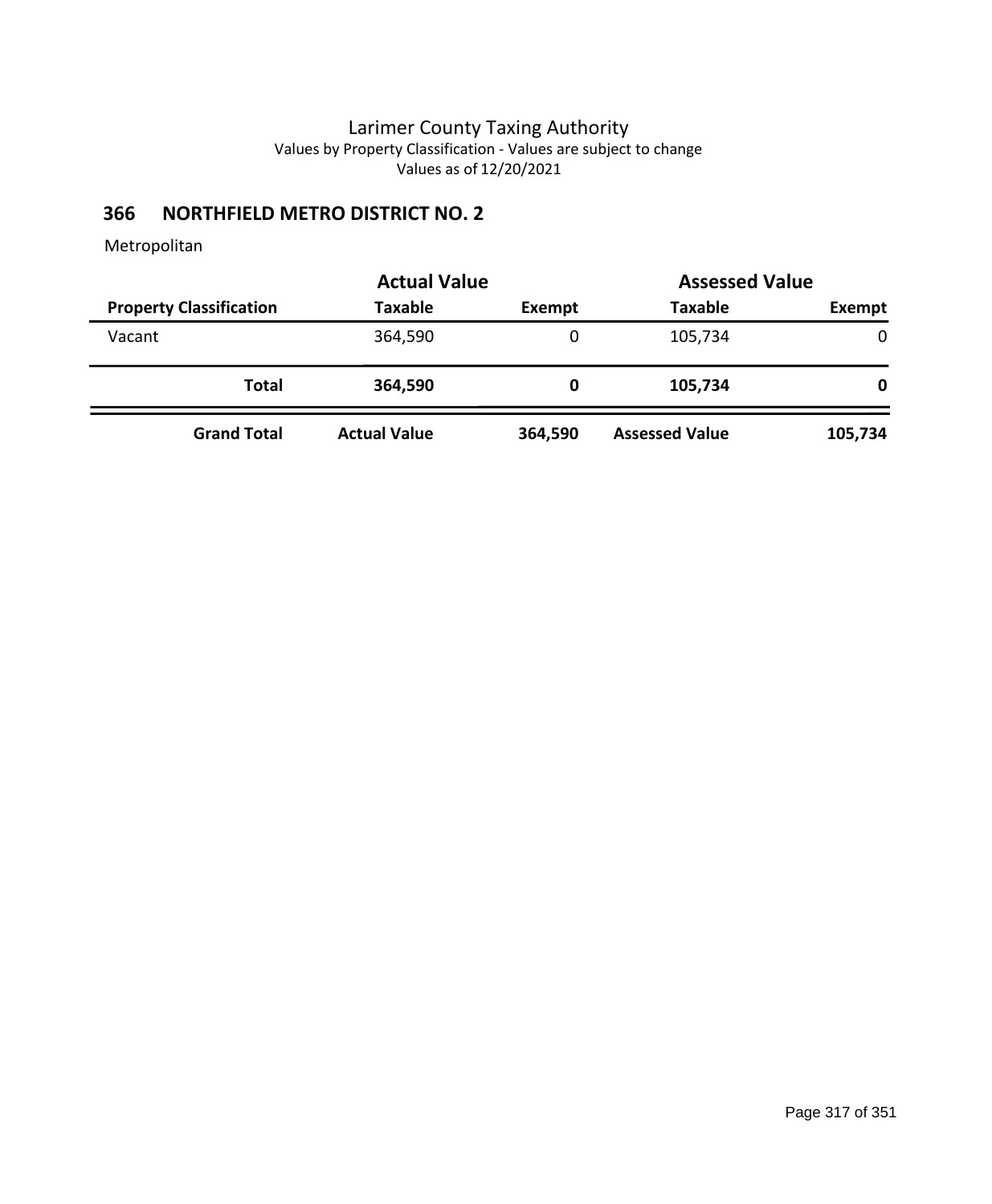# Larimer County Taxing Authority

Values by Property Classification - Values are subject to change

Values as of 12/20/2021

## 366 NORTHFIELD METRO DISTRICT NO. 2

Metropolitan

| | Actual Value | | Assessed Value | |
|---|---|---|---|---|
| **Property Classification** | **Taxable** | **Exempt** | **Taxable** | **Exempt** |
| Vacant | 364,590 | 0 | 105,734 | 0 |
| **Total** | **364,590** | **0** | **105,734** | **0** |
| **Grand Total** | **Actual Value** | **364,590** | **Assessed Value** | **105,734** |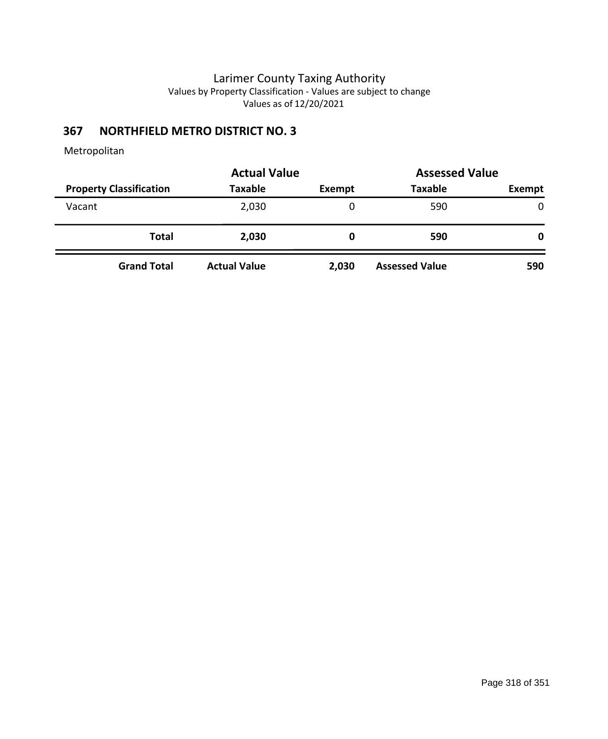Larimer County Taxing Authority
Values by Property Classification - Values are subject to change
Values as of 12/20/2021

## 367 NORTHFIELD METRO DISTRICT NO. 3

Metropolitan

| | Actual Value | | Assessed Value | |
|---|---|---|---|---|
| **Property Classification** | **Taxable** | **Exempt** | **Taxable** | **Exempt** |
| Vacant | 2,030 | 0 | 590 | 0 |
| **Total** | **2,030** | **0** | **590** | **0** |
| **Grand Total** | **Actual Value** | **2,030** | **Assessed Value** | **590** |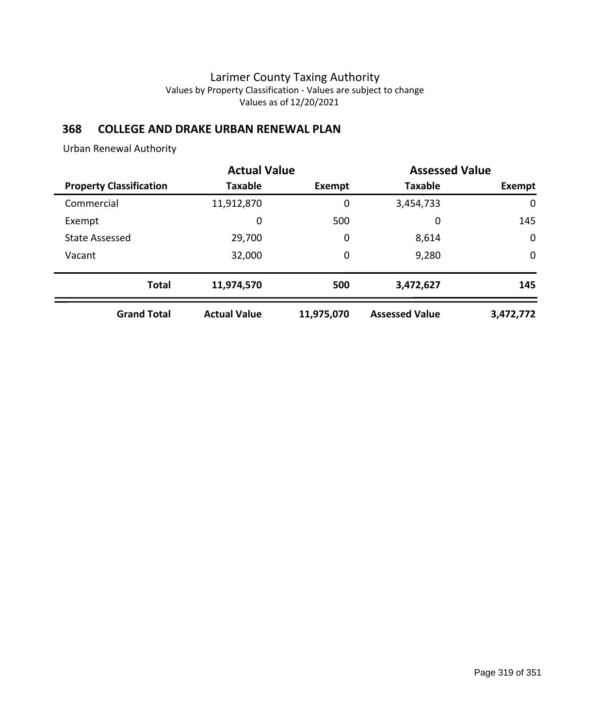# Larimer County Taxing Authority

Values by Property Classification - Values are subject to change

Values as of 12/20/2021

## 368 COLLEGE AND DRAKE URBAN RENEWAL PLAN

Urban Renewal Authority

| | Actual Value | | Assessed Value | |
|---|---|---|---|---|
| **Property Classification** | **Taxable** | **Exempt** | **Taxable** | **Exempt** |
| Commercial | 11,912,870 | 0 | 3,454,733 | 0 |
| Exempt | 0 | 500 | 0 | 145 |
| State Assessed | 29,700 | 0 | 8,614 | 0 |
| Vacant | 32,000 | 0 | 9,280 | 0 |
| **Total** | **11,974,570** | **500** | **3,472,627** | **145** |
| **Grand Total** | **Actual Value** | **11,975,070** | **Assessed Value** | **3,472,772** |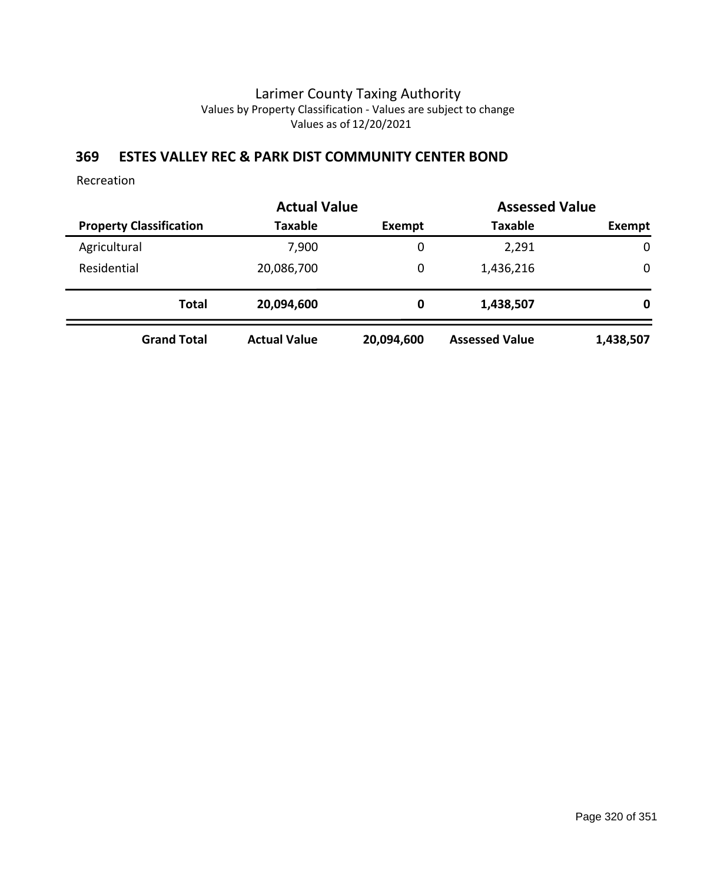Larimer County Taxing Authority
Values by Property Classification - Values are subject to change
Values as of 12/20/2021

## 369 ESTES VALLEY REC & PARK DIST COMMUNITY CENTER BOND

Recreation

| | Actual Value | | Assessed Value | |
|---|---|---|---|---|
| **Property Classification** | **Taxable** | **Exempt** | **Taxable** | **Exempt** |
| Agricultural | 7,900 | 0 | 2,291 | 0 |
| Residential | 20,086,700 | 0 | 1,436,216 | 0 |
| **Total** | **20,094,600** | **0** | **1,438,507** | **0** |
| **Grand Total** | **Actual Value** | **20,094,600** | **Assessed Value** | **1,438,507** |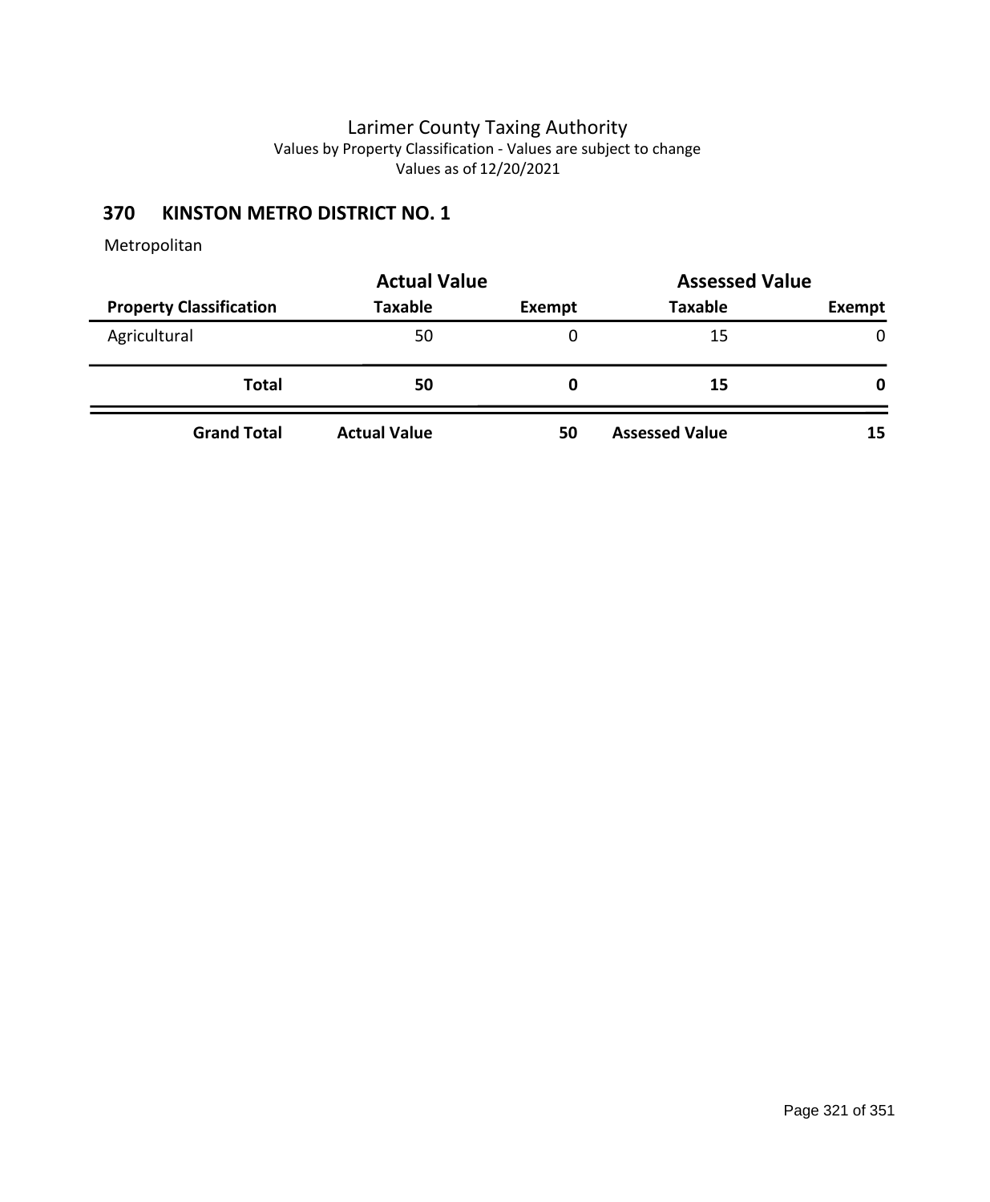Larimer County Taxing Authority
Values by Property Classification - Values are subject to change
Values as of 12/20/2021

## 370 KINSTON METRO DISTRICT NO. 1

Metropolitan

| | Actual Value | | Assessed Value | |
|---|---|---|---|---|
| **Property Classification** | **Taxable** | **Exempt** | **Taxable** | **Exempt** |
| Agricultural | 50 | 0 | 15 | 0 |
| **Total** | **50** | **0** | **15** | **0** |
| **Grand Total** | **Actual Value** | **50** | **Assessed Value** | **15** |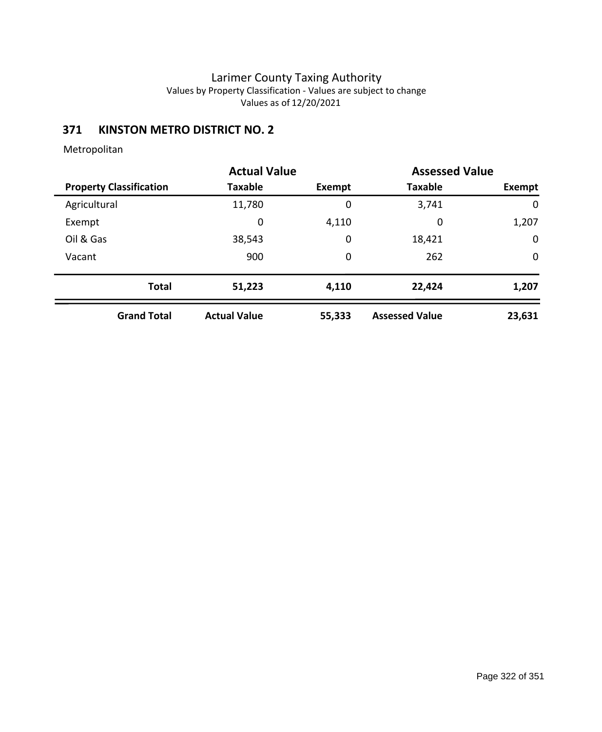# Larimer County Taxing Authority

Values by Property Classification - Values are subject to change

Values as of 12/20/2021

## 371 KINSTON METRO DISTRICT NO. 2

Metropolitan

| | Actual Value | | Assessed Value | |
|---|---|---|---|---|
| **Property Classification** | **Taxable** | **Exempt** | **Taxable** | **Exempt** |
| Agricultural | 11,780 | 0 | 3,741 | 0 |
| Exempt | 0 | 4,110 | 0 | 1,207 |
| Oil & Gas | 38,543 | 0 | 18,421 | 0 |
| Vacant | 900 | 0 | 262 | 0 |
| **Total** | **51,223** | **4,110** | **22,424** | **1,207** |
| **Grand Total** | **Actual Value** | **55,333** | **Assessed Value** | **23,631** |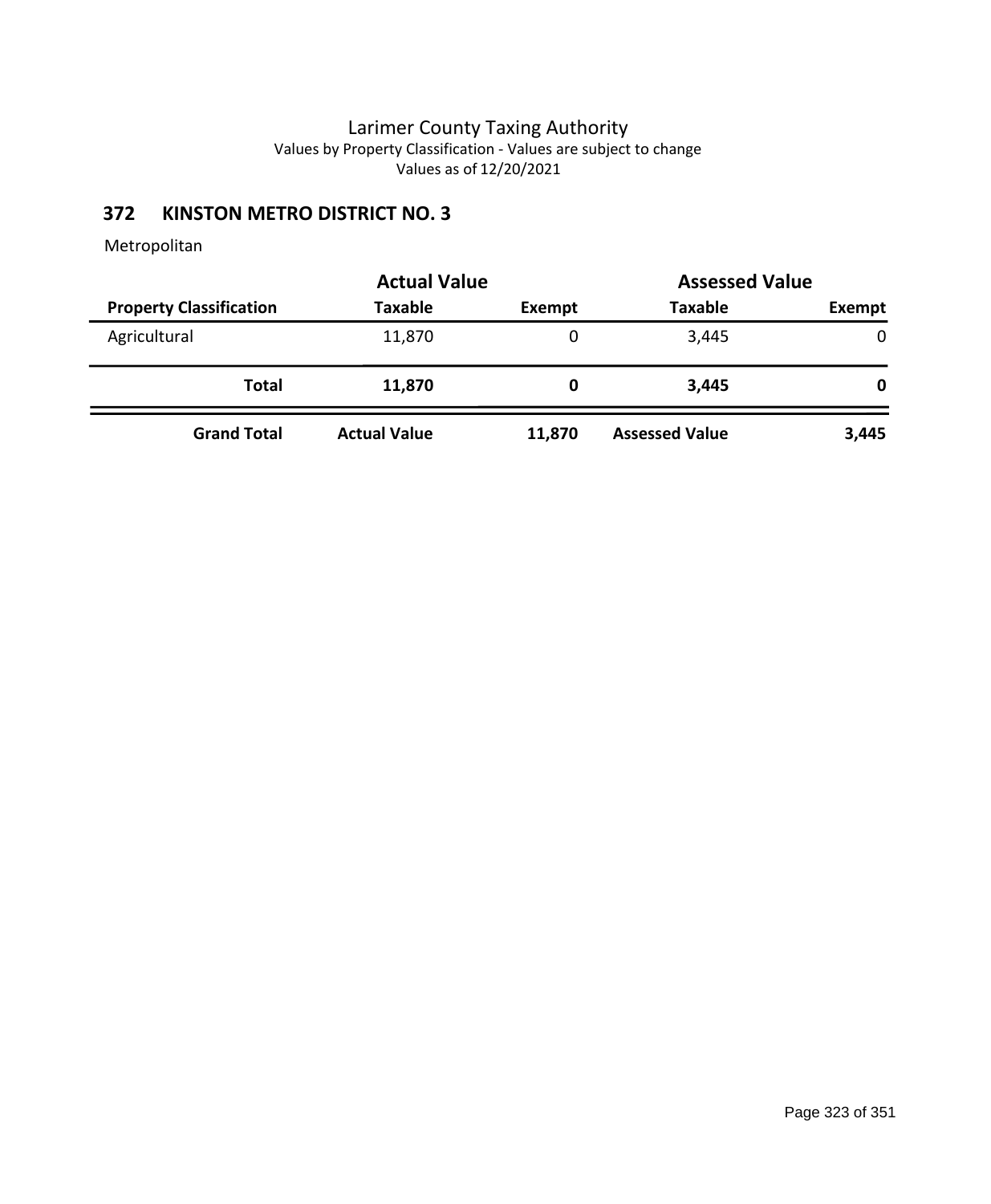# Larimer County Taxing Authority

Values by Property Classification - Values are subject to change

Values as of 12/20/2021

## 372 KINSTON METRO DISTRICT NO. 3

Metropolitan

| | Actual Value | | Assessed Value | |
|---|---|---|---|---|
| **Property Classification** | **Taxable** | **Exempt** | **Taxable** | **Exempt** |
| Agricultural | 11,870 | 0 | 3,445 | 0 |
| **Total** | **11,870** | **0** | **3,445** | **0** |
| **Grand Total** | **Actual Value** | **11,870** | **Assessed Value** | **3,445** |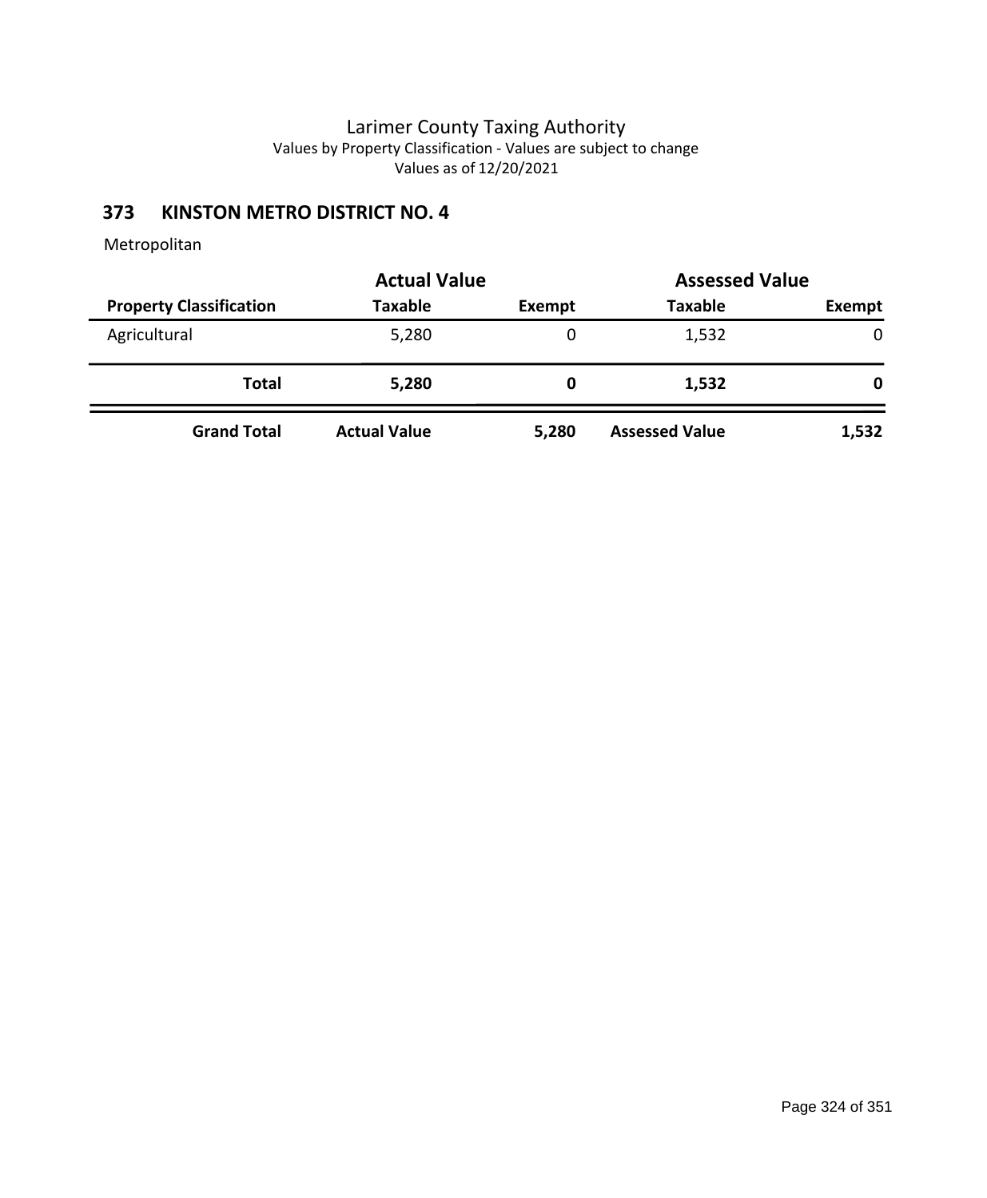# Larimer County Taxing Authority

Values by Property Classification - Values are subject to change

Values as of 12/20/2021

## 373 KINSTON METRO DISTRICT NO. 4

Metropolitan

| | Actual Value | | Assessed Value | |
|---|---|---|---|---|
| **Property Classification** | **Taxable** | **Exempt** | **Taxable** | **Exempt** |
| Agricultural | 5,280 | 0 | 1,532 | 0 |
| **Total** | **5,280** | **0** | **1,532** | **0** |
| **Grand Total** | **Actual Value** | **5,280** | **Assessed Value** | **1,532** |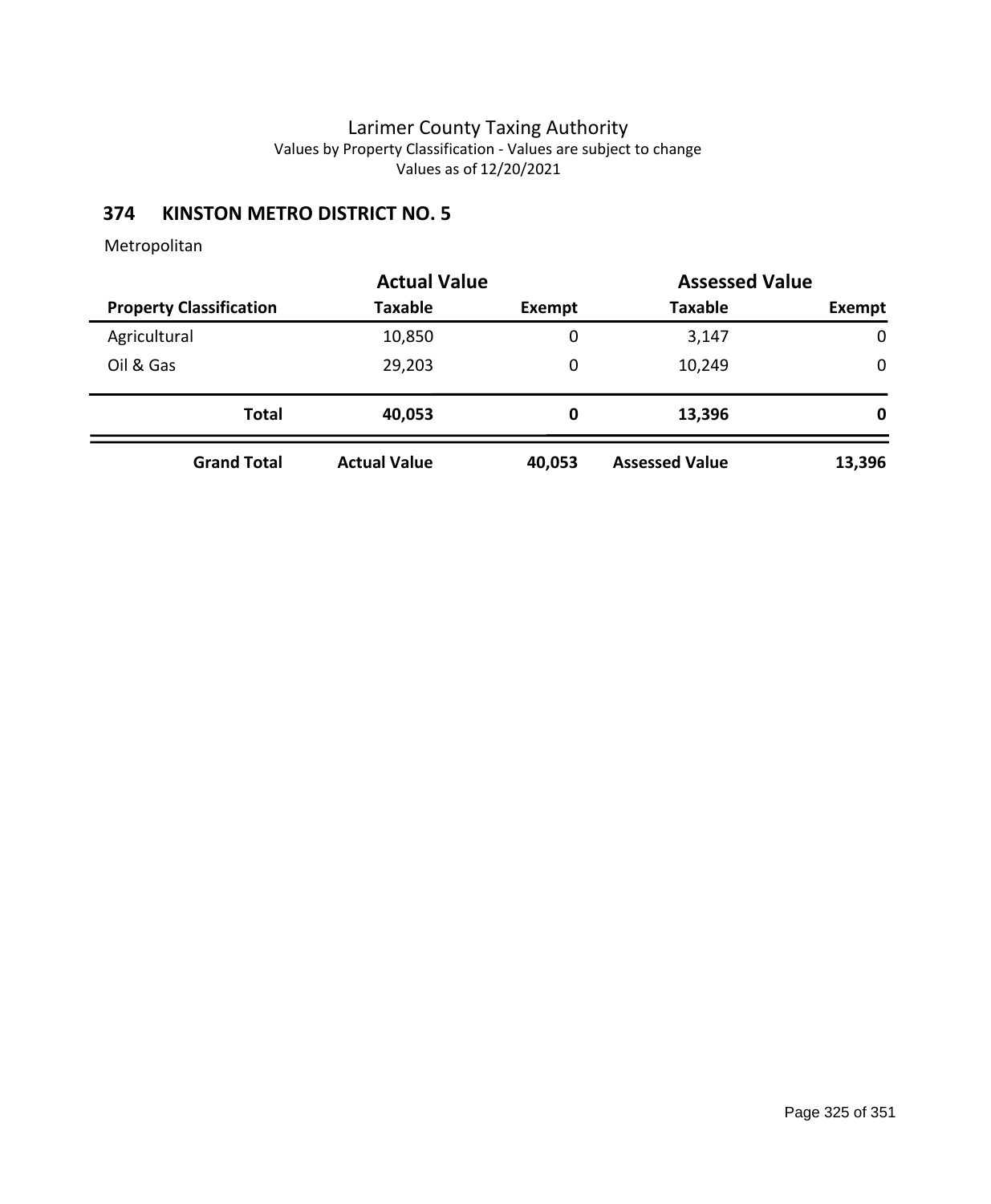Larimer County Taxing Authority
Values by Property Classification - Values are subject to change
Values as of 12/20/2021

## 374 KINSTON METRO DISTRICT NO. 5

Metropolitan

| | Actual Value | | Assessed Value | |
|---|---|---|---|---|
| **Property Classification** | **Taxable** | **Exempt** | **Taxable** | **Exempt** |
| Agricultural | 10,850 | 0 | 3,147 | 0 |
| Oil & Gas | 29,203 | 0 | 10,249 | 0 |
| **Total** | **40,053** | **0** | **13,396** | **0** |
| **Grand Total** | **Actual Value** | **40,053** | **Assessed Value** | **13,396** |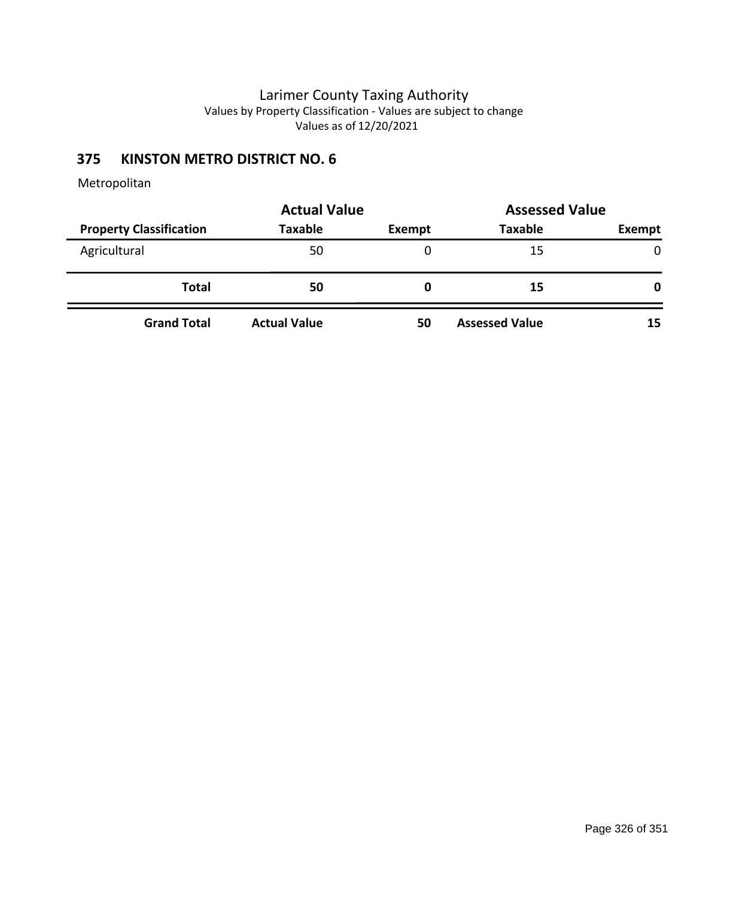# Larimer County Taxing Authority

Values by Property Classification - Values are subject to change

Values as of 12/20/2021

## 375 KINSTON METRO DISTRICT NO. 6

Metropolitan

| | Actual Value | | Assessed Value | |
|---|---|---|---|---|
| **Property Classification** | **Taxable** | **Exempt** | **Taxable** | **Exempt** |
| Agricultural | 50 | 0 | 15 | 0 |
| **Total** | **50** | **0** | **15** | **0** |
| **Grand Total** | **Actual Value** | **50** | **Assessed Value** | **15** |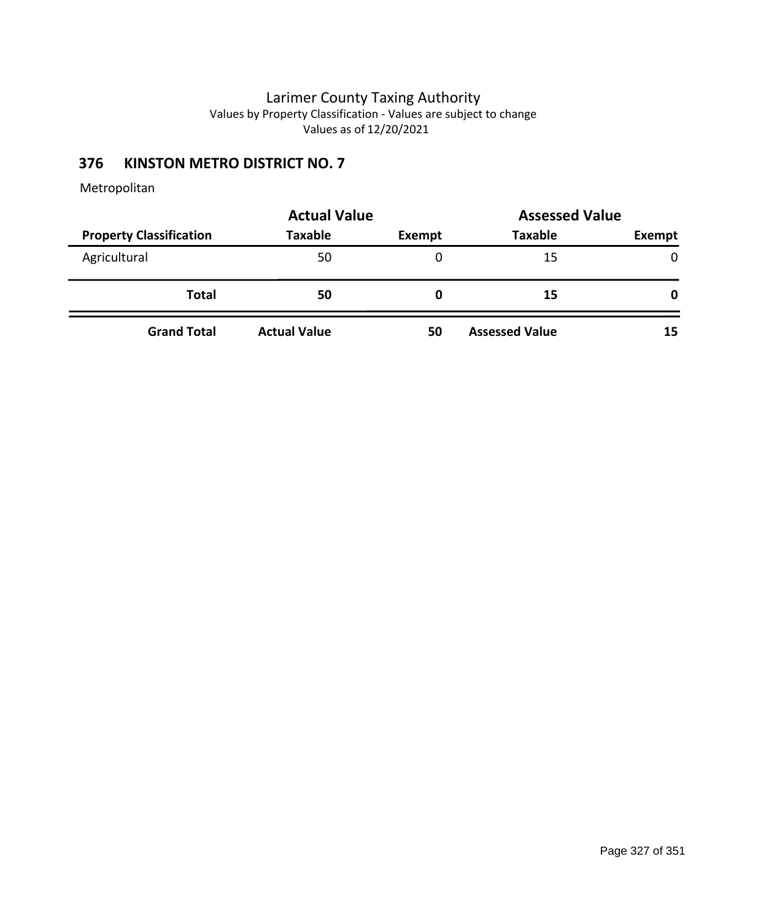# Larimer County Taxing Authority

Values by Property Classification - Values are subject to change

Values as of 12/20/2021

## 376 KINSTON METRO DISTRICT NO. 7

Metropolitan

| | Actual Value | | Assessed Value | |
|---|---|---|---|---|
| **Property Classification** | **Taxable** | **Exempt** | **Taxable** | **Exempt** |
| Agricultural | 50 | 0 | 15 | 0 |
| **Total** | **50** | **0** | **15** | **0** |
| **Grand Total** | **Actual Value** | **50** | **Assessed Value** | **15** |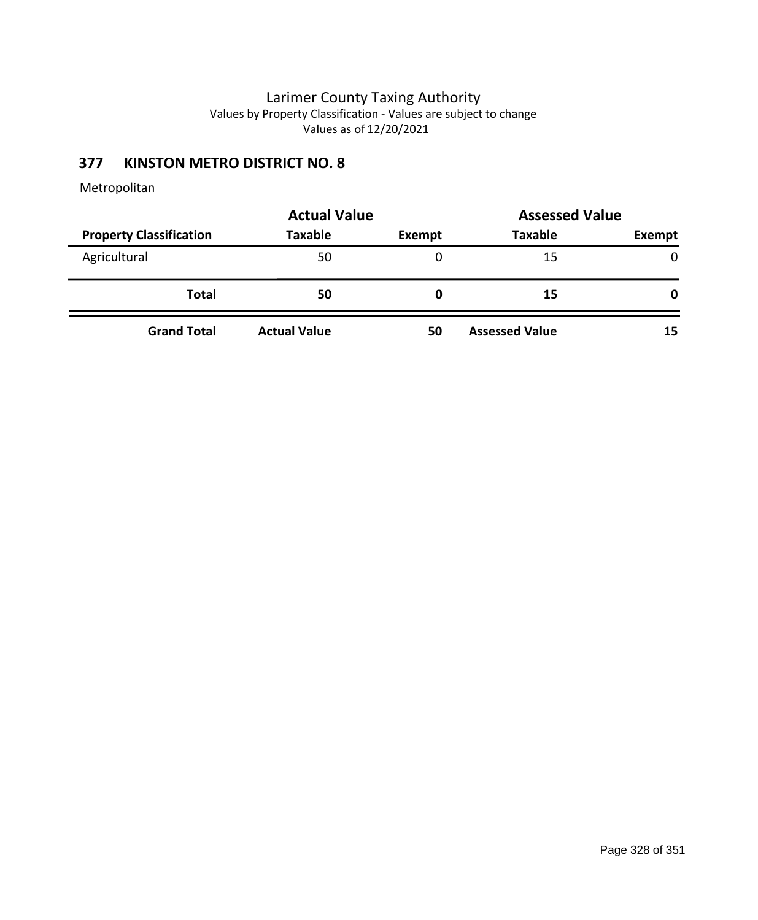# Larimer County Taxing Authority

Values by Property Classification - Values are subject to change

Values as of 12/20/2021

## 377 KINSTON METRO DISTRICT NO. 8

Metropolitan

| | Actual Value | | Assessed Value | |
|---|---|---|---|---|
| **Property Classification** | **Taxable** | **Exempt** | **Taxable** | **Exempt** |
| Agricultural | 50 | 0 | 15 | 0 |
| **Total** | **50** | **0** | **15** | **0** |
| **Grand Total** | **Actual Value** | **50** | **Assessed Value** | **15** |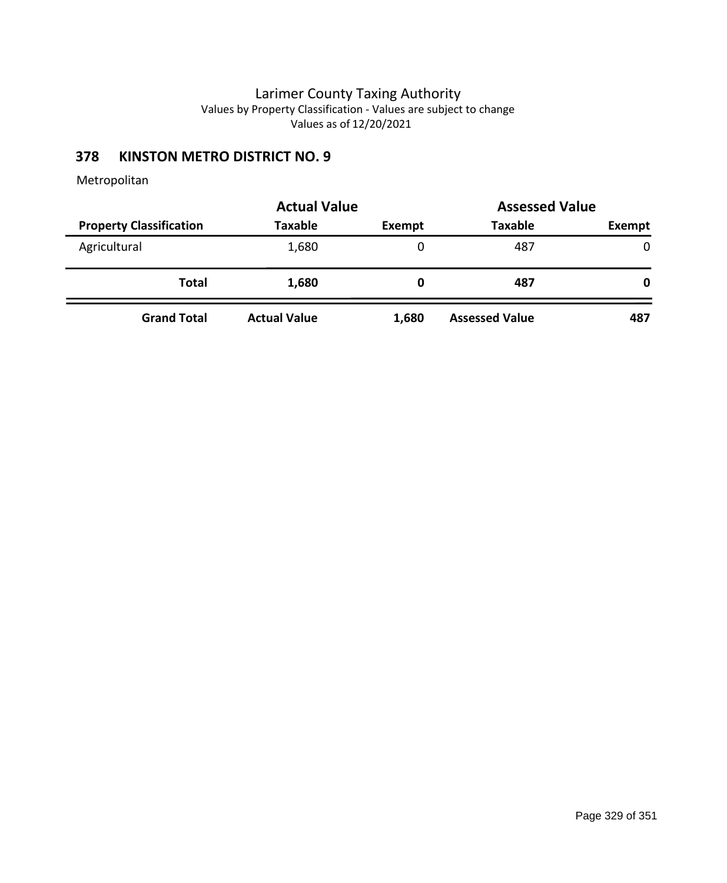Larimer County Taxing Authority
Values by Property Classification - Values are subject to change
Values as of 12/20/2021

## 378 KINSTON METRO DISTRICT NO. 9

Metropolitan

| | Actual Value | | Assessed Value | |
|---|---|---|---|---|
| **Property Classification** | **Taxable** | **Exempt** | **Taxable** | **Exempt** |
| Agricultural | 1,680 | 0 | 487 | 0 |
| **Total** | **1,680** | **0** | **487** | **0** |
| **Grand Total** | **Actual Value** | **1,680** | **Assessed Value** | **487** |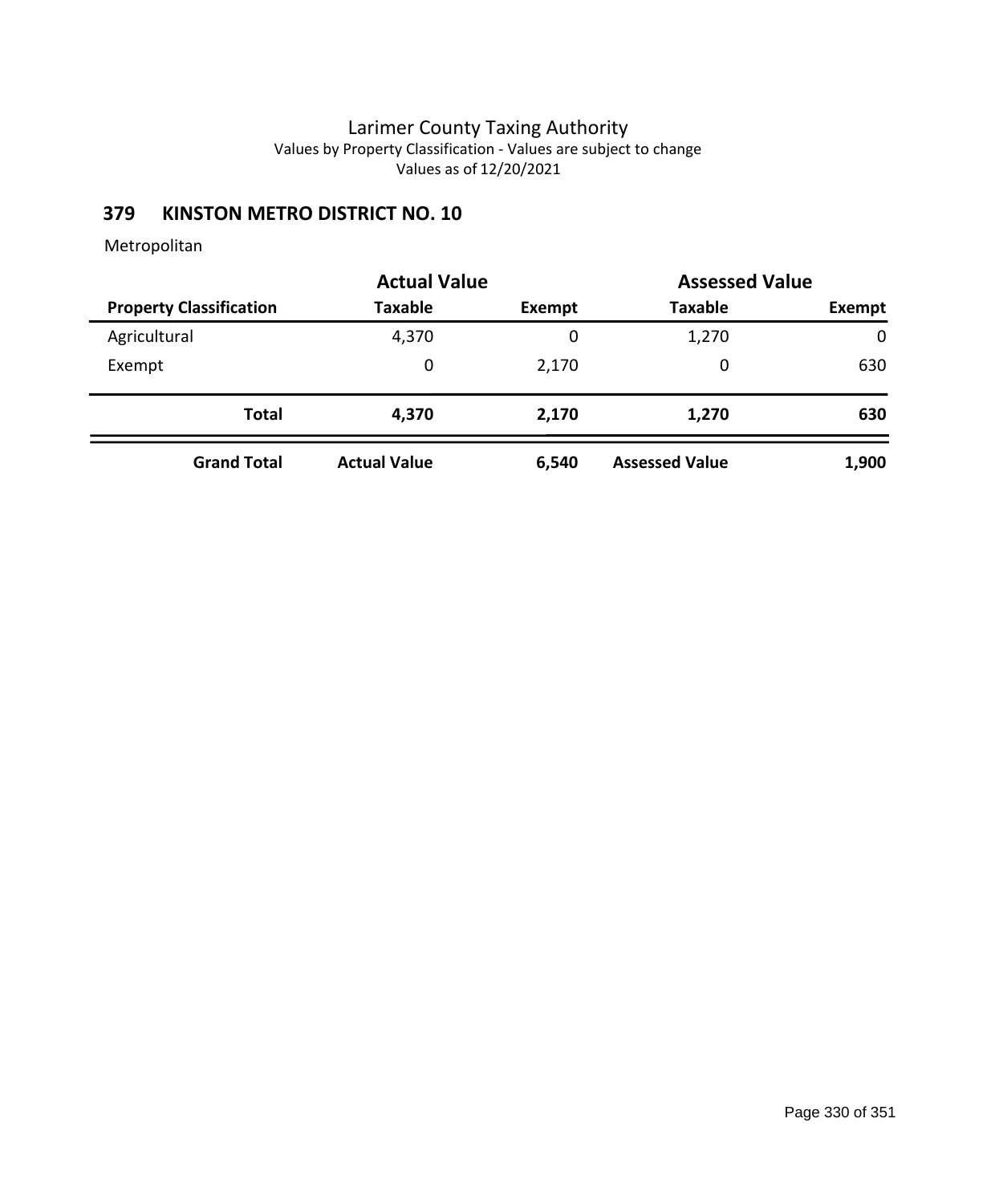# Larimer County Taxing Authority

Values by Property Classification - Values are subject to change

Values as of 12/20/2021

## 379 KINSTON METRO DISTRICT NO. 10

Metropolitan

| | Actual Value | | Assessed Value | |
|---|---|---|---|---|
| **Property Classification** | **Taxable** | **Exempt** | **Taxable** | **Exempt** |
| Agricultural | 4,370 | 0 | 1,270 | 0 |
| Exempt | 0 | 2,170 | 0 | 630 |
| **Total** | **4,370** | **2,170** | **1,270** | **630** |
| **Grand Total** | **Actual Value** | **6,540** | **Assessed Value** | **1,900** |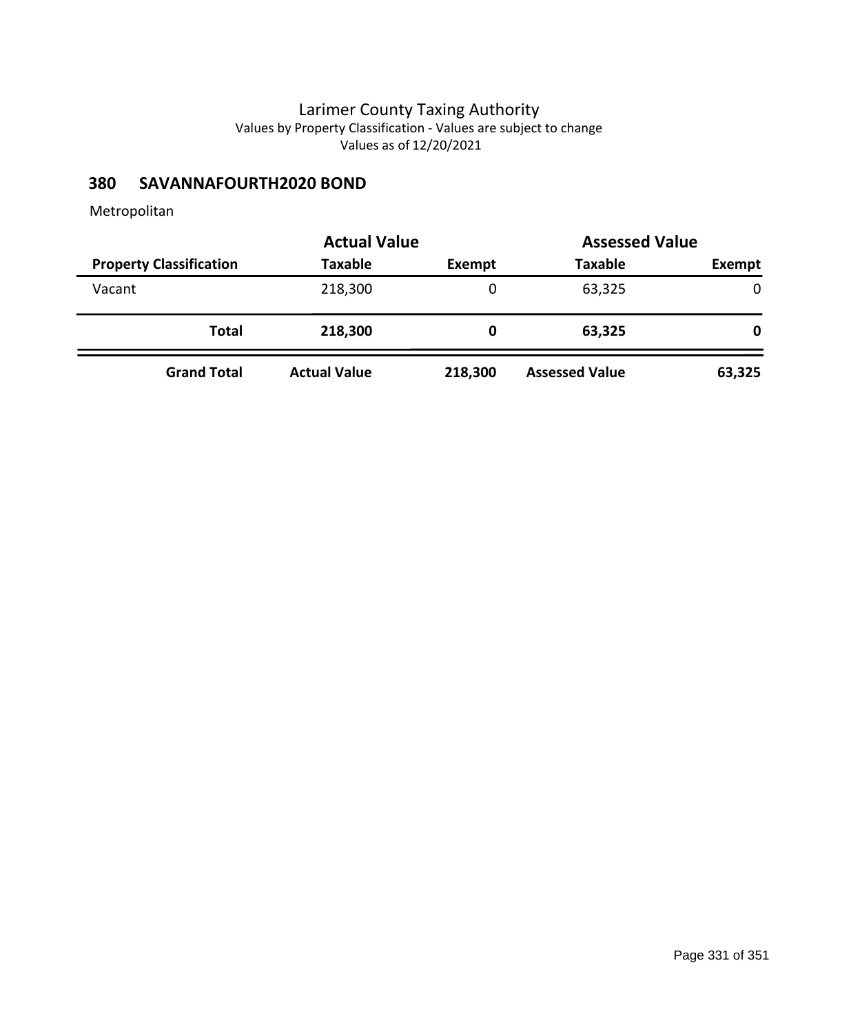# Larimer County Taxing Authority

Values by Property Classification - Values are subject to change

Values as of 12/20/2021

## 380 SAVANNAFOURTH2020 BOND

Metropolitan

| | Actual Value | | Assessed Value | |
|---|---|---|---|---|
| **Property Classification** | **Taxable** | **Exempt** | **Taxable** | **Exempt** |
| Vacant | 218,300 | 0 | 63,325 | 0 |
| **Total** | **218,300** | **0** | **63,325** | **0** |
| **Grand Total** | **Actual Value** | **218,300** | **Assessed Value** | **63,325** |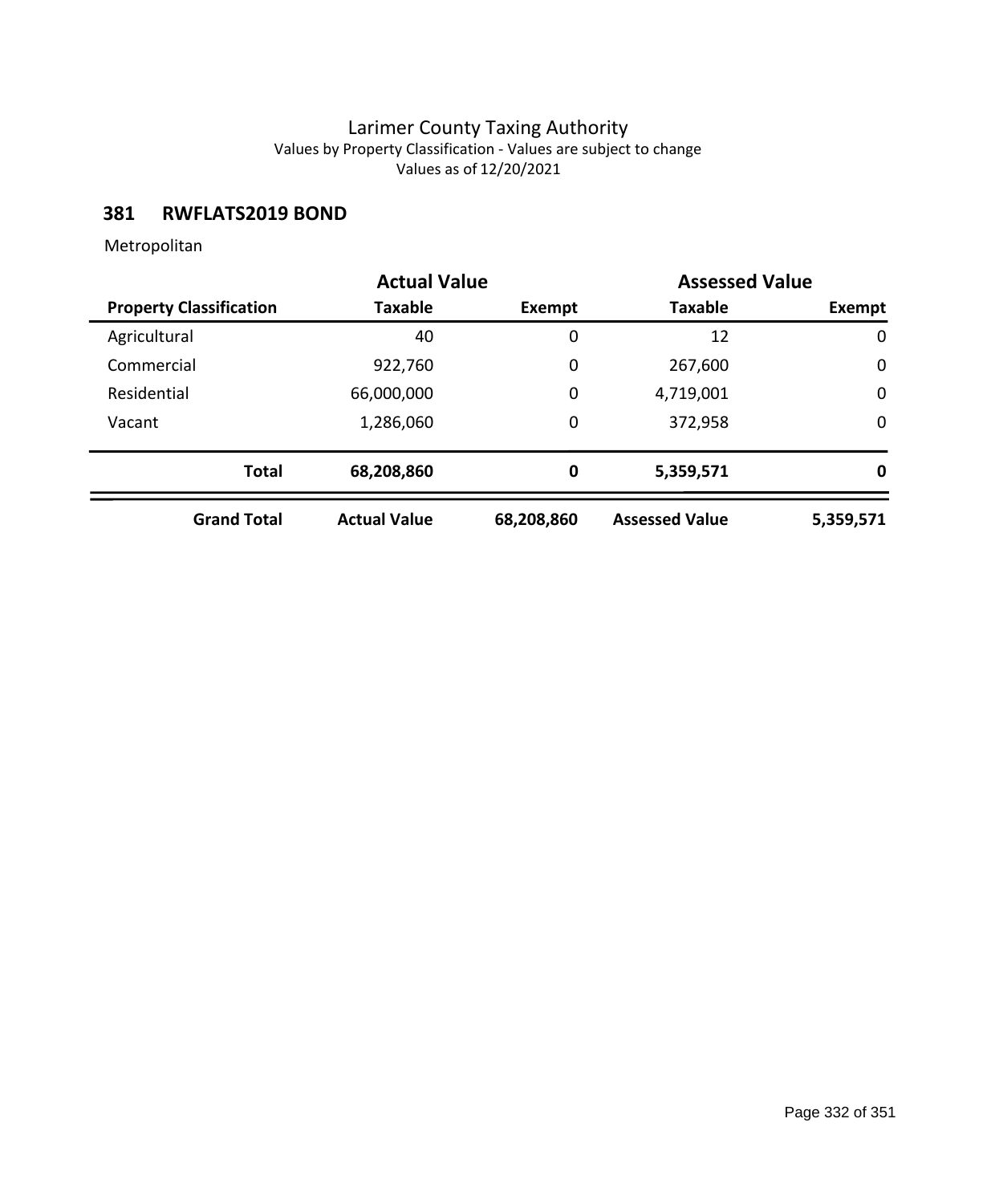# Larimer County Taxing Authority

Values by Property Classification - Values are subject to change

Values as of 12/20/2021

## 381 RWFLATS2019 BOND

Metropolitan

| | Actual Value | | Assessed Value | |
|---|---|---|---|---|
| **Property Classification** | **Taxable** | **Exempt** | **Taxable** | **Exempt** |
| Agricultural | 40 | 0 | 12 | 0 |
| Commercial | 922,760 | 0 | 267,600 | 0 |
| Residential | 66,000,000 | 0 | 4,719,001 | 0 |
| Vacant | 1,286,060 | 0 | 372,958 | 0 |
| **Total** | **68,208,860** | **0** | **5,359,571** | **0** |
| **Grand Total** | **Actual Value** | **68,208,860** | **Assessed Value** | **5,359,571** |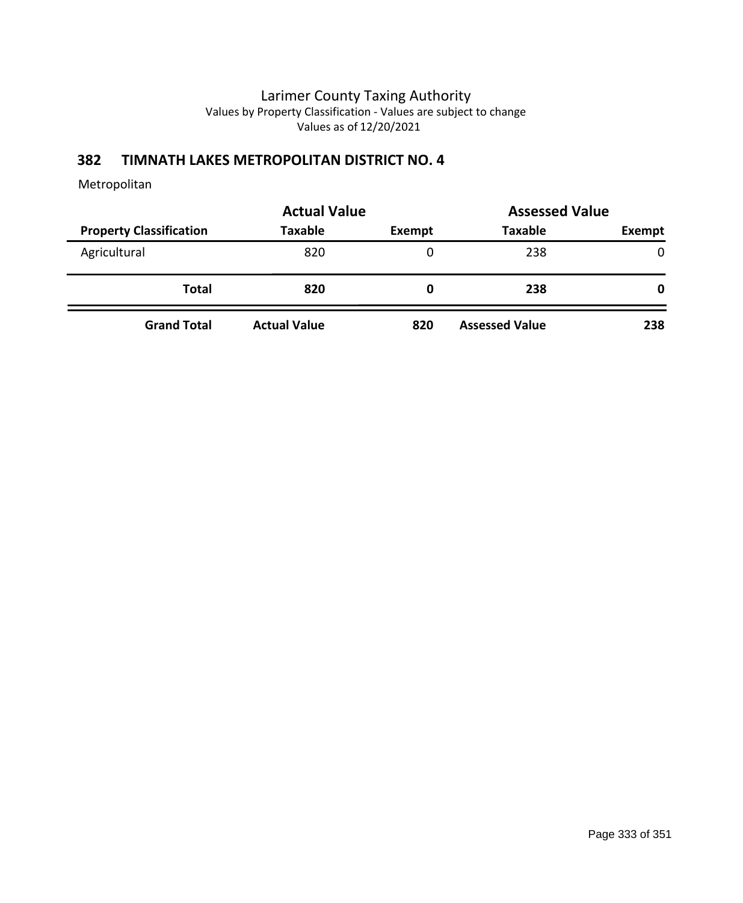# Larimer County Taxing Authority

Values by Property Classification - Values are subject to change

Values as of 12/20/2021

## 382 TIMNATH LAKES METROPOLITAN DISTRICT NO. 4

Metropolitan

| | Actual Value | | Assessed Value | |
|---|---|---|---|---|
| **Property Classification** | **Taxable** | **Exempt** | **Taxable** | **Exempt** |
| Agricultural | 820 | 0 | 238 | 0 |
| **Total** | **820** | **0** | **238** | **0** |
| **Grand Total** | **Actual Value** | **820** | **Assessed Value** | **238** |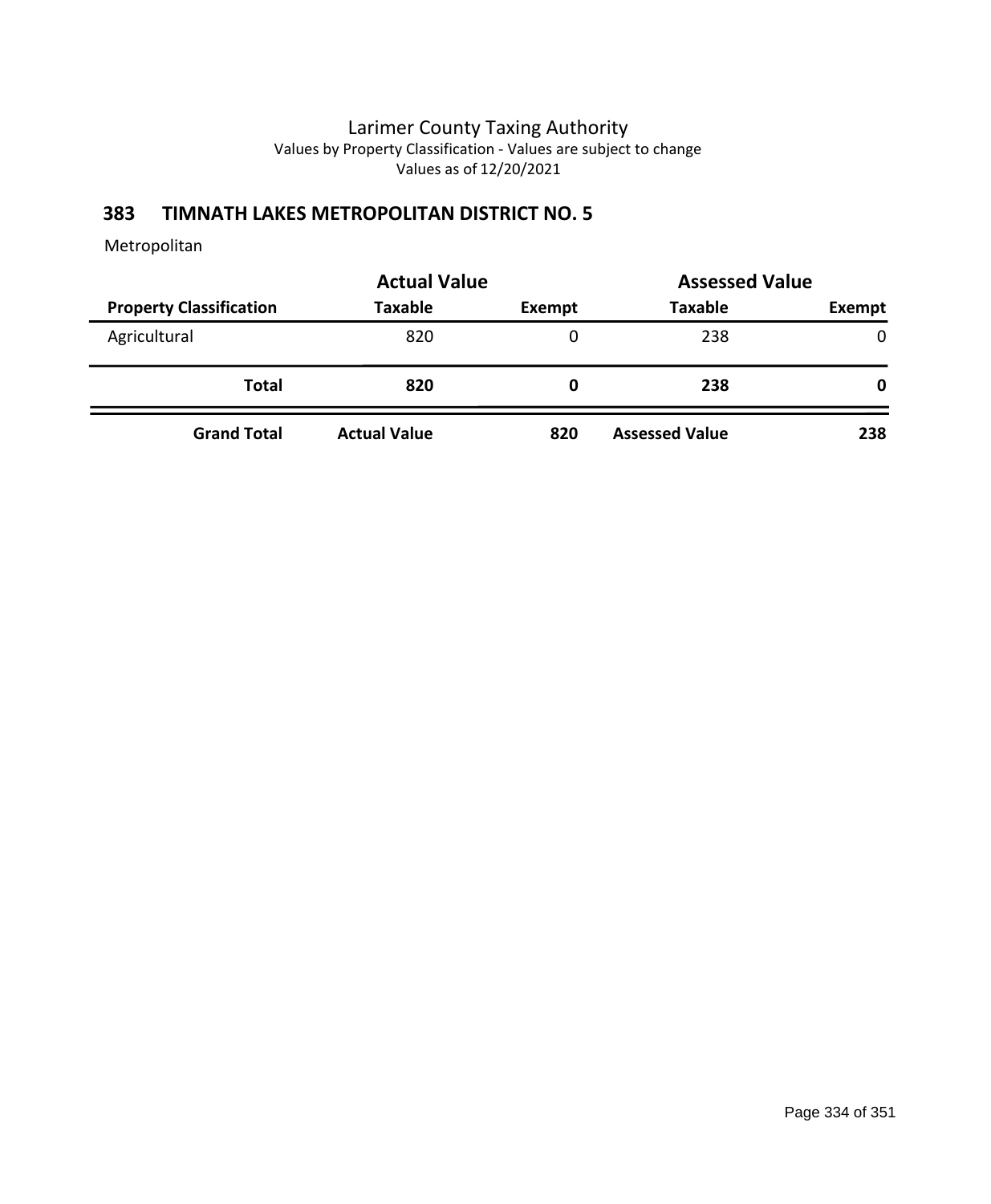Larimer County Taxing Authority
Values by Property Classification - Values are subject to change
Values as of 12/20/2021

## 383 TIMNATH LAKES METROPOLITAN DISTRICT NO. 5

Metropolitan

| | Actual Value | | Assessed Value | |
|---|---|---|---|---|
| **Property Classification** | **Taxable** | **Exempt** | **Taxable** | **Exempt** |
| Agricultural | 820 | 0 | 238 | 0 |
| **Total** | **820** | **0** | **238** | **0** |
| **Grand Total** | **Actual Value** | **820** | **Assessed Value** | **238** |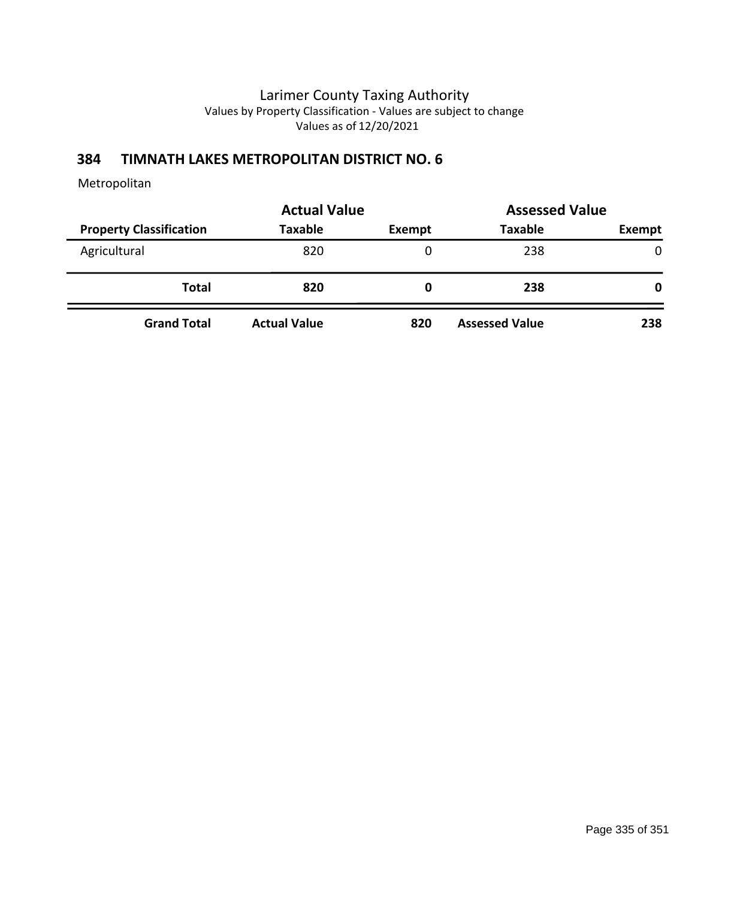# Larimer County Taxing Authority

Values by Property Classification - Values are subject to change

Values as of 12/20/2021

## 384 TIMNATH LAKES METROPOLITAN DISTRICT NO. 6

Metropolitan

| | Actual Value | | Assessed Value | |
|---|---|---|---|---|
| **Property Classification** | **Taxable** | **Exempt** | **Taxable** | **Exempt** |
| Agricultural | 820 | 0 | 238 | 0 |
| **Total** | **820** | **0** | **238** | **0** |
| **Grand Total** | **Actual Value** | **820** | **Assessed Value** | **238** |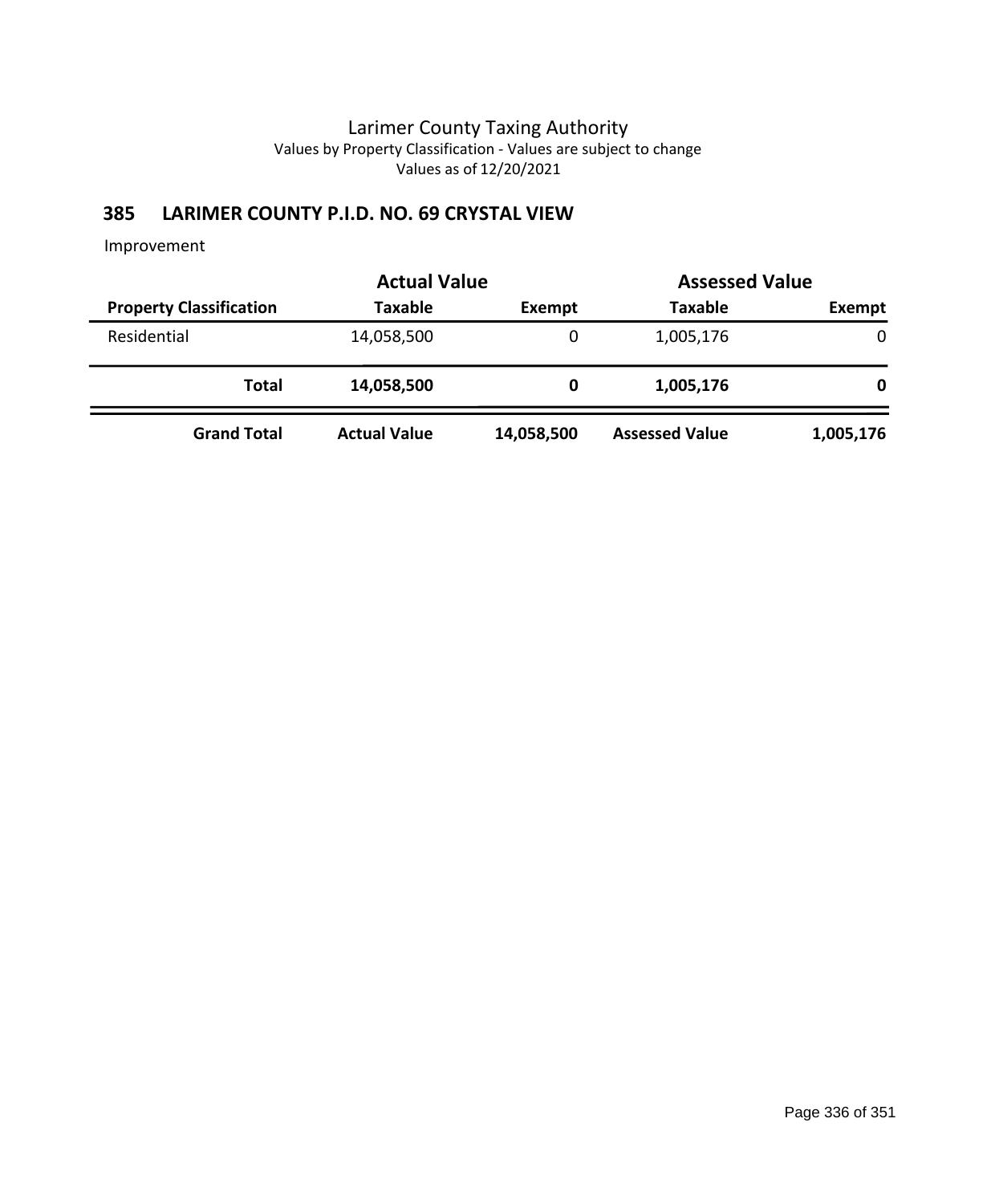# Larimer County Taxing Authority

Values by Property Classification - Values are subject to change

Values as of 12/20/2021

## 385 LARIMER COUNTY P.I.D. NO. 69 CRYSTAL VIEW

Improvement

| | Actual Value | | Assessed Value | |
|---|---|---|---|---|
| **Property Classification** | **Taxable** | **Exempt** | **Taxable** | **Exempt** |
| Residential | 14,058,500 | 0 | 1,005,176 | 0 |
| **Total** | **14,058,500** | **0** | **1,005,176** | **0** |
| **Grand Total** | **Actual Value** | **14,058,500** | **Assessed Value** | **1,005,176** |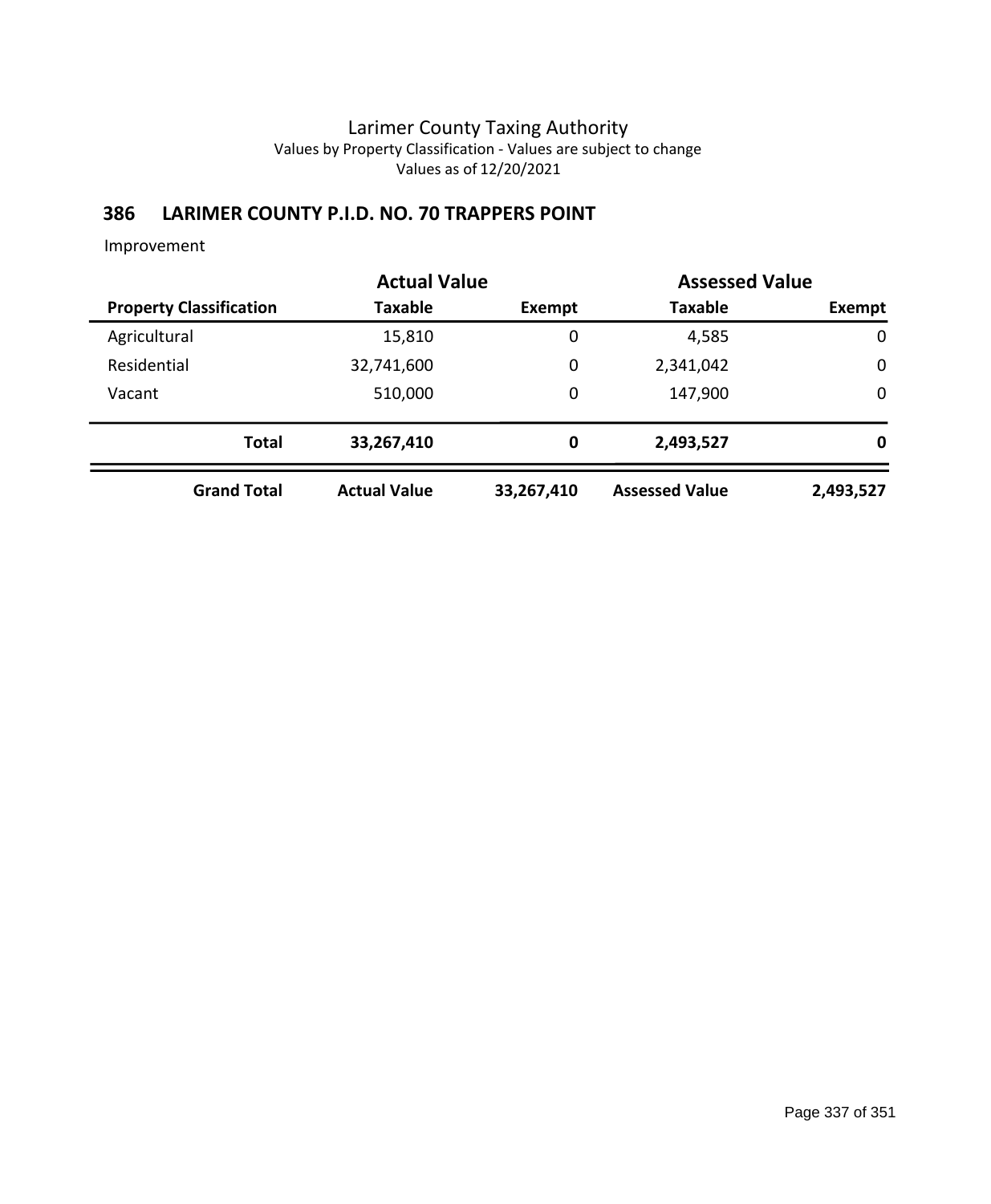Larimer County Taxing Authority
Values by Property Classification - Values are subject to change
Values as of 12/20/2021

## 386 LARIMER COUNTY P.I.D. NO. 70 TRAPPERS POINT

Improvement

| | Actual Value | | Assessed Value | |
|---|---|---|---|---|
| **Property Classification** | **Taxable** | **Exempt** | **Taxable** | **Exempt** |
| Agricultural | 15,810 | 0 | 4,585 | 0 |
| Residential | 32,741,600 | 0 | 2,341,042 | 0 |
| Vacant | 510,000 | 0 | 147,900 | 0 |
| **Total** | **33,267,410** | **0** | **2,493,527** | **0** |
| **Grand Total** | **Actual Value** | **33,267,410** | **Assessed Value** | **2,493,527** |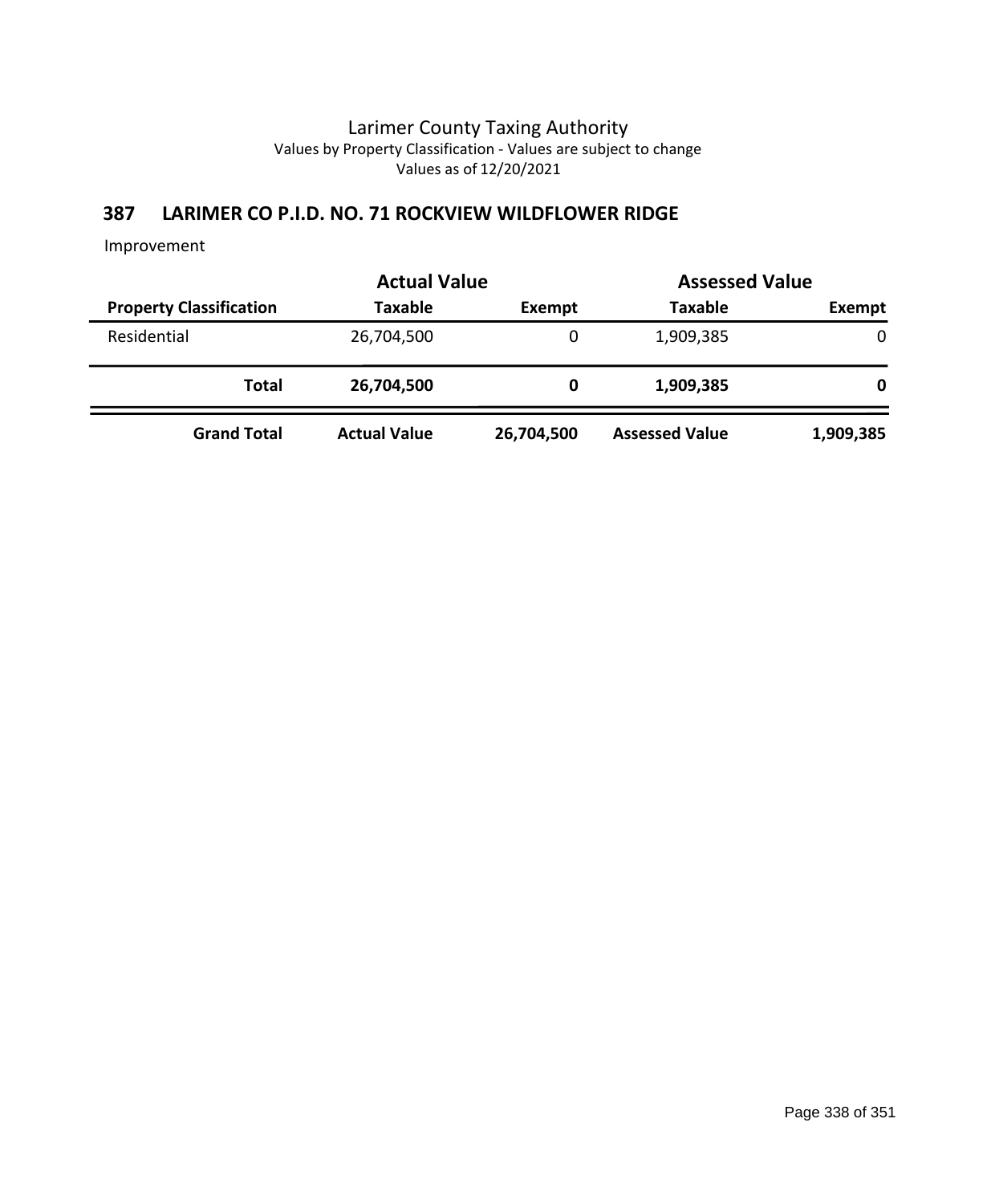# Larimer County Taxing Authority

Values by Property Classification - Values are subject to change

Values as of 12/20/2021

## 387 LARIMER CO P.I.D. NO. 71 ROCKVIEW WILDFLOWER RIDGE

Improvement

| | Actual Value | | Assessed Value | |
|---|---|---|---|---|
| **Property Classification** | **Taxable** | **Exempt** | **Taxable** | **Exempt** |
| Residential | 26,704,500 | 0 | 1,909,385 | 0 |
| **Total** | **26,704,500** | **0** | **1,909,385** | **0** |
| **Grand Total** | **Actual Value** | **26,704,500** | **Assessed Value** | **1,909,385** |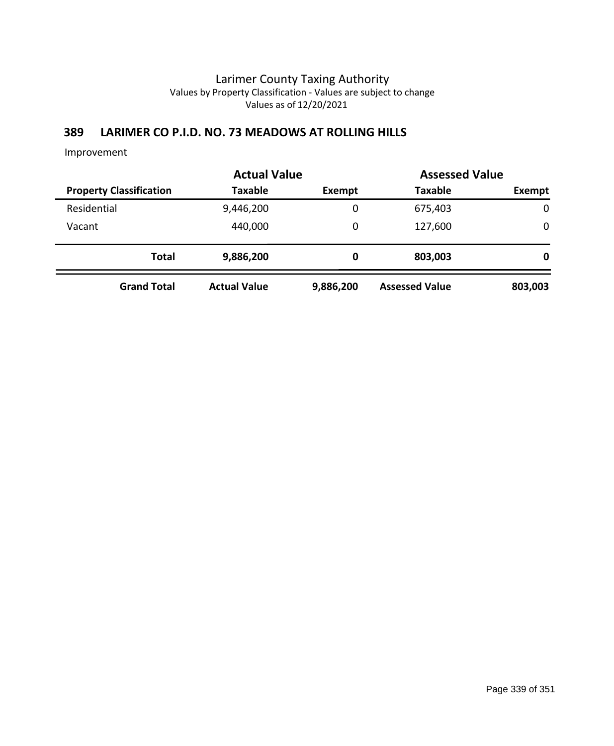# Larimer County Taxing Authority

Values by Property Classification - Values are subject to change

Values as of 12/20/2021

## 389 LARIMER CO P.I.D. NO. 73 MEADOWS AT ROLLING HILLS

Improvement

| | Actual Value | | Assessed Value | |
|---|---|---|---|---|
| **Property Classification** | **Taxable** | **Exempt** | **Taxable** | **Exempt** |
| Residential | 9,446,200 | 0 | 675,403 | 0 |
| Vacant | 440,000 | 0 | 127,600 | 0 |
| **Total** | **9,886,200** | **0** | **803,003** | **0** |
| **Grand Total** | **Actual Value** | **9,886,200** | **Assessed Value** | **803,003** |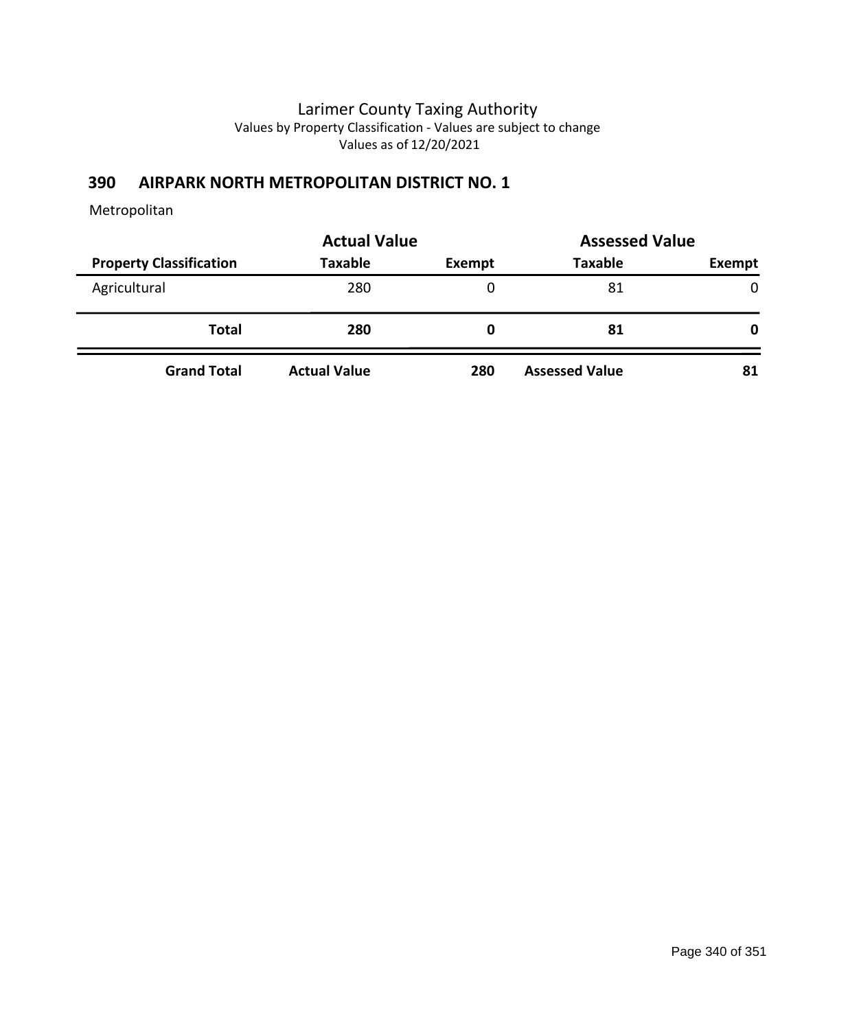Larimer County Taxing Authority
Values by Property Classification - Values are subject to change
Values as of 12/20/2021

## 390 AIRPARK NORTH METROPOLITAN DISTRICT NO. 1

Metropolitan

| | Actual Value | | Assessed Value | |
|---|---|---|---|---|
| **Property Classification** | **Taxable** | **Exempt** | **Taxable** | **Exempt** |
| Agricultural | 280 | 0 | 81 | 0 |
| **Total** | **280** | **0** | **81** | **0** |
| **Grand Total** | **Actual Value** | **280** | **Assessed Value** | **81** |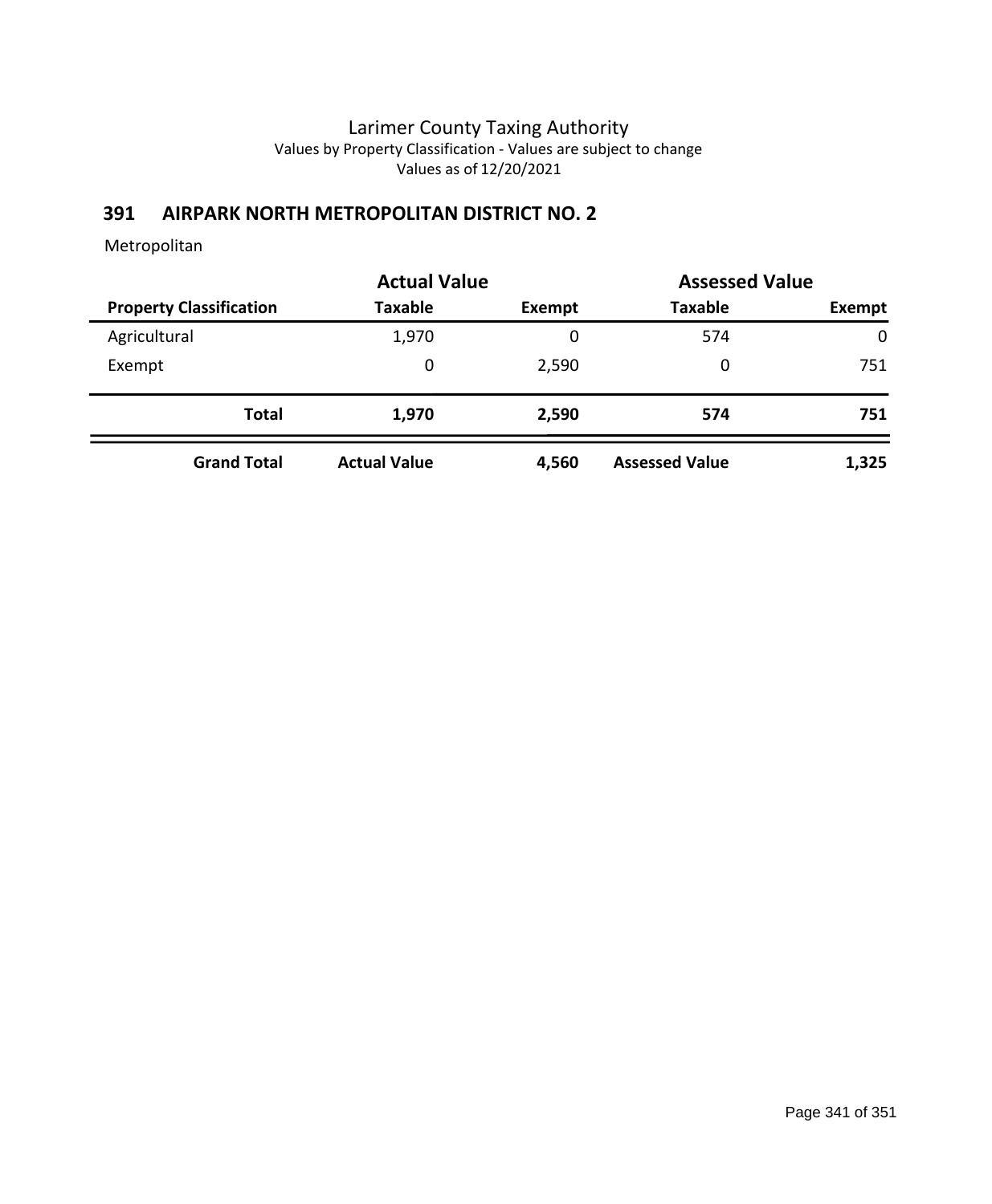Larimer County Taxing Authority

Values by Property Classification - Values are subject to change

Values as of 12/20/2021

## 391 AIRPARK NORTH METROPOLITAN DISTRICT NO. 2

Metropolitan

| | Actual Value | | Assessed Value | |
|---|---|---|---|---|
| **Property Classification** | **Taxable** | **Exempt** | **Taxable** | **Exempt** |
| Agricultural | 1,970 | 0 | 574 | 0 |
| Exempt | 0 | 2,590 | 0 | 751 |
| **Total** | **1,970** | **2,590** | **574** | **751** |
| **Grand Total** | **Actual Value** | **4,560** | **Assessed Value** | **1,325** |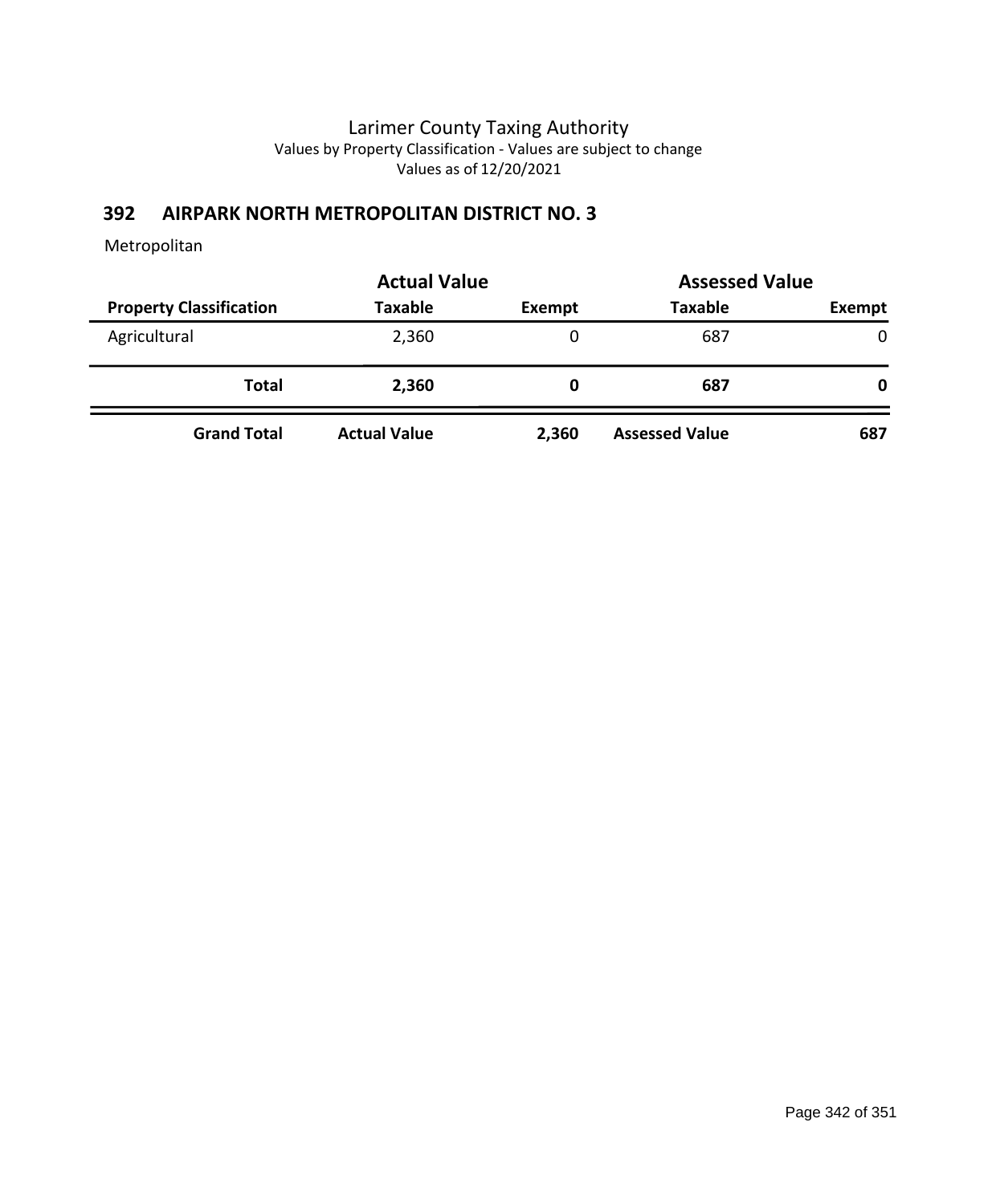Larimer County Taxing Authority
Values by Property Classification - Values are subject to change
Values as of 12/20/2021

## 392 AIRPARK NORTH METROPOLITAN DISTRICT NO. 3

Metropolitan

| | Actual Value | | Assessed Value | |
|---|---|---|---|---|
| **Property Classification** | **Taxable** | **Exempt** | **Taxable** | **Exempt** |
| Agricultural | 2,360 | 0 | 687 | 0 |
| **Total** | **2,360** | **0** | **687** | **0** |
| **Grand Total** | **Actual Value** | **2,360** | **Assessed Value** | **687** |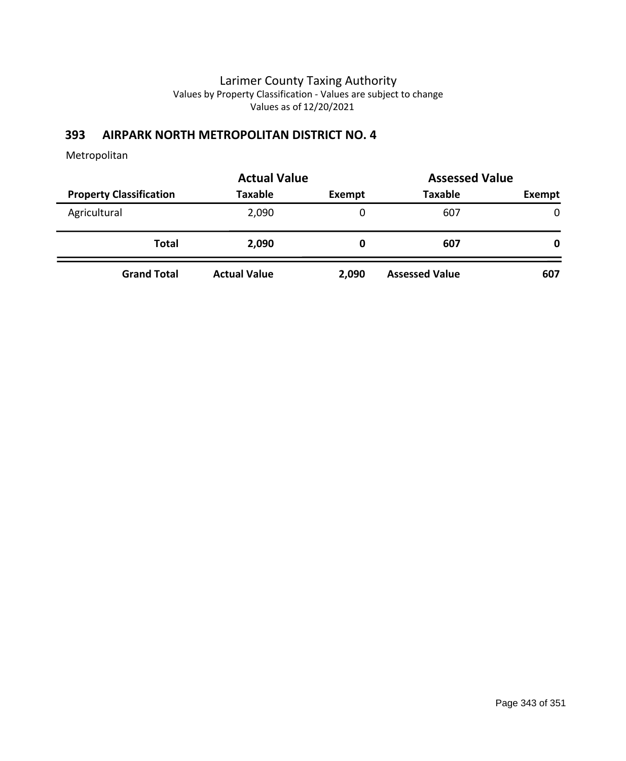Larimer County Taxing Authority
Values by Property Classification - Values are subject to change
Values as of 12/20/2021

## 393 AIRPARK NORTH METROPOLITAN DISTRICT NO. 4

Metropolitan

| | Actual Value | | Assessed Value | |
|---|---|---|---|---|
| **Property Classification** | **Taxable** | **Exempt** | **Taxable** | **Exempt** |
| Agricultural | 2,090 | 0 | 607 | 0 |
| **Total** | **2,090** | **0** | **607** | **0** |
| **Grand Total** | **Actual Value** | **2,090** | **Assessed Value** | **607** |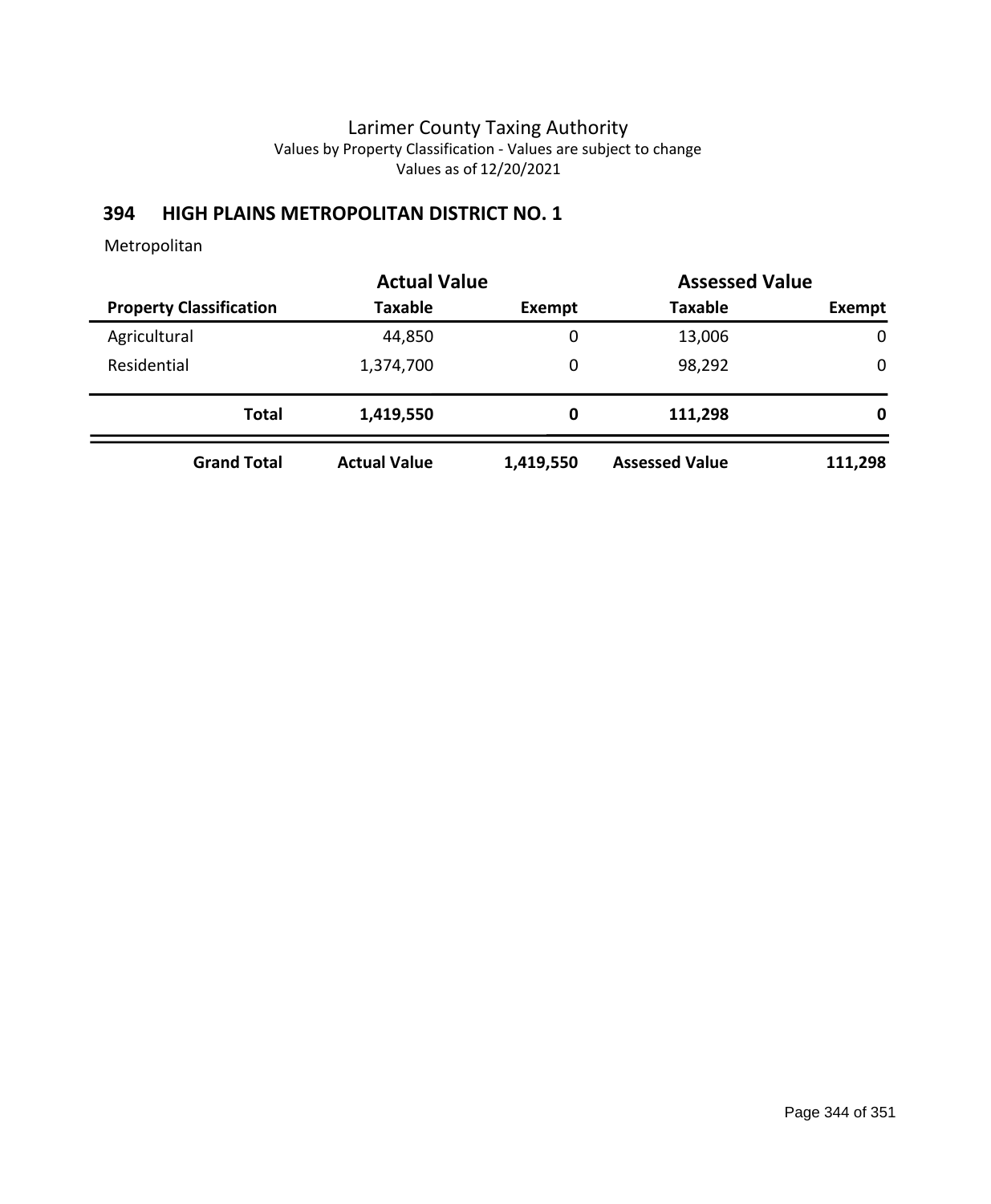Larimer County Taxing Authority
Values by Property Classification - Values are subject to change
Values as of 12/20/2021

## 394 HIGH PLAINS METROPOLITAN DISTRICT NO. 1

Metropolitan

| | Actual Value | | Assessed Value | |
|---|---|---|---|---|
| **Property Classification** | **Taxable** | **Exempt** | **Taxable** | **Exempt** |
| Agricultural | 44,850 | 0 | 13,006 | 0 |
| Residential | 1,374,700 | 0 | 98,292 | 0 |
| **Total** | **1,419,550** | **0** | **111,298** | **0** |
| **Grand Total** | **Actual Value** | **1,419,550** | **Assessed Value** | **111,298** |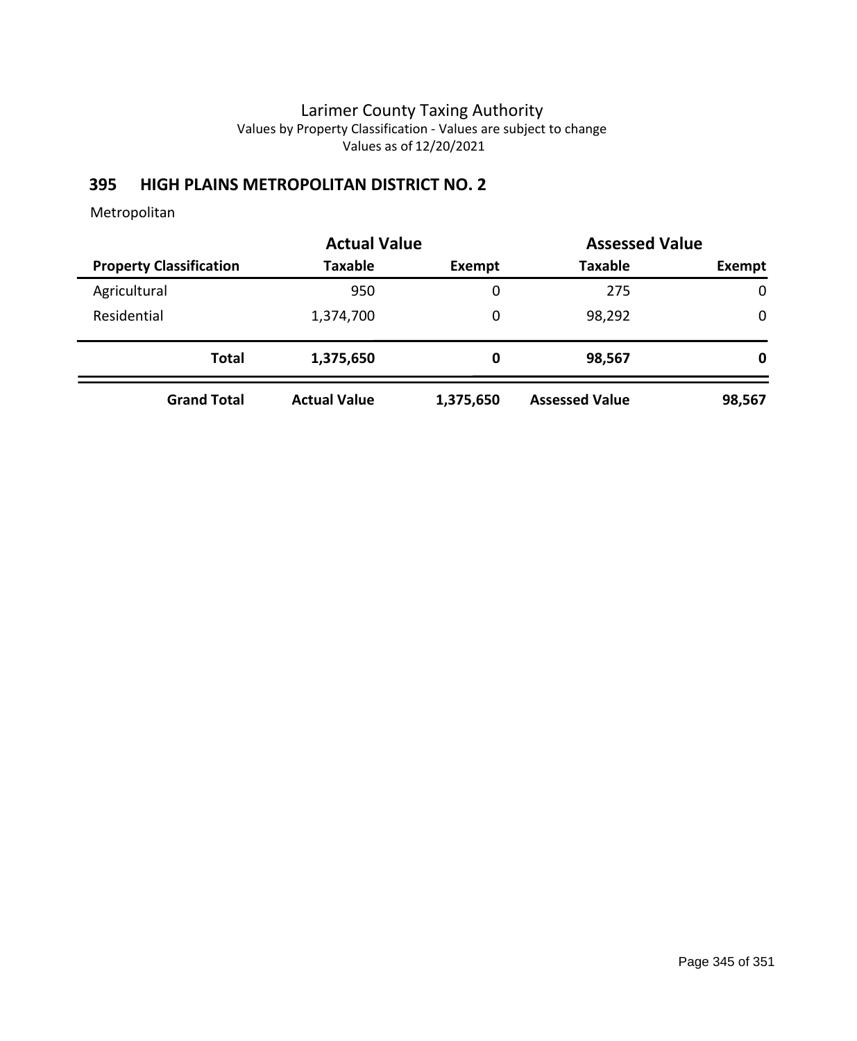# Larimer County Taxing Authority

Values by Property Classification - Values are subject to change

Values as of 12/20/2021

## 395 HIGH PLAINS METROPOLITAN DISTRICT NO. 2

Metropolitan

| | Actual Value | | Assessed Value | |
|---|---|---|---|---|
| **Property Classification** | **Taxable** | **Exempt** | **Taxable** | **Exempt** |
| Agricultural | 950 | 0 | 275 | 0 |
| Residential | 1,374,700 | 0 | 98,292 | 0 |
| **Total** | **1,375,650** | **0** | **98,567** | **0** |
| **Grand Total** | **Actual Value** | **1,375,650** | **Assessed Value** | **98,567** |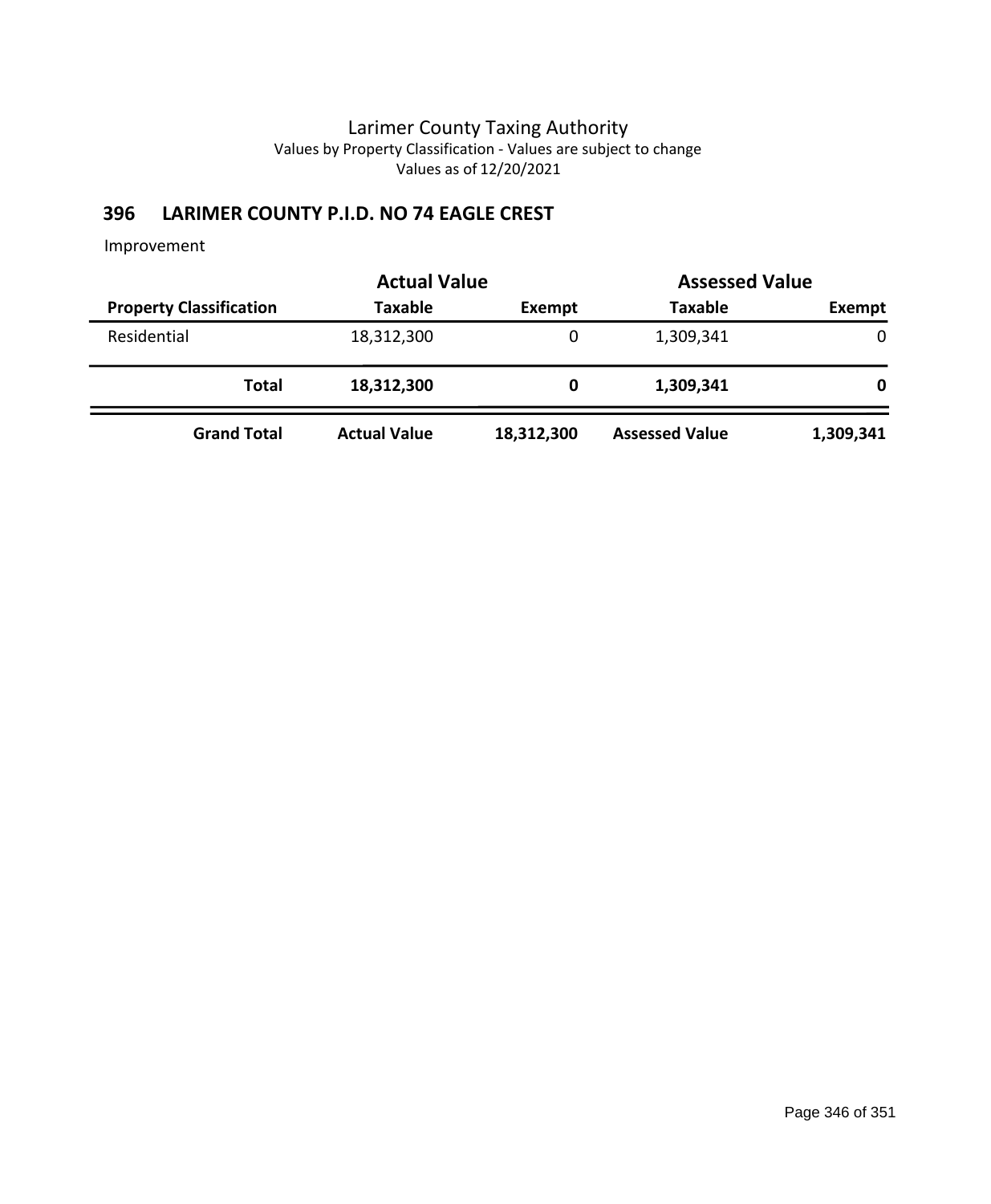# Larimer County Taxing Authority

Values by Property Classification - Values are subject to change

Values as of 12/20/2021

## 396 LARIMER COUNTY P.I.D. NO 74 EAGLE CREST

Improvement

| | Actual Value | | Assessed Value | |
|---|---|---|---|---|
| **Property Classification** | **Taxable** | **Exempt** | **Taxable** | **Exempt** |
| Residential | 18,312,300 | 0 | 1,309,341 | 0 |
| **Total** | **18,312,300** | **0** | **1,309,341** | **0** |
| **Grand Total** | **Actual Value** | **18,312,300** | **Assessed Value** | **1,309,341** |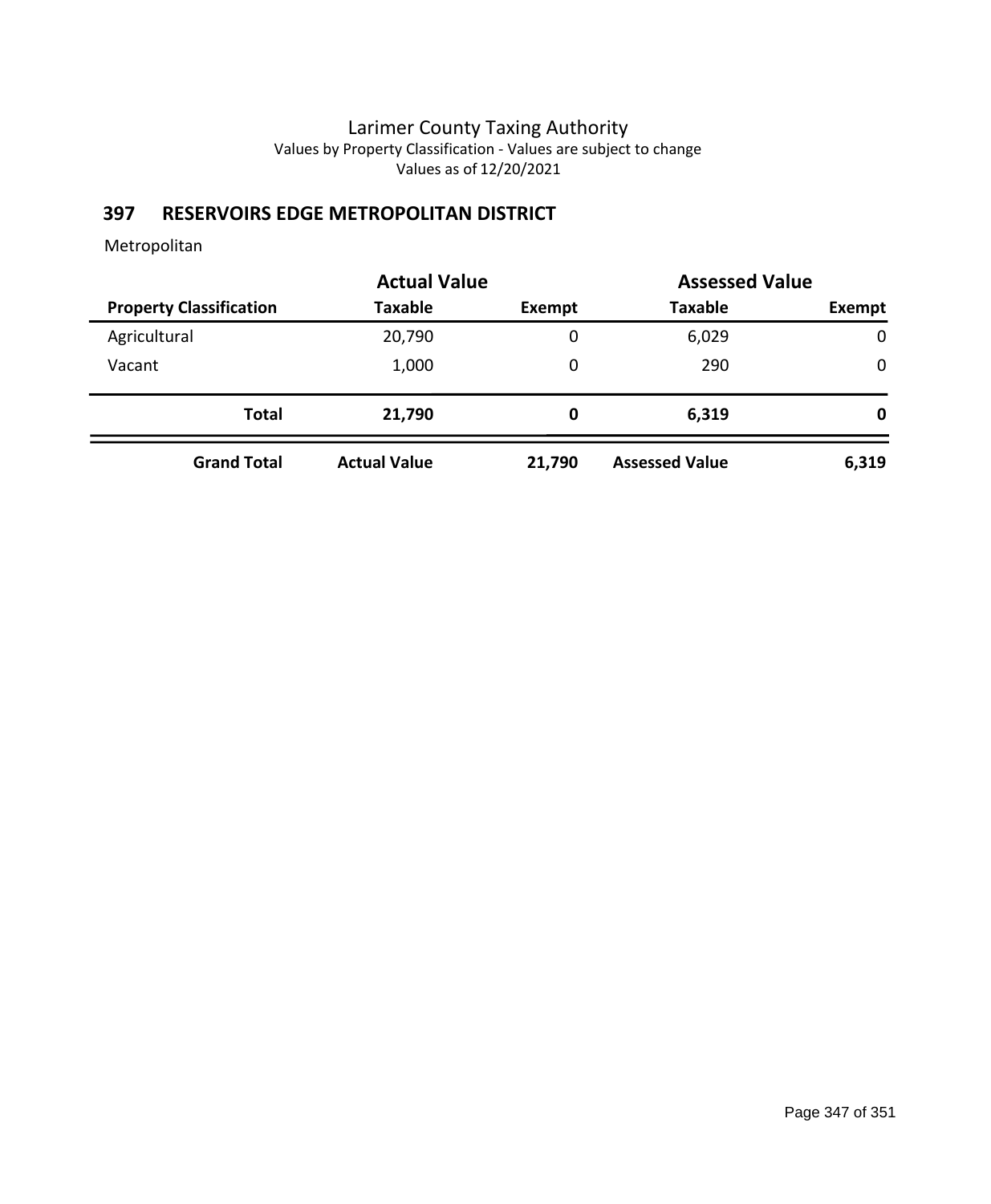Larimer County Taxing Authority
Values by Property Classification - Values are subject to change
Values as of 12/20/2021

## 397 RESERVOIRS EDGE METROPOLITAN DISTRICT

Metropolitan

| | Actual Value | | Assessed Value | |
|---|---|---|---|---|
| **Property Classification** | **Taxable** | **Exempt** | **Taxable** | **Exempt** |
| Agricultural | 20,790 | 0 | 6,029 | 0 |
| Vacant | 1,000 | 0 | 290 | 0 |
| **Total** | **21,790** | **0** | **6,319** | **0** |
| **Grand Total** | **Actual Value** | **21,790** | **Assessed Value** | **6,319** |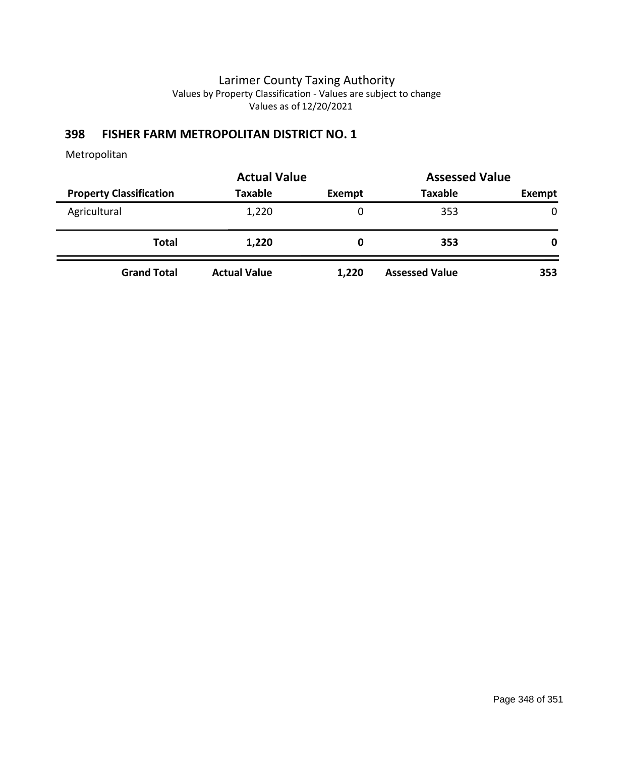# Larimer County Taxing Authority

Values by Property Classification - Values are subject to change

Values as of 12/20/2021

## 398 FISHER FARM METROPOLITAN DISTRICT NO. 1

Metropolitan

| | Actual Value | | Assessed Value | |
|---|---|---|---|---|
| **Property Classification** | **Taxable** | **Exempt** | **Taxable** | **Exempt** |
| Agricultural | 1,220 | 0 | 353 | 0 |
| **Total** | **1,220** | **0** | **353** | **0** |
| **Grand Total** | **Actual Value** | **1,220** | **Assessed Value** | **353** |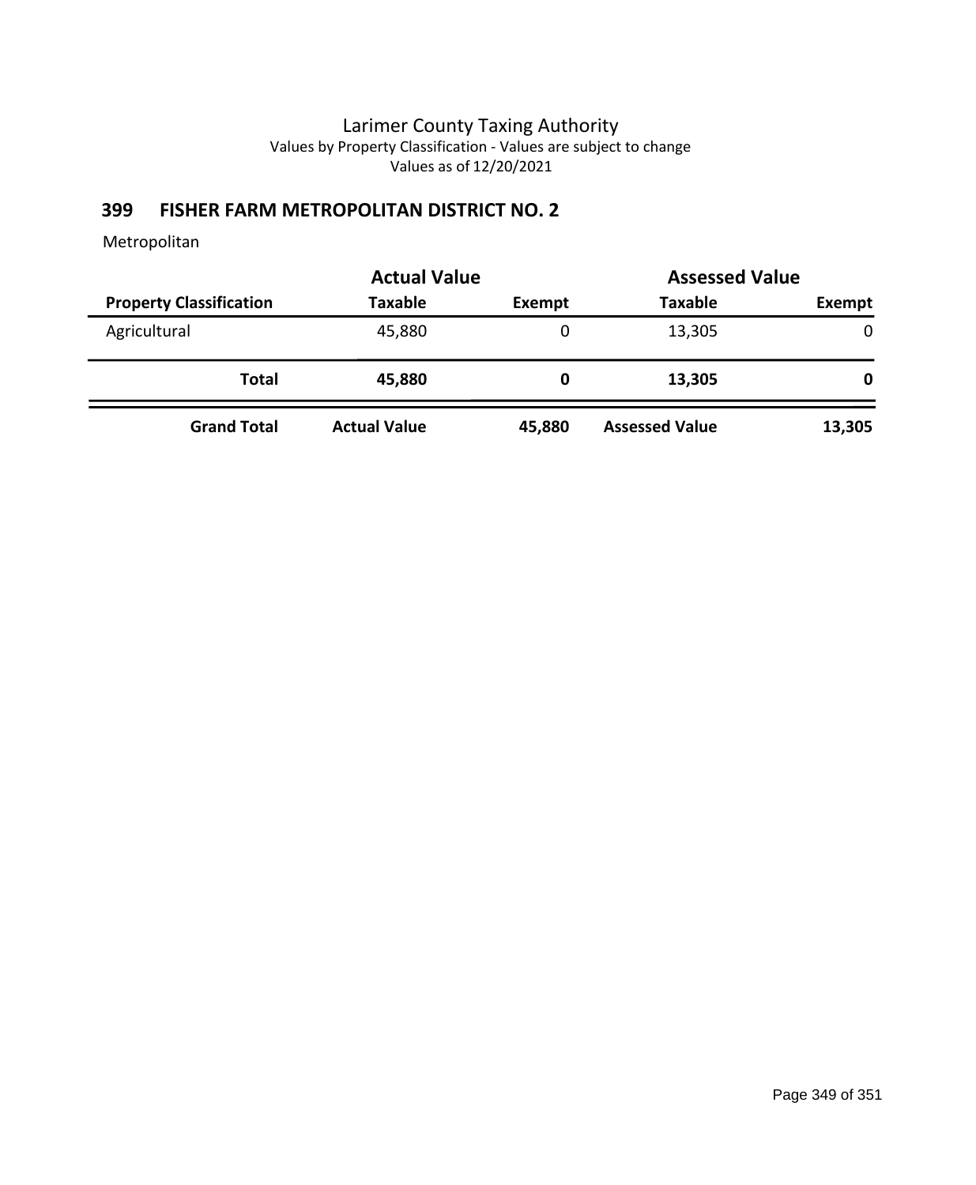# Larimer County Taxing Authority

Values by Property Classification - Values are subject to change

Values as of 12/20/2021

## 399 FISHER FARM METROPOLITAN DISTRICT NO. 2

Metropolitan

| | Actual Value | | Assessed Value | |
|---|---|---|---|---|
| **Property Classification** | **Taxable** | **Exempt** | **Taxable** | **Exempt** |
| Agricultural | 45,880 | 0 | 13,305 | 0 |
| **Total** | **45,880** | **0** | **13,305** | **0** |
| **Grand Total** | **Actual Value** | **45,880** | **Assessed Value** | **13,305** |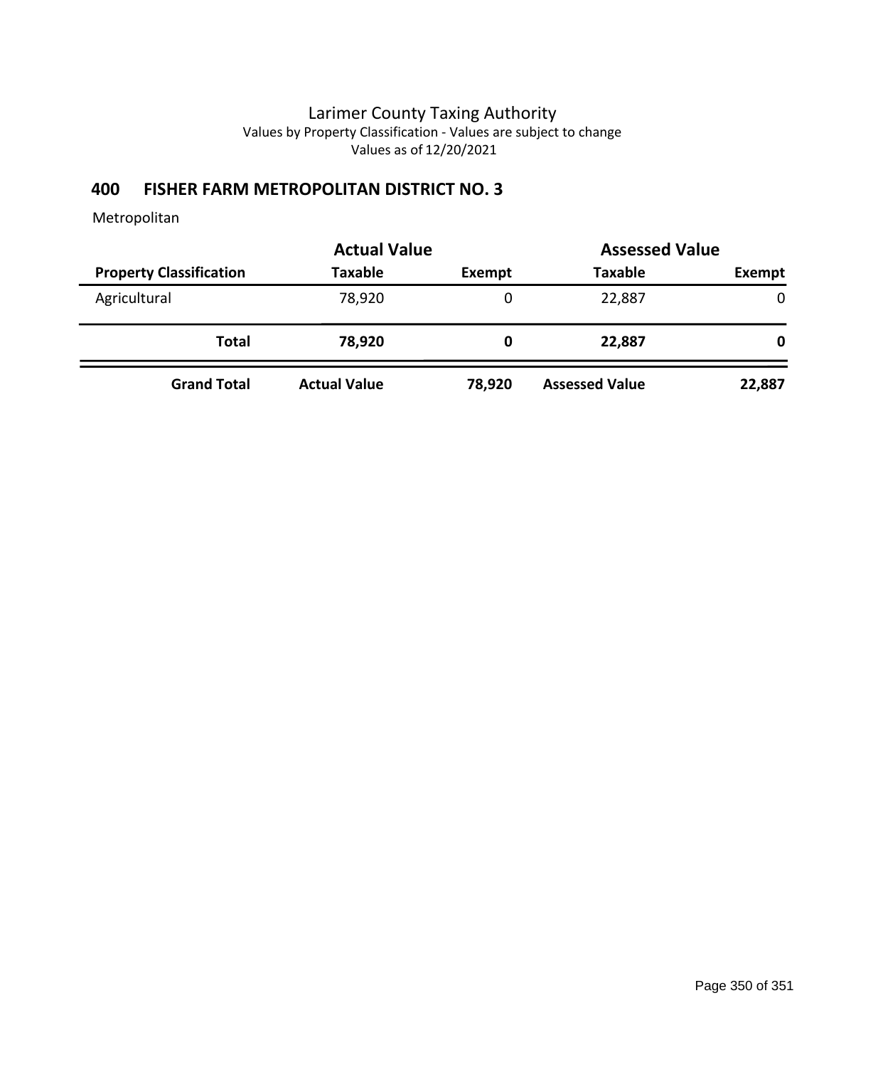# Larimer County Taxing Authority

Values by Property Classification - Values are subject to change

Values as of 12/20/2021

## 400 FISHER FARM METROPOLITAN DISTRICT NO. 3

Metropolitan

| | Actual Value | | Assessed Value | |
|---|---|---|---|---|
| **Property Classification** | **Taxable** | **Exempt** | **Taxable** | **Exempt** |
| Agricultural | 78,920 | 0 | 22,887 | 0 |
| **Total** | **78,920** | **0** | **22,887** | **0** |
| **Grand Total** | **Actual Value** | **78,920** | **Assessed Value** | **22,887** |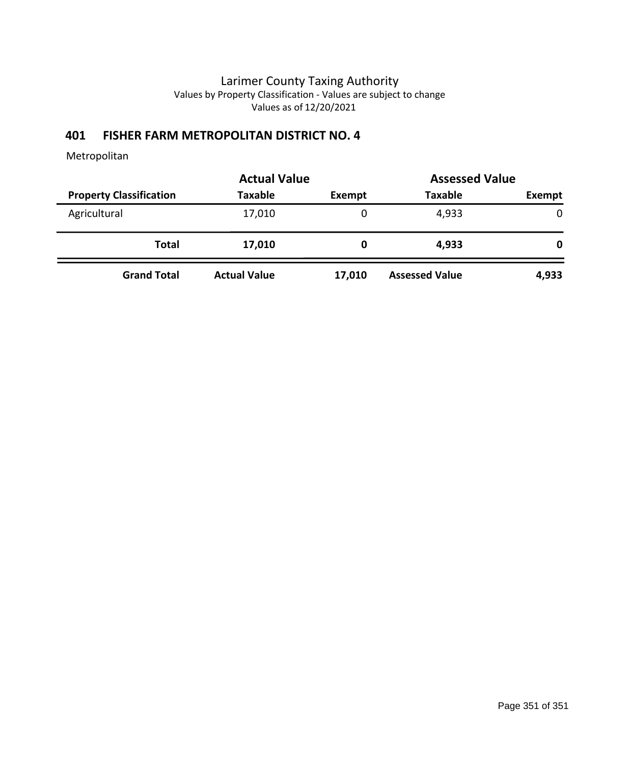# Larimer County Taxing Authority

Values by Property Classification - Values are subject to change

Values as of 12/20/2021

## 401 FISHER FARM METROPOLITAN DISTRICT NO. 4

Metropolitan

| | Actual Value | | Assessed Value | |
|---|---|---|---|---|
| **Property Classification** | **Taxable** | **Exempt** | **Taxable** | **Exempt** |
| Agricultural | 17,010 | 0 | 4,933 | 0 |
| **Total** | **17,010** | **0** | **4,933** | **0** |
| **Grand Total** | **Actual Value** | **17,010** | **Assessed Value** | **4,933** |